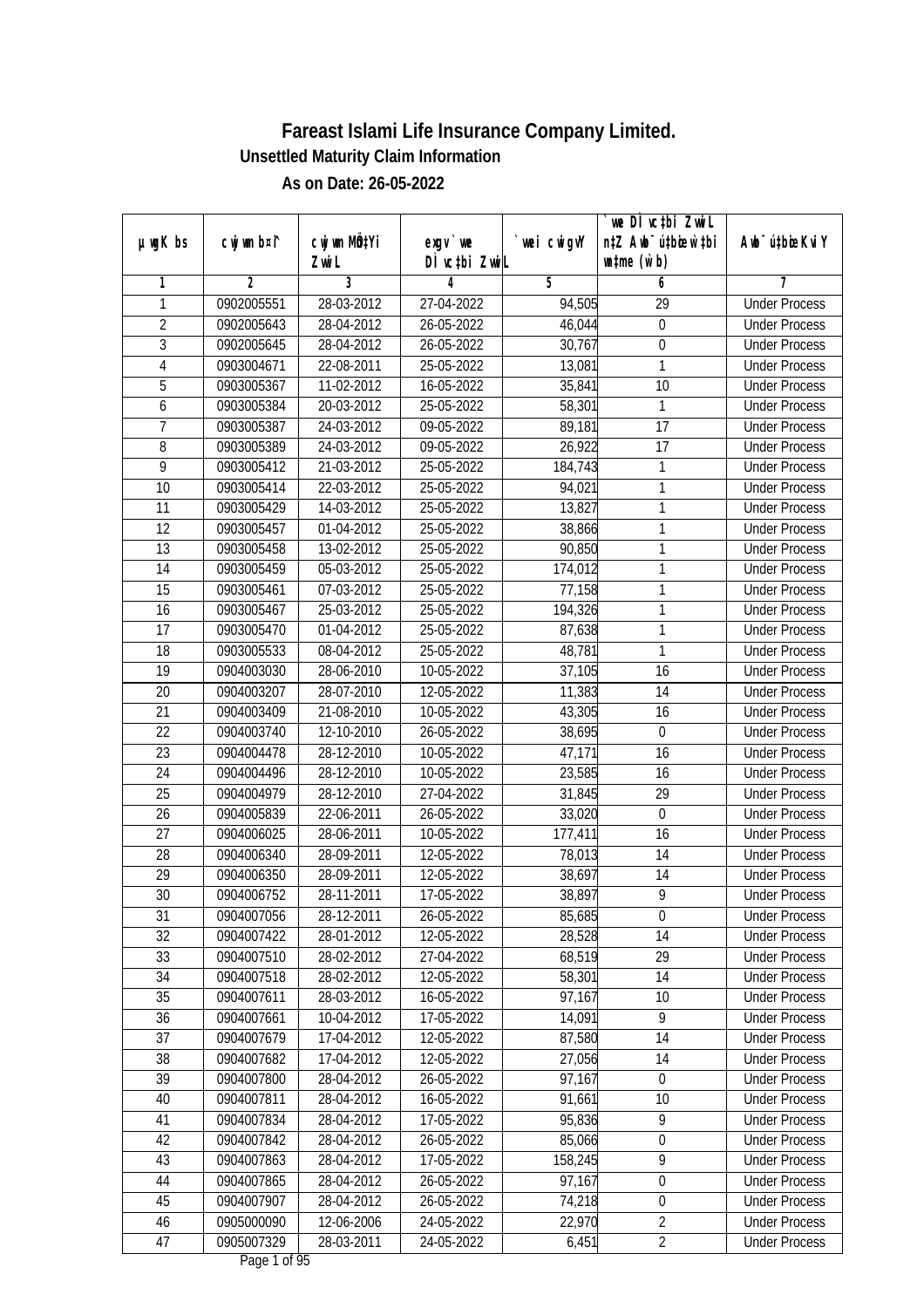# Fareast Islami Life Insurance Company Limited.

## Unsettled Maturity Claim Information

### As on Date: 26-05-2022

| µwgK bs | cwjwm bs¤^i | cwjwm MÖn‡Yi ZvwiL | exgv`vwe DÌvc‡bi ZvwiL | `vwei cwigvY | `vwe DÌvc‡bi ZvwiL n‡Z Avbym½x‡bi w`‡bi e¨eavb (w`b) | Avbym½x‡bi KviY |
|---|---|---|---|---|---|---|
| 1 | 2 | 3 | 4 | 5 | 6 | 7 |
| 1 | 0902005551 | 28-03-2012 | 27-04-2022 | 94,505 | 29 | Under Process |
| 2 | 0902005643 | 28-04-2012 | 26-05-2022 | 46,044 | 0 | Under Process |
| 3 | 0902005645 | 28-04-2012 | 26-05-2022 | 30,767 | 0 | Under Process |
| 4 | 0903004671 | 22-08-2011 | 25-05-2022 | 13,081 | 1 | Under Process |
| 5 | 0903005367 | 11-02-2012 | 16-05-2022 | 35,841 | 10 | Under Process |
| 6 | 0903005384 | 20-03-2012 | 25-05-2022 | 58,301 | 1 | Under Process |
| 7 | 0903005387 | 24-03-2012 | 09-05-2022 | 89,181 | 17 | Under Process |
| 8 | 0903005389 | 24-03-2012 | 09-05-2022 | 26,922 | 17 | Under Process |
| 9 | 0903005412 | 21-03-2012 | 25-05-2022 | 184,743 | 1 | Under Process |
| 10 | 0903005414 | 22-03-2012 | 25-05-2022 | 94,021 | 1 | Under Process |
| 11 | 0903005429 | 14-03-2012 | 25-05-2022 | 13,827 | 1 | Under Process |
| 12 | 0903005457 | 01-04-2012 | 25-05-2022 | 38,866 | 1 | Under Process |
| 13 | 0903005458 | 13-02-2012 | 25-05-2022 | 90,850 | 1 | Under Process |
| 14 | 0903005459 | 05-03-2012 | 25-05-2022 | 174,012 | 1 | Under Process |
| 15 | 0903005461 | 07-03-2012 | 25-05-2022 | 77,158 | 1 | Under Process |
| 16 | 0903005467 | 25-03-2012 | 25-05-2022 | 194,326 | 1 | Under Process |
| 17 | 0903005470 | 01-04-2012 | 25-05-2022 | 87,638 | 1 | Under Process |
| 18 | 0903005533 | 08-04-2012 | 25-05-2022 | 48,781 | 1 | Under Process |
| 19 | 0904003030 | 28-06-2010 | 10-05-2022 | 37,105 | 16 | Under Process |
| 20 | 0904003207 | 28-07-2010 | 12-05-2022 | 11,383 | 14 | Under Process |
| 21 | 0904003409 | 21-08-2010 | 10-05-2022 | 43,305 | 16 | Under Process |
| 22 | 0904003740 | 12-10-2010 | 26-05-2022 | 38,695 | 0 | Under Process |
| 23 | 0904004478 | 28-12-2010 | 10-05-2022 | 47,171 | 16 | Under Process |
| 24 | 0904004496 | 28-12-2010 | 10-05-2022 | 23,585 | 16 | Under Process |
| 25 | 0904004979 | 28-12-2010 | 27-04-2022 | 31,845 | 29 | Under Process |
| 26 | 0904005839 | 22-06-2011 | 26-05-2022 | 33,020 | 0 | Under Process |
| 27 | 0904006025 | 28-06-2011 | 10-05-2022 | 177,411 | 16 | Under Process |
| 28 | 0904006340 | 28-09-2011 | 12-05-2022 | 78,013 | 14 | Under Process |
| 29 | 0904006350 | 28-09-2011 | 12-05-2022 | 38,697 | 14 | Under Process |
| 30 | 0904006752 | 28-11-2011 | 17-05-2022 | 38,897 | 9 | Under Process |
| 31 | 0904007056 | 28-12-2011 | 26-05-2022 | 85,685 | 0 | Under Process |
| 32 | 0904007422 | 28-01-2012 | 12-05-2022 | 28,528 | 14 | Under Process |
| 33 | 0904007510 | 28-02-2012 | 27-04-2022 | 68,519 | 29 | Under Process |
| 34 | 0904007518 | 28-02-2012 | 12-05-2022 | 58,301 | 14 | Under Process |
| 35 | 0904007611 | 28-03-2012 | 16-05-2022 | 97,167 | 10 | Under Process |
| 36 | 0904007661 | 10-04-2012 | 17-05-2022 | 14,091 | 9 | Under Process |
| 37 | 0904007679 | 17-04-2012 | 12-05-2022 | 87,580 | 14 | Under Process |
| 38 | 0904007682 | 17-04-2012 | 12-05-2022 | 27,056 | 14 | Under Process |
| 39 | 0904007800 | 28-04-2012 | 26-05-2022 | 97,167 | 0 | Under Process |
| 40 | 0904007811 | 28-04-2012 | 16-05-2022 | 91,661 | 10 | Under Process |
| 41 | 0904007834 | 28-04-2012 | 17-05-2022 | 95,836 | 9 | Under Process |
| 42 | 0904007842 | 28-04-2012 | 26-05-2022 | 85,066 | 0 | Under Process |
| 43 | 0904007863 | 28-04-2012 | 17-05-2022 | 158,245 | 9 | Under Process |
| 44 | 0904007865 | 28-04-2012 | 26-05-2022 | 97,167 | 0 | Under Process |
| 45 | 0904007907 | 28-04-2012 | 26-05-2022 | 74,218 | 0 | Under Process |
| 46 | 0905000090 | 12-06-2006 | 24-05-2022 | 22,970 | 2 | Under Process |
| 47 | 0905007329 | 28-03-2011 | 24-05-2022 | 6,451 | 2 | Under Process |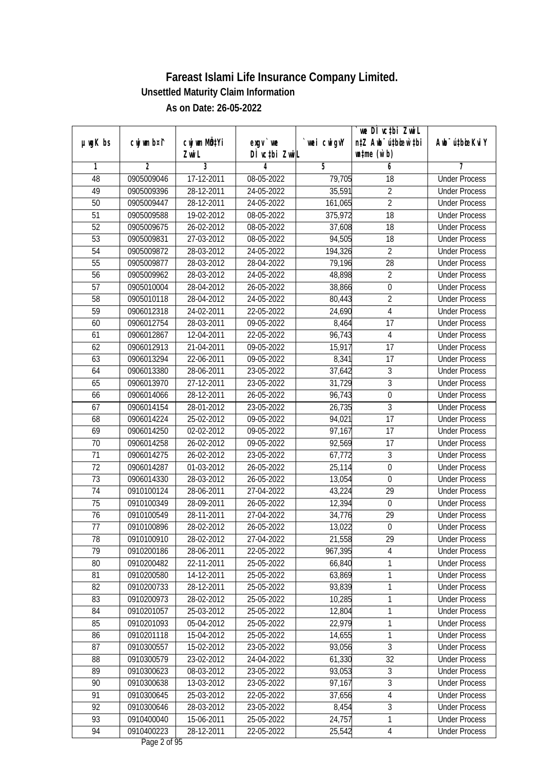# Fareast Islami Life Insurance Company Limited.

## Unsettled Maturity Claim Information

### As on Date: 26-05-2022

| µwgK bs | cwjwm bs¦ | cwjwm MÖn‡Yi ZvwiL | exgv`wei DÌvc‡bi ZvwiL | `vwei cwigvY | `vwe DÌvc‡bi ZvwiL n‡Z Awb¯úbœ _vKvi wmgv (w`b) | Awb¯úbœ KviY |
|---|---|---|---|---|---|---|
| 1 | 2 | 3 | 4 | 5 | 6 | 7 |
| 48 | 0905009046 | 17-12-2011 | 08-05-2022 | 79,705 | 18 | Under Process |
| 49 | 0905009396 | 28-12-2011 | 24-05-2022 | 35,591 | 2 | Under Process |
| 50 | 0905009447 | 28-12-2011 | 24-05-2022 | 161,065 | 2 | Under Process |
| 51 | 0905009588 | 19-02-2012 | 08-05-2022 | 375,972 | 18 | Under Process |
| 52 | 0905009675 | 26-02-2012 | 08-05-2022 | 37,608 | 18 | Under Process |
| 53 | 0905009831 | 27-03-2012 | 08-05-2022 | 94,505 | 18 | Under Process |
| 54 | 0905009872 | 28-03-2012 | 24-05-2022 | 194,326 | 2 | Under Process |
| 55 | 0905009877 | 28-03-2012 | 28-04-2022 | 79,196 | 28 | Under Process |
| 56 | 0905009962 | 28-03-2012 | 24-05-2022 | 48,898 | 2 | Under Process |
| 57 | 0905010004 | 28-04-2012 | 26-05-2022 | 38,866 | 0 | Under Process |
| 58 | 0905010118 | 28-04-2012 | 24-05-2022 | 80,443 | 2 | Under Process |
| 59 | 0906012318 | 24-02-2011 | 22-05-2022 | 24,690 | 4 | Under Process |
| 60 | 0906012754 | 28-03-2011 | 09-05-2022 | 8,464 | 17 | Under Process |
| 61 | 0906012867 | 12-04-2011 | 22-05-2022 | 96,743 | 4 | Under Process |
| 62 | 0906012913 | 21-04-2011 | 09-05-2022 | 15,917 | 17 | Under Process |
| 63 | 0906013294 | 22-06-2011 | 09-05-2022 | 8,341 | 17 | Under Process |
| 64 | 0906013380 | 28-06-2011 | 23-05-2022 | 37,642 | 3 | Under Process |
| 65 | 0906013970 | 27-12-2011 | 23-05-2022 | 31,729 | 3 | Under Process |
| 66 | 0906014066 | 28-12-2011 | 26-05-2022 | 96,743 | 0 | Under Process |
| 67 | 0906014154 | 28-01-2012 | 23-05-2022 | 26,735 | 3 | Under Process |
| 68 | 0906014224 | 25-02-2012 | 09-05-2022 | 94,021 | 17 | Under Process |
| 69 | 0906014250 | 02-02-2012 | 09-05-2022 | 97,167 | 17 | Under Process |
| 70 | 0906014258 | 26-02-2012 | 09-05-2022 | 92,569 | 17 | Under Process |
| 71 | 0906014275 | 26-02-2012 | 23-05-2022 | 67,772 | 3 | Under Process |
| 72 | 0906014287 | 01-03-2012 | 26-05-2022 | 25,114 | 0 | Under Process |
| 73 | 0906014330 | 28-03-2012 | 26-05-2022 | 13,054 | 0 | Under Process |
| 74 | 0910100124 | 28-06-2011 | 27-04-2022 | 43,224 | 29 | Under Process |
| 75 | 0910100349 | 28-09-2011 | 26-05-2022 | 12,394 | 0 | Under Process |
| 76 | 0910100549 | 28-11-2011 | 27-04-2022 | 34,776 | 29 | Under Process |
| 77 | 0910100896 | 28-02-2012 | 26-05-2022 | 13,022 | 0 | Under Process |
| 78 | 0910100910 | 28-02-2012 | 27-04-2022 | 21,558 | 29 | Under Process |
| 79 | 0910200186 | 28-06-2011 | 22-05-2022 | 967,395 | 4 | Under Process |
| 80 | 0910200482 | 22-11-2011 | 25-05-2022 | 66,840 | 1 | Under Process |
| 81 | 0910200580 | 14-12-2011 | 25-05-2022 | 63,869 | 1 | Under Process |
| 82 | 0910200733 | 28-12-2011 | 25-05-2022 | 93,839 | 1 | Under Process |
| 83 | 0910200973 | 28-02-2012 | 25-05-2022 | 10,285 | 1 | Under Process |
| 84 | 0910201057 | 25-03-2012 | 25-05-2022 | 12,804 | 1 | Under Process |
| 85 | 0910201093 | 05-04-2012 | 25-05-2022 | 22,979 | 1 | Under Process |
| 86 | 0910201118 | 15-04-2012 | 25-05-2022 | 14,655 | 1 | Under Process |
| 87 | 0910300557 | 15-02-2012 | 23-05-2022 | 93,056 | 3 | Under Process |
| 88 | 0910300579 | 23-02-2012 | 24-04-2022 | 61,330 | 32 | Under Process |
| 89 | 0910300623 | 08-03-2012 | 23-05-2022 | 93,053 | 3 | Under Process |
| 90 | 0910300638 | 13-03-2012 | 23-05-2022 | 97,167 | 3 | Under Process |
| 91 | 0910300645 | 25-03-2012 | 22-05-2022 | 37,656 | 4 | Under Process |
| 92 | 0910300646 | 28-03-2012 | 23-05-2022 | 8,454 | 3 | Under Process |
| 93 | 0910400040 | 15-06-2011 | 25-05-2022 | 24,757 | 1 | Under Process |
| 94 | 0910400223 | 28-12-2011 | 22-05-2022 | 25,542 | 4 | Under Process |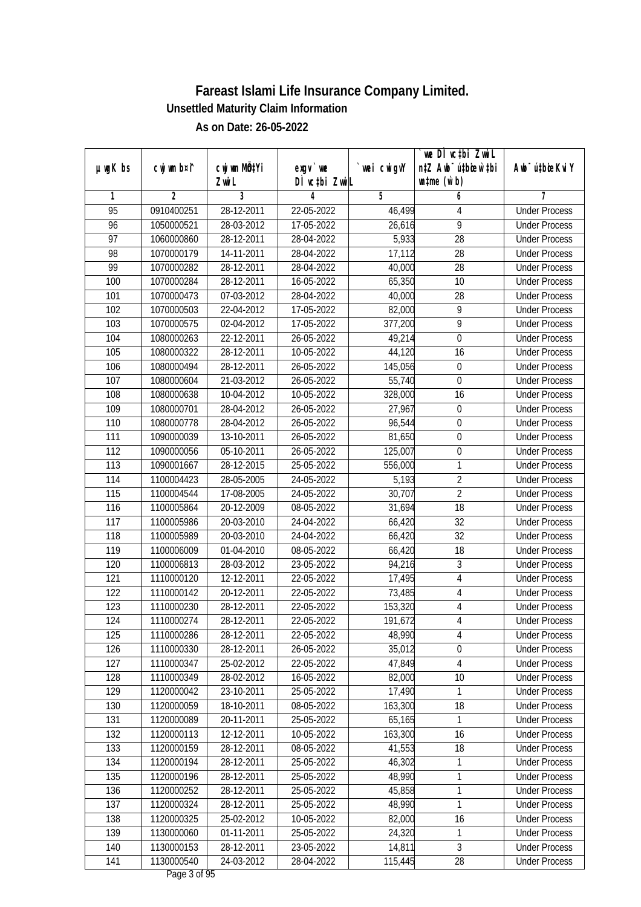# Fareast Islami Life Insurance Company Limited.

### Unsettled Maturity Claim Information

### As on Date: 26-05-2022

| µwgK bs | cwjwm b¤^i | cwjwm MÖnY ZvwiL | exgv` we DÌvc‡bi ZvwiL | `vwei cwigvY | `we DÌvc‡bi ZvwiL n‡Z Awb¯úbœ w`‡bi wnmve (w`b) | Awb¯ú‡bœi KviY |
|---|---|---|---|---|---|---|
| 1 | 2 | 3 | 4 | 5 | 6 | 7 |
| 95 | 0910400251 | 28-12-2011 | 22-05-2022 | 46,499 | 4 | Under Process |
| 96 | 1050000521 | 28-03-2012 | 17-05-2022 | 26,616 | 9 | Under Process |
| 97 | 1060000860 | 28-12-2011 | 28-04-2022 | 5,933 | 28 | Under Process |
| 98 | 1070000179 | 14-11-2011 | 28-04-2022 | 17,112 | 28 | Under Process |
| 99 | 1070000282 | 28-12-2011 | 28-04-2022 | 40,000 | 28 | Under Process |
| 100 | 1070000284 | 28-12-2011 | 16-05-2022 | 65,350 | 10 | Under Process |
| 101 | 1070000473 | 07-03-2012 | 28-04-2022 | 40,000 | 28 | Under Process |
| 102 | 1070000503 | 22-04-2012 | 17-05-2022 | 82,000 | 9 | Under Process |
| 103 | 1070000575 | 02-04-2012 | 17-05-2022 | 377,200 | 9 | Under Process |
| 104 | 1080000263 | 22-12-2011 | 26-05-2022 | 49,214 | 0 | Under Process |
| 105 | 1080000322 | 28-12-2011 | 10-05-2022 | 44,120 | 16 | Under Process |
| 106 | 1080000494 | 28-12-2011 | 26-05-2022 | 145,056 | 0 | Under Process |
| 107 | 1080000604 | 21-03-2012 | 26-05-2022 | 55,740 | 0 | Under Process |
| 108 | 1080000638 | 10-04-2012 | 10-05-2022 | 328,000 | 16 | Under Process |
| 109 | 1080000701 | 28-04-2012 | 26-05-2022 | 27,967 | 0 | Under Process |
| 110 | 1080000778 | 28-04-2012 | 26-05-2022 | 96,544 | 0 | Under Process |
| 111 | 1090000039 | 13-10-2011 | 26-05-2022 | 81,650 | 0 | Under Process |
| 112 | 1090000056 | 05-10-2011 | 26-05-2022 | 125,007 | 0 | Under Process |
| 113 | 1090001667 | 28-12-2015 | 25-05-2022 | 556,000 | 1 | Under Process |
| 114 | 1100004423 | 28-05-2005 | 24-05-2022 | 5,193 | 2 | Under Process |
| 115 | 1100004544 | 17-08-2005 | 24-05-2022 | 30,707 | 2 | Under Process |
| 116 | 1100005864 | 20-12-2009 | 08-05-2022 | 31,694 | 18 | Under Process |
| 117 | 1100005986 | 20-03-2010 | 24-04-2022 | 66,420 | 32 | Under Process |
| 118 | 1100005989 | 20-03-2010 | 24-04-2022 | 66,420 | 32 | Under Process |
| 119 | 1100006009 | 01-04-2010 | 08-05-2022 | 66,420 | 18 | Under Process |
| 120 | 1100006813 | 28-03-2012 | 23-05-2022 | 94,216 | 3 | Under Process |
| 121 | 1110000120 | 12-12-2011 | 22-05-2022 | 17,495 | 4 | Under Process |
| 122 | 1110000142 | 20-12-2011 | 22-05-2022 | 73,485 | 4 | Under Process |
| 123 | 1110000230 | 28-12-2011 | 22-05-2022 | 153,320 | 4 | Under Process |
| 124 | 1110000274 | 28-12-2011 | 22-05-2022 | 191,672 | 4 | Under Process |
| 125 | 1110000286 | 28-12-2011 | 22-05-2022 | 48,990 | 4 | Under Process |
| 126 | 1110000330 | 28-12-2011 | 26-05-2022 | 35,012 | 0 | Under Process |
| 127 | 1110000347 | 25-02-2012 | 22-05-2022 | 47,849 | 4 | Under Process |
| 128 | 1110000349 | 28-02-2012 | 16-05-2022 | 82,000 | 10 | Under Process |
| 129 | 1120000042 | 23-10-2011 | 25-05-2022 | 17,490 | 1 | Under Process |
| 130 | 1120000059 | 18-10-2011 | 08-05-2022 | 163,300 | 18 | Under Process |
| 131 | 1120000089 | 20-11-2011 | 25-05-2022 | 65,165 | 1 | Under Process |
| 132 | 1120000113 | 12-12-2011 | 10-05-2022 | 163,300 | 16 | Under Process |
| 133 | 1120000159 | 28-12-2011 | 08-05-2022 | 41,553 | 18 | Under Process |
| 134 | 1120000194 | 28-12-2011 | 25-05-2022 | 46,302 | 1 | Under Process |
| 135 | 1120000196 | 28-12-2011 | 25-05-2022 | 48,990 | 1 | Under Process |
| 136 | 1120000252 | 28-12-2011 | 25-05-2022 | 45,858 | 1 | Under Process |
| 137 | 1120000324 | 28-12-2011 | 25-05-2022 | 48,990 | 1 | Under Process |
| 138 | 1120000325 | 25-02-2012 | 10-05-2022 | 82,000 | 16 | Under Process |
| 139 | 1130000060 | 01-11-2011 | 25-05-2022 | 24,320 | 1 | Under Process |
| 140 | 1130000153 | 28-12-2011 | 23-05-2022 | 14,811 | 3 | Under Process |
| 141 | 1130000540 | 24-03-2012 | 28-04-2022 | 115,445 | 28 | Under Process |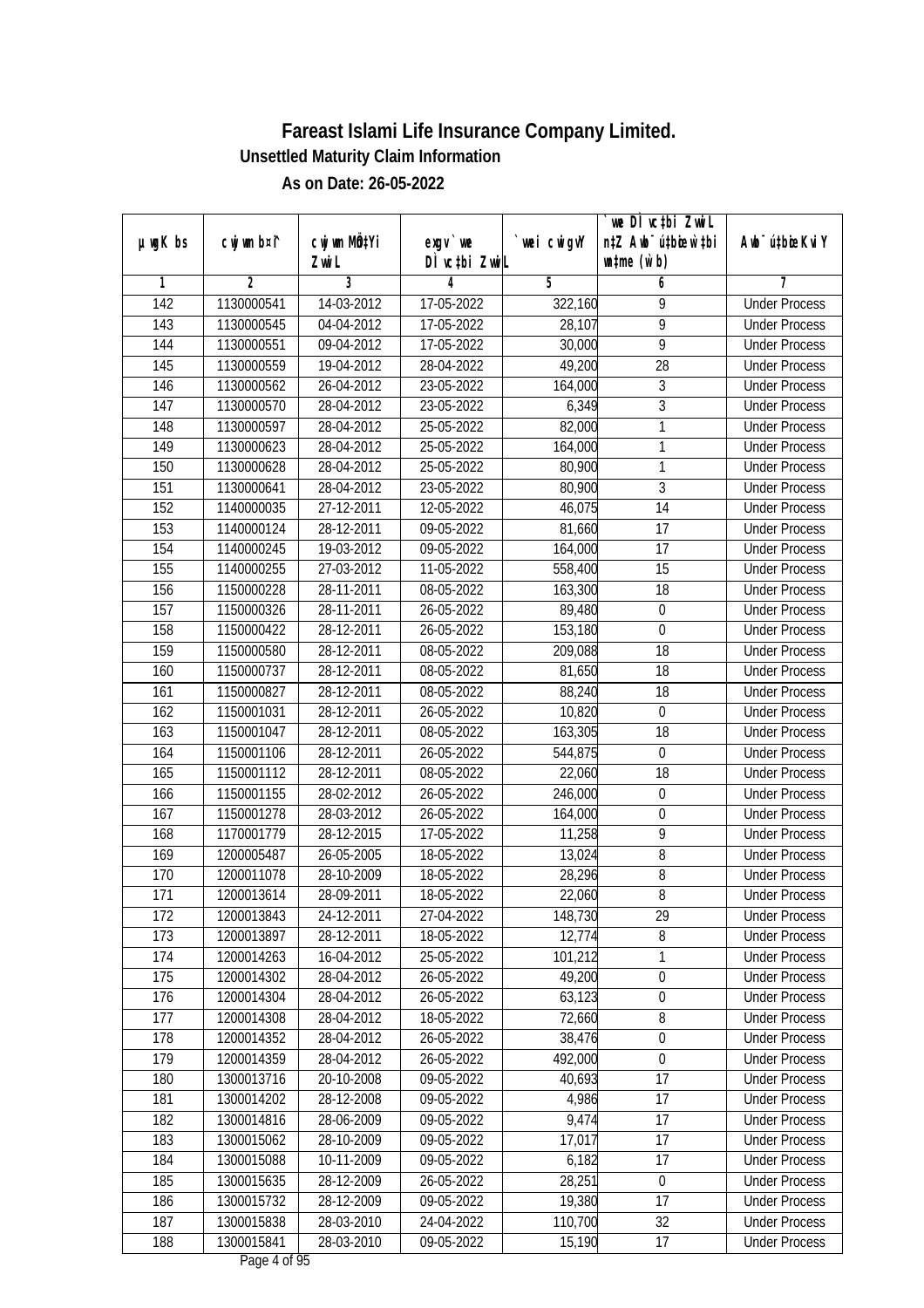# Fareast Islami Life Insurance Company Limited.

## Unsettled Maturity Claim Information

### As on Date: 26-05-2022

| µwgK bs | cwjwm b¤^i | cwjwm MÖn‡Yi ZvwiL | exgv`we DÌvc‡bi ZvwiL | `vwei cwigvY | `vwe DÌvc‡bi ZvwiL n‡Z Awb¯úbœ_v‡Kvi w`b (w`b) | Awb¯úbœ_v‡Kvi KviY |
|---|---|---|---|---|---|---|
| 1 | 2 | 3 | 4 | 5 | 6 | 7 |
| 142 | 1130000541 | 14-03-2012 | 17-05-2022 | 322,160 | 9 | Under Process |
| 143 | 1130000545 | 04-04-2012 | 17-05-2022 | 28,107 | 9 | Under Process |
| 144 | 1130000551 | 09-04-2012 | 17-05-2022 | 30,000 | 9 | Under Process |
| 145 | 1130000559 | 19-04-2012 | 28-04-2022 | 49,200 | 28 | Under Process |
| 146 | 1130000562 | 26-04-2012 | 23-05-2022 | 164,000 | 3 | Under Process |
| 147 | 1130000570 | 28-04-2012 | 23-05-2022 | 6,349 | 3 | Under Process |
| 148 | 1130000597 | 28-04-2012 | 25-05-2022 | 82,000 | 1 | Under Process |
| 149 | 1130000623 | 28-04-2012 | 25-05-2022 | 164,000 | 1 | Under Process |
| 150 | 1130000628 | 28-04-2012 | 25-05-2022 | 80,900 | 1 | Under Process |
| 151 | 1130000641 | 28-04-2012 | 23-05-2022 | 80,900 | 3 | Under Process |
| 152 | 1140000035 | 27-12-2011 | 12-05-2022 | 46,075 | 14 | Under Process |
| 153 | 1140000124 | 28-12-2011 | 09-05-2022 | 81,660 | 17 | Under Process |
| 154 | 1140000245 | 19-03-2012 | 09-05-2022 | 164,000 | 17 | Under Process |
| 155 | 1140000255 | 27-03-2012 | 11-05-2022 | 558,400 | 15 | Under Process |
| 156 | 1150000228 | 28-11-2011 | 08-05-2022 | 163,300 | 18 | Under Process |
| 157 | 1150000326 | 28-11-2011 | 26-05-2022 | 89,480 | 0 | Under Process |
| 158 | 1150000422 | 28-12-2011 | 26-05-2022 | 153,180 | 0 | Under Process |
| 159 | 1150000580 | 28-12-2011 | 08-05-2022 | 209,088 | 18 | Under Process |
| 160 | 1150000737 | 28-12-2011 | 08-05-2022 | 81,650 | 18 | Under Process |
| 161 | 1150000827 | 28-12-2011 | 08-05-2022 | 88,240 | 18 | Under Process |
| 162 | 1150001031 | 28-12-2011 | 26-05-2022 | 10,820 | 0 | Under Process |
| 163 | 1150001047 | 28-12-2011 | 08-05-2022 | 163,305 | 18 | Under Process |
| 164 | 1150001106 | 28-12-2011 | 26-05-2022 | 544,875 | 0 | Under Process |
| 165 | 1150001112 | 28-12-2011 | 08-05-2022 | 22,060 | 18 | Under Process |
| 166 | 1150001155 | 28-02-2012 | 26-05-2022 | 246,000 | 0 | Under Process |
| 167 | 1150001278 | 28-03-2012 | 26-05-2022 | 164,000 | 0 | Under Process |
| 168 | 1170001779 | 28-12-2015 | 17-05-2022 | 11,258 | 9 | Under Process |
| 169 | 1200005487 | 26-05-2005 | 18-05-2022 | 13,024 | 8 | Under Process |
| 170 | 1200011078 | 28-10-2009 | 18-05-2022 | 28,296 | 8 | Under Process |
| 171 | 1200013614 | 28-09-2011 | 18-05-2022 | 22,060 | 8 | Under Process |
| 172 | 1200013843 | 24-12-2011 | 27-04-2022 | 148,730 | 29 | Under Process |
| 173 | 1200013897 | 28-12-2011 | 18-05-2022 | 12,774 | 8 | Under Process |
| 174 | 1200014263 | 16-04-2012 | 25-05-2022 | 101,212 | 1 | Under Process |
| 175 | 1200014302 | 28-04-2012 | 26-05-2022 | 49,200 | 0 | Under Process |
| 176 | 1200014304 | 28-04-2012 | 26-05-2022 | 63,123 | 0 | Under Process |
| 177 | 1200014308 | 28-04-2012 | 18-05-2022 | 72,660 | 8 | Under Process |
| 178 | 1200014352 | 28-04-2012 | 26-05-2022 | 38,476 | 0 | Under Process |
| 179 | 1200014359 | 28-04-2012 | 26-05-2022 | 492,000 | 0 | Under Process |
| 180 | 1300013716 | 20-10-2008 | 09-05-2022 | 40,693 | 17 | Under Process |
| 181 | 1300014202 | 28-12-2008 | 09-05-2022 | 4,986 | 17 | Under Process |
| 182 | 1300014816 | 28-06-2009 | 09-05-2022 | 9,474 | 17 | Under Process |
| 183 | 1300015062 | 28-10-2009 | 09-05-2022 | 17,017 | 17 | Under Process |
| 184 | 1300015088 | 10-11-2009 | 09-05-2022 | 6,182 | 17 | Under Process |
| 185 | 1300015635 | 28-12-2009 | 26-05-2022 | 28,251 | 0 | Under Process |
| 186 | 1300015732 | 28-12-2009 | 09-05-2022 | 19,380 | 17 | Under Process |
| 187 | 1300015838 | 28-03-2010 | 24-04-2022 | 110,700 | 32 | Under Process |
| 188 | 1300015841 | 28-03-2010 | 09-05-2022 | 15,190 | 17 | Under Process |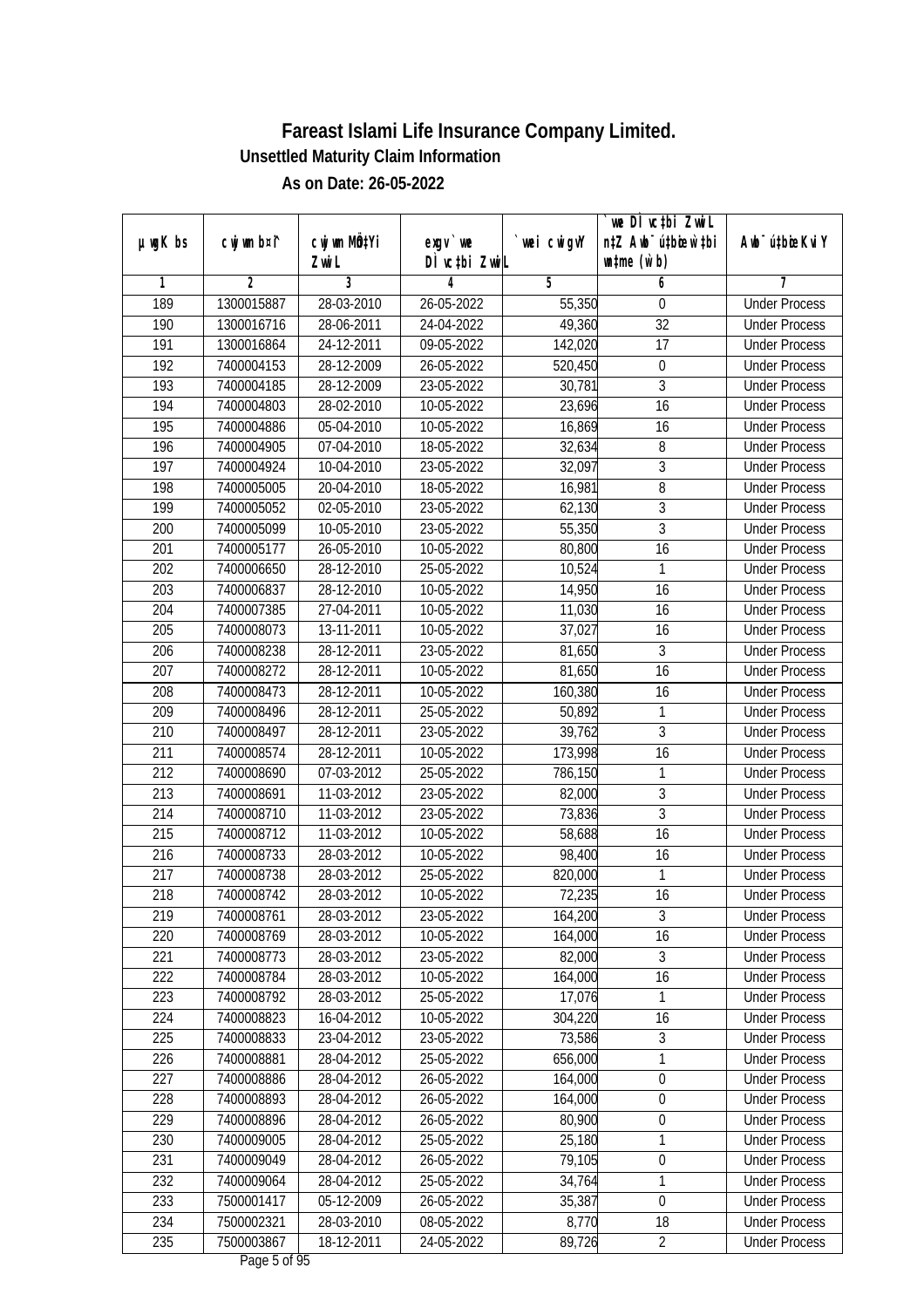# Fareast Islami Life Insurance Company Limited.

## Unsettled Maturity Claim Information

### As on Date: 26-05-2022

| µwgK bs | cwjwm bs¤^i | cwjwm MÖn‡Yi ZvwiL | exgv`vwe DÌvc‡bi ZvwiL | `vwei cwigvY | `vwe DÌvc‡bi ZvwiL n‡Z Awb¯úbœ w`‡bi wnmve (w`b) | Awb¯ú‡bœi KviY |
|---|---|---|---|---|---|---|
| 1 | 2 | 3 | 4 | 5 | 6 | 7 |
| 189 | 1300015887 | 28-03-2010 | 26-05-2022 | 55,350 | 0 | Under Process |
| 190 | 1300016716 | 28-06-2011 | 24-04-2022 | 49,360 | 32 | Under Process |
| 191 | 1300016864 | 24-12-2011 | 09-05-2022 | 142,020 | 17 | Under Process |
| 192 | 7400004153 | 28-12-2009 | 26-05-2022 | 520,450 | 0 | Under Process |
| 193 | 7400004185 | 28-12-2009 | 23-05-2022 | 30,781 | 3 | Under Process |
| 194 | 7400004803 | 28-02-2010 | 10-05-2022 | 23,696 | 16 | Under Process |
| 195 | 7400004886 | 05-04-2010 | 10-05-2022 | 16,869 | 16 | Under Process |
| 196 | 7400004905 | 07-04-2010 | 18-05-2022 | 32,634 | 8 | Under Process |
| 197 | 7400004924 | 10-04-2010 | 23-05-2022 | 32,097 | 3 | Under Process |
| 198 | 7400005005 | 20-04-2010 | 18-05-2022 | 16,981 | 8 | Under Process |
| 199 | 7400005052 | 02-05-2010 | 23-05-2022 | 62,130 | 3 | Under Process |
| 200 | 7400005099 | 10-05-2010 | 23-05-2022 | 55,350 | 3 | Under Process |
| 201 | 7400005177 | 26-05-2010 | 10-05-2022 | 80,800 | 16 | Under Process |
| 202 | 7400006650 | 28-12-2010 | 25-05-2022 | 10,524 | 1 | Under Process |
| 203 | 7400006837 | 28-12-2010 | 10-05-2022 | 14,950 | 16 | Under Process |
| 204 | 7400007385 | 27-04-2011 | 10-05-2022 | 11,030 | 16 | Under Process |
| 205 | 7400008073 | 13-11-2011 | 10-05-2022 | 37,027 | 16 | Under Process |
| 206 | 7400008238 | 28-12-2011 | 23-05-2022 | 81,650 | 3 | Under Process |
| 207 | 7400008272 | 28-12-2011 | 10-05-2022 | 81,650 | 16 | Under Process |
| 208 | 7400008473 | 28-12-2011 | 10-05-2022 | 160,380 | 16 | Under Process |
| 209 | 7400008496 | 28-12-2011 | 25-05-2022 | 50,892 | 1 | Under Process |
| 210 | 7400008497 | 28-12-2011 | 23-05-2022 | 39,762 | 3 | Under Process |
| 211 | 7400008574 | 28-12-2011 | 10-05-2022 | 173,998 | 16 | Under Process |
| 212 | 7400008690 | 07-03-2012 | 25-05-2022 | 786,150 | 1 | Under Process |
| 213 | 7400008691 | 11-03-2012 | 23-05-2022 | 82,000 | 3 | Under Process |
| 214 | 7400008710 | 11-03-2012 | 23-05-2022 | 73,836 | 3 | Under Process |
| 215 | 7400008712 | 11-03-2012 | 10-05-2022 | 58,688 | 16 | Under Process |
| 216 | 7400008733 | 28-03-2012 | 10-05-2022 | 98,400 | 16 | Under Process |
| 217 | 7400008738 | 28-03-2012 | 25-05-2022 | 820,000 | 1 | Under Process |
| 218 | 7400008742 | 28-03-2012 | 10-05-2022 | 72,235 | 16 | Under Process |
| 219 | 7400008761 | 28-03-2012 | 23-05-2022 | 164,200 | 3 | Under Process |
| 220 | 7400008769 | 28-03-2012 | 10-05-2022 | 164,000 | 16 | Under Process |
| 221 | 7400008773 | 28-03-2012 | 23-05-2022 | 82,000 | 3 | Under Process |
| 222 | 7400008784 | 28-03-2012 | 10-05-2022 | 164,000 | 16 | Under Process |
| 223 | 7400008792 | 28-03-2012 | 25-05-2022 | 17,076 | 1 | Under Process |
| 224 | 7400008823 | 16-04-2012 | 10-05-2022 | 304,220 | 16 | Under Process |
| 225 | 7400008833 | 23-04-2012 | 23-05-2022 | 73,586 | 3 | Under Process |
| 226 | 7400008881 | 28-04-2012 | 25-05-2022 | 656,000 | 1 | Under Process |
| 227 | 7400008886 | 28-04-2012 | 26-05-2022 | 164,000 | 0 | Under Process |
| 228 | 7400008893 | 28-04-2012 | 26-05-2022 | 164,000 | 0 | Under Process |
| 229 | 7400008896 | 28-04-2012 | 26-05-2022 | 80,900 | 0 | Under Process |
| 230 | 7400009005 | 28-04-2012 | 25-05-2022 | 25,180 | 1 | Under Process |
| 231 | 7400009049 | 28-04-2012 | 26-05-2022 | 79,105 | 0 | Under Process |
| 232 | 7400009064 | 28-04-2012 | 25-05-2022 | 34,764 | 1 | Under Process |
| 233 | 7500001417 | 05-12-2009 | 26-05-2022 | 35,387 | 0 | Under Process |
| 234 | 7500002321 | 28-03-2010 | 08-05-2022 | 8,770 | 18 | Under Process |
| 235 | 7500003867 | 18-12-2011 | 24-05-2022 | 89,726 | 2 | Under Process |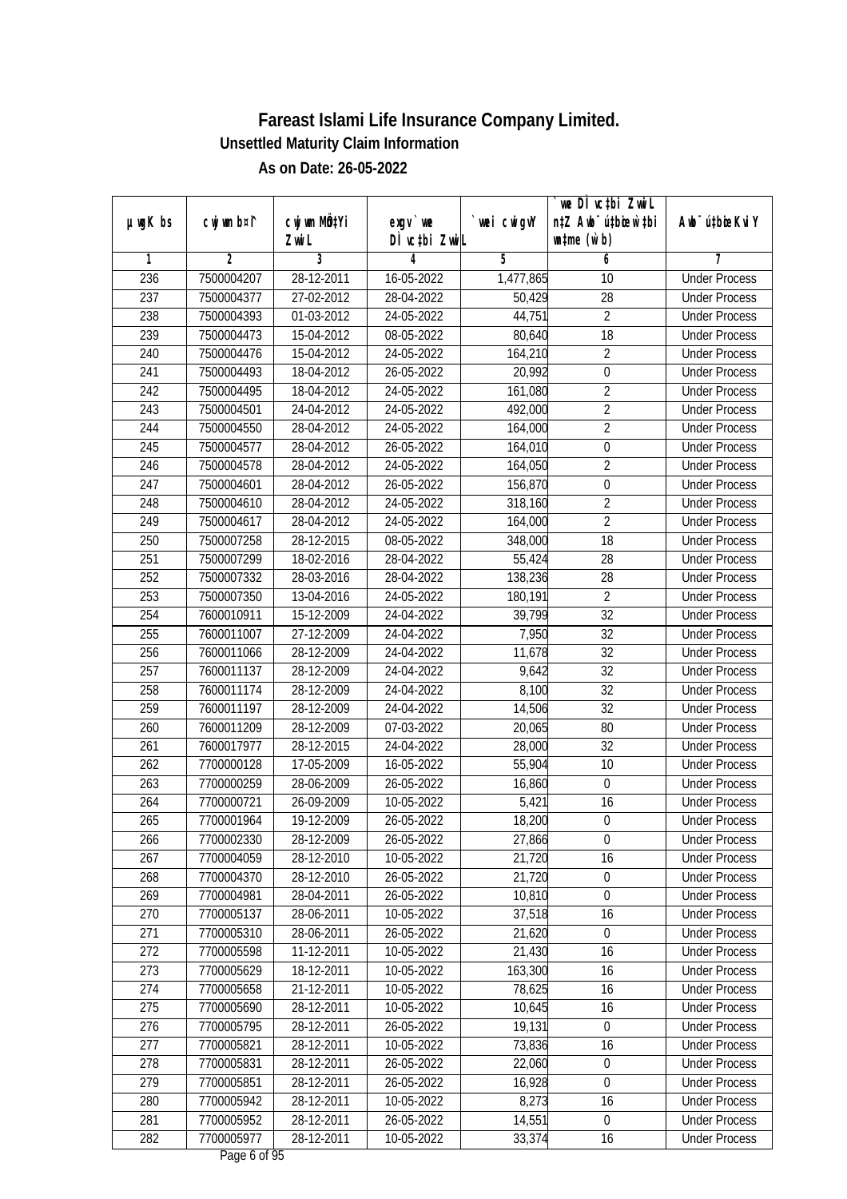# Fareast Islami Life Insurance Company Limited.

## Unsettled Maturity Claim Information

### As on Date: 26-05-2022

| µwgK bs | cwjwm b¤^i | cwjwm MÖn‡Yi ZvwiL | exgv`we DÌvc‡bi ZvwiL | `vwei cwigvY | `vwe DÌvc‡bi ZvwiL n‡Z Awb¯úbœ `v‡qi wnmve (w`b) | Awb¯úbœ Kvi Y |
|---|---|---|---|---|---|---|
| 1 | 2 | 3 | 4 | 5 | 6 | 7 |
| 236 | 7500004207 | 28-12-2011 | 16-05-2022 | 1,477,865 | 10 | Under Process |
| 237 | 7500004377 | 27-02-2012 | 28-04-2022 | 50,429 | 28 | Under Process |
| 238 | 7500004393 | 01-03-2012 | 24-05-2022 | 44,751 | 2 | Under Process |
| 239 | 7500004473 | 15-04-2012 | 08-05-2022 | 80,640 | 18 | Under Process |
| 240 | 7500004476 | 15-04-2012 | 24-05-2022 | 164,210 | 2 | Under Process |
| 241 | 7500004493 | 18-04-2012 | 26-05-2022 | 20,992 | 0 | Under Process |
| 242 | 7500004495 | 18-04-2012 | 24-05-2022 | 161,080 | 2 | Under Process |
| 243 | 7500004501 | 24-04-2012 | 24-05-2022 | 492,000 | 2 | Under Process |
| 244 | 7500004550 | 28-04-2012 | 24-05-2022 | 164,000 | 2 | Under Process |
| 245 | 7500004577 | 28-04-2012 | 26-05-2022 | 164,010 | 0 | Under Process |
| 246 | 7500004578 | 28-04-2012 | 24-05-2022 | 164,050 | 2 | Under Process |
| 247 | 7500004601 | 28-04-2012 | 26-05-2022 | 156,870 | 0 | Under Process |
| 248 | 7500004610 | 28-04-2012 | 24-05-2022 | 318,160 | 2 | Under Process |
| 249 | 7500004617 | 28-04-2012 | 24-05-2022 | 164,000 | 2 | Under Process |
| 250 | 7500007258 | 28-12-2015 | 08-05-2022 | 348,000 | 18 | Under Process |
| 251 | 7500007299 | 18-02-2016 | 28-04-2022 | 55,424 | 28 | Under Process |
| 252 | 7500007332 | 28-03-2016 | 28-04-2022 | 138,236 | 28 | Under Process |
| 253 | 7500007350 | 13-04-2016 | 24-05-2022 | 180,191 | 2 | Under Process |
| 254 | 7600010911 | 15-12-2009 | 24-04-2022 | 39,799 | 32 | Under Process |
| 255 | 7600011007 | 27-12-2009 | 24-04-2022 | 7,950 | 32 | Under Process |
| 256 | 7600011066 | 28-12-2009 | 24-04-2022 | 11,678 | 32 | Under Process |
| 257 | 7600011137 | 28-12-2009 | 24-04-2022 | 9,642 | 32 | Under Process |
| 258 | 7600011174 | 28-12-2009 | 24-04-2022 | 8,100 | 32 | Under Process |
| 259 | 7600011197 | 28-12-2009 | 24-04-2022 | 14,506 | 32 | Under Process |
| 260 | 7600011209 | 28-12-2009 | 07-03-2022 | 20,065 | 80 | Under Process |
| 261 | 7600017977 | 28-12-2015 | 24-04-2022 | 28,000 | 32 | Under Process |
| 262 | 7700000128 | 17-05-2009 | 16-05-2022 | 55,904 | 10 | Under Process |
| 263 | 7700000259 | 28-06-2009 | 26-05-2022 | 16,860 | 0 | Under Process |
| 264 | 7700000721 | 26-09-2009 | 10-05-2022 | 5,421 | 16 | Under Process |
| 265 | 7700001964 | 19-12-2009 | 26-05-2022 | 18,200 | 0 | Under Process |
| 266 | 7700002330 | 28-12-2009 | 26-05-2022 | 27,866 | 0 | Under Process |
| 267 | 7700004059 | 28-12-2010 | 10-05-2022 | 21,720 | 16 | Under Process |
| 268 | 7700004370 | 28-12-2010 | 26-05-2022 | 21,720 | 0 | Under Process |
| 269 | 7700004981 | 28-04-2011 | 26-05-2022 | 10,810 | 0 | Under Process |
| 270 | 7700005137 | 28-06-2011 | 10-05-2022 | 37,518 | 16 | Under Process |
| 271 | 7700005310 | 28-06-2011 | 26-05-2022 | 21,620 | 0 | Under Process |
| 272 | 7700005598 | 11-12-2011 | 10-05-2022 | 21,430 | 16 | Under Process |
| 273 | 7700005629 | 18-12-2011 | 10-05-2022 | 163,300 | 16 | Under Process |
| 274 | 7700005658 | 21-12-2011 | 10-05-2022 | 78,625 | 16 | Under Process |
| 275 | 7700005690 | 28-12-2011 | 10-05-2022 | 10,645 | 16 | Under Process |
| 276 | 7700005795 | 28-12-2011 | 26-05-2022 | 19,131 | 0 | Under Process |
| 277 | 7700005821 | 28-12-2011 | 10-05-2022 | 73,836 | 16 | Under Process |
| 278 | 7700005831 | 28-12-2011 | 26-05-2022 | 22,060 | 0 | Under Process |
| 279 | 7700005851 | 28-12-2011 | 26-05-2022 | 16,928 | 0 | Under Process |
| 280 | 7700005942 | 28-12-2011 | 10-05-2022 | 8,273 | 16 | Under Process |
| 281 | 7700005952 | 28-12-2011 | 26-05-2022 | 14,551 | 0 | Under Process |
| 282 | 7700005977 | 28-12-2011 | 10-05-2022 | 33,374 | 16 | Under Process |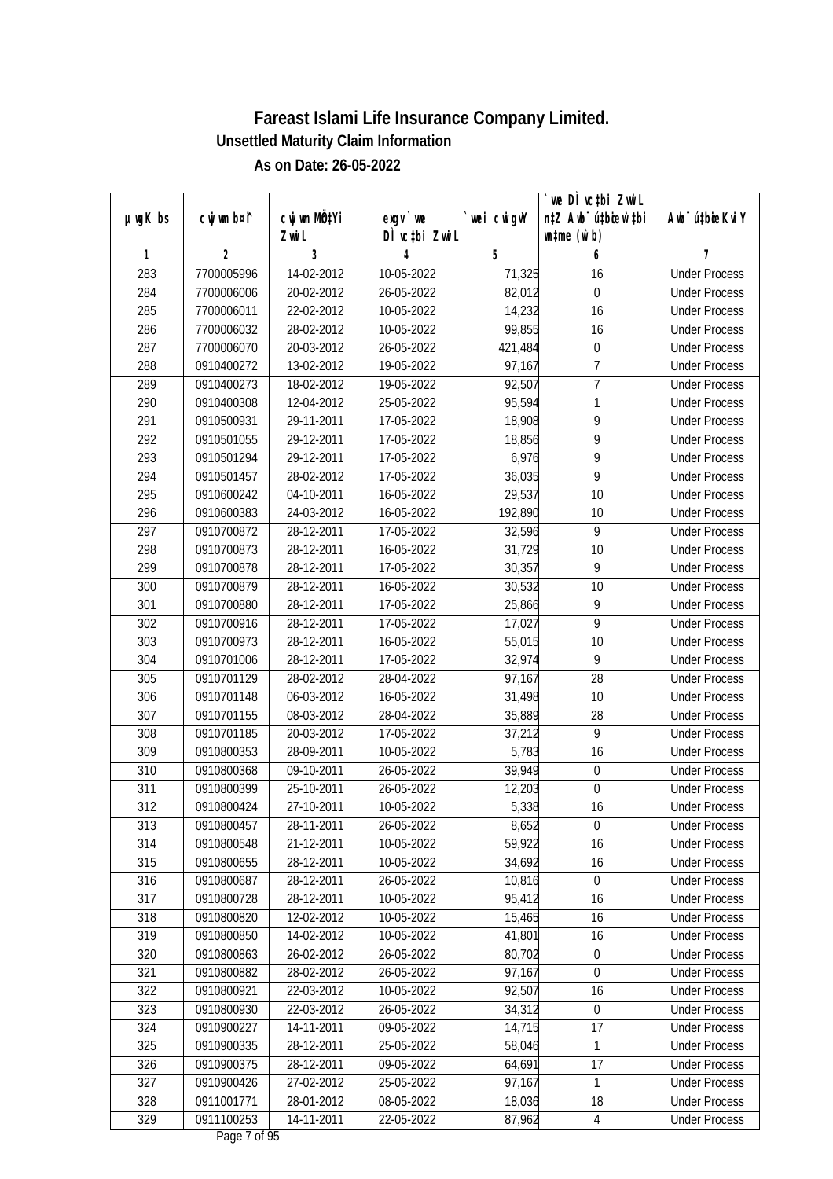# Fareast Islami Life Insurance Company Limited.

## Unsettled Maturity Claim Information

### As on Date: 26-05-2022

| µwgK bs | cwjwm b¤^i | cwjwm MÖn‡Yi ZvwiL | exgv `vwe DÌvc‡bi ZvwiL | `vwei cwigvY | `vwe DÌvc‡bi ZvwiL n‡Z Awb¯úbœ `vwei wnmve (w`b) | Awb¯ú‡bœi KviY |
|---|---|---|---|---|---|---|
| 1 | 2 | 3 | 4 | 5 | 6 | 7 |
| 283 | 7700005996 | 14-02-2012 | 10-05-2022 | 71,325 | 16 | Under Process |
| 284 | 7700006006 | 20-02-2012 | 26-05-2022 | 82,012 | 0 | Under Process |
| 285 | 7700006011 | 22-02-2012 | 10-05-2022 | 14,232 | 16 | Under Process |
| 286 | 7700006032 | 28-02-2012 | 10-05-2022 | 99,855 | 16 | Under Process |
| 287 | 7700006070 | 20-03-2012 | 26-05-2022 | 421,484 | 0 | Under Process |
| 288 | 0910400272 | 13-02-2012 | 19-05-2022 | 97,167 | 7 | Under Process |
| 289 | 0910400273 | 18-02-2012 | 19-05-2022 | 92,507 | 7 | Under Process |
| 290 | 0910400308 | 12-04-2012 | 25-05-2022 | 95,594 | 1 | Under Process |
| 291 | 0910500931 | 29-11-2011 | 17-05-2022 | 18,908 | 9 | Under Process |
| 292 | 0910501055 | 29-12-2011 | 17-05-2022 | 18,856 | 9 | Under Process |
| 293 | 0910501294 | 29-12-2011 | 17-05-2022 | 6,976 | 9 | Under Process |
| 294 | 0910501457 | 28-02-2012 | 17-05-2022 | 36,035 | 9 | Under Process |
| 295 | 0910600242 | 04-10-2011 | 16-05-2022 | 29,537 | 10 | Under Process |
| 296 | 0910600383 | 24-03-2012 | 16-05-2022 | 192,890 | 10 | Under Process |
| 297 | 0910700872 | 28-12-2011 | 17-05-2022 | 32,596 | 9 | Under Process |
| 298 | 0910700873 | 28-12-2011 | 16-05-2022 | 31,729 | 10 | Under Process |
| 299 | 0910700878 | 28-12-2011 | 17-05-2022 | 30,357 | 9 | Under Process |
| 300 | 0910700879 | 28-12-2011 | 16-05-2022 | 30,532 | 10 | Under Process |
| 301 | 0910700880 | 28-12-2011 | 17-05-2022 | 25,866 | 9 | Under Process |
| 302 | 0910700916 | 28-12-2011 | 17-05-2022 | 17,027 | 9 | Under Process |
| 303 | 0910700973 | 28-12-2011 | 16-05-2022 | 55,015 | 10 | Under Process |
| 304 | 0910701006 | 28-12-2011 | 17-05-2022 | 32,974 | 9 | Under Process |
| 305 | 0910701129 | 28-02-2012 | 28-04-2022 | 97,167 | 28 | Under Process |
| 306 | 0910701148 | 06-03-2012 | 16-05-2022 | 31,498 | 10 | Under Process |
| 307 | 0910701155 | 08-03-2012 | 28-04-2022 | 35,889 | 28 | Under Process |
| 308 | 0910701185 | 20-03-2012 | 17-05-2022 | 37,212 | 9 | Under Process |
| 309 | 0910800353 | 28-09-2011 | 10-05-2022 | 5,783 | 16 | Under Process |
| 310 | 0910800368 | 09-10-2011 | 26-05-2022 | 39,949 | 0 | Under Process |
| 311 | 0910800399 | 25-10-2011 | 26-05-2022 | 12,203 | 0 | Under Process |
| 312 | 0910800424 | 27-10-2011 | 10-05-2022 | 5,338 | 16 | Under Process |
| 313 | 0910800457 | 28-11-2011 | 26-05-2022 | 8,652 | 0 | Under Process |
| 314 | 0910800548 | 21-12-2011 | 10-05-2022 | 59,922 | 16 | Under Process |
| 315 | 0910800655 | 28-12-2011 | 10-05-2022 | 34,692 | 16 | Under Process |
| 316 | 0910800687 | 28-12-2011 | 26-05-2022 | 10,816 | 0 | Under Process |
| 317 | 0910800728 | 28-12-2011 | 10-05-2022 | 95,412 | 16 | Under Process |
| 318 | 0910800820 | 12-02-2012 | 10-05-2022 | 15,465 | 16 | Under Process |
| 319 | 0910800850 | 14-02-2012 | 10-05-2022 | 41,801 | 16 | Under Process |
| 320 | 0910800863 | 26-02-2012 | 26-05-2022 | 80,702 | 0 | Under Process |
| 321 | 0910800882 | 28-02-2012 | 26-05-2022 | 97,167 | 0 | Under Process |
| 322 | 0910800921 | 22-03-2012 | 10-05-2022 | 92,507 | 16 | Under Process |
| 323 | 0910800930 | 22-03-2012 | 26-05-2022 | 34,312 | 0 | Under Process |
| 324 | 0910900227 | 14-11-2011 | 09-05-2022 | 14,715 | 17 | Under Process |
| 325 | 0910900335 | 28-12-2011 | 25-05-2022 | 58,046 | 1 | Under Process |
| 326 | 0910900375 | 28-12-2011 | 09-05-2022 | 64,691 | 17 | Under Process |
| 327 | 0910900426 | 27-02-2012 | 25-05-2022 | 97,167 | 1 | Under Process |
| 328 | 0911001771 | 28-01-2012 | 08-05-2022 | 18,036 | 18 | Under Process |
| 329 | 0911100253 | 14-11-2011 | 22-05-2022 | 87,962 | 4 | Under Process |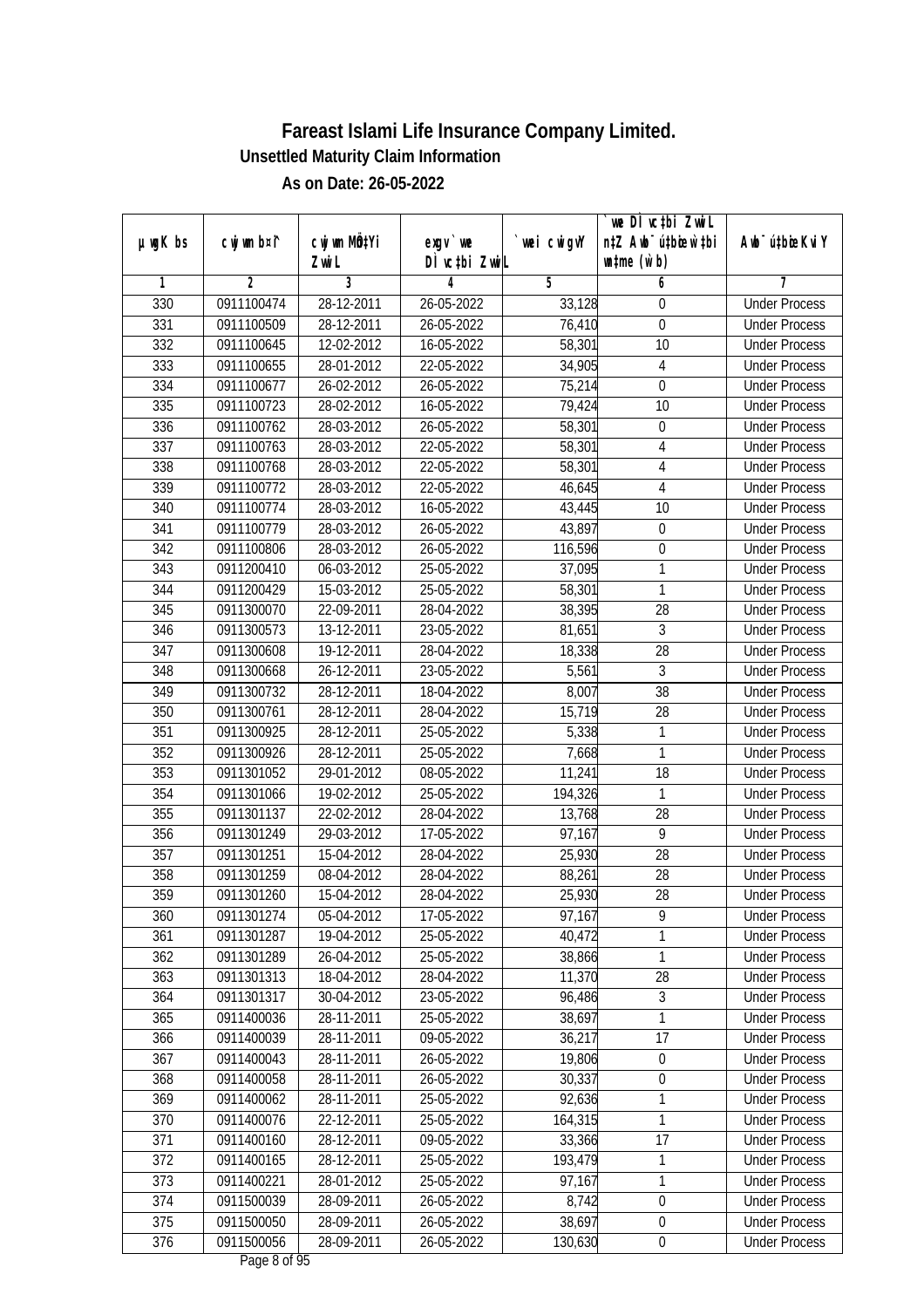# Fareast Islami Life Insurance Company Limited.

**Unsettled Maturity Claim Information**

**As on Date: 26-05-2022**

| µwgK bs | cwj wm b¤^i | cwj wm MÖnYi ZvwiL | exgv `vwe DÌvc‡bi ZvwiL | `vwei cwigvY | `vwe DÌvc‡bi ZvwiL n‡Z Awb®úbœ w`‡bi msL¨v (w`b) | Awb®ú‡bœi KviY |
|---|---|---|---|---|---|---|
| 1 | 2 | 3 | 4 | 5 | 6 | 7 |
| 330 | 0911100474 | 28-12-2011 | 26-05-2022 | 33,128 | 0 | Under Process |
| 331 | 0911100509 | 28-12-2011 | 26-05-2022 | 76,410 | 0 | Under Process |
| 332 | 0911100645 | 12-02-2012 | 16-05-2022 | 58,301 | 10 | Under Process |
| 333 | 0911100655 | 28-01-2012 | 22-05-2022 | 34,905 | 4 | Under Process |
| 334 | 0911100677 | 26-02-2012 | 26-05-2022 | 75,214 | 0 | Under Process |
| 335 | 0911100723 | 28-02-2012 | 16-05-2022 | 79,424 | 10 | Under Process |
| 336 | 0911100762 | 28-03-2012 | 26-05-2022 | 58,301 | 0 | Under Process |
| 337 | 0911100763 | 28-03-2012 | 22-05-2022 | 58,301 | 4 | Under Process |
| 338 | 0911100768 | 28-03-2012 | 22-05-2022 | 58,301 | 4 | Under Process |
| 339 | 0911100772 | 28-03-2012 | 22-05-2022 | 46,645 | 4 | Under Process |
| 340 | 0911100774 | 28-03-2012 | 16-05-2022 | 43,445 | 10 | Under Process |
| 341 | 0911100779 | 28-03-2012 | 26-05-2022 | 43,897 | 0 | Under Process |
| 342 | 0911100806 | 28-03-2012 | 26-05-2022 | 116,596 | 0 | Under Process |
| 343 | 0911200410 | 06-03-2012 | 25-05-2022 | 37,095 | 1 | Under Process |
| 344 | 0911200429 | 15-03-2012 | 25-05-2022 | 58,301 | 1 | Under Process |
| 345 | 0911300070 | 22-09-2011 | 28-04-2022 | 38,395 | 28 | Under Process |
| 346 | 0911300573 | 13-12-2011 | 23-05-2022 | 81,651 | 3 | Under Process |
| 347 | 0911300608 | 19-12-2011 | 28-04-2022 | 18,338 | 28 | Under Process |
| 348 | 0911300668 | 26-12-2011 | 23-05-2022 | 5,561 | 3 | Under Process |
| 349 | 0911300732 | 28-12-2011 | 18-04-2022 | 8,007 | 38 | Under Process |
| 350 | 0911300761 | 28-12-2011 | 28-04-2022 | 15,719 | 28 | Under Process |
| 351 | 0911300925 | 28-12-2011 | 25-05-2022 | 5,338 | 1 | Under Process |
| 352 | 0911300926 | 28-12-2011 | 25-05-2022 | 7,668 | 1 | Under Process |
| 353 | 0911301052 | 29-01-2012 | 08-05-2022 | 11,241 | 18 | Under Process |
| 354 | 0911301066 | 19-02-2012 | 25-05-2022 | 194,326 | 1 | Under Process |
| 355 | 0911301137 | 22-02-2012 | 28-04-2022 | 13,768 | 28 | Under Process |
| 356 | 0911301249 | 29-03-2012 | 17-05-2022 | 97,167 | 9 | Under Process |
| 357 | 0911301251 | 15-04-2012 | 28-04-2022 | 25,930 | 28 | Under Process |
| 358 | 0911301259 | 08-04-2012 | 28-04-2022 | 88,261 | 28 | Under Process |
| 359 | 0911301260 | 15-04-2012 | 28-04-2022 | 25,930 | 28 | Under Process |
| 360 | 0911301274 | 05-04-2012 | 17-05-2022 | 97,167 | 9 | Under Process |
| 361 | 0911301287 | 19-04-2012 | 25-05-2022 | 40,472 | 1 | Under Process |
| 362 | 0911301289 | 26-04-2012 | 25-05-2022 | 38,866 | 1 | Under Process |
| 363 | 0911301313 | 18-04-2012 | 28-04-2022 | 11,370 | 28 | Under Process |
| 364 | 0911301317 | 30-04-2012 | 23-05-2022 | 96,486 | 3 | Under Process |
| 365 | 0911400036 | 28-11-2011 | 25-05-2022 | 38,697 | 1 | Under Process |
| 366 | 0911400039 | 28-11-2011 | 09-05-2022 | 36,217 | 17 | Under Process |
| 367 | 0911400043 | 28-11-2011 | 26-05-2022 | 19,806 | 0 | Under Process |
| 368 | 0911400058 | 28-11-2011 | 26-05-2022 | 30,337 | 0 | Under Process |
| 369 | 0911400062 | 28-11-2011 | 25-05-2022 | 92,636 | 1 | Under Process |
| 370 | 0911400076 | 22-12-2011 | 25-05-2022 | 164,315 | 1 | Under Process |
| 371 | 0911400160 | 28-12-2011 | 09-05-2022 | 33,366 | 17 | Under Process |
| 372 | 0911400165 | 28-12-2011 | 25-05-2022 | 193,479 | 1 | Under Process |
| 373 | 0911400221 | 28-01-2012 | 25-05-2022 | 97,167 | 1 | Under Process |
| 374 | 0911500039 | 28-09-2011 | 26-05-2022 | 8,742 | 0 | Under Process |
| 375 | 0911500050 | 28-09-2011 | 26-05-2022 | 38,697 | 0 | Under Process |
| 376 | 0911500056 | 28-09-2011 | 26-05-2022 | 130,630 | 0 | Under Process |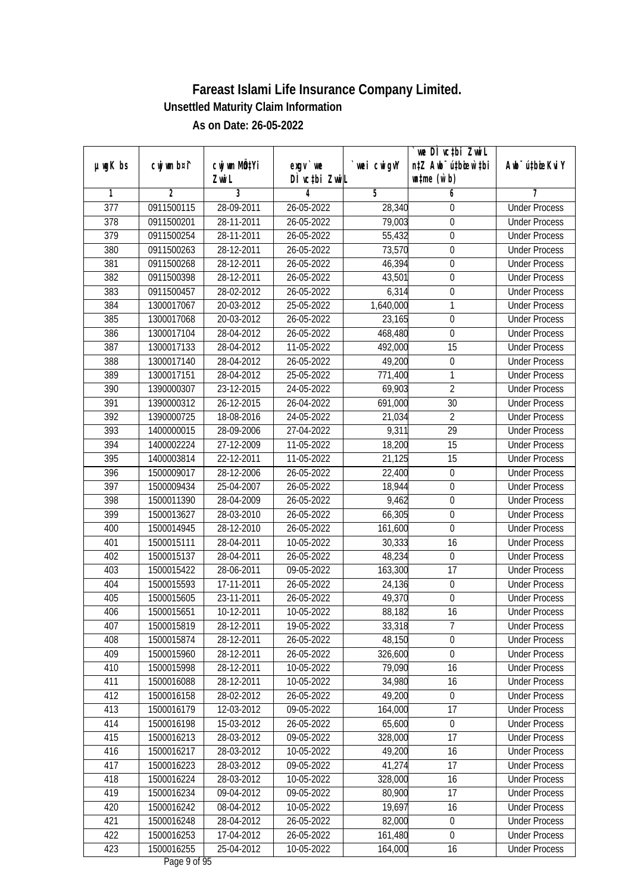# Fareast Islami Life Insurance Company Limited.

**Unsettled Maturity Claim Information**

**As on Date: 26-05-2022**

| µwgK bs | cwjwm b¤^i | cwjwm MÖn‡Yi ZvwiL | exgv`we DÌvc‡bi ZvwiL | `vwei cwigvY | `vwe DÌvc‡bi ZvwiL n‡Z Awb¯ú‡bœi w`‡bi msL¨v (w`b) | Awb¯ú‡bœi KviY |
|---|---|---|---|---|---|---|
| 1 | 2 | 3 | 4 | 5 | 6 | 7 |
| 377 | 0911500115 | 28-09-2011 | 26-05-2022 | 28,340 | 0 | Under Process |
| 378 | 0911500201 | 28-11-2011 | 26-05-2022 | 79,003 | 0 | Under Process |
| 379 | 0911500254 | 28-11-2011 | 26-05-2022 | 55,432 | 0 | Under Process |
| 380 | 0911500263 | 28-12-2011 | 26-05-2022 | 73,570 | 0 | Under Process |
| 381 | 0911500268 | 28-12-2011 | 26-05-2022 | 46,394 | 0 | Under Process |
| 382 | 0911500398 | 28-12-2011 | 26-05-2022 | 43,501 | 0 | Under Process |
| 383 | 0911500457 | 28-02-2012 | 26-05-2022 | 6,314 | 0 | Under Process |
| 384 | 1300017067 | 20-03-2012 | 25-05-2022 | 1,640,000 | 1 | Under Process |
| 385 | 1300017068 | 20-03-2012 | 26-05-2022 | 23,165 | 0 | Under Process |
| 386 | 1300017104 | 28-04-2012 | 26-05-2022 | 468,480 | 0 | Under Process |
| 387 | 1300017133 | 28-04-2012 | 11-05-2022 | 492,000 | 15 | Under Process |
| 388 | 1300017140 | 28-04-2012 | 26-05-2022 | 49,200 | 0 | Under Process |
| 389 | 1300017151 | 28-04-2012 | 25-05-2022 | 771,400 | 1 | Under Process |
| 390 | 1390000307 | 23-12-2015 | 24-05-2022 | 69,903 | 2 | Under Process |
| 391 | 1390000312 | 26-12-2015 | 26-04-2022 | 691,000 | 30 | Under Process |
| 392 | 1390000725 | 18-08-2016 | 24-05-2022 | 21,034 | 2 | Under Process |
| 393 | 1400000015 | 28-09-2006 | 27-04-2022 | 9,311 | 29 | Under Process |
| 394 | 1400002224 | 27-12-2009 | 11-05-2022 | 18,200 | 15 | Under Process |
| 395 | 1400003814 | 22-12-2011 | 11-05-2022 | 21,125 | 15 | Under Process |
| 396 | 1500009017 | 28-12-2006 | 26-05-2022 | 22,400 | 0 | Under Process |
| 397 | 1500009434 | 25-04-2007 | 26-05-2022 | 18,944 | 0 | Under Process |
| 398 | 1500011390 | 28-04-2009 | 26-05-2022 | 9,462 | 0 | Under Process |
| 399 | 1500013627 | 28-03-2010 | 26-05-2022 | 66,305 | 0 | Under Process |
| 400 | 1500014945 | 28-12-2010 | 26-05-2022 | 161,600 | 0 | Under Process |
| 401 | 1500015111 | 28-04-2011 | 10-05-2022 | 30,333 | 16 | Under Process |
| 402 | 1500015137 | 28-04-2011 | 26-05-2022 | 48,234 | 0 | Under Process |
| 403 | 1500015422 | 28-06-2011 | 09-05-2022 | 163,300 | 17 | Under Process |
| 404 | 1500015593 | 17-11-2011 | 26-05-2022 | 24,136 | 0 | Under Process |
| 405 | 1500015605 | 23-11-2011 | 26-05-2022 | 49,370 | 0 | Under Process |
| 406 | 1500015651 | 10-12-2011 | 10-05-2022 | 88,182 | 16 | Under Process |
| 407 | 1500015819 | 28-12-2011 | 19-05-2022 | 33,318 | 7 | Under Process |
| 408 | 1500015874 | 28-12-2011 | 26-05-2022 | 48,150 | 0 | Under Process |
| 409 | 1500015960 | 28-12-2011 | 26-05-2022 | 326,600 | 0 | Under Process |
| 410 | 1500015998 | 28-12-2011 | 10-05-2022 | 79,090 | 16 | Under Process |
| 411 | 1500016088 | 28-12-2011 | 10-05-2022 | 34,980 | 16 | Under Process |
| 412 | 1500016158 | 28-02-2012 | 26-05-2022 | 49,200 | 0 | Under Process |
| 413 | 1500016179 | 12-03-2012 | 09-05-2022 | 164,000 | 17 | Under Process |
| 414 | 1500016198 | 15-03-2012 | 26-05-2022 | 65,600 | 0 | Under Process |
| 415 | 1500016213 | 28-03-2012 | 09-05-2022 | 328,000 | 17 | Under Process |
| 416 | 1500016217 | 28-03-2012 | 10-05-2022 | 49,200 | 16 | Under Process |
| 417 | 1500016223 | 28-03-2012 | 09-05-2022 | 41,274 | 17 | Under Process |
| 418 | 1500016224 | 28-03-2012 | 10-05-2022 | 328,000 | 16 | Under Process |
| 419 | 1500016234 | 09-04-2012 | 09-05-2022 | 80,900 | 17 | Under Process |
| 420 | 1500016242 | 08-04-2012 | 10-05-2022 | 19,697 | 16 | Under Process |
| 421 | 1500016248 | 28-04-2012 | 26-05-2022 | 82,000 | 0 | Under Process |
| 422 | 1500016253 | 17-04-2012 | 26-05-2022 | 161,480 | 0 | Under Process |
| 423 | 1500016255 | 25-04-2012 | 10-05-2022 | 164,000 | 16 | Under Process |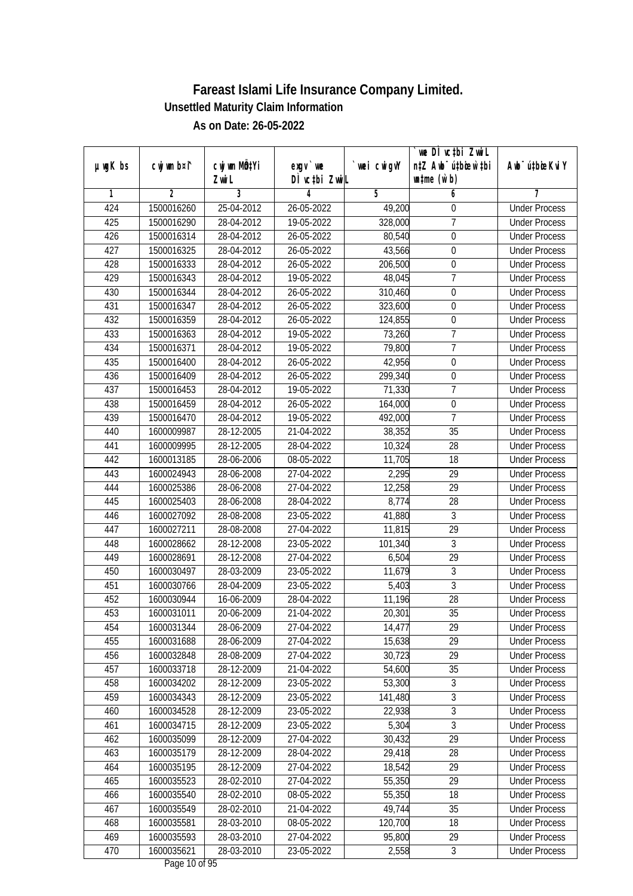# Fareast Islami Life Insurance Company Limited.

## Unsettled Maturity Claim Information

### As on Date: 26-05-2022

| µwgK bs | cwjwm b¤^i | cwjwm MÖn‡Yi ZvwiL | exgv` we DÌvc‡bi ZvwiL | `vwei cwigvY | `we DÌvc‡bi ZvwiL n‡Z Awb¯úwËi w`‡bi wnmve (w`b) | Awb¯úwËi KviY |
|---|---|---|---|---|---|---|
| 1 | 2 | 3 | 4 | 5 | 6 | 7 |
| 424 | 1500016260 | 25-04-2012 | 26-05-2022 | 49,200 | 0 | Under Process |
| 425 | 1500016290 | 28-04-2012 | 19-05-2022 | 328,000 | 7 | Under Process |
| 426 | 1500016314 | 28-04-2012 | 26-05-2022 | 80,540 | 0 | Under Process |
| 427 | 1500016325 | 28-04-2012 | 26-05-2022 | 43,566 | 0 | Under Process |
| 428 | 1500016333 | 28-04-2012 | 26-05-2022 | 206,500 | 0 | Under Process |
| 429 | 1500016343 | 28-04-2012 | 19-05-2022 | 48,045 | 7 | Under Process |
| 430 | 1500016344 | 28-04-2012 | 26-05-2022 | 310,460 | 0 | Under Process |
| 431 | 1500016347 | 28-04-2012 | 26-05-2022 | 323,600 | 0 | Under Process |
| 432 | 1500016359 | 28-04-2012 | 26-05-2022 | 124,855 | 0 | Under Process |
| 433 | 1500016363 | 28-04-2012 | 19-05-2022 | 73,260 | 7 | Under Process |
| 434 | 1500016371 | 28-04-2012 | 19-05-2022 | 79,800 | 7 | Under Process |
| 435 | 1500016400 | 28-04-2012 | 26-05-2022 | 42,956 | 0 | Under Process |
| 436 | 1500016409 | 28-04-2012 | 26-05-2022 | 299,340 | 0 | Under Process |
| 437 | 1500016453 | 28-04-2012 | 19-05-2022 | 71,330 | 7 | Under Process |
| 438 | 1500016459 | 28-04-2012 | 26-05-2022 | 164,000 | 0 | Under Process |
| 439 | 1500016470 | 28-04-2012 | 19-05-2022 | 492,000 | 7 | Under Process |
| 440 | 1600009987 | 28-12-2005 | 21-04-2022 | 38,352 | 35 | Under Process |
| 441 | 1600009995 | 28-12-2005 | 28-04-2022 | 10,324 | 28 | Under Process |
| 442 | 1600013185 | 28-06-2006 | 08-05-2022 | 11,705 | 18 | Under Process |
| 443 | 1600024943 | 28-06-2008 | 27-04-2022 | 2,295 | 29 | Under Process |
| 444 | 1600025386 | 28-06-2008 | 27-04-2022 | 12,258 | 29 | Under Process |
| 445 | 1600025403 | 28-06-2008 | 28-04-2022 | 8,774 | 28 | Under Process |
| 446 | 1600027092 | 28-08-2008 | 23-05-2022 | 41,880 | 3 | Under Process |
| 447 | 1600027211 | 28-08-2008 | 27-04-2022 | 11,815 | 29 | Under Process |
| 448 | 1600028662 | 28-12-2008 | 23-05-2022 | 101,340 | 3 | Under Process |
| 449 | 1600028691 | 28-12-2008 | 27-04-2022 | 6,504 | 29 | Under Process |
| 450 | 1600030497 | 28-03-2009 | 23-05-2022 | 11,679 | 3 | Under Process |
| 451 | 1600030766 | 28-04-2009 | 23-05-2022 | 5,403 | 3 | Under Process |
| 452 | 1600030944 | 16-06-2009 | 28-04-2022 | 11,196 | 28 | Under Process |
| 453 | 1600031011 | 20-06-2009 | 21-04-2022 | 20,301 | 35 | Under Process |
| 454 | 1600031344 | 28-06-2009 | 27-04-2022 | 14,477 | 29 | Under Process |
| 455 | 1600031688 | 28-06-2009 | 27-04-2022 | 15,638 | 29 | Under Process |
| 456 | 1600032848 | 28-08-2009 | 27-04-2022 | 30,723 | 29 | Under Process |
| 457 | 1600033718 | 28-12-2009 | 21-04-2022 | 54,600 | 35 | Under Process |
| 458 | 1600034202 | 28-12-2009 | 23-05-2022 | 53,300 | 3 | Under Process |
| 459 | 1600034343 | 28-12-2009 | 23-05-2022 | 141,480 | 3 | Under Process |
| 460 | 1600034528 | 28-12-2009 | 23-05-2022 | 22,938 | 3 | Under Process |
| 461 | 1600034715 | 28-12-2009 | 23-05-2022 | 5,304 | 3 | Under Process |
| 462 | 1600035099 | 28-12-2009 | 27-04-2022 | 30,432 | 29 | Under Process |
| 463 | 1600035179 | 28-12-2009 | 28-04-2022 | 29,418 | 28 | Under Process |
| 464 | 1600035195 | 28-12-2009 | 27-04-2022 | 18,542 | 29 | Under Process |
| 465 | 1600035523 | 28-02-2010 | 27-04-2022 | 55,350 | 29 | Under Process |
| 466 | 1600035540 | 28-02-2010 | 08-05-2022 | 55,350 | 18 | Under Process |
| 467 | 1600035549 | 28-02-2010 | 21-04-2022 | 49,744 | 35 | Under Process |
| 468 | 1600035581 | 28-03-2010 | 08-05-2022 | 120,700 | 18 | Under Process |
| 469 | 1600035593 | 28-03-2010 | 27-04-2022 | 95,800 | 29 | Under Process |
| 470 | 1600035621 | 28-03-2010 | 23-05-2022 | 2,558 | 3 | Under Process |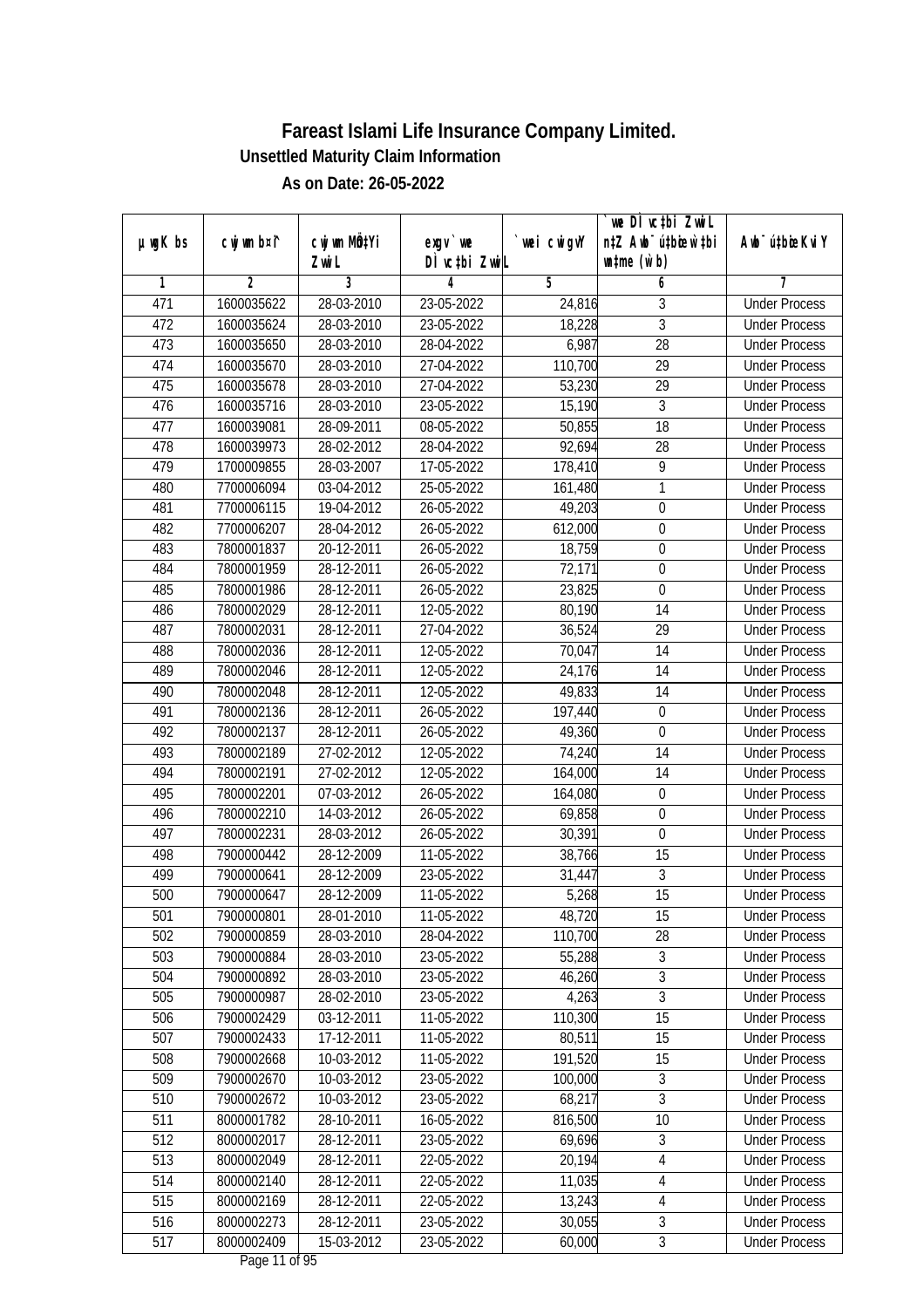# Fareast Islami Life Insurance Company Limited.

## Unsettled Maturity Claim Information

### As on Date: 26-05-2022

| µwgK bs | cwjwm b¤^i | cwjwm MÖn‡Yi ZvwiL | exgv `vwe DÌvc‡bi ZvwiL | `vwei cwigvY | `vwe DÌvc‡bi ZvwiL n‡Z Awb¯úwËK…Z `vwei mgq (w`b) | Awb¯ú‡bi KviY |
|---|---|---|---|---|---|---|
| 1 | 2 | 3 | 4 | 5 | 6 | 7 |
| 471 | 1600035622 | 28-03-2010 | 23-05-2022 | 24,816 | 3 | Under Process |
| 472 | 1600035624 | 28-03-2010 | 23-05-2022 | 18,228 | 3 | Under Process |
| 473 | 1600035650 | 28-03-2010 | 28-04-2022 | 6,987 | 28 | Under Process |
| 474 | 1600035670 | 28-03-2010 | 27-04-2022 | 110,700 | 29 | Under Process |
| 475 | 1600035678 | 28-03-2010 | 27-04-2022 | 53,230 | 29 | Under Process |
| 476 | 1600035716 | 28-03-2010 | 23-05-2022 | 15,190 | 3 | Under Process |
| 477 | 1600039081 | 28-09-2011 | 08-05-2022 | 50,855 | 18 | Under Process |
| 478 | 1600039973 | 28-02-2012 | 28-04-2022 | 92,694 | 28 | Under Process |
| 479 | 1700009855 | 28-03-2007 | 17-05-2022 | 178,410 | 9 | Under Process |
| 480 | 7700006094 | 03-04-2012 | 25-05-2022 | 161,480 | 1 | Under Process |
| 481 | 7700006115 | 19-04-2012 | 26-05-2022 | 49,203 | 0 | Under Process |
| 482 | 7700006207 | 28-04-2012 | 26-05-2022 | 612,000 | 0 | Under Process |
| 483 | 7800001837 | 20-12-2011 | 26-05-2022 | 18,759 | 0 | Under Process |
| 484 | 7800001959 | 28-12-2011 | 26-05-2022 | 72,171 | 0 | Under Process |
| 485 | 7800001986 | 28-12-2011 | 26-05-2022 | 23,825 | 0 | Under Process |
| 486 | 7800002029 | 28-12-2011 | 12-05-2022 | 80,190 | 14 | Under Process |
| 487 | 7800002031 | 28-12-2011 | 27-04-2022 | 36,524 | 29 | Under Process |
| 488 | 7800002036 | 28-12-2011 | 12-05-2022 | 70,047 | 14 | Under Process |
| 489 | 7800002046 | 28-12-2011 | 12-05-2022 | 24,176 | 14 | Under Process |
| 490 | 7800002048 | 28-12-2011 | 12-05-2022 | 49,833 | 14 | Under Process |
| 491 | 7800002136 | 28-12-2011 | 26-05-2022 | 197,440 | 0 | Under Process |
| 492 | 7800002137 | 28-12-2011 | 26-05-2022 | 49,360 | 0 | Under Process |
| 493 | 7800002189 | 27-02-2012 | 12-05-2022 | 74,240 | 14 | Under Process |
| 494 | 7800002191 | 27-02-2012 | 12-05-2022 | 164,000 | 14 | Under Process |
| 495 | 7800002201 | 07-03-2012 | 26-05-2022 | 164,080 | 0 | Under Process |
| 496 | 7800002210 | 14-03-2012 | 26-05-2022 | 69,858 | 0 | Under Process |
| 497 | 7800002231 | 28-03-2012 | 26-05-2022 | 30,391 | 0 | Under Process |
| 498 | 7900000442 | 28-12-2009 | 11-05-2022 | 38,766 | 15 | Under Process |
| 499 | 7900000641 | 28-12-2009 | 23-05-2022 | 31,447 | 3 | Under Process |
| 500 | 7900000647 | 28-12-2009 | 11-05-2022 | 5,268 | 15 | Under Process |
| 501 | 7900000801 | 28-01-2010 | 11-05-2022 | 48,720 | 15 | Under Process |
| 502 | 7900000859 | 28-03-2010 | 28-04-2022 | 110,700 | 28 | Under Process |
| 503 | 7900000884 | 28-03-2010 | 23-05-2022 | 55,288 | 3 | Under Process |
| 504 | 7900000892 | 28-03-2010 | 23-05-2022 | 46,260 | 3 | Under Process |
| 505 | 7900000987 | 28-02-2010 | 23-05-2022 | 4,263 | 3 | Under Process |
| 506 | 7900002429 | 03-12-2011 | 11-05-2022 | 110,300 | 15 | Under Process |
| 507 | 7900002433 | 17-12-2011 | 11-05-2022 | 80,511 | 15 | Under Process |
| 508 | 7900002668 | 10-03-2012 | 11-05-2022 | 191,520 | 15 | Under Process |
| 509 | 7900002670 | 10-03-2012 | 23-05-2022 | 100,000 | 3 | Under Process |
| 510 | 7900002672 | 10-03-2012 | 23-05-2022 | 68,217 | 3 | Under Process |
| 511 | 8000001782 | 28-10-2011 | 16-05-2022 | 816,500 | 10 | Under Process |
| 512 | 8000002017 | 28-12-2011 | 23-05-2022 | 69,696 | 3 | Under Process |
| 513 | 8000002049 | 28-12-2011 | 22-05-2022 | 20,194 | 4 | Under Process |
| 514 | 8000002140 | 28-12-2011 | 22-05-2022 | 11,035 | 4 | Under Process |
| 515 | 8000002169 | 28-12-2011 | 22-05-2022 | 13,243 | 4 | Under Process |
| 516 | 8000002273 | 28-12-2011 | 23-05-2022 | 30,055 | 3 | Under Process |
| 517 | 8000002409 | 15-03-2012 | 23-05-2022 | 60,000 | 3 | Under Process |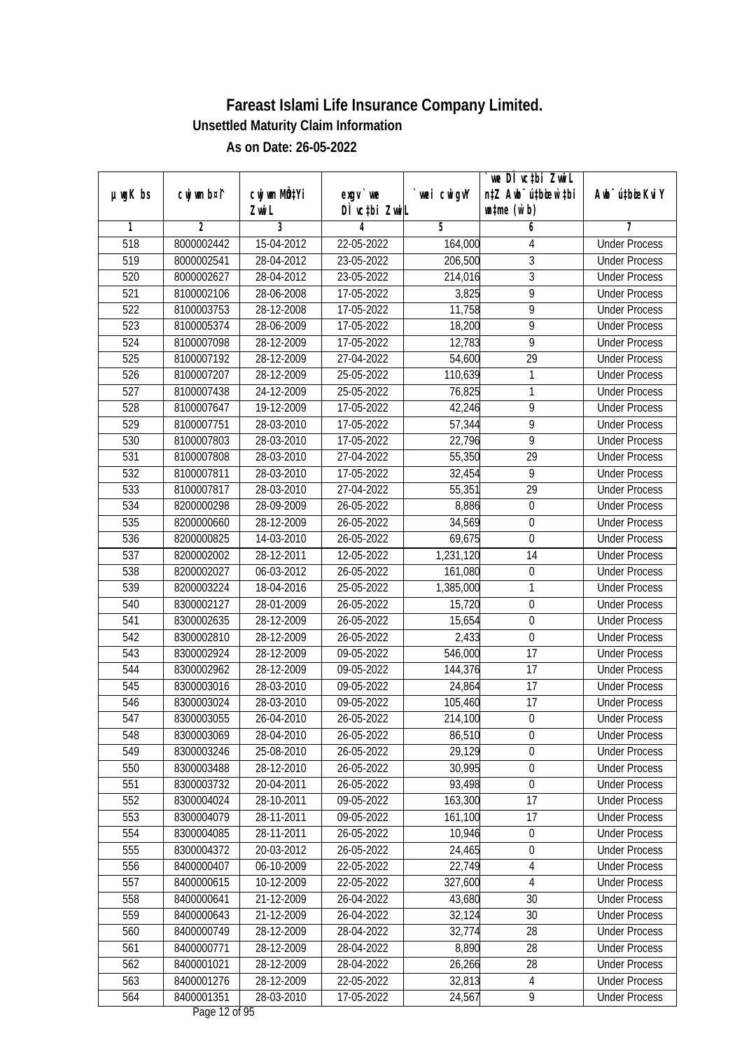# Fareast Islami Life Insurance Company Limited.

## Unsettled Maturity Claim Information

### As on Date: 26-05-2022

| µwgK bs | cwjwm b¤^i | cwjwm MÖn‡Yi ZvwiL | exgv`vwe DÌvc‡bi ZvwiL | `vwei cwigvY | `vwe DÌvc‡bi ZvwiL n‡Z Awb¯úbœ `v‡bi wb‡me (w`b) | Awb¯ú‡bœi KviY |
|---|---|---|---|---|---|---|
| 1 | 2 | 3 | 4 | 5 | 6 | 7 |
| 518 | 8000002442 | 15-04-2012 | 22-05-2022 | 164,000 | 4 | Under Process |
| 519 | 8000002541 | 28-04-2012 | 23-05-2022 | 206,500 | 3 | Under Process |
| 520 | 8000002627 | 28-04-2012 | 23-05-2022 | 214,016 | 3 | Under Process |
| 521 | 8100002106 | 28-06-2008 | 17-05-2022 | 3,825 | 9 | Under Process |
| 522 | 8100003753 | 28-12-2008 | 17-05-2022 | 11,758 | 9 | Under Process |
| 523 | 8100005374 | 28-06-2009 | 17-05-2022 | 18,200 | 9 | Under Process |
| 524 | 8100007098 | 28-12-2009 | 17-05-2022 | 12,783 | 9 | Under Process |
| 525 | 8100007192 | 28-12-2009 | 27-04-2022 | 54,600 | 29 | Under Process |
| 526 | 8100007207 | 28-12-2009 | 25-05-2022 | 110,639 | 1 | Under Process |
| 527 | 8100007438 | 24-12-2009 | 25-05-2022 | 76,825 | 1 | Under Process |
| 528 | 8100007647 | 19-12-2009 | 17-05-2022 | 42,246 | 9 | Under Process |
| 529 | 8100007751 | 28-03-2010 | 17-05-2022 | 57,344 | 9 | Under Process |
| 530 | 8100007803 | 28-03-2010 | 17-05-2022 | 22,796 | 9 | Under Process |
| 531 | 8100007808 | 28-03-2010 | 27-04-2022 | 55,350 | 29 | Under Process |
| 532 | 8100007811 | 28-03-2010 | 17-05-2022 | 32,454 | 9 | Under Process |
| 533 | 8100007817 | 28-03-2010 | 27-04-2022 | 55,351 | 29 | Under Process |
| 534 | 8200000298 | 28-09-2009 | 26-05-2022 | 8,886 | 0 | Under Process |
| 535 | 8200000660 | 28-12-2009 | 26-05-2022 | 34,569 | 0 | Under Process |
| 536 | 8200000825 | 14-03-2010 | 26-05-2022 | 69,675 | 0 | Under Process |
| 537 | 8200002002 | 28-12-2011 | 12-05-2022 | 1,231,120 | 14 | Under Process |
| 538 | 8200002027 | 06-03-2012 | 26-05-2022 | 161,080 | 0 | Under Process |
| 539 | 8200003224 | 18-04-2016 | 25-05-2022 | 1,385,000 | 1 | Under Process |
| 540 | 8300002127 | 28-01-2009 | 26-05-2022 | 15,720 | 0 | Under Process |
| 541 | 8300002635 | 28-12-2009 | 26-05-2022 | 15,654 | 0 | Under Process |
| 542 | 8300002810 | 28-12-2009 | 26-05-2022 | 2,433 | 0 | Under Process |
| 543 | 8300002924 | 28-12-2009 | 09-05-2022 | 546,000 | 17 | Under Process |
| 544 | 8300002962 | 28-12-2009 | 09-05-2022 | 144,376 | 17 | Under Process |
| 545 | 8300003016 | 28-03-2010 | 09-05-2022 | 24,864 | 17 | Under Process |
| 546 | 8300003024 | 28-03-2010 | 09-05-2022 | 105,460 | 17 | Under Process |
| 547 | 8300003055 | 26-04-2010 | 26-05-2022 | 214,100 | 0 | Under Process |
| 548 | 8300003069 | 28-04-2010 | 26-05-2022 | 86,510 | 0 | Under Process |
| 549 | 8300003246 | 25-08-2010 | 26-05-2022 | 29,129 | 0 | Under Process |
| 550 | 8300003488 | 28-12-2010 | 26-05-2022 | 30,995 | 0 | Under Process |
| 551 | 8300003732 | 20-04-2011 | 26-05-2022 | 93,498 | 0 | Under Process |
| 552 | 8300004024 | 28-10-2011 | 09-05-2022 | 163,300 | 17 | Under Process |
| 553 | 8300004079 | 28-11-2011 | 09-05-2022 | 161,100 | 17 | Under Process |
| 554 | 8300004085 | 28-11-2011 | 26-05-2022 | 10,946 | 0 | Under Process |
| 555 | 8300004372 | 20-03-2012 | 26-05-2022 | 24,465 | 0 | Under Process |
| 556 | 8400000407 | 06-10-2009 | 22-05-2022 | 22,749 | 4 | Under Process |
| 557 | 8400000615 | 10-12-2009 | 22-05-2022 | 327,600 | 4 | Under Process |
| 558 | 8400000641 | 21-12-2009 | 26-04-2022 | 43,680 | 30 | Under Process |
| 559 | 8400000643 | 21-12-2009 | 26-04-2022 | 32,124 | 30 | Under Process |
| 560 | 8400000749 | 28-12-2009 | 28-04-2022 | 32,774 | 28 | Under Process |
| 561 | 8400000771 | 28-12-2009 | 28-04-2022 | 8,890 | 28 | Under Process |
| 562 | 8400001021 | 28-12-2009 | 28-04-2022 | 26,266 | 28 | Under Process |
| 563 | 8400001276 | 28-12-2009 | 22-05-2022 | 32,813 | 4 | Under Process |
| 564 | 8400001351 | 28-03-2010 | 17-05-2022 | 24,567 | 9 | Under Process |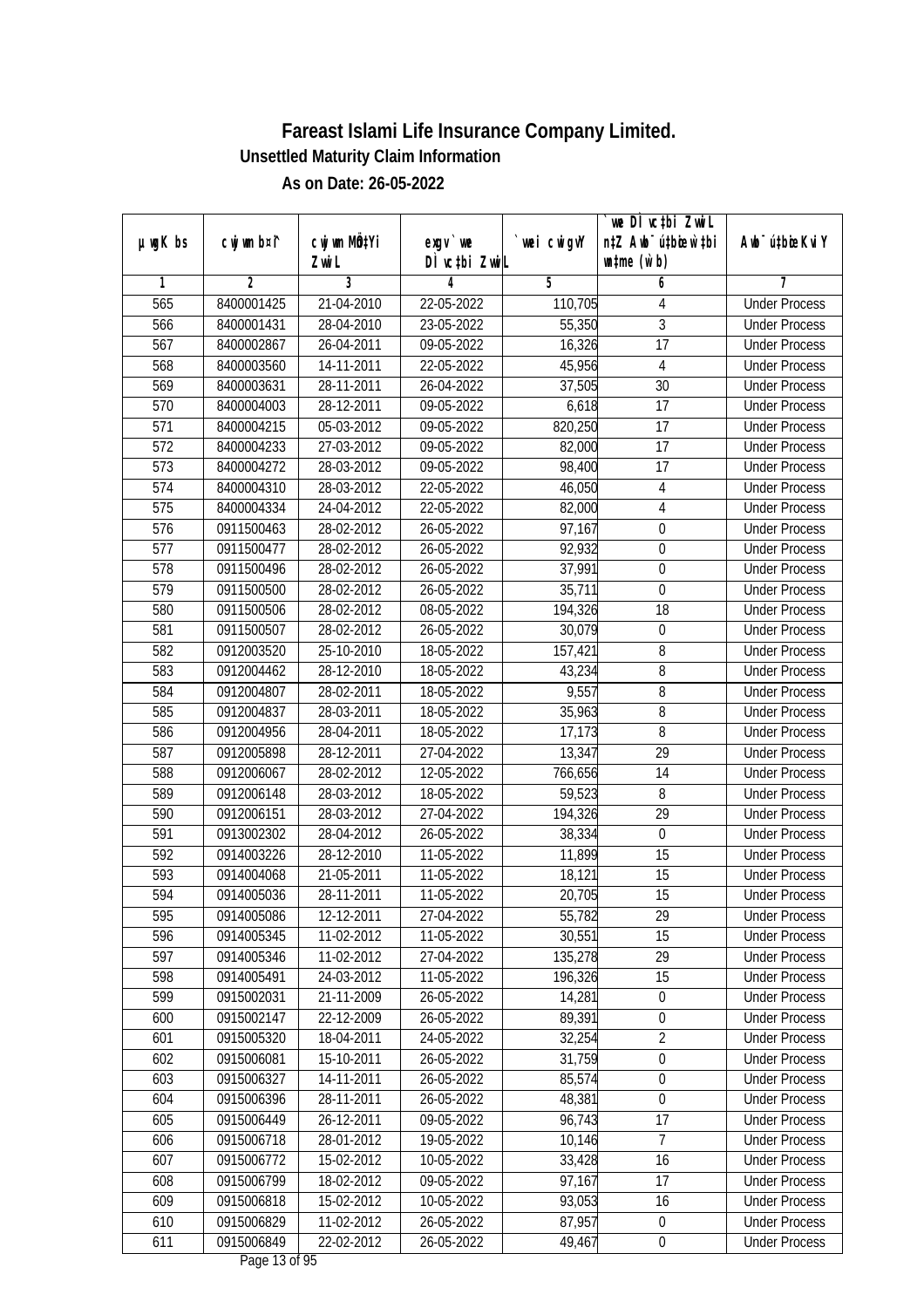# Fareast Islami Life Insurance Company Limited.

**Unsettled Maturity Claim Information**

**As on Date: 26-05-2022**

| µwgK bs | cwjwm b¤î | cwjwm MÖ‡Yi ZwiL | exgv`we DÌvc‡bi ZwiL | `vwei cwigvY | `vwe DÌvc‡bi ZwiL n‡Z Awb¯úbœ `vwei wbnZ (w`b) | Awb¯úbœ KviY |
|---|---|---|---|---|---|---|
| 1 | 2 | 3 | 4 | 5 | 6 | 7 |
| 565 | 8400001425 | 21-04-2010 | 22-05-2022 | 110,705 | 4 | Under Process |
| 566 | 8400001431 | 28-04-2010 | 23-05-2022 | 55,350 | 3 | Under Process |
| 567 | 8400002867 | 26-04-2011 | 09-05-2022 | 16,326 | 17 | Under Process |
| 568 | 8400003560 | 14-11-2011 | 22-05-2022 | 45,956 | 4 | Under Process |
| 569 | 8400003631 | 28-11-2011 | 26-04-2022 | 37,505 | 30 | Under Process |
| 570 | 8400004003 | 28-12-2011 | 09-05-2022 | 6,618 | 17 | Under Process |
| 571 | 8400004215 | 05-03-2012 | 09-05-2022 | 820,250 | 17 | Under Process |
| 572 | 8400004233 | 27-03-2012 | 09-05-2022 | 82,000 | 17 | Under Process |
| 573 | 8400004272 | 28-03-2012 | 09-05-2022 | 98,400 | 17 | Under Process |
| 574 | 8400004310 | 28-03-2012 | 22-05-2022 | 46,050 | 4 | Under Process |
| 575 | 8400004334 | 24-04-2012 | 22-05-2022 | 82,000 | 4 | Under Process |
| 576 | 0911500463 | 28-02-2012 | 26-05-2022 | 97,167 | 0 | Under Process |
| 577 | 0911500477 | 28-02-2012 | 26-05-2022 | 92,932 | 0 | Under Process |
| 578 | 0911500496 | 28-02-2012 | 26-05-2022 | 37,991 | 0 | Under Process |
| 579 | 0911500500 | 28-02-2012 | 26-05-2022 | 35,711 | 0 | Under Process |
| 580 | 0911500506 | 28-02-2012 | 08-05-2022 | 194,326 | 18 | Under Process |
| 581 | 0911500507 | 28-02-2012 | 26-05-2022 | 30,079 | 0 | Under Process |
| 582 | 0912003520 | 25-10-2010 | 18-05-2022 | 157,421 | 8 | Under Process |
| 583 | 0912004462 | 28-12-2010 | 18-05-2022 | 43,234 | 8 | Under Process |
| 584 | 0912004807 | 28-02-2011 | 18-05-2022 | 9,557 | 8 | Under Process |
| 585 | 0912004837 | 28-03-2011 | 18-05-2022 | 35,963 | 8 | Under Process |
| 586 | 0912004956 | 28-04-2011 | 18-05-2022 | 17,173 | 8 | Under Process |
| 587 | 0912005898 | 28-12-2011 | 27-04-2022 | 13,347 | 29 | Under Process |
| 588 | 0912006067 | 28-02-2012 | 12-05-2022 | 766,656 | 14 | Under Process |
| 589 | 0912006148 | 28-03-2012 | 18-05-2022 | 59,523 | 8 | Under Process |
| 590 | 0912006151 | 28-03-2012 | 27-04-2022 | 194,326 | 29 | Under Process |
| 591 | 0913002302 | 28-04-2012 | 26-05-2022 | 38,334 | 0 | Under Process |
| 592 | 0914003226 | 28-12-2010 | 11-05-2022 | 11,899 | 15 | Under Process |
| 593 | 0914004068 | 21-05-2011 | 11-05-2022 | 18,121 | 15 | Under Process |
| 594 | 0914005036 | 28-11-2011 | 11-05-2022 | 20,705 | 15 | Under Process |
| 595 | 0914005086 | 12-12-2011 | 27-04-2022 | 55,782 | 29 | Under Process |
| 596 | 0914005345 | 11-02-2012 | 11-05-2022 | 30,551 | 15 | Under Process |
| 597 | 0914005346 | 11-02-2012 | 27-04-2022 | 135,278 | 29 | Under Process |
| 598 | 0914005491 | 24-03-2012 | 11-05-2022 | 196,326 | 15 | Under Process |
| 599 | 0915002031 | 21-11-2009 | 26-05-2022 | 14,281 | 0 | Under Process |
| 600 | 0915002147 | 22-12-2009 | 26-05-2022 | 89,391 | 0 | Under Process |
| 601 | 0915005320 | 18-04-2011 | 24-05-2022 | 32,254 | 2 | Under Process |
| 602 | 0915006081 | 15-10-2011 | 26-05-2022 | 31,759 | 0 | Under Process |
| 603 | 0915006327 | 14-11-2011 | 26-05-2022 | 85,574 | 0 | Under Process |
| 604 | 0915006396 | 28-11-2011 | 26-05-2022 | 48,381 | 0 | Under Process |
| 605 | 0915006449 | 26-12-2011 | 09-05-2022 | 96,743 | 17 | Under Process |
| 606 | 0915006718 | 28-01-2012 | 19-05-2022 | 10,146 | 7 | Under Process |
| 607 | 0915006772 | 15-02-2012 | 10-05-2022 | 33,428 | 16 | Under Process |
| 608 | 0915006799 | 18-02-2012 | 09-05-2022 | 97,167 | 17 | Under Process |
| 609 | 0915006818 | 15-02-2012 | 10-05-2022 | 93,053 | 16 | Under Process |
| 610 | 0915006829 | 11-02-2012 | 26-05-2022 | 87,957 | 0 | Under Process |
| 611 | 0915006849 | 22-02-2012 | 26-05-2022 | 49,467 | 0 | Under Process |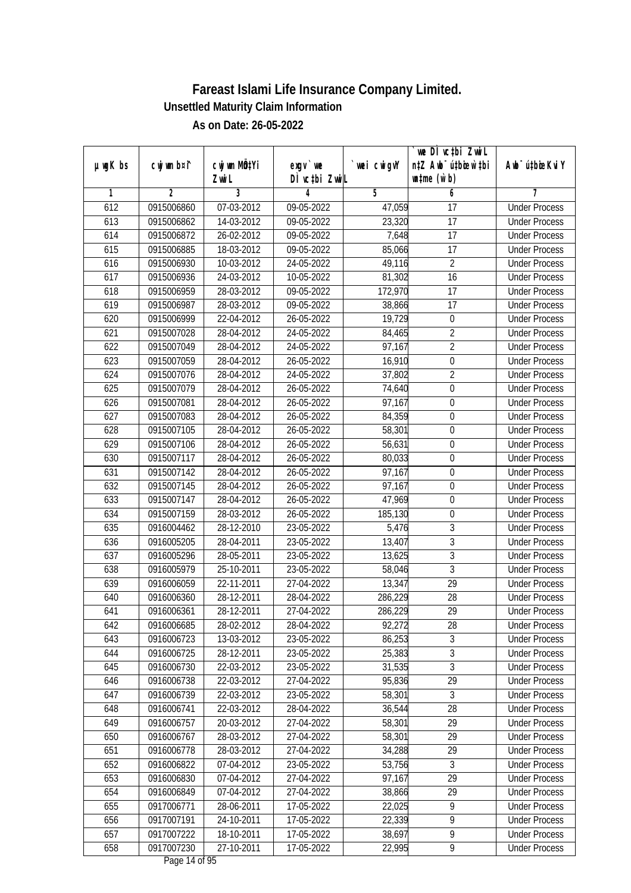# Fareast Islami Life Insurance Company Limited.

## Unsettled Maturity Claim Information

### As on Date: 26-05-2022

| µwgK bs | cwjwm b¤î | cwjwm MÖn‡Yi ZvwiL | exgv`we DÌvc‡bi ZvwiL | `vwei cwigvY | `vwe DÌvc‡bi ZvwiL n‡Z AvR ch©šÍ w`‡bi msL¨v (w`b) | Awb¯úbœ nIqvi KviY |
|---|---|---|---|---|---|---|
| 1 | 2 | 3 | 4 | 5 | 6 | 7 |
| 612 | 0915006860 | 07-03-2012 | 09-05-2022 | 47,059 | 17 | Under Process |
| 613 | 0915006862 | 14-03-2012 | 09-05-2022 | 23,320 | 17 | Under Process |
| 614 | 0915006872 | 26-02-2012 | 09-05-2022 | 7,648 | 17 | Under Process |
| 615 | 0915006885 | 18-03-2012 | 09-05-2022 | 85,066 | 17 | Under Process |
| 616 | 0915006930 | 10-03-2012 | 24-05-2022 | 49,116 | 2 | Under Process |
| 617 | 0915006936 | 24-03-2012 | 10-05-2022 | 81,302 | 16 | Under Process |
| 618 | 0915006959 | 28-03-2012 | 09-05-2022 | 172,970 | 17 | Under Process |
| 619 | 0915006987 | 28-03-2012 | 09-05-2022 | 38,866 | 17 | Under Process |
| 620 | 0915006999 | 22-04-2012 | 26-05-2022 | 19,729 | 0 | Under Process |
| 621 | 0915007028 | 28-04-2012 | 24-05-2022 | 84,465 | 2 | Under Process |
| 622 | 0915007049 | 28-04-2012 | 24-05-2022 | 97,167 | 2 | Under Process |
| 623 | 0915007059 | 28-04-2012 | 26-05-2022 | 16,910 | 0 | Under Process |
| 624 | 0915007076 | 28-04-2012 | 24-05-2022 | 37,802 | 2 | Under Process |
| 625 | 0915007079 | 28-04-2012 | 26-05-2022 | 74,640 | 0 | Under Process |
| 626 | 0915007081 | 28-04-2012 | 26-05-2022 | 97,167 | 0 | Under Process |
| 627 | 0915007083 | 28-04-2012 | 26-05-2022 | 84,359 | 0 | Under Process |
| 628 | 0915007105 | 28-04-2012 | 26-05-2022 | 58,301 | 0 | Under Process |
| 629 | 0915007106 | 28-04-2012 | 26-05-2022 | 56,631 | 0 | Under Process |
| 630 | 0915007117 | 28-04-2012 | 26-05-2022 | 80,033 | 0 | Under Process |
| 631 | 0915007142 | 28-04-2012 | 26-05-2022 | 97,167 | 0 | Under Process |
| 632 | 0915007145 | 28-04-2012 | 26-05-2022 | 97,167 | 0 | Under Process |
| 633 | 0915007147 | 28-04-2012 | 26-05-2022 | 47,969 | 0 | Under Process |
| 634 | 0915007159 | 28-03-2012 | 26-05-2022 | 185,130 | 0 | Under Process |
| 635 | 0916004462 | 28-12-2010 | 23-05-2022 | 5,476 | 3 | Under Process |
| 636 | 0916005205 | 28-04-2011 | 23-05-2022 | 13,407 | 3 | Under Process |
| 637 | 0916005296 | 28-05-2011 | 23-05-2022 | 13,625 | 3 | Under Process |
| 638 | 0916005979 | 25-10-2011 | 23-05-2022 | 58,046 | 3 | Under Process |
| 639 | 0916006059 | 22-11-2011 | 27-04-2022 | 13,347 | 29 | Under Process |
| 640 | 0916006360 | 28-12-2011 | 28-04-2022 | 286,229 | 28 | Under Process |
| 641 | 0916006361 | 28-12-2011 | 27-04-2022 | 286,229 | 29 | Under Process |
| 642 | 0916006685 | 28-02-2012 | 28-04-2022 | 92,272 | 28 | Under Process |
| 643 | 0916006723 | 13-03-2012 | 23-05-2022 | 86,253 | 3 | Under Process |
| 644 | 0916006725 | 28-12-2011 | 23-05-2022 | 25,383 | 3 | Under Process |
| 645 | 0916006730 | 22-03-2012 | 23-05-2022 | 31,535 | 3 | Under Process |
| 646 | 0916006738 | 22-03-2012 | 27-04-2022 | 95,836 | 29 | Under Process |
| 647 | 0916006739 | 22-03-2012 | 23-05-2022 | 58,301 | 3 | Under Process |
| 648 | 0916006741 | 22-03-2012 | 28-04-2022 | 36,544 | 28 | Under Process |
| 649 | 0916006757 | 20-03-2012 | 27-04-2022 | 58,301 | 29 | Under Process |
| 650 | 0916006767 | 28-03-2012 | 27-04-2022 | 58,301 | 29 | Under Process |
| 651 | 0916006778 | 28-03-2012 | 27-04-2022 | 34,288 | 29 | Under Process |
| 652 | 0916006822 | 07-04-2012 | 23-05-2022 | 53,756 | 3 | Under Process |
| 653 | 0916006830 | 07-04-2012 | 27-04-2022 | 97,167 | 29 | Under Process |
| 654 | 0916006849 | 07-04-2012 | 27-04-2022 | 38,866 | 29 | Under Process |
| 655 | 0917006771 | 28-06-2011 | 17-05-2022 | 22,025 | 9 | Under Process |
| 656 | 0917007191 | 24-10-2011 | 17-05-2022 | 22,339 | 9 | Under Process |
| 657 | 0917007222 | 18-10-2011 | 17-05-2022 | 38,697 | 9 | Under Process |
| 658 | 0917007230 | 27-10-2011 | 17-05-2022 | 22,995 | 9 | Under Process |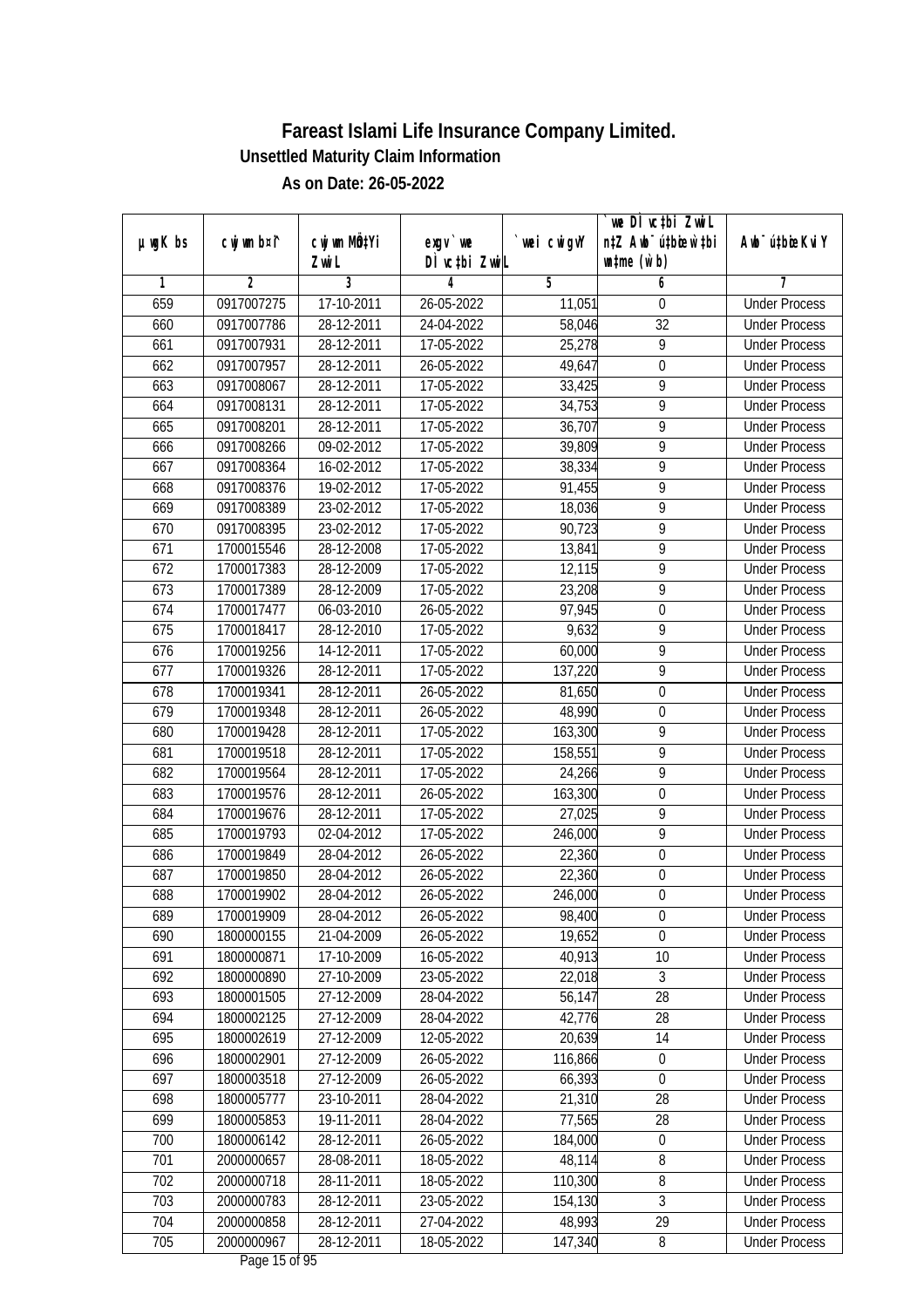# Fareast Islami Life Insurance Company Limited.

## Unsettled Maturity Claim Information

### As on Date: 26-05-2022

| µwgK bs | cwjwm b¤î | cwjwm MÖn‡Yi ZvwiL | exgv`we DÌvc‡bi ZvwiL | `vwei cwigvY | `vwe DÌvc‡bi ZvwiL n‡Z Awb¯úbœ _vKvi mgq (w`b) | Awb¯ú‡bœi KviY |
|---|---|---|---|---|---|---|
| 1 | 2 | 3 | 4 | 5 | 6 | 7 |
| 659 | 0917007275 | 17-10-2011 | 26-05-2022 | 11,051 | 0 | Under Process |
| 660 | 0917007786 | 28-12-2011 | 24-04-2022 | 58,046 | 32 | Under Process |
| 661 | 0917007931 | 28-12-2011 | 17-05-2022 | 25,278 | 9 | Under Process |
| 662 | 0917007957 | 28-12-2011 | 26-05-2022 | 49,647 | 0 | Under Process |
| 663 | 0917008067 | 28-12-2011 | 17-05-2022 | 33,425 | 9 | Under Process |
| 664 | 0917008131 | 28-12-2011 | 17-05-2022 | 34,753 | 9 | Under Process |
| 665 | 0917008201 | 28-12-2011 | 17-05-2022 | 36,707 | 9 | Under Process |
| 666 | 0917008266 | 09-02-2012 | 17-05-2022 | 39,809 | 9 | Under Process |
| 667 | 0917008364 | 16-02-2012 | 17-05-2022 | 38,334 | 9 | Under Process |
| 668 | 0917008376 | 19-02-2012 | 17-05-2022 | 91,455 | 9 | Under Process |
| 669 | 0917008389 | 23-02-2012 | 17-05-2022 | 18,036 | 9 | Under Process |
| 670 | 0917008395 | 23-02-2012 | 17-05-2022 | 90,723 | 9 | Under Process |
| 671 | 1700015546 | 28-12-2008 | 17-05-2022 | 13,841 | 9 | Under Process |
| 672 | 1700017383 | 28-12-2009 | 17-05-2022 | 12,115 | 9 | Under Process |
| 673 | 1700017389 | 28-12-2009 | 17-05-2022 | 23,208 | 9 | Under Process |
| 674 | 1700017477 | 06-03-2010 | 26-05-2022 | 97,945 | 0 | Under Process |
| 675 | 1700018417 | 28-12-2010 | 17-05-2022 | 9,632 | 9 | Under Process |
| 676 | 1700019256 | 14-12-2011 | 17-05-2022 | 60,000 | 9 | Under Process |
| 677 | 1700019326 | 28-12-2011 | 17-05-2022 | 137,220 | 9 | Under Process |
| 678 | 1700019341 | 28-12-2011 | 26-05-2022 | 81,650 | 0 | Under Process |
| 679 | 1700019348 | 28-12-2011 | 26-05-2022 | 48,990 | 0 | Under Process |
| 680 | 1700019428 | 28-12-2011 | 17-05-2022 | 163,300 | 9 | Under Process |
| 681 | 1700019518 | 28-12-2011 | 17-05-2022 | 158,551 | 9 | Under Process |
| 682 | 1700019564 | 28-12-2011 | 17-05-2022 | 24,266 | 9 | Under Process |
| 683 | 1700019576 | 28-12-2011 | 26-05-2022 | 163,300 | 0 | Under Process |
| 684 | 1700019676 | 28-12-2011 | 17-05-2022 | 27,025 | 9 | Under Process |
| 685 | 1700019793 | 02-04-2012 | 17-05-2022 | 246,000 | 9 | Under Process |
| 686 | 1700019849 | 28-04-2012 | 26-05-2022 | 22,360 | 0 | Under Process |
| 687 | 1700019850 | 28-04-2012 | 26-05-2022 | 22,360 | 0 | Under Process |
| 688 | 1700019902 | 28-04-2012 | 26-05-2022 | 246,000 | 0 | Under Process |
| 689 | 1700019909 | 28-04-2012 | 26-05-2022 | 98,400 | 0 | Under Process |
| 690 | 1800000155 | 21-04-2009 | 26-05-2022 | 19,652 | 0 | Under Process |
| 691 | 1800000871 | 17-10-2009 | 16-05-2022 | 40,913 | 10 | Under Process |
| 692 | 1800000890 | 27-10-2009 | 23-05-2022 | 22,018 | 3 | Under Process |
| 693 | 1800001505 | 27-12-2009 | 28-04-2022 | 56,147 | 28 | Under Process |
| 694 | 1800002125 | 27-12-2009 | 28-04-2022 | 42,776 | 28 | Under Process |
| 695 | 1800002619 | 27-12-2009 | 12-05-2022 | 20,639 | 14 | Under Process |
| 696 | 1800002901 | 27-12-2009 | 26-05-2022 | 116,866 | 0 | Under Process |
| 697 | 1800003518 | 27-12-2009 | 26-05-2022 | 66,393 | 0 | Under Process |
| 698 | 1800005777 | 23-10-2011 | 28-04-2022 | 21,310 | 28 | Under Process |
| 699 | 1800005853 | 19-11-2011 | 28-04-2022 | 77,565 | 28 | Under Process |
| 700 | 1800006142 | 28-12-2011 | 26-05-2022 | 184,000 | 0 | Under Process |
| 701 | 2000000657 | 28-08-2011 | 18-05-2022 | 48,114 | 8 | Under Process |
| 702 | 2000000718 | 28-11-2011 | 18-05-2022 | 110,300 | 8 | Under Process |
| 703 | 2000000783 | 28-12-2011 | 23-05-2022 | 154,130 | 3 | Under Process |
| 704 | 2000000858 | 28-12-2011 | 27-04-2022 | 48,993 | 29 | Under Process |
| 705 | 2000000967 | 28-12-2011 | 18-05-2022 | 147,340 | 8 | Under Process |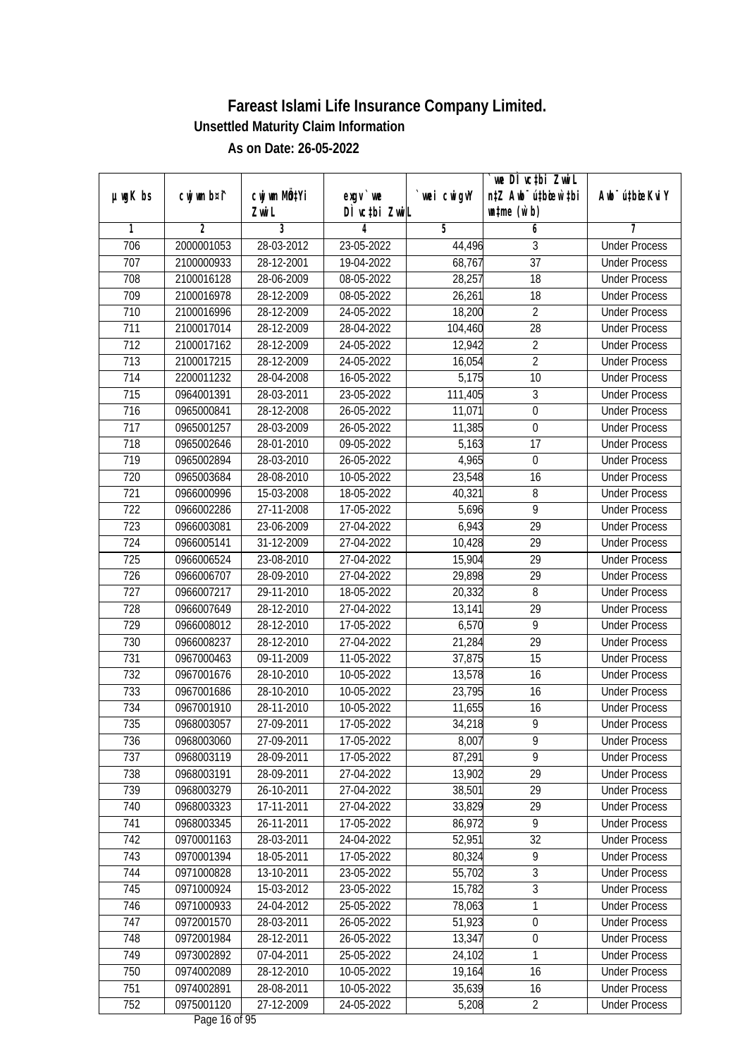# Fareast Islami Life Insurance Company Limited.

## Unsettled Maturity Claim Information

### As on Date: 26-05-2022

| µwgK bs | cwjwm b¤^i | cwjwm MÖn‡Yi ZvwiL | exgv `we DÌvc‡bi ZvwiL | `vwei cwigvY | `vwe DÌvc‡bi ZvwiL n‡Z Awb¯úbœ `v‡qi mgqKvj (w`b) | Awb¯úbœi KviY |
|---|---|---|---|---|---|---|
| 1 | 2 | 3 | 4 | 5 | 6 | 7 |
| 706 | 2000001053 | 28-03-2012 | 23-05-2022 | 44,496 | 3 | Under Process |
| 707 | 2100000933 | 28-12-2001 | 19-04-2022 | 68,767 | 37 | Under Process |
| 708 | 2100016128 | 28-06-2009 | 08-05-2022 | 28,257 | 18 | Under Process |
| 709 | 2100016978 | 28-12-2009 | 08-05-2022 | 26,261 | 18 | Under Process |
| 710 | 2100016996 | 28-12-2009 | 24-05-2022 | 18,200 | 2 | Under Process |
| 711 | 2100017014 | 28-12-2009 | 28-04-2022 | 104,460 | 28 | Under Process |
| 712 | 2100017162 | 28-12-2009 | 24-05-2022 | 12,942 | 2 | Under Process |
| 713 | 2100017215 | 28-12-2009 | 24-05-2022 | 16,054 | 2 | Under Process |
| 714 | 2200011232 | 28-04-2008 | 16-05-2022 | 5,175 | 10 | Under Process |
| 715 | 0964001391 | 28-03-2011 | 23-05-2022 | 111,405 | 3 | Under Process |
| 716 | 0965000841 | 28-12-2008 | 26-05-2022 | 11,071 | 0 | Under Process |
| 717 | 0965001257 | 28-03-2009 | 26-05-2022 | 11,385 | 0 | Under Process |
| 718 | 0965002646 | 28-01-2010 | 09-05-2022 | 5,163 | 17 | Under Process |
| 719 | 0965002894 | 28-03-2010 | 26-05-2022 | 4,965 | 0 | Under Process |
| 720 | 0965003684 | 28-08-2010 | 10-05-2022 | 23,548 | 16 | Under Process |
| 721 | 0966000996 | 15-03-2008 | 18-05-2022 | 40,321 | 8 | Under Process |
| 722 | 0966002286 | 27-11-2008 | 17-05-2022 | 5,696 | 9 | Under Process |
| 723 | 0966003081 | 23-06-2009 | 27-04-2022 | 6,943 | 29 | Under Process |
| 724 | 0966005141 | 31-12-2009 | 27-04-2022 | 10,428 | 29 | Under Process |
| 725 | 0966006524 | 23-08-2010 | 27-04-2022 | 15,904 | 29 | Under Process |
| 726 | 0966006707 | 28-09-2010 | 27-04-2022 | 29,898 | 29 | Under Process |
| 727 | 0966007217 | 29-11-2010 | 18-05-2022 | 20,332 | 8 | Under Process |
| 728 | 0966007649 | 28-12-2010 | 27-04-2022 | 13,141 | 29 | Under Process |
| 729 | 0966008012 | 28-12-2010 | 17-05-2022 | 6,570 | 9 | Under Process |
| 730 | 0966008237 | 28-12-2010 | 27-04-2022 | 21,284 | 29 | Under Process |
| 731 | 0967000463 | 09-11-2009 | 11-05-2022 | 37,875 | 15 | Under Process |
| 732 | 0967001676 | 28-10-2010 | 10-05-2022 | 13,578 | 16 | Under Process |
| 733 | 0967001686 | 28-10-2010 | 10-05-2022 | 23,795 | 16 | Under Process |
| 734 | 0967001910 | 28-11-2010 | 10-05-2022 | 11,655 | 16 | Under Process |
| 735 | 0968003057 | 27-09-2011 | 17-05-2022 | 34,218 | 9 | Under Process |
| 736 | 0968003060 | 27-09-2011 | 17-05-2022 | 8,007 | 9 | Under Process |
| 737 | 0968003119 | 28-09-2011 | 17-05-2022 | 87,291 | 9 | Under Process |
| 738 | 0968003191 | 28-09-2011 | 27-04-2022 | 13,902 | 29 | Under Process |
| 739 | 0968003279 | 26-10-2011 | 27-04-2022 | 38,501 | 29 | Under Process |
| 740 | 0968003323 | 17-11-2011 | 27-04-2022 | 33,829 | 29 | Under Process |
| 741 | 0968003345 | 26-11-2011 | 17-05-2022 | 86,972 | 9 | Under Process |
| 742 | 0970001163 | 28-03-2011 | 24-04-2022 | 52,951 | 32 | Under Process |
| 743 | 0970001394 | 18-05-2011 | 17-05-2022 | 80,324 | 9 | Under Process |
| 744 | 0971000828 | 13-10-2011 | 23-05-2022 | 55,702 | 3 | Under Process |
| 745 | 0971000924 | 15-03-2012 | 23-05-2022 | 15,782 | 3 | Under Process |
| 746 | 0971000933 | 24-04-2012 | 25-05-2022 | 78,063 | 1 | Under Process |
| 747 | 0972001570 | 28-03-2011 | 26-05-2022 | 51,923 | 0 | Under Process |
| 748 | 0972001984 | 28-12-2011 | 26-05-2022 | 13,347 | 0 | Under Process |
| 749 | 0973002892 | 07-04-2011 | 25-05-2022 | 24,102 | 1 | Under Process |
| 750 | 0974002089 | 28-12-2010 | 10-05-2022 | 19,164 | 16 | Under Process |
| 751 | 0974002891 | 28-08-2011 | 10-05-2022 | 35,639 | 16 | Under Process |
| 752 | 0975001120 | 27-12-2009 | 24-05-2022 | 5,208 | 2 | Under Process |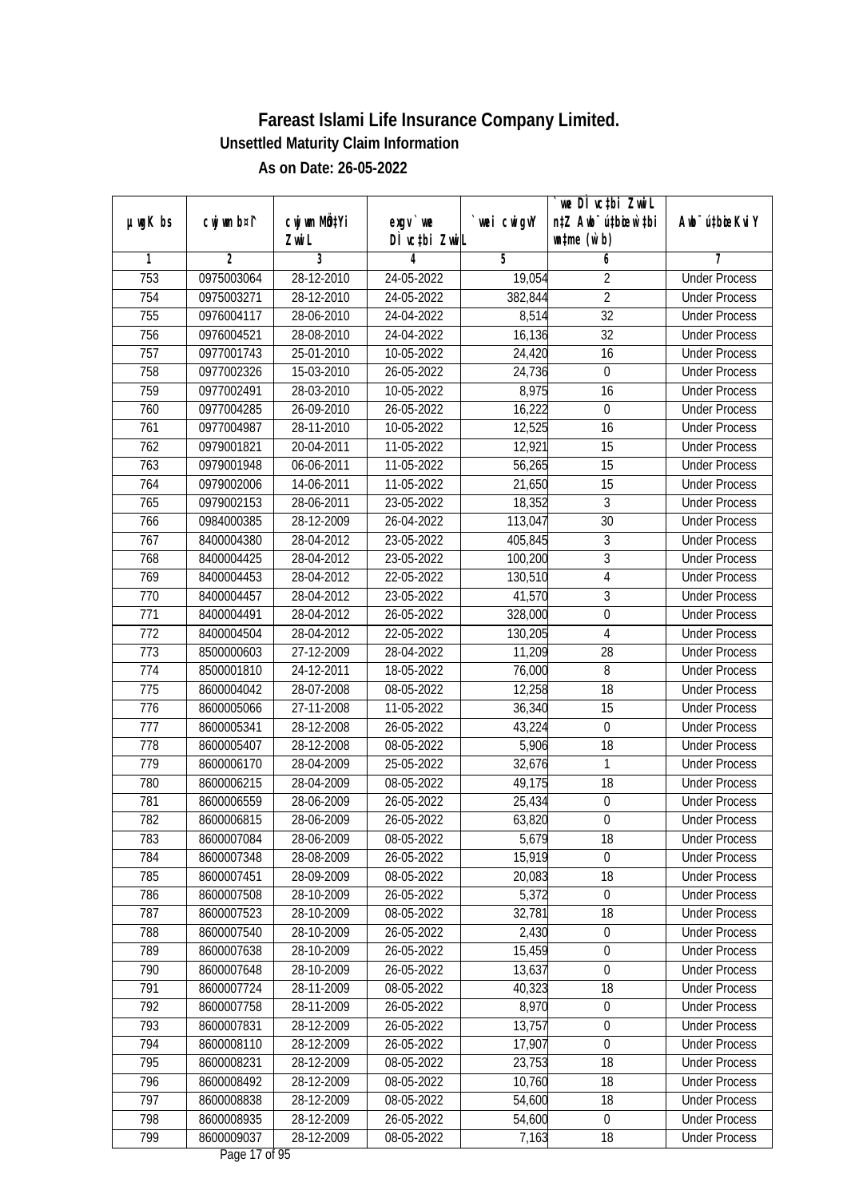# Fareast Islami Life Insurance Company Limited.

## Unsettled Maturity Claim Information

### As on Date: 26-05-2022

| µwgK bs | cwjwm b¤i | cwjwm MÖn‡Yi ZvwiL | exgv `we DÌvc‡bi ZvwiL | `wei cwigvY | `we DÌvc‡bi ZvwiL n‡Z Awb¯ú‡bœi w`‡bi wnmve (w`b) | Awb¯ú‡bœi KviY |
|---|---|---|---|---|---|---|
| 1 | 2 | 3 | 4 | 5 | 6 | 7 |
| 753 | 0975003064 | 28-12-2010 | 24-05-2022 | 19,054 | 2 | Under Process |
| 754 | 0975003271 | 28-12-2010 | 24-05-2022 | 382,844 | 2 | Under Process |
| 755 | 0976004117 | 28-06-2010 | 24-04-2022 | 8,514 | 32 | Under Process |
| 756 | 0976004521 | 28-08-2010 | 24-04-2022 | 16,136 | 32 | Under Process |
| 757 | 0977001743 | 25-01-2010 | 10-05-2022 | 24,420 | 16 | Under Process |
| 758 | 0977002326 | 15-03-2010 | 26-05-2022 | 24,736 | 0 | Under Process |
| 759 | 0977002491 | 28-03-2010 | 10-05-2022 | 8,975 | 16 | Under Process |
| 760 | 0977004285 | 26-09-2010 | 26-05-2022 | 16,222 | 0 | Under Process |
| 761 | 0977004987 | 28-11-2010 | 10-05-2022 | 12,525 | 16 | Under Process |
| 762 | 0979001821 | 20-04-2011 | 11-05-2022 | 12,921 | 15 | Under Process |
| 763 | 0979001948 | 06-06-2011 | 11-05-2022 | 56,265 | 15 | Under Process |
| 764 | 0979002006 | 14-06-2011 | 11-05-2022 | 21,650 | 15 | Under Process |
| 765 | 0979002153 | 28-06-2011 | 23-05-2022 | 18,352 | 3 | Under Process |
| 766 | 0984000385 | 28-12-2009 | 26-04-2022 | 113,047 | 30 | Under Process |
| 767 | 8400004380 | 28-04-2012 | 23-05-2022 | 405,845 | 3 | Under Process |
| 768 | 8400004425 | 28-04-2012 | 23-05-2022 | 100,200 | 3 | Under Process |
| 769 | 8400004453 | 28-04-2012 | 22-05-2022 | 130,510 | 4 | Under Process |
| 770 | 8400004457 | 28-04-2012 | 23-05-2022 | 41,570 | 3 | Under Process |
| 771 | 8400004491 | 28-04-2012 | 26-05-2022 | 328,000 | 0 | Under Process |
| 772 | 8400004504 | 28-04-2012 | 22-05-2022 | 130,205 | 4 | Under Process |
| 773 | 8500000603 | 27-12-2009 | 28-04-2022 | 11,209 | 28 | Under Process |
| 774 | 8500001810 | 24-12-2011 | 18-05-2022 | 76,000 | 8 | Under Process |
| 775 | 8600004042 | 28-07-2008 | 08-05-2022 | 12,258 | 18 | Under Process |
| 776 | 8600005066 | 27-11-2008 | 11-05-2022 | 36,340 | 15 | Under Process |
| 777 | 8600005341 | 28-12-2008 | 26-05-2022 | 43,224 | 0 | Under Process |
| 778 | 8600005407 | 28-12-2008 | 08-05-2022 | 5,906 | 18 | Under Process |
| 779 | 8600006170 | 28-04-2009 | 25-05-2022 | 32,676 | 1 | Under Process |
| 780 | 8600006215 | 28-04-2009 | 08-05-2022 | 49,175 | 18 | Under Process |
| 781 | 8600006559 | 28-06-2009 | 26-05-2022 | 25,434 | 0 | Under Process |
| 782 | 8600006815 | 28-06-2009 | 26-05-2022 | 63,820 | 0 | Under Process |
| 783 | 8600007084 | 28-06-2009 | 08-05-2022 | 5,679 | 18 | Under Process |
| 784 | 8600007348 | 28-08-2009 | 26-05-2022 | 15,919 | 0 | Under Process |
| 785 | 8600007451 | 28-09-2009 | 08-05-2022 | 20,083 | 18 | Under Process |
| 786 | 8600007508 | 28-10-2009 | 26-05-2022 | 5,372 | 0 | Under Process |
| 787 | 8600007523 | 28-10-2009 | 08-05-2022 | 32,781 | 18 | Under Process |
| 788 | 8600007540 | 28-10-2009 | 26-05-2022 | 2,430 | 0 | Under Process |
| 789 | 8600007638 | 28-10-2009 | 26-05-2022 | 15,459 | 0 | Under Process |
| 790 | 8600007648 | 28-10-2009 | 26-05-2022 | 13,637 | 0 | Under Process |
| 791 | 8600007724 | 28-11-2009 | 08-05-2022 | 40,323 | 18 | Under Process |
| 792 | 8600007758 | 28-11-2009 | 26-05-2022 | 8,970 | 0 | Under Process |
| 793 | 8600007831 | 28-12-2009 | 26-05-2022 | 13,757 | 0 | Under Process |
| 794 | 8600008110 | 28-12-2009 | 26-05-2022 | 17,907 | 0 | Under Process |
| 795 | 8600008231 | 28-12-2009 | 08-05-2022 | 23,753 | 18 | Under Process |
| 796 | 8600008492 | 28-12-2009 | 08-05-2022 | 10,760 | 18 | Under Process |
| 797 | 8600008838 | 28-12-2009 | 08-05-2022 | 54,600 | 18 | Under Process |
| 798 | 8600008935 | 28-12-2009 | 26-05-2022 | 54,600 | 0 | Under Process |
| 799 | 8600009037 | 28-12-2009 | 08-05-2022 | 7,163 | 18 | Under Process |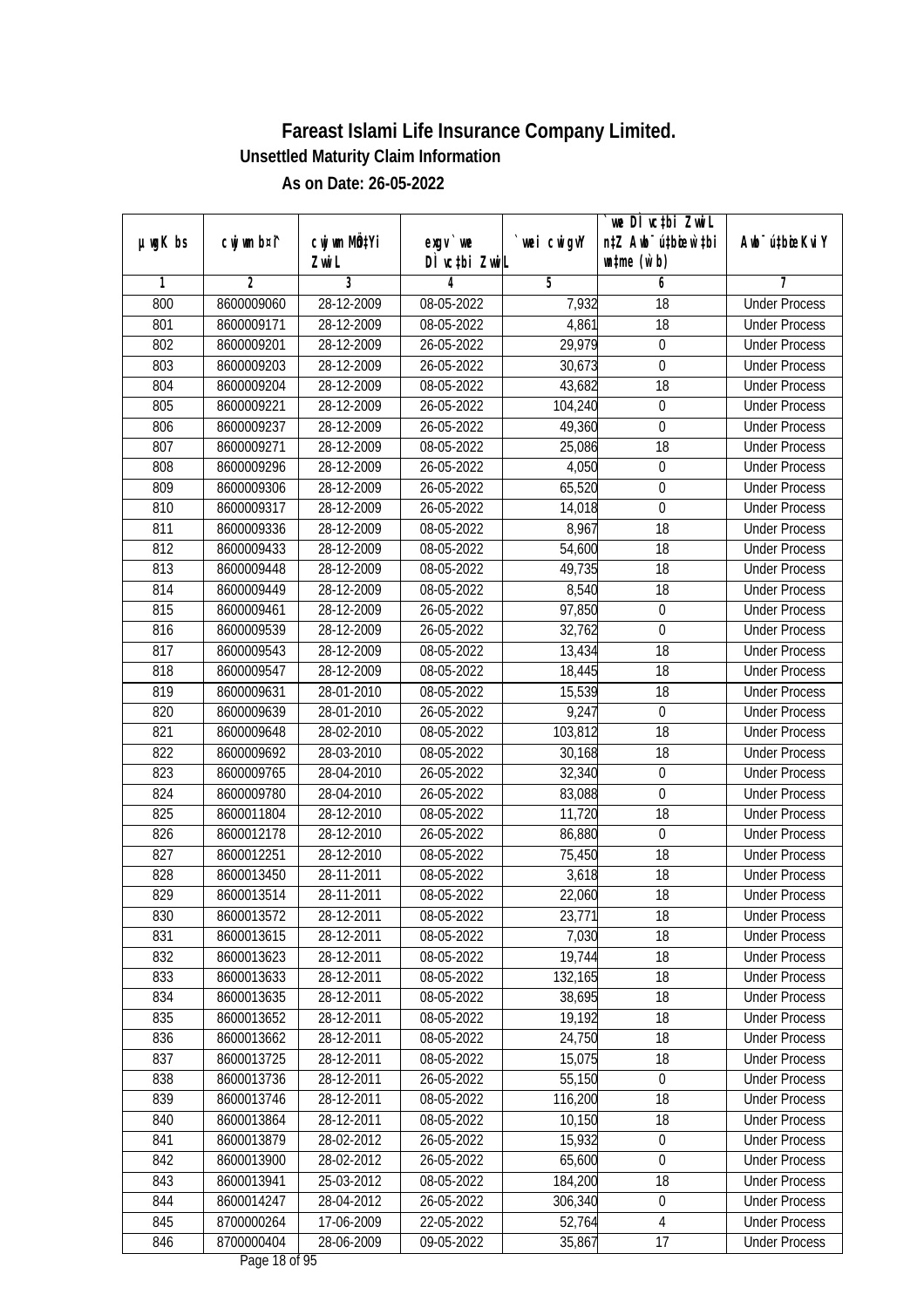# Fareast Islami Life Insurance Company Limited.

**Unsettled Maturity Claim Information**

**As on Date: 26-05-2022**

| µwgK bs | cwjwm b¤^i | cwjwm MÖn‡Yi ZvwiL | exgv`we DÌvc‡bi ZvwiL | `vwei cwigvY | `vwe DÌvc‡bi ZvwiL n‡Z Awb¯ú‡bœi w`‡bi msL¨v (w`b) | Awb¯ú‡bœi KviY |
|---|---|---|---|---|---|---|
| 1 | 2 | 3 | 4 | 5 | 6 | 7 |
| 800 | 8600009060 | 28-12-2009 | 08-05-2022 | 7,932 | 18 | Under Process |
| 801 | 8600009171 | 28-12-2009 | 08-05-2022 | 4,861 | 18 | Under Process |
| 802 | 8600009201 | 28-12-2009 | 26-05-2022 | 29,979 | 0 | Under Process |
| 803 | 8600009203 | 28-12-2009 | 26-05-2022 | 30,673 | 0 | Under Process |
| 804 | 8600009204 | 28-12-2009 | 08-05-2022 | 43,682 | 18 | Under Process |
| 805 | 8600009221 | 28-12-2009 | 26-05-2022 | 104,240 | 0 | Under Process |
| 806 | 8600009237 | 28-12-2009 | 26-05-2022 | 49,360 | 0 | Under Process |
| 807 | 8600009271 | 28-12-2009 | 08-05-2022 | 25,086 | 18 | Under Process |
| 808 | 8600009296 | 28-12-2009 | 26-05-2022 | 4,050 | 0 | Under Process |
| 809 | 8600009306 | 28-12-2009 | 26-05-2022 | 65,520 | 0 | Under Process |
| 810 | 8600009317 | 28-12-2009 | 26-05-2022 | 14,018 | 0 | Under Process |
| 811 | 8600009336 | 28-12-2009 | 08-05-2022 | 8,967 | 18 | Under Process |
| 812 | 8600009433 | 28-12-2009 | 08-05-2022 | 54,600 | 18 | Under Process |
| 813 | 8600009448 | 28-12-2009 | 08-05-2022 | 49,735 | 18 | Under Process |
| 814 | 8600009449 | 28-12-2009 | 08-05-2022 | 8,540 | 18 | Under Process |
| 815 | 8600009461 | 28-12-2009 | 26-05-2022 | 97,850 | 0 | Under Process |
| 816 | 8600009539 | 28-12-2009 | 26-05-2022 | 32,762 | 0 | Under Process |
| 817 | 8600009543 | 28-12-2009 | 08-05-2022 | 13,434 | 18 | Under Process |
| 818 | 8600009547 | 28-12-2009 | 08-05-2022 | 18,445 | 18 | Under Process |
| 819 | 8600009631 | 28-01-2010 | 08-05-2022 | 15,539 | 18 | Under Process |
| 820 | 8600009639 | 28-01-2010 | 26-05-2022 | 9,247 | 0 | Under Process |
| 821 | 8600009648 | 28-02-2010 | 08-05-2022 | 103,812 | 18 | Under Process |
| 822 | 8600009692 | 28-03-2010 | 08-05-2022 | 30,168 | 18 | Under Process |
| 823 | 8600009765 | 28-04-2010 | 26-05-2022 | 32,340 | 0 | Under Process |
| 824 | 8600009780 | 28-04-2010 | 26-05-2022 | 83,088 | 0 | Under Process |
| 825 | 8600011804 | 28-12-2010 | 08-05-2022 | 11,720 | 18 | Under Process |
| 826 | 8600012178 | 28-12-2010 | 26-05-2022 | 86,880 | 0 | Under Process |
| 827 | 8600012251 | 28-12-2010 | 08-05-2022 | 75,450 | 18 | Under Process |
| 828 | 8600013450 | 28-11-2011 | 08-05-2022 | 3,618 | 18 | Under Process |
| 829 | 8600013514 | 28-11-2011 | 08-05-2022 | 22,060 | 18 | Under Process |
| 830 | 8600013572 | 28-12-2011 | 08-05-2022 | 23,771 | 18 | Under Process |
| 831 | 8600013615 | 28-12-2011 | 08-05-2022 | 7,030 | 18 | Under Process |
| 832 | 8600013623 | 28-12-2011 | 08-05-2022 | 19,744 | 18 | Under Process |
| 833 | 8600013633 | 28-12-2011 | 08-05-2022 | 132,165 | 18 | Under Process |
| 834 | 8600013635 | 28-12-2011 | 08-05-2022 | 38,695 | 18 | Under Process |
| 835 | 8600013652 | 28-12-2011 | 08-05-2022 | 19,192 | 18 | Under Process |
| 836 | 8600013662 | 28-12-2011 | 08-05-2022 | 24,750 | 18 | Under Process |
| 837 | 8600013725 | 28-12-2011 | 08-05-2022 | 15,075 | 18 | Under Process |
| 838 | 8600013736 | 28-12-2011 | 26-05-2022 | 55,150 | 0 | Under Process |
| 839 | 8600013746 | 28-12-2011 | 08-05-2022 | 116,200 | 18 | Under Process |
| 840 | 8600013864 | 28-12-2011 | 08-05-2022 | 10,150 | 18 | Under Process |
| 841 | 8600013879 | 28-02-2012 | 26-05-2022 | 15,932 | 0 | Under Process |
| 842 | 8600013900 | 28-02-2012 | 26-05-2022 | 65,600 | 0 | Under Process |
| 843 | 8600013941 | 25-03-2012 | 08-05-2022 | 184,200 | 18 | Under Process |
| 844 | 8600014247 | 28-04-2012 | 26-05-2022 | 306,340 | 0 | Under Process |
| 845 | 8700000264 | 17-06-2009 | 22-05-2022 | 52,764 | 4 | Under Process |
| 846 | 8700000404 | 28-06-2009 | 09-05-2022 | 35,867 | 17 | Under Process |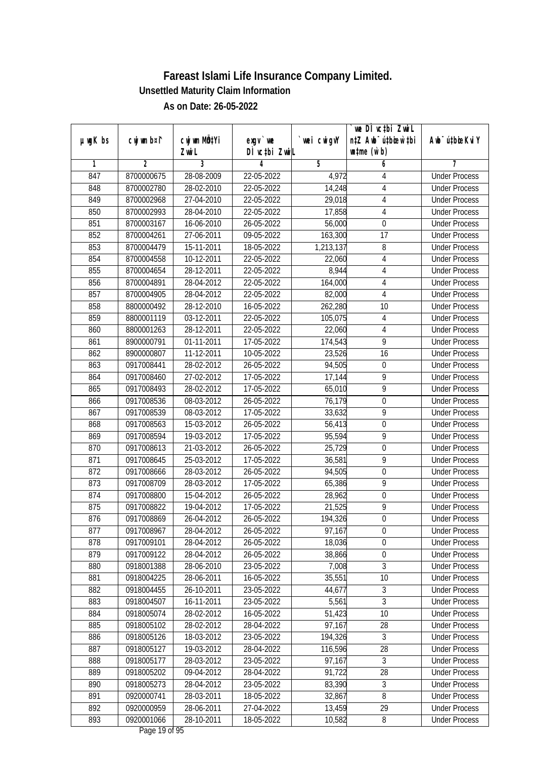# Fareast Islami Life Insurance Company Limited.

**Unsettled Maturity Claim Information**

**As on Date: 26-05-2022**

| µwgK bs | cwjwm b¤^i | cwjwm MÖn‡Yi ZvwiL | exgv`ve DÌvc‡bi ZvwiL | `vwei cwigvY | `vwe DÌvc‡bi ZvwiL n‡Z Awb¯ú‡bœi w`‡bi e¨eavb (w`b) | Awb¯ú‡bœi KviY |
|---|---|---|---|---|---|---|
| 1 | 2 | 3 | 4 | 5 | 6 | 7 |
| 847 | 8700000675 | 28-08-2009 | 22-05-2022 | 4,972 | 4 | Under Process |
| 848 | 8700002780 | 28-02-2010 | 22-05-2022 | 14,248 | 4 | Under Process |
| 849 | 8700002968 | 27-04-2010 | 22-05-2022 | 29,018 | 4 | Under Process |
| 850 | 8700002993 | 28-04-2010 | 22-05-2022 | 17,858 | 4 | Under Process |
| 851 | 8700003167 | 16-06-2010 | 26-05-2022 | 56,000 | 0 | Under Process |
| 852 | 8700004261 | 27-06-2011 | 09-05-2022 | 163,300 | 17 | Under Process |
| 853 | 8700004479 | 15-11-2011 | 18-05-2022 | 1,213,137 | 8 | Under Process |
| 854 | 8700004558 | 10-12-2011 | 22-05-2022 | 22,060 | 4 | Under Process |
| 855 | 8700004654 | 28-12-2011 | 22-05-2022 | 8,944 | 4 | Under Process |
| 856 | 8700004891 | 28-04-2012 | 22-05-2022 | 164,000 | 4 | Under Process |
| 857 | 8700004905 | 28-04-2012 | 22-05-2022 | 82,000 | 4 | Under Process |
| 858 | 8800000492 | 28-12-2010 | 16-05-2022 | 262,280 | 10 | Under Process |
| 859 | 8800001119 | 03-12-2011 | 22-05-2022 | 105,075 | 4 | Under Process |
| 860 | 8800001263 | 28-12-2011 | 22-05-2022 | 22,060 | 4 | Under Process |
| 861 | 8900000791 | 01-11-2011 | 17-05-2022 | 174,543 | 9 | Under Process |
| 862 | 8900000807 | 11-12-2011 | 10-05-2022 | 23,526 | 16 | Under Process |
| 863 | 0917008441 | 28-02-2012 | 26-05-2022 | 94,505 | 0 | Under Process |
| 864 | 0917008460 | 27-02-2012 | 17-05-2022 | 17,144 | 9 | Under Process |
| 865 | 0917008493 | 28-02-2012 | 17-05-2022 | 65,010 | 9 | Under Process |
| 866 | 0917008536 | 08-03-2012 | 26-05-2022 | 76,179 | 0 | Under Process |
| 867 | 0917008539 | 08-03-2012 | 17-05-2022 | 33,632 | 9 | Under Process |
| 868 | 0917008563 | 15-03-2012 | 26-05-2022 | 56,413 | 0 | Under Process |
| 869 | 0917008594 | 19-03-2012 | 17-05-2022 | 95,594 | 9 | Under Process |
| 870 | 0917008613 | 21-03-2012 | 26-05-2022 | 25,729 | 0 | Under Process |
| 871 | 0917008645 | 25-03-2012 | 17-05-2022 | 36,581 | 9 | Under Process |
| 872 | 0917008666 | 28-03-2012 | 26-05-2022 | 94,505 | 0 | Under Process |
| 873 | 0917008709 | 28-03-2012 | 17-05-2022 | 65,386 | 9 | Under Process |
| 874 | 0917008800 | 15-04-2012 | 26-05-2022 | 28,962 | 0 | Under Process |
| 875 | 0917008822 | 19-04-2012 | 17-05-2022 | 21,525 | 9 | Under Process |
| 876 | 0917008869 | 26-04-2012 | 26-05-2022 | 194,326 | 0 | Under Process |
| 877 | 0917008967 | 28-04-2012 | 26-05-2022 | 97,167 | 0 | Under Process |
| 878 | 0917009101 | 28-04-2012 | 26-05-2022 | 18,036 | 0 | Under Process |
| 879 | 0917009122 | 28-04-2012 | 26-05-2022 | 38,866 | 0 | Under Process |
| 880 | 0918001388 | 28-06-2010 | 23-05-2022 | 7,008 | 3 | Under Process |
| 881 | 0918004225 | 28-06-2011 | 16-05-2022 | 35,551 | 10 | Under Process |
| 882 | 0918004455 | 26-10-2011 | 23-05-2022 | 44,677 | 3 | Under Process |
| 883 | 0918004507 | 16-11-2011 | 23-05-2022 | 5,561 | 3 | Under Process |
| 884 | 0918005074 | 28-02-2012 | 16-05-2022 | 51,423 | 10 | Under Process |
| 885 | 0918005102 | 28-02-2012 | 28-04-2022 | 97,167 | 28 | Under Process |
| 886 | 0918005126 | 18-03-2012 | 23-05-2022 | 194,326 | 3 | Under Process |
| 887 | 0918005127 | 19-03-2012 | 28-04-2022 | 116,596 | 28 | Under Process |
| 888 | 0918005177 | 28-03-2012 | 23-05-2022 | 97,167 | 3 | Under Process |
| 889 | 0918005202 | 09-04-2012 | 28-04-2022 | 91,722 | 28 | Under Process |
| 890 | 0918005273 | 28-04-2012 | 23-05-2022 | 83,390 | 3 | Under Process |
| 891 | 0920000741 | 28-03-2011 | 18-05-2022 | 32,867 | 8 | Under Process |
| 892 | 0920000959 | 28-06-2011 | 27-04-2022 | 13,459 | 29 | Under Process |
| 893 | 0920001066 | 28-10-2011 | 18-05-2022 | 10,582 | 8 | Under Process |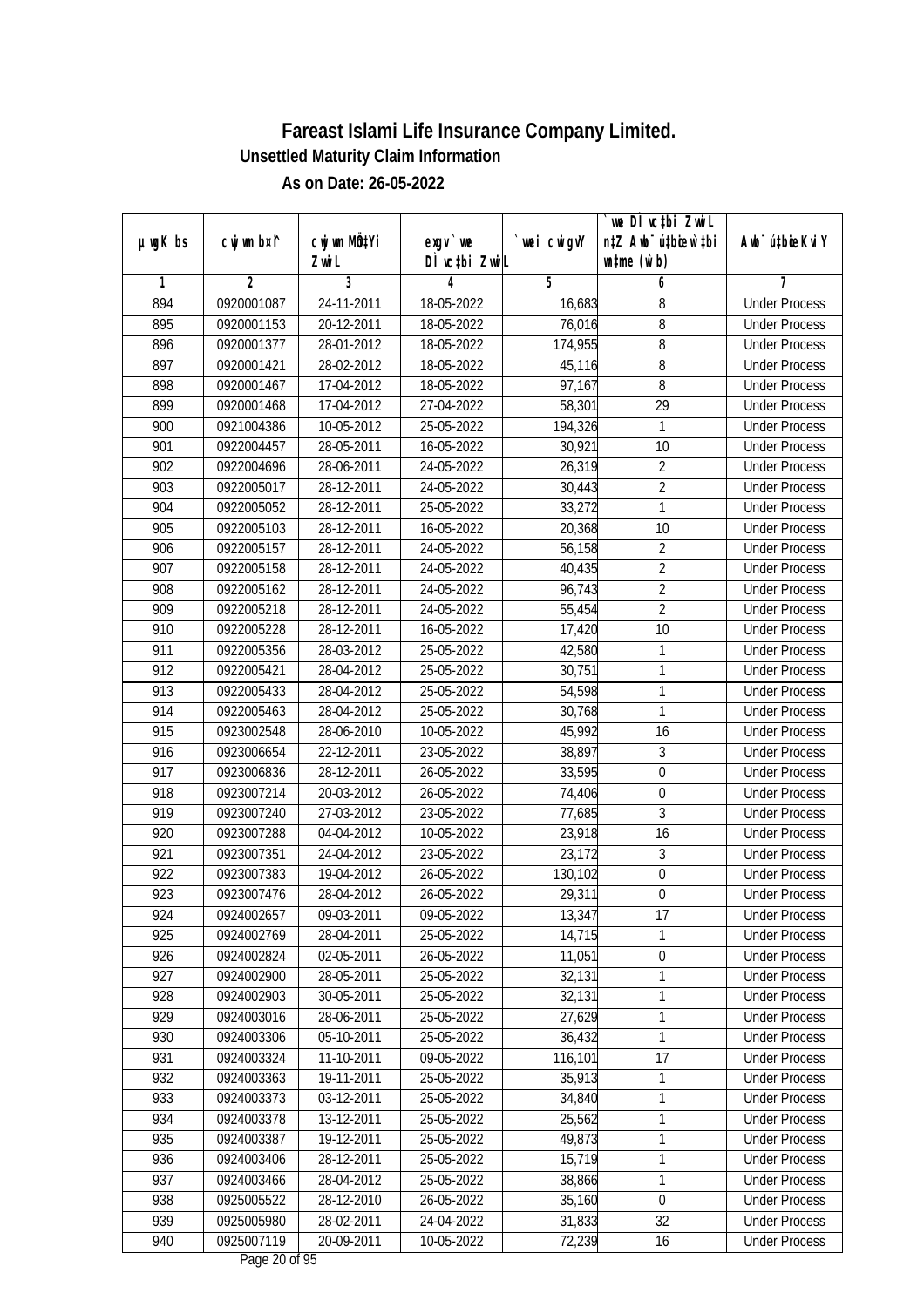# Fareast Islami Life Insurance Company Limited.

## Unsettled Maturity Claim Information

### As on Date: 26-05-2022

| µwgK bs | cwjwm b¤^i | cwjwm MÖn‡Yi ZvwiL | exgv`we DÌvc‡bi ZvwiL | `vwei cwigvY | `vwe DÌvc‡bi ZvwiL n‡Z Awb¯úbœ `v‡bi w`b (w`b) | Awb¯ú‡bœi KviY |
|---|---|---|---|---|---|---|
| 1 | 2 | 3 | 4 | 5 | 6 | 7 |
| 894 | 0920001087 | 24-11-2011 | 18-05-2022 | 16,683 | 8 | Under Process |
| 895 | 0920001153 | 20-12-2011 | 18-05-2022 | 76,016 | 8 | Under Process |
| 896 | 0920001377 | 28-01-2012 | 18-05-2022 | 174,955 | 8 | Under Process |
| 897 | 0920001421 | 28-02-2012 | 18-05-2022 | 45,116 | 8 | Under Process |
| 898 | 0920001467 | 17-04-2012 | 18-05-2022 | 97,167 | 8 | Under Process |
| 899 | 0920001468 | 17-04-2012 | 27-04-2022 | 58,301 | 29 | Under Process |
| 900 | 0921004386 | 10-05-2012 | 25-05-2022 | 194,326 | 1 | Under Process |
| 901 | 0922004457 | 28-05-2011 | 16-05-2022 | 30,921 | 10 | Under Process |
| 902 | 0922004696 | 28-06-2011 | 24-05-2022 | 26,319 | 2 | Under Process |
| 903 | 0922005017 | 28-12-2011 | 24-05-2022 | 30,443 | 2 | Under Process |
| 904 | 0922005052 | 28-12-2011 | 25-05-2022 | 33,272 | 1 | Under Process |
| 905 | 0922005103 | 28-12-2011 | 16-05-2022 | 20,368 | 10 | Under Process |
| 906 | 0922005157 | 28-12-2011 | 24-05-2022 | 56,158 | 2 | Under Process |
| 907 | 0922005158 | 28-12-2011 | 24-05-2022 | 40,435 | 2 | Under Process |
| 908 | 0922005162 | 28-12-2011 | 24-05-2022 | 96,743 | 2 | Under Process |
| 909 | 0922005218 | 28-12-2011 | 24-05-2022 | 55,454 | 2 | Under Process |
| 910 | 0922005228 | 28-12-2011 | 16-05-2022 | 17,420 | 10 | Under Process |
| 911 | 0922005356 | 28-03-2012 | 25-05-2022 | 42,580 | 1 | Under Process |
| 912 | 0922005421 | 28-04-2012 | 25-05-2022 | 30,751 | 1 | Under Process |
| 913 | 0922005433 | 28-04-2012 | 25-05-2022 | 54,598 | 1 | Under Process |
| 914 | 0922005463 | 28-04-2012 | 25-05-2022 | 30,768 | 1 | Under Process |
| 915 | 0923002548 | 28-06-2010 | 10-05-2022 | 45,992 | 16 | Under Process |
| 916 | 0923006654 | 22-12-2011 | 23-05-2022 | 38,897 | 3 | Under Process |
| 917 | 0923006836 | 28-12-2011 | 26-05-2022 | 33,595 | 0 | Under Process |
| 918 | 0923007214 | 20-03-2012 | 26-05-2022 | 74,406 | 0 | Under Process |
| 919 | 0923007240 | 27-03-2012 | 23-05-2022 | 77,685 | 3 | Under Process |
| 920 | 0923007288 | 04-04-2012 | 10-05-2022 | 23,918 | 16 | Under Process |
| 921 | 0923007351 | 24-04-2012 | 23-05-2022 | 23,172 | 3 | Under Process |
| 922 | 0923007383 | 19-04-2012 | 26-05-2022 | 130,102 | 0 | Under Process |
| 923 | 0923007476 | 28-04-2012 | 26-05-2022 | 29,311 | 0 | Under Process |
| 924 | 0924002657 | 09-03-2011 | 09-05-2022 | 13,347 | 17 | Under Process |
| 925 | 0924002769 | 28-04-2011 | 25-05-2022 | 14,715 | 1 | Under Process |
| 926 | 0924002824 | 02-05-2011 | 26-05-2022 | 11,051 | 0 | Under Process |
| 927 | 0924002900 | 28-05-2011 | 25-05-2022 | 32,131 | 1 | Under Process |
| 928 | 0924002903 | 30-05-2011 | 25-05-2022 | 32,131 | 1 | Under Process |
| 929 | 0924003016 | 28-06-2011 | 25-05-2022 | 27,629 | 1 | Under Process |
| 930 | 0924003306 | 05-10-2011 | 25-05-2022 | 36,432 | 1 | Under Process |
| 931 | 0924003324 | 11-10-2011 | 09-05-2022 | 116,101 | 17 | Under Process |
| 932 | 0924003363 | 19-11-2011 | 25-05-2022 | 35,913 | 1 | Under Process |
| 933 | 0924003373 | 03-12-2011 | 25-05-2022 | 34,840 | 1 | Under Process |
| 934 | 0924003378 | 13-12-2011 | 25-05-2022 | 25,562 | 1 | Under Process |
| 935 | 0924003387 | 19-12-2011 | 25-05-2022 | 49,873 | 1 | Under Process |
| 936 | 0924003406 | 28-12-2011 | 25-05-2022 | 15,719 | 1 | Under Process |
| 937 | 0924003466 | 28-04-2012 | 25-05-2022 | 38,866 | 1 | Under Process |
| 938 | 0925005522 | 28-12-2010 | 26-05-2022 | 35,160 | 0 | Under Process |
| 939 | 0925005980 | 28-02-2011 | 24-04-2022 | 31,833 | 32 | Under Process |
| 940 | 0925007119 | 20-09-2011 | 10-05-2022 | 72,239 | 16 | Under Process |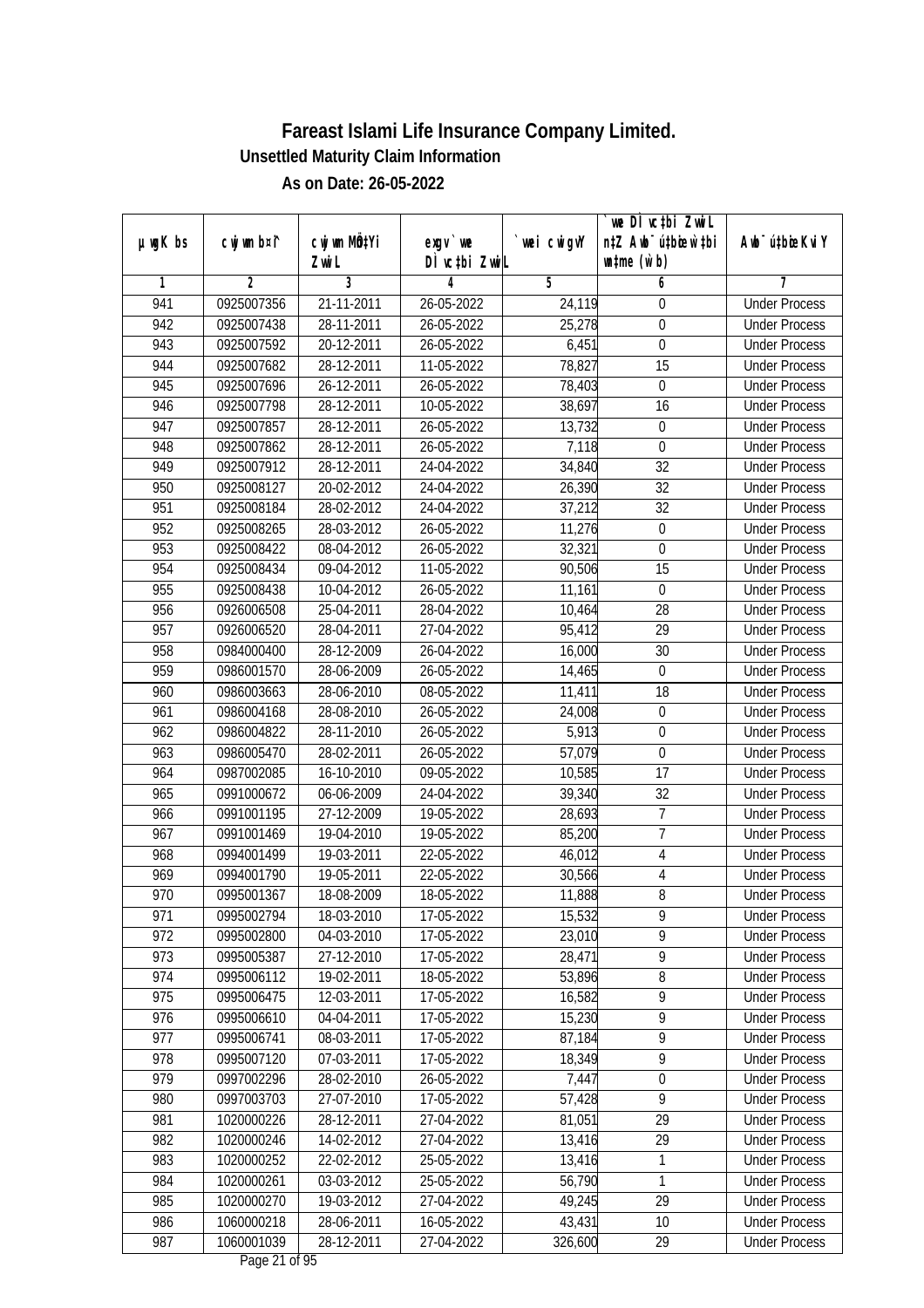# Fareast Islami Life Insurance Company Limited.

## Unsettled Maturity Claim Information

### As on Date: 26-05-2022

| µwgK bs | cwjwm b¤^i | cwjwm MÖn‡Yi ZvwiL | exgv `vwe DÌvc‡bi ZvwiL | `vwei cwigvY | `vwe DÌvc‡bi ZvwiL n‡Z Awb¯úbœ `vwei wŧme (w`b) | Awb¯ú‡bœi KviY |
|---|---|---|---|---|---|---|
| 1 | 2 | 3 | 4 | 5 | 6 | 7 |
| 941 | 0925007356 | 21-11-2011 | 26-05-2022 | 24,119 | 0 | Under Process |
| 942 | 0925007438 | 28-11-2011 | 26-05-2022 | 25,278 | 0 | Under Process |
| 943 | 0925007592 | 20-12-2011 | 26-05-2022 | 6,451 | 0 | Under Process |
| 944 | 0925007682 | 28-12-2011 | 11-05-2022 | 78,827 | 15 | Under Process |
| 945 | 0925007696 | 26-12-2011 | 26-05-2022 | 78,403 | 0 | Under Process |
| 946 | 0925007798 | 28-12-2011 | 10-05-2022 | 38,697 | 16 | Under Process |
| 947 | 0925007857 | 28-12-2011 | 26-05-2022 | 13,732 | 0 | Under Process |
| 948 | 0925007862 | 28-12-2011 | 26-05-2022 | 7,118 | 0 | Under Process |
| 949 | 0925007912 | 28-12-2011 | 24-04-2022 | 34,840 | 32 | Under Process |
| 950 | 0925008127 | 20-02-2012 | 24-04-2022 | 26,390 | 32 | Under Process |
| 951 | 0925008184 | 28-02-2012 | 24-04-2022 | 37,212 | 32 | Under Process |
| 952 | 0925008265 | 28-03-2012 | 26-05-2022 | 11,276 | 0 | Under Process |
| 953 | 0925008422 | 08-04-2012 | 26-05-2022 | 32,321 | 0 | Under Process |
| 954 | 0925008434 | 09-04-2012 | 11-05-2022 | 90,506 | 15 | Under Process |
| 955 | 0925008438 | 10-04-2012 | 26-05-2022 | 11,161 | 0 | Under Process |
| 956 | 0926006508 | 25-04-2011 | 28-04-2022 | 10,464 | 28 | Under Process |
| 957 | 0926006520 | 28-04-2011 | 27-04-2022 | 95,412 | 29 | Under Process |
| 958 | 0984000400 | 28-12-2009 | 26-04-2022 | 16,000 | 30 | Under Process |
| 959 | 0986001570 | 28-06-2009 | 26-05-2022 | 14,465 | 0 | Under Process |
| 960 | 0986003663 | 28-06-2010 | 08-05-2022 | 11,411 | 18 | Under Process |
| 961 | 0986004168 | 28-08-2010 | 26-05-2022 | 24,008 | 0 | Under Process |
| 962 | 0986004822 | 28-11-2010 | 26-05-2022 | 5,913 | 0 | Under Process |
| 963 | 0986005470 | 28-02-2011 | 26-05-2022 | 57,079 | 0 | Under Process |
| 964 | 0987002085 | 16-10-2010 | 09-05-2022 | 10,585 | 17 | Under Process |
| 965 | 0991000672 | 06-06-2009 | 24-04-2022 | 39,340 | 32 | Under Process |
| 966 | 0991001195 | 27-12-2009 | 19-05-2022 | 28,693 | 7 | Under Process |
| 967 | 0991001469 | 19-04-2010 | 19-05-2022 | 85,200 | 7 | Under Process |
| 968 | 0994001499 | 19-03-2011 | 22-05-2022 | 46,012 | 4 | Under Process |
| 969 | 0994001790 | 19-05-2011 | 22-05-2022 | 30,566 | 4 | Under Process |
| 970 | 0995001367 | 18-08-2009 | 18-05-2022 | 11,888 | 8 | Under Process |
| 971 | 0995002794 | 18-03-2010 | 17-05-2022 | 15,532 | 9 | Under Process |
| 972 | 0995002800 | 04-03-2010 | 17-05-2022 | 23,010 | 9 | Under Process |
| 973 | 0995005387 | 27-12-2010 | 17-05-2022 | 28,471 | 9 | Under Process |
| 974 | 0995006112 | 19-02-2011 | 18-05-2022 | 53,896 | 8 | Under Process |
| 975 | 0995006475 | 12-03-2011 | 17-05-2022 | 16,582 | 9 | Under Process |
| 976 | 0995006610 | 04-04-2011 | 17-05-2022 | 15,230 | 9 | Under Process |
| 977 | 0995006741 | 08-03-2011 | 17-05-2022 | 87,184 | 9 | Under Process |
| 978 | 0995007120 | 07-03-2011 | 17-05-2022 | 18,349 | 9 | Under Process |
| 979 | 0997002296 | 28-02-2010 | 26-05-2022 | 7,447 | 0 | Under Process |
| 980 | 0997003703 | 27-07-2010 | 17-05-2022 | 57,428 | 9 | Under Process |
| 981 | 1020000226 | 28-12-2011 | 27-04-2022 | 81,051 | 29 | Under Process |
| 982 | 1020000246 | 14-02-2012 | 27-04-2022 | 13,416 | 29 | Under Process |
| 983 | 1020000252 | 22-02-2012 | 25-05-2022 | 13,416 | 1 | Under Process |
| 984 | 1020000261 | 03-03-2012 | 25-05-2022 | 56,790 | 1 | Under Process |
| 985 | 1020000270 | 19-03-2012 | 27-04-2022 | 49,245 | 29 | Under Process |
| 986 | 1060000218 | 28-06-2011 | 16-05-2022 | 43,431 | 10 | Under Process |
| 987 | 1060001039 | 28-12-2011 | 27-04-2022 | 326,600 | 29 | Under Process |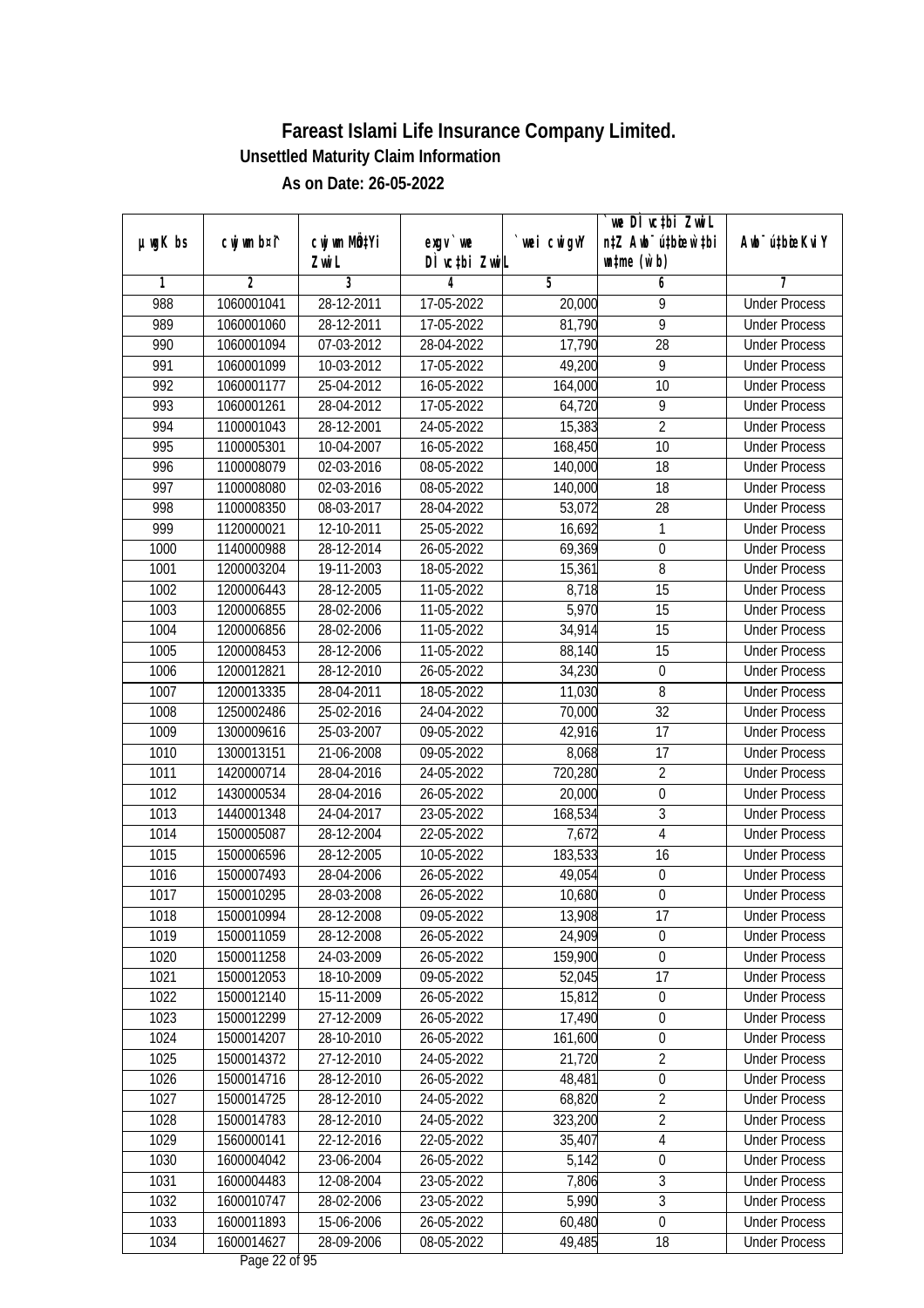# Fareast Islami Life Insurance Company Limited.

**Unsettled Maturity Claim Information**

**As on Date: 26-05-2022**

| µwgK bs | cwjwm b¤´i | cwjwm MÖn‡Yi ZvwiL | exgv `vwe DÌvc‡bi ZvwiL | `vwei cwigvY | `vwe DÌvc‡bi ZvwiL n‡Z Awb®úbœ w`‡bi msL¨v (w`b) | Awb®ú‡bœi KviY |
|---|---|---|---|---|---|---|
| 1 | 2 | 3 | 4 | 5 | 6 | 7 |
| 988 | 1060001041 | 28-12-2011 | 17-05-2022 | 20,000 | 9 | Under Process |
| 989 | 1060001060 | 28-12-2011 | 17-05-2022 | 81,790 | 9 | Under Process |
| 990 | 1060001094 | 07-03-2012 | 28-04-2022 | 17,790 | 28 | Under Process |
| 991 | 1060001099 | 10-03-2012 | 17-05-2022 | 49,200 | 9 | Under Process |
| 992 | 1060001177 | 25-04-2012 | 16-05-2022 | 164,000 | 10 | Under Process |
| 993 | 1060001261 | 28-04-2012 | 17-05-2022 | 64,720 | 9 | Under Process |
| 994 | 1100001043 | 28-12-2001 | 24-05-2022 | 15,383 | 2 | Under Process |
| 995 | 1100005301 | 10-04-2007 | 16-05-2022 | 168,450 | 10 | Under Process |
| 996 | 1100008079 | 02-03-2016 | 08-05-2022 | 140,000 | 18 | Under Process |
| 997 | 1100008080 | 02-03-2016 | 08-05-2022 | 140,000 | 18 | Under Process |
| 998 | 1100008350 | 08-03-2017 | 28-04-2022 | 53,072 | 28 | Under Process |
| 999 | 1120000021 | 12-10-2011 | 25-05-2022 | 16,692 | 1 | Under Process |
| 1000 | 1140000988 | 28-12-2014 | 26-05-2022 | 69,369 | 0 | Under Process |
| 1001 | 1200003204 | 19-11-2003 | 18-05-2022 | 15,361 | 8 | Under Process |
| 1002 | 1200006443 | 28-12-2005 | 11-05-2022 | 8,718 | 15 | Under Process |
| 1003 | 1200006855 | 28-02-2006 | 11-05-2022 | 5,970 | 15 | Under Process |
| 1004 | 1200006856 | 28-02-2006 | 11-05-2022 | 34,914 | 15 | Under Process |
| 1005 | 1200008453 | 28-12-2006 | 11-05-2022 | 88,140 | 15 | Under Process |
| 1006 | 1200012821 | 28-12-2010 | 26-05-2022 | 34,230 | 0 | Under Process |
| 1007 | 1200013335 | 28-04-2011 | 18-05-2022 | 11,030 | 8 | Under Process |
| 1008 | 1250002486 | 25-02-2016 | 24-04-2022 | 70,000 | 32 | Under Process |
| 1009 | 1300009616 | 25-03-2007 | 09-05-2022 | 42,916 | 17 | Under Process |
| 1010 | 1300013151 | 21-06-2008 | 09-05-2022 | 8,068 | 17 | Under Process |
| 1011 | 1420000714 | 28-04-2016 | 24-05-2022 | 720,280 | 2 | Under Process |
| 1012 | 1430000534 | 28-04-2016 | 26-05-2022 | 20,000 | 0 | Under Process |
| 1013 | 1440001348 | 24-04-2017 | 23-05-2022 | 168,534 | 3 | Under Process |
| 1014 | 1500005087 | 28-12-2004 | 22-05-2022 | 7,672 | 4 | Under Process |
| 1015 | 1500006596 | 28-12-2005 | 10-05-2022 | 183,533 | 16 | Under Process |
| 1016 | 1500007493 | 28-04-2006 | 26-05-2022 | 49,054 | 0 | Under Process |
| 1017 | 1500010295 | 28-03-2008 | 26-05-2022 | 10,680 | 0 | Under Process |
| 1018 | 1500010994 | 28-12-2008 | 09-05-2022 | 13,908 | 17 | Under Process |
| 1019 | 1500011059 | 28-12-2008 | 26-05-2022 | 24,909 | 0 | Under Process |
| 1020 | 1500011258 | 24-03-2009 | 26-05-2022 | 159,900 | 0 | Under Process |
| 1021 | 1500012053 | 18-10-2009 | 09-05-2022 | 52,045 | 17 | Under Process |
| 1022 | 1500012140 | 15-11-2009 | 26-05-2022 | 15,812 | 0 | Under Process |
| 1023 | 1500012299 | 27-12-2009 | 26-05-2022 | 17,490 | 0 | Under Process |
| 1024 | 1500014207 | 28-10-2010 | 26-05-2022 | 161,600 | 0 | Under Process |
| 1025 | 1500014372 | 27-12-2010 | 24-05-2022 | 21,720 | 2 | Under Process |
| 1026 | 1500014716 | 28-12-2010 | 26-05-2022 | 48,481 | 0 | Under Process |
| 1027 | 1500014725 | 28-12-2010 | 24-05-2022 | 68,820 | 2 | Under Process |
| 1028 | 1500014783 | 28-12-2010 | 24-05-2022 | 323,200 | 2 | Under Process |
| 1029 | 1560000141 | 22-12-2016 | 22-05-2022 | 35,407 | 4 | Under Process |
| 1030 | 1600004042 | 23-06-2004 | 26-05-2022 | 5,142 | 0 | Under Process |
| 1031 | 1600004483 | 12-08-2004 | 23-05-2022 | 7,806 | 3 | Under Process |
| 1032 | 1600010747 | 28-02-2006 | 23-05-2022 | 5,990 | 3 | Under Process |
| 1033 | 1600011893 | 15-06-2006 | 26-05-2022 | 60,480 | 0 | Under Process |
| 1034 | 1600014627 | 28-09-2006 | 08-05-2022 | 49,485 | 18 | Under Process |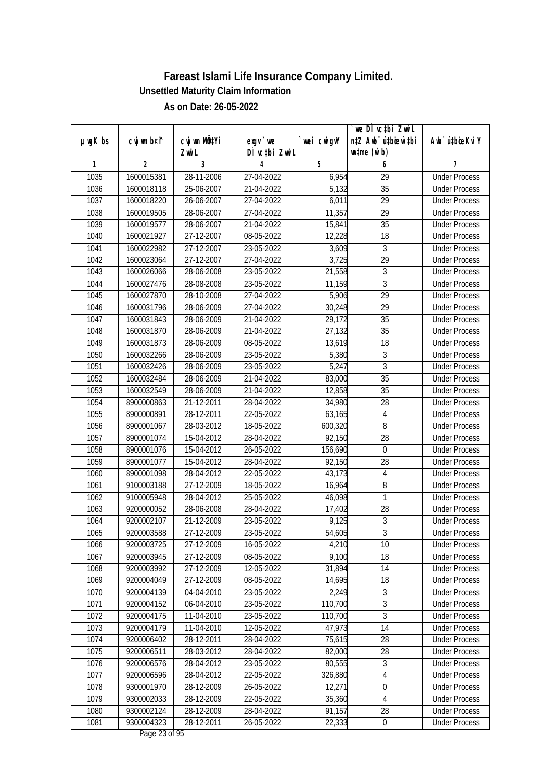## Fareast Islami Life Insurance Company Limited.

### Unsettled Maturity Claim Information

### As on Date: 26-05-2022

| µwgK bs | cwjwm b¤^i | cwjwm MÖn‡Yi ZvwiL | exgv `ve DÌvc‡bi ZvwiL | `vwei cwigvY | `vwe DÌvc‡bi ZvwiL n‡Z Awb¯úbœ `vwei mgq (w`b) | Awb¯úbœ `vwei KviY |
|---|---|---|---|---|---|---|
| 1 | 2 | 3 | 4 | 5 | 6 | 7 |
| 1035 | 1600015381 | 28-11-2006 | 27-04-2022 | 6,954 | 29 | Under Process |
| 1036 | 1600018118 | 25-06-2007 | 21-04-2022 | 5,132 | 35 | Under Process |
| 1037 | 1600018220 | 26-06-2007 | 27-04-2022 | 6,011 | 29 | Under Process |
| 1038 | 1600019505 | 28-06-2007 | 27-04-2022 | 11,357 | 29 | Under Process |
| 1039 | 1600019577 | 28-06-2007 | 21-04-2022 | 15,841 | 35 | Under Process |
| 1040 | 1600021927 | 27-12-2007 | 08-05-2022 | 12,228 | 18 | Under Process |
| 1041 | 1600022982 | 27-12-2007 | 23-05-2022 | 3,609 | 3 | Under Process |
| 1042 | 1600023064 | 27-12-2007 | 27-04-2022 | 3,725 | 29 | Under Process |
| 1043 | 1600026066 | 28-06-2008 | 23-05-2022 | 21,558 | 3 | Under Process |
| 1044 | 1600027476 | 28-08-2008 | 23-05-2022 | 11,159 | 3 | Under Process |
| 1045 | 1600027870 | 28-10-2008 | 27-04-2022 | 5,906 | 29 | Under Process |
| 1046 | 1600031796 | 28-06-2009 | 27-04-2022 | 30,248 | 29 | Under Process |
| 1047 | 1600031843 | 28-06-2009 | 21-04-2022 | 29,172 | 35 | Under Process |
| 1048 | 1600031870 | 28-06-2009 | 21-04-2022 | 27,132 | 35 | Under Process |
| 1049 | 1600031873 | 28-06-2009 | 08-05-2022 | 13,619 | 18 | Under Process |
| 1050 | 1600032266 | 28-06-2009 | 23-05-2022 | 5,380 | 3 | Under Process |
| 1051 | 1600032426 | 28-06-2009 | 23-05-2022 | 5,247 | 3 | Under Process |
| 1052 | 1600032484 | 28-06-2009 | 21-04-2022 | 83,000 | 35 | Under Process |
| 1053 | 1600032549 | 28-06-2009 | 21-04-2022 | 12,858 | 35 | Under Process |
| 1054 | 8900000863 | 21-12-2011 | 28-04-2022 | 34,980 | 28 | Under Process |
| 1055 | 8900000891 | 28-12-2011 | 22-05-2022 | 63,165 | 4 | Under Process |
| 1056 | 8900001067 | 28-03-2012 | 18-05-2022 | 600,320 | 8 | Under Process |
| 1057 | 8900001074 | 15-04-2012 | 28-04-2022 | 92,150 | 28 | Under Process |
| 1058 | 8900001076 | 15-04-2012 | 26-05-2022 | 156,690 | 0 | Under Process |
| 1059 | 8900001077 | 15-04-2012 | 28-04-2022 | 92,150 | 28 | Under Process |
| 1060 | 8900001098 | 28-04-2012 | 22-05-2022 | 43,173 | 4 | Under Process |
| 1061 | 9100003188 | 27-12-2009 | 18-05-2022 | 16,964 | 8 | Under Process |
| 1062 | 9100005948 | 28-04-2012 | 25-05-2022 | 46,098 | 1 | Under Process |
| 1063 | 9200000052 | 28-06-2008 | 28-04-2022 | 17,402 | 28 | Under Process |
| 1064 | 9200002107 | 21-12-2009 | 23-05-2022 | 9,125 | 3 | Under Process |
| 1065 | 9200003588 | 27-12-2009 | 23-05-2022 | 54,605 | 3 | Under Process |
| 1066 | 9200003725 | 27-12-2009 | 16-05-2022 | 4,210 | 10 | Under Process |
| 1067 | 9200003945 | 27-12-2009 | 08-05-2022 | 9,100 | 18 | Under Process |
| 1068 | 9200003992 | 27-12-2009 | 12-05-2022 | 31,894 | 14 | Under Process |
| 1069 | 9200004049 | 27-12-2009 | 08-05-2022 | 14,695 | 18 | Under Process |
| 1070 | 9200004139 | 04-04-2010 | 23-05-2022 | 2,249 | 3 | Under Process |
| 1071 | 9200004152 | 06-04-2010 | 23-05-2022 | 110,700 | 3 | Under Process |
| 1072 | 9200004175 | 11-04-2010 | 23-05-2022 | 110,700 | 3 | Under Process |
| 1073 | 9200004179 | 11-04-2010 | 12-05-2022 | 47,973 | 14 | Under Process |
| 1074 | 9200006402 | 28-12-2011 | 28-04-2022 | 75,615 | 28 | Under Process |
| 1075 | 9200006511 | 28-03-2012 | 28-04-2022 | 82,000 | 28 | Under Process |
| 1076 | 9200006576 | 28-04-2012 | 23-05-2022 | 80,555 | 3 | Under Process |
| 1077 | 9200006596 | 28-04-2012 | 22-05-2022 | 326,880 | 4 | Under Process |
| 1078 | 9300001970 | 28-12-2009 | 26-05-2022 | 12,271 | 0 | Under Process |
| 1079 | 9300002033 | 28-12-2009 | 22-05-2022 | 35,360 | 4 | Under Process |
| 1080 | 9300002124 | 28-12-2009 | 28-04-2022 | 91,157 | 28 | Under Process |
| 1081 | 9300004323 | 28-12-2011 | 26-05-2022 | 22,333 | 0 | Under Process |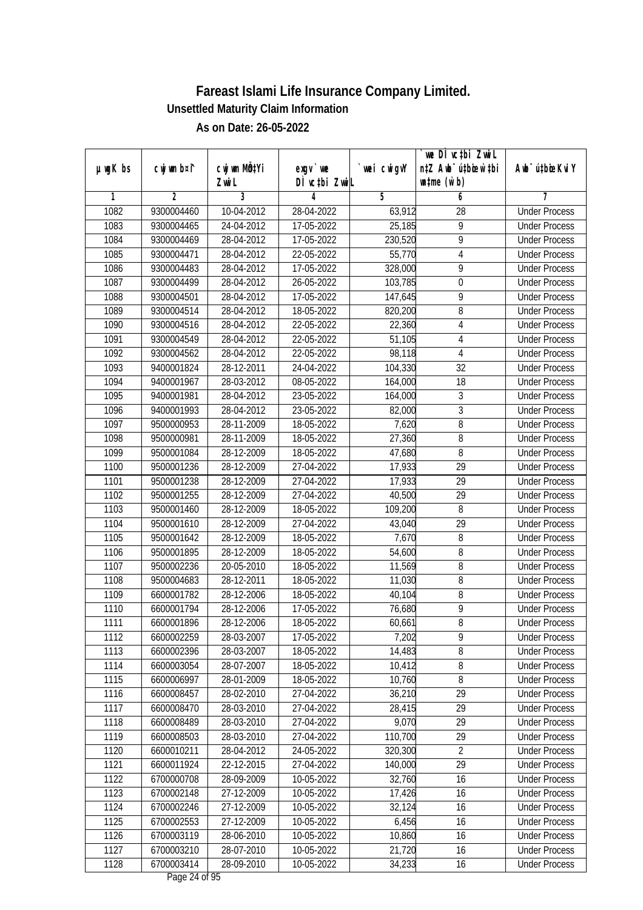# Fareast Islami Life Insurance Company Limited.

## Unsettled Maturity Claim Information

### As on Date: 26-05-2022

| µwgK bs | cwjwm b¤^i | cwjwm MÖn‡Yi ZvwiL | exgv` we DÌvc‡bi ZvwiL | `vwei cwigvY | `vwe DÌvc‡bi ZvwiL n‡Z Awb¯úbœ `vwei wnmve (w`b) | Awb¯ú‡bœi KviY |
|---|---|---|---|---|---|---|
| 1 | 2 | 3 | 4 | 5 | 6 | 7 |
| 1082 | 9300004460 | 10-04-2012 | 28-04-2022 | 63,912 | 28 | Under Process |
| 1083 | 9300004465 | 24-04-2012 | 17-05-2022 | 25,185 | 9 | Under Process |
| 1084 | 9300004469 | 28-04-2012 | 17-05-2022 | 230,520 | 9 | Under Process |
| 1085 | 9300004471 | 28-04-2012 | 22-05-2022 | 55,770 | 4 | Under Process |
| 1086 | 9300004483 | 28-04-2012 | 17-05-2022 | 328,000 | 9 | Under Process |
| 1087 | 9300004499 | 28-04-2012 | 26-05-2022 | 103,785 | 0 | Under Process |
| 1088 | 9300004501 | 28-04-2012 | 17-05-2022 | 147,645 | 9 | Under Process |
| 1089 | 9300004514 | 28-04-2012 | 18-05-2022 | 820,200 | 8 | Under Process |
| 1090 | 9300004516 | 28-04-2012 | 22-05-2022 | 22,360 | 4 | Under Process |
| 1091 | 9300004549 | 28-04-2012 | 22-05-2022 | 51,105 | 4 | Under Process |
| 1092 | 9300004562 | 28-04-2012 | 22-05-2022 | 98,118 | 4 | Under Process |
| 1093 | 9400001824 | 28-12-2011 | 24-04-2022 | 104,330 | 32 | Under Process |
| 1094 | 9400001967 | 28-03-2012 | 08-05-2022 | 164,000 | 18 | Under Process |
| 1095 | 9400001981 | 28-04-2012 | 23-05-2022 | 164,000 | 3 | Under Process |
| 1096 | 9400001993 | 28-04-2012 | 23-05-2022 | 82,000 | 3 | Under Process |
| 1097 | 9500000953 | 28-11-2009 | 18-05-2022 | 7,620 | 8 | Under Process |
| 1098 | 9500000981 | 28-11-2009 | 18-05-2022 | 27,360 | 8 | Under Process |
| 1099 | 9500001084 | 28-12-2009 | 18-05-2022 | 47,680 | 8 | Under Process |
| 1100 | 9500001236 | 28-12-2009 | 27-04-2022 | 17,933 | 29 | Under Process |
| 1101 | 9500001238 | 28-12-2009 | 27-04-2022 | 17,933 | 29 | Under Process |
| 1102 | 9500001255 | 28-12-2009 | 27-04-2022 | 40,500 | 29 | Under Process |
| 1103 | 9500001460 | 28-12-2009 | 18-05-2022 | 109,200 | 8 | Under Process |
| 1104 | 9500001610 | 28-12-2009 | 27-04-2022 | 43,040 | 29 | Under Process |
| 1105 | 9500001642 | 28-12-2009 | 18-05-2022 | 7,670 | 8 | Under Process |
| 1106 | 9500001895 | 28-12-2009 | 18-05-2022 | 54,600 | 8 | Under Process |
| 1107 | 9500002236 | 20-05-2010 | 18-05-2022 | 11,569 | 8 | Under Process |
| 1108 | 9500004683 | 28-12-2011 | 18-05-2022 | 11,030 | 8 | Under Process |
| 1109 | 6600001782 | 28-12-2006 | 18-05-2022 | 40,104 | 8 | Under Process |
| 1110 | 6600001794 | 28-12-2006 | 17-05-2022 | 76,680 | 9 | Under Process |
| 1111 | 6600001896 | 28-12-2006 | 18-05-2022 | 60,661 | 8 | Under Process |
| 1112 | 6600002259 | 28-03-2007 | 17-05-2022 | 7,202 | 9 | Under Process |
| 1113 | 6600002396 | 28-03-2007 | 18-05-2022 | 14,483 | 8 | Under Process |
| 1114 | 6600003054 | 28-07-2007 | 18-05-2022 | 10,412 | 8 | Under Process |
| 1115 | 6600006997 | 28-01-2009 | 18-05-2022 | 10,760 | 8 | Under Process |
| 1116 | 6600008457 | 28-02-2010 | 27-04-2022 | 36,210 | 29 | Under Process |
| 1117 | 6600008470 | 28-03-2010 | 27-04-2022 | 28,415 | 29 | Under Process |
| 1118 | 6600008489 | 28-03-2010 | 27-04-2022 | 9,070 | 29 | Under Process |
| 1119 | 6600008503 | 28-03-2010 | 27-04-2022 | 110,700 | 29 | Under Process |
| 1120 | 6600010211 | 28-04-2012 | 24-05-2022 | 320,300 | 2 | Under Process |
| 1121 | 6600011924 | 22-12-2015 | 27-04-2022 | 140,000 | 29 | Under Process |
| 1122 | 6700000708 | 28-09-2009 | 10-05-2022 | 32,760 | 16 | Under Process |
| 1123 | 6700002148 | 27-12-2009 | 10-05-2022 | 17,426 | 16 | Under Process |
| 1124 | 6700002246 | 27-12-2009 | 10-05-2022 | 32,124 | 16 | Under Process |
| 1125 | 6700002553 | 27-12-2009 | 10-05-2022 | 6,456 | 16 | Under Process |
| 1126 | 6700003119 | 28-06-2010 | 10-05-2022 | 10,860 | 16 | Under Process |
| 1127 | 6700003210 | 28-07-2010 | 10-05-2022 | 21,720 | 16 | Under Process |
| 1128 | 6700003414 | 28-09-2010 | 10-05-2022 | 34,233 | 16 | Under Process |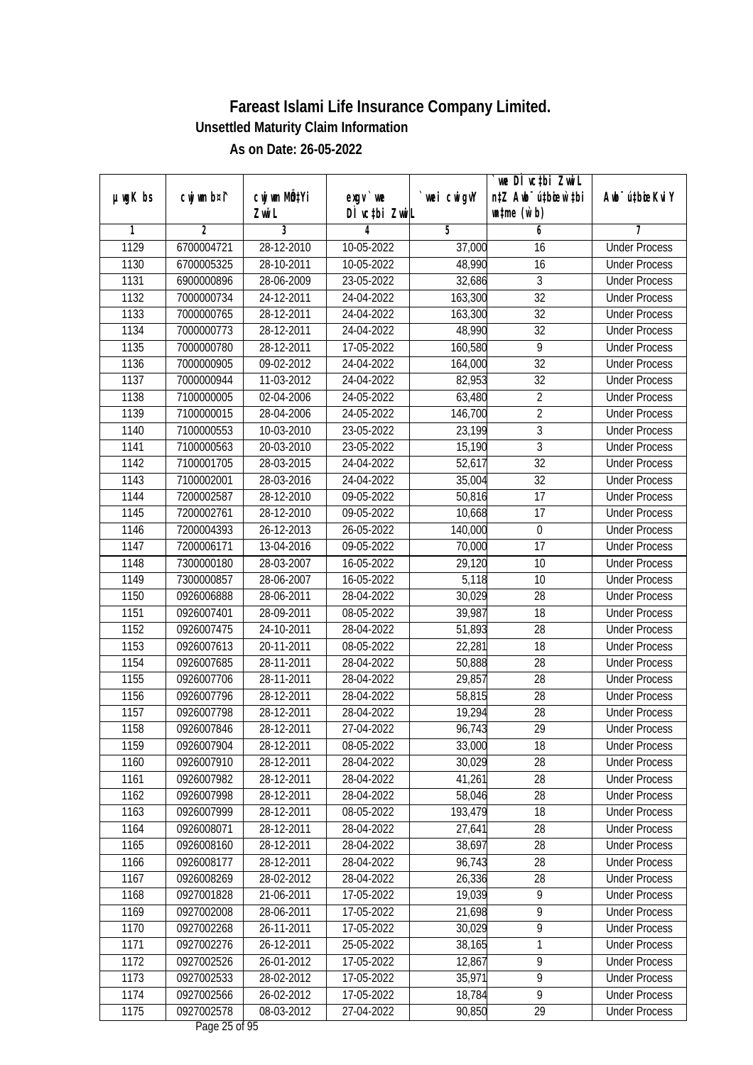# Fareast Islami Life Insurance Company Limited.

### Unsettled Maturity Claim Information

### As on Date: 26-05-2022

| µwgK bs | cwjwm bs¦ | cwjwm MÖ‡Yi ZvwiL | exgv`vwe DÌvc‡bi ZvwiL | `vwei cwigvY | `vwe DÌvc‡bi ZvwiL n‡Z Awb¯úbœ w`‡bi wnmve (w`b) | Awb¯ú‡bœi KviY |
|---|---|---|---|---|---|---|
| 1 | 2 | 3 | 4 | 5 | 6 | 7 |
| 1129 | 6700004721 | 28-12-2010 | 10-05-2022 | 37,000 | 16 | Under Process |
| 1130 | 6700005325 | 28-10-2011 | 10-05-2022 | 48,990 | 16 | Under Process |
| 1131 | 6900000896 | 28-06-2009 | 23-05-2022 | 32,686 | 3 | Under Process |
| 1132 | 7000000734 | 24-12-2011 | 24-04-2022 | 163,300 | 32 | Under Process |
| 1133 | 7000000765 | 28-12-2011 | 24-04-2022 | 163,300 | 32 | Under Process |
| 1134 | 7000000773 | 28-12-2011 | 24-04-2022 | 48,990 | 32 | Under Process |
| 1135 | 7000000780 | 28-12-2011 | 17-05-2022 | 160,580 | 9 | Under Process |
| 1136 | 7000000905 | 09-02-2012 | 24-04-2022 | 164,000 | 32 | Under Process |
| 1137 | 7000000944 | 11-03-2012 | 24-04-2022 | 82,953 | 32 | Under Process |
| 1138 | 7100000005 | 02-04-2006 | 24-05-2022 | 63,480 | 2 | Under Process |
| 1139 | 7100000015 | 28-04-2006 | 24-05-2022 | 146,700 | 2 | Under Process |
| 1140 | 7100000553 | 10-03-2010 | 23-05-2022 | 23,199 | 3 | Under Process |
| 1141 | 7100000563 | 20-03-2010 | 23-05-2022 | 15,190 | 3 | Under Process |
| 1142 | 7100001705 | 28-03-2015 | 24-04-2022 | 52,617 | 32 | Under Process |
| 1143 | 7100002001 | 28-03-2016 | 24-04-2022 | 35,004 | 32 | Under Process |
| 1144 | 7200002587 | 28-12-2010 | 09-05-2022 | 50,816 | 17 | Under Process |
| 1145 | 7200002761 | 28-12-2010 | 09-05-2022 | 10,668 | 17 | Under Process |
| 1146 | 7200004393 | 26-12-2013 | 26-05-2022 | 140,000 | 0 | Under Process |
| 1147 | 7200006171 | 13-04-2016 | 09-05-2022 | 70,000 | 17 | Under Process |
| 1148 | 7300000180 | 28-03-2007 | 16-05-2022 | 29,120 | 10 | Under Process |
| 1149 | 7300000857 | 28-06-2007 | 16-05-2022 | 5,118 | 10 | Under Process |
| 1150 | 0926006888 | 28-06-2011 | 28-04-2022 | 30,029 | 28 | Under Process |
| 1151 | 0926007401 | 28-09-2011 | 08-05-2022 | 39,987 | 18 | Under Process |
| 1152 | 0926007475 | 24-10-2011 | 28-04-2022 | 51,893 | 28 | Under Process |
| 1153 | 0926007613 | 20-11-2011 | 08-05-2022 | 22,281 | 18 | Under Process |
| 1154 | 0926007685 | 28-11-2011 | 28-04-2022 | 50,888 | 28 | Under Process |
| 1155 | 0926007706 | 28-11-2011 | 28-04-2022 | 29,857 | 28 | Under Process |
| 1156 | 0926007796 | 28-12-2011 | 28-04-2022 | 58,815 | 28 | Under Process |
| 1157 | 0926007798 | 28-12-2011 | 28-04-2022 | 19,294 | 28 | Under Process |
| 1158 | 0926007846 | 28-12-2011 | 27-04-2022 | 96,743 | 29 | Under Process |
| 1159 | 0926007904 | 28-12-2011 | 08-05-2022 | 33,000 | 18 | Under Process |
| 1160 | 0926007910 | 28-12-2011 | 28-04-2022 | 30,029 | 28 | Under Process |
| 1161 | 0926007982 | 28-12-2011 | 28-04-2022 | 41,261 | 28 | Under Process |
| 1162 | 0926007998 | 28-12-2011 | 28-04-2022 | 58,046 | 28 | Under Process |
| 1163 | 0926007999 | 28-12-2011 | 08-05-2022 | 193,479 | 18 | Under Process |
| 1164 | 0926008071 | 28-12-2011 | 28-04-2022 | 27,641 | 28 | Under Process |
| 1165 | 0926008160 | 28-12-2011 | 28-04-2022 | 38,697 | 28 | Under Process |
| 1166 | 0926008177 | 28-12-2011 | 28-04-2022 | 96,743 | 28 | Under Process |
| 1167 | 0926008269 | 28-02-2012 | 28-04-2022 | 26,336 | 28 | Under Process |
| 1168 | 0927001828 | 21-06-2011 | 17-05-2022 | 19,039 | 9 | Under Process |
| 1169 | 0927002008 | 28-06-2011 | 17-05-2022 | 21,698 | 9 | Under Process |
| 1170 | 0927002268 | 26-11-2011 | 17-05-2022 | 30,029 | 9 | Under Process |
| 1171 | 0927002276 | 26-12-2011 | 25-05-2022 | 38,165 | 1 | Under Process |
| 1172 | 0927002526 | 26-01-2012 | 17-05-2022 | 12,867 | 9 | Under Process |
| 1173 | 0927002533 | 28-02-2012 | 17-05-2022 | 35,971 | 9 | Under Process |
| 1174 | 0927002566 | 26-02-2012 | 17-05-2022 | 18,784 | 9 | Under Process |
| 1175 | 0927002578 | 08-03-2012 | 27-04-2022 | 90,850 | 29 | Under Process |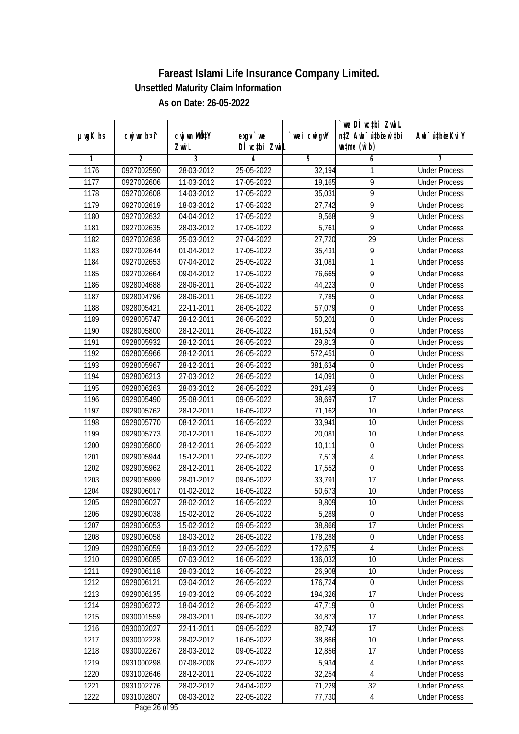# Fareast Islami Life Insurance Company Limited.

## Unsettled Maturity Claim Information

### As on Date: 26-05-2022

| µwgK bs | cwjwm b¤^i | cwjwm MÖn‡Yi ZwiL | exgv` we DÌ vc‡bi ZwiL | `wei cwigvY | `we DÌ vc‡bi ZwiL n‡Z Awb¯ú‡bœi w`‡bi wnmve (w`b) | Awb¯ú‡bœi KviY |
|---|---|---|---|---|---|---|
| 1 | 2 | 3 | 4 | 5 | 6 | 7 |
| 1176 | 0927002590 | 28-03-2012 | 25-05-2022 | 32,194 | 1 | Under Process |
| 1177 | 0927002606 | 11-03-2012 | 17-05-2022 | 19,165 | 9 | Under Process |
| 1178 | 0927002608 | 14-03-2012 | 17-05-2022 | 35,031 | 9 | Under Process |
| 1179 | 0927002619 | 18-03-2012 | 17-05-2022 | 27,742 | 9 | Under Process |
| 1180 | 0927002632 | 04-04-2012 | 17-05-2022 | 9,568 | 9 | Under Process |
| 1181 | 0927002635 | 28-03-2012 | 17-05-2022 | 5,761 | 9 | Under Process |
| 1182 | 0927002638 | 25-03-2012 | 27-04-2022 | 27,720 | 29 | Under Process |
| 1183 | 0927002644 | 01-04-2012 | 17-05-2022 | 35,431 | 9 | Under Process |
| 1184 | 0927002653 | 07-04-2012 | 25-05-2022 | 31,081 | 1 | Under Process |
| 1185 | 0927002664 | 09-04-2012 | 17-05-2022 | 76,665 | 9 | Under Process |
| 1186 | 0928004688 | 28-06-2011 | 26-05-2022 | 44,223 | 0 | Under Process |
| 1187 | 0928004796 | 28-06-2011 | 26-05-2022 | 7,785 | 0 | Under Process |
| 1188 | 0928005421 | 22-11-2011 | 26-05-2022 | 57,079 | 0 | Under Process |
| 1189 | 0928005747 | 28-12-2011 | 26-05-2022 | 50,201 | 0 | Under Process |
| 1190 | 0928005800 | 28-12-2011 | 26-05-2022 | 161,524 | 0 | Under Process |
| 1191 | 0928005932 | 28-12-2011 | 26-05-2022 | 29,813 | 0 | Under Process |
| 1192 | 0928005966 | 28-12-2011 | 26-05-2022 | 572,451 | 0 | Under Process |
| 1193 | 0928005967 | 28-12-2011 | 26-05-2022 | 381,634 | 0 | Under Process |
| 1194 | 0928006213 | 27-03-2012 | 26-05-2022 | 14,091 | 0 | Under Process |
| 1195 | 0928006263 | 28-03-2012 | 26-05-2022 | 291,493 | 0 | Under Process |
| 1196 | 0929005490 | 25-08-2011 | 09-05-2022 | 38,697 | 17 | Under Process |
| 1197 | 0929005762 | 28-12-2011 | 16-05-2022 | 71,162 | 10 | Under Process |
| 1198 | 0929005770 | 08-12-2011 | 16-05-2022 | 33,941 | 10 | Under Process |
| 1199 | 0929005773 | 20-12-2011 | 16-05-2022 | 20,081 | 10 | Under Process |
| 1200 | 0929005800 | 28-12-2011 | 26-05-2022 | 10,111 | 0 | Under Process |
| 1201 | 0929005944 | 15-12-2011 | 22-05-2022 | 7,513 | 4 | Under Process |
| 1202 | 0929005962 | 28-12-2011 | 26-05-2022 | 17,552 | 0 | Under Process |
| 1203 | 0929005999 | 28-01-2012 | 09-05-2022 | 33,791 | 17 | Under Process |
| 1204 | 0929006017 | 01-02-2012 | 16-05-2022 | 50,673 | 10 | Under Process |
| 1205 | 0929006027 | 28-02-2012 | 16-05-2022 | 9,809 | 10 | Under Process |
| 1206 | 0929006038 | 15-02-2012 | 26-05-2022 | 5,289 | 0 | Under Process |
| 1207 | 0929006053 | 15-02-2012 | 09-05-2022 | 38,866 | 17 | Under Process |
| 1208 | 0929006058 | 18-03-2012 | 26-05-2022 | 178,288 | 0 | Under Process |
| 1209 | 0929006059 | 18-03-2012 | 22-05-2022 | 172,675 | 4 | Under Process |
| 1210 | 0929006085 | 07-03-2012 | 16-05-2022 | 136,032 | 10 | Under Process |
| 1211 | 0929006118 | 28-03-2012 | 16-05-2022 | 26,908 | 10 | Under Process |
| 1212 | 0929006121 | 03-04-2012 | 26-05-2022 | 176,724 | 0 | Under Process |
| 1213 | 0929006135 | 19-03-2012 | 09-05-2022 | 194,326 | 17 | Under Process |
| 1214 | 0929006272 | 18-04-2012 | 26-05-2022 | 47,719 | 0 | Under Process |
| 1215 | 0930001559 | 28-03-2011 | 09-05-2022 | 34,873 | 17 | Under Process |
| 1216 | 0930002027 | 22-11-2011 | 09-05-2022 | 82,742 | 17 | Under Process |
| 1217 | 0930002228 | 28-02-2012 | 16-05-2022 | 38,866 | 10 | Under Process |
| 1218 | 0930002267 | 28-03-2012 | 09-05-2022 | 12,856 | 17 | Under Process |
| 1219 | 0931000298 | 07-08-2008 | 22-05-2022 | 5,934 | 4 | Under Process |
| 1220 | 0931002646 | 28-12-2011 | 22-05-2022 | 32,254 | 4 | Under Process |
| 1221 | 0931002776 | 28-02-2012 | 24-04-2022 | 71,229 | 32 | Under Process |
| 1222 | 0931002807 | 08-03-2012 | 22-05-2022 | 77,730 | 4 | Under Process |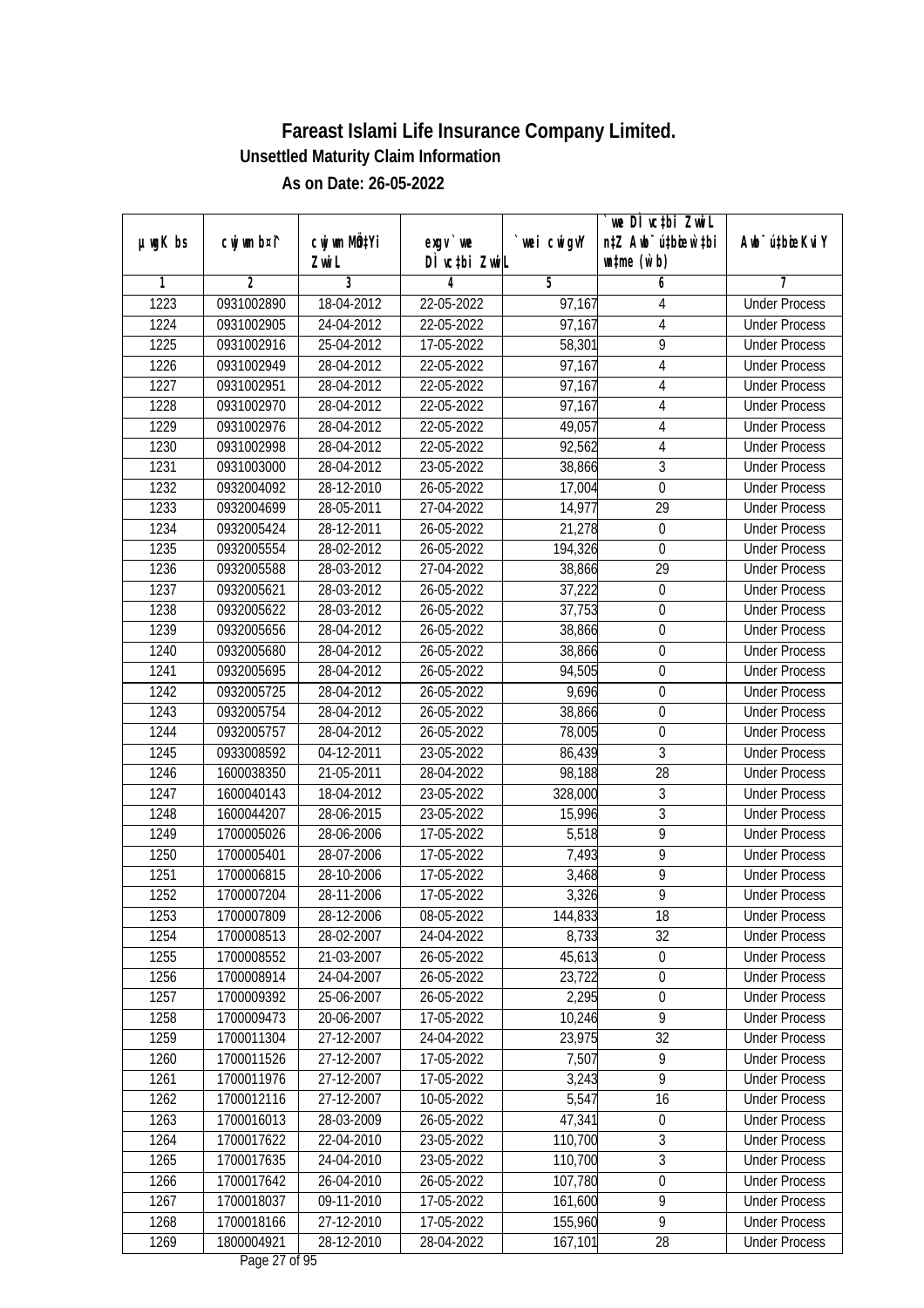# Fareast Islami Life Insurance Company Limited.

**Unsettled Maturity Claim Information**

**As on Date: 26-05-2022**

| µwgK bs | cwjwm b¤i | cwjwm MÖn‡Yi ZvwiL | exgv` we DÌvc‡bi ZvwiL | `vwei cwigvY | `vwe DÌvc‡bi ZvwiL n‡Z Av‡e`bKvixi ‡kl `vwe (w`b) | Av‡e`‡bi Kvi Y |
|---|---|---|---|---|---|---|
| 1 | 2 | 3 | 4 | 5 | 6 | 7 |
| 1223 | 0931002890 | 18-04-2012 | 22-05-2022 | 97,167 | 4 | Under Process |
| 1224 | 0931002905 | 24-04-2012 | 22-05-2022 | 97,167 | 4 | Under Process |
| 1225 | 0931002916 | 25-04-2012 | 17-05-2022 | 58,301 | 9 | Under Process |
| 1226 | 0931002949 | 28-04-2012 | 22-05-2022 | 97,167 | 4 | Under Process |
| 1227 | 0931002951 | 28-04-2012 | 22-05-2022 | 97,167 | 4 | Under Process |
| 1228 | 0931002970 | 28-04-2012 | 22-05-2022 | 97,167 | 4 | Under Process |
| 1229 | 0931002976 | 28-04-2012 | 22-05-2022 | 49,057 | 4 | Under Process |
| 1230 | 0931002998 | 28-04-2012 | 22-05-2022 | 92,562 | 4 | Under Process |
| 1231 | 0931003000 | 28-04-2012 | 23-05-2022 | 38,866 | 3 | Under Process |
| 1232 | 0932004092 | 28-12-2010 | 26-05-2022 | 17,004 | 0 | Under Process |
| 1233 | 0932004699 | 28-05-2011 | 27-04-2022 | 14,977 | 29 | Under Process |
| 1234 | 0932005424 | 28-12-2011 | 26-05-2022 | 21,278 | 0 | Under Process |
| 1235 | 0932005554 | 28-02-2012 | 26-05-2022 | 194,326 | 0 | Under Process |
| 1236 | 0932005588 | 28-03-2012 | 27-04-2022 | 38,866 | 29 | Under Process |
| 1237 | 0932005621 | 28-03-2012 | 26-05-2022 | 37,222 | 0 | Under Process |
| 1238 | 0932005622 | 28-03-2012 | 26-05-2022 | 37,753 | 0 | Under Process |
| 1239 | 0932005656 | 28-04-2012 | 26-05-2022 | 38,866 | 0 | Under Process |
| 1240 | 0932005680 | 28-04-2012 | 26-05-2022 | 38,866 | 0 | Under Process |
| 1241 | 0932005695 | 28-04-2012 | 26-05-2022 | 94,505 | 0 | Under Process |
| 1242 | 0932005725 | 28-04-2012 | 26-05-2022 | 9,696 | 0 | Under Process |
| 1243 | 0932005754 | 28-04-2012 | 26-05-2022 | 38,866 | 0 | Under Process |
| 1244 | 0932005757 | 28-04-2012 | 26-05-2022 | 78,005 | 0 | Under Process |
| 1245 | 0933008592 | 04-12-2011 | 23-05-2022 | 86,439 | 3 | Under Process |
| 1246 | 1600038350 | 21-05-2011 | 28-04-2022 | 98,188 | 28 | Under Process |
| 1247 | 1600040143 | 18-04-2012 | 23-05-2022 | 328,000 | 3 | Under Process |
| 1248 | 1600044207 | 28-06-2015 | 23-05-2022 | 15,996 | 3 | Under Process |
| 1249 | 1700005026 | 28-06-2006 | 17-05-2022 | 5,518 | 9 | Under Process |
| 1250 | 1700005401 | 28-07-2006 | 17-05-2022 | 7,493 | 9 | Under Process |
| 1251 | 1700006815 | 28-10-2006 | 17-05-2022 | 3,468 | 9 | Under Process |
| 1252 | 1700007204 | 28-11-2006 | 17-05-2022 | 3,326 | 9 | Under Process |
| 1253 | 1700007809 | 28-12-2006 | 08-05-2022 | 144,833 | 18 | Under Process |
| 1254 | 1700008513 | 28-02-2007 | 24-04-2022 | 8,733 | 32 | Under Process |
| 1255 | 1700008552 | 21-03-2007 | 26-05-2022 | 45,613 | 0 | Under Process |
| 1256 | 1700008914 | 24-04-2007 | 26-05-2022 | 23,722 | 0 | Under Process |
| 1257 | 1700009392 | 25-06-2007 | 26-05-2022 | 2,295 | 0 | Under Process |
| 1258 | 1700009473 | 20-06-2007 | 17-05-2022 | 10,246 | 9 | Under Process |
| 1259 | 1700011304 | 27-12-2007 | 24-04-2022 | 23,975 | 32 | Under Process |
| 1260 | 1700011526 | 27-12-2007 | 17-05-2022 | 7,507 | 9 | Under Process |
| 1261 | 1700011976 | 27-12-2007 | 17-05-2022 | 3,243 | 9 | Under Process |
| 1262 | 1700012116 | 27-12-2007 | 10-05-2022 | 5,547 | 16 | Under Process |
| 1263 | 1700016013 | 28-03-2009 | 26-05-2022 | 47,341 | 0 | Under Process |
| 1264 | 1700017622 | 22-04-2010 | 23-05-2022 | 110,700 | 3 | Under Process |
| 1265 | 1700017635 | 24-04-2010 | 23-05-2022 | 110,700 | 3 | Under Process |
| 1266 | 1700017642 | 26-04-2010 | 26-05-2022 | 107,780 | 0 | Under Process |
| 1267 | 1700018037 | 09-11-2010 | 17-05-2022 | 161,600 | 9 | Under Process |
| 1268 | 1700018166 | 27-12-2010 | 17-05-2022 | 155,960 | 9 | Under Process |
| 1269 | 1800004921 | 28-12-2010 | 28-04-2022 | 167,101 | 28 | Under Process |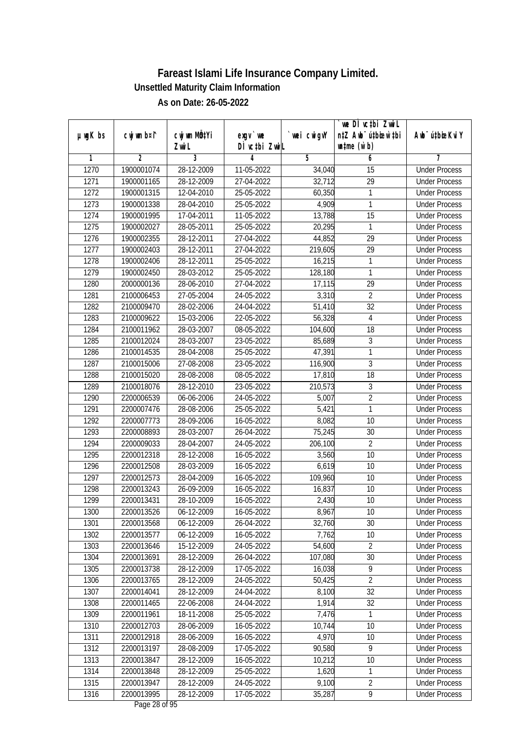# Fareast Islami Life Insurance Company Limited.

**Unsettled Maturity Claim Information**

**As on Date: 26-05-2022**

| µwgK bs | cwjwm b¤^i | cwjwm MÖn‡Yi ZvwiL | exgv `we DÌvc‡bi ZvwiL | `wei cwigvY | `we DÌvc‡bi ZvwiL n‡Z Awb¯úbœ `v‡ei wnmve (w`b) | Awb¯ú‡bœi KviY |
|---|---|---|---|---|---|---|
| 1 | 2 | 3 | 4 | 5 | 6 | 7 |
| 1270 | 1900001074 | 28-12-2009 | 11-05-2022 | 34,040 | 15 | Under Process |
| 1271 | 1900001165 | 28-12-2009 | 27-04-2022 | 32,712 | 29 | Under Process |
| 1272 | 1900001315 | 12-04-2010 | 25-05-2022 | 60,350 | 1 | Under Process |
| 1273 | 1900001338 | 28-04-2010 | 25-05-2022 | 4,909 | 1 | Under Process |
| 1274 | 1900001995 | 17-04-2011 | 11-05-2022 | 13,788 | 15 | Under Process |
| 1275 | 1900002027 | 28-05-2011 | 25-05-2022 | 20,295 | 1 | Under Process |
| 1276 | 1900002355 | 28-12-2011 | 27-04-2022 | 44,852 | 29 | Under Process |
| 1277 | 1900002403 | 28-12-2011 | 27-04-2022 | 219,605 | 29 | Under Process |
| 1278 | 1900002406 | 28-12-2011 | 25-05-2022 | 16,215 | 1 | Under Process |
| 1279 | 1900002450 | 28-03-2012 | 25-05-2022 | 128,180 | 1 | Under Process |
| 1280 | 2000000136 | 28-06-2010 | 27-04-2022 | 17,115 | 29 | Under Process |
| 1281 | 2100006453 | 27-05-2004 | 24-05-2022 | 3,310 | 2 | Under Process |
| 1282 | 2100009470 | 28-02-2006 | 24-04-2022 | 51,410 | 32 | Under Process |
| 1283 | 2100009622 | 15-03-2006 | 22-05-2022 | 56,328 | 4 | Under Process |
| 1284 | 2100011962 | 28-03-2007 | 08-05-2022 | 104,600 | 18 | Under Process |
| 1285 | 2100012024 | 28-03-2007 | 23-05-2022 | 85,689 | 3 | Under Process |
| 1286 | 2100014535 | 28-04-2008 | 25-05-2022 | 47,391 | 1 | Under Process |
| 1287 | 2100015006 | 27-08-2008 | 23-05-2022 | 116,900 | 3 | Under Process |
| 1288 | 2100015020 | 28-08-2008 | 08-05-2022 | 17,810 | 18 | Under Process |
| 1289 | 2100018076 | 28-12-2010 | 23-05-2022 | 210,573 | 3 | Under Process |
| 1290 | 2200006539 | 06-06-2006 | 24-05-2022 | 5,007 | 2 | Under Process |
| 1291 | 2200007476 | 28-08-2006 | 25-05-2022 | 5,421 | 1 | Under Process |
| 1292 | 2200007773 | 28-09-2006 | 16-05-2022 | 8,082 | 10 | Under Process |
| 1293 | 2200008893 | 28-03-2007 | 26-04-2022 | 75,245 | 30 | Under Process |
| 1294 | 2200009033 | 28-04-2007 | 24-05-2022 | 206,100 | 2 | Under Process |
| 1295 | 2200012318 | 28-12-2008 | 16-05-2022 | 3,560 | 10 | Under Process |
| 1296 | 2200012508 | 28-03-2009 | 16-05-2022 | 6,619 | 10 | Under Process |
| 1297 | 2200012573 | 28-04-2009 | 16-05-2022 | 109,960 | 10 | Under Process |
| 1298 | 2200013243 | 26-09-2009 | 16-05-2022 | 16,837 | 10 | Under Process |
| 1299 | 2200013431 | 28-10-2009 | 16-05-2022 | 2,430 | 10 | Under Process |
| 1300 | 2200013526 | 06-12-2009 | 16-05-2022 | 8,967 | 10 | Under Process |
| 1301 | 2200013568 | 06-12-2009 | 26-04-2022 | 32,760 | 30 | Under Process |
| 1302 | 2200013577 | 06-12-2009 | 16-05-2022 | 7,762 | 10 | Under Process |
| 1303 | 2200013646 | 15-12-2009 | 24-05-2022 | 54,600 | 2 | Under Process |
| 1304 | 2200013691 | 28-12-2009 | 26-04-2022 | 107,080 | 30 | Under Process |
| 1305 | 2200013738 | 28-12-2009 | 17-05-2022 | 16,038 | 9 | Under Process |
| 1306 | 2200013765 | 28-12-2009 | 24-05-2022 | 50,425 | 2 | Under Process |
| 1307 | 2200014041 | 28-12-2009 | 24-04-2022 | 8,100 | 32 | Under Process |
| 1308 | 2200011465 | 22-06-2008 | 24-04-2022 | 1,914 | 32 | Under Process |
| 1309 | 2200011961 | 18-11-2008 | 25-05-2022 | 7,476 | 1 | Under Process |
| 1310 | 2200012703 | 28-06-2009 | 16-05-2022 | 10,744 | 10 | Under Process |
| 1311 | 2200012918 | 28-06-2009 | 16-05-2022 | 4,970 | 10 | Under Process |
| 1312 | 2200013197 | 28-08-2009 | 17-05-2022 | 90,580 | 9 | Under Process |
| 1313 | 2200013847 | 28-12-2009 | 16-05-2022 | 10,212 | 10 | Under Process |
| 1314 | 2200013848 | 28-12-2009 | 25-05-2022 | 1,620 | 1 | Under Process |
| 1315 | 2200013947 | 28-12-2009 | 24-05-2022 | 9,100 | 2 | Under Process |
| 1316 | 2200013995 | 28-12-2009 | 17-05-2022 | 35,287 | 9 | Under Process |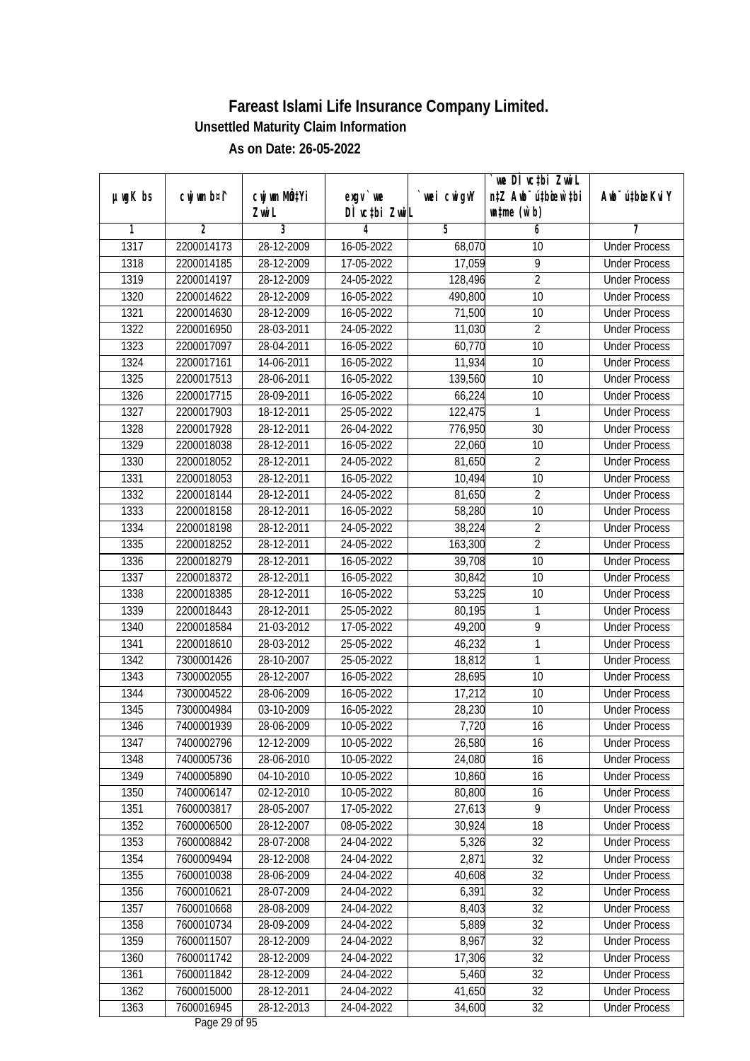# Fareast Islami Life Insurance Company Limited.

## Unsettled Maturity Claim Information

### As on Date: 26-05-2022

| µwgK bs | cwjwm b¤^i | cwjwm MÖn‡Yi ZvwiL | exgv`we DÌvc‡bi ZvwiL | `vwei cwigvY | `vwe DÌvc‡bi ZvwiL n‡Z Awb®úbœ `v‡bi w`‡bi msL¨v (w`b) | Awb®ú‡bœi KviY |
|---|---|---|---|---|---|---|
| 1 | 2 | 3 | 4 | 5 | 6 | 7 |
| 1317 | 2200014173 | 28-12-2009 | 16-05-2022 | 68,070 | 10 | Under Process |
| 1318 | 2200014185 | 28-12-2009 | 17-05-2022 | 17,059 | 9 | Under Process |
| 1319 | 2200014197 | 28-12-2009 | 24-05-2022 | 128,496 | 2 | Under Process |
| 1320 | 2200014622 | 28-12-2009 | 16-05-2022 | 490,800 | 10 | Under Process |
| 1321 | 2200014630 | 28-12-2009 | 16-05-2022 | 71,500 | 10 | Under Process |
| 1322 | 2200016950 | 28-03-2011 | 24-05-2022 | 11,030 | 2 | Under Process |
| 1323 | 2200017097 | 28-04-2011 | 16-05-2022 | 60,770 | 10 | Under Process |
| 1324 | 2200017161 | 14-06-2011 | 16-05-2022 | 11,934 | 10 | Under Process |
| 1325 | 2200017513 | 28-06-2011 | 16-05-2022 | 139,560 | 10 | Under Process |
| 1326 | 2200017715 | 28-09-2011 | 16-05-2022 | 66,224 | 10 | Under Process |
| 1327 | 2200017903 | 18-12-2011 | 25-05-2022 | 122,475 | 1 | Under Process |
| 1328 | 2200017928 | 28-12-2011 | 26-04-2022 | 776,950 | 30 | Under Process |
| 1329 | 2200018038 | 28-12-2011 | 16-05-2022 | 22,060 | 10 | Under Process |
| 1330 | 2200018052 | 28-12-2011 | 24-05-2022 | 81,650 | 2 | Under Process |
| 1331 | 2200018053 | 28-12-2011 | 16-05-2022 | 10,494 | 10 | Under Process |
| 1332 | 2200018144 | 28-12-2011 | 24-05-2022 | 81,650 | 2 | Under Process |
| 1333 | 2200018158 | 28-12-2011 | 16-05-2022 | 58,280 | 10 | Under Process |
| 1334 | 2200018198 | 28-12-2011 | 24-05-2022 | 38,224 | 2 | Under Process |
| 1335 | 2200018252 | 28-12-2011 | 24-05-2022 | 163,300 | 2 | Under Process |
| 1336 | 2200018279 | 28-12-2011 | 16-05-2022 | 39,708 | 10 | Under Process |
| 1337 | 2200018372 | 28-12-2011 | 16-05-2022 | 30,842 | 10 | Under Process |
| 1338 | 2200018385 | 28-12-2011 | 16-05-2022 | 53,225 | 10 | Under Process |
| 1339 | 2200018443 | 28-12-2011 | 25-05-2022 | 80,195 | 1 | Under Process |
| 1340 | 2200018584 | 21-03-2012 | 17-05-2022 | 49,200 | 9 | Under Process |
| 1341 | 2200018610 | 28-03-2012 | 25-05-2022 | 46,232 | 1 | Under Process |
| 1342 | 7300001426 | 28-10-2007 | 25-05-2022 | 18,812 | 1 | Under Process |
| 1343 | 7300002055 | 28-12-2007 | 16-05-2022 | 28,695 | 10 | Under Process |
| 1344 | 7300004522 | 28-06-2009 | 16-05-2022 | 17,212 | 10 | Under Process |
| 1345 | 7300004984 | 03-10-2009 | 16-05-2022 | 28,230 | 10 | Under Process |
| 1346 | 7400001939 | 28-06-2009 | 10-05-2022 | 7,720 | 16 | Under Process |
| 1347 | 7400002796 | 12-12-2009 | 10-05-2022 | 26,580 | 16 | Under Process |
| 1348 | 7400005736 | 28-06-2010 | 10-05-2022 | 24,080 | 16 | Under Process |
| 1349 | 7400005890 | 04-10-2010 | 10-05-2022 | 10,860 | 16 | Under Process |
| 1350 | 7400006147 | 02-12-2010 | 10-05-2022 | 80,800 | 16 | Under Process |
| 1351 | 7600003817 | 28-05-2007 | 17-05-2022 | 27,613 | 9 | Under Process |
| 1352 | 7600006500 | 28-12-2007 | 08-05-2022 | 30,924 | 18 | Under Process |
| 1353 | 7600008842 | 28-07-2008 | 24-04-2022 | 5,326 | 32 | Under Process |
| 1354 | 7600009494 | 28-12-2008 | 24-04-2022 | 2,871 | 32 | Under Process |
| 1355 | 7600010038 | 28-06-2009 | 24-04-2022 | 40,608 | 32 | Under Process |
| 1356 | 7600010621 | 28-07-2009 | 24-04-2022 | 6,391 | 32 | Under Process |
| 1357 | 7600010668 | 28-08-2009 | 24-04-2022 | 8,403 | 32 | Under Process |
| 1358 | 7600010734 | 28-09-2009 | 24-04-2022 | 5,889 | 32 | Under Process |
| 1359 | 7600011507 | 28-12-2009 | 24-04-2022 | 8,967 | 32 | Under Process |
| 1360 | 7600011742 | 28-12-2009 | 24-04-2022 | 17,306 | 32 | Under Process |
| 1361 | 7600011842 | 28-12-2009 | 24-04-2022 | 5,460 | 32 | Under Process |
| 1362 | 7600015000 | 28-12-2011 | 24-04-2022 | 41,650 | 32 | Under Process |
| 1363 | 7600016945 | 28-12-2013 | 24-04-2022 | 34,600 | 32 | Under Process |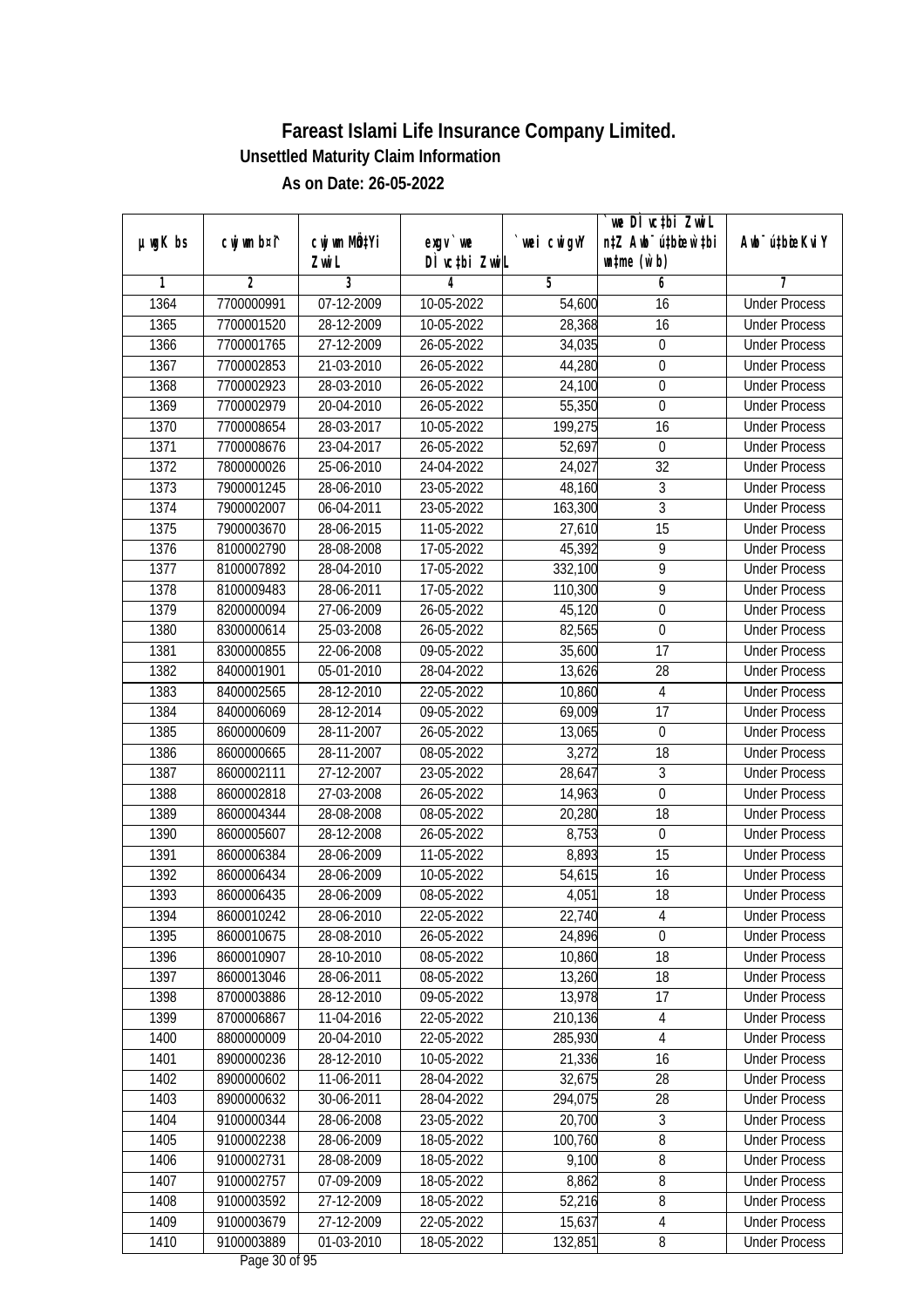# Fareast Islami Life Insurance Company Limited.

### Unsettled Maturity Claim Information

### As on Date: 26-05-2022

| µwgK bs | cwjwm b¤^i | cwjwm MÖn‡Yi ZwiL | exgv`we DÌvc‡bi ZwiL | `vwei cwigvY | `we DÌvc‡bi ZwiL n‡Z Awb¯úbœ `vwei wdme (w`b) | Awb¯úbœ Kvi Y |
|---|---|---|---|---|---|---|
| 1 | 2 | 3 | 4 | 5 | 6 | 7 |
| 1364 | 7700000991 | 07-12-2009 | 10-05-2022 | 54,600 | 16 | Under Process |
| 1365 | 7700001520 | 28-12-2009 | 10-05-2022 | 28,368 | 16 | Under Process |
| 1366 | 7700001765 | 27-12-2009 | 26-05-2022 | 34,035 | 0 | Under Process |
| 1367 | 7700002853 | 21-03-2010 | 26-05-2022 | 44,280 | 0 | Under Process |
| 1368 | 7700002923 | 28-03-2010 | 26-05-2022 | 24,100 | 0 | Under Process |
| 1369 | 7700002979 | 20-04-2010 | 26-05-2022 | 55,350 | 0 | Under Process |
| 1370 | 7700008654 | 28-03-2017 | 10-05-2022 | 199,275 | 16 | Under Process |
| 1371 | 7700008676 | 23-04-2017 | 26-05-2022 | 52,697 | 0 | Under Process |
| 1372 | 7800000026 | 25-06-2010 | 24-04-2022 | 24,027 | 32 | Under Process |
| 1373 | 7900001245 | 28-06-2010 | 23-05-2022 | 48,160 | 3 | Under Process |
| 1374 | 7900002007 | 06-04-2011 | 23-05-2022 | 163,300 | 3 | Under Process |
| 1375 | 7900003670 | 28-06-2015 | 11-05-2022 | 27,610 | 15 | Under Process |
| 1376 | 8100002790 | 28-08-2008 | 17-05-2022 | 45,392 | 9 | Under Process |
| 1377 | 8100007892 | 28-04-2010 | 17-05-2022 | 332,100 | 9 | Under Process |
| 1378 | 8100009483 | 28-06-2011 | 17-05-2022 | 110,300 | 9 | Under Process |
| 1379 | 8200000094 | 27-06-2009 | 26-05-2022 | 45,120 | 0 | Under Process |
| 1380 | 8300000614 | 25-03-2008 | 26-05-2022 | 82,565 | 0 | Under Process |
| 1381 | 8300000855 | 22-06-2008 | 09-05-2022 | 35,600 | 17 | Under Process |
| 1382 | 8400001901 | 05-01-2010 | 28-04-2022 | 13,626 | 28 | Under Process |
| 1383 | 8400002565 | 28-12-2010 | 22-05-2022 | 10,860 | 4 | Under Process |
| 1384 | 8400006069 | 28-12-2014 | 09-05-2022 | 69,009 | 17 | Under Process |
| 1385 | 8600000609 | 28-11-2007 | 26-05-2022 | 13,065 | 0 | Under Process |
| 1386 | 8600000665 | 28-11-2007 | 08-05-2022 | 3,272 | 18 | Under Process |
| 1387 | 8600002111 | 27-12-2007 | 23-05-2022 | 28,647 | 3 | Under Process |
| 1388 | 8600002818 | 27-03-2008 | 26-05-2022 | 14,963 | 0 | Under Process |
| 1389 | 8600004344 | 28-08-2008 | 08-05-2022 | 20,280 | 18 | Under Process |
| 1390 | 8600005607 | 28-12-2008 | 26-05-2022 | 8,753 | 0 | Under Process |
| 1391 | 8600006384 | 28-06-2009 | 11-05-2022 | 8,893 | 15 | Under Process |
| 1392 | 8600006434 | 28-06-2009 | 10-05-2022 | 54,615 | 16 | Under Process |
| 1393 | 8600006435 | 28-06-2009 | 08-05-2022 | 4,051 | 18 | Under Process |
| 1394 | 8600010242 | 28-06-2010 | 22-05-2022 | 22,740 | 4 | Under Process |
| 1395 | 8600010675 | 28-08-2010 | 26-05-2022 | 24,896 | 0 | Under Process |
| 1396 | 8600010907 | 28-10-2010 | 08-05-2022 | 10,860 | 18 | Under Process |
| 1397 | 8600013046 | 28-06-2011 | 08-05-2022 | 13,260 | 18 | Under Process |
| 1398 | 8700003886 | 28-12-2010 | 09-05-2022 | 13,978 | 17 | Under Process |
| 1399 | 8700006867 | 11-04-2016 | 22-05-2022 | 210,136 | 4 | Under Process |
| 1400 | 8800000009 | 20-04-2010 | 22-05-2022 | 285,930 | 4 | Under Process |
| 1401 | 8900000236 | 28-12-2010 | 10-05-2022 | 21,336 | 16 | Under Process |
| 1402 | 8900000602 | 11-06-2011 | 28-04-2022 | 32,675 | 28 | Under Process |
| 1403 | 8900000632 | 30-06-2011 | 28-04-2022 | 294,075 | 28 | Under Process |
| 1404 | 9100000344 | 28-06-2008 | 23-05-2022 | 20,700 | 3 | Under Process |
| 1405 | 9100002238 | 28-06-2009 | 18-05-2022 | 100,760 | 8 | Under Process |
| 1406 | 9100002731 | 28-08-2009 | 18-05-2022 | 9,100 | 8 | Under Process |
| 1407 | 9100002757 | 07-09-2009 | 18-05-2022 | 8,862 | 8 | Under Process |
| 1408 | 9100003592 | 27-12-2009 | 18-05-2022 | 52,216 | 8 | Under Process |
| 1409 | 9100003679 | 27-12-2009 | 22-05-2022 | 15,637 | 4 | Under Process |
| 1410 | 9100003889 | 01-03-2010 | 18-05-2022 | 132,851 | 8 | Under Process |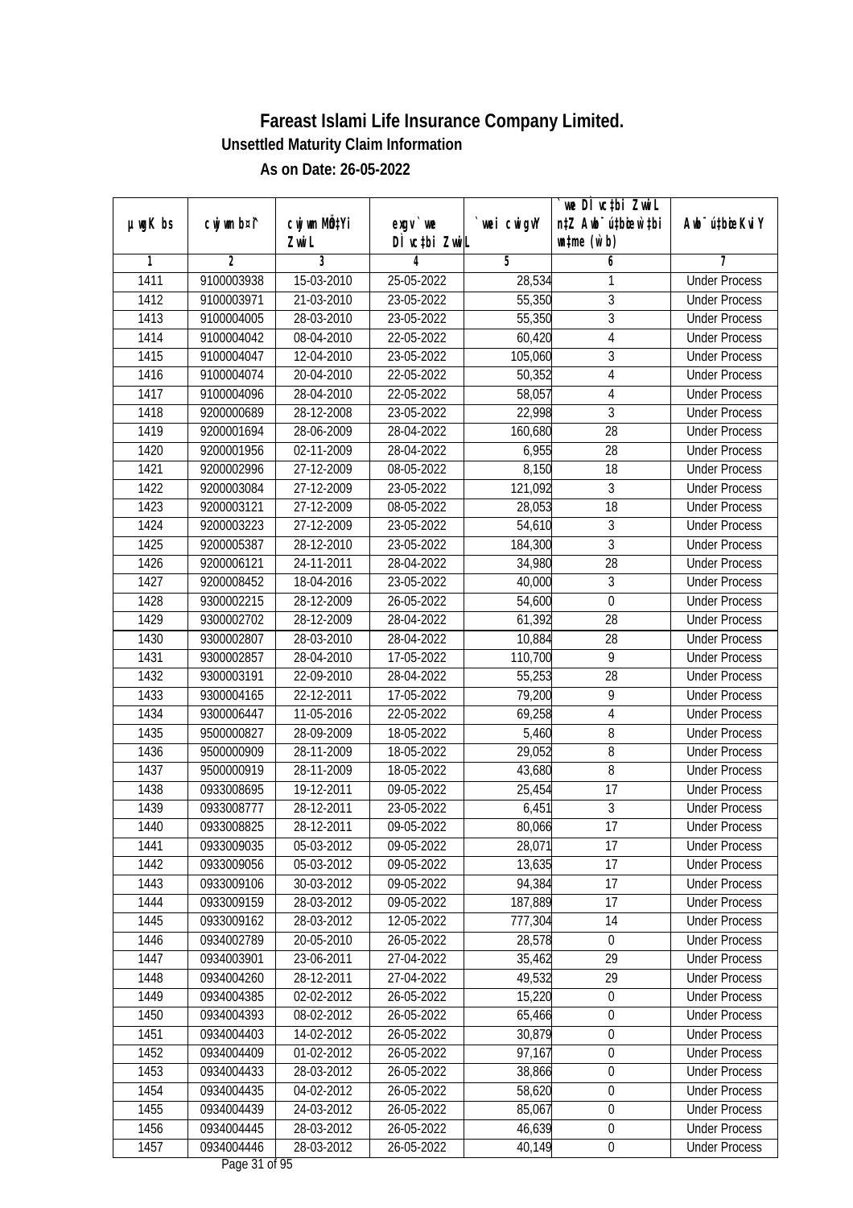# Fareast Islami Life Insurance Company Limited.

**Unsettled Maturity Claim Information**

**As on Date: 26-05-2022**

| µwgK bs | cwjwm b¤i | cwjwm MÖ‡Yi ZvwiL | exgv `vwe DÌvc‡bi ZvwiL | `vwei cwigvY | `vwe DÌvc‡bi ZvwiL n‡Z Awb¯úbœ `vwei w`b (w`b) | Awb¯ú‡bœi KviY |
|---|---|---|---|---|---|---|
| 1 | 2 | 3 | 4 | 5 | 6 | 7 |
| 1411 | 9100003938 | 15-03-2010 | 25-05-2022 | 28,534 | 1 | Under Process |
| 1412 | 9100003971 | 21-03-2010 | 23-05-2022 | 55,350 | 3 | Under Process |
| 1413 | 9100004005 | 28-03-2010 | 23-05-2022 | 55,350 | 3 | Under Process |
| 1414 | 9100004042 | 08-04-2010 | 22-05-2022 | 60,420 | 4 | Under Process |
| 1415 | 9100004047 | 12-04-2010 | 23-05-2022 | 105,060 | 3 | Under Process |
| 1416 | 9100004074 | 20-04-2010 | 22-05-2022 | 50,352 | 4 | Under Process |
| 1417 | 9100004096 | 28-04-2010 | 22-05-2022 | 58,057 | 4 | Under Process |
| 1418 | 9200000689 | 28-12-2008 | 23-05-2022 | 22,998 | 3 | Under Process |
| 1419 | 9200001694 | 28-06-2009 | 28-04-2022 | 160,680 | 28 | Under Process |
| 1420 | 9200001956 | 02-11-2009 | 28-04-2022 | 6,955 | 28 | Under Process |
| 1421 | 9200002996 | 27-12-2009 | 08-05-2022 | 8,150 | 18 | Under Process |
| 1422 | 9200003084 | 27-12-2009 | 23-05-2022 | 121,092 | 3 | Under Process |
| 1423 | 9200003121 | 27-12-2009 | 08-05-2022 | 28,053 | 18 | Under Process |
| 1424 | 9200003223 | 27-12-2009 | 23-05-2022 | 54,610 | 3 | Under Process |
| 1425 | 9200005387 | 28-12-2010 | 23-05-2022 | 184,300 | 3 | Under Process |
| 1426 | 9200006121 | 24-11-2011 | 28-04-2022 | 34,980 | 28 | Under Process |
| 1427 | 9200008452 | 18-04-2016 | 23-05-2022 | 40,000 | 3 | Under Process |
| 1428 | 9300002215 | 28-12-2009 | 26-05-2022 | 54,600 | 0 | Under Process |
| 1429 | 9300002702 | 28-12-2009 | 28-04-2022 | 61,392 | 28 | Under Process |
| 1430 | 9300002807 | 28-03-2010 | 28-04-2022 | 10,884 | 28 | Under Process |
| 1431 | 9300002857 | 28-04-2010 | 17-05-2022 | 110,700 | 9 | Under Process |
| 1432 | 9300003191 | 22-09-2010 | 28-04-2022 | 55,253 | 28 | Under Process |
| 1433 | 9300004165 | 22-12-2011 | 17-05-2022 | 79,200 | 9 | Under Process |
| 1434 | 9300006447 | 11-05-2016 | 22-05-2022 | 69,258 | 4 | Under Process |
| 1435 | 9500000827 | 28-09-2009 | 18-05-2022 | 5,460 | 8 | Under Process |
| 1436 | 9500000909 | 28-11-2009 | 18-05-2022 | 29,052 | 8 | Under Process |
| 1437 | 9500000919 | 28-11-2009 | 18-05-2022 | 43,680 | 8 | Under Process |
| 1438 | 0933008695 | 19-12-2011 | 09-05-2022 | 25,454 | 17 | Under Process |
| 1439 | 0933008777 | 28-12-2011 | 23-05-2022 | 6,451 | 3 | Under Process |
| 1440 | 0933008825 | 28-12-2011 | 09-05-2022 | 80,066 | 17 | Under Process |
| 1441 | 0933009035 | 05-03-2012 | 09-05-2022 | 28,071 | 17 | Under Process |
| 1442 | 0933009056 | 05-03-2012 | 09-05-2022 | 13,635 | 17 | Under Process |
| 1443 | 0933009106 | 30-03-2012 | 09-05-2022 | 94,384 | 17 | Under Process |
| 1444 | 0933009159 | 28-03-2012 | 09-05-2022 | 187,889 | 17 | Under Process |
| 1445 | 0933009162 | 28-03-2012 | 12-05-2022 | 777,304 | 14 | Under Process |
| 1446 | 0934002789 | 20-05-2010 | 26-05-2022 | 28,578 | 0 | Under Process |
| 1447 | 0934003901 | 23-06-2011 | 27-04-2022 | 35,462 | 29 | Under Process |
| 1448 | 0934004260 | 28-12-2011 | 27-04-2022 | 49,532 | 29 | Under Process |
| 1449 | 0934004385 | 02-02-2012 | 26-05-2022 | 15,220 | 0 | Under Process |
| 1450 | 0934004393 | 08-02-2012 | 26-05-2022 | 65,466 | 0 | Under Process |
| 1451 | 0934004403 | 14-02-2012 | 26-05-2022 | 30,879 | 0 | Under Process |
| 1452 | 0934004409 | 01-02-2012 | 26-05-2022 | 97,167 | 0 | Under Process |
| 1453 | 0934004433 | 28-03-2012 | 26-05-2022 | 38,866 | 0 | Under Process |
| 1454 | 0934004435 | 04-02-2012 | 26-05-2022 | 58,620 | 0 | Under Process |
| 1455 | 0934004439 | 24-03-2012 | 26-05-2022 | 85,067 | 0 | Under Process |
| 1456 | 0934004445 | 28-03-2012 | 26-05-2022 | 46,639 | 0 | Under Process |
| 1457 | 0934004446 | 28-03-2012 | 26-05-2022 | 40,149 | 0 | Under Process |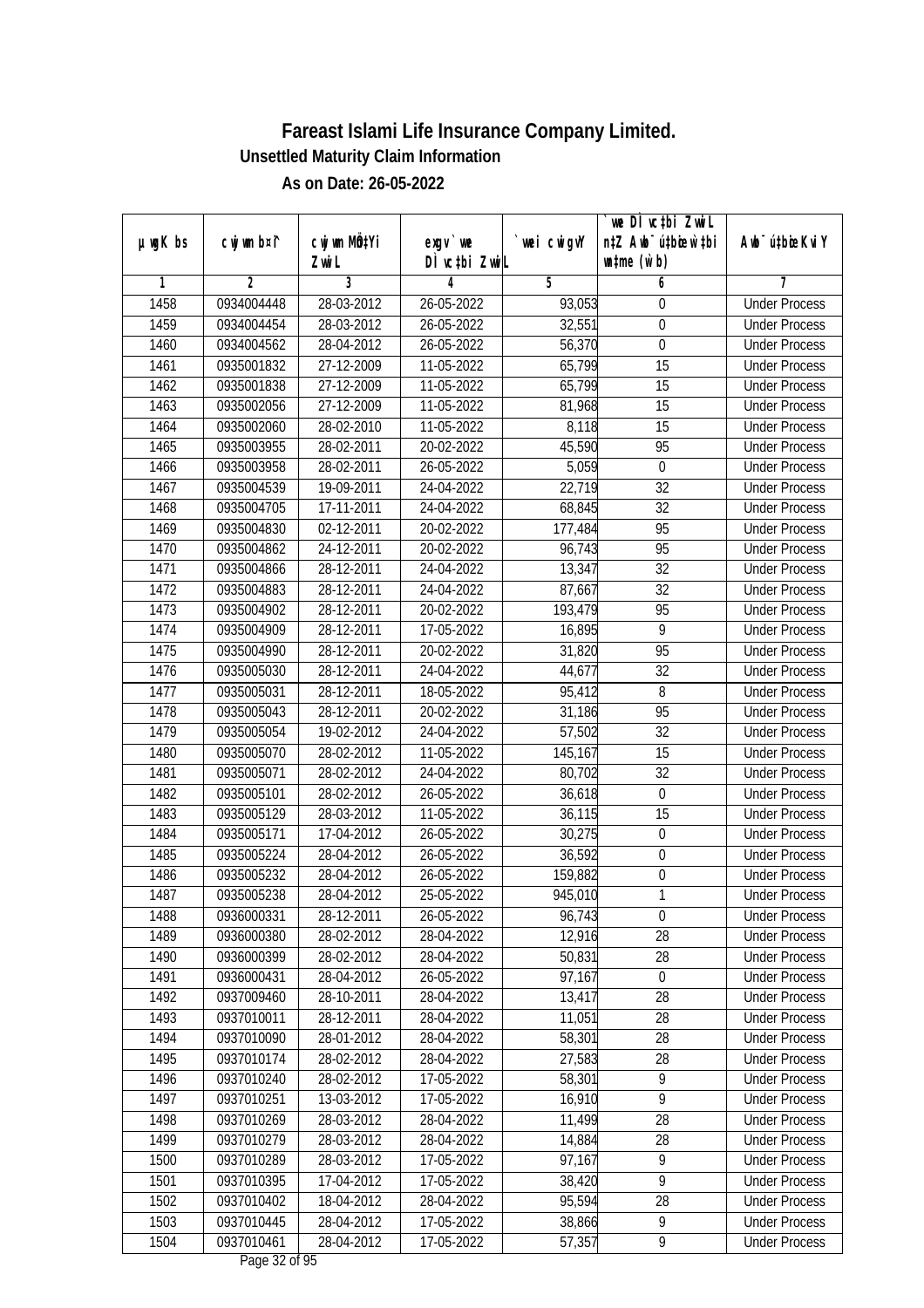# Fareast Islami Life Insurance Company Limited.

## Unsettled Maturity Claim Information

## As on Date: 26-05-2022

| µwgK bs | cwjwm b¤^i | cwjwm MÖn‡Yi ZvwiL | exgv` we DÌ vc‡bi ZvwiL | `vwei cwigvY | `we DÌ vc‡bi ZvwiL n‡Z Awb¯úbœi w‡bi msL¨v (w`b) | Awb¯ú‡bœi KviY |
|---|---|---|---|---|---|---|
| 1 | 2 | 3 | 4 | 5 | 6 | 7 |
| 1458 | 0934004448 | 28-03-2012 | 26-05-2022 | 93,053 | 0 | Under Process |
| 1459 | 0934004454 | 28-03-2012 | 26-05-2022 | 32,551 | 0 | Under Process |
| 1460 | 0934004562 | 28-04-2012 | 26-05-2022 | 56,370 | 0 | Under Process |
| 1461 | 0935001832 | 27-12-2009 | 11-05-2022 | 65,799 | 15 | Under Process |
| 1462 | 0935001838 | 27-12-2009 | 11-05-2022 | 65,799 | 15 | Under Process |
| 1463 | 0935002056 | 27-12-2009 | 11-05-2022 | 81,968 | 15 | Under Process |
| 1464 | 0935002060 | 28-02-2010 | 11-05-2022 | 8,118 | 15 | Under Process |
| 1465 | 0935003955 | 28-02-2011 | 20-02-2022 | 45,590 | 95 | Under Process |
| 1466 | 0935003958 | 28-02-2011 | 26-05-2022 | 5,059 | 0 | Under Process |
| 1467 | 0935004539 | 19-09-2011 | 24-04-2022 | 22,719 | 32 | Under Process |
| 1468 | 0935004705 | 17-11-2011 | 24-04-2022 | 68,845 | 32 | Under Process |
| 1469 | 0935004830 | 02-12-2011 | 20-02-2022 | 177,484 | 95 | Under Process |
| 1470 | 0935004862 | 24-12-2011 | 20-02-2022 | 96,743 | 95 | Under Process |
| 1471 | 0935004866 | 28-12-2011 | 24-04-2022 | 13,347 | 32 | Under Process |
| 1472 | 0935004883 | 28-12-2011 | 24-04-2022 | 87,667 | 32 | Under Process |
| 1473 | 0935004902 | 28-12-2011 | 20-02-2022 | 193,479 | 95 | Under Process |
| 1474 | 0935004909 | 28-12-2011 | 17-05-2022 | 16,895 | 9 | Under Process |
| 1475 | 0935004990 | 28-12-2011 | 20-02-2022 | 31,820 | 95 | Under Process |
| 1476 | 0935005030 | 28-12-2011 | 24-04-2022 | 44,677 | 32 | Under Process |
| 1477 | 0935005031 | 28-12-2011 | 18-05-2022 | 95,412 | 8 | Under Process |
| 1478 | 0935005043 | 28-12-2011 | 20-02-2022 | 31,186 | 95 | Under Process |
| 1479 | 0935005054 | 19-02-2012 | 24-04-2022 | 57,502 | 32 | Under Process |
| 1480 | 0935005070 | 28-02-2012 | 11-05-2022 | 145,167 | 15 | Under Process |
| 1481 | 0935005071 | 28-02-2012 | 24-04-2022 | 80,702 | 32 | Under Process |
| 1482 | 0935005101 | 28-02-2012 | 26-05-2022 | 36,618 | 0 | Under Process |
| 1483 | 0935005129 | 28-03-2012 | 11-05-2022 | 36,115 | 15 | Under Process |
| 1484 | 0935005171 | 17-04-2012 | 26-05-2022 | 30,275 | 0 | Under Process |
| 1485 | 0935005224 | 28-04-2012 | 26-05-2022 | 36,592 | 0 | Under Process |
| 1486 | 0935005232 | 28-04-2012 | 26-05-2022 | 159,882 | 0 | Under Process |
| 1487 | 0935005238 | 28-04-2012 | 25-05-2022 | 945,010 | 1 | Under Process |
| 1488 | 0936000331 | 28-12-2011 | 26-05-2022 | 96,743 | 0 | Under Process |
| 1489 | 0936000380 | 28-02-2012 | 28-04-2022 | 12,916 | 28 | Under Process |
| 1490 | 0936000399 | 28-02-2012 | 28-04-2022 | 50,831 | 28 | Under Process |
| 1491 | 0936000431 | 28-04-2012 | 26-05-2022 | 97,167 | 0 | Under Process |
| 1492 | 0937009460 | 28-10-2011 | 28-04-2022 | 13,417 | 28 | Under Process |
| 1493 | 0937010011 | 28-12-2011 | 28-04-2022 | 11,051 | 28 | Under Process |
| 1494 | 0937010090 | 28-01-2012 | 28-04-2022 | 58,301 | 28 | Under Process |
| 1495 | 0937010174 | 28-02-2012 | 28-04-2022 | 27,583 | 28 | Under Process |
| 1496 | 0937010240 | 28-02-2012 | 17-05-2022 | 58,301 | 9 | Under Process |
| 1497 | 0937010251 | 13-03-2012 | 17-05-2022 | 16,910 | 9 | Under Process |
| 1498 | 0937010269 | 28-03-2012 | 28-04-2022 | 11,499 | 28 | Under Process |
| 1499 | 0937010279 | 28-03-2012 | 28-04-2022 | 14,884 | 28 | Under Process |
| 1500 | 0937010289 | 28-03-2012 | 17-05-2022 | 97,167 | 9 | Under Process |
| 1501 | 0937010395 | 17-04-2012 | 17-05-2022 | 38,420 | 9 | Under Process |
| 1502 | 0937010402 | 18-04-2012 | 28-04-2022 | 95,594 | 28 | Under Process |
| 1503 | 0937010445 | 28-04-2012 | 17-05-2022 | 38,866 | 9 | Under Process |
| 1504 | 0937010461 | 28-04-2012 | 17-05-2022 | 57,357 | 9 | Under Process |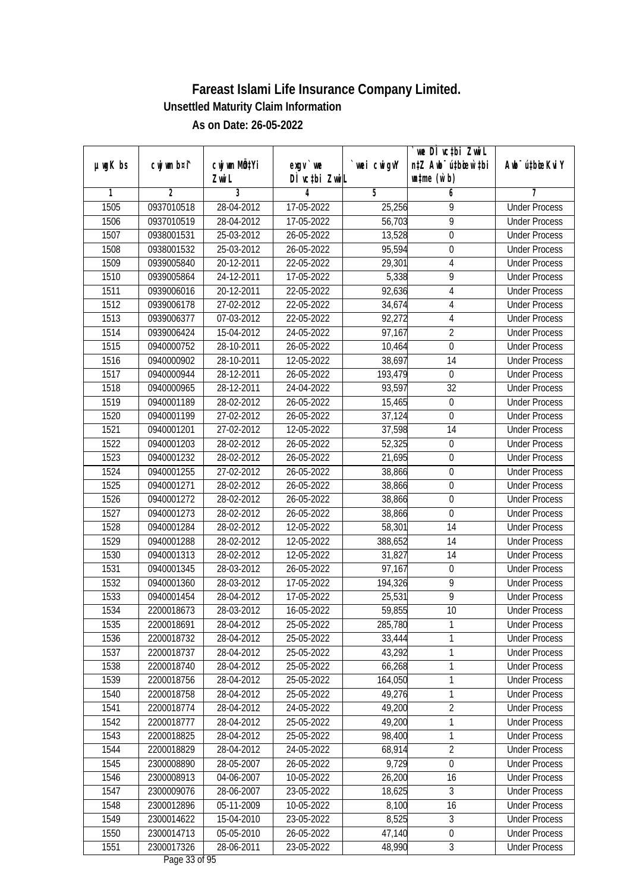# Fareast Islami Life Insurance Company Limited.

**Unsettled Maturity Claim Information**

**As on Date: 26-05-2022**

| µwgK bs | cwjwm b¤^i | cwjwm MÖn‡Yi ZvwiL | exgv`we DÌvc‡bi ZvwiL | `vwei cwigvY | `vwe DÌvc‡bi ZvwiL n‡Z Awb¯ú‡bœi w`‡bi msL¨v (w`b) | Awb¯ú‡bœi KviY |
|---|---|---|---|---|---|---|
| 1 | 2 | 3 | 4 | 5 | 6 | 7 |
| 1505 | 0937010518 | 28-04-2012 | 17-05-2022 | 25,256 | 9 | Under Process |
| 1506 | 0937010519 | 28-04-2012 | 17-05-2022 | 56,703 | 9 | Under Process |
| 1507 | 0938001531 | 25-03-2012 | 26-05-2022 | 13,528 | 0 | Under Process |
| 1508 | 0938001532 | 25-03-2012 | 26-05-2022 | 95,594 | 0 | Under Process |
| 1509 | 0939005840 | 20-12-2011 | 22-05-2022 | 29,301 | 4 | Under Process |
| 1510 | 0939005864 | 24-12-2011 | 17-05-2022 | 5,338 | 9 | Under Process |
| 1511 | 0939006016 | 20-12-2011 | 22-05-2022 | 92,636 | 4 | Under Process |
| 1512 | 0939006178 | 27-02-2012 | 22-05-2022 | 34,674 | 4 | Under Process |
| 1513 | 0939006377 | 07-03-2012 | 22-05-2022 | 92,272 | 4 | Under Process |
| 1514 | 0939006424 | 15-04-2012 | 24-05-2022 | 97,167 | 2 | Under Process |
| 1515 | 0940000752 | 28-10-2011 | 26-05-2022 | 10,464 | 0 | Under Process |
| 1516 | 0940000902 | 28-10-2011 | 12-05-2022 | 38,697 | 14 | Under Process |
| 1517 | 0940000944 | 28-12-2011 | 26-05-2022 | 193,479 | 0 | Under Process |
| 1518 | 0940000965 | 28-12-2011 | 24-04-2022 | 93,597 | 32 | Under Process |
| 1519 | 0940001189 | 28-02-2012 | 26-05-2022 | 15,465 | 0 | Under Process |
| 1520 | 0940001199 | 27-02-2012 | 26-05-2022 | 37,124 | 0 | Under Process |
| 1521 | 0940001201 | 27-02-2012 | 12-05-2022 | 37,598 | 14 | Under Process |
| 1522 | 0940001203 | 28-02-2012 | 26-05-2022 | 52,325 | 0 | Under Process |
| 1523 | 0940001232 | 28-02-2012 | 26-05-2022 | 21,695 | 0 | Under Process |
| 1524 | 0940001255 | 27-02-2012 | 26-05-2022 | 38,866 | 0 | Under Process |
| 1525 | 0940001271 | 28-02-2012 | 26-05-2022 | 38,866 | 0 | Under Process |
| 1526 | 0940001272 | 28-02-2012 | 26-05-2022 | 38,866 | 0 | Under Process |
| 1527 | 0940001273 | 28-02-2012 | 26-05-2022 | 38,866 | 0 | Under Process |
| 1528 | 0940001284 | 28-02-2012 | 12-05-2022 | 58,301 | 14 | Under Process |
| 1529 | 0940001288 | 28-02-2012 | 12-05-2022 | 388,652 | 14 | Under Process |
| 1530 | 0940001313 | 28-02-2012 | 12-05-2022 | 31,827 | 14 | Under Process |
| 1531 | 0940001345 | 28-03-2012 | 26-05-2022 | 97,167 | 0 | Under Process |
| 1532 | 0940001360 | 28-03-2012 | 17-05-2022 | 194,326 | 9 | Under Process |
| 1533 | 0940001454 | 28-04-2012 | 17-05-2022 | 25,531 | 9 | Under Process |
| 1534 | 2200018673 | 28-03-2012 | 16-05-2022 | 59,855 | 10 | Under Process |
| 1535 | 2200018691 | 28-04-2012 | 25-05-2022 | 285,780 | 1 | Under Process |
| 1536 | 2200018732 | 28-04-2012 | 25-05-2022 | 33,444 | 1 | Under Process |
| 1537 | 2200018737 | 28-04-2012 | 25-05-2022 | 43,292 | 1 | Under Process |
| 1538 | 2200018740 | 28-04-2012 | 25-05-2022 | 66,268 | 1 | Under Process |
| 1539 | 2200018756 | 28-04-2012 | 25-05-2022 | 164,050 | 1 | Under Process |
| 1540 | 2200018758 | 28-04-2012 | 25-05-2022 | 49,276 | 1 | Under Process |
| 1541 | 2200018774 | 28-04-2012 | 24-05-2022 | 49,200 | 2 | Under Process |
| 1542 | 2200018777 | 28-04-2012 | 25-05-2022 | 49,200 | 1 | Under Process |
| 1543 | 2200018825 | 28-04-2012 | 25-05-2022 | 98,400 | 1 | Under Process |
| 1544 | 2200018829 | 28-04-2012 | 24-05-2022 | 68,914 | 2 | Under Process |
| 1545 | 2300008890 | 28-05-2007 | 26-05-2022 | 9,729 | 0 | Under Process |
| 1546 | 2300008913 | 04-06-2007 | 10-05-2022 | 26,200 | 16 | Under Process |
| 1547 | 2300009076 | 28-06-2007 | 23-05-2022 | 18,625 | 3 | Under Process |
| 1548 | 2300012896 | 05-11-2009 | 10-05-2022 | 8,100 | 16 | Under Process |
| 1549 | 2300014622 | 15-04-2010 | 23-05-2022 | 8,525 | 3 | Under Process |
| 1550 | 2300014713 | 05-05-2010 | 26-05-2022 | 47,140 | 0 | Under Process |
| 1551 | 2300017326 | 28-06-2011 | 23-05-2022 | 48,990 | 3 | Under Process |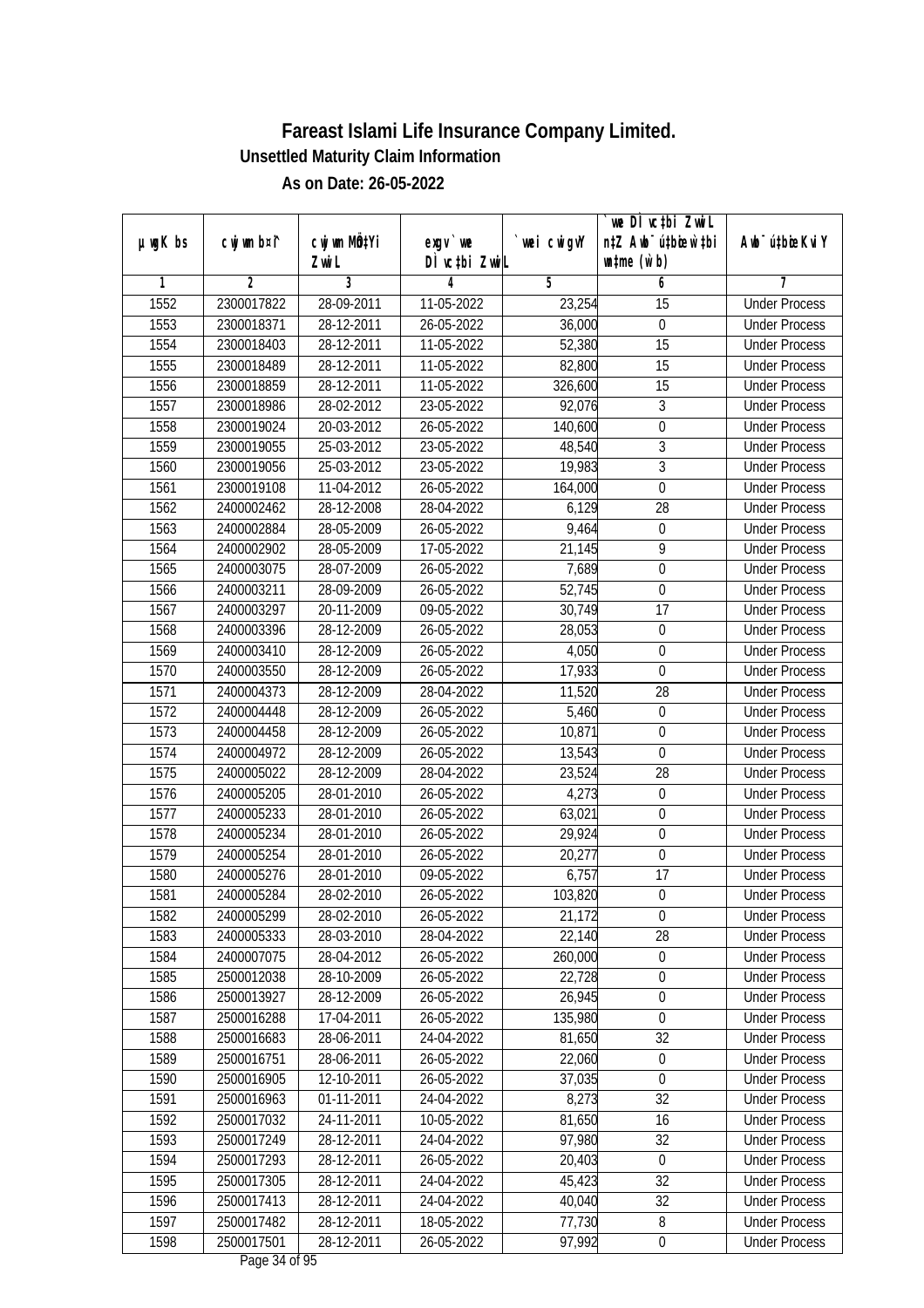# Fareast Islami Life Insurance Company Limited.

**Unsettled Maturity Claim Information**

**As on Date: 26-05-2022**

| µwgK bs | cwjwm b¤^i | cwjwm MÖnY ZvwiL | exgv `vwe DÌvc‡bi ZvwiL | `vwei cwigvY | `vwe DÌvc‡bi ZvwiL n‡Z Awb¯úbœK…Z w`‡bi msL¨v (w`b) | Awb¯ú‡bœi KviY |
|---|---|---|---|---|---|---|
| 1 | 2 | 3 | 4 | 5 | 6 | 7 |
| 1552 | 2300017822 | 28-09-2011 | 11-05-2022 | 23,254 | 15 | Under Process |
| 1553 | 2300018371 | 28-12-2011 | 26-05-2022 | 36,000 | 0 | Under Process |
| 1554 | 2300018403 | 28-12-2011 | 11-05-2022 | 52,380 | 15 | Under Process |
| 1555 | 2300018489 | 28-12-2011 | 11-05-2022 | 82,800 | 15 | Under Process |
| 1556 | 2300018859 | 28-12-2011 | 11-05-2022 | 326,600 | 15 | Under Process |
| 1557 | 2300018986 | 28-02-2012 | 23-05-2022 | 92,076 | 3 | Under Process |
| 1558 | 2300019024 | 20-03-2012 | 26-05-2022 | 140,600 | 0 | Under Process |
| 1559 | 2300019055 | 25-03-2012 | 23-05-2022 | 48,540 | 3 | Under Process |
| 1560 | 2300019056 | 25-03-2012 | 23-05-2022 | 19,983 | 3 | Under Process |
| 1561 | 2300019108 | 11-04-2012 | 26-05-2022 | 164,000 | 0 | Under Process |
| 1562 | 2400002462 | 28-12-2008 | 28-04-2022 | 6,129 | 28 | Under Process |
| 1563 | 2400002884 | 28-05-2009 | 26-05-2022 | 9,464 | 0 | Under Process |
| 1564 | 2400002902 | 28-05-2009 | 17-05-2022 | 21,145 | 9 | Under Process |
| 1565 | 2400003075 | 28-07-2009 | 26-05-2022 | 7,689 | 0 | Under Process |
| 1566 | 2400003211 | 28-09-2009 | 26-05-2022 | 52,745 | 0 | Under Process |
| 1567 | 2400003297 | 20-11-2009 | 09-05-2022 | 30,749 | 17 | Under Process |
| 1568 | 2400003396 | 28-12-2009 | 26-05-2022 | 28,053 | 0 | Under Process |
| 1569 | 2400003410 | 28-12-2009 | 26-05-2022 | 4,050 | 0 | Under Process |
| 1570 | 2400003550 | 28-12-2009 | 26-05-2022 | 17,933 | 0 | Under Process |
| 1571 | 2400004373 | 28-12-2009 | 28-04-2022 | 11,520 | 28 | Under Process |
| 1572 | 2400004448 | 28-12-2009 | 26-05-2022 | 5,460 | 0 | Under Process |
| 1573 | 2400004458 | 28-12-2009 | 26-05-2022 | 10,871 | 0 | Under Process |
| 1574 | 2400004972 | 28-12-2009 | 26-05-2022 | 13,543 | 0 | Under Process |
| 1575 | 2400005022 | 28-12-2009 | 28-04-2022 | 23,524 | 28 | Under Process |
| 1576 | 2400005205 | 28-01-2010 | 26-05-2022 | 4,273 | 0 | Under Process |
| 1577 | 2400005233 | 28-01-2010 | 26-05-2022 | 63,021 | 0 | Under Process |
| 1578 | 2400005234 | 28-01-2010 | 26-05-2022 | 29,924 | 0 | Under Process |
| 1579 | 2400005254 | 28-01-2010 | 26-05-2022 | 20,277 | 0 | Under Process |
| 1580 | 2400005276 | 28-01-2010 | 09-05-2022 | 6,757 | 17 | Under Process |
| 1581 | 2400005284 | 28-02-2010 | 26-05-2022 | 103,820 | 0 | Under Process |
| 1582 | 2400005299 | 28-02-2010 | 26-05-2022 | 21,172 | 0 | Under Process |
| 1583 | 2400005333 | 28-03-2010 | 28-04-2022 | 22,140 | 28 | Under Process |
| 1584 | 2400007075 | 28-04-2012 | 26-05-2022 | 260,000 | 0 | Under Process |
| 1585 | 2500012038 | 28-10-2009 | 26-05-2022 | 22,728 | 0 | Under Process |
| 1586 | 2500013927 | 28-12-2009 | 26-05-2022 | 26,945 | 0 | Under Process |
| 1587 | 2500016288 | 17-04-2011 | 26-05-2022 | 135,980 | 0 | Under Process |
| 1588 | 2500016683 | 28-06-2011 | 24-04-2022 | 81,650 | 32 | Under Process |
| 1589 | 2500016751 | 28-06-2011 | 26-05-2022 | 22,060 | 0 | Under Process |
| 1590 | 2500016905 | 12-10-2011 | 26-05-2022 | 37,035 | 0 | Under Process |
| 1591 | 2500016963 | 01-11-2011 | 24-04-2022 | 8,273 | 32 | Under Process |
| 1592 | 2500017032 | 24-11-2011 | 10-05-2022 | 81,650 | 16 | Under Process |
| 1593 | 2500017249 | 28-12-2011 | 24-04-2022 | 97,980 | 32 | Under Process |
| 1594 | 2500017293 | 28-12-2011 | 26-05-2022 | 20,403 | 0 | Under Process |
| 1595 | 2500017305 | 28-12-2011 | 24-04-2022 | 45,423 | 32 | Under Process |
| 1596 | 2500017413 | 28-12-2011 | 24-04-2022 | 40,040 | 32 | Under Process |
| 1597 | 2500017482 | 28-12-2011 | 18-05-2022 | 77,730 | 8 | Under Process |
| 1598 | 2500017501 | 28-12-2011 | 26-05-2022 | 97,992 | 0 | Under Process |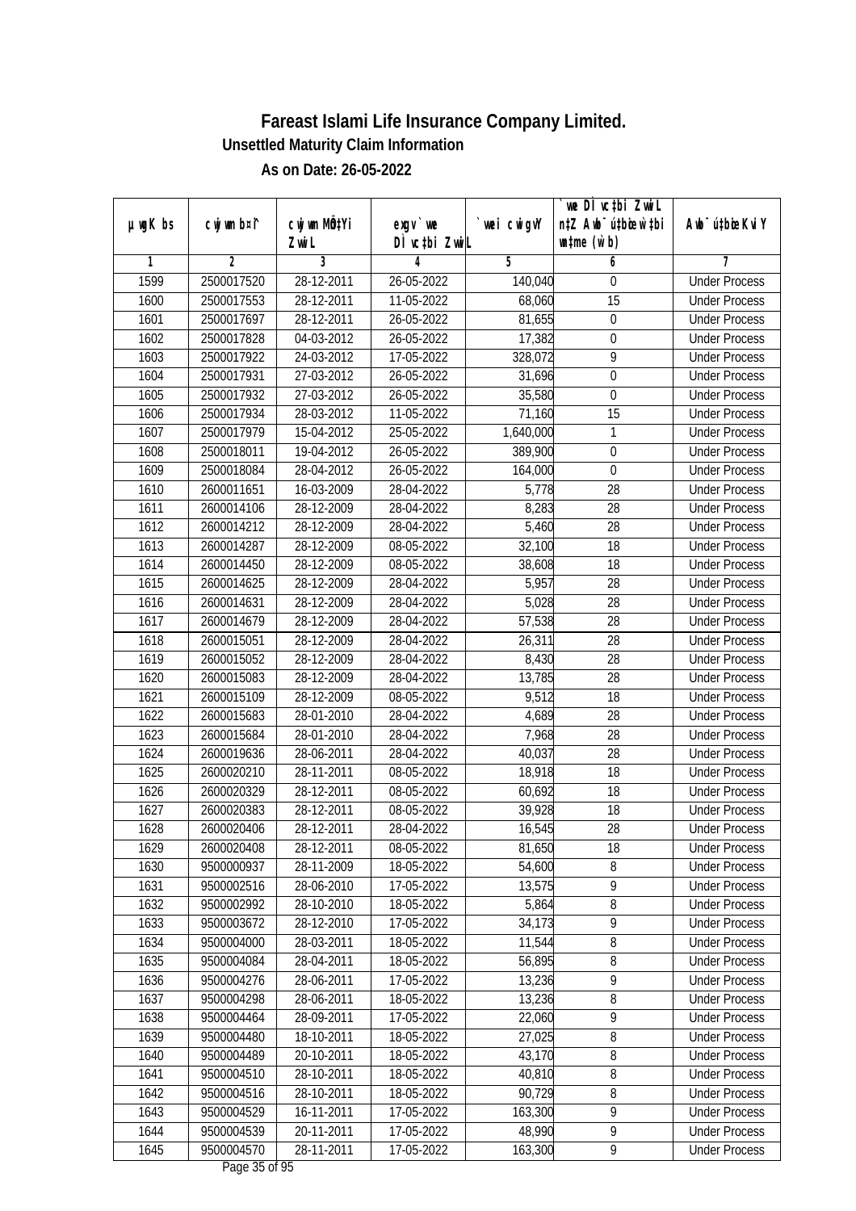# Fareast Islami Life Insurance Company Limited.

## Unsettled Maturity Claim Information

### As on Date: 26-05-2022

| µwgK bs | cwjwm b¤^i | cwjwm MÖn‡Yi ZvwiL | exgv` we DÌvc‡bi ZvwiL | `vwei cwigvY | `vwe DÌvc‡bi ZvwiL n‡Z Awb¯úbœ `v‡bi wgqv` (w`b) | Awb¯ú‡bœi KviY |
|---|---|---|---|---|---|---|
| 1 | 2 | 3 | 4 | 5 | 6 | 7 |
| 1599 | 2500017520 | 28-12-2011 | 26-05-2022 | 140,040 | 0 | Under Process |
| 1600 | 2500017553 | 28-12-2011 | 11-05-2022 | 68,060 | 15 | Under Process |
| 1601 | 2500017697 | 28-12-2011 | 26-05-2022 | 81,655 | 0 | Under Process |
| 1602 | 2500017828 | 04-03-2012 | 26-05-2022 | 17,382 | 0 | Under Process |
| 1603 | 2500017922 | 24-03-2012 | 17-05-2022 | 328,072 | 9 | Under Process |
| 1604 | 2500017931 | 27-03-2012 | 26-05-2022 | 31,696 | 0 | Under Process |
| 1605 | 2500017932 | 27-03-2012 | 26-05-2022 | 35,580 | 0 | Under Process |
| 1606 | 2500017934 | 28-03-2012 | 11-05-2022 | 71,160 | 15 | Under Process |
| 1607 | 2500017979 | 15-04-2012 | 25-05-2022 | 1,640,000 | 1 | Under Process |
| 1608 | 2500018011 | 19-04-2012 | 26-05-2022 | 389,900 | 0 | Under Process |
| 1609 | 2500018084 | 28-04-2012 | 26-05-2022 | 164,000 | 0 | Under Process |
| 1610 | 2600011651 | 16-03-2009 | 28-04-2022 | 5,778 | 28 | Under Process |
| 1611 | 2600014106 | 28-12-2009 | 28-04-2022 | 8,283 | 28 | Under Process |
| 1612 | 2600014212 | 28-12-2009 | 28-04-2022 | 5,460 | 28 | Under Process |
| 1613 | 2600014287 | 28-12-2009 | 08-05-2022 | 32,100 | 18 | Under Process |
| 1614 | 2600014450 | 28-12-2009 | 08-05-2022 | 38,608 | 18 | Under Process |
| 1615 | 2600014625 | 28-12-2009 | 28-04-2022 | 5,957 | 28 | Under Process |
| 1616 | 2600014631 | 28-12-2009 | 28-04-2022 | 5,028 | 28 | Under Process |
| 1617 | 2600014679 | 28-12-2009 | 28-04-2022 | 57,538 | 28 | Under Process |
| 1618 | 2600015051 | 28-12-2009 | 28-04-2022 | 26,311 | 28 | Under Process |
| 1619 | 2600015052 | 28-12-2009 | 28-04-2022 | 8,430 | 28 | Under Process |
| 1620 | 2600015083 | 28-12-2009 | 28-04-2022 | 13,785 | 28 | Under Process |
| 1621 | 2600015109 | 28-12-2009 | 08-05-2022 | 9,512 | 18 | Under Process |
| 1622 | 2600015683 | 28-01-2010 | 28-04-2022 | 4,689 | 28 | Under Process |
| 1623 | 2600015684 | 28-01-2010 | 28-04-2022 | 7,968 | 28 | Under Process |
| 1624 | 2600019636 | 28-06-2011 | 28-04-2022 | 40,037 | 28 | Under Process |
| 1625 | 2600020210 | 28-11-2011 | 08-05-2022 | 18,918 | 18 | Under Process |
| 1626 | 2600020329 | 28-12-2011 | 08-05-2022 | 60,692 | 18 | Under Process |
| 1627 | 2600020383 | 28-12-2011 | 08-05-2022 | 39,928 | 18 | Under Process |
| 1628 | 2600020406 | 28-12-2011 | 28-04-2022 | 16,545 | 28 | Under Process |
| 1629 | 2600020408 | 28-12-2011 | 08-05-2022 | 81,650 | 18 | Under Process |
| 1630 | 9500000937 | 28-11-2009 | 18-05-2022 | 54,600 | 8 | Under Process |
| 1631 | 9500002516 | 28-06-2010 | 17-05-2022 | 13,575 | 9 | Under Process |
| 1632 | 9500002992 | 28-10-2010 | 18-05-2022 | 5,864 | 8 | Under Process |
| 1633 | 9500003672 | 28-12-2010 | 17-05-2022 | 34,173 | 9 | Under Process |
| 1634 | 9500004000 | 28-03-2011 | 18-05-2022 | 11,544 | 8 | Under Process |
| 1635 | 9500004084 | 28-04-2011 | 18-05-2022 | 56,895 | 8 | Under Process |
| 1636 | 9500004276 | 28-06-2011 | 17-05-2022 | 13,236 | 9 | Under Process |
| 1637 | 9500004298 | 28-06-2011 | 18-05-2022 | 13,236 | 8 | Under Process |
| 1638 | 9500004464 | 28-09-2011 | 17-05-2022 | 22,060 | 9 | Under Process |
| 1639 | 9500004480 | 18-10-2011 | 18-05-2022 | 27,025 | 8 | Under Process |
| 1640 | 9500004489 | 20-10-2011 | 18-05-2022 | 43,170 | 8 | Under Process |
| 1641 | 9500004510 | 28-10-2011 | 18-05-2022 | 40,810 | 8 | Under Process |
| 1642 | 9500004516 | 28-10-2011 | 18-05-2022 | 90,729 | 8 | Under Process |
| 1643 | 9500004529 | 16-11-2011 | 17-05-2022 | 163,300 | 9 | Under Process |
| 1644 | 9500004539 | 20-11-2011 | 17-05-2022 | 48,990 | 9 | Under Process |
| 1645 | 9500004570 | 28-11-2011 | 17-05-2022 | 163,300 | 9 | Under Process |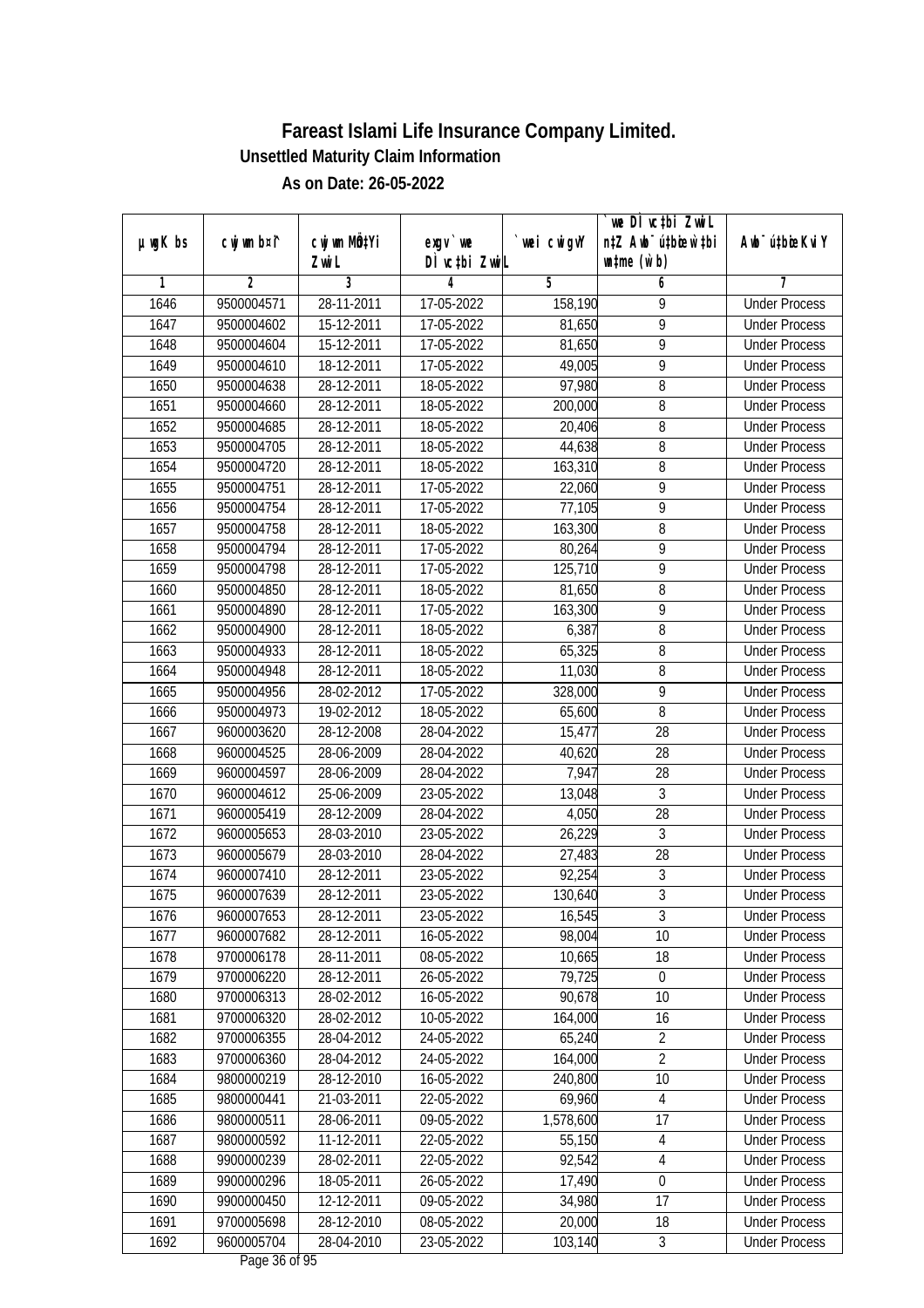# Fareast Islami Life Insurance Company Limited.

## Unsettled Maturity Claim Information

### As on Date: 26-05-2022

| µwgK bs | cwjwm b¤^i | cwjwm MÖn‡Yi ZvwiL | exgv` we DÌ vc‡bi ZvwiL | `vwei cwigvY | `vwe DÌ vc‡bi ZvwiL n‡Z Awb¯ú‡bœi w`‡bi e¨eavb (w`b) | Awb¯ú‡bœi KviY |
|---|---|---|---|---|---|---|
| 1 | 2 | 3 | 4 | 5 | 6 | 7 |
| 1646 | 9500004571 | 28-11-2011 | 17-05-2022 | 158,190 | 9 | Under Process |
| 1647 | 9500004602 | 15-12-2011 | 17-05-2022 | 81,650 | 9 | Under Process |
| 1648 | 9500004604 | 15-12-2011 | 17-05-2022 | 81,650 | 9 | Under Process |
| 1649 | 9500004610 | 18-12-2011 | 17-05-2022 | 49,005 | 9 | Under Process |
| 1650 | 9500004638 | 28-12-2011 | 18-05-2022 | 97,980 | 8 | Under Process |
| 1651 | 9500004660 | 28-12-2011 | 18-05-2022 | 200,000 | 8 | Under Process |
| 1652 | 9500004685 | 28-12-2011 | 18-05-2022 | 20,406 | 8 | Under Process |
| 1653 | 9500004705 | 28-12-2011 | 18-05-2022 | 44,638 | 8 | Under Process |
| 1654 | 9500004720 | 28-12-2011 | 18-05-2022 | 163,310 | 8 | Under Process |
| 1655 | 9500004751 | 28-12-2011 | 17-05-2022 | 22,060 | 9 | Under Process |
| 1656 | 9500004754 | 28-12-2011 | 17-05-2022 | 77,105 | 9 | Under Process |
| 1657 | 9500004758 | 28-12-2011 | 18-05-2022 | 163,300 | 8 | Under Process |
| 1658 | 9500004794 | 28-12-2011 | 17-05-2022 | 80,264 | 9 | Under Process |
| 1659 | 9500004798 | 28-12-2011 | 17-05-2022 | 125,710 | 9 | Under Process |
| 1660 | 9500004850 | 28-12-2011 | 18-05-2022 | 81,650 | 8 | Under Process |
| 1661 | 9500004890 | 28-12-2011 | 17-05-2022 | 163,300 | 9 | Under Process |
| 1662 | 9500004900 | 28-12-2011 | 18-05-2022 | 6,387 | 8 | Under Process |
| 1663 | 9500004933 | 28-12-2011 | 18-05-2022 | 65,325 | 8 | Under Process |
| 1664 | 9500004948 | 28-12-2011 | 18-05-2022 | 11,030 | 8 | Under Process |
| 1665 | 9500004956 | 28-02-2012 | 17-05-2022 | 328,000 | 9 | Under Process |
| 1666 | 9500004973 | 19-02-2012 | 18-05-2022 | 65,600 | 8 | Under Process |
| 1667 | 9600003620 | 28-12-2008 | 28-04-2022 | 15,477 | 28 | Under Process |
| 1668 | 9600004525 | 28-06-2009 | 28-04-2022 | 40,620 | 28 | Under Process |
| 1669 | 9600004597 | 28-06-2009 | 28-04-2022 | 7,947 | 28 | Under Process |
| 1670 | 9600004612 | 25-06-2009 | 23-05-2022 | 13,048 | 3 | Under Process |
| 1671 | 9600005419 | 28-12-2009 | 28-04-2022 | 4,050 | 28 | Under Process |
| 1672 | 9600005653 | 28-03-2010 | 23-05-2022 | 26,229 | 3 | Under Process |
| 1673 | 9600005679 | 28-03-2010 | 28-04-2022 | 27,483 | 28 | Under Process |
| 1674 | 9600007410 | 28-12-2011 | 23-05-2022 | 92,254 | 3 | Under Process |
| 1675 | 9600007639 | 28-12-2011 | 23-05-2022 | 130,640 | 3 | Under Process |
| 1676 | 9600007653 | 28-12-2011 | 23-05-2022 | 16,545 | 3 | Under Process |
| 1677 | 9600007682 | 28-12-2011 | 16-05-2022 | 98,004 | 10 | Under Process |
| 1678 | 9700006178 | 28-11-2011 | 08-05-2022 | 10,665 | 18 | Under Process |
| 1679 | 9700006220 | 28-12-2011 | 26-05-2022 | 79,725 | 0 | Under Process |
| 1680 | 9700006313 | 28-02-2012 | 16-05-2022 | 90,678 | 10 | Under Process |
| 1681 | 9700006320 | 28-02-2012 | 10-05-2022 | 164,000 | 16 | Under Process |
| 1682 | 9700006355 | 28-04-2012 | 24-05-2022 | 65,240 | 2 | Under Process |
| 1683 | 9700006360 | 28-04-2012 | 24-05-2022 | 164,000 | 2 | Under Process |
| 1684 | 9800000219 | 28-12-2010 | 16-05-2022 | 240,800 | 10 | Under Process |
| 1685 | 9800000441 | 21-03-2011 | 22-05-2022 | 69,960 | 4 | Under Process |
| 1686 | 9800000511 | 28-06-2011 | 09-05-2022 | 1,578,600 | 17 | Under Process |
| 1687 | 9800000592 | 11-12-2011 | 22-05-2022 | 55,150 | 4 | Under Process |
| 1688 | 9900000239 | 28-02-2011 | 22-05-2022 | 92,542 | 4 | Under Process |
| 1689 | 9900000296 | 18-05-2011 | 26-05-2022 | 17,490 | 0 | Under Process |
| 1690 | 9900000450 | 12-12-2011 | 09-05-2022 | 34,980 | 17 | Under Process |
| 1691 | 9700005698 | 28-12-2010 | 08-05-2022 | 20,000 | 18 | Under Process |
| 1692 | 9600005704 | 28-04-2010 | 23-05-2022 | 103,140 | 3 | Under Process |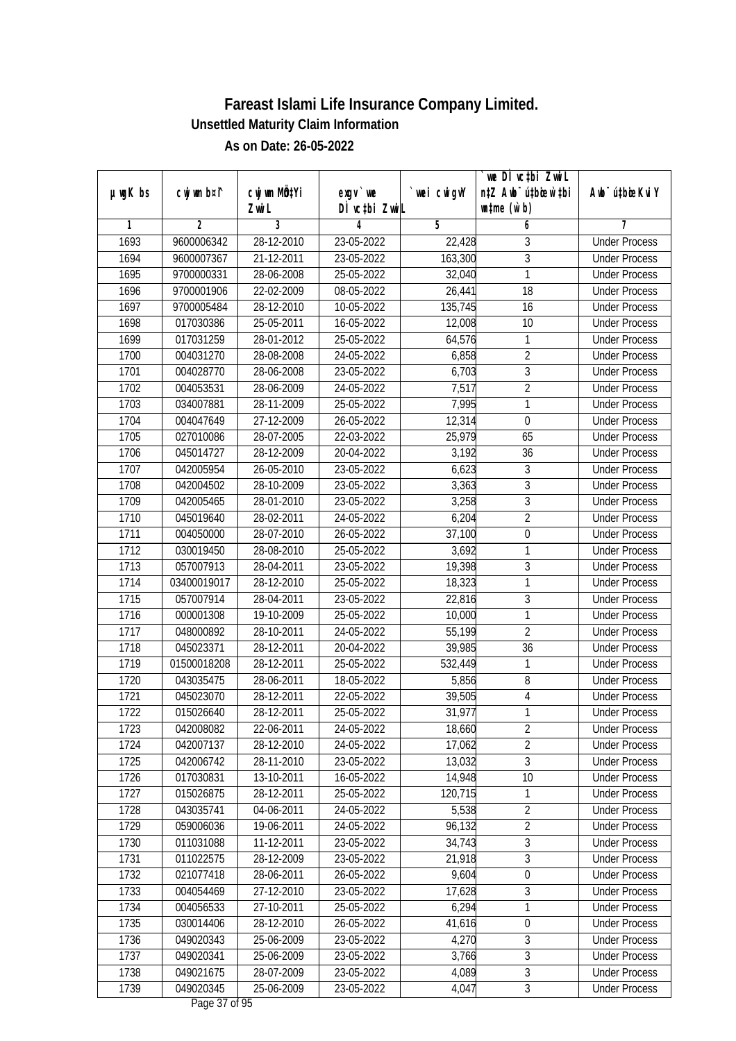# Fareast Islami Life Insurance Company Limited.

## Unsettled Maturity Claim Information

### As on Date: 26-05-2022

| µwgK bs | cwjwm b¤^i | cwjwm MÖn‡Yi ZvwiL | exgv` we DÌ vc‡bi ZvwiL | `vwei cwigvY | `we DÌ vc‡bi ZvwiL n‡Z Awb¯ú‡bœi w`‡bi wnmve (w`b) | Awb¯ú‡bœi KviY |
|---|---|---|---|---|---|---|
| 1 | 2 | 3 | 4 | 5 | 6 | 7 |
| 1693 | 9600006342 | 28-12-2010 | 23-05-2022 | 22,428 | 3 | Under Process |
| 1694 | 9600007367 | 21-12-2011 | 23-05-2022 | 163,300 | 3 | Under Process |
| 1695 | 9700000331 | 28-06-2008 | 25-05-2022 | 32,040 | 1 | Under Process |
| 1696 | 9700001906 | 22-02-2009 | 08-05-2022 | 26,441 | 18 | Under Process |
| 1697 | 9700005484 | 28-12-2010 | 10-05-2022 | 135,745 | 16 | Under Process |
| 1698 | 017030386 | 25-05-2011 | 16-05-2022 | 12,008 | 10 | Under Process |
| 1699 | 017031259 | 28-01-2012 | 25-05-2022 | 64,576 | 1 | Under Process |
| 1700 | 004031270 | 28-08-2008 | 24-05-2022 | 6,858 | 2 | Under Process |
| 1701 | 004028770 | 28-06-2008 | 23-05-2022 | 6,703 | 3 | Under Process |
| 1702 | 004053531 | 28-06-2009 | 24-05-2022 | 7,517 | 2 | Under Process |
| 1703 | 034007881 | 28-11-2009 | 25-05-2022 | 7,995 | 1 | Under Process |
| 1704 | 004047649 | 27-12-2009 | 26-05-2022 | 12,314 | 0 | Under Process |
| 1705 | 027010086 | 28-07-2005 | 22-03-2022 | 25,979 | 65 | Under Process |
| 1706 | 045014727 | 28-12-2009 | 20-04-2022 | 3,192 | 36 | Under Process |
| 1707 | 042005954 | 26-05-2010 | 23-05-2022 | 6,623 | 3 | Under Process |
| 1708 | 042004502 | 28-10-2009 | 23-05-2022 | 3,363 | 3 | Under Process |
| 1709 | 042005465 | 28-01-2010 | 23-05-2022 | 3,258 | 3 | Under Process |
| 1710 | 045019640 | 28-02-2011 | 24-05-2022 | 6,204 | 2 | Under Process |
| 1711 | 004050000 | 28-07-2010 | 26-05-2022 | 37,100 | 0 | Under Process |
| 1712 | 030019450 | 28-08-2010 | 25-05-2022 | 3,692 | 1 | Under Process |
| 1713 | 057007913 | 28-04-2011 | 23-05-2022 | 19,398 | 3 | Under Process |
| 1714 | 03400019017 | 28-12-2010 | 25-05-2022 | 18,323 | 1 | Under Process |
| 1715 | 057007914 | 28-04-2011 | 23-05-2022 | 22,816 | 3 | Under Process |
| 1716 | 000001308 | 19-10-2009 | 25-05-2022 | 10,000 | 1 | Under Process |
| 1717 | 048000892 | 28-10-2011 | 24-05-2022 | 55,199 | 2 | Under Process |
| 1718 | 045023371 | 28-12-2011 | 20-04-2022 | 39,985 | 36 | Under Process |
| 1719 | 01500018208 | 28-12-2011 | 25-05-2022 | 532,449 | 1 | Under Process |
| 1720 | 043035475 | 28-06-2011 | 18-05-2022 | 5,856 | 8 | Under Process |
| 1721 | 045023070 | 28-12-2011 | 22-05-2022 | 39,505 | 4 | Under Process |
| 1722 | 015026640 | 28-12-2011 | 25-05-2022 | 31,977 | 1 | Under Process |
| 1723 | 042008082 | 22-06-2011 | 24-05-2022 | 18,660 | 2 | Under Process |
| 1724 | 042007137 | 28-12-2010 | 24-05-2022 | 17,062 | 2 | Under Process |
| 1725 | 042006742 | 28-11-2010 | 23-05-2022 | 13,032 | 3 | Under Process |
| 1726 | 017030831 | 13-10-2011 | 16-05-2022 | 14,948 | 10 | Under Process |
| 1727 | 015026875 | 28-12-2011 | 25-05-2022 | 120,715 | 1 | Under Process |
| 1728 | 043035741 | 04-06-2011 | 24-05-2022 | 5,538 | 2 | Under Process |
| 1729 | 059006036 | 19-06-2011 | 24-05-2022 | 96,132 | 2 | Under Process |
| 1730 | 011031088 | 11-12-2011 | 23-05-2022 | 34,743 | 3 | Under Process |
| 1731 | 011022575 | 28-12-2009 | 23-05-2022 | 21,918 | 3 | Under Process |
| 1732 | 021077418 | 28-06-2011 | 26-05-2022 | 9,604 | 0 | Under Process |
| 1733 | 004054469 | 27-12-2010 | 23-05-2022 | 17,628 | 3 | Under Process |
| 1734 | 004056533 | 27-10-2011 | 25-05-2022 | 6,294 | 1 | Under Process |
| 1735 | 030014406 | 28-12-2010 | 26-05-2022 | 41,616 | 0 | Under Process |
| 1736 | 049020343 | 25-06-2009 | 23-05-2022 | 4,270 | 3 | Under Process |
| 1737 | 049020341 | 25-06-2009 | 23-05-2022 | 3,766 | 3 | Under Process |
| 1738 | 049021675 | 28-07-2009 | 23-05-2022 | 4,089 | 3 | Under Process |
| 1739 | 049020345 | 25-06-2009 | 23-05-2022 | 4,047 | 3 | Under Process |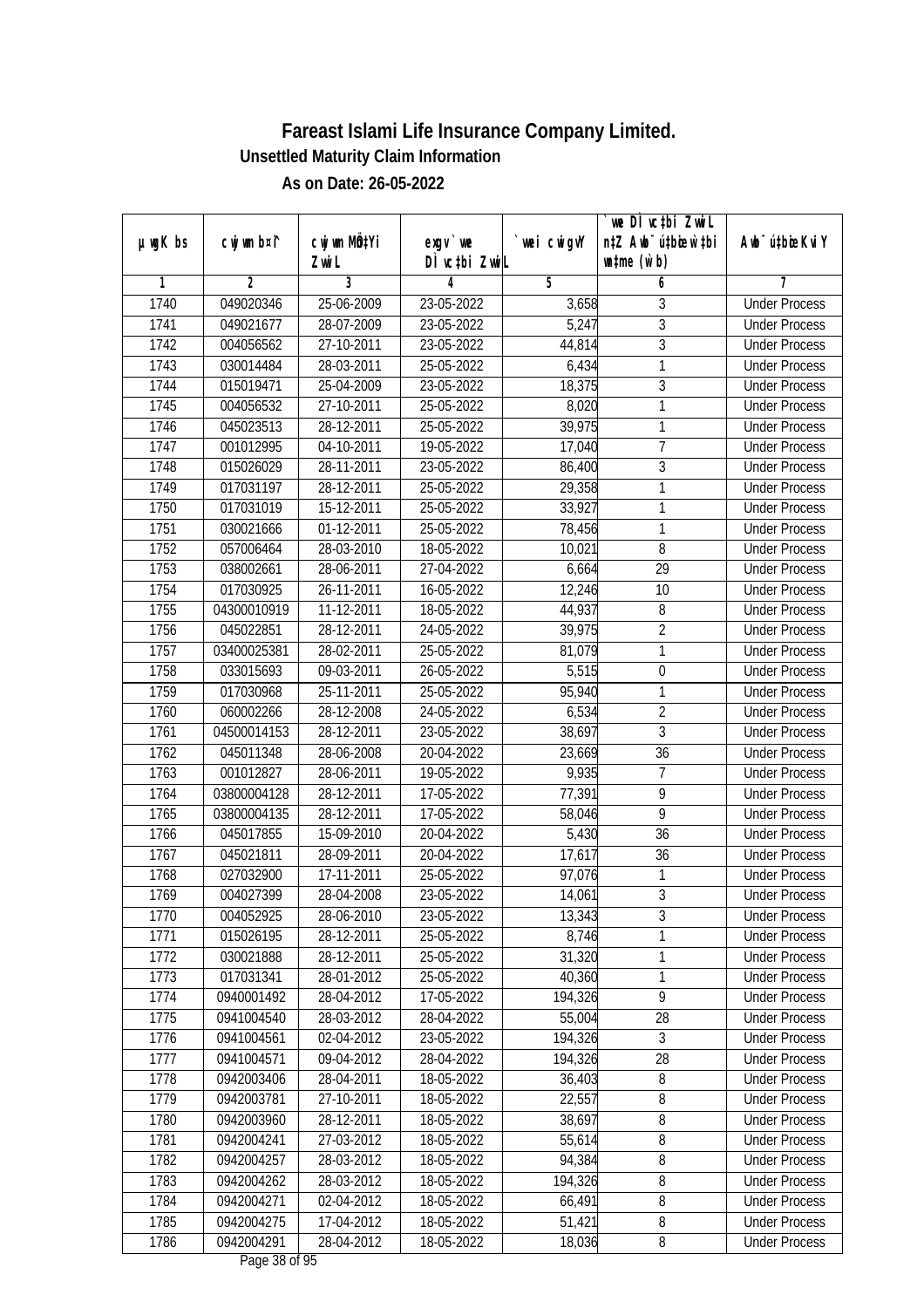# Fareast Islami Life Insurance Company Limited.

**Unsettled Maturity Claim Information**

**As on Date: 26-05-2022**

| µwgK bs | cwjwm b¤î | cwjwm MÖnYi ZwiL | exgv`we DÌvc‡bi ZwiL | `vwei cwigvY | `vwe DÌvc‡bi ZwiL n‡Z Awb¯úwËi w`‡bi msL¨v (w`b) | Awb¯úwËi KviY |
|---|---|---|---|---|---|---|
| 1 | 2 | 3 | 4 | 5 | 6 | 7 |
| 1740 | 049020346 | 25-06-2009 | 23-05-2022 | 3,658 | 3 | Under Process |
| 1741 | 049021677 | 28-07-2009 | 23-05-2022 | 5,247 | 3 | Under Process |
| 1742 | 004056562 | 27-10-2011 | 23-05-2022 | 44,814 | 3 | Under Process |
| 1743 | 030014484 | 28-03-2011 | 25-05-2022 | 6,434 | 1 | Under Process |
| 1744 | 015019471 | 25-04-2009 | 23-05-2022 | 18,375 | 3 | Under Process |
| 1745 | 004056532 | 27-10-2011 | 25-05-2022 | 8,020 | 1 | Under Process |
| 1746 | 045023513 | 28-12-2011 | 25-05-2022 | 39,975 | 1 | Under Process |
| 1747 | 001012995 | 04-10-2011 | 19-05-2022 | 17,040 | 7 | Under Process |
| 1748 | 015026029 | 28-11-2011 | 23-05-2022 | 86,400 | 3 | Under Process |
| 1749 | 017031197 | 28-12-2011 | 25-05-2022 | 29,358 | 1 | Under Process |
| 1750 | 017031019 | 15-12-2011 | 25-05-2022 | 33,927 | 1 | Under Process |
| 1751 | 030021666 | 01-12-2011 | 25-05-2022 | 78,456 | 1 | Under Process |
| 1752 | 057006464 | 28-03-2010 | 18-05-2022 | 10,021 | 8 | Under Process |
| 1753 | 038002661 | 28-06-2011 | 27-04-2022 | 6,664 | 29 | Under Process |
| 1754 | 017030925 | 26-11-2011 | 16-05-2022 | 12,246 | 10 | Under Process |
| 1755 | 04300010919 | 11-12-2011 | 18-05-2022 | 44,937 | 8 | Under Process |
| 1756 | 045022851 | 28-12-2011 | 24-05-2022 | 39,975 | 2 | Under Process |
| 1757 | 03400025381 | 28-02-2011 | 25-05-2022 | 81,079 | 1 | Under Process |
| 1758 | 033015693 | 09-03-2011 | 26-05-2022 | 5,515 | 0 | Under Process |
| 1759 | 017030968 | 25-11-2011 | 25-05-2022 | 95,940 | 1 | Under Process |
| 1760 | 060002266 | 28-12-2008 | 24-05-2022 | 6,534 | 2 | Under Process |
| 1761 | 04500014153 | 28-12-2011 | 23-05-2022 | 38,697 | 3 | Under Process |
| 1762 | 045011348 | 28-06-2008 | 20-04-2022 | 23,669 | 36 | Under Process |
| 1763 | 001012827 | 28-06-2011 | 19-05-2022 | 9,935 | 7 | Under Process |
| 1764 | 03800004128 | 28-12-2011 | 17-05-2022 | 77,391 | 9 | Under Process |
| 1765 | 03800004135 | 28-12-2011 | 17-05-2022 | 58,046 | 9 | Under Process |
| 1766 | 045017855 | 15-09-2010 | 20-04-2022 | 5,430 | 36 | Under Process |
| 1767 | 045021811 | 28-09-2011 | 20-04-2022 | 17,617 | 36 | Under Process |
| 1768 | 027032900 | 17-11-2011 | 25-05-2022 | 97,076 | 1 | Under Process |
| 1769 | 004027399 | 28-04-2008 | 23-05-2022 | 14,061 | 3 | Under Process |
| 1770 | 004052925 | 28-06-2010 | 23-05-2022 | 13,343 | 3 | Under Process |
| 1771 | 015026195 | 28-12-2011 | 25-05-2022 | 8,746 | 1 | Under Process |
| 1772 | 030021888 | 28-12-2011 | 25-05-2022 | 31,320 | 1 | Under Process |
| 1773 | 017031341 | 28-01-2012 | 25-05-2022 | 40,360 | 1 | Under Process |
| 1774 | 0940001492 | 28-04-2012 | 17-05-2022 | 194,326 | 9 | Under Process |
| 1775 | 0941004540 | 28-03-2012 | 28-04-2022 | 55,004 | 28 | Under Process |
| 1776 | 0941004561 | 02-04-2012 | 23-05-2022 | 194,326 | 3 | Under Process |
| 1777 | 0941004571 | 09-04-2012 | 28-04-2022 | 194,326 | 28 | Under Process |
| 1778 | 0942003406 | 28-04-2011 | 18-05-2022 | 36,403 | 8 | Under Process |
| 1779 | 0942003781 | 27-10-2011 | 18-05-2022 | 22,557 | 8 | Under Process |
| 1780 | 0942003960 | 28-12-2011 | 18-05-2022 | 38,697 | 8 | Under Process |
| 1781 | 0942004241 | 27-03-2012 | 18-05-2022 | 55,614 | 8 | Under Process |
| 1782 | 0942004257 | 28-03-2012 | 18-05-2022 | 94,384 | 8 | Under Process |
| 1783 | 0942004262 | 28-03-2012 | 18-05-2022 | 194,326 | 8 | Under Process |
| 1784 | 0942004271 | 02-04-2012 | 18-05-2022 | 66,491 | 8 | Under Process |
| 1785 | 0942004275 | 17-04-2012 | 18-05-2022 | 51,421 | 8 | Under Process |
| 1786 | 0942004291 | 28-04-2012 | 18-05-2022 | 18,036 | 8 | Under Process |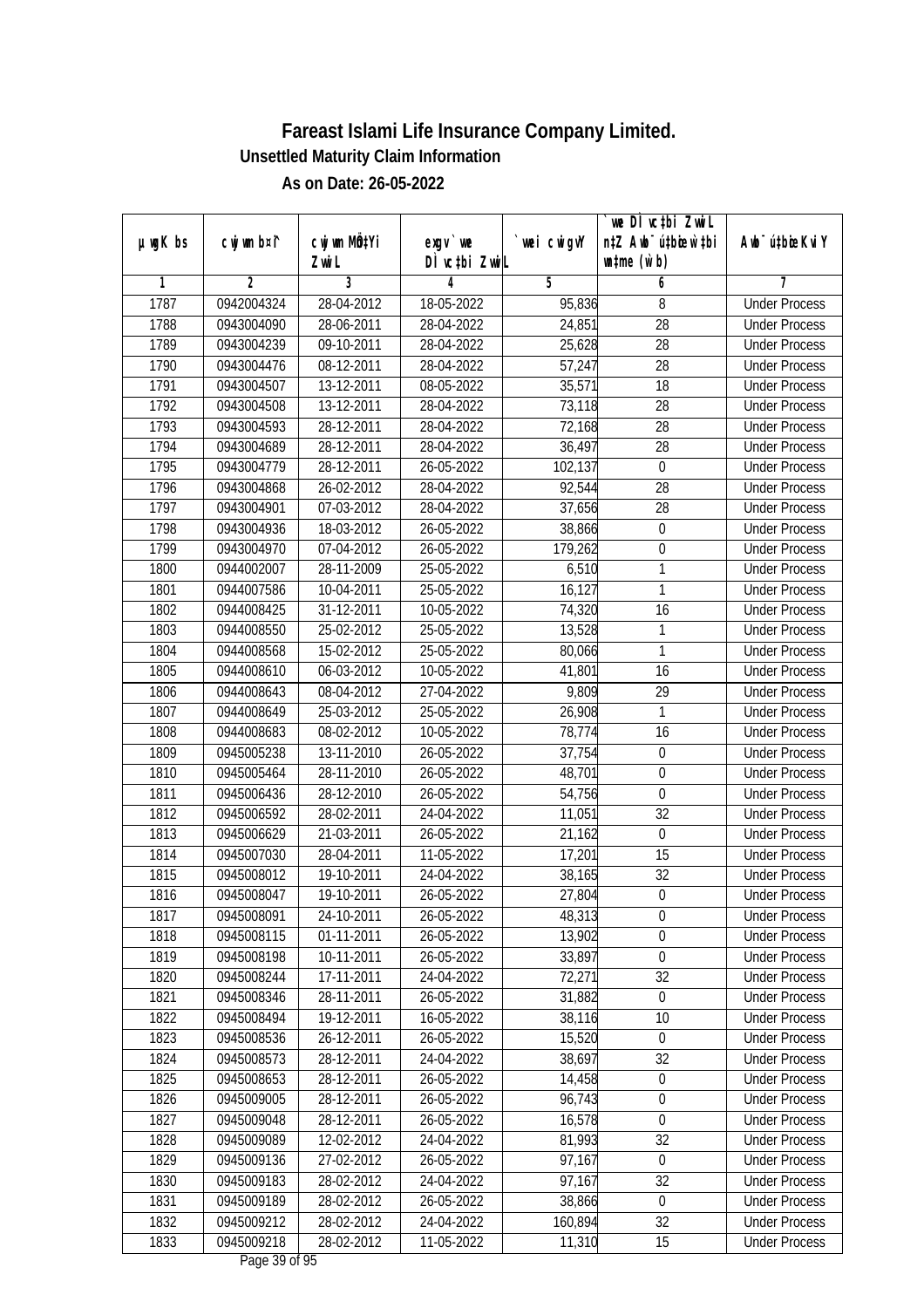# Fareast Islami Life Insurance Company Limited.

**Unsettled Maturity Claim Information**

**As on Date: 26-05-2022**

| µwgK bs | cwjwm bs¦ | cwjwm MÖn‡Yi ZvwiL | exgv`we DÌvc‡bi ZvwiL | `vwei cwigvY | `we DÌvc‡bi ZvwiL n‡Z Awb¯úbœi w`‡bi msL¨v (w`b) | Awb¯úbœi KviY |
|---|---|---|---|---|---|---|
| 1 | 2 | 3 | 4 | 5 | 6 | 7 |
| 1787 | 0942004324 | 28-04-2012 | 18-05-2022 | 95,836 | 8 | Under Process |
| 1788 | 0943004090 | 28-06-2011 | 28-04-2022 | 24,851 | 28 | Under Process |
| 1789 | 0943004239 | 09-10-2011 | 28-04-2022 | 25,628 | 28 | Under Process |
| 1790 | 0943004476 | 08-12-2011 | 28-04-2022 | 57,247 | 28 | Under Process |
| 1791 | 0943004507 | 13-12-2011 | 08-05-2022 | 35,571 | 18 | Under Process |
| 1792 | 0943004508 | 13-12-2011 | 28-04-2022 | 73,118 | 28 | Under Process |
| 1793 | 0943004593 | 28-12-2011 | 28-04-2022 | 72,168 | 28 | Under Process |
| 1794 | 0943004689 | 28-12-2011 | 28-04-2022 | 36,497 | 28 | Under Process |
| 1795 | 0943004779 | 28-12-2011 | 26-05-2022 | 102,137 | 0 | Under Process |
| 1796 | 0943004868 | 26-02-2012 | 28-04-2022 | 92,544 | 28 | Under Process |
| 1797 | 0943004901 | 07-03-2012 | 28-04-2022 | 37,656 | 28 | Under Process |
| 1798 | 0943004936 | 18-03-2012 | 26-05-2022 | 38,866 | 0 | Under Process |
| 1799 | 0943004970 | 07-04-2012 | 26-05-2022 | 179,262 | 0 | Under Process |
| 1800 | 0944002007 | 28-11-2009 | 25-05-2022 | 6,510 | 1 | Under Process |
| 1801 | 0944007586 | 10-04-2011 | 25-05-2022 | 16,127 | 1 | Under Process |
| 1802 | 0944008425 | 31-12-2011 | 10-05-2022 | 74,320 | 16 | Under Process |
| 1803 | 0944008550 | 25-02-2012 | 25-05-2022 | 13,528 | 1 | Under Process |
| 1804 | 0944008568 | 15-02-2012 | 25-05-2022 | 80,066 | 1 | Under Process |
| 1805 | 0944008610 | 06-03-2012 | 10-05-2022 | 41,801 | 16 | Under Process |
| 1806 | 0944008643 | 08-04-2012 | 27-04-2022 | 9,809 | 29 | Under Process |
| 1807 | 0944008649 | 25-03-2012 | 25-05-2022 | 26,908 | 1 | Under Process |
| 1808 | 0944008683 | 08-02-2012 | 10-05-2022 | 78,774 | 16 | Under Process |
| 1809 | 0945005238 | 13-11-2010 | 26-05-2022 | 37,754 | 0 | Under Process |
| 1810 | 0945005464 | 28-11-2010 | 26-05-2022 | 48,701 | 0 | Under Process |
| 1811 | 0945006436 | 28-12-2010 | 26-05-2022 | 54,756 | 0 | Under Process |
| 1812 | 0945006592 | 28-02-2011 | 24-04-2022 | 11,051 | 32 | Under Process |
| 1813 | 0945006629 | 21-03-2011 | 26-05-2022 | 21,162 | 0 | Under Process |
| 1814 | 0945007030 | 28-04-2011 | 11-05-2022 | 17,201 | 15 | Under Process |
| 1815 | 0945008012 | 19-10-2011 | 24-04-2022 | 38,165 | 32 | Under Process |
| 1816 | 0945008047 | 19-10-2011 | 26-05-2022 | 27,804 | 0 | Under Process |
| 1817 | 0945008091 | 24-10-2011 | 26-05-2022 | 48,313 | 0 | Under Process |
| 1818 | 0945008115 | 01-11-2011 | 26-05-2022 | 13,902 | 0 | Under Process |
| 1819 | 0945008198 | 10-11-2011 | 26-05-2022 | 33,897 | 0 | Under Process |
| 1820 | 0945008244 | 17-11-2011 | 24-04-2022 | 72,271 | 32 | Under Process |
| 1821 | 0945008346 | 28-11-2011 | 26-05-2022 | 31,882 | 0 | Under Process |
| 1822 | 0945008494 | 19-12-2011 | 16-05-2022 | 38,116 | 10 | Under Process |
| 1823 | 0945008536 | 26-12-2011 | 26-05-2022 | 15,520 | 0 | Under Process |
| 1824 | 0945008573 | 28-12-2011 | 24-04-2022 | 38,697 | 32 | Under Process |
| 1825 | 0945008653 | 28-12-2011 | 26-05-2022 | 14,458 | 0 | Under Process |
| 1826 | 0945009005 | 28-12-2011 | 26-05-2022 | 96,743 | 0 | Under Process |
| 1827 | 0945009048 | 28-12-2011 | 26-05-2022 | 16,578 | 0 | Under Process |
| 1828 | 0945009089 | 12-02-2012 | 24-04-2022 | 81,993 | 32 | Under Process |
| 1829 | 0945009136 | 27-02-2012 | 26-05-2022 | 97,167 | 0 | Under Process |
| 1830 | 0945009183 | 28-02-2012 | 24-04-2022 | 97,167 | 32 | Under Process |
| 1831 | 0945009189 | 28-02-2012 | 26-05-2022 | 38,866 | 0 | Under Process |
| 1832 | 0945009212 | 28-02-2012 | 24-04-2022 | 160,894 | 32 | Under Process |
| 1833 | 0945009218 | 28-02-2012 | 11-05-2022 | 11,310 | 15 | Under Process |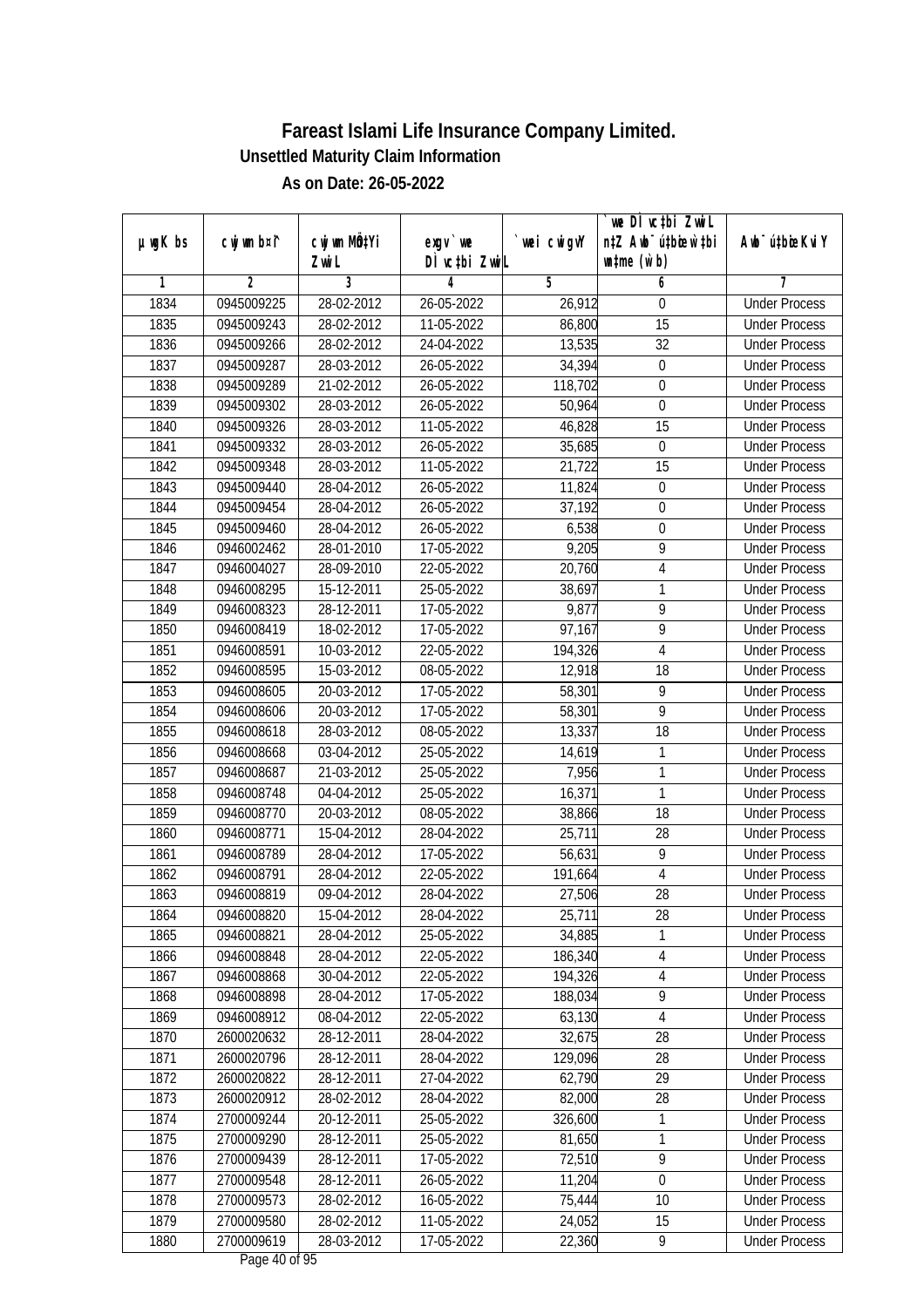# Fareast Islami Life Insurance Company Limited.

**Unsettled Maturity Claim Information**

**As on Date: 26-05-2022**

| µwgK bs | cwjwm b¤^i | cwjwm MÖn‡Yi ZvwiL | exgv` we DÌ vc‡bi ZvwiL | `vwei cwigvY | `vwe DÌ vc‡bi ZvwiL n‡Z Abv¯ú‡bœi w`‡bi msL¨v (w`b) | Abv¯ú‡bœi KviY |
|---|---|---|---|---|---|---|
| 1 | 2 | 3 | 4 | 5 | 6 | 7 |
| 1834 | 0945009225 | 28-02-2012 | 26-05-2022 | 26,912 | 0 | Under Process |
| 1835 | 0945009243 | 28-02-2012 | 11-05-2022 | 86,800 | 15 | Under Process |
| 1836 | 0945009266 | 28-02-2012 | 24-04-2022 | 13,535 | 32 | Under Process |
| 1837 | 0945009287 | 28-03-2012 | 26-05-2022 | 34,394 | 0 | Under Process |
| 1838 | 0945009289 | 21-02-2012 | 26-05-2022 | 118,702 | 0 | Under Process |
| 1839 | 0945009302 | 28-03-2012 | 26-05-2022 | 50,964 | 0 | Under Process |
| 1840 | 0945009326 | 28-03-2012 | 11-05-2022 | 46,828 | 15 | Under Process |
| 1841 | 0945009332 | 28-03-2012 | 26-05-2022 | 35,685 | 0 | Under Process |
| 1842 | 0945009348 | 28-03-2012 | 11-05-2022 | 21,722 | 15 | Under Process |
| 1843 | 0945009440 | 28-04-2012 | 26-05-2022 | 11,824 | 0 | Under Process |
| 1844 | 0945009454 | 28-04-2012 | 26-05-2022 | 37,192 | 0 | Under Process |
| 1845 | 0945009460 | 28-04-2012 | 26-05-2022 | 6,538 | 0 | Under Process |
| 1846 | 0946002462 | 28-01-2010 | 17-05-2022 | 9,205 | 9 | Under Process |
| 1847 | 0946004027 | 28-09-2010 | 22-05-2022 | 20,760 | 4 | Under Process |
| 1848 | 0946008295 | 15-12-2011 | 25-05-2022 | 38,697 | 1 | Under Process |
| 1849 | 0946008323 | 28-12-2011 | 17-05-2022 | 9,877 | 9 | Under Process |
| 1850 | 0946008419 | 18-02-2012 | 17-05-2022 | 97,167 | 9 | Under Process |
| 1851 | 0946008591 | 10-03-2012 | 22-05-2022 | 194,326 | 4 | Under Process |
| 1852 | 0946008595 | 15-03-2012 | 08-05-2022 | 12,918 | 18 | Under Process |
| 1853 | 0946008605 | 20-03-2012 | 17-05-2022 | 58,301 | 9 | Under Process |
| 1854 | 0946008606 | 20-03-2012 | 17-05-2022 | 58,301 | 9 | Under Process |
| 1855 | 0946008618 | 28-03-2012 | 08-05-2022 | 13,337 | 18 | Under Process |
| 1856 | 0946008668 | 03-04-2012 | 25-05-2022 | 14,619 | 1 | Under Process |
| 1857 | 0946008687 | 21-03-2012 | 25-05-2022 | 7,956 | 1 | Under Process |
| 1858 | 0946008748 | 04-04-2012 | 25-05-2022 | 16,371 | 1 | Under Process |
| 1859 | 0946008770 | 20-03-2012 | 08-05-2022 | 38,866 | 18 | Under Process |
| 1860 | 0946008771 | 15-04-2012 | 28-04-2022 | 25,711 | 28 | Under Process |
| 1861 | 0946008789 | 28-04-2012 | 17-05-2022 | 56,631 | 9 | Under Process |
| 1862 | 0946008791 | 28-04-2012 | 22-05-2022 | 191,664 | 4 | Under Process |
| 1863 | 0946008819 | 09-04-2012 | 28-04-2022 | 27,506 | 28 | Under Process |
| 1864 | 0946008820 | 15-04-2012 | 28-04-2022 | 25,711 | 28 | Under Process |
| 1865 | 0946008821 | 28-04-2012 | 25-05-2022 | 34,885 | 1 | Under Process |
| 1866 | 0946008848 | 28-04-2012 | 22-05-2022 | 186,340 | 4 | Under Process |
| 1867 | 0946008868 | 30-04-2012 | 22-05-2022 | 194,326 | 4 | Under Process |
| 1868 | 0946008898 | 28-04-2012 | 17-05-2022 | 188,034 | 9 | Under Process |
| 1869 | 0946008912 | 08-04-2012 | 22-05-2022 | 63,130 | 4 | Under Process |
| 1870 | 2600020632 | 28-12-2011 | 28-04-2022 | 32,675 | 28 | Under Process |
| 1871 | 2600020796 | 28-12-2011 | 28-04-2022 | 129,096 | 28 | Under Process |
| 1872 | 2600020822 | 28-12-2011 | 27-04-2022 | 62,790 | 29 | Under Process |
| 1873 | 2600020912 | 28-02-2012 | 28-04-2022 | 82,000 | 28 | Under Process |
| 1874 | 2700009244 | 20-12-2011 | 25-05-2022 | 326,600 | 1 | Under Process |
| 1875 | 2700009290 | 28-12-2011 | 25-05-2022 | 81,650 | 1 | Under Process |
| 1876 | 2700009439 | 28-12-2011 | 17-05-2022 | 72,510 | 9 | Under Process |
| 1877 | 2700009548 | 28-12-2011 | 26-05-2022 | 11,204 | 0 | Under Process |
| 1878 | 2700009573 | 28-02-2012 | 16-05-2022 | 75,444 | 10 | Under Process |
| 1879 | 2700009580 | 28-02-2012 | 11-05-2022 | 24,052 | 15 | Under Process |
| 1880 | 2700009619 | 28-03-2012 | 17-05-2022 | 22,360 | 9 | Under Process |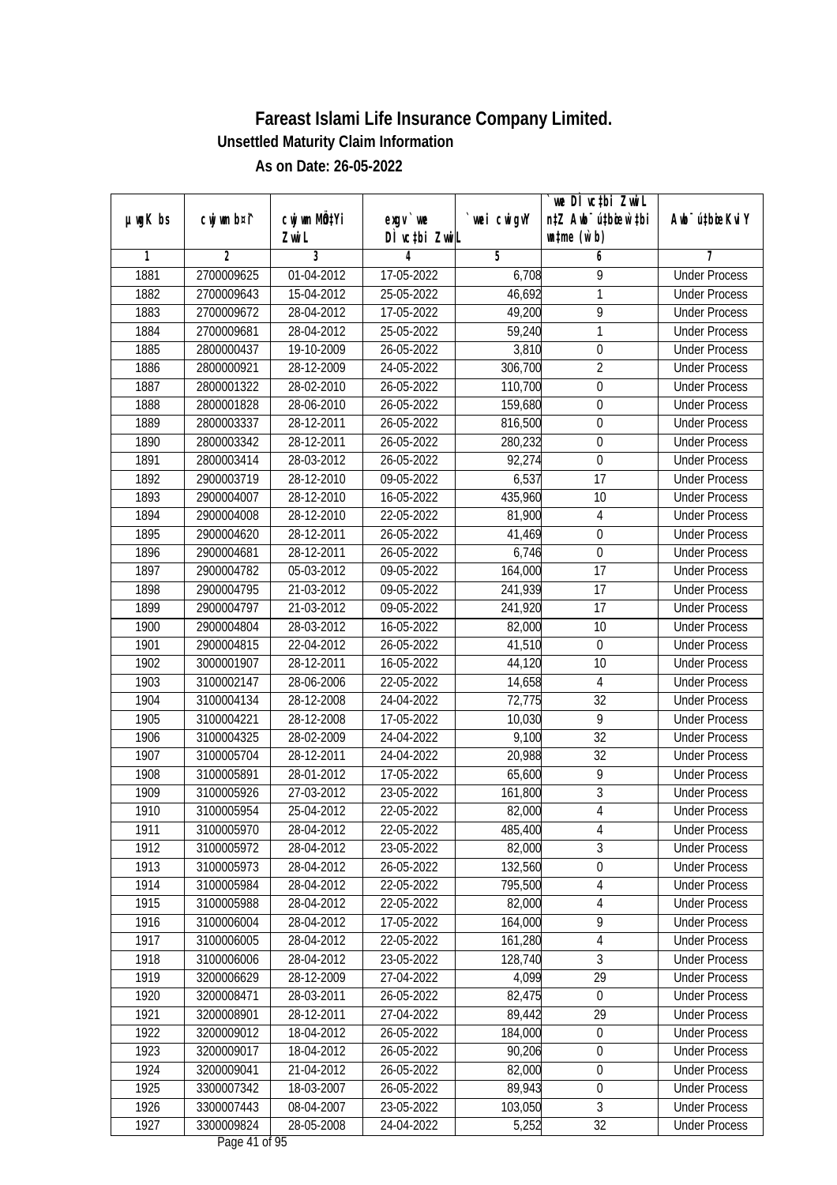# Fareast Islami Life Insurance Company Limited.

## Unsettled Maturity Claim Information

### As on Date: 26-05-2022

| µwgK bs | cwjwm b¤^i | cwjwm MÖn‡Yi ZvwiL | exgv `vwe DÌvc‡bi ZvwiL | `vwei cwigvY | `vwe DÌvc‡bi ZvwiL n‡Z Awb¯úbœ `vwei mgqKvj (w`b) | Awb¯ú‡bœi KviY |
|---|---|---|---|---|---|---|
| 1 | 2 | 3 | 4 | 5 | 6 | 7 |
| 1881 | 2700009625 | 01-04-2012 | 17-05-2022 | 6,708 | 9 | Under Process |
| 1882 | 2700009643 | 15-04-2012 | 25-05-2022 | 46,692 | 1 | Under Process |
| 1883 | 2700009672 | 28-04-2012 | 17-05-2022 | 49,200 | 9 | Under Process |
| 1884 | 2700009681 | 28-04-2012 | 25-05-2022 | 59,240 | 1 | Under Process |
| 1885 | 2800000437 | 19-10-2009 | 26-05-2022 | 3,810 | 0 | Under Process |
| 1886 | 2800000921 | 28-12-2009 | 24-05-2022 | 306,700 | 2 | Under Process |
| 1887 | 2800001322 | 28-02-2010 | 26-05-2022 | 110,700 | 0 | Under Process |
| 1888 | 2800001828 | 28-06-2010 | 26-05-2022 | 159,680 | 0 | Under Process |
| 1889 | 2800003337 | 28-12-2011 | 26-05-2022 | 816,500 | 0 | Under Process |
| 1890 | 2800003342 | 28-12-2011 | 26-05-2022 | 280,232 | 0 | Under Process |
| 1891 | 2800003414 | 28-03-2012 | 26-05-2022 | 92,274 | 0 | Under Process |
| 1892 | 2900003719 | 28-12-2010 | 09-05-2022 | 6,537 | 17 | Under Process |
| 1893 | 2900004007 | 28-12-2010 | 16-05-2022 | 435,960 | 10 | Under Process |
| 1894 | 2900004008 | 28-12-2010 | 22-05-2022 | 81,900 | 4 | Under Process |
| 1895 | 2900004620 | 28-12-2011 | 26-05-2022 | 41,469 | 0 | Under Process |
| 1896 | 2900004681 | 28-12-2011 | 26-05-2022 | 6,746 | 0 | Under Process |
| 1897 | 2900004782 | 05-03-2012 | 09-05-2022 | 164,000 | 17 | Under Process |
| 1898 | 2900004795 | 21-03-2012 | 09-05-2022 | 241,939 | 17 | Under Process |
| 1899 | 2900004797 | 21-03-2012 | 09-05-2022 | 241,920 | 17 | Under Process |
| 1900 | 2900004804 | 28-03-2012 | 16-05-2022 | 82,000 | 10 | Under Process |
| 1901 | 2900004815 | 22-04-2012 | 26-05-2022 | 41,510 | 0 | Under Process |
| 1902 | 3000001907 | 28-12-2011 | 16-05-2022 | 44,120 | 10 | Under Process |
| 1903 | 3100002147 | 28-06-2006 | 22-05-2022 | 14,658 | 4 | Under Process |
| 1904 | 3100004134 | 28-12-2008 | 24-04-2022 | 72,775 | 32 | Under Process |
| 1905 | 3100004221 | 28-12-2008 | 17-05-2022 | 10,030 | 9 | Under Process |
| 1906 | 3100004325 | 28-02-2009 | 24-04-2022 | 9,100 | 32 | Under Process |
| 1907 | 3100005704 | 28-12-2011 | 24-04-2022 | 20,988 | 32 | Under Process |
| 1908 | 3100005891 | 28-01-2012 | 17-05-2022 | 65,600 | 9 | Under Process |
| 1909 | 3100005926 | 27-03-2012 | 23-05-2022 | 161,800 | 3 | Under Process |
| 1910 | 3100005954 | 25-04-2012 | 22-05-2022 | 82,000 | 4 | Under Process |
| 1911 | 3100005970 | 28-04-2012 | 22-05-2022 | 485,400 | 4 | Under Process |
| 1912 | 3100005972 | 28-04-2012 | 23-05-2022 | 82,000 | 3 | Under Process |
| 1913 | 3100005973 | 28-04-2012 | 26-05-2022 | 132,560 | 0 | Under Process |
| 1914 | 3100005984 | 28-04-2012 | 22-05-2022 | 795,500 | 4 | Under Process |
| 1915 | 3100005988 | 28-04-2012 | 22-05-2022 | 82,000 | 4 | Under Process |
| 1916 | 3100006004 | 28-04-2012 | 17-05-2022 | 164,000 | 9 | Under Process |
| 1917 | 3100006005 | 28-04-2012 | 22-05-2022 | 161,280 | 4 | Under Process |
| 1918 | 3100006006 | 28-04-2012 | 23-05-2022 | 128,740 | 3 | Under Process |
| 1919 | 3200006629 | 28-12-2009 | 27-04-2022 | 4,099 | 29 | Under Process |
| 1920 | 3200008471 | 28-03-2011 | 26-05-2022 | 82,475 | 0 | Under Process |
| 1921 | 3200008901 | 28-12-2011 | 27-04-2022 | 89,442 | 29 | Under Process |
| 1922 | 3200009012 | 18-04-2012 | 26-05-2022 | 184,000 | 0 | Under Process |
| 1923 | 3200009017 | 18-04-2012 | 26-05-2022 | 90,206 | 0 | Under Process |
| 1924 | 3200009041 | 21-04-2012 | 26-05-2022 | 82,000 | 0 | Under Process |
| 1925 | 3300007342 | 18-03-2007 | 26-05-2022 | 89,943 | 0 | Under Process |
| 1926 | 3300007443 | 08-04-2007 | 23-05-2022 | 103,050 | 3 | Under Process |
| 1927 | 3300009824 | 28-05-2008 | 24-04-2022 | 5,252 | 32 | Under Process |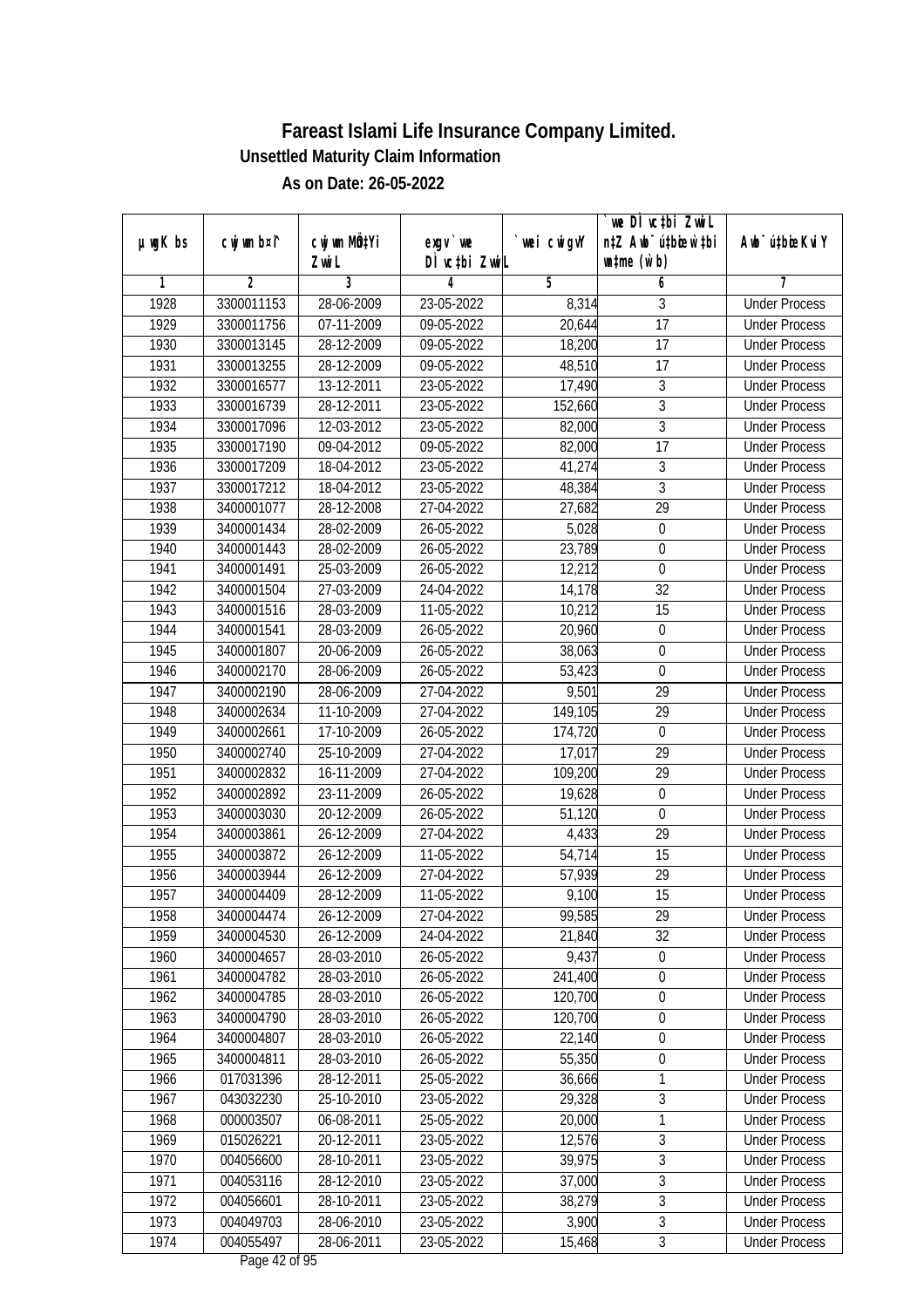# Fareast Islami Life Insurance Company Limited.

### Unsettled Maturity Claim Information

### As on Date: 26-05-2022

| µwgK bs | cwjwm b¤^i | cwjwm MÖn‡Yi ZvwiL | exgv`we DÌvc‡bi ZvwiL | `vwei cwigvY | `vwe DÌvc‡bi ZvwiL n‡Z Awb¯úbœ w`‡bi msL¨v (w`b) | Awb¯úbœ Kvi Y |
|---|---|---|---|---|---|---|
| 1 | 2 | 3 | 4 | 5 | 6 | 7 |
| 1928 | 3300011153 | 28-06-2009 | 23-05-2022 | 8,314 | 3 | Under Process |
| 1929 | 3300011756 | 07-11-2009 | 09-05-2022 | 20,644 | 17 | Under Process |
| 1930 | 3300013145 | 28-12-2009 | 09-05-2022 | 18,200 | 17 | Under Process |
| 1931 | 3300013255 | 28-12-2009 | 09-05-2022 | 48,510 | 17 | Under Process |
| 1932 | 3300016577 | 13-12-2011 | 23-05-2022 | 17,490 | 3 | Under Process |
| 1933 | 3300016739 | 28-12-2011 | 23-05-2022 | 152,660 | 3 | Under Process |
| 1934 | 3300017096 | 12-03-2012 | 23-05-2022 | 82,000 | 3 | Under Process |
| 1935 | 3300017190 | 09-04-2012 | 09-05-2022 | 82,000 | 17 | Under Process |
| 1936 | 3300017209 | 18-04-2012 | 23-05-2022 | 41,274 | 3 | Under Process |
| 1937 | 3300017212 | 18-04-2012 | 23-05-2022 | 48,384 | 3 | Under Process |
| 1938 | 3400001077 | 28-12-2008 | 27-04-2022 | 27,682 | 29 | Under Process |
| 1939 | 3400001434 | 28-02-2009 | 26-05-2022 | 5,028 | 0 | Under Process |
| 1940 | 3400001443 | 28-02-2009 | 26-05-2022 | 23,789 | 0 | Under Process |
| 1941 | 3400001491 | 25-03-2009 | 26-05-2022 | 12,212 | 0 | Under Process |
| 1942 | 3400001504 | 27-03-2009 | 24-04-2022 | 14,178 | 32 | Under Process |
| 1943 | 3400001516 | 28-03-2009 | 11-05-2022 | 10,212 | 15 | Under Process |
| 1944 | 3400001541 | 28-03-2009 | 26-05-2022 | 20,960 | 0 | Under Process |
| 1945 | 3400001807 | 20-06-2009 | 26-05-2022 | 38,063 | 0 | Under Process |
| 1946 | 3400002170 | 28-06-2009 | 26-05-2022 | 53,423 | 0 | Under Process |
| 1947 | 3400002190 | 28-06-2009 | 27-04-2022 | 9,501 | 29 | Under Process |
| 1948 | 3400002634 | 11-10-2009 | 27-04-2022 | 149,105 | 29 | Under Process |
| 1949 | 3400002661 | 17-10-2009 | 26-05-2022 | 174,720 | 0 | Under Process |
| 1950 | 3400002740 | 25-10-2009 | 27-04-2022 | 17,017 | 29 | Under Process |
| 1951 | 3400002832 | 16-11-2009 | 27-04-2022 | 109,200 | 29 | Under Process |
| 1952 | 3400002892 | 23-11-2009 | 26-05-2022 | 19,628 | 0 | Under Process |
| 1953 | 3400003030 | 20-12-2009 | 26-05-2022 | 51,120 | 0 | Under Process |
| 1954 | 3400003861 | 26-12-2009 | 27-04-2022 | 4,433 | 29 | Under Process |
| 1955 | 3400003872 | 26-12-2009 | 11-05-2022 | 54,714 | 15 | Under Process |
| 1956 | 3400003944 | 26-12-2009 | 27-04-2022 | 57,939 | 29 | Under Process |
| 1957 | 3400004409 | 28-12-2009 | 11-05-2022 | 9,100 | 15 | Under Process |
| 1958 | 3400004474 | 26-12-2009 | 27-04-2022 | 99,585 | 29 | Under Process |
| 1959 | 3400004530 | 26-12-2009 | 24-04-2022 | 21,840 | 32 | Under Process |
| 1960 | 3400004657 | 28-03-2010 | 26-05-2022 | 9,437 | 0 | Under Process |
| 1961 | 3400004782 | 28-03-2010 | 26-05-2022 | 241,400 | 0 | Under Process |
| 1962 | 3400004785 | 28-03-2010 | 26-05-2022 | 120,700 | 0 | Under Process |
| 1963 | 3400004790 | 28-03-2010 | 26-05-2022 | 120,700 | 0 | Under Process |
| 1964 | 3400004807 | 28-03-2010 | 26-05-2022 | 22,140 | 0 | Under Process |
| 1965 | 3400004811 | 28-03-2010 | 26-05-2022 | 55,350 | 0 | Under Process |
| 1966 | 017031396 | 28-12-2011 | 25-05-2022 | 36,666 | 1 | Under Process |
| 1967 | 043032230 | 25-10-2010 | 23-05-2022 | 29,328 | 3 | Under Process |
| 1968 | 000003507 | 06-08-2011 | 25-05-2022 | 20,000 | 1 | Under Process |
| 1969 | 015026221 | 20-12-2011 | 23-05-2022 | 12,576 | 3 | Under Process |
| 1970 | 004056600 | 28-10-2011 | 23-05-2022 | 39,975 | 3 | Under Process |
| 1971 | 004053116 | 28-12-2010 | 23-05-2022 | 37,000 | 3 | Under Process |
| 1972 | 004056601 | 28-10-2011 | 23-05-2022 | 38,279 | 3 | Under Process |
| 1973 | 004049703 | 28-06-2010 | 23-05-2022 | 3,900 | 3 | Under Process |
| 1974 | 004055497 | 28-06-2011 | 23-05-2022 | 15,468 | 3 | Under Process |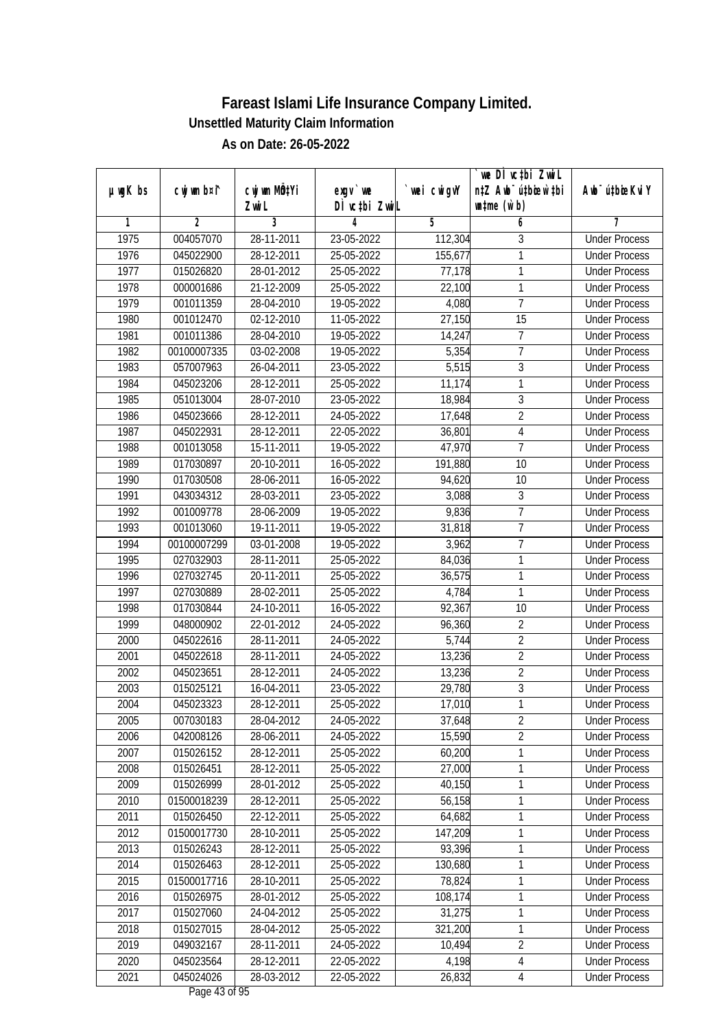# Fareast Islami Life Insurance Company Limited.

**Unsettled Maturity Claim Information**

**As on Date: 26-05-2022**

| µwgK bs | cwjwm b¤^i | cwjwm MÖn‡Yi ZvwiL | exgv `vwe DÌvc‡bi ZvwiL | `vwei cwigvY | `vwe DÌvc‡bi ZvwiL n‡Z Awb¯úwËi w`‡bi msL¨v (w`b) | Awb¯úwËi KviY |
|---|---|---|---|---|---|---|
| 1 | 2 | 3 | 4 | 5 | 6 | 7 |
| 1975 | 004057070 | 28-11-2011 | 23-05-2022 | 112,304 | 3 | Under Process |
| 1976 | 045022900 | 28-12-2011 | 25-05-2022 | 155,677 | 1 | Under Process |
| 1977 | 015026820 | 28-01-2012 | 25-05-2022 | 77,178 | 1 | Under Process |
| 1978 | 000001686 | 21-12-2009 | 25-05-2022 | 22,100 | 1 | Under Process |
| 1979 | 001011359 | 28-04-2010 | 19-05-2022 | 4,080 | 7 | Under Process |
| 1980 | 001012470 | 02-12-2010 | 11-05-2022 | 27,150 | 15 | Under Process |
| 1981 | 001011386 | 28-04-2010 | 19-05-2022 | 14,247 | 7 | Under Process |
| 1982 | 00100007335 | 03-02-2008 | 19-05-2022 | 5,354 | 7 | Under Process |
| 1983 | 057007963 | 26-04-2011 | 23-05-2022 | 5,515 | 3 | Under Process |
| 1984 | 045023206 | 28-12-2011 | 25-05-2022 | 11,174 | 1 | Under Process |
| 1985 | 051013004 | 28-07-2010 | 23-05-2022 | 18,984 | 3 | Under Process |
| 1986 | 045023666 | 28-12-2011 | 24-05-2022 | 17,648 | 2 | Under Process |
| 1987 | 045022931 | 28-12-2011 | 22-05-2022 | 36,801 | 4 | Under Process |
| 1988 | 001013058 | 15-11-2011 | 19-05-2022 | 47,970 | 7 | Under Process |
| 1989 | 017030897 | 20-10-2011 | 16-05-2022 | 191,880 | 10 | Under Process |
| 1990 | 017030508 | 28-06-2011 | 16-05-2022 | 94,620 | 10 | Under Process |
| 1991 | 043034312 | 28-03-2011 | 23-05-2022 | 3,088 | 3 | Under Process |
| 1992 | 001009778 | 28-06-2009 | 19-05-2022 | 9,836 | 7 | Under Process |
| 1993 | 001013060 | 19-11-2011 | 19-05-2022 | 31,818 | 7 | Under Process |
| 1994 | 00100007299 | 03-01-2008 | 19-05-2022 | 3,962 | 7 | Under Process |
| 1995 | 027032903 | 28-11-2011 | 25-05-2022 | 84,036 | 1 | Under Process |
| 1996 | 027032745 | 20-11-2011 | 25-05-2022 | 36,575 | 1 | Under Process |
| 1997 | 027030889 | 28-02-2011 | 25-05-2022 | 4,784 | 1 | Under Process |
| 1998 | 017030844 | 24-10-2011 | 16-05-2022 | 92,367 | 10 | Under Process |
| 1999 | 048000902 | 22-01-2012 | 24-05-2022 | 96,360 | 2 | Under Process |
| 2000 | 045022616 | 28-11-2011 | 24-05-2022 | 5,744 | 2 | Under Process |
| 2001 | 045022618 | 28-11-2011 | 24-05-2022 | 13,236 | 2 | Under Process |
| 2002 | 045023651 | 28-12-2011 | 24-05-2022 | 13,236 | 2 | Under Process |
| 2003 | 015025121 | 16-04-2011 | 23-05-2022 | 29,780 | 3 | Under Process |
| 2004 | 045023323 | 28-12-2011 | 25-05-2022 | 17,010 | 1 | Under Process |
| 2005 | 007030183 | 28-04-2012 | 24-05-2022 | 37,648 | 2 | Under Process |
| 2006 | 042008126 | 28-06-2011 | 24-05-2022 | 15,590 | 2 | Under Process |
| 2007 | 015026152 | 28-12-2011 | 25-05-2022 | 60,200 | 1 | Under Process |
| 2008 | 015026451 | 28-12-2011 | 25-05-2022 | 27,000 | 1 | Under Process |
| 2009 | 015026999 | 28-01-2012 | 25-05-2022 | 40,150 | 1 | Under Process |
| 2010 | 01500018239 | 28-12-2011 | 25-05-2022 | 56,158 | 1 | Under Process |
| 2011 | 015026450 | 22-12-2011 | 25-05-2022 | 64,682 | 1 | Under Process |
| 2012 | 01500017730 | 28-10-2011 | 25-05-2022 | 147,209 | 1 | Under Process |
| 2013 | 015026243 | 28-12-2011 | 25-05-2022 | 93,396 | 1 | Under Process |
| 2014 | 015026463 | 28-12-2011 | 25-05-2022 | 130,680 | 1 | Under Process |
| 2015 | 01500017716 | 28-10-2011 | 25-05-2022 | 78,824 | 1 | Under Process |
| 2016 | 015026975 | 28-01-2012 | 25-05-2022 | 108,174 | 1 | Under Process |
| 2017 | 015027060 | 24-04-2012 | 25-05-2022 | 31,275 | 1 | Under Process |
| 2018 | 015027015 | 28-04-2012 | 25-05-2022 | 321,200 | 1 | Under Process |
| 2019 | 049032167 | 28-11-2011 | 24-05-2022 | 10,494 | 2 | Under Process |
| 2020 | 045023564 | 28-12-2011 | 22-05-2022 | 4,198 | 4 | Under Process |
| 2021 | 045024026 | 28-03-2012 | 22-05-2022 | 26,832 | 4 | Under Process |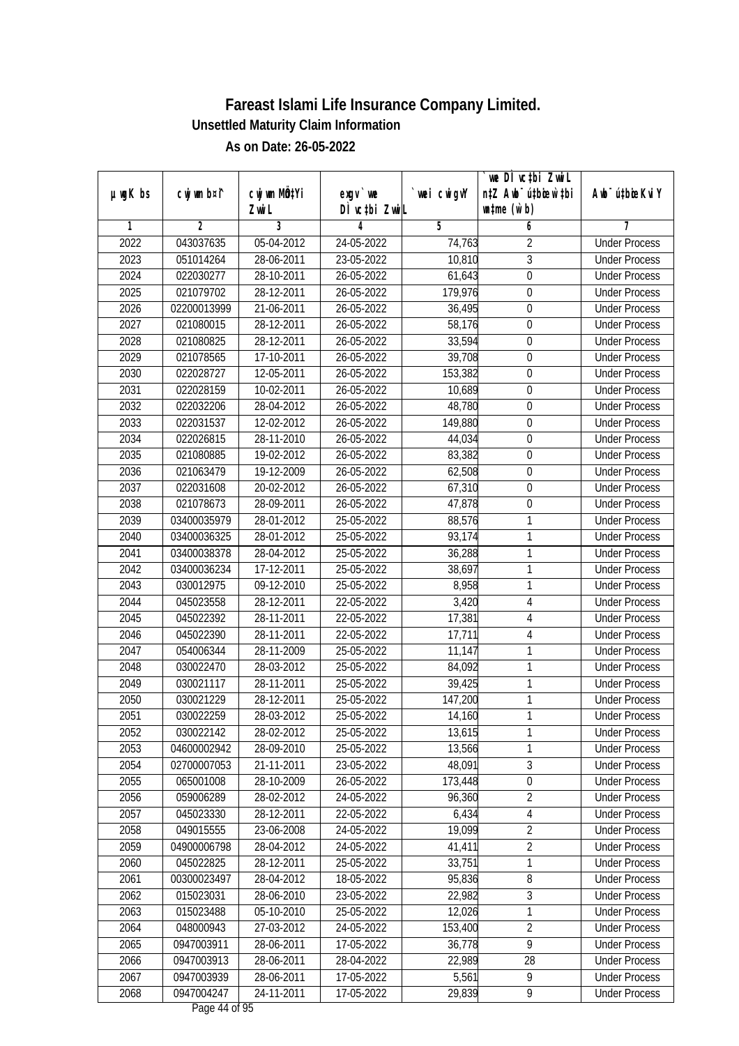# Fareast Islami Life Insurance Company Limited.

**Unsettled Maturity Claim Information**

**As on Date: 26-05-2022**

| µwgK bs | cwjwm b¤^i | cwjwm MÖ‡Yi ZvwiL | exgv`we DÌvc‡bi ZvwiL | `vwei cwigvY | `we DÌvc‡bi ZvwiL n‡Z Awb¯úbœ w`‡bi msL¨v (w`b) | Awb¯ú‡bœi KviY |
|---|---|---|---|---|---|---|
| 1 | 2 | 3 | 4 | 5 | 6 | 7 |
| 2022 | 043037635 | 05-04-2012 | 24-05-2022 | 74,763 | 2 | Under Process |
| 2023 | 051014264 | 28-06-2011 | 23-05-2022 | 10,810 | 3 | Under Process |
| 2024 | 022030277 | 28-10-2011 | 26-05-2022 | 61,643 | 0 | Under Process |
| 2025 | 021079702 | 28-12-2011 | 26-05-2022 | 179,976 | 0 | Under Process |
| 2026 | 02200013999 | 21-06-2011 | 26-05-2022 | 36,495 | 0 | Under Process |
| 2027 | 021080015 | 28-12-2011 | 26-05-2022 | 58,176 | 0 | Under Process |
| 2028 | 021080825 | 28-12-2011 | 26-05-2022 | 33,594 | 0 | Under Process |
| 2029 | 021078565 | 17-10-2011 | 26-05-2022 | 39,708 | 0 | Under Process |
| 2030 | 022028727 | 12-05-2011 | 26-05-2022 | 153,382 | 0 | Under Process |
| 2031 | 022028159 | 10-02-2011 | 26-05-2022 | 10,689 | 0 | Under Process |
| 2032 | 022032206 | 28-04-2012 | 26-05-2022 | 48,780 | 0 | Under Process |
| 2033 | 022031537 | 12-02-2012 | 26-05-2022 | 149,880 | 0 | Under Process |
| 2034 | 022026815 | 28-11-2010 | 26-05-2022 | 44,034 | 0 | Under Process |
| 2035 | 021080885 | 19-02-2012 | 26-05-2022 | 83,382 | 0 | Under Process |
| 2036 | 021063479 | 19-12-2009 | 26-05-2022 | 62,508 | 0 | Under Process |
| 2037 | 022031608 | 20-02-2012 | 26-05-2022 | 67,310 | 0 | Under Process |
| 2038 | 021078673 | 28-09-2011 | 26-05-2022 | 47,878 | 0 | Under Process |
| 2039 | 03400035979 | 28-01-2012 | 25-05-2022 | 88,576 | 1 | Under Process |
| 2040 | 03400036325 | 28-01-2012 | 25-05-2022 | 93,174 | 1 | Under Process |
| 2041 | 03400038378 | 28-04-2012 | 25-05-2022 | 36,288 | 1 | Under Process |
| 2042 | 03400036234 | 17-12-2011 | 25-05-2022 | 38,697 | 1 | Under Process |
| 2043 | 030012975 | 09-12-2010 | 25-05-2022 | 8,958 | 1 | Under Process |
| 2044 | 045023558 | 28-12-2011 | 22-05-2022 | 3,420 | 4 | Under Process |
| 2045 | 045022392 | 28-11-2011 | 22-05-2022 | 17,381 | 4 | Under Process |
| 2046 | 045022390 | 28-11-2011 | 22-05-2022 | 17,711 | 4 | Under Process |
| 2047 | 054006344 | 28-11-2009 | 25-05-2022 | 11,147 | 1 | Under Process |
| 2048 | 030022470 | 28-03-2012 | 25-05-2022 | 84,092 | 1 | Under Process |
| 2049 | 030021117 | 28-11-2011 | 25-05-2022 | 39,425 | 1 | Under Process |
| 2050 | 030021229 | 28-12-2011 | 25-05-2022 | 147,200 | 1 | Under Process |
| 2051 | 030022259 | 28-03-2012 | 25-05-2022 | 14,160 | 1 | Under Process |
| 2052 | 030022142 | 28-02-2012 | 25-05-2022 | 13,615 | 1 | Under Process |
| 2053 | 04600002942 | 28-09-2010 | 25-05-2022 | 13,566 | 1 | Under Process |
| 2054 | 02700007053 | 21-11-2011 | 23-05-2022 | 48,091 | 3 | Under Process |
| 2055 | 065001008 | 28-10-2009 | 26-05-2022 | 173,448 | 0 | Under Process |
| 2056 | 059006289 | 28-02-2012 | 24-05-2022 | 96,360 | 2 | Under Process |
| 2057 | 045023330 | 28-12-2011 | 22-05-2022 | 6,434 | 4 | Under Process |
| 2058 | 049015555 | 23-06-2008 | 24-05-2022 | 19,099 | 2 | Under Process |
| 2059 | 04900006798 | 28-04-2012 | 24-05-2022 | 41,411 | 2 | Under Process |
| 2060 | 045022825 | 28-12-2011 | 25-05-2022 | 33,751 | 1 | Under Process |
| 2061 | 00300023497 | 28-04-2012 | 18-05-2022 | 95,836 | 8 | Under Process |
| 2062 | 015023031 | 28-06-2010 | 23-05-2022 | 22,982 | 3 | Under Process |
| 2063 | 015023488 | 05-10-2010 | 25-05-2022 | 12,026 | 1 | Under Process |
| 2064 | 048000943 | 27-03-2012 | 24-05-2022 | 153,400 | 2 | Under Process |
| 2065 | 0947003911 | 28-06-2011 | 17-05-2022 | 36,778 | 9 | Under Process |
| 2066 | 0947003913 | 28-06-2011 | 28-04-2022 | 22,989 | 28 | Under Process |
| 2067 | 0947003939 | 28-06-2011 | 17-05-2022 | 5,561 | 9 | Under Process |
| 2068 | 0947004247 | 24-11-2011 | 17-05-2022 | 29,839 | 9 | Under Process |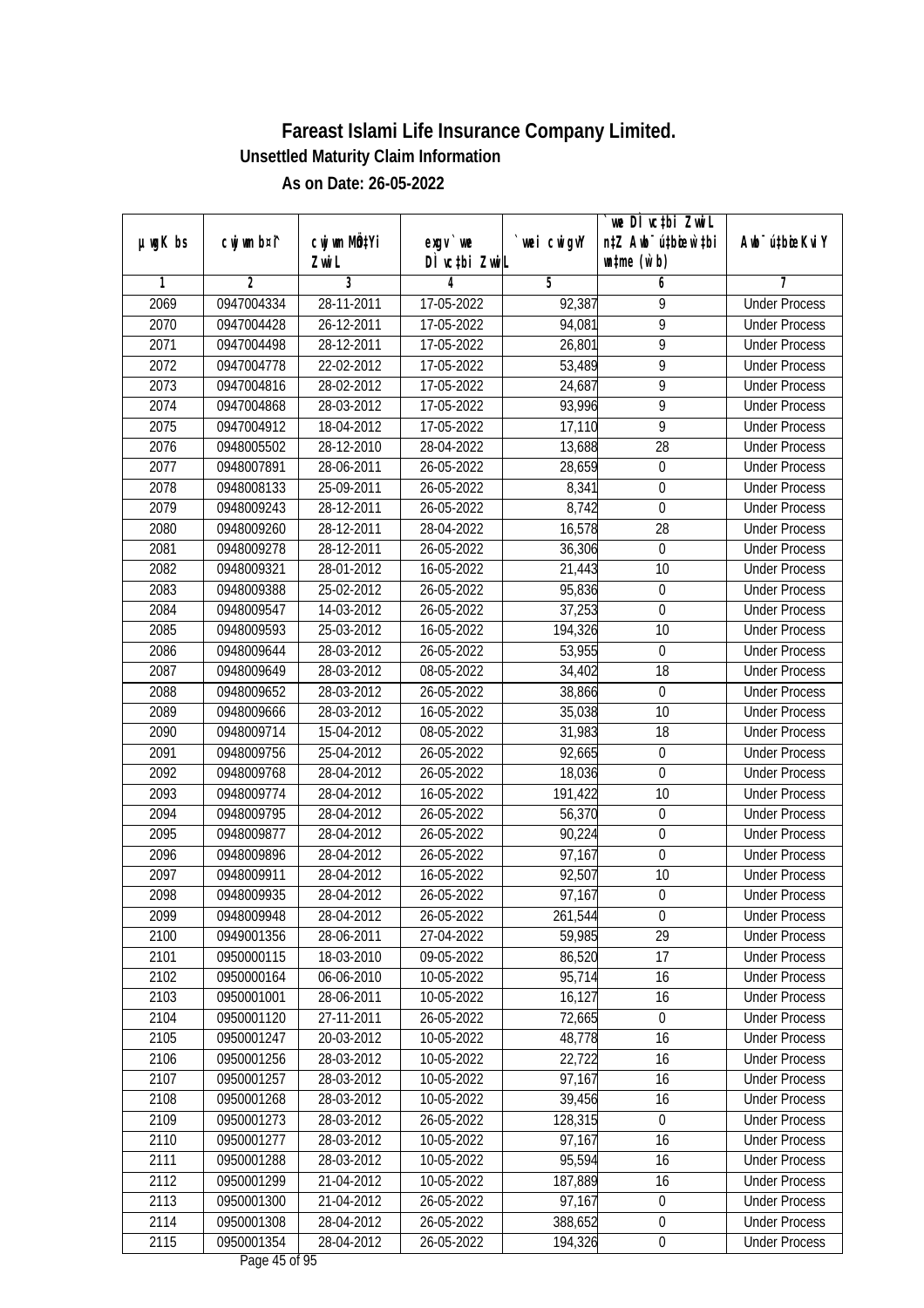# Fareast Islami Life Insurance Company Limited.

## Unsettled Maturity Claim Information

### As on Date: 26-05-2022

| µwgK bs | cwjwm b¤^i | cwjwm MÖn‡Yi ZvwiL | exgv`we DÌvc‡bi ZvwiL | `vwei cwigvY | `vwe DÌvc‡bi ZvwiL n‡Z Awb¯úwËi w`‡bi msL¨v (w`b) | Awb¯úwËi KviY |
|---|---|---|---|---|---|---|
| 1 | 2 | 3 | 4 | 5 | 6 | 7 |
| 2069 | 0947004334 | 28-11-2011 | 17-05-2022 | 92,387 | 9 | Under Process |
| 2070 | 0947004428 | 26-12-2011 | 17-05-2022 | 94,081 | 9 | Under Process |
| 2071 | 0947004498 | 28-12-2011 | 17-05-2022 | 26,801 | 9 | Under Process |
| 2072 | 0947004778 | 22-02-2012 | 17-05-2022 | 53,489 | 9 | Under Process |
| 2073 | 0947004816 | 28-02-2012 | 17-05-2022 | 24,687 | 9 | Under Process |
| 2074 | 0947004868 | 28-03-2012 | 17-05-2022 | 93,996 | 9 | Under Process |
| 2075 | 0947004912 | 18-04-2012 | 17-05-2022 | 17,110 | 9 | Under Process |
| 2076 | 0948005502 | 28-12-2010 | 28-04-2022 | 13,688 | 28 | Under Process |
| 2077 | 0948007891 | 28-06-2011 | 26-05-2022 | 28,659 | 0 | Under Process |
| 2078 | 0948008133 | 25-09-2011 | 26-05-2022 | 8,341 | 0 | Under Process |
| 2079 | 0948009243 | 28-12-2011 | 26-05-2022 | 8,742 | 0 | Under Process |
| 2080 | 0948009260 | 28-12-2011 | 28-04-2022 | 16,578 | 28 | Under Process |
| 2081 | 0948009278 | 28-12-2011 | 26-05-2022 | 36,306 | 0 | Under Process |
| 2082 | 0948009321 | 28-01-2012 | 16-05-2022 | 21,443 | 10 | Under Process |
| 2083 | 0948009388 | 25-02-2012 | 26-05-2022 | 95,836 | 0 | Under Process |
| 2084 | 0948009547 | 14-03-2012 | 26-05-2022 | 37,253 | 0 | Under Process |
| 2085 | 0948009593 | 25-03-2012 | 16-05-2022 | 194,326 | 10 | Under Process |
| 2086 | 0948009644 | 28-03-2012 | 26-05-2022 | 53,955 | 0 | Under Process |
| 2087 | 0948009649 | 28-03-2012 | 08-05-2022 | 34,402 | 18 | Under Process |
| 2088 | 0948009652 | 28-03-2012 | 26-05-2022 | 38,866 | 0 | Under Process |
| 2089 | 0948009666 | 28-03-2012 | 16-05-2022 | 35,038 | 10 | Under Process |
| 2090 | 0948009714 | 15-04-2012 | 08-05-2022 | 31,983 | 18 | Under Process |
| 2091 | 0948009756 | 25-04-2012 | 26-05-2022 | 92,665 | 0 | Under Process |
| 2092 | 0948009768 | 28-04-2012 | 26-05-2022 | 18,036 | 0 | Under Process |
| 2093 | 0948009774 | 28-04-2012 | 16-05-2022 | 191,422 | 10 | Under Process |
| 2094 | 0948009795 | 28-04-2012 | 26-05-2022 | 56,370 | 0 | Under Process |
| 2095 | 0948009877 | 28-04-2012 | 26-05-2022 | 90,224 | 0 | Under Process |
| 2096 | 0948009896 | 28-04-2012 | 26-05-2022 | 97,167 | 0 | Under Process |
| 2097 | 0948009911 | 28-04-2012 | 16-05-2022 | 92,507 | 10 | Under Process |
| 2098 | 0948009935 | 28-04-2012 | 26-05-2022 | 97,167 | 0 | Under Process |
| 2099 | 0948009948 | 28-04-2012 | 26-05-2022 | 261,544 | 0 | Under Process |
| 2100 | 0949001356 | 28-06-2011 | 27-04-2022 | 59,985 | 29 | Under Process |
| 2101 | 0950000115 | 18-03-2010 | 09-05-2022 | 86,520 | 17 | Under Process |
| 2102 | 0950000164 | 06-06-2010 | 10-05-2022 | 95,714 | 16 | Under Process |
| 2103 | 0950001001 | 28-06-2011 | 10-05-2022 | 16,127 | 16 | Under Process |
| 2104 | 0950001120 | 27-11-2011 | 26-05-2022 | 72,665 | 0 | Under Process |
| 2105 | 0950001247 | 20-03-2012 | 10-05-2022 | 48,778 | 16 | Under Process |
| 2106 | 0950001256 | 28-03-2012 | 10-05-2022 | 22,722 | 16 | Under Process |
| 2107 | 0950001257 | 28-03-2012 | 10-05-2022 | 97,167 | 16 | Under Process |
| 2108 | 0950001268 | 28-03-2012 | 10-05-2022 | 39,456 | 16 | Under Process |
| 2109 | 0950001273 | 28-03-2012 | 26-05-2022 | 128,315 | 0 | Under Process |
| 2110 | 0950001277 | 28-03-2012 | 10-05-2022 | 97,167 | 16 | Under Process |
| 2111 | 0950001288 | 28-03-2012 | 10-05-2022 | 95,594 | 16 | Under Process |
| 2112 | 0950001299 | 21-04-2012 | 10-05-2022 | 187,889 | 16 | Under Process |
| 2113 | 0950001300 | 21-04-2012 | 26-05-2022 | 97,167 | 0 | Under Process |
| 2114 | 0950001308 | 28-04-2012 | 26-05-2022 | 388,652 | 0 | Under Process |
| 2115 | 0950001354 | 28-04-2012 | 26-05-2022 | 194,326 | 0 | Under Process |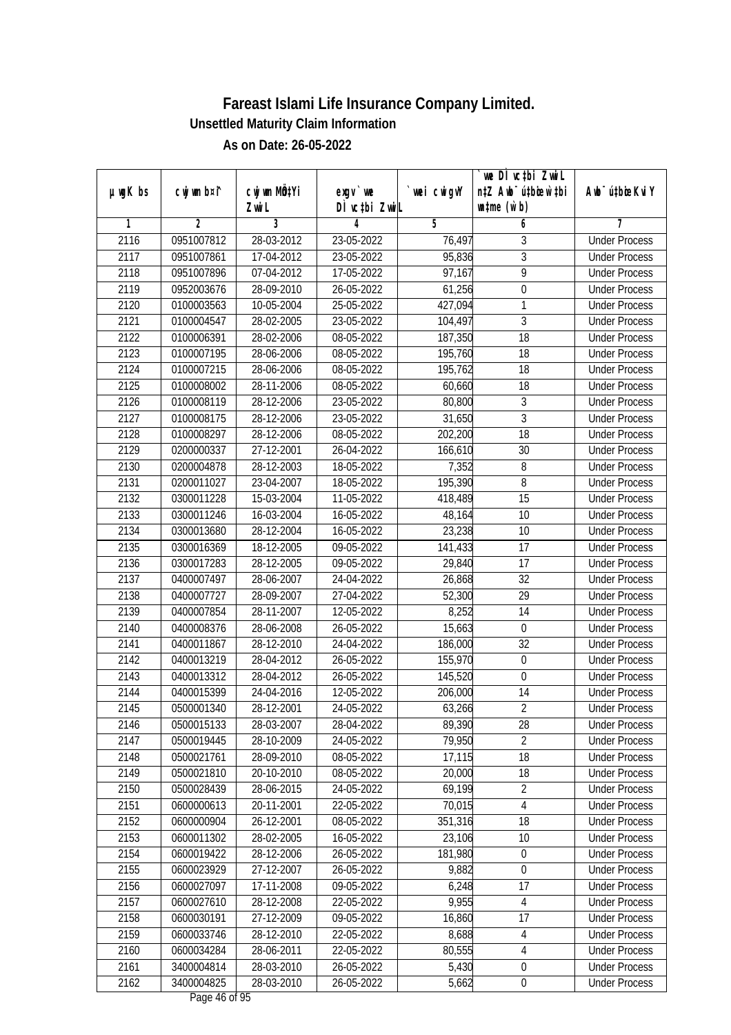# Fareast Islami Life Insurance Company Limited.

**Unsettled Maturity Claim Information**

**As on Date: 26-05-2022**

| µwgK bs | cwjwm b¤^i | cwjwm MÖnYi ZvwiL | exgv`we DÌvc‡bi ZvwiL | `vwei cwigvY | `vwe DÌvc‡bi ZvwiL n‡Z Awb¯úbœ w`‡bi msL¨v (w`b) | Awb¯ú‡bœi KviY |
|---|---|---|---|---|---|---|
| 1 | 2 | 3 | 4 | 5 | 6 | 7 |
| 2116 | 0951007812 | 28-03-2012 | 23-05-2022 | 76,497 | 3 | Under Process |
| 2117 | 0951007861 | 17-04-2012 | 23-05-2022 | 95,836 | 3 | Under Process |
| 2118 | 0951007896 | 07-04-2012 | 17-05-2022 | 97,167 | 9 | Under Process |
| 2119 | 0952003676 | 28-09-2010 | 26-05-2022 | 61,256 | 0 | Under Process |
| 2120 | 0100003563 | 10-05-2004 | 25-05-2022 | 427,094 | 1 | Under Process |
| 2121 | 0100004547 | 28-02-2005 | 23-05-2022 | 104,497 | 3 | Under Process |
| 2122 | 0100006391 | 28-02-2006 | 08-05-2022 | 187,350 | 18 | Under Process |
| 2123 | 0100007195 | 28-06-2006 | 08-05-2022 | 195,760 | 18 | Under Process |
| 2124 | 0100007215 | 28-06-2006 | 08-05-2022 | 195,762 | 18 | Under Process |
| 2125 | 0100008002 | 28-11-2006 | 08-05-2022 | 60,660 | 18 | Under Process |
| 2126 | 0100008119 | 28-12-2006 | 23-05-2022 | 80,800 | 3 | Under Process |
| 2127 | 0100008175 | 28-12-2006 | 23-05-2022 | 31,650 | 3 | Under Process |
| 2128 | 0100008297 | 28-12-2006 | 08-05-2022 | 202,200 | 18 | Under Process |
| 2129 | 0200000337 | 27-12-2001 | 26-04-2022 | 166,610 | 30 | Under Process |
| 2130 | 0200004878 | 28-12-2003 | 18-05-2022 | 7,352 | 8 | Under Process |
| 2131 | 0200011027 | 23-04-2007 | 18-05-2022 | 195,390 | 8 | Under Process |
| 2132 | 0300011228 | 15-03-2004 | 11-05-2022 | 418,489 | 15 | Under Process |
| 2133 | 0300011246 | 16-03-2004 | 16-05-2022 | 48,164 | 10 | Under Process |
| 2134 | 0300013680 | 28-12-2004 | 16-05-2022 | 23,238 | 10 | Under Process |
| 2135 | 0300016369 | 18-12-2005 | 09-05-2022 | 141,433 | 17 | Under Process |
| 2136 | 0300017283 | 28-12-2005 | 09-05-2022 | 29,840 | 17 | Under Process |
| 2137 | 0400007497 | 28-06-2007 | 24-04-2022 | 26,868 | 32 | Under Process |
| 2138 | 0400007727 | 28-09-2007 | 27-04-2022 | 52,300 | 29 | Under Process |
| 2139 | 0400007854 | 28-11-2007 | 12-05-2022 | 8,252 | 14 | Under Process |
| 2140 | 0400008376 | 28-06-2008 | 26-05-2022 | 15,663 | 0 | Under Process |
| 2141 | 0400011867 | 28-12-2010 | 24-04-2022 | 186,000 | 32 | Under Process |
| 2142 | 0400013219 | 28-04-2012 | 26-05-2022 | 155,970 | 0 | Under Process |
| 2143 | 0400013312 | 28-04-2012 | 26-05-2022 | 145,520 | 0 | Under Process |
| 2144 | 0400015399 | 24-04-2016 | 12-05-2022 | 206,000 | 14 | Under Process |
| 2145 | 0500001340 | 28-12-2001 | 24-05-2022 | 63,266 | 2 | Under Process |
| 2146 | 0500015133 | 28-03-2007 | 28-04-2022 | 89,390 | 28 | Under Process |
| 2147 | 0500019445 | 28-10-2009 | 24-05-2022 | 79,950 | 2 | Under Process |
| 2148 | 0500021761 | 28-09-2010 | 08-05-2022 | 17,115 | 18 | Under Process |
| 2149 | 0500021810 | 20-10-2010 | 08-05-2022 | 20,000 | 18 | Under Process |
| 2150 | 0500028439 | 28-06-2015 | 24-05-2022 | 69,199 | 2 | Under Process |
| 2151 | 0600000613 | 20-11-2001 | 22-05-2022 | 70,015 | 4 | Under Process |
| 2152 | 0600000904 | 26-12-2001 | 08-05-2022 | 351,316 | 18 | Under Process |
| 2153 | 0600011302 | 28-02-2005 | 16-05-2022 | 23,106 | 10 | Under Process |
| 2154 | 0600019422 | 28-12-2006 | 26-05-2022 | 181,980 | 0 | Under Process |
| 2155 | 0600023929 | 27-12-2007 | 26-05-2022 | 9,882 | 0 | Under Process |
| 2156 | 0600027097 | 17-11-2008 | 09-05-2022 | 6,248 | 17 | Under Process |
| 2157 | 0600027610 | 28-12-2008 | 22-05-2022 | 9,955 | 4 | Under Process |
| 2158 | 0600030191 | 27-12-2009 | 09-05-2022 | 16,860 | 17 | Under Process |
| 2159 | 0600033746 | 28-12-2010 | 22-05-2022 | 8,688 | 4 | Under Process |
| 2160 | 0600034284 | 28-06-2011 | 22-05-2022 | 80,555 | 4 | Under Process |
| 2161 | 3400004814 | 28-03-2010 | 26-05-2022 | 5,430 | 0 | Under Process |
| 2162 | 3400004825 | 28-03-2010 | 26-05-2022 | 5,662 | 0 | Under Process |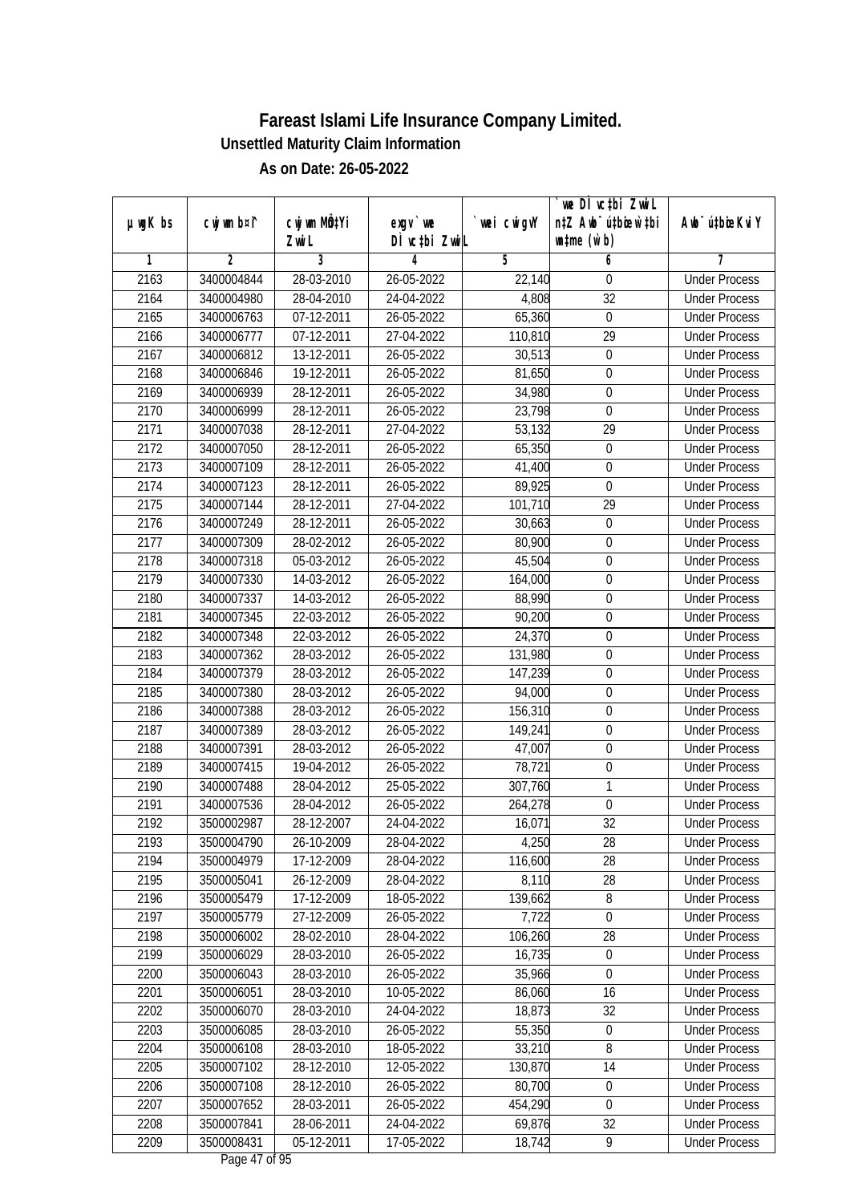# Fareast Islami Life Insurance Company Limited.

## Unsettled Maturity Claim Information

### As on Date: 26-05-2022

| µwgK bs | cwjwm b¤^i | cwjwm MÖn‡Yi ZvwiL | exgv` we DÌ vc‡bi ZvwiL | `vwei cwigvY | `we DÌ vc‡bi ZvwiL n‡Z Awb¯ú‡bœi w`‡bi msL¨v (w`b) | Awb¯ú‡bœi KviY |
|---|---|---|---|---|---|---|
| 1 | 2 | 3 | 4 | 5 | 6 | 7 |
| 2163 | 3400004844 | 28-03-2010 | 26-05-2022 | 22,140 | 0 | Under Process |
| 2164 | 3400004980 | 28-04-2010 | 24-04-2022 | 4,808 | 32 | Under Process |
| 2165 | 3400006763 | 07-12-2011 | 26-05-2022 | 65,360 | 0 | Under Process |
| 2166 | 3400006777 | 07-12-2011 | 27-04-2022 | 110,810 | 29 | Under Process |
| 2167 | 3400006812 | 13-12-2011 | 26-05-2022 | 30,513 | 0 | Under Process |
| 2168 | 3400006846 | 19-12-2011 | 26-05-2022 | 81,650 | 0 | Under Process |
| 2169 | 3400006939 | 28-12-2011 | 26-05-2022 | 34,980 | 0 | Under Process |
| 2170 | 3400006999 | 28-12-2011 | 26-05-2022 | 23,798 | 0 | Under Process |
| 2171 | 3400007038 | 28-12-2011 | 27-04-2022 | 53,132 | 29 | Under Process |
| 2172 | 3400007050 | 28-12-2011 | 26-05-2022 | 65,350 | 0 | Under Process |
| 2173 | 3400007109 | 28-12-2011 | 26-05-2022 | 41,400 | 0 | Under Process |
| 2174 | 3400007123 | 28-12-2011 | 26-05-2022 | 89,925 | 0 | Under Process |
| 2175 | 3400007144 | 28-12-2011 | 27-04-2022 | 101,710 | 29 | Under Process |
| 2176 | 3400007249 | 28-12-2011 | 26-05-2022 | 30,663 | 0 | Under Process |
| 2177 | 3400007309 | 28-02-2012 | 26-05-2022 | 80,900 | 0 | Under Process |
| 2178 | 3400007318 | 05-03-2012 | 26-05-2022 | 45,504 | 0 | Under Process |
| 2179 | 3400007330 | 14-03-2012 | 26-05-2022 | 164,000 | 0 | Under Process |
| 2180 | 3400007337 | 14-03-2012 | 26-05-2022 | 88,990 | 0 | Under Process |
| 2181 | 3400007345 | 22-03-2012 | 26-05-2022 | 90,200 | 0 | Under Process |
| 2182 | 3400007348 | 22-03-2012 | 26-05-2022 | 24,370 | 0 | Under Process |
| 2183 | 3400007362 | 28-03-2012 | 26-05-2022 | 131,980 | 0 | Under Process |
| 2184 | 3400007379 | 28-03-2012 | 26-05-2022 | 147,239 | 0 | Under Process |
| 2185 | 3400007380 | 28-03-2012 | 26-05-2022 | 94,000 | 0 | Under Process |
| 2186 | 3400007388 | 28-03-2012 | 26-05-2022 | 156,310 | 0 | Under Process |
| 2187 | 3400007389 | 28-03-2012 | 26-05-2022 | 149,241 | 0 | Under Process |
| 2188 | 3400007391 | 28-03-2012 | 26-05-2022 | 47,007 | 0 | Under Process |
| 2189 | 3400007415 | 19-04-2012 | 26-05-2022 | 78,721 | 0 | Under Process |
| 2190 | 3400007488 | 28-04-2012 | 25-05-2022 | 307,760 | 1 | Under Process |
| 2191 | 3400007536 | 28-04-2012 | 26-05-2022 | 264,278 | 0 | Under Process |
| 2192 | 3500002987 | 28-12-2007 | 24-04-2022 | 16,071 | 32 | Under Process |
| 2193 | 3500004790 | 26-10-2009 | 28-04-2022 | 4,250 | 28 | Under Process |
| 2194 | 3500004979 | 17-12-2009 | 28-04-2022 | 116,600 | 28 | Under Process |
| 2195 | 3500005041 | 26-12-2009 | 28-04-2022 | 8,110 | 28 | Under Process |
| 2196 | 3500005479 | 17-12-2009 | 18-05-2022 | 139,662 | 8 | Under Process |
| 2197 | 3500005779 | 27-12-2009 | 26-05-2022 | 7,722 | 0 | Under Process |
| 2198 | 3500006002 | 28-02-2010 | 28-04-2022 | 106,260 | 28 | Under Process |
| 2199 | 3500006029 | 28-03-2010 | 26-05-2022 | 16,735 | 0 | Under Process |
| 2200 | 3500006043 | 28-03-2010 | 26-05-2022 | 35,966 | 0 | Under Process |
| 2201 | 3500006051 | 28-03-2010 | 10-05-2022 | 86,060 | 16 | Under Process |
| 2202 | 3500006070 | 28-03-2010 | 24-04-2022 | 18,873 | 32 | Under Process |
| 2203 | 3500006085 | 28-03-2010 | 26-05-2022 | 55,350 | 0 | Under Process |
| 2204 | 3500006108 | 28-03-2010 | 18-05-2022 | 33,210 | 8 | Under Process |
| 2205 | 3500007102 | 28-12-2010 | 12-05-2022 | 130,870 | 14 | Under Process |
| 2206 | 3500007108 | 28-12-2010 | 26-05-2022 | 80,700 | 0 | Under Process |
| 2207 | 3500007652 | 28-03-2011 | 26-05-2022 | 454,290 | 0 | Under Process |
| 2208 | 3500007841 | 28-06-2011 | 24-04-2022 | 69,876 | 32 | Under Process |
| 2209 | 3500008431 | 05-12-2011 | 17-05-2022 | 18,742 | 9 | Under Process |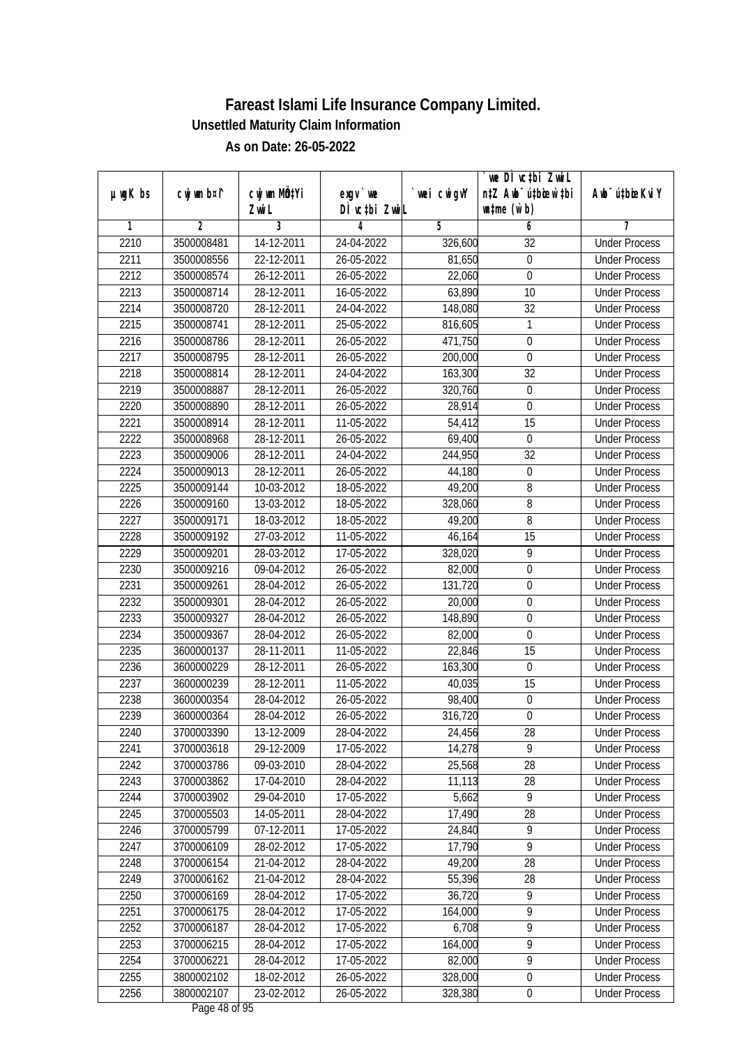# Fareast Islami Life Insurance Company Limited.

## Unsettled Maturity Claim Information

### As on Date: 26-05-2022

| µwgK bs | cwjwm b¤î | cwjwm MÖn‡Yi ZvwiL | exgv`ve DÌvc‡bi ZvwiL | `vwei cwigvY | `vwe DÌvc‡bi ZvwiL n‡Z Awb¯úbœ `vwei w`b | Awb¯úbœ KviY |
|---|---|---|---|---|---|---|
| 1 | 2 | 3 | 4 | 5 | 6 | 7 |
| 2210 | 3500008481 | 14-12-2011 | 24-04-2022 | 326,600 | 32 | Under Process |
| 2211 | 3500008556 | 22-12-2011 | 26-05-2022 | 81,650 | 0 | Under Process |
| 2212 | 3500008574 | 26-12-2011 | 26-05-2022 | 22,060 | 0 | Under Process |
| 2213 | 3500008714 | 28-12-2011 | 16-05-2022 | 63,890 | 10 | Under Process |
| 2214 | 3500008720 | 28-12-2011 | 24-04-2022 | 148,080 | 32 | Under Process |
| 2215 | 3500008741 | 28-12-2011 | 25-05-2022 | 816,605 | 1 | Under Process |
| 2216 | 3500008786 | 28-12-2011 | 26-05-2022 | 471,750 | 0 | Under Process |
| 2217 | 3500008795 | 28-12-2011 | 26-05-2022 | 200,000 | 0 | Under Process |
| 2218 | 3500008814 | 28-12-2011 | 24-04-2022 | 163,300 | 32 | Under Process |
| 2219 | 3500008887 | 28-12-2011 | 26-05-2022 | 320,760 | 0 | Under Process |
| 2220 | 3500008890 | 28-12-2011 | 26-05-2022 | 28,914 | 0 | Under Process |
| 2221 | 3500008914 | 28-12-2011 | 11-05-2022 | 54,412 | 15 | Under Process |
| 2222 | 3500008968 | 28-12-2011 | 26-05-2022 | 69,400 | 0 | Under Process |
| 2223 | 3500009006 | 28-12-2011 | 24-04-2022 | 244,950 | 32 | Under Process |
| 2224 | 3500009013 | 28-12-2011 | 26-05-2022 | 44,180 | 0 | Under Process |
| 2225 | 3500009144 | 10-03-2012 | 18-05-2022 | 49,200 | 8 | Under Process |
| 2226 | 3500009160 | 13-03-2012 | 18-05-2022 | 328,060 | 8 | Under Process |
| 2227 | 3500009171 | 18-03-2012 | 18-05-2022 | 49,200 | 8 | Under Process |
| 2228 | 3500009192 | 27-03-2012 | 11-05-2022 | 46,164 | 15 | Under Process |
| 2229 | 3500009201 | 28-03-2012 | 17-05-2022 | 328,020 | 9 | Under Process |
| 2230 | 3500009216 | 09-04-2012 | 26-05-2022 | 82,000 | 0 | Under Process |
| 2231 | 3500009261 | 28-04-2012 | 26-05-2022 | 131,720 | 0 | Under Process |
| 2232 | 3500009301 | 28-04-2012 | 26-05-2022 | 20,000 | 0 | Under Process |
| 2233 | 3500009327 | 28-04-2012 | 26-05-2022 | 148,890 | 0 | Under Process |
| 2234 | 3500009367 | 28-04-2012 | 26-05-2022 | 82,000 | 0 | Under Process |
| 2235 | 3600000137 | 28-11-2011 | 11-05-2022 | 22,846 | 15 | Under Process |
| 2236 | 3600000229 | 28-12-2011 | 26-05-2022 | 163,300 | 0 | Under Process |
| 2237 | 3600000239 | 28-12-2011 | 11-05-2022 | 40,035 | 15 | Under Process |
| 2238 | 3600000354 | 28-04-2012 | 26-05-2022 | 98,400 | 0 | Under Process |
| 2239 | 3600000364 | 28-04-2012 | 26-05-2022 | 316,720 | 0 | Under Process |
| 2240 | 3700003390 | 13-12-2009 | 28-04-2022 | 24,456 | 28 | Under Process |
| 2241 | 3700003618 | 29-12-2009 | 17-05-2022 | 14,278 | 9 | Under Process |
| 2242 | 3700003786 | 09-03-2010 | 28-04-2022 | 25,568 | 28 | Under Process |
| 2243 | 3700003862 | 17-04-2010 | 28-04-2022 | 11,113 | 28 | Under Process |
| 2244 | 3700003902 | 29-04-2010 | 17-05-2022 | 5,662 | 9 | Under Process |
| 2245 | 3700005503 | 14-05-2011 | 28-04-2022 | 17,490 | 28 | Under Process |
| 2246 | 3700005799 | 07-12-2011 | 17-05-2022 | 24,840 | 9 | Under Process |
| 2247 | 3700006109 | 28-02-2012 | 17-05-2022 | 17,790 | 9 | Under Process |
| 2248 | 3700006154 | 21-04-2012 | 28-04-2022 | 49,200 | 28 | Under Process |
| 2249 | 3700006162 | 21-04-2012 | 28-04-2022 | 55,396 | 28 | Under Process |
| 2250 | 3700006169 | 28-04-2012 | 17-05-2022 | 36,720 | 9 | Under Process |
| 2251 | 3700006175 | 28-04-2012 | 17-05-2022 | 164,000 | 9 | Under Process |
| 2252 | 3700006187 | 28-04-2012 | 17-05-2022 | 6,708 | 9 | Under Process |
| 2253 | 3700006215 | 28-04-2012 | 17-05-2022 | 164,000 | 9 | Under Process |
| 2254 | 3700006221 | 28-04-2012 | 17-05-2022 | 82,000 | 9 | Under Process |
| 2255 | 3800002102 | 18-02-2012 | 26-05-2022 | 328,000 | 0 | Under Process |
| 2256 | 3800002107 | 23-02-2012 | 26-05-2022 | 328,380 | 0 | Under Process |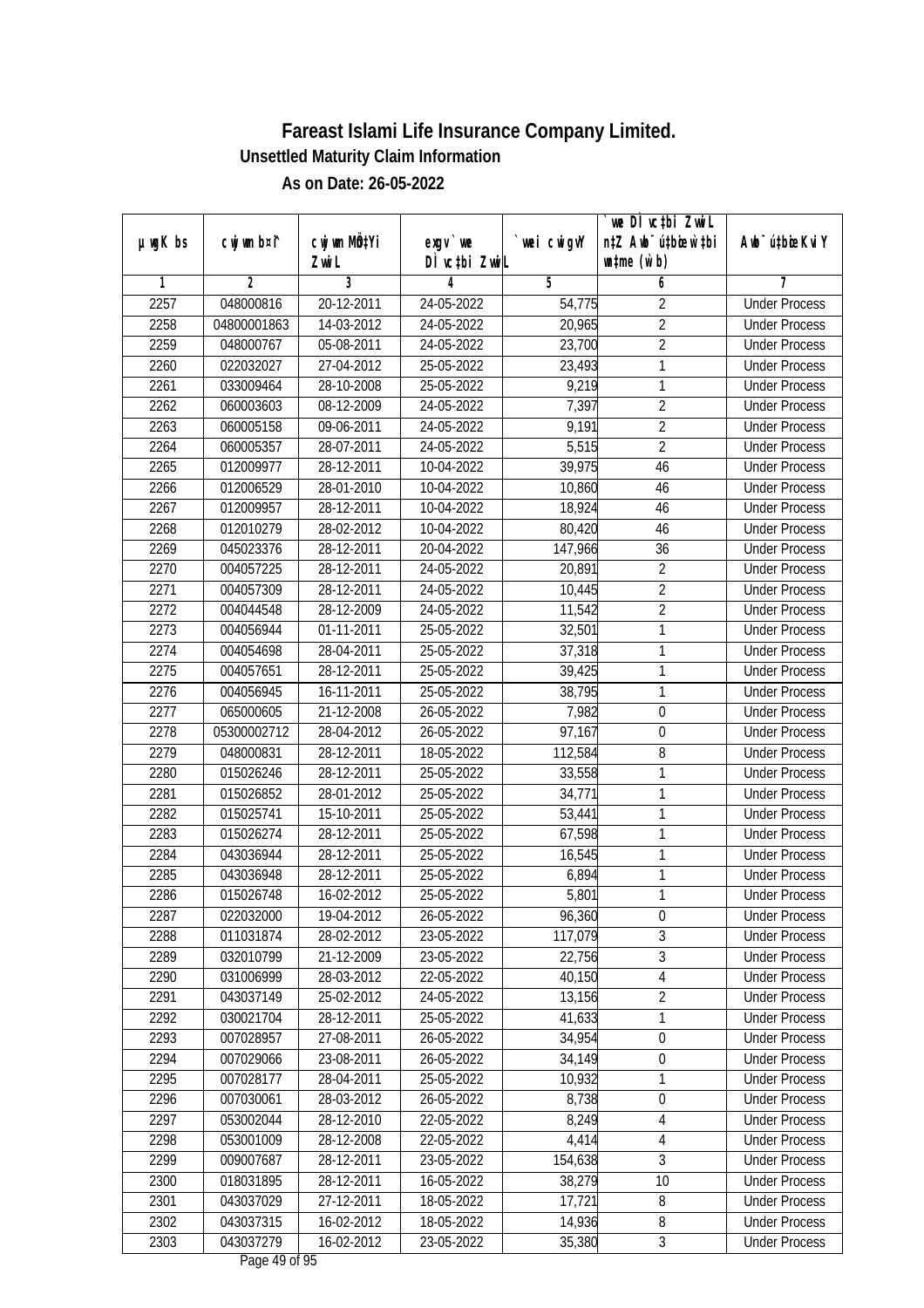# Fareast Islami Life Insurance Company Limited.

**Unsettled Maturity Claim Information**

**As on Date: 26-05-2022**

| µwgK bs | cwjwm b¤^i | cwjwm MÖn‡Yi ZvwiL | exgv` we DÌvc‡bi ZvwiL | `vwei cwigvY | `vwe DÌvc‡bi ZvwiL n‡Z Awb¯úbœ w`‡bi wnmve (w`b) | Awb¯ú‡bœi KviY |
|---|---|---|---|---|---|---|
| 1 | 2 | 3 | 4 | 5 | 6 | 7 |
| 2257 | 048000816 | 20-12-2011 | 24-05-2022 | 54,775 | 2 | Under Process |
| 2258 | 04800001863 | 14-03-2012 | 24-05-2022 | 20,965 | 2 | Under Process |
| 2259 | 048000767 | 05-08-2011 | 24-05-2022 | 23,700 | 2 | Under Process |
| 2260 | 022032027 | 27-04-2012 | 25-05-2022 | 23,493 | 1 | Under Process |
| 2261 | 033009464 | 28-10-2008 | 25-05-2022 | 9,219 | 1 | Under Process |
| 2262 | 060003603 | 08-12-2009 | 24-05-2022 | 7,397 | 2 | Under Process |
| 2263 | 060005158 | 09-06-2011 | 24-05-2022 | 9,191 | 2 | Under Process |
| 2264 | 060005357 | 28-07-2011 | 24-05-2022 | 5,515 | 2 | Under Process |
| 2265 | 012009977 | 28-12-2011 | 10-04-2022 | 39,975 | 46 | Under Process |
| 2266 | 012006529 | 28-01-2010 | 10-04-2022 | 10,860 | 46 | Under Process |
| 2267 | 012009957 | 28-12-2011 | 10-04-2022 | 18,924 | 46 | Under Process |
| 2268 | 012010279 | 28-02-2012 | 10-04-2022 | 80,420 | 46 | Under Process |
| 2269 | 045023376 | 28-12-2011 | 20-04-2022 | 147,966 | 36 | Under Process |
| 2270 | 004057225 | 28-12-2011 | 24-05-2022 | 20,891 | 2 | Under Process |
| 2271 | 004057309 | 28-12-2011 | 24-05-2022 | 10,445 | 2 | Under Process |
| 2272 | 004044548 | 28-12-2009 | 24-05-2022 | 11,542 | 2 | Under Process |
| 2273 | 004056944 | 01-11-2011 | 25-05-2022 | 32,501 | 1 | Under Process |
| 2274 | 004054698 | 28-04-2011 | 25-05-2022 | 37,318 | 1 | Under Process |
| 2275 | 004057651 | 28-12-2011 | 25-05-2022 | 39,425 | 1 | Under Process |
| 2276 | 004056945 | 16-11-2011 | 25-05-2022 | 38,795 | 1 | Under Process |
| 2277 | 065000605 | 21-12-2008 | 26-05-2022 | 7,982 | 0 | Under Process |
| 2278 | 05300002712 | 28-04-2012 | 26-05-2022 | 97,167 | 0 | Under Process |
| 2279 | 048000831 | 28-12-2011 | 18-05-2022 | 112,584 | 8 | Under Process |
| 2280 | 015026246 | 28-12-2011 | 25-05-2022 | 33,558 | 1 | Under Process |
| 2281 | 015026852 | 28-01-2012 | 25-05-2022 | 34,771 | 1 | Under Process |
| 2282 | 015025741 | 15-10-2011 | 25-05-2022 | 53,441 | 1 | Under Process |
| 2283 | 015026274 | 28-12-2011 | 25-05-2022 | 67,598 | 1 | Under Process |
| 2284 | 043036944 | 28-12-2011 | 25-05-2022 | 16,545 | 1 | Under Process |
| 2285 | 043036948 | 28-12-2011 | 25-05-2022 | 6,894 | 1 | Under Process |
| 2286 | 015026748 | 16-02-2012 | 25-05-2022 | 5,801 | 1 | Under Process |
| 2287 | 022032000 | 19-04-2012 | 26-05-2022 | 96,360 | 0 | Under Process |
| 2288 | 011031874 | 28-02-2012 | 23-05-2022 | 117,079 | 3 | Under Process |
| 2289 | 032010799 | 21-12-2009 | 23-05-2022 | 22,756 | 3 | Under Process |
| 2290 | 031006999 | 28-03-2012 | 22-05-2022 | 40,150 | 4 | Under Process |
| 2291 | 043037149 | 25-02-2012 | 24-05-2022 | 13,156 | 2 | Under Process |
| 2292 | 030021704 | 28-12-2011 | 25-05-2022 | 41,633 | 1 | Under Process |
| 2293 | 007028957 | 27-08-2011 | 26-05-2022 | 34,954 | 0 | Under Process |
| 2294 | 007029066 | 23-08-2011 | 26-05-2022 | 34,149 | 0 | Under Process |
| 2295 | 007028177 | 28-04-2011 | 25-05-2022 | 10,932 | 1 | Under Process |
| 2296 | 007030061 | 28-03-2012 | 26-05-2022 | 8,738 | 0 | Under Process |
| 2297 | 053002044 | 28-12-2010 | 22-05-2022 | 8,249 | 4 | Under Process |
| 2298 | 053001009 | 28-12-2008 | 22-05-2022 | 4,414 | 4 | Under Process |
| 2299 | 009007687 | 28-12-2011 | 23-05-2022 | 154,638 | 3 | Under Process |
| 2300 | 018031895 | 28-12-2011 | 16-05-2022 | 38,279 | 10 | Under Process |
| 2301 | 043037029 | 27-12-2011 | 18-05-2022 | 17,721 | 8 | Under Process |
| 2302 | 043037315 | 16-02-2012 | 18-05-2022 | 14,936 | 8 | Under Process |
| 2303 | 043037279 | 16-02-2012 | 23-05-2022 | 35,380 | 3 | Under Process |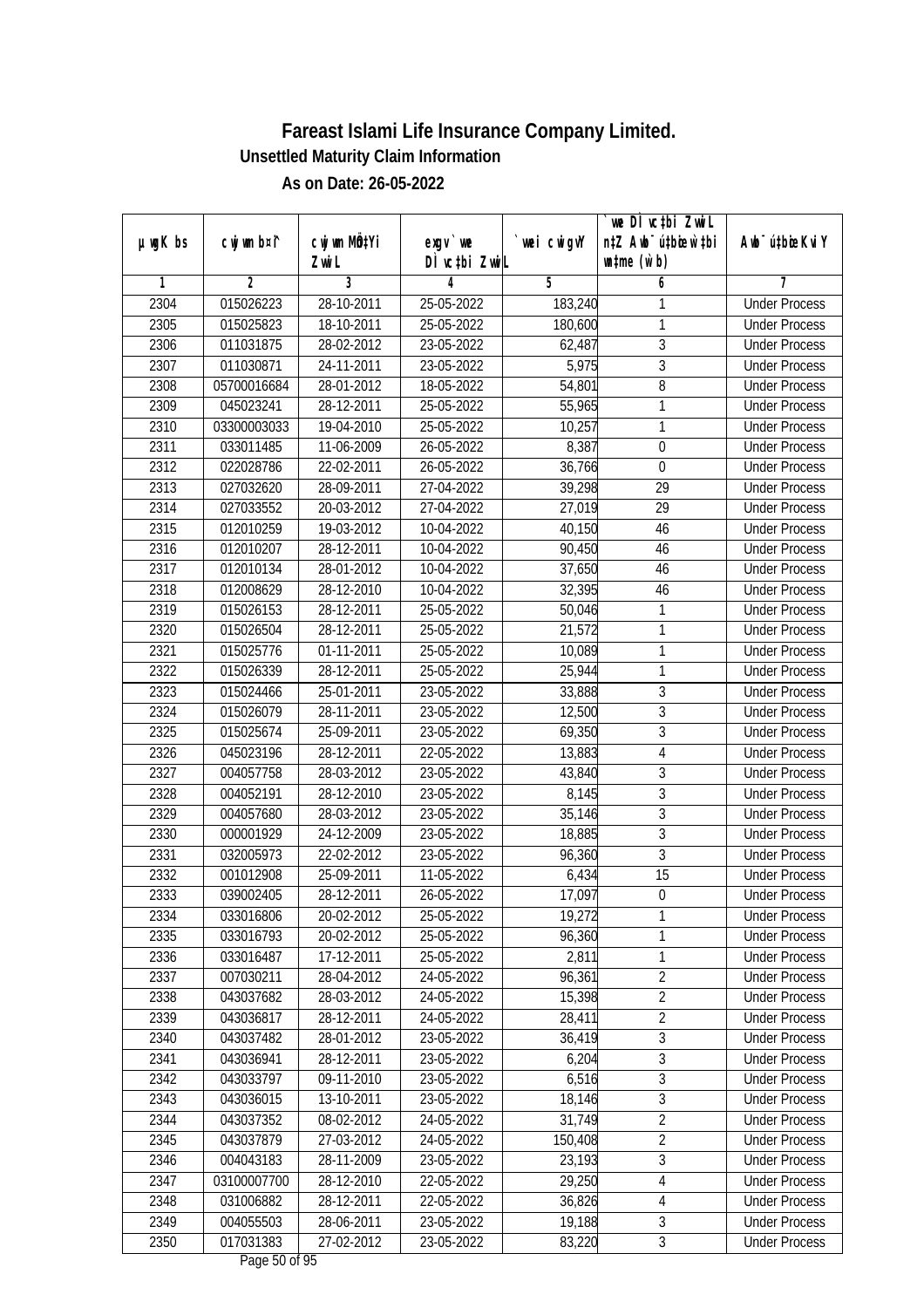# Fareast Islami Life Insurance Company Limited.

### Unsettled Maturity Claim Information

### As on Date: 26-05-2022

| µwgK bs | cwjwm b¤^i | cwjwm MÖn‡Yi ZvwiL | exgv `vwe DÌvc‡bi ZvwiL | `vwei cwigvY | `vwe DÌvc‡bi ZvwiL n‡Z Awb¯úbœ `vwei w`‡bi msL¨v (w`b) | Awb¯úbœ `vwei KviY |
|---|---|---|---|---|---|---|
| 1 | 2 | 3 | 4 | 5 | 6 | 7 |
| 2304 | 015026223 | 28-10-2011 | 25-05-2022 | 183,240 | 1 | Under Process |
| 2305 | 015025823 | 18-10-2011 | 25-05-2022 | 180,600 | 1 | Under Process |
| 2306 | 011031875 | 28-02-2012 | 23-05-2022 | 62,487 | 3 | Under Process |
| 2307 | 011030871 | 24-11-2011 | 23-05-2022 | 5,975 | 3 | Under Process |
| 2308 | 05700016684 | 28-01-2012 | 18-05-2022 | 54,801 | 8 | Under Process |
| 2309 | 045023241 | 28-12-2011 | 25-05-2022 | 55,965 | 1 | Under Process |
| 2310 | 03300003033 | 19-04-2010 | 25-05-2022 | 10,257 | 1 | Under Process |
| 2311 | 033011485 | 11-06-2009 | 26-05-2022 | 8,387 | 0 | Under Process |
| 2312 | 022028786 | 22-02-2011 | 26-05-2022 | 36,766 | 0 | Under Process |
| 2313 | 027032620 | 28-09-2011 | 27-04-2022 | 39,298 | 29 | Under Process |
| 2314 | 027033552 | 20-03-2012 | 27-04-2022 | 27,019 | 29 | Under Process |
| 2315 | 012010259 | 19-03-2012 | 10-04-2022 | 40,150 | 46 | Under Process |
| 2316 | 012010207 | 28-12-2011 | 10-04-2022 | 90,450 | 46 | Under Process |
| 2317 | 012010134 | 28-01-2012 | 10-04-2022 | 37,650 | 46 | Under Process |
| 2318 | 012008629 | 28-12-2010 | 10-04-2022 | 32,395 | 46 | Under Process |
| 2319 | 015026153 | 28-12-2011 | 25-05-2022 | 50,046 | 1 | Under Process |
| 2320 | 015026504 | 28-12-2011 | 25-05-2022 | 21,572 | 1 | Under Process |
| 2321 | 015025776 | 01-11-2011 | 25-05-2022 | 10,089 | 1 | Under Process |
| 2322 | 015026339 | 28-12-2011 | 25-05-2022 | 25,944 | 1 | Under Process |
| 2323 | 015024466 | 25-01-2011 | 23-05-2022 | 33,888 | 3 | Under Process |
| 2324 | 015026079 | 28-11-2011 | 23-05-2022 | 12,500 | 3 | Under Process |
| 2325 | 015025674 | 25-09-2011 | 23-05-2022 | 69,350 | 3 | Under Process |
| 2326 | 045023196 | 28-12-2011 | 22-05-2022 | 13,883 | 4 | Under Process |
| 2327 | 004057758 | 28-03-2012 | 23-05-2022 | 43,840 | 3 | Under Process |
| 2328 | 004052191 | 28-12-2010 | 23-05-2022 | 8,145 | 3 | Under Process |
| 2329 | 004057680 | 28-03-2012 | 23-05-2022 | 35,146 | 3 | Under Process |
| 2330 | 000001929 | 24-12-2009 | 23-05-2022 | 18,885 | 3 | Under Process |
| 2331 | 032005973 | 22-02-2012 | 23-05-2022 | 96,360 | 3 | Under Process |
| 2332 | 001012908 | 25-09-2011 | 11-05-2022 | 6,434 | 15 | Under Process |
| 2333 | 039002405 | 28-12-2011 | 26-05-2022 | 17,097 | 0 | Under Process |
| 2334 | 033016806 | 20-02-2012 | 25-05-2022 | 19,272 | 1 | Under Process |
| 2335 | 033016793 | 20-02-2012 | 25-05-2022 | 96,360 | 1 | Under Process |
| 2336 | 033016487 | 17-12-2011 | 25-05-2022 | 2,811 | 1 | Under Process |
| 2337 | 007030211 | 28-04-2012 | 24-05-2022 | 96,361 | 2 | Under Process |
| 2338 | 043037682 | 28-03-2012 | 24-05-2022 | 15,398 | 2 | Under Process |
| 2339 | 043036817 | 28-12-2011 | 24-05-2022 | 28,411 | 2 | Under Process |
| 2340 | 043037482 | 28-01-2012 | 23-05-2022 | 36,419 | 3 | Under Process |
| 2341 | 043036941 | 28-12-2011 | 23-05-2022 | 6,204 | 3 | Under Process |
| 2342 | 043033797 | 09-11-2010 | 23-05-2022 | 6,516 | 3 | Under Process |
| 2343 | 043036015 | 13-10-2011 | 23-05-2022 | 18,146 | 3 | Under Process |
| 2344 | 043037352 | 08-02-2012 | 24-05-2022 | 31,749 | 2 | Under Process |
| 2345 | 043037879 | 27-03-2012 | 24-05-2022 | 150,408 | 2 | Under Process |
| 2346 | 004043183 | 28-11-2009 | 23-05-2022 | 23,193 | 3 | Under Process |
| 2347 | 03100007700 | 28-12-2010 | 22-05-2022 | 29,250 | 4 | Under Process |
| 2348 | 031006882 | 28-12-2011 | 22-05-2022 | 36,826 | 4 | Under Process |
| 2349 | 004055503 | 28-06-2011 | 23-05-2022 | 19,188 | 3 | Under Process |
| 2350 | 017031383 | 27-02-2012 | 23-05-2022 | 83,220 | 3 | Under Process |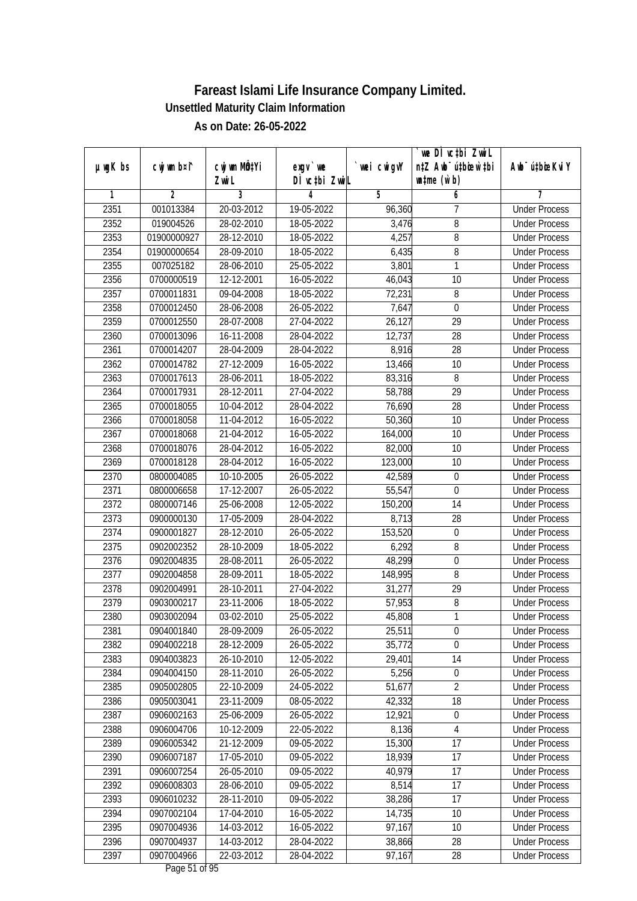# Fareast Islami Life Insurance Company Limited.

## Unsettled Maturity Claim Information

### As on Date: 26-05-2022

| µwgK bs | cwjwm b¤^i | cwjwm MÖn‡Yi ZvwiL | exgv`ve DÌvc‡bi ZvwiL | `vwei cwigvY | `vwe DÌvc‡bi ZvwiL n‡Z Awb¯úbœ `v‡bi w`‡bi msL¨v (w`b) | Awb¯úbœi KviY |
|---|---|---|---|---|---|---|
| 1 | 2 | 3 | 4 | 5 | 6 | 7 |
| 2351 | 001013384 | 20-03-2012 | 19-05-2022 | 96,360 | 7 | Under Process |
| 2352 | 019004526 | 28-02-2010 | 18-05-2022 | 3,476 | 8 | Under Process |
| 2353 | 01900000927 | 28-12-2010 | 18-05-2022 | 4,257 | 8 | Under Process |
| 2354 | 01900000654 | 28-09-2010 | 18-05-2022 | 6,435 | 8 | Under Process |
| 2355 | 007025182 | 28-06-2010 | 25-05-2022 | 3,801 | 1 | Under Process |
| 2356 | 0700000519 | 12-12-2001 | 16-05-2022 | 46,043 | 10 | Under Process |
| 2357 | 0700011831 | 09-04-2008 | 18-05-2022 | 72,231 | 8 | Under Process |
| 2358 | 0700012450 | 28-06-2008 | 26-05-2022 | 7,647 | 0 | Under Process |
| 2359 | 0700012550 | 28-07-2008 | 27-04-2022 | 26,127 | 29 | Under Process |
| 2360 | 0700013096 | 16-11-2008 | 28-04-2022 | 12,737 | 28 | Under Process |
| 2361 | 0700014207 | 28-04-2009 | 28-04-2022 | 8,916 | 28 | Under Process |
| 2362 | 0700014782 | 27-12-2009 | 16-05-2022 | 13,466 | 10 | Under Process |
| 2363 | 0700017613 | 28-06-2011 | 18-05-2022 | 83,316 | 8 | Under Process |
| 2364 | 0700017931 | 28-12-2011 | 27-04-2022 | 58,788 | 29 | Under Process |
| 2365 | 0700018055 | 10-04-2012 | 28-04-2022 | 76,690 | 28 | Under Process |
| 2366 | 0700018058 | 11-04-2012 | 16-05-2022 | 50,360 | 10 | Under Process |
| 2367 | 0700018068 | 21-04-2012 | 16-05-2022 | 164,000 | 10 | Under Process |
| 2368 | 0700018076 | 28-04-2012 | 16-05-2022 | 82,000 | 10 | Under Process |
| 2369 | 0700018128 | 28-04-2012 | 16-05-2022 | 123,000 | 10 | Under Process |
| 2370 | 0800004085 | 10-10-2005 | 26-05-2022 | 42,589 | 0 | Under Process |
| 2371 | 0800006658 | 17-12-2007 | 26-05-2022 | 55,547 | 0 | Under Process |
| 2372 | 0800007146 | 25-06-2008 | 12-05-2022 | 150,200 | 14 | Under Process |
| 2373 | 0900000130 | 17-05-2009 | 28-04-2022 | 8,713 | 28 | Under Process |
| 2374 | 0900001827 | 28-12-2010 | 26-05-2022 | 153,520 | 0 | Under Process |
| 2375 | 0902002352 | 28-10-2009 | 18-05-2022 | 6,292 | 8 | Under Process |
| 2376 | 0902004835 | 28-08-2011 | 26-05-2022 | 48,299 | 0 | Under Process |
| 2377 | 0902004858 | 28-09-2011 | 18-05-2022 | 148,995 | 8 | Under Process |
| 2378 | 0902004991 | 28-10-2011 | 27-04-2022 | 31,277 | 29 | Under Process |
| 2379 | 0903000217 | 23-11-2006 | 18-05-2022 | 57,953 | 8 | Under Process |
| 2380 | 0903002094 | 03-02-2010 | 25-05-2022 | 45,808 | 1 | Under Process |
| 2381 | 0904001840 | 28-09-2009 | 26-05-2022 | 25,511 | 0 | Under Process |
| 2382 | 0904002218 | 28-12-2009 | 26-05-2022 | 35,772 | 0 | Under Process |
| 2383 | 0904003823 | 26-10-2010 | 12-05-2022 | 29,401 | 14 | Under Process |
| 2384 | 0904004150 | 28-11-2010 | 26-05-2022 | 5,256 | 0 | Under Process |
| 2385 | 0905002805 | 22-10-2009 | 24-05-2022 | 51,677 | 2 | Under Process |
| 2386 | 0905003041 | 23-11-2009 | 08-05-2022 | 42,332 | 18 | Under Process |
| 2387 | 0906002163 | 25-06-2009 | 26-05-2022 | 12,921 | 0 | Under Process |
| 2388 | 0906004706 | 10-12-2009 | 22-05-2022 | 8,136 | 4 | Under Process |
| 2389 | 0906005342 | 21-12-2009 | 09-05-2022 | 15,300 | 17 | Under Process |
| 2390 | 0906007187 | 17-05-2010 | 09-05-2022 | 18,939 | 17 | Under Process |
| 2391 | 0906007254 | 26-05-2010 | 09-05-2022 | 40,979 | 17 | Under Process |
| 2392 | 0906008303 | 28-06-2010 | 09-05-2022 | 8,514 | 17 | Under Process |
| 2393 | 0906010232 | 28-11-2010 | 09-05-2022 | 38,286 | 17 | Under Process |
| 2394 | 0907002104 | 17-04-2010 | 16-05-2022 | 14,735 | 10 | Under Process |
| 2395 | 0907004936 | 14-03-2012 | 16-05-2022 | 97,167 | 10 | Under Process |
| 2396 | 0907004937 | 14-03-2012 | 28-04-2022 | 38,866 | 28 | Under Process |
| 2397 | 0907004966 | 22-03-2012 | 28-04-2022 | 97,167 | 28 | Under Process |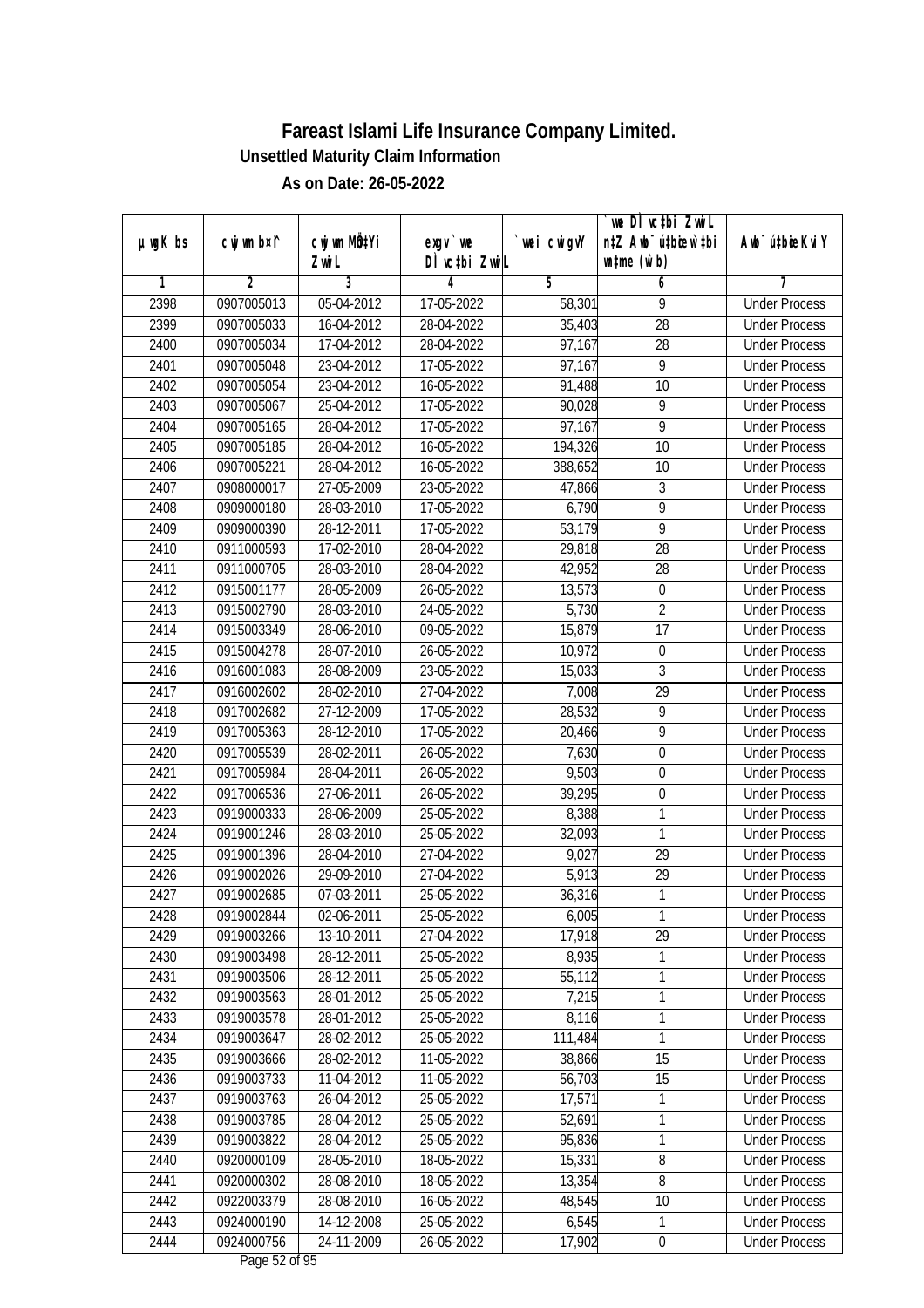# Fareast Islami Life Insurance Company Limited.

### Unsettled Maturity Claim Information

### As on Date: 26-05-2022

| µwgK bs | cwjwm b¤^i | cwjwm MÖn‡Yi ZvwiL | exgv` we Dì vc‡bi ZvwiL | `vwei cwigvY | `we Dì vc‡bi ZvwiL n‡Z Avbyô‡bi w`b ch©šÍ (w`b) | Avbyô‡bi KviY |
|---|---|---|---|---|---|---|
| 1 | 2 | 3 | 4 | 5 | 6 | 7 |
| 2398 | 0907005013 | 05-04-2012 | 17-05-2022 | 58,301 | 9 | Under Process |
| 2399 | 0907005033 | 16-04-2012 | 28-04-2022 | 35,403 | 28 | Under Process |
| 2400 | 0907005034 | 17-04-2012 | 28-04-2022 | 97,167 | 28 | Under Process |
| 2401 | 0907005048 | 23-04-2012 | 17-05-2022 | 97,167 | 9 | Under Process |
| 2402 | 0907005054 | 23-04-2012 | 16-05-2022 | 91,488 | 10 | Under Process |
| 2403 | 0907005067 | 25-04-2012 | 17-05-2022 | 90,028 | 9 | Under Process |
| 2404 | 0907005165 | 28-04-2012 | 17-05-2022 | 97,167 | 9 | Under Process |
| 2405 | 0907005185 | 28-04-2012 | 16-05-2022 | 194,326 | 10 | Under Process |
| 2406 | 0907005221 | 28-04-2012 | 16-05-2022 | 388,652 | 10 | Under Process |
| 2407 | 0908000017 | 27-05-2009 | 23-05-2022 | 47,866 | 3 | Under Process |
| 2408 | 0909000180 | 28-03-2010 | 17-05-2022 | 6,790 | 9 | Under Process |
| 2409 | 0909000390 | 28-12-2011 | 17-05-2022 | 53,179 | 9 | Under Process |
| 2410 | 0911000593 | 17-02-2010 | 28-04-2022 | 29,818 | 28 | Under Process |
| 2411 | 0911000705 | 28-03-2010 | 28-04-2022 | 42,952 | 28 | Under Process |
| 2412 | 0915001177 | 28-05-2009 | 26-05-2022 | 13,573 | 0 | Under Process |
| 2413 | 0915002790 | 28-03-2010 | 24-05-2022 | 5,730 | 2 | Under Process |
| 2414 | 0915003349 | 28-06-2010 | 09-05-2022 | 15,879 | 17 | Under Process |
| 2415 | 0915004278 | 28-07-2010 | 26-05-2022 | 10,972 | 0 | Under Process |
| 2416 | 0916001083 | 28-08-2009 | 23-05-2022 | 15,033 | 3 | Under Process |
| 2417 | 0916002602 | 28-02-2010 | 27-04-2022 | 7,008 | 29 | Under Process |
| 2418 | 0917002682 | 27-12-2009 | 17-05-2022 | 28,532 | 9 | Under Process |
| 2419 | 0917005363 | 28-12-2010 | 17-05-2022 | 20,466 | 9 | Under Process |
| 2420 | 0917005539 | 28-02-2011 | 26-05-2022 | 7,630 | 0 | Under Process |
| 2421 | 0917005984 | 28-04-2011 | 26-05-2022 | 9,503 | 0 | Under Process |
| 2422 | 0917006536 | 27-06-2011 | 26-05-2022 | 39,295 | 0 | Under Process |
| 2423 | 0919000333 | 28-06-2009 | 25-05-2022 | 8,388 | 1 | Under Process |
| 2424 | 0919001246 | 28-03-2010 | 25-05-2022 | 32,093 | 1 | Under Process |
| 2425 | 0919001396 | 28-04-2010 | 27-04-2022 | 9,027 | 29 | Under Process |
| 2426 | 0919002026 | 29-09-2010 | 27-04-2022 | 5,913 | 29 | Under Process |
| 2427 | 0919002685 | 07-03-2011 | 25-05-2022 | 36,316 | 1 | Under Process |
| 2428 | 0919002844 | 02-06-2011 | 25-05-2022 | 6,005 | 1 | Under Process |
| 2429 | 0919003266 | 13-10-2011 | 27-04-2022 | 17,918 | 29 | Under Process |
| 2430 | 0919003498 | 28-12-2011 | 25-05-2022 | 8,935 | 1 | Under Process |
| 2431 | 0919003506 | 28-12-2011 | 25-05-2022 | 55,112 | 1 | Under Process |
| 2432 | 0919003563 | 28-01-2012 | 25-05-2022 | 7,215 | 1 | Under Process |
| 2433 | 0919003578 | 28-01-2012 | 25-05-2022 | 8,116 | 1 | Under Process |
| 2434 | 0919003647 | 28-02-2012 | 25-05-2022 | 111,484 | 1 | Under Process |
| 2435 | 0919003666 | 28-02-2012 | 11-05-2022 | 38,866 | 15 | Under Process |
| 2436 | 0919003733 | 11-04-2012 | 11-05-2022 | 56,703 | 15 | Under Process |
| 2437 | 0919003763 | 26-04-2012 | 25-05-2022 | 17,571 | 1 | Under Process |
| 2438 | 0919003785 | 28-04-2012 | 25-05-2022 | 52,691 | 1 | Under Process |
| 2439 | 0919003822 | 28-04-2012 | 25-05-2022 | 95,836 | 1 | Under Process |
| 2440 | 0920000109 | 28-05-2010 | 18-05-2022 | 15,331 | 8 | Under Process |
| 2441 | 0920000302 | 28-08-2010 | 18-05-2022 | 13,354 | 8 | Under Process |
| 2442 | 0922003379 | 28-08-2010 | 16-05-2022 | 48,545 | 10 | Under Process |
| 2443 | 0924000190 | 14-12-2008 | 25-05-2022 | 6,545 | 1 | Under Process |
| 2444 | 0924000756 | 24-11-2009 | 26-05-2022 | 17,902 | 0 | Under Process |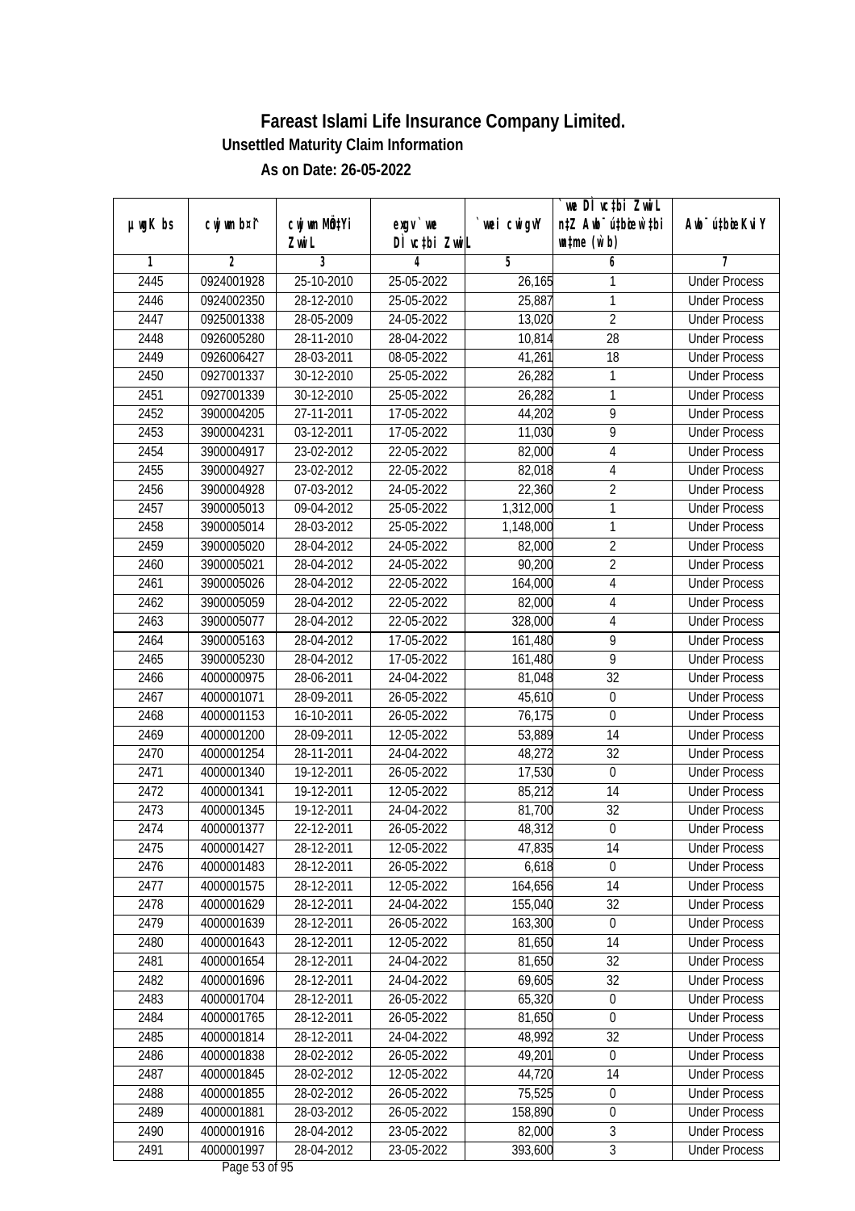# Fareast Islami Life Insurance Company Limited.

**Unsettled Maturity Claim Information**

**As on Date: 26-05-2022**

| µwgK bs | cwjwm b¤^i | cwjwm MÖnY Zvwi L | exgv `ve DÌvc‡bi Zvwi L | `vwei cwigvY | `we DÌvc‡bi Zvwi L n‡Z Awb¯úbœ‡`i w`‡bi mgq (w`b) | Awb¯úbœi KviY |
|---|---|---|---|---|---|---|
| 1 | 2 | 3 | 4 | 5 | 6 | 7 |
| 2445 | 0924001928 | 25-10-2010 | 25-05-2022 | 26,165 | 1 | Under Process |
| 2446 | 0924002350 | 28-12-2010 | 25-05-2022 | 25,887 | 1 | Under Process |
| 2447 | 0925001338 | 28-05-2009 | 24-05-2022 | 13,020 | 2 | Under Process |
| 2448 | 0926005280 | 28-11-2010 | 28-04-2022 | 10,814 | 28 | Under Process |
| 2449 | 0926006427 | 28-03-2011 | 08-05-2022 | 41,261 | 18 | Under Process |
| 2450 | 0927001337 | 30-12-2010 | 25-05-2022 | 26,282 | 1 | Under Process |
| 2451 | 0927001339 | 30-12-2010 | 25-05-2022 | 26,282 | 1 | Under Process |
| 2452 | 3900004205 | 27-11-2011 | 17-05-2022 | 44,202 | 9 | Under Process |
| 2453 | 3900004231 | 03-12-2011 | 17-05-2022 | 11,030 | 9 | Under Process |
| 2454 | 3900004917 | 23-02-2012 | 22-05-2022 | 82,000 | 4 | Under Process |
| 2455 | 3900004927 | 23-02-2012 | 22-05-2022 | 82,018 | 4 | Under Process |
| 2456 | 3900004928 | 07-03-2012 | 24-05-2022 | 22,360 | 2 | Under Process |
| 2457 | 3900005013 | 09-04-2012 | 25-05-2022 | 1,312,000 | 1 | Under Process |
| 2458 | 3900005014 | 28-03-2012 | 25-05-2022 | 1,148,000 | 1 | Under Process |
| 2459 | 3900005020 | 28-04-2012 | 24-05-2022 | 82,000 | 2 | Under Process |
| 2460 | 3900005021 | 28-04-2012 | 24-05-2022 | 90,200 | 2 | Under Process |
| 2461 | 3900005026 | 28-04-2012 | 22-05-2022 | 164,000 | 4 | Under Process |
| 2462 | 3900005059 | 28-04-2012 | 22-05-2022 | 82,000 | 4 | Under Process |
| 2463 | 3900005077 | 28-04-2012 | 22-05-2022 | 328,000 | 4 | Under Process |
| 2464 | 3900005163 | 28-04-2012 | 17-05-2022 | 161,480 | 9 | Under Process |
| 2465 | 3900005230 | 28-04-2012 | 17-05-2022 | 161,480 | 9 | Under Process |
| 2466 | 4000000975 | 28-06-2011 | 24-04-2022 | 81,048 | 32 | Under Process |
| 2467 | 4000001071 | 28-09-2011 | 26-05-2022 | 45,610 | 0 | Under Process |
| 2468 | 4000001153 | 16-10-2011 | 26-05-2022 | 76,175 | 0 | Under Process |
| 2469 | 4000001200 | 28-09-2011 | 12-05-2022 | 53,889 | 14 | Under Process |
| 2470 | 4000001254 | 28-11-2011 | 24-04-2022 | 48,272 | 32 | Under Process |
| 2471 | 4000001340 | 19-12-2011 | 26-05-2022 | 17,530 | 0 | Under Process |
| 2472 | 4000001341 | 19-12-2011 | 12-05-2022 | 85,212 | 14 | Under Process |
| 2473 | 4000001345 | 19-12-2011 | 24-04-2022 | 81,700 | 32 | Under Process |
| 2474 | 4000001377 | 22-12-2011 | 26-05-2022 | 48,312 | 0 | Under Process |
| 2475 | 4000001427 | 28-12-2011 | 12-05-2022 | 47,835 | 14 | Under Process |
| 2476 | 4000001483 | 28-12-2011 | 26-05-2022 | 6,618 | 0 | Under Process |
| 2477 | 4000001575 | 28-12-2011 | 12-05-2022 | 164,656 | 14 | Under Process |
| 2478 | 4000001629 | 28-12-2011 | 24-04-2022 | 155,040 | 32 | Under Process |
| 2479 | 4000001639 | 28-12-2011 | 26-05-2022 | 163,300 | 0 | Under Process |
| 2480 | 4000001643 | 28-12-2011 | 12-05-2022 | 81,650 | 14 | Under Process |
| 2481 | 4000001654 | 28-12-2011 | 24-04-2022 | 81,650 | 32 | Under Process |
| 2482 | 4000001696 | 28-12-2011 | 24-04-2022 | 69,605 | 32 | Under Process |
| 2483 | 4000001704 | 28-12-2011 | 26-05-2022 | 65,320 | 0 | Under Process |
| 2484 | 4000001765 | 28-12-2011 | 26-05-2022 | 81,650 | 0 | Under Process |
| 2485 | 4000001814 | 28-12-2011 | 24-04-2022 | 48,992 | 32 | Under Process |
| 2486 | 4000001838 | 28-02-2012 | 26-05-2022 | 49,201 | 0 | Under Process |
| 2487 | 4000001845 | 28-02-2012 | 12-05-2022 | 44,720 | 14 | Under Process |
| 2488 | 4000001855 | 28-02-2012 | 26-05-2022 | 75,525 | 0 | Under Process |
| 2489 | 4000001881 | 28-03-2012 | 26-05-2022 | 158,890 | 0 | Under Process |
| 2490 | 4000001916 | 28-04-2012 | 23-05-2022 | 82,000 | 3 | Under Process |
| 2491 | 4000001997 | 28-04-2012 | 23-05-2022 | 393,600 | 3 | Under Process |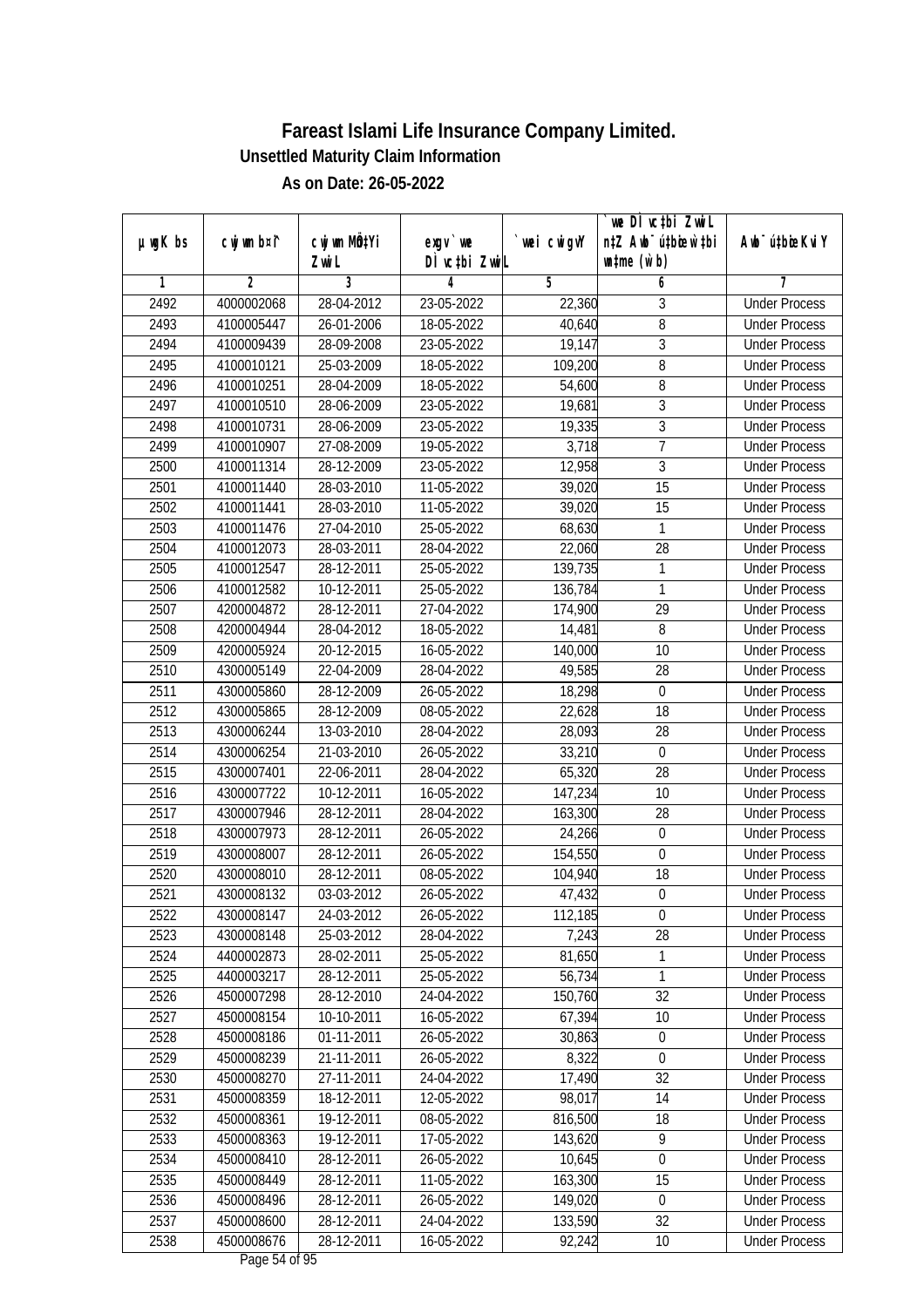# Fareast Islami Life Insurance Company Limited.

**Unsettled Maturity Claim Information**

**As on Date: 26-05-2022**

| µwgK bs | cwjwm b¤^i | cwjwm MÖn‡Yi ZvwiL | exgv` we Dcvc‡bi ZvwiL | `vwei cwigvY | `vwe Dcvc‡bi ZvwiL n‡Z Aby¯'vc‡bi w`b ch©š— mgq (w`b) | Aby¯'vc‡bi Kvi Y |
|---|---|---|---|---|---|---|
| 1 | 2 | 3 | 4 | 5 | 6 | 7 |
| 2492 | 4000002068 | 28-04-2012 | 23-05-2022 | 22,360 | 3 | Under Process |
| 2493 | 4100005447 | 26-01-2006 | 18-05-2022 | 40,640 | 8 | Under Process |
| 2494 | 4100009439 | 28-09-2008 | 23-05-2022 | 19,147 | 3 | Under Process |
| 2495 | 4100010121 | 25-03-2009 | 18-05-2022 | 109,200 | 8 | Under Process |
| 2496 | 4100010251 | 28-04-2009 | 18-05-2022 | 54,600 | 8 | Under Process |
| 2497 | 4100010510 | 28-06-2009 | 23-05-2022 | 19,681 | 3 | Under Process |
| 2498 | 4100010731 | 28-06-2009 | 23-05-2022 | 19,335 | 3 | Under Process |
| 2499 | 4100010907 | 27-08-2009 | 19-05-2022 | 3,718 | 7 | Under Process |
| 2500 | 4100011314 | 28-12-2009 | 23-05-2022 | 12,958 | 3 | Under Process |
| 2501 | 4100011440 | 28-03-2010 | 11-05-2022 | 39,020 | 15 | Under Process |
| 2502 | 4100011441 | 28-03-2010 | 11-05-2022 | 39,020 | 15 | Under Process |
| 2503 | 4100011476 | 27-04-2010 | 25-05-2022 | 68,630 | 1 | Under Process |
| 2504 | 4100012073 | 28-03-2011 | 28-04-2022 | 22,060 | 28 | Under Process |
| 2505 | 4100012547 | 28-12-2011 | 25-05-2022 | 139,735 | 1 | Under Process |
| 2506 | 4100012582 | 10-12-2011 | 25-05-2022 | 136,784 | 1 | Under Process |
| 2507 | 4200004872 | 28-12-2011 | 27-04-2022 | 174,900 | 29 | Under Process |
| 2508 | 4200004944 | 28-04-2012 | 18-05-2022 | 14,481 | 8 | Under Process |
| 2509 | 4200005924 | 20-12-2015 | 16-05-2022 | 140,000 | 10 | Under Process |
| 2510 | 4300005149 | 22-04-2009 | 28-04-2022 | 49,585 | 28 | Under Process |
| 2511 | 4300005860 | 28-12-2009 | 26-05-2022 | 18,298 | 0 | Under Process |
| 2512 | 4300005865 | 28-12-2009 | 08-05-2022 | 22,628 | 18 | Under Process |
| 2513 | 4300006244 | 13-03-2010 | 28-04-2022 | 28,093 | 28 | Under Process |
| 2514 | 4300006254 | 21-03-2010 | 26-05-2022 | 33,210 | 0 | Under Process |
| 2515 | 4300007401 | 22-06-2011 | 28-04-2022 | 65,320 | 28 | Under Process |
| 2516 | 4300007722 | 10-12-2011 | 16-05-2022 | 147,234 | 10 | Under Process |
| 2517 | 4300007946 | 28-12-2011 | 28-04-2022 | 163,300 | 28 | Under Process |
| 2518 | 4300007973 | 28-12-2011 | 26-05-2022 | 24,266 | 0 | Under Process |
| 2519 | 4300008007 | 28-12-2011 | 26-05-2022 | 154,550 | 0 | Under Process |
| 2520 | 4300008010 | 28-12-2011 | 08-05-2022 | 104,940 | 18 | Under Process |
| 2521 | 4300008132 | 03-03-2012 | 26-05-2022 | 47,432 | 0 | Under Process |
| 2522 | 4300008147 | 24-03-2012 | 26-05-2022 | 112,185 | 0 | Under Process |
| 2523 | 4300008148 | 25-03-2012 | 28-04-2022 | 7,243 | 28 | Under Process |
| 2524 | 4400002873 | 28-02-2011 | 25-05-2022 | 81,650 | 1 | Under Process |
| 2525 | 4400003217 | 28-12-2011 | 25-05-2022 | 56,734 | 1 | Under Process |
| 2526 | 4500007298 | 28-12-2010 | 24-04-2022 | 150,760 | 32 | Under Process |
| 2527 | 4500008154 | 10-10-2011 | 16-05-2022 | 67,394 | 10 | Under Process |
| 2528 | 4500008186 | 01-11-2011 | 26-05-2022 | 30,863 | 0 | Under Process |
| 2529 | 4500008239 | 21-11-2011 | 26-05-2022 | 8,322 | 0 | Under Process |
| 2530 | 4500008270 | 27-11-2011 | 24-04-2022 | 17,490 | 32 | Under Process |
| 2531 | 4500008359 | 18-12-2011 | 12-05-2022 | 98,017 | 14 | Under Process |
| 2532 | 4500008361 | 19-12-2011 | 08-05-2022 | 816,500 | 18 | Under Process |
| 2533 | 4500008363 | 19-12-2011 | 17-05-2022 | 143,620 | 9 | Under Process |
| 2534 | 4500008410 | 28-12-2011 | 26-05-2022 | 10,645 | 0 | Under Process |
| 2535 | 4500008449 | 28-12-2011 | 11-05-2022 | 163,300 | 15 | Under Process |
| 2536 | 4500008496 | 28-12-2011 | 26-05-2022 | 149,020 | 0 | Under Process |
| 2537 | 4500008600 | 28-12-2011 | 24-04-2022 | 133,590 | 32 | Under Process |
| 2538 | 4500008676 | 28-12-2011 | 16-05-2022 | 92,242 | 10 | Under Process |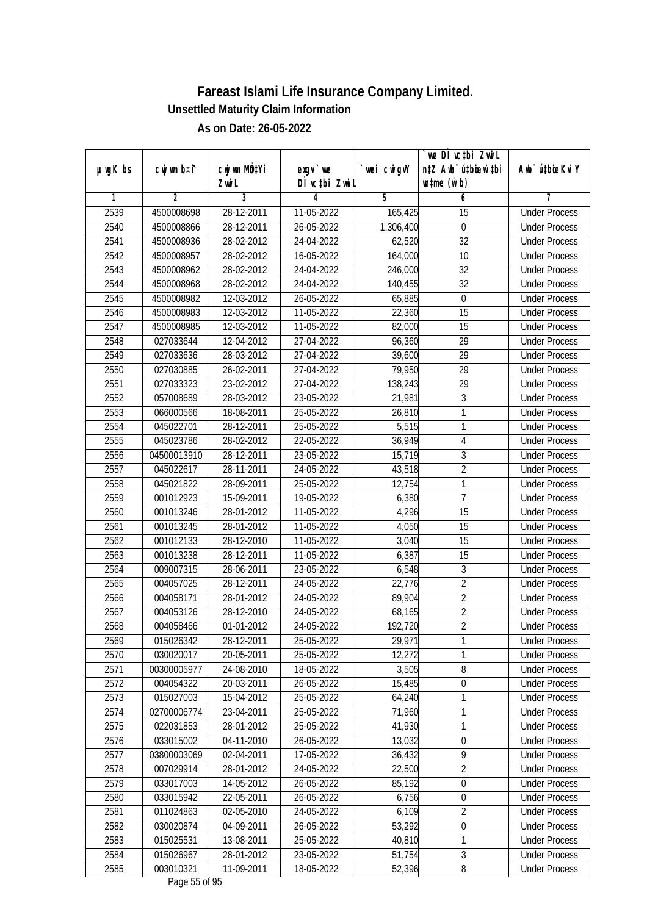# Fareast Islami Life Insurance Company Limited.

**Unsettled Maturity Claim Information**

**As on Date: 26-05-2022**

| µwgK bs | cwjwm b¤^i | cwjwm MÖn‡Yi ZvwiL | exgv `vwe DÌvc‡bi ZvwiL | `vwei cwigvY | `vwe DÌvc‡bi ZvwiL n‡Z Awb¯úbœ `v‡qi w`‡bi msL¨v (w`b) | Awb¯ú‡bœi KviY |
|---|---|---|---|---|---|---|
| 1 | 2 | 3 | 4 | 5 | 6 | 7 |
| 2539 | 4500008698 | 28-12-2011 | 11-05-2022 | 165,425 | 15 | Under Process |
| 2540 | 4500008866 | 28-12-2011 | 26-05-2022 | 1,306,400 | 0 | Under Process |
| 2541 | 4500008936 | 28-02-2012 | 24-04-2022 | 62,520 | 32 | Under Process |
| 2542 | 4500008957 | 28-02-2012 | 16-05-2022 | 164,000 | 10 | Under Process |
| 2543 | 4500008962 | 28-02-2012 | 24-04-2022 | 246,000 | 32 | Under Process |
| 2544 | 4500008968 | 28-02-2012 | 24-04-2022 | 140,455 | 32 | Under Process |
| 2545 | 4500008982 | 12-03-2012 | 26-05-2022 | 65,885 | 0 | Under Process |
| 2546 | 4500008983 | 12-03-2012 | 11-05-2022 | 22,360 | 15 | Under Process |
| 2547 | 4500008985 | 12-03-2012 | 11-05-2022 | 82,000 | 15 | Under Process |
| 2548 | 027033644 | 12-04-2012 | 27-04-2022 | 96,360 | 29 | Under Process |
| 2549 | 027033636 | 28-03-2012 | 27-04-2022 | 39,600 | 29 | Under Process |
| 2550 | 027030885 | 26-02-2011 | 27-04-2022 | 79,950 | 29 | Under Process |
| 2551 | 027033323 | 23-02-2012 | 27-04-2022 | 138,243 | 29 | Under Process |
| 2552 | 057008689 | 28-03-2012 | 23-05-2022 | 21,981 | 3 | Under Process |
| 2553 | 066000566 | 18-08-2011 | 25-05-2022 | 26,810 | 1 | Under Process |
| 2554 | 045022701 | 28-12-2011 | 25-05-2022 | 5,515 | 1 | Under Process |
| 2555 | 045023786 | 28-02-2012 | 22-05-2022 | 36,949 | 4 | Under Process |
| 2556 | 04500013910 | 28-12-2011 | 23-05-2022 | 15,719 | 3 | Under Process |
| 2557 | 045022617 | 28-11-2011 | 24-05-2022 | 43,518 | 2 | Under Process |
| 2558 | 045021822 | 28-09-2011 | 25-05-2022 | 12,754 | 1 | Under Process |
| 2559 | 001012923 | 15-09-2011 | 19-05-2022 | 6,380 | 7 | Under Process |
| 2560 | 001013246 | 28-01-2012 | 11-05-2022 | 4,296 | 15 | Under Process |
| 2561 | 001013245 | 28-01-2012 | 11-05-2022 | 4,050 | 15 | Under Process |
| 2562 | 001012133 | 28-12-2010 | 11-05-2022 | 3,040 | 15 | Under Process |
| 2563 | 001013238 | 28-12-2011 | 11-05-2022 | 6,387 | 15 | Under Process |
| 2564 | 009007315 | 28-06-2011 | 23-05-2022 | 6,548 | 3 | Under Process |
| 2565 | 004057025 | 28-12-2011 | 24-05-2022 | 22,776 | 2 | Under Process |
| 2566 | 004058171 | 28-01-2012 | 24-05-2022 | 89,904 | 2 | Under Process |
| 2567 | 004053126 | 28-12-2010 | 24-05-2022 | 68,165 | 2 | Under Process |
| 2568 | 004058466 | 01-01-2012 | 24-05-2022 | 192,720 | 2 | Under Process |
| 2569 | 015026342 | 28-12-2011 | 25-05-2022 | 29,971 | 1 | Under Process |
| 2570 | 030020017 | 20-05-2011 | 25-05-2022 | 12,272 | 1 | Under Process |
| 2571 | 00300005977 | 24-08-2010 | 18-05-2022 | 3,505 | 8 | Under Process |
| 2572 | 004054322 | 20-03-2011 | 26-05-2022 | 15,485 | 0 | Under Process |
| 2573 | 015027003 | 15-04-2012 | 25-05-2022 | 64,240 | 1 | Under Process |
| 2574 | 02700006774 | 23-04-2011 | 25-05-2022 | 71,960 | 1 | Under Process |
| 2575 | 022031853 | 28-01-2012 | 25-05-2022 | 41,930 | 1 | Under Process |
| 2576 | 033015002 | 04-11-2010 | 26-05-2022 | 13,032 | 0 | Under Process |
| 2577 | 03800003069 | 02-04-2011 | 17-05-2022 | 36,432 | 9 | Under Process |
| 2578 | 007029914 | 28-01-2012 | 24-05-2022 | 22,500 | 2 | Under Process |
| 2579 | 033017003 | 14-05-2012 | 26-05-2022 | 85,192 | 0 | Under Process |
| 2580 | 033015942 | 22-05-2011 | 26-05-2022 | 6,756 | 0 | Under Process |
| 2581 | 011024863 | 02-05-2010 | 24-05-2022 | 6,109 | 2 | Under Process |
| 2582 | 030020874 | 04-09-2011 | 26-05-2022 | 53,292 | 0 | Under Process |
| 2583 | 015025531 | 13-08-2011 | 25-05-2022 | 40,810 | 1 | Under Process |
| 2584 | 015026967 | 28-01-2012 | 23-05-2022 | 51,754 | 3 | Under Process |
| 2585 | 003010321 | 11-09-2011 | 18-05-2022 | 52,396 | 8 | Under Process |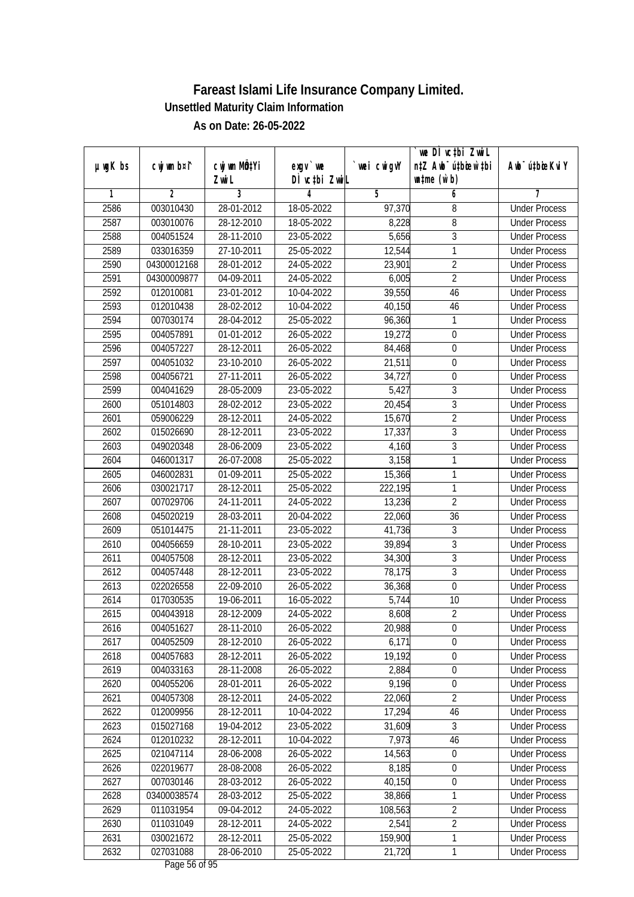# Fareast Islami Life Insurance Company Limited.

### Unsettled Maturity Claim Information

### As on Date: 26-05-2022

| µwgK bs | cwjwm b¤^i | cwjwm MÖn‡Yi ZvwiL | exgv`we DÌvc‡bi ZvwiL | `vwei cwigvY | `vwe DÌvc‡bi ZvwiL n‡Z Awb¯úbœ w`‡bi msL¨v (w`b) | Awb¯ú‡bœi KviY |
|---|---|---|---|---|---|---|
| 1 | 2 | 3 | 4 | 5 | 6 | 7 |
| 2586 | 003010430 | 28-01-2012 | 18-05-2022 | 97,370 | 8 | Under Process |
| 2587 | 003010076 | 28-12-2010 | 18-05-2022 | 8,228 | 8 | Under Process |
| 2588 | 004051524 | 28-11-2010 | 23-05-2022 | 5,656 | 3 | Under Process |
| 2589 | 033016359 | 27-10-2011 | 25-05-2022 | 12,544 | 1 | Under Process |
| 2590 | 04300012168 | 28-01-2012 | 24-05-2022 | 23,901 | 2 | Under Process |
| 2591 | 04300009877 | 04-09-2011 | 24-05-2022 | 6,005 | 2 | Under Process |
| 2592 | 012010081 | 23-01-2012 | 10-04-2022 | 39,550 | 46 | Under Process |
| 2593 | 012010438 | 28-02-2012 | 10-04-2022 | 40,150 | 46 | Under Process |
| 2594 | 007030174 | 28-04-2012 | 25-05-2022 | 96,360 | 1 | Under Process |
| 2595 | 004057891 | 01-01-2012 | 26-05-2022 | 19,272 | 0 | Under Process |
| 2596 | 004057227 | 28-12-2011 | 26-05-2022 | 84,468 | 0 | Under Process |
| 2597 | 004051032 | 23-10-2010 | 26-05-2022 | 21,511 | 0 | Under Process |
| 2598 | 004056721 | 27-11-2011 | 26-05-2022 | 34,727 | 0 | Under Process |
| 2599 | 004041629 | 28-05-2009 | 23-05-2022 | 5,427 | 3 | Under Process |
| 2600 | 051014803 | 28-02-2012 | 23-05-2022 | 20,454 | 3 | Under Process |
| 2601 | 059006229 | 28-12-2011 | 24-05-2022 | 15,670 | 2 | Under Process |
| 2602 | 015026690 | 28-12-2011 | 23-05-2022 | 17,337 | 3 | Under Process |
| 2603 | 049020348 | 28-06-2009 | 23-05-2022 | 4,160 | 3 | Under Process |
| 2604 | 046001317 | 26-07-2008 | 25-05-2022 | 3,158 | 1 | Under Process |
| 2605 | 046002831 | 01-09-2011 | 25-05-2022 | 15,366 | 1 | Under Process |
| 2606 | 030021717 | 28-12-2011 | 25-05-2022 | 222,195 | 1 | Under Process |
| 2607 | 007029706 | 24-11-2011 | 24-05-2022 | 13,236 | 2 | Under Process |
| 2608 | 045020219 | 28-03-2011 | 20-04-2022 | 22,060 | 36 | Under Process |
| 2609 | 051014475 | 21-11-2011 | 23-05-2022 | 41,736 | 3 | Under Process |
| 2610 | 004056659 | 28-10-2011 | 23-05-2022 | 39,894 | 3 | Under Process |
| 2611 | 004057508 | 28-12-2011 | 23-05-2022 | 34,300 | 3 | Under Process |
| 2612 | 004057448 | 28-12-2011 | 23-05-2022 | 78,175 | 3 | Under Process |
| 2613 | 022026558 | 22-09-2010 | 26-05-2022 | 36,368 | 0 | Under Process |
| 2614 | 017030535 | 19-06-2011 | 16-05-2022 | 5,744 | 10 | Under Process |
| 2615 | 004043918 | 28-12-2009 | 24-05-2022 | 8,608 | 2 | Under Process |
| 2616 | 004051627 | 28-11-2010 | 26-05-2022 | 20,988 | 0 | Under Process |
| 2617 | 004052509 | 28-12-2010 | 26-05-2022 | 6,171 | 0 | Under Process |
| 2618 | 004057683 | 28-12-2011 | 26-05-2022 | 19,192 | 0 | Under Process |
| 2619 | 004033163 | 28-11-2008 | 26-05-2022 | 2,884 | 0 | Under Process |
| 2620 | 004055206 | 28-01-2011 | 26-05-2022 | 9,196 | 0 | Under Process |
| 2621 | 004057308 | 28-12-2011 | 24-05-2022 | 22,060 | 2 | Under Process |
| 2622 | 012009956 | 28-12-2011 | 10-04-2022 | 17,294 | 46 | Under Process |
| 2623 | 015027168 | 19-04-2012 | 23-05-2022 | 31,609 | 3 | Under Process |
| 2624 | 012010232 | 28-12-2011 | 10-04-2022 | 7,973 | 46 | Under Process |
| 2625 | 021047114 | 28-06-2008 | 26-05-2022 | 14,563 | 0 | Under Process |
| 2626 | 022019677 | 28-08-2008 | 26-05-2022 | 8,185 | 0 | Under Process |
| 2627 | 007030146 | 28-03-2012 | 26-05-2022 | 40,150 | 0 | Under Process |
| 2628 | 03400038574 | 28-03-2012 | 25-05-2022 | 38,866 | 1 | Under Process |
| 2629 | 011031954 | 09-04-2012 | 24-05-2022 | 108,563 | 2 | Under Process |
| 2630 | 011031049 | 28-12-2011 | 24-05-2022 | 2,541 | 2 | Under Process |
| 2631 | 030021672 | 28-12-2011 | 25-05-2022 | 159,900 | 1 | Under Process |
| 2632 | 027031088 | 28-06-2010 | 25-05-2022 | 21,720 | 1 | Under Process |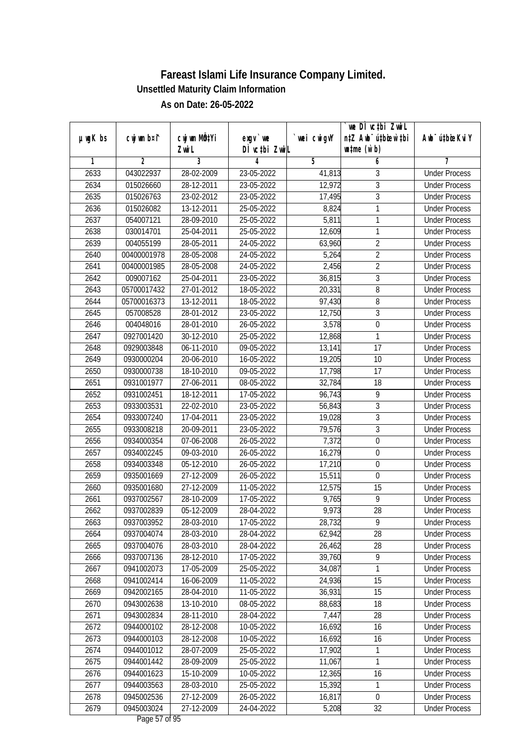# Fareast Islami Life Insurance Company Limited.

**Unsettled Maturity Claim Information**

**As on Date: 26-05-2022**

| µwgK bs | cwjwm b¤^i | cwjwm MÖn‡Yi ZvwiL | exgv `vwe DÌvc‡bi ZvwiL | `vwei cwigvY | `vwe DÌvc‡bi ZvwiL n‡Z Awb¯úbœ `vwei w`‡bi msL¨v (w`b) | Awb¯ú‡bœi KviY |
|---|---|---|---|---|---|---|
| 1 | 2 | 3 | 4 | 5 | 6 | 7 |
| 2633 | 043022937 | 28-02-2009 | 23-05-2022 | 41,813 | 3 | Under Process |
| 2634 | 015026660 | 28-12-2011 | 23-05-2022 | 12,972 | 3 | Under Process |
| 2635 | 015026763 | 23-02-2012 | 23-05-2022 | 17,495 | 3 | Under Process |
| 2636 | 015026082 | 13-12-2011 | 25-05-2022 | 8,824 | 1 | Under Process |
| 2637 | 054007121 | 28-09-2010 | 25-05-2022 | 5,811 | 1 | Under Process |
| 2638 | 030014701 | 25-04-2011 | 25-05-2022 | 12,609 | 1 | Under Process |
| 2639 | 004055199 | 28-05-2011 | 24-05-2022 | 63,960 | 2 | Under Process |
| 2640 | 00400001978 | 28-05-2008 | 24-05-2022 | 5,264 | 2 | Under Process |
| 2641 | 00400001985 | 28-05-2008 | 24-05-2022 | 2,456 | 2 | Under Process |
| 2642 | 009007162 | 25-04-2011 | 23-05-2022 | 36,815 | 3 | Under Process |
| 2643 | 05700017432 | 27-01-2012 | 18-05-2022 | 20,331 | 8 | Under Process |
| 2644 | 05700016373 | 13-12-2011 | 18-05-2022 | 97,430 | 8 | Under Process |
| 2645 | 057008528 | 28-01-2012 | 23-05-2022 | 12,750 | 3 | Under Process |
| 2646 | 004048016 | 28-01-2010 | 26-05-2022 | 3,578 | 0 | Under Process |
| 2647 | 0927001420 | 30-12-2010 | 25-05-2022 | 12,868 | 1 | Under Process |
| 2648 | 0929003848 | 06-11-2010 | 09-05-2022 | 13,141 | 17 | Under Process |
| 2649 | 0930000204 | 20-06-2010 | 16-05-2022 | 19,205 | 10 | Under Process |
| 2650 | 0930000738 | 18-10-2010 | 09-05-2022 | 17,798 | 17 | Under Process |
| 2651 | 0931001977 | 27-06-2011 | 08-05-2022 | 32,784 | 18 | Under Process |
| 2652 | 0931002451 | 18-12-2011 | 17-05-2022 | 96,743 | 9 | Under Process |
| 2653 | 0933003531 | 22-02-2010 | 23-05-2022 | 56,843 | 3 | Under Process |
| 2654 | 0933007240 | 17-04-2011 | 23-05-2022 | 19,028 | 3 | Under Process |
| 2655 | 0933008218 | 20-09-2011 | 23-05-2022 | 79,576 | 3 | Under Process |
| 2656 | 0934000354 | 07-06-2008 | 26-05-2022 | 7,372 | 0 | Under Process |
| 2657 | 0934002245 | 09-03-2010 | 26-05-2022 | 16,279 | 0 | Under Process |
| 2658 | 0934003348 | 05-12-2010 | 26-05-2022 | 17,210 | 0 | Under Process |
| 2659 | 0935001669 | 27-12-2009 | 26-05-2022 | 15,511 | 0 | Under Process |
| 2660 | 0935001680 | 27-12-2009 | 11-05-2022 | 12,575 | 15 | Under Process |
| 2661 | 0937002567 | 28-10-2009 | 17-05-2022 | 9,765 | 9 | Under Process |
| 2662 | 0937002839 | 05-12-2009 | 28-04-2022 | 9,973 | 28 | Under Process |
| 2663 | 0937003952 | 28-03-2010 | 17-05-2022 | 28,732 | 9 | Under Process |
| 2664 | 0937004074 | 28-03-2010 | 28-04-2022 | 62,942 | 28 | Under Process |
| 2665 | 0937004076 | 28-03-2010 | 28-04-2022 | 26,462 | 28 | Under Process |
| 2666 | 0937007136 | 28-12-2010 | 17-05-2022 | 39,760 | 9 | Under Process |
| 2667 | 0941002073 | 17-05-2009 | 25-05-2022 | 34,087 | 1 | Under Process |
| 2668 | 0941002414 | 16-06-2009 | 11-05-2022 | 24,936 | 15 | Under Process |
| 2669 | 0942002165 | 28-04-2010 | 11-05-2022 | 36,931 | 15 | Under Process |
| 2670 | 0943002638 | 13-10-2010 | 08-05-2022 | 88,683 | 18 | Under Process |
| 2671 | 0943002834 | 28-11-2010 | 28-04-2022 | 7,447 | 28 | Under Process |
| 2672 | 0944000102 | 28-12-2008 | 10-05-2022 | 16,692 | 16 | Under Process |
| 2673 | 0944000103 | 28-12-2008 | 10-05-2022 | 16,692 | 16 | Under Process |
| 2674 | 0944001012 | 28-07-2009 | 25-05-2022 | 17,902 | 1 | Under Process |
| 2675 | 0944001442 | 28-09-2009 | 25-05-2022 | 11,067 | 1 | Under Process |
| 2676 | 0944001623 | 15-10-2009 | 10-05-2022 | 12,365 | 16 | Under Process |
| 2677 | 0944003563 | 28-03-2010 | 25-05-2022 | 15,392 | 1 | Under Process |
| 2678 | 0945002536 | 27-12-2009 | 26-05-2022 | 16,817 | 0 | Under Process |
| 2679 | 0945003024 | 27-12-2009 | 24-04-2022 | 5,208 | 32 | Under Process |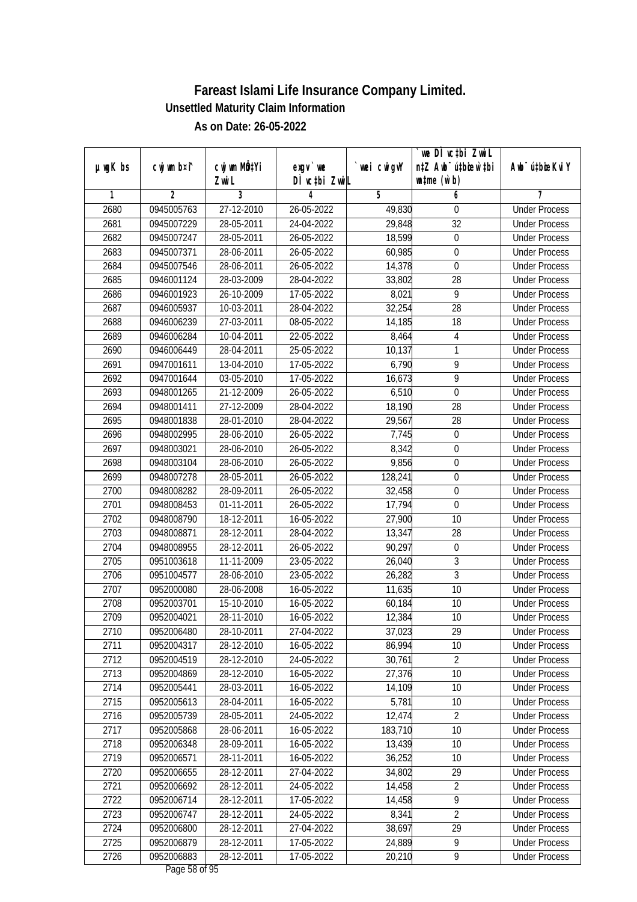# Fareast Islami Life Insurance Company Limited.

## Unsettled Maturity Claim Information

### As on Date: 26-05-2022

| µwgK bs | cwjwm bs¦ | cwjwm MÖ‡Yi ZwiL | exgv`we DÌvc‡bi ZwiL | `vwei cwigvY | `we DÌvc‡bi ZwiL n‡Z Awb¯úbœ `vwei wnme (w`b) | Awb¯ú‡bœi KviY |
|---|---|---|---|---|---|---|
| 1 | 2 | 3 | 4 | 5 | 6 | 7 |
| 2680 | 0945005763 | 27-12-2010 | 26-05-2022 | 49,830 | 0 | Under Process |
| 2681 | 0945007229 | 28-05-2011 | 24-04-2022 | 29,848 | 32 | Under Process |
| 2682 | 0945007247 | 28-05-2011 | 26-05-2022 | 18,599 | 0 | Under Process |
| 2683 | 0945007371 | 28-06-2011 | 26-05-2022 | 60,985 | 0 | Under Process |
| 2684 | 0945007546 | 28-06-2011 | 26-05-2022 | 14,378 | 0 | Under Process |
| 2685 | 0946001124 | 28-03-2009 | 28-04-2022 | 33,802 | 28 | Under Process |
| 2686 | 0946001923 | 26-10-2009 | 17-05-2022 | 8,021 | 9 | Under Process |
| 2687 | 0946005937 | 10-03-2011 | 28-04-2022 | 32,254 | 28 | Under Process |
| 2688 | 0946006239 | 27-03-2011 | 08-05-2022 | 14,185 | 18 | Under Process |
| 2689 | 0946006284 | 10-04-2011 | 22-05-2022 | 8,464 | 4 | Under Process |
| 2690 | 0946006449 | 28-04-2011 | 25-05-2022 | 10,137 | 1 | Under Process |
| 2691 | 0947001611 | 13-04-2010 | 17-05-2022 | 6,790 | 9 | Under Process |
| 2692 | 0947001644 | 03-05-2010 | 17-05-2022 | 16,673 | 9 | Under Process |
| 2693 | 0948001265 | 21-12-2009 | 26-05-2022 | 6,510 | 0 | Under Process |
| 2694 | 0948001411 | 27-12-2009 | 28-04-2022 | 18,190 | 28 | Under Process |
| 2695 | 0948001838 | 28-01-2010 | 28-04-2022 | 29,567 | 28 | Under Process |
| 2696 | 0948002995 | 28-06-2010 | 26-05-2022 | 7,745 | 0 | Under Process |
| 2697 | 0948003021 | 28-06-2010 | 26-05-2022 | 8,342 | 0 | Under Process |
| 2698 | 0948003104 | 28-06-2010 | 26-05-2022 | 9,856 | 0 | Under Process |
| 2699 | 0948007278 | 28-05-2011 | 26-05-2022 | 128,241 | 0 | Under Process |
| 2700 | 0948008282 | 28-09-2011 | 26-05-2022 | 32,458 | 0 | Under Process |
| 2701 | 0948008453 | 01-11-2011 | 26-05-2022 | 17,794 | 0 | Under Process |
| 2702 | 0948008790 | 18-12-2011 | 16-05-2022 | 27,900 | 10 | Under Process |
| 2703 | 0948008871 | 28-12-2011 | 28-04-2022 | 13,347 | 28 | Under Process |
| 2704 | 0948008955 | 28-12-2011 | 26-05-2022 | 90,297 | 0 | Under Process |
| 2705 | 0951003618 | 11-11-2009 | 23-05-2022 | 26,040 | 3 | Under Process |
| 2706 | 0951004577 | 28-06-2010 | 23-05-2022 | 26,282 | 3 | Under Process |
| 2707 | 0952000080 | 28-06-2008 | 16-05-2022 | 11,635 | 10 | Under Process |
| 2708 | 0952003701 | 15-10-2010 | 16-05-2022 | 60,184 | 10 | Under Process |
| 2709 | 0952004021 | 28-11-2010 | 16-05-2022 | 12,384 | 10 | Under Process |
| 2710 | 0952006480 | 28-10-2011 | 27-04-2022 | 37,023 | 29 | Under Process |
| 2711 | 0952004317 | 28-12-2010 | 16-05-2022 | 86,994 | 10 | Under Process |
| 2712 | 0952004519 | 28-12-2010 | 24-05-2022 | 30,761 | 2 | Under Process |
| 2713 | 0952004869 | 28-12-2010 | 16-05-2022 | 27,376 | 10 | Under Process |
| 2714 | 0952005441 | 28-03-2011 | 16-05-2022 | 14,109 | 10 | Under Process |
| 2715 | 0952005613 | 28-04-2011 | 16-05-2022 | 5,781 | 10 | Under Process |
| 2716 | 0952005739 | 28-05-2011 | 24-05-2022 | 12,474 | 2 | Under Process |
| 2717 | 0952005868 | 28-06-2011 | 16-05-2022 | 183,710 | 10 | Under Process |
| 2718 | 0952006348 | 28-09-2011 | 16-05-2022 | 13,439 | 10 | Under Process |
| 2719 | 0952006571 | 28-11-2011 | 16-05-2022 | 36,252 | 10 | Under Process |
| 2720 | 0952006655 | 28-12-2011 | 27-04-2022 | 34,802 | 29 | Under Process |
| 2721 | 0952006692 | 28-12-2011 | 24-05-2022 | 14,458 | 2 | Under Process |
| 2722 | 0952006714 | 28-12-2011 | 17-05-2022 | 14,458 | 9 | Under Process |
| 2723 | 0952006747 | 28-12-2011 | 24-05-2022 | 8,341 | 2 | Under Process |
| 2724 | 0952006800 | 28-12-2011 | 27-04-2022 | 38,697 | 29 | Under Process |
| 2725 | 0952006879 | 28-12-2011 | 17-05-2022 | 24,889 | 9 | Under Process |
| 2726 | 0952006883 | 28-12-2011 | 17-05-2022 | 20,210 | 9 | Under Process |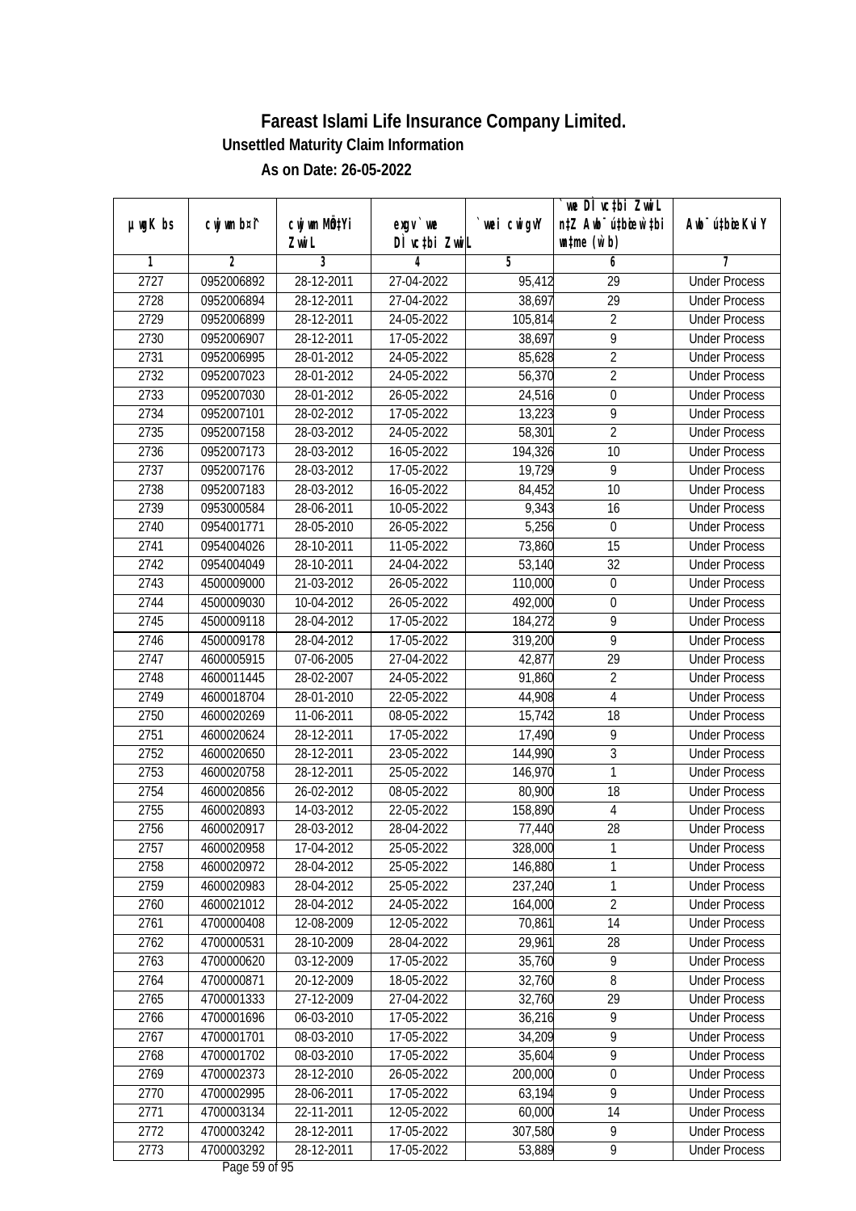# Fareast Islami Life Insurance Company Limited.

## Unsettled Maturity Claim Information

### As on Date: 26-05-2022

| µwgK bs | cwjwm b¤^i | cwjwm MÖn‡Yi ZvwiL | exgv` we D¨vc‡bi ZvwiL | `vwei cwigvY | `vwe D¨vc‡bi ZvwiL n‡Z Awb¯úbœ `vwe wb¯úwËi wµqv (w`b) | Awb¯ú‡bœi KviY |
|---|---|---|---|---|---|---|
| 1 | 2 | 3 | 4 | 5 | 6 | 7 |
| 2727 | 0952006892 | 28-12-2011 | 27-04-2022 | 95,412 | 29 | Under Process |
| 2728 | 0952006894 | 28-12-2011 | 27-04-2022 | 38,697 | 29 | Under Process |
| 2729 | 0952006899 | 28-12-2011 | 24-05-2022 | 105,814 | 2 | Under Process |
| 2730 | 0952006907 | 28-12-2011 | 17-05-2022 | 38,697 | 9 | Under Process |
| 2731 | 0952006995 | 28-01-2012 | 24-05-2022 | 85,628 | 2 | Under Process |
| 2732 | 0952007023 | 28-01-2012 | 24-05-2022 | 56,370 | 2 | Under Process |
| 2733 | 0952007030 | 28-01-2012 | 26-05-2022 | 24,516 | 0 | Under Process |
| 2734 | 0952007101 | 28-02-2012 | 17-05-2022 | 13,223 | 9 | Under Process |
| 2735 | 0952007158 | 28-03-2012 | 24-05-2022 | 58,301 | 2 | Under Process |
| 2736 | 0952007173 | 28-03-2012 | 16-05-2022 | 194,326 | 10 | Under Process |
| 2737 | 0952007176 | 28-03-2012 | 17-05-2022 | 19,729 | 9 | Under Process |
| 2738 | 0952007183 | 28-03-2012 | 16-05-2022 | 84,452 | 10 | Under Process |
| 2739 | 0953000584 | 28-06-2011 | 10-05-2022 | 9,343 | 16 | Under Process |
| 2740 | 0954001771 | 28-05-2010 | 26-05-2022 | 5,256 | 0 | Under Process |
| 2741 | 0954004026 | 28-10-2011 | 11-05-2022 | 73,860 | 15 | Under Process |
| 2742 | 0954004049 | 28-10-2011 | 24-04-2022 | 53,140 | 32 | Under Process |
| 2743 | 4500009000 | 21-03-2012 | 26-05-2022 | 110,000 | 0 | Under Process |
| 2744 | 4500009030 | 10-04-2012 | 26-05-2022 | 492,000 | 0 | Under Process |
| 2745 | 4500009118 | 28-04-2012 | 17-05-2022 | 184,272 | 9 | Under Process |
| 2746 | 4500009178 | 28-04-2012 | 17-05-2022 | 319,200 | 9 | Under Process |
| 2747 | 4600005915 | 07-06-2005 | 27-04-2022 | 42,877 | 29 | Under Process |
| 2748 | 4600011445 | 28-02-2007 | 24-05-2022 | 91,860 | 2 | Under Process |
| 2749 | 4600018704 | 28-01-2010 | 22-05-2022 | 44,908 | 4 | Under Process |
| 2750 | 4600020269 | 11-06-2011 | 08-05-2022 | 15,742 | 18 | Under Process |
| 2751 | 4600020624 | 28-12-2011 | 17-05-2022 | 17,490 | 9 | Under Process |
| 2752 | 4600020650 | 28-12-2011 | 23-05-2022 | 144,990 | 3 | Under Process |
| 2753 | 4600020758 | 28-12-2011 | 25-05-2022 | 146,970 | 1 | Under Process |
| 2754 | 4600020856 | 26-02-2012 | 08-05-2022 | 80,900 | 18 | Under Process |
| 2755 | 4600020893 | 14-03-2012 | 22-05-2022 | 158,890 | 4 | Under Process |
| 2756 | 4600020917 | 28-03-2012 | 28-04-2022 | 77,440 | 28 | Under Process |
| 2757 | 4600020958 | 17-04-2012 | 25-05-2022 | 328,000 | 1 | Under Process |
| 2758 | 4600020972 | 28-04-2012 | 25-05-2022 | 146,880 | 1 | Under Process |
| 2759 | 4600020983 | 28-04-2012 | 25-05-2022 | 237,240 | 1 | Under Process |
| 2760 | 4600021012 | 28-04-2012 | 24-05-2022 | 164,000 | 2 | Under Process |
| 2761 | 4700000408 | 12-08-2009 | 12-05-2022 | 70,861 | 14 | Under Process |
| 2762 | 4700000531 | 28-10-2009 | 28-04-2022 | 29,961 | 28 | Under Process |
| 2763 | 4700000620 | 03-12-2009 | 17-05-2022 | 35,760 | 9 | Under Process |
| 2764 | 4700000871 | 20-12-2009 | 18-05-2022 | 32,760 | 8 | Under Process |
| 2765 | 4700001333 | 27-12-2009 | 27-04-2022 | 32,760 | 29 | Under Process |
| 2766 | 4700001696 | 06-03-2010 | 17-05-2022 | 36,216 | 9 | Under Process |
| 2767 | 4700001701 | 08-03-2010 | 17-05-2022 | 34,209 | 9 | Under Process |
| 2768 | 4700001702 | 08-03-2010 | 17-05-2022 | 35,604 | 9 | Under Process |
| 2769 | 4700002373 | 28-12-2010 | 26-05-2022 | 200,000 | 0 | Under Process |
| 2770 | 4700002995 | 28-06-2011 | 17-05-2022 | 63,194 | 9 | Under Process |
| 2771 | 4700003134 | 22-11-2011 | 12-05-2022 | 60,000 | 14 | Under Process |
| 2772 | 4700003242 | 28-12-2011 | 17-05-2022 | 307,580 | 9 | Under Process |
| 2773 | 4700003292 | 28-12-2011 | 17-05-2022 | 53,889 | 9 | Under Process |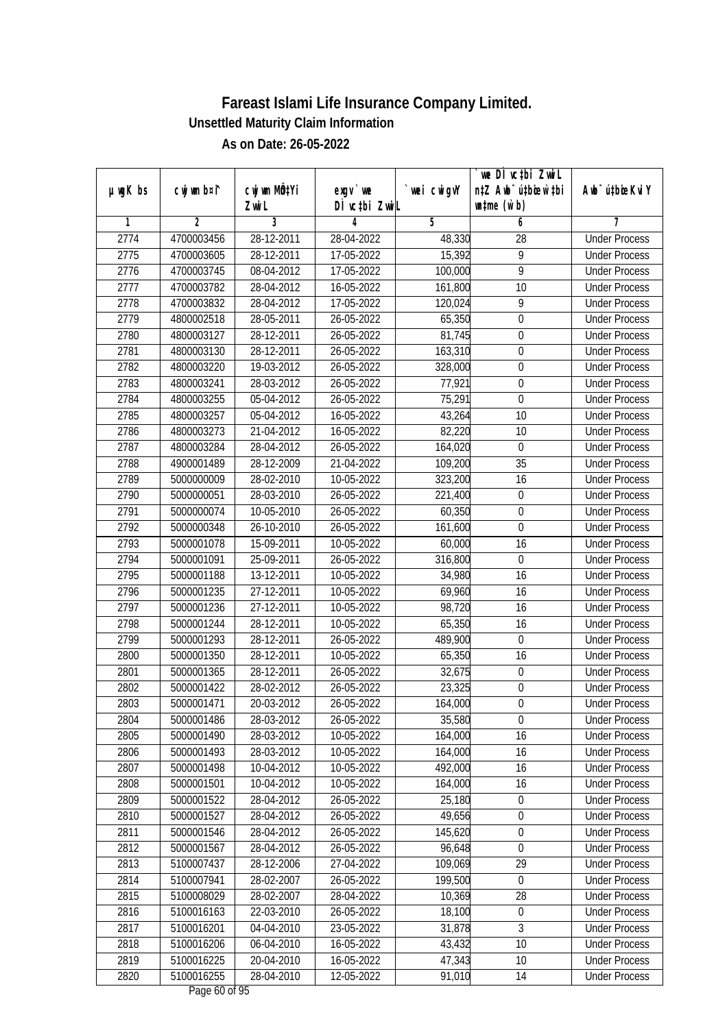# Fareast Islami Life Insurance Company Limited.

**Unsettled Maturity Claim Information**

**As on Date: 26-05-2022**

| µwgK bs | cwjwm bs¯ | cwjwm MÖn‡Yi ZvwiL | exgv`vwe DÌvc‡bi ZvwiL | `vwei cwigvY | `vwe DÌvc‡bi ZvwiL n‡Z Awb¯úbœ w`‡bi wnmve (w`b) | Awb¯úbœi KviY |
|---|---|---|---|---|---|---|
| 1 | 2 | 3 | 4 | 5 | 6 | 7 |
| 2774 | 4700003456 | 28-12-2011 | 28-04-2022 | 48,330 | 28 | Under Process |
| 2775 | 4700003605 | 28-12-2011 | 17-05-2022 | 15,392 | 9 | Under Process |
| 2776 | 4700003745 | 08-04-2012 | 17-05-2022 | 100,000 | 9 | Under Process |
| 2777 | 4700003782 | 28-04-2012 | 16-05-2022 | 161,800 | 10 | Under Process |
| 2778 | 4700003832 | 28-04-2012 | 17-05-2022 | 120,024 | 9 | Under Process |
| 2779 | 4800002518 | 28-05-2011 | 26-05-2022 | 65,350 | 0 | Under Process |
| 2780 | 4800003127 | 28-12-2011 | 26-05-2022 | 81,745 | 0 | Under Process |
| 2781 | 4800003130 | 28-12-2011 | 26-05-2022 | 163,310 | 0 | Under Process |
| 2782 | 4800003220 | 19-03-2012 | 26-05-2022 | 328,000 | 0 | Under Process |
| 2783 | 4800003241 | 28-03-2012 | 26-05-2022 | 77,921 | 0 | Under Process |
| 2784 | 4800003255 | 05-04-2012 | 26-05-2022 | 75,291 | 0 | Under Process |
| 2785 | 4800003257 | 05-04-2012 | 16-05-2022 | 43,264 | 10 | Under Process |
| 2786 | 4800003273 | 21-04-2012 | 16-05-2022 | 82,220 | 10 | Under Process |
| 2787 | 4800003284 | 28-04-2012 | 26-05-2022 | 164,020 | 0 | Under Process |
| 2788 | 4900001489 | 28-12-2009 | 21-04-2022 | 109,200 | 35 | Under Process |
| 2789 | 5000000009 | 28-02-2010 | 10-05-2022 | 323,200 | 16 | Under Process |
| 2790 | 5000000051 | 28-03-2010 | 26-05-2022 | 221,400 | 0 | Under Process |
| 2791 | 5000000074 | 10-05-2010 | 26-05-2022 | 60,350 | 0 | Under Process |
| 2792 | 5000000348 | 26-10-2010 | 26-05-2022 | 161,600 | 0 | Under Process |
| 2793 | 5000001078 | 15-09-2011 | 10-05-2022 | 60,000 | 16 | Under Process |
| 2794 | 5000001091 | 25-09-2011 | 26-05-2022 | 316,800 | 0 | Under Process |
| 2795 | 5000001188 | 13-12-2011 | 10-05-2022 | 34,980 | 16 | Under Process |
| 2796 | 5000001235 | 27-12-2011 | 10-05-2022 | 69,960 | 16 | Under Process |
| 2797 | 5000001236 | 27-12-2011 | 10-05-2022 | 98,720 | 16 | Under Process |
| 2798 | 5000001244 | 28-12-2011 | 10-05-2022 | 65,350 | 16 | Under Process |
| 2799 | 5000001293 | 28-12-2011 | 26-05-2022 | 489,900 | 0 | Under Process |
| 2800 | 5000001350 | 28-12-2011 | 10-05-2022 | 65,350 | 16 | Under Process |
| 2801 | 5000001365 | 28-12-2011 | 26-05-2022 | 32,675 | 0 | Under Process |
| 2802 | 5000001422 | 28-02-2012 | 26-05-2022 | 23,325 | 0 | Under Process |
| 2803 | 5000001471 | 20-03-2012 | 26-05-2022 | 164,000 | 0 | Under Process |
| 2804 | 5000001486 | 28-03-2012 | 26-05-2022 | 35,580 | 0 | Under Process |
| 2805 | 5000001490 | 28-03-2012 | 10-05-2022 | 164,000 | 16 | Under Process |
| 2806 | 5000001493 | 28-03-2012 | 10-05-2022 | 164,000 | 16 | Under Process |
| 2807 | 5000001498 | 10-04-2012 | 10-05-2022 | 492,000 | 16 | Under Process |
| 2808 | 5000001501 | 10-04-2012 | 10-05-2022 | 164,000 | 16 | Under Process |
| 2809 | 5000001522 | 28-04-2012 | 26-05-2022 | 25,180 | 0 | Under Process |
| 2810 | 5000001527 | 28-04-2012 | 26-05-2022 | 49,656 | 0 | Under Process |
| 2811 | 5000001546 | 28-04-2012 | 26-05-2022 | 145,620 | 0 | Under Process |
| 2812 | 5000001567 | 28-04-2012 | 26-05-2022 | 96,648 | 0 | Under Process |
| 2813 | 5100007437 | 28-12-2006 | 27-04-2022 | 109,069 | 29 | Under Process |
| 2814 | 5100007941 | 28-02-2007 | 26-05-2022 | 199,500 | 0 | Under Process |
| 2815 | 5100008029 | 28-02-2007 | 28-04-2022 | 10,369 | 28 | Under Process |
| 2816 | 5100016163 | 22-03-2010 | 26-05-2022 | 18,100 | 0 | Under Process |
| 2817 | 5100016201 | 04-04-2010 | 23-05-2022 | 31,878 | 3 | Under Process |
| 2818 | 5100016206 | 06-04-2010 | 16-05-2022 | 43,432 | 10 | Under Process |
| 2819 | 5100016225 | 20-04-2010 | 16-05-2022 | 47,343 | 10 | Under Process |
| 2820 | 5100016255 | 28-04-2010 | 12-05-2022 | 91,010 | 14 | Under Process |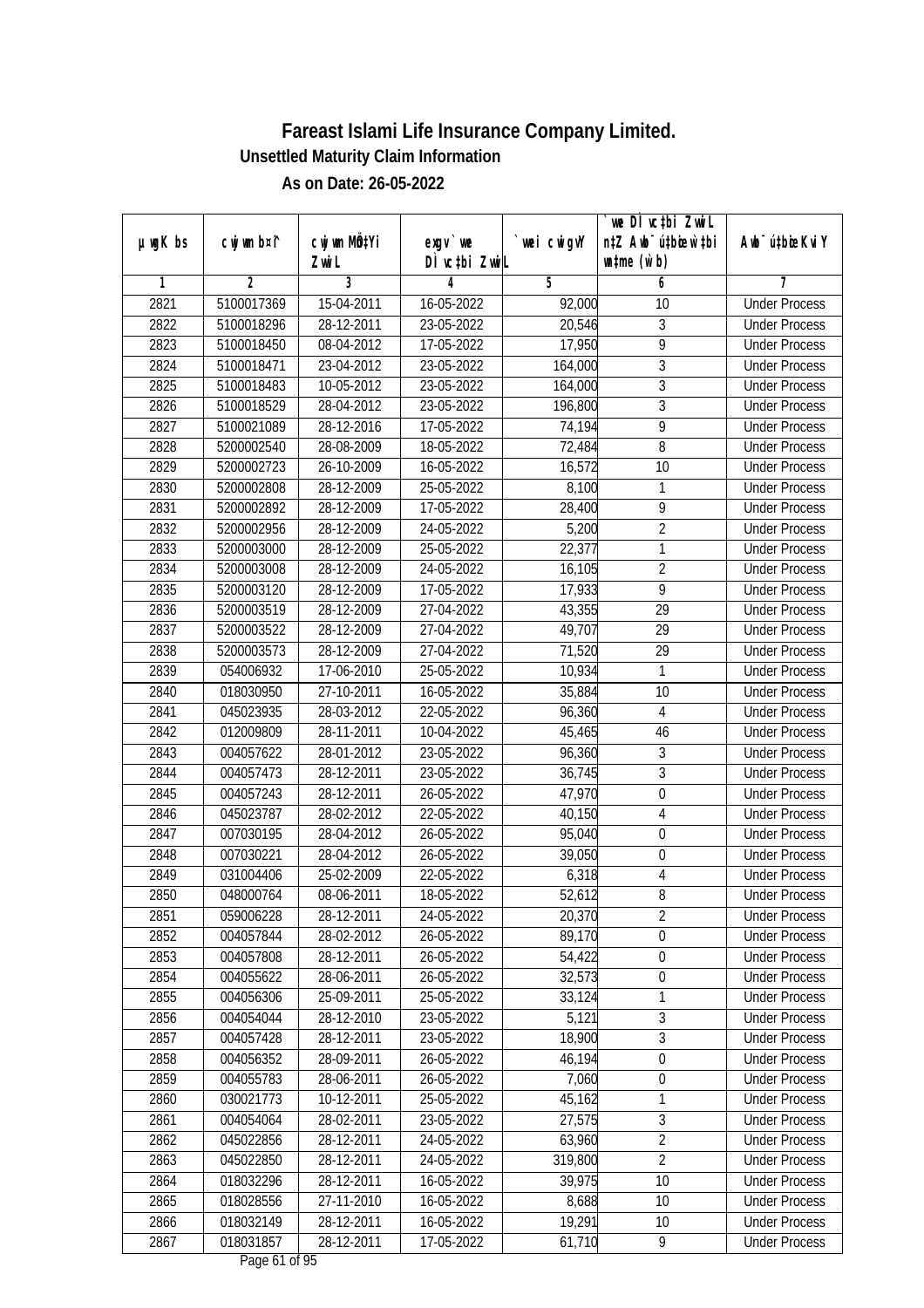# Fareast Islami Life Insurance Company Limited.

## Unsettled Maturity Claim Information

### As on Date: 26-05-2022

| µwgK bs | cwjwm b¤^i | cwjwm MÖn‡Yi ZvwiL | exgv`vwe DÌvc‡bi ZvwiL | `vwei cwigvY | `vwe DÌvc‡bi ZvwiL n‡Z Awb¯úwËi w`‡bi msL¨v (w`b) | Awb¯úwËi KviY |
|---|---|---|---|---|---|---|
| 1 | 2 | 3 | 4 | 5 | 6 | 7 |
| 2821 | 5100017369 | 15-04-2011 | 16-05-2022 | 92,000 | 10 | Under Process |
| 2822 | 5100018296 | 28-12-2011 | 23-05-2022 | 20,546 | 3 | Under Process |
| 2823 | 5100018450 | 08-04-2012 | 17-05-2022 | 17,950 | 9 | Under Process |
| 2824 | 5100018471 | 23-04-2012 | 23-05-2022 | 164,000 | 3 | Under Process |
| 2825 | 5100018483 | 10-05-2012 | 23-05-2022 | 164,000 | 3 | Under Process |
| 2826 | 5100018529 | 28-04-2012 | 23-05-2022 | 196,800 | 3 | Under Process |
| 2827 | 5100021089 | 28-12-2016 | 17-05-2022 | 74,194 | 9 | Under Process |
| 2828 | 5200002540 | 28-08-2009 | 18-05-2022 | 72,484 | 8 | Under Process |
| 2829 | 5200002723 | 26-10-2009 | 16-05-2022 | 16,572 | 10 | Under Process |
| 2830 | 5200002808 | 28-12-2009 | 25-05-2022 | 8,100 | 1 | Under Process |
| 2831 | 5200002892 | 28-12-2009 | 17-05-2022 | 28,400 | 9 | Under Process |
| 2832 | 5200002956 | 28-12-2009 | 24-05-2022 | 5,200 | 2 | Under Process |
| 2833 | 5200003000 | 28-12-2009 | 25-05-2022 | 22,377 | 1 | Under Process |
| 2834 | 5200003008 | 28-12-2009 | 24-05-2022 | 16,105 | 2 | Under Process |
| 2835 | 5200003120 | 28-12-2009 | 17-05-2022 | 17,933 | 9 | Under Process |
| 2836 | 5200003519 | 28-12-2009 | 27-04-2022 | 43,355 | 29 | Under Process |
| 2837 | 5200003522 | 28-12-2009 | 27-04-2022 | 49,707 | 29 | Under Process |
| 2838 | 5200003573 | 28-12-2009 | 27-04-2022 | 71,520 | 29 | Under Process |
| 2839 | 054006932 | 17-06-2010 | 25-05-2022 | 10,934 | 1 | Under Process |
| 2840 | 018030950 | 27-10-2011 | 16-05-2022 | 35,884 | 10 | Under Process |
| 2841 | 045023935 | 28-03-2012 | 22-05-2022 | 96,360 | 4 | Under Process |
| 2842 | 012009809 | 28-11-2011 | 10-04-2022 | 45,465 | 46 | Under Process |
| 2843 | 004057622 | 28-01-2012 | 23-05-2022 | 96,360 | 3 | Under Process |
| 2844 | 004057473 | 28-12-2011 | 23-05-2022 | 36,745 | 3 | Under Process |
| 2845 | 004057243 | 28-12-2011 | 26-05-2022 | 47,970 | 0 | Under Process |
| 2846 | 045023787 | 28-02-2012 | 22-05-2022 | 40,150 | 4 | Under Process |
| 2847 | 007030195 | 28-04-2012 | 26-05-2022 | 95,040 | 0 | Under Process |
| 2848 | 007030221 | 28-04-2012 | 26-05-2022 | 39,050 | 0 | Under Process |
| 2849 | 031004406 | 25-02-2009 | 22-05-2022 | 6,318 | 4 | Under Process |
| 2850 | 048000764 | 08-06-2011 | 18-05-2022 | 52,612 | 8 | Under Process |
| 2851 | 059006228 | 28-12-2011 | 24-05-2022 | 20,370 | 2 | Under Process |
| 2852 | 004057844 | 28-02-2012 | 26-05-2022 | 89,170 | 0 | Under Process |
| 2853 | 004057808 | 28-12-2011 | 26-05-2022 | 54,422 | 0 | Under Process |
| 2854 | 004055622 | 28-06-2011 | 26-05-2022 | 32,573 | 0 | Under Process |
| 2855 | 004056306 | 25-09-2011 | 25-05-2022 | 33,124 | 1 | Under Process |
| 2856 | 004054044 | 28-12-2010 | 23-05-2022 | 5,121 | 3 | Under Process |
| 2857 | 004057428 | 28-12-2011 | 23-05-2022 | 18,900 | 3 | Under Process |
| 2858 | 004056352 | 28-09-2011 | 26-05-2022 | 46,194 | 0 | Under Process |
| 2859 | 004055783 | 28-06-2011 | 26-05-2022 | 7,060 | 0 | Under Process |
| 2860 | 030021773 | 10-12-2011 | 25-05-2022 | 45,162 | 1 | Under Process |
| 2861 | 004054064 | 28-02-2011 | 23-05-2022 | 27,575 | 3 | Under Process |
| 2862 | 045022856 | 28-12-2011 | 24-05-2022 | 63,960 | 2 | Under Process |
| 2863 | 045022850 | 28-12-2011 | 24-05-2022 | 319,800 | 2 | Under Process |
| 2864 | 018032296 | 28-12-2011 | 16-05-2022 | 39,975 | 10 | Under Process |
| 2865 | 018028556 | 27-11-2010 | 16-05-2022 | 8,688 | 10 | Under Process |
| 2866 | 018032149 | 28-12-2011 | 16-05-2022 | 19,291 | 10 | Under Process |
| 2867 | 018031857 | 28-12-2011 | 17-05-2022 | 61,710 | 9 | Under Process |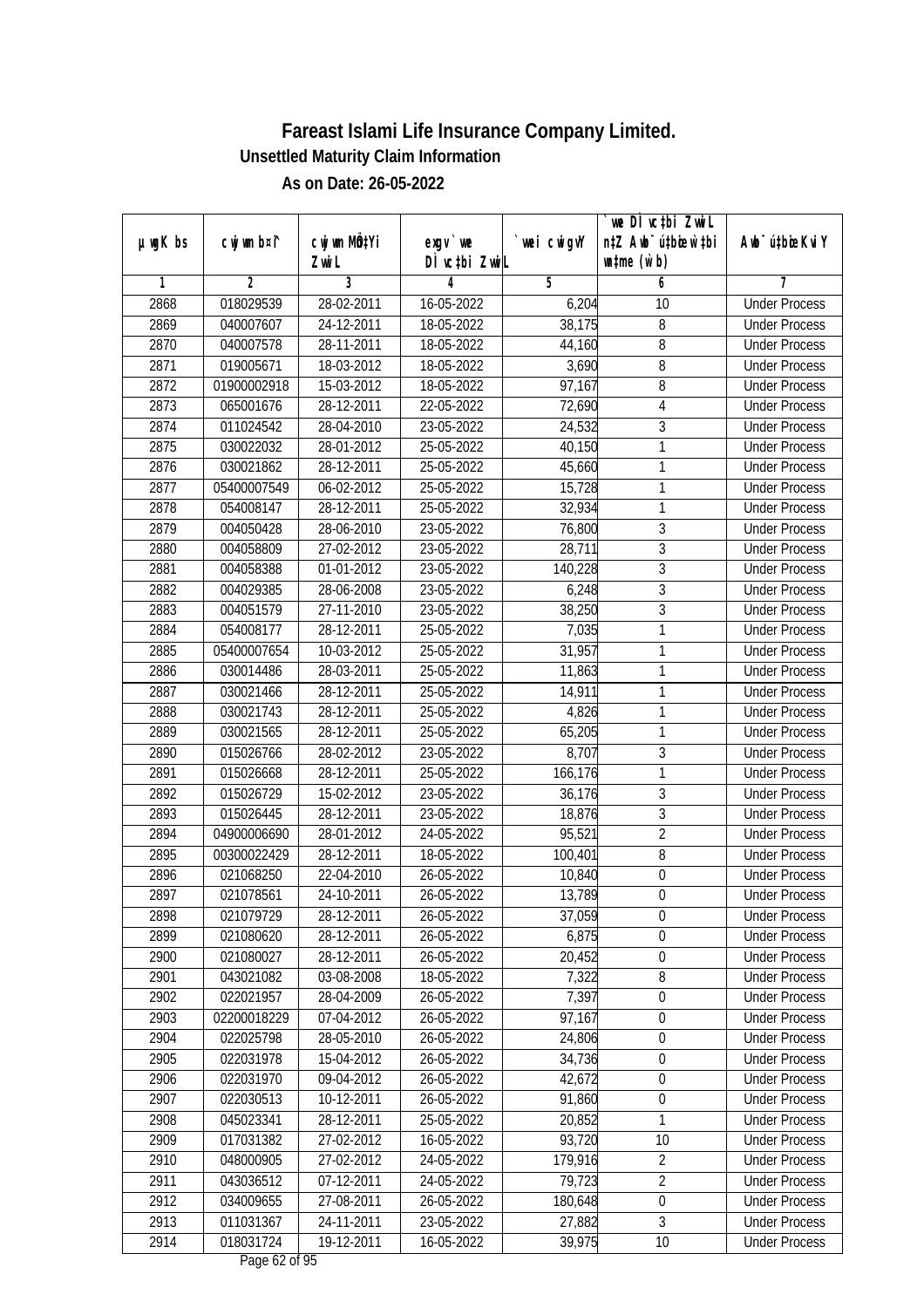# Fareast Islami Life Insurance Company Limited.

**Unsettled Maturity Claim Information**

**As on Date: 26-05-2022**

| µwgK bs | cwjwm b¤^i | cwjwm MÖn‡Yi ZwiL | exgv` we DÌ vc‡bi ZwiL | `vwei cwigvY | `we DÌ vc‡bi ZwiL n‡Z Awb¯ú‡bœi w`‡bi we‡ePbv (w`b) | Awb¯ú‡bœi KviY |
|---|---|---|---|---|---|---|
| 1 | 2 | 3 | 4 | 5 | 6 | 7 |
| 2868 | 018029539 | 28-02-2011 | 16-05-2022 | 6,204 | 10 | Under Process |
| 2869 | 040007607 | 24-12-2011 | 18-05-2022 | 38,175 | 8 | Under Process |
| 2870 | 040007578 | 28-11-2011 | 18-05-2022 | 44,160 | 8 | Under Process |
| 2871 | 019005671 | 18-03-2012 | 18-05-2022 | 3,690 | 8 | Under Process |
| 2872 | 01900002918 | 15-03-2012 | 18-05-2022 | 97,167 | 8 | Under Process |
| 2873 | 065001676 | 28-12-2011 | 22-05-2022 | 72,690 | 4 | Under Process |
| 2874 | 011024542 | 28-04-2010 | 23-05-2022 | 24,532 | 3 | Under Process |
| 2875 | 030022032 | 28-01-2012 | 25-05-2022 | 40,150 | 1 | Under Process |
| 2876 | 030021862 | 28-12-2011 | 25-05-2022 | 45,660 | 1 | Under Process |
| 2877 | 05400007549 | 06-02-2012 | 25-05-2022 | 15,728 | 1 | Under Process |
| 2878 | 054008147 | 28-12-2011 | 25-05-2022 | 32,934 | 1 | Under Process |
| 2879 | 004050428 | 28-06-2010 | 23-05-2022 | 76,800 | 3 | Under Process |
| 2880 | 004058809 | 27-02-2012 | 23-05-2022 | 28,711 | 3 | Under Process |
| 2881 | 004058388 | 01-01-2012 | 23-05-2022 | 140,228 | 3 | Under Process |
| 2882 | 004029385 | 28-06-2008 | 23-05-2022 | 6,248 | 3 | Under Process |
| 2883 | 004051579 | 27-11-2010 | 23-05-2022 | 38,250 | 3 | Under Process |
| 2884 | 054008177 | 28-12-2011 | 25-05-2022 | 7,035 | 1 | Under Process |
| 2885 | 05400007654 | 10-03-2012 | 25-05-2022 | 31,957 | 1 | Under Process |
| 2886 | 030014486 | 28-03-2011 | 25-05-2022 | 11,863 | 1 | Under Process |
| 2887 | 030021466 | 28-12-2011 | 25-05-2022 | 14,911 | 1 | Under Process |
| 2888 | 030021743 | 28-12-2011 | 25-05-2022 | 4,826 | 1 | Under Process |
| 2889 | 030021565 | 28-12-2011 | 25-05-2022 | 65,205 | 1 | Under Process |
| 2890 | 015026766 | 28-02-2012 | 23-05-2022 | 8,707 | 3 | Under Process |
| 2891 | 015026668 | 28-12-2011 | 25-05-2022 | 166,176 | 1 | Under Process |
| 2892 | 015026729 | 15-02-2012 | 23-05-2022 | 36,176 | 3 | Under Process |
| 2893 | 015026445 | 28-12-2011 | 23-05-2022 | 18,876 | 3 | Under Process |
| 2894 | 04900006690 | 28-01-2012 | 24-05-2022 | 95,521 | 2 | Under Process |
| 2895 | 00300022429 | 28-12-2011 | 18-05-2022 | 100,401 | 8 | Under Process |
| 2896 | 021068250 | 22-04-2010 | 26-05-2022 | 10,840 | 0 | Under Process |
| 2897 | 021078561 | 24-10-2011 | 26-05-2022 | 13,789 | 0 | Under Process |
| 2898 | 021079729 | 28-12-2011 | 26-05-2022 | 37,059 | 0 | Under Process |
| 2899 | 021080620 | 28-12-2011 | 26-05-2022 | 6,875 | 0 | Under Process |
| 2900 | 021080027 | 28-12-2011 | 26-05-2022 | 20,452 | 0 | Under Process |
| 2901 | 043021082 | 03-08-2008 | 18-05-2022 | 7,322 | 8 | Under Process |
| 2902 | 022021957 | 28-04-2009 | 26-05-2022 | 7,397 | 0 | Under Process |
| 2903 | 02200018229 | 07-04-2012 | 26-05-2022 | 97,167 | 0 | Under Process |
| 2904 | 022025798 | 28-05-2010 | 26-05-2022 | 24,806 | 0 | Under Process |
| 2905 | 022031978 | 15-04-2012 | 26-05-2022 | 34,736 | 0 | Under Process |
| 2906 | 022031970 | 09-04-2012 | 26-05-2022 | 42,672 | 0 | Under Process |
| 2907 | 022030513 | 10-12-2011 | 26-05-2022 | 91,860 | 0 | Under Process |
| 2908 | 045023341 | 28-12-2011 | 25-05-2022 | 20,852 | 1 | Under Process |
| 2909 | 017031382 | 27-02-2012 | 16-05-2022 | 93,720 | 10 | Under Process |
| 2910 | 048000905 | 27-02-2012 | 24-05-2022 | 179,916 | 2 | Under Process |
| 2911 | 043036512 | 07-12-2011 | 24-05-2022 | 79,723 | 2 | Under Process |
| 2912 | 034009655 | 27-08-2011 | 26-05-2022 | 180,648 | 0 | Under Process |
| 2913 | 011031367 | 24-11-2011 | 23-05-2022 | 27,882 | 3 | Under Process |
| 2914 | 018031724 | 19-12-2011 | 16-05-2022 | 39,975 | 10 | Under Process |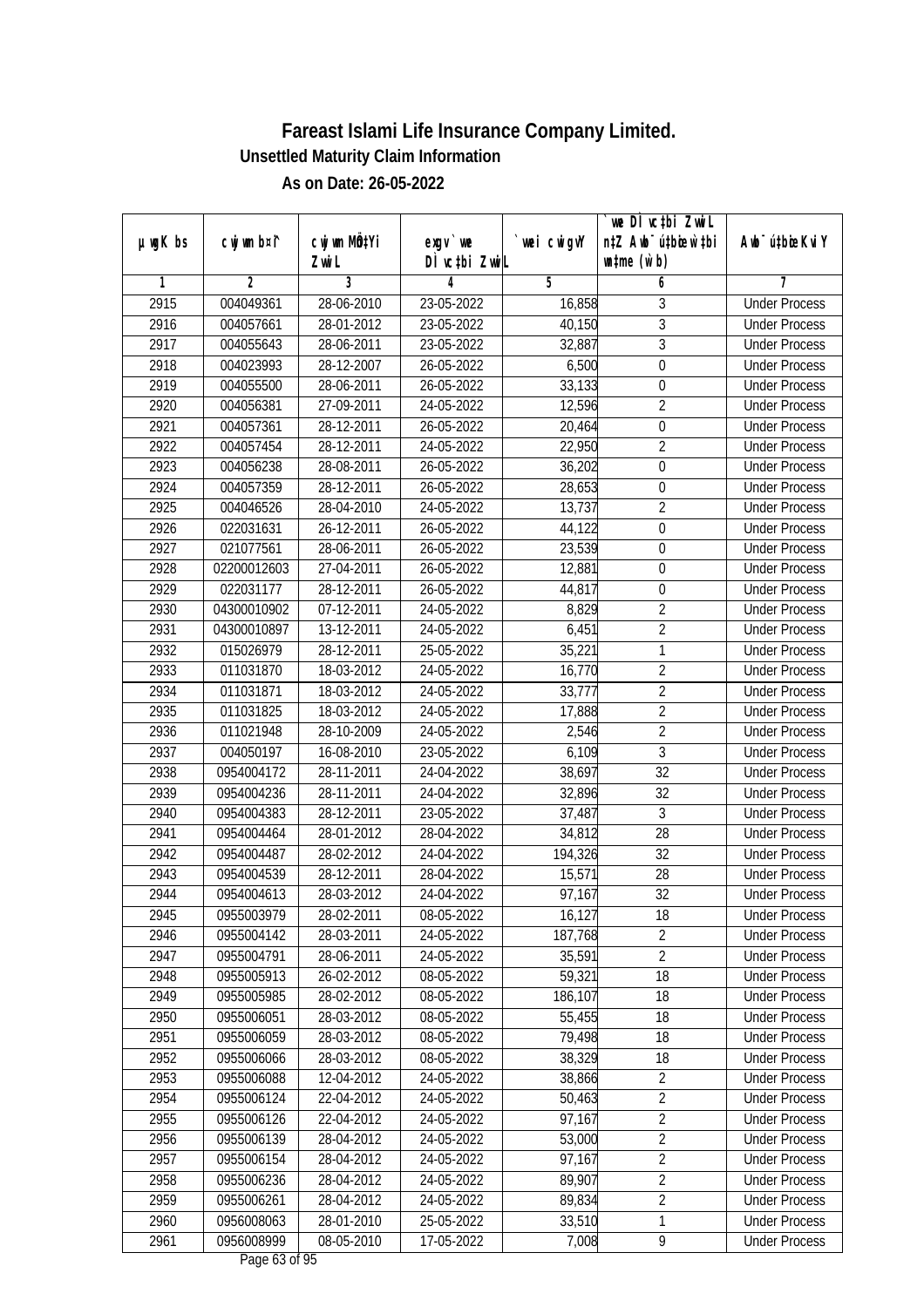# Fareast Islami Life Insurance Company Limited.

## Unsettled Maturity Claim Information

### As on Date: 26-05-2022

| µwgK bs | cwjwm bs¤^ | cwjwm MÖn‡Yi ZvwiL | exgv`vwe DÌvc‡bi ZvwiL | `vwei cwigvY | `vwe DÌvc‡bi ZvwiL n‡Z Awb¯úbœ w`‡bi msL¨v (w`b) | Awb¯ú‡bœi KviY |
|---|---|---|---|---|---|---|
| 1 | 2 | 3 | 4 | 5 | 6 | 7 |
| 2915 | 004049361 | 28-06-2010 | 23-05-2022 | 16,858 | 3 | Under Process |
| 2916 | 004057661 | 28-01-2012 | 23-05-2022 | 40,150 | 3 | Under Process |
| 2917 | 004055643 | 28-06-2011 | 23-05-2022 | 32,887 | 3 | Under Process |
| 2918 | 004023993 | 28-12-2007 | 26-05-2022 | 6,500 | 0 | Under Process |
| 2919 | 004055500 | 28-06-2011 | 26-05-2022 | 33,133 | 0 | Under Process |
| 2920 | 004056381 | 27-09-2011 | 24-05-2022 | 12,596 | 2 | Under Process |
| 2921 | 004057361 | 28-12-2011 | 26-05-2022 | 20,464 | 0 | Under Process |
| 2922 | 004057454 | 28-12-2011 | 24-05-2022 | 22,950 | 2 | Under Process |
| 2923 | 004056238 | 28-08-2011 | 26-05-2022 | 36,202 | 0 | Under Process |
| 2924 | 004057359 | 28-12-2011 | 26-05-2022 | 28,653 | 0 | Under Process |
| 2925 | 004046526 | 28-04-2010 | 24-05-2022 | 13,737 | 2 | Under Process |
| 2926 | 022031631 | 26-12-2011 | 26-05-2022 | 44,122 | 0 | Under Process |
| 2927 | 021077561 | 28-06-2011 | 26-05-2022 | 23,539 | 0 | Under Process |
| 2928 | 02200012603 | 27-04-2011 | 26-05-2022 | 12,881 | 0 | Under Process |
| 2929 | 022031177 | 28-12-2011 | 26-05-2022 | 44,817 | 0 | Under Process |
| 2930 | 04300010902 | 07-12-2011 | 24-05-2022 | 8,829 | 2 | Under Process |
| 2931 | 04300010897 | 13-12-2011 | 24-05-2022 | 6,451 | 2 | Under Process |
| 2932 | 015026979 | 28-12-2011 | 25-05-2022 | 35,221 | 1 | Under Process |
| 2933 | 011031870 | 18-03-2012 | 24-05-2022 | 16,770 | 2 | Under Process |
| 2934 | 011031871 | 18-03-2012 | 24-05-2022 | 33,777 | 2 | Under Process |
| 2935 | 011031825 | 18-03-2012 | 24-05-2022 | 17,888 | 2 | Under Process |
| 2936 | 011021948 | 28-10-2009 | 24-05-2022 | 2,546 | 2 | Under Process |
| 2937 | 004050197 | 16-08-2010 | 23-05-2022 | 6,109 | 3 | Under Process |
| 2938 | 0954004172 | 28-11-2011 | 24-04-2022 | 38,697 | 32 | Under Process |
| 2939 | 0954004236 | 28-11-2011 | 24-04-2022 | 32,896 | 32 | Under Process |
| 2940 | 0954004383 | 28-12-2011 | 23-05-2022 | 37,487 | 3 | Under Process |
| 2941 | 0954004464 | 28-01-2012 | 28-04-2022 | 34,812 | 28 | Under Process |
| 2942 | 0954004487 | 28-02-2012 | 24-04-2022 | 194,326 | 32 | Under Process |
| 2943 | 0954004539 | 28-12-2011 | 28-04-2022 | 15,571 | 28 | Under Process |
| 2944 | 0954004613 | 28-03-2012 | 24-04-2022 | 97,167 | 32 | Under Process |
| 2945 | 0955003979 | 28-02-2011 | 08-05-2022 | 16,127 | 18 | Under Process |
| 2946 | 0955004142 | 28-03-2011 | 24-05-2022 | 187,768 | 2 | Under Process |
| 2947 | 0955004791 | 28-06-2011 | 24-05-2022 | 35,591 | 2 | Under Process |
| 2948 | 0955005913 | 26-02-2012 | 08-05-2022 | 59,321 | 18 | Under Process |
| 2949 | 0955005985 | 28-02-2012 | 08-05-2022 | 186,107 | 18 | Under Process |
| 2950 | 0955006051 | 28-03-2012 | 08-05-2022 | 55,455 | 18 | Under Process |
| 2951 | 0955006059 | 28-03-2012 | 08-05-2022 | 79,498 | 18 | Under Process |
| 2952 | 0955006066 | 28-03-2012 | 08-05-2022 | 38,329 | 18 | Under Process |
| 2953 | 0955006088 | 12-04-2012 | 24-05-2022 | 38,866 | 2 | Under Process |
| 2954 | 0955006124 | 22-04-2012 | 24-05-2022 | 50,463 | 2 | Under Process |
| 2955 | 0955006126 | 22-04-2012 | 24-05-2022 | 97,167 | 2 | Under Process |
| 2956 | 0955006139 | 28-04-2012 | 24-05-2022 | 53,000 | 2 | Under Process |
| 2957 | 0955006154 | 28-04-2012 | 24-05-2022 | 97,167 | 2 | Under Process |
| 2958 | 0955006236 | 28-04-2012 | 24-05-2022 | 89,907 | 2 | Under Process |
| 2959 | 0955006261 | 28-04-2012 | 24-05-2022 | 89,834 | 2 | Under Process |
| 2960 | 0956008063 | 28-01-2010 | 25-05-2022 | 33,510 | 1 | Under Process |
| 2961 | 0956008999 | 08-05-2010 | 17-05-2022 | 7,008 | 9 | Under Process |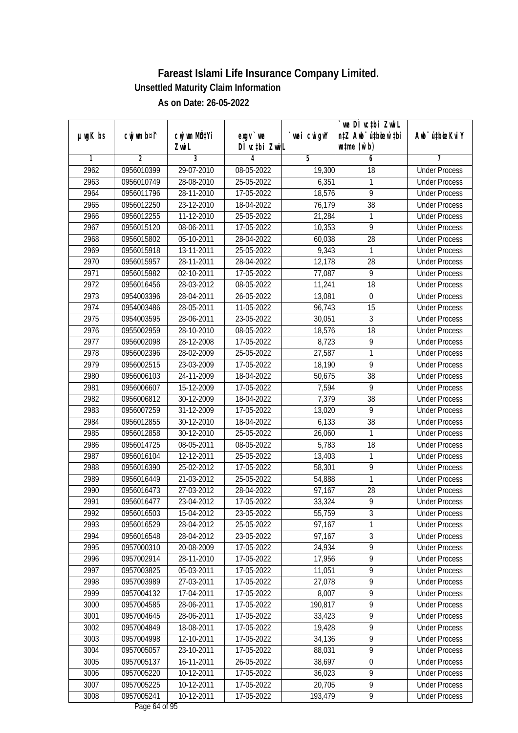# Fareast Islami Life Insurance Company Limited.

## Unsettled Maturity Claim Information

### As on Date: 26-05-2022

| µwgK bs | cwjwm b¤^i | cwjwm MÖn‡Yi ZvwiL | exgv`vwe DÌvc‡bi ZvwiL | `vwei cwigvY | `vwe DÌvc‡bi ZvwiL n‡Z Awb¯úbœ `v‡bi w`‡bi msL¨v (w`b) | Awb¯ú‡bœi KviY |
|---|---|---|---|---|---|---|
| 1 | 2 | 3 | 4 | 5 | 6 | 7 |
| 2962 | 0956010399 | 29-07-2010 | 08-05-2022 | 19,300 | 18 | Under Process |
| 2963 | 0956010749 | 28-08-2010 | 25-05-2022 | 6,351 | 1 | Under Process |
| 2964 | 0956011796 | 28-11-2010 | 17-05-2022 | 18,576 | 9 | Under Process |
| 2965 | 0956012250 | 23-12-2010 | 18-04-2022 | 76,179 | 38 | Under Process |
| 2966 | 0956012255 | 11-12-2010 | 25-05-2022 | 21,284 | 1 | Under Process |
| 2967 | 0956015120 | 08-06-2011 | 17-05-2022 | 10,353 | 9 | Under Process |
| 2968 | 0956015802 | 05-10-2011 | 28-04-2022 | 60,038 | 28 | Under Process |
| 2969 | 0956015918 | 13-11-2011 | 25-05-2022 | 9,343 | 1 | Under Process |
| 2970 | 0956015957 | 28-11-2011 | 28-04-2022 | 12,178 | 28 | Under Process |
| 2971 | 0956015982 | 02-10-2011 | 17-05-2022 | 77,087 | 9 | Under Process |
| 2972 | 0956016456 | 28-03-2012 | 08-05-2022 | 11,241 | 18 | Under Process |
| 2973 | 0954003396 | 28-04-2011 | 26-05-2022 | 13,081 | 0 | Under Process |
| 2974 | 0954003486 | 28-05-2011 | 11-05-2022 | 96,743 | 15 | Under Process |
| 2975 | 0954003595 | 28-06-2011 | 23-05-2022 | 30,051 | 3 | Under Process |
| 2976 | 0955002959 | 28-10-2010 | 08-05-2022 | 18,576 | 18 | Under Process |
| 2977 | 0956002098 | 28-12-2008 | 17-05-2022 | 8,723 | 9 | Under Process |
| 2978 | 0956002396 | 28-02-2009 | 25-05-2022 | 27,587 | 1 | Under Process |
| 2979 | 0956002515 | 23-03-2009 | 17-05-2022 | 18,190 | 9 | Under Process |
| 2980 | 0956006103 | 24-11-2009 | 18-04-2022 | 50,675 | 38 | Under Process |
| 2981 | 0956006607 | 15-12-2009 | 17-05-2022 | 7,594 | 9 | Under Process |
| 2982 | 0956006812 | 30-12-2009 | 18-04-2022 | 7,379 | 38 | Under Process |
| 2983 | 0956007259 | 31-12-2009 | 17-05-2022 | 13,020 | 9 | Under Process |
| 2984 | 0956012855 | 30-12-2010 | 18-04-2022 | 6,133 | 38 | Under Process |
| 2985 | 0956012858 | 30-12-2010 | 25-05-2022 | 26,060 | 1 | Under Process |
| 2986 | 0956014725 | 08-05-2011 | 08-05-2022 | 5,783 | 18 | Under Process |
| 2987 | 0956016104 | 12-12-2011 | 25-05-2022 | 13,403 | 1 | Under Process |
| 2988 | 0956016390 | 25-02-2012 | 17-05-2022 | 58,301 | 9 | Under Process |
| 2989 | 0956016449 | 21-03-2012 | 25-05-2022 | 54,888 | 1 | Under Process |
| 2990 | 0956016473 | 27-03-2012 | 28-04-2022 | 97,167 | 28 | Under Process |
| 2991 | 0956016477 | 23-04-2012 | 17-05-2022 | 33,324 | 9 | Under Process |
| 2992 | 0956016503 | 15-04-2012 | 23-05-2022 | 55,759 | 3 | Under Process |
| 2993 | 0956016529 | 28-04-2012 | 25-05-2022 | 97,167 | 1 | Under Process |
| 2994 | 0956016548 | 28-04-2012 | 23-05-2022 | 97,167 | 3 | Under Process |
| 2995 | 0957000310 | 20-08-2009 | 17-05-2022 | 24,934 | 9 | Under Process |
| 2996 | 0957002914 | 28-11-2010 | 17-05-2022 | 17,956 | 9 | Under Process |
| 2997 | 0957003825 | 05-03-2011 | 17-05-2022 | 11,051 | 9 | Under Process |
| 2998 | 0957003989 | 27-03-2011 | 17-05-2022 | 27,078 | 9 | Under Process |
| 2999 | 0957004132 | 17-04-2011 | 17-05-2022 | 8,007 | 9 | Under Process |
| 3000 | 0957004585 | 28-06-2011 | 17-05-2022 | 190,817 | 9 | Under Process |
| 3001 | 0957004645 | 28-06-2011 | 17-05-2022 | 33,423 | 9 | Under Process |
| 3002 | 0957004849 | 18-08-2011 | 17-05-2022 | 19,428 | 9 | Under Process |
| 3003 | 0957004998 | 12-10-2011 | 17-05-2022 | 34,136 | 9 | Under Process |
| 3004 | 0957005057 | 23-10-2011 | 17-05-2022 | 88,031 | 9 | Under Process |
| 3005 | 0957005137 | 16-11-2011 | 26-05-2022 | 38,697 | 0 | Under Process |
| 3006 | 0957005220 | 10-12-2011 | 17-05-2022 | 36,023 | 9 | Under Process |
| 3007 | 0957005225 | 10-12-2011 | 17-05-2022 | 20,705 | 9 | Under Process |
| 3008 | 0957005241 | 10-12-2011 | 17-05-2022 | 193,479 | 9 | Under Process |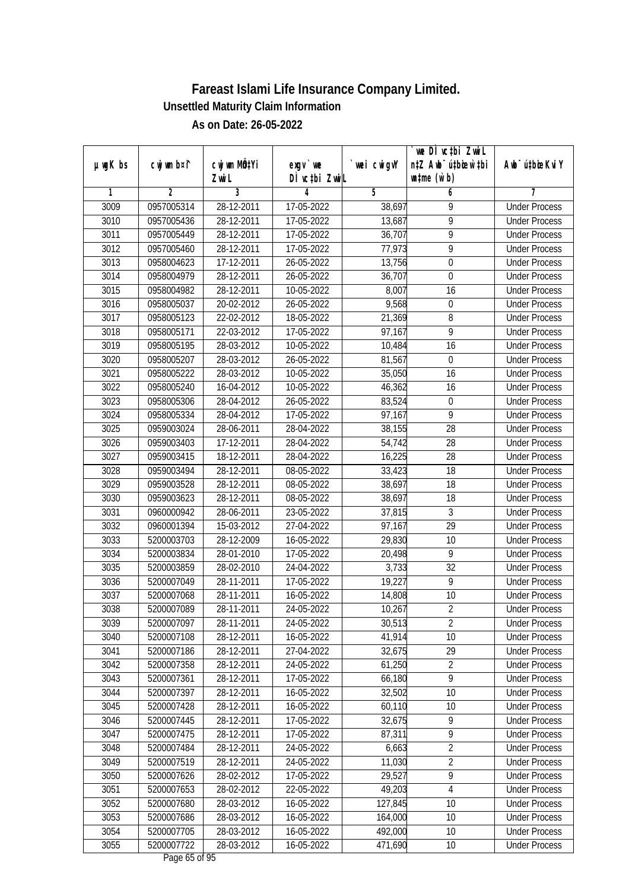# Fareast Islami Life Insurance Company Limited.

## Unsettled Maturity Claim Information

### As on Date: 26-05-2022

| µwgK bs | cwjwm b¤^i | cwjwm MÖn‡Yi ZvwiL | exgv `we DÌvc‡bi ZvwiL | `vwei cwigvY | `vwe DÌvc‡bi ZvwiL n‡Z Awb¯úbœ `vwei w`‡bi msL¨v (w`b) | Awb¯ú‡bœi KviY |
|---|---|---|---|---|---|---|
| 1 | 2 | 3 | 4 | 5 | 6 | 7 |
| 3009 | 0957005314 | 28-12-2011 | 17-05-2022 | 38,697 | 9 | Under Process |
| 3010 | 0957005436 | 28-12-2011 | 17-05-2022 | 13,687 | 9 | Under Process |
| 3011 | 0957005449 | 28-12-2011 | 17-05-2022 | 36,707 | 9 | Under Process |
| 3012 | 0957005460 | 28-12-2011 | 17-05-2022 | 77,973 | 9 | Under Process |
| 3013 | 0958004623 | 17-12-2011 | 26-05-2022 | 13,756 | 0 | Under Process |
| 3014 | 0958004979 | 28-12-2011 | 26-05-2022 | 36,707 | 0 | Under Process |
| 3015 | 0958004982 | 28-12-2011 | 10-05-2022 | 8,007 | 16 | Under Process |
| 3016 | 0958005037 | 20-02-2012 | 26-05-2022 | 9,568 | 0 | Under Process |
| 3017 | 0958005123 | 22-02-2012 | 18-05-2022 | 21,369 | 8 | Under Process |
| 3018 | 0958005171 | 22-03-2012 | 17-05-2022 | 97,167 | 9 | Under Process |
| 3019 | 0958005195 | 28-03-2012 | 10-05-2022 | 10,484 | 16 | Under Process |
| 3020 | 0958005207 | 28-03-2012 | 26-05-2022 | 81,567 | 0 | Under Process |
| 3021 | 0958005222 | 28-03-2012 | 10-05-2022 | 35,050 | 16 | Under Process |
| 3022 | 0958005240 | 16-04-2012 | 10-05-2022 | 46,362 | 16 | Under Process |
| 3023 | 0958005306 | 28-04-2012 | 26-05-2022 | 83,524 | 0 | Under Process |
| 3024 | 0958005334 | 28-04-2012 | 17-05-2022 | 97,167 | 9 | Under Process |
| 3025 | 0959003024 | 28-06-2011 | 28-04-2022 | 38,155 | 28 | Under Process |
| 3026 | 0959003403 | 17-12-2011 | 28-04-2022 | 54,742 | 28 | Under Process |
| 3027 | 0959003415 | 18-12-2011 | 28-04-2022 | 16,225 | 28 | Under Process |
| 3028 | 0959003494 | 28-12-2011 | 08-05-2022 | 33,423 | 18 | Under Process |
| 3029 | 0959003528 | 28-12-2011 | 08-05-2022 | 38,697 | 18 | Under Process |
| 3030 | 0959003623 | 28-12-2011 | 08-05-2022 | 38,697 | 18 | Under Process |
| 3031 | 0960000942 | 28-06-2011 | 23-05-2022 | 37,815 | 3 | Under Process |
| 3032 | 0960001394 | 15-03-2012 | 27-04-2022 | 97,167 | 29 | Under Process |
| 3033 | 5200003703 | 28-12-2009 | 16-05-2022 | 29,830 | 10 | Under Process |
| 3034 | 5200003834 | 28-01-2010 | 17-05-2022 | 20,498 | 9 | Under Process |
| 3035 | 5200003859 | 28-02-2010 | 24-04-2022 | 3,733 | 32 | Under Process |
| 3036 | 5200007049 | 28-11-2011 | 17-05-2022 | 19,227 | 9 | Under Process |
| 3037 | 5200007068 | 28-11-2011 | 16-05-2022 | 14,808 | 10 | Under Process |
| 3038 | 5200007089 | 28-11-2011 | 24-05-2022 | 10,267 | 2 | Under Process |
| 3039 | 5200007097 | 28-11-2011 | 24-05-2022 | 30,513 | 2 | Under Process |
| 3040 | 5200007108 | 28-12-2011 | 16-05-2022 | 41,914 | 10 | Under Process |
| 3041 | 5200007186 | 28-12-2011 | 27-04-2022 | 32,675 | 29 | Under Process |
| 3042 | 5200007358 | 28-12-2011 | 24-05-2022 | 61,250 | 2 | Under Process |
| 3043 | 5200007361 | 28-12-2011 | 17-05-2022 | 66,180 | 9 | Under Process |
| 3044 | 5200007397 | 28-12-2011 | 16-05-2022 | 32,502 | 10 | Under Process |
| 3045 | 5200007428 | 28-12-2011 | 16-05-2022 | 60,110 | 10 | Under Process |
| 3046 | 5200007445 | 28-12-2011 | 17-05-2022 | 32,675 | 9 | Under Process |
| 3047 | 5200007475 | 28-12-2011 | 17-05-2022 | 87,311 | 9 | Under Process |
| 3048 | 5200007484 | 28-12-2011 | 24-05-2022 | 6,663 | 2 | Under Process |
| 3049 | 5200007519 | 28-12-2011 | 24-05-2022 | 11,030 | 2 | Under Process |
| 3050 | 5200007626 | 28-02-2012 | 17-05-2022 | 29,527 | 9 | Under Process |
| 3051 | 5200007653 | 28-02-2012 | 22-05-2022 | 49,203 | 4 | Under Process |
| 3052 | 5200007680 | 28-03-2012 | 16-05-2022 | 127,845 | 10 | Under Process |
| 3053 | 5200007686 | 28-03-2012 | 16-05-2022 | 164,000 | 10 | Under Process |
| 3054 | 5200007705 | 28-03-2012 | 16-05-2022 | 492,000 | 10 | Under Process |
| 3055 | 5200007722 | 28-03-2012 | 16-05-2022 | 471,690 | 10 | Under Process |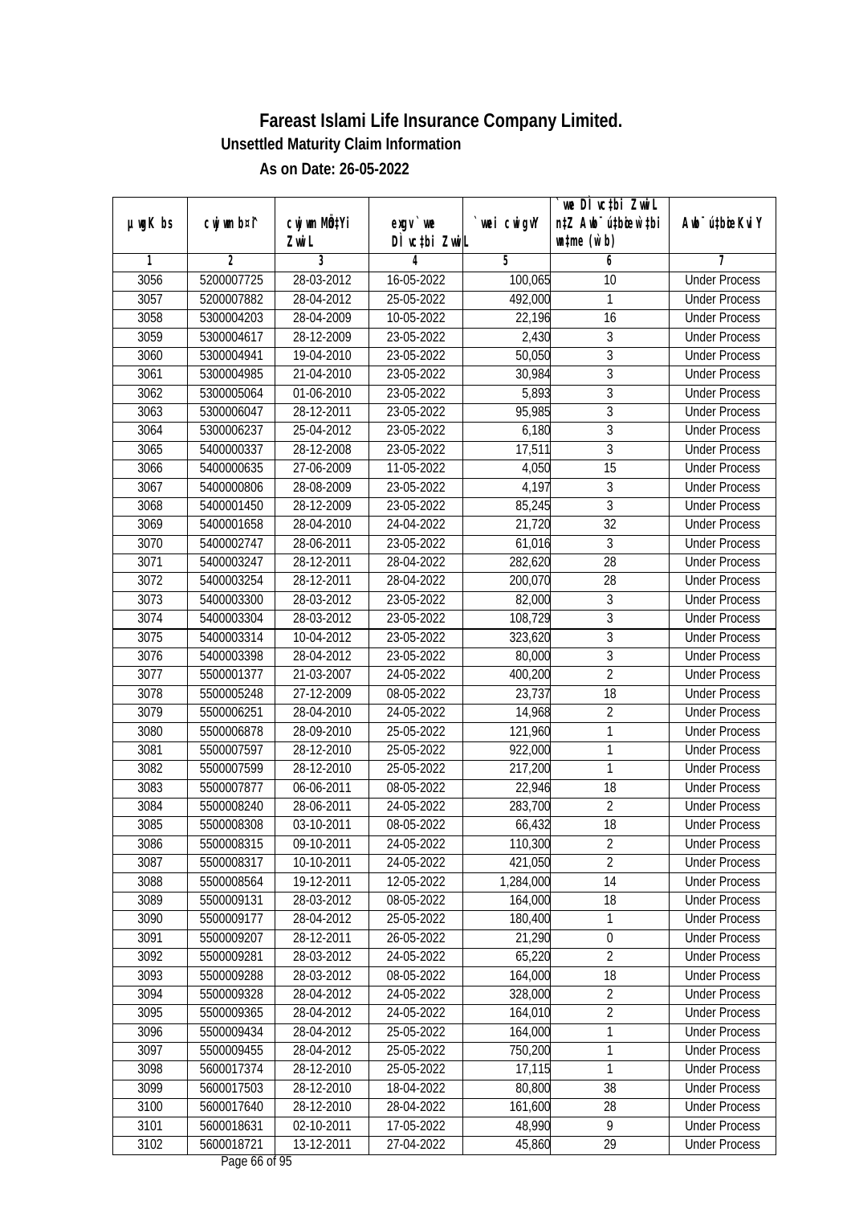# Fareast Islami Life Insurance Company Limited.

**Unsettled Maturity Claim Information**

**As on Date: 26-05-2022**

| µwgK bs | cwjwm b¤^i | cwjwm MÖn‡Yi ZvwiL | exgv `vwe DÌvc‡bi ZvwiL | `vwei cwigvY | `vwe DÌvc‡bi ZvwiL n‡Z Awb¯úbœ‡bi w`‡bi msL¨v (w`b) | Awb¯ú‡bœi KviY |
|---|---|---|---|---|---|---|
| 1 | 2 | 3 | 4 | 5 | 6 | 7 |
| 3056 | 5200007725 | 28-03-2012 | 16-05-2022 | 100,065 | 10 | Under Process |
| 3057 | 5200007882 | 28-04-2012 | 25-05-2022 | 492,000 | 1 | Under Process |
| 3058 | 5300004203 | 28-04-2009 | 10-05-2022 | 22,196 | 16 | Under Process |
| 3059 | 5300004617 | 28-12-2009 | 23-05-2022 | 2,430 | 3 | Under Process |
| 3060 | 5300004941 | 19-04-2010 | 23-05-2022 | 50,050 | 3 | Under Process |
| 3061 | 5300004985 | 21-04-2010 | 23-05-2022 | 30,984 | 3 | Under Process |
| 3062 | 5300005064 | 01-06-2010 | 23-05-2022 | 5,893 | 3 | Under Process |
| 3063 | 5300006047 | 28-12-2011 | 23-05-2022 | 95,985 | 3 | Under Process |
| 3064 | 5300006237 | 25-04-2012 | 23-05-2022 | 6,180 | 3 | Under Process |
| 3065 | 5400000337 | 28-12-2008 | 23-05-2022 | 17,511 | 3 | Under Process |
| 3066 | 5400000635 | 27-06-2009 | 11-05-2022 | 4,050 | 15 | Under Process |
| 3067 | 5400000806 | 28-08-2009 | 23-05-2022 | 4,197 | 3 | Under Process |
| 3068 | 5400001450 | 28-12-2009 | 23-05-2022 | 85,245 | 3 | Under Process |
| 3069 | 5400001658 | 28-04-2010 | 24-04-2022 | 21,720 | 32 | Under Process |
| 3070 | 5400002747 | 28-06-2011 | 23-05-2022 | 61,016 | 3 | Under Process |
| 3071 | 5400003247 | 28-12-2011 | 28-04-2022 | 282,620 | 28 | Under Process |
| 3072 | 5400003254 | 28-12-2011 | 28-04-2022 | 200,070 | 28 | Under Process |
| 3073 | 5400003300 | 28-03-2012 | 23-05-2022 | 82,000 | 3 | Under Process |
| 3074 | 5400003304 | 28-03-2012 | 23-05-2022 | 108,729 | 3 | Under Process |
| 3075 | 5400003314 | 10-04-2012 | 23-05-2022 | 323,620 | 3 | Under Process |
| 3076 | 5400003398 | 28-04-2012 | 23-05-2022 | 80,000 | 3 | Under Process |
| 3077 | 5500001377 | 21-03-2007 | 24-05-2022 | 400,200 | 2 | Under Process |
| 3078 | 5500005248 | 27-12-2009 | 08-05-2022 | 23,737 | 18 | Under Process |
| 3079 | 5500006251 | 28-04-2010 | 24-05-2022 | 14,968 | 2 | Under Process |
| 3080 | 5500006878 | 28-09-2010 | 25-05-2022 | 121,960 | 1 | Under Process |
| 3081 | 5500007597 | 28-12-2010 | 25-05-2022 | 922,000 | 1 | Under Process |
| 3082 | 5500007599 | 28-12-2010 | 25-05-2022 | 217,200 | 1 | Under Process |
| 3083 | 5500007877 | 06-06-2011 | 08-05-2022 | 22,946 | 18 | Under Process |
| 3084 | 5500008240 | 28-06-2011 | 24-05-2022 | 283,700 | 2 | Under Process |
| 3085 | 5500008308 | 03-10-2011 | 08-05-2022 | 66,432 | 18 | Under Process |
| 3086 | 5500008315 | 09-10-2011 | 24-05-2022 | 110,300 | 2 | Under Process |
| 3087 | 5500008317 | 10-10-2011 | 24-05-2022 | 421,050 | 2 | Under Process |
| 3088 | 5500008564 | 19-12-2011 | 12-05-2022 | 1,284,000 | 14 | Under Process |
| 3089 | 5500009131 | 28-03-2012 | 08-05-2022 | 164,000 | 18 | Under Process |
| 3090 | 5500009177 | 28-04-2012 | 25-05-2022 | 180,400 | 1 | Under Process |
| 3091 | 5500009207 | 28-12-2011 | 26-05-2022 | 21,290 | 0 | Under Process |
| 3092 | 5500009281 | 28-03-2012 | 24-05-2022 | 65,220 | 2 | Under Process |
| 3093 | 5500009288 | 28-03-2012 | 08-05-2022 | 164,000 | 18 | Under Process |
| 3094 | 5500009328 | 28-04-2012 | 24-05-2022 | 328,000 | 2 | Under Process |
| 3095 | 5500009365 | 28-04-2012 | 24-05-2022 | 164,010 | 2 | Under Process |
| 3096 | 5500009434 | 28-04-2012 | 25-05-2022 | 164,000 | 1 | Under Process |
| 3097 | 5500009455 | 28-04-2012 | 25-05-2022 | 750,200 | 1 | Under Process |
| 3098 | 5600017374 | 28-12-2010 | 25-05-2022 | 17,115 | 1 | Under Process |
| 3099 | 5600017503 | 28-12-2010 | 18-04-2022 | 80,800 | 38 | Under Process |
| 3100 | 5600017640 | 28-12-2010 | 28-04-2022 | 161,600 | 28 | Under Process |
| 3101 | 5600018631 | 02-10-2011 | 17-05-2022 | 48,990 | 9 | Under Process |
| 3102 | 5600018721 | 13-12-2011 | 27-04-2022 | 45,860 | 29 | Under Process |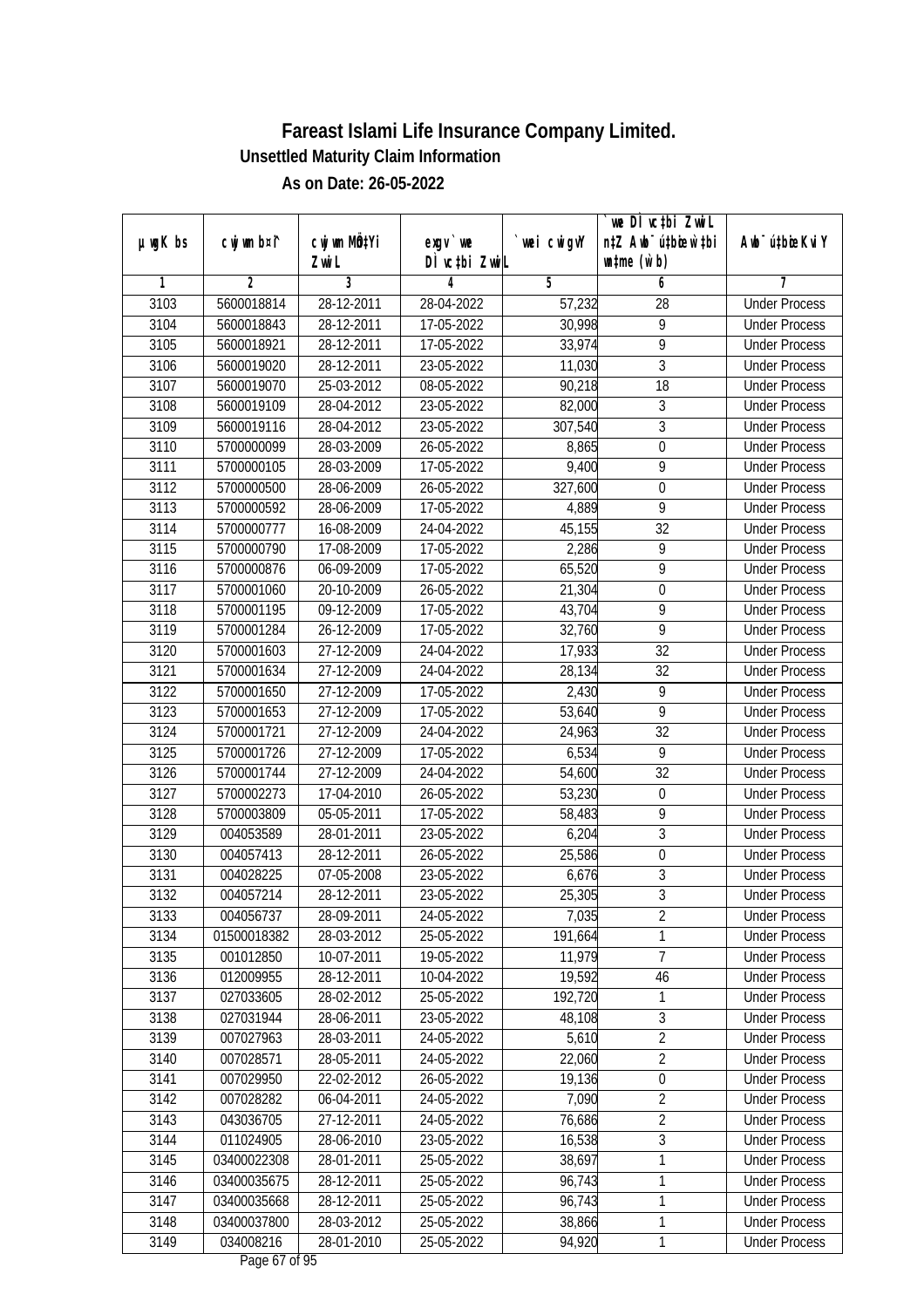# Fareast Islami Life Insurance Company Limited.

**Unsettled Maturity Claim Information**

**As on Date: 26-05-2022**

| µwgK bs | cwjwm b¤^i | cwjwm MÖnYi ZvwiL | exgv` we DÌvc‡bi ZvwiL | `vwei cwigvY | `vwe DÌvc‡bi ZvwiL n‡Z Awb®úbœ w`‡bi wnmve (w`b) | Awb®úbœ KviY |
|---|---|---|---|---|---|---|
| 1 | 2 | 3 | 4 | 5 | 6 | 7 |
| 3103 | 5600018814 | 28-12-2011 | 28-04-2022 | 57,232 | 28 | Under Process |
| 3104 | 5600018843 | 28-12-2011 | 17-05-2022 | 30,998 | 9 | Under Process |
| 3105 | 5600018921 | 28-12-2011 | 17-05-2022 | 33,974 | 9 | Under Process |
| 3106 | 5600019020 | 28-12-2011 | 23-05-2022 | 11,030 | 3 | Under Process |
| 3107 | 5600019070 | 25-03-2012 | 08-05-2022 | 90,218 | 18 | Under Process |
| 3108 | 5600019109 | 28-04-2012 | 23-05-2022 | 82,000 | 3 | Under Process |
| 3109 | 5600019116 | 28-04-2012 | 23-05-2022 | 307,540 | 3 | Under Process |
| 3110 | 5700000099 | 28-03-2009 | 26-05-2022 | 8,865 | 0 | Under Process |
| 3111 | 5700000105 | 28-03-2009 | 17-05-2022 | 9,400 | 9 | Under Process |
| 3112 | 5700000500 | 28-06-2009 | 26-05-2022 | 327,600 | 0 | Under Process |
| 3113 | 5700000592 | 28-06-2009 | 17-05-2022 | 4,889 | 9 | Under Process |
| 3114 | 5700000777 | 16-08-2009 | 24-04-2022 | 45,155 | 32 | Under Process |
| 3115 | 5700000790 | 17-08-2009 | 17-05-2022 | 2,286 | 9 | Under Process |
| 3116 | 5700000876 | 06-09-2009 | 17-05-2022 | 65,520 | 9 | Under Process |
| 3117 | 5700001060 | 20-10-2009 | 26-05-2022 | 21,304 | 0 | Under Process |
| 3118 | 5700001195 | 09-12-2009 | 17-05-2022 | 43,704 | 9 | Under Process |
| 3119 | 5700001284 | 26-12-2009 | 17-05-2022 | 32,760 | 9 | Under Process |
| 3120 | 5700001603 | 27-12-2009 | 24-04-2022 | 17,933 | 32 | Under Process |
| 3121 | 5700001634 | 27-12-2009 | 24-04-2022 | 28,134 | 32 | Under Process |
| 3122 | 5700001650 | 27-12-2009 | 17-05-2022 | 2,430 | 9 | Under Process |
| 3123 | 5700001653 | 27-12-2009 | 17-05-2022 | 53,640 | 9 | Under Process |
| 3124 | 5700001721 | 27-12-2009 | 24-04-2022 | 24,963 | 32 | Under Process |
| 3125 | 5700001726 | 27-12-2009 | 17-05-2022 | 6,534 | 9 | Under Process |
| 3126 | 5700001744 | 27-12-2009 | 24-04-2022 | 54,600 | 32 | Under Process |
| 3127 | 5700002273 | 17-04-2010 | 26-05-2022 | 53,230 | 0 | Under Process |
| 3128 | 5700003809 | 05-05-2011 | 17-05-2022 | 58,483 | 9 | Under Process |
| 3129 | 004053589 | 28-01-2011 | 23-05-2022 | 6,204 | 3 | Under Process |
| 3130 | 004057413 | 28-12-2011 | 26-05-2022 | 25,586 | 0 | Under Process |
| 3131 | 004028225 | 07-05-2008 | 23-05-2022 | 6,676 | 3 | Under Process |
| 3132 | 004057214 | 28-12-2011 | 23-05-2022 | 25,305 | 3 | Under Process |
| 3133 | 004056737 | 28-09-2011 | 24-05-2022 | 7,035 | 2 | Under Process |
| 3134 | 01500018382 | 28-03-2012 | 25-05-2022 | 191,664 | 1 | Under Process |
| 3135 | 001012850 | 10-07-2011 | 19-05-2022 | 11,979 | 7 | Under Process |
| 3136 | 012009955 | 28-12-2011 | 10-04-2022 | 19,592 | 46 | Under Process |
| 3137 | 027033605 | 28-02-2012 | 25-05-2022 | 192,720 | 1 | Under Process |
| 3138 | 027031944 | 28-06-2011 | 23-05-2022 | 48,108 | 3 | Under Process |
| 3139 | 007027963 | 28-03-2011 | 24-05-2022 | 5,610 | 2 | Under Process |
| 3140 | 007028571 | 28-05-2011 | 24-05-2022 | 22,060 | 2 | Under Process |
| 3141 | 007029950 | 22-02-2012 | 26-05-2022 | 19,136 | 0 | Under Process |
| 3142 | 007028282 | 06-04-2011 | 24-05-2022 | 7,090 | 2 | Under Process |
| 3143 | 043036705 | 27-12-2011 | 24-05-2022 | 76,686 | 2 | Under Process |
| 3144 | 011024905 | 28-06-2010 | 23-05-2022 | 16,538 | 3 | Under Process |
| 3145 | 03400022308 | 28-01-2011 | 25-05-2022 | 38,697 | 1 | Under Process |
| 3146 | 03400035675 | 28-12-2011 | 25-05-2022 | 96,743 | 1 | Under Process |
| 3147 | 03400035668 | 28-12-2011 | 25-05-2022 | 96,743 | 1 | Under Process |
| 3148 | 03400037800 | 28-03-2012 | 25-05-2022 | 38,866 | 1 | Under Process |
| 3149 | 034008216 | 28-01-2010 | 25-05-2022 | 94,920 | 1 | Under Process |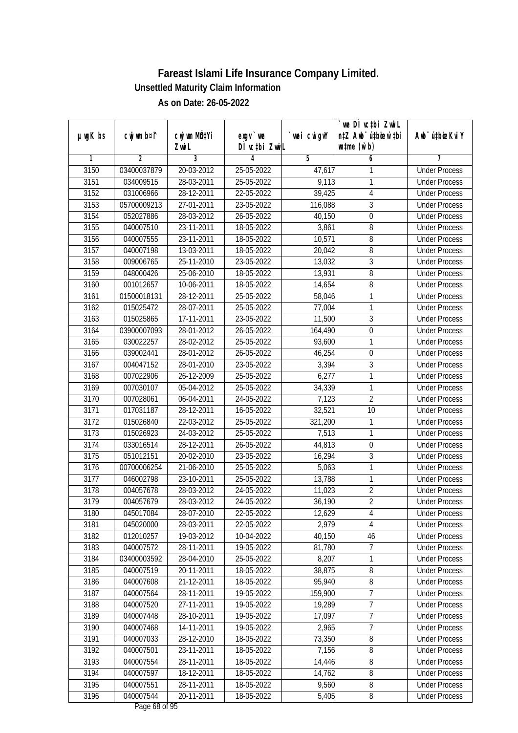# Fareast Islami Life Insurance Company Limited.

## Unsettled Maturity Claim Information

### As on Date: 26-05-2022

| µwgK bs | cwjwm b¤^i | cwjwm MÖn‡Yi ZvwiL | exgv`we DÌvc‡bi ZvwiL | `vwei cwigvY | `we DÌvc‡bi ZvwiL n‡Z Awb¯úbœ w`‡bi msL¨v (w`b) | Awb¯ú‡bœi KviY |
|---|---|---|---|---|---|---|
| 1 | 2 | 3 | 4 | 5 | 6 | 7 |
| 3150 | 03400037879 | 20-03-2012 | 25-05-2022 | 47,617 | 1 | Under Process |
| 3151 | 034009515 | 28-03-2011 | 25-05-2022 | 9,113 | 1 | Under Process |
| 3152 | 031006966 | 28-12-2011 | 22-05-2022 | 39,425 | 4 | Under Process |
| 3153 | 05700009213 | 27-01-2011 | 23-05-2022 | 116,088 | 3 | Under Process |
| 3154 | 052027886 | 28-03-2012 | 26-05-2022 | 40,150 | 0 | Under Process |
| 3155 | 040007510 | 23-11-2011 | 18-05-2022 | 3,861 | 8 | Under Process |
| 3156 | 040007555 | 23-11-2011 | 18-05-2022 | 10,571 | 8 | Under Process |
| 3157 | 040007198 | 13-03-2011 | 18-05-2022 | 20,042 | 8 | Under Process |
| 3158 | 009006765 | 25-11-2010 | 23-05-2022 | 13,032 | 3 | Under Process |
| 3159 | 048000426 | 25-06-2010 | 18-05-2022 | 13,931 | 8 | Under Process |
| 3160 | 001012657 | 10-06-2011 | 18-05-2022 | 14,654 | 8 | Under Process |
| 3161 | 01500018131 | 28-12-2011 | 25-05-2022 | 58,046 | 1 | Under Process |
| 3162 | 015025472 | 28-07-2011 | 25-05-2022 | 77,004 | 1 | Under Process |
| 3163 | 015025865 | 17-11-2011 | 23-05-2022 | 11,500 | 3 | Under Process |
| 3164 | 03900007093 | 28-01-2012 | 26-05-2022 | 164,490 | 0 | Under Process |
| 3165 | 030022257 | 28-02-2012 | 25-05-2022 | 93,600 | 1 | Under Process |
| 3166 | 039002441 | 28-01-2012 | 26-05-2022 | 46,254 | 0 | Under Process |
| 3167 | 004047152 | 28-01-2010 | 23-05-2022 | 3,394 | 3 | Under Process |
| 3168 | 007022906 | 26-12-2009 | 25-05-2022 | 6,277 | 1 | Under Process |
| 3169 | 007030107 | 05-04-2012 | 25-05-2022 | 34,339 | 1 | Under Process |
| 3170 | 007028061 | 06-04-2011 | 24-05-2022 | 7,123 | 2 | Under Process |
| 3171 | 017031187 | 28-12-2011 | 16-05-2022 | 32,521 | 10 | Under Process |
| 3172 | 015026840 | 22-03-2012 | 25-05-2022 | 321,200 | 1 | Under Process |
| 3173 | 015026923 | 24-03-2012 | 25-05-2022 | 7,513 | 1 | Under Process |
| 3174 | 033016514 | 28-12-2011 | 26-05-2022 | 44,813 | 0 | Under Process |
| 3175 | 051012151 | 20-02-2010 | 23-05-2022 | 16,294 | 3 | Under Process |
| 3176 | 00700006254 | 21-06-2010 | 25-05-2022 | 5,063 | 1 | Under Process |
| 3177 | 046002798 | 23-10-2011 | 25-05-2022 | 13,788 | 1 | Under Process |
| 3178 | 004057678 | 28-03-2012 | 24-05-2022 | 11,023 | 2 | Under Process |
| 3179 | 004057679 | 28-03-2012 | 24-05-2022 | 36,190 | 2 | Under Process |
| 3180 | 045017084 | 28-07-2010 | 22-05-2022 | 12,629 | 4 | Under Process |
| 3181 | 045020000 | 28-03-2011 | 22-05-2022 | 2,979 | 4 | Under Process |
| 3182 | 012010257 | 19-03-2012 | 10-04-2022 | 40,150 | 46 | Under Process |
| 3183 | 040007572 | 28-11-2011 | 19-05-2022 | 81,780 | 7 | Under Process |
| 3184 | 03400003592 | 28-04-2010 | 25-05-2022 | 8,207 | 1 | Under Process |
| 3185 | 040007519 | 20-11-2011 | 18-05-2022 | 38,875 | 8 | Under Process |
| 3186 | 040007608 | 21-12-2011 | 18-05-2022 | 95,940 | 8 | Under Process |
| 3187 | 040007564 | 28-11-2011 | 19-05-2022 | 159,900 | 7 | Under Process |
| 3188 | 040007520 | 27-11-2011 | 19-05-2022 | 19,289 | 7 | Under Process |
| 3189 | 040007448 | 28-10-2011 | 19-05-2022 | 17,097 | 7 | Under Process |
| 3190 | 040007468 | 14-11-2011 | 19-05-2022 | 2,965 | 7 | Under Process |
| 3191 | 040007033 | 28-12-2010 | 18-05-2022 | 73,350 | 8 | Under Process |
| 3192 | 040007501 | 23-11-2011 | 18-05-2022 | 7,156 | 8 | Under Process |
| 3193 | 040007554 | 28-11-2011 | 18-05-2022 | 14,446 | 8 | Under Process |
| 3194 | 040007597 | 18-12-2011 | 18-05-2022 | 14,762 | 8 | Under Process |
| 3195 | 040007551 | 28-11-2011 | 18-05-2022 | 9,560 | 8 | Under Process |
| 3196 | 040007544 | 20-11-2011 | 18-05-2022 | 5,405 | 8 | Under Process |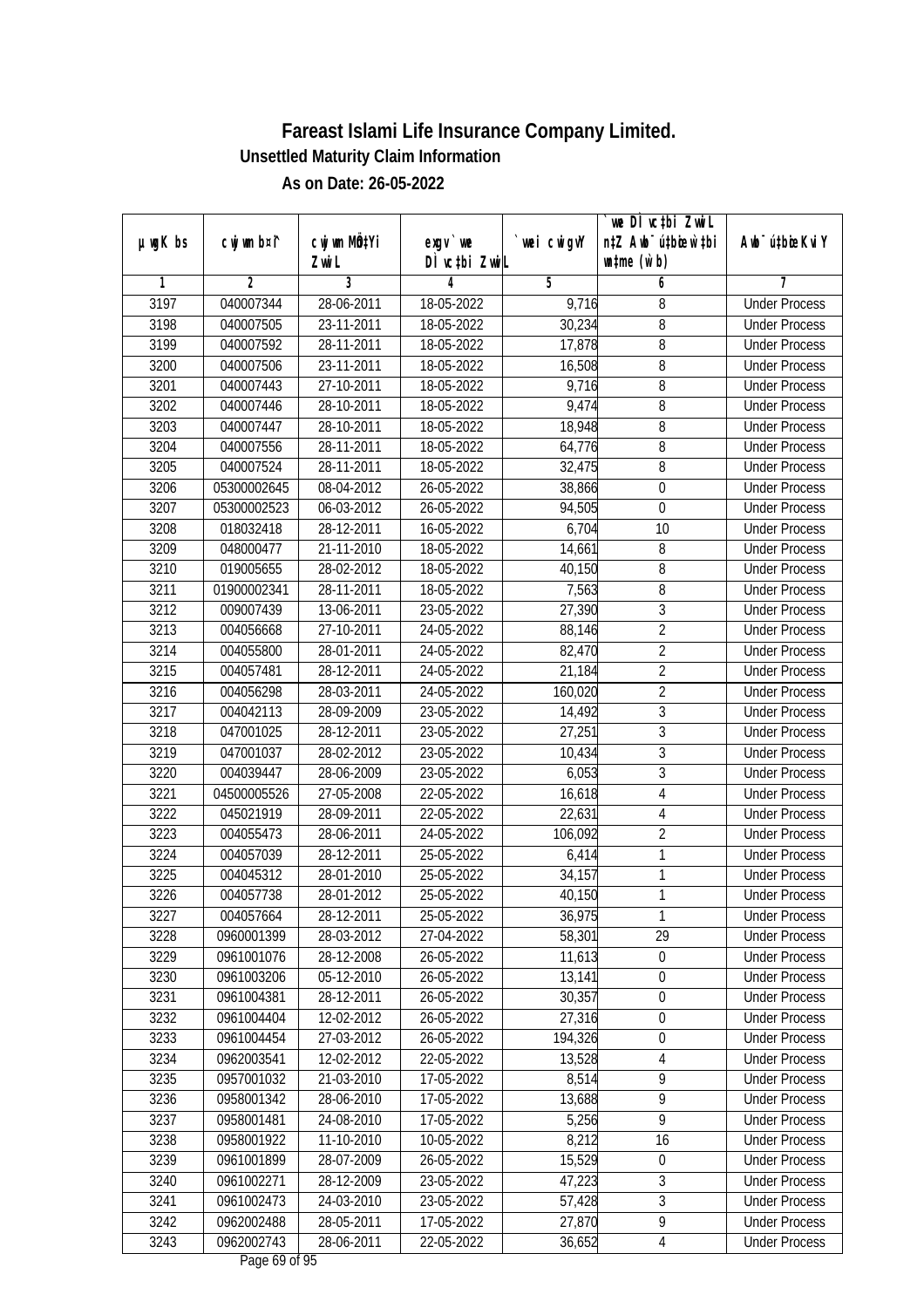# Fareast Islami Life Insurance Company Limited.

## Unsettled Maturity Claim Information

### As on Date: 26-05-2022

| µwgK bs | cwjwm b¤^i | cwjwm MÖn‡Yi ZvwiL | exgv `vwe DÌvc‡bi ZvwiL | `vwei cwigvY | `vwe DÌvc‡bi ZvwiL n‡Z Awb¯úbœ w`‡bi msL¨v (w`b) | Awb¯úbœ Kvi Y |
|---|---|---|---|---|---|---|
| 1 | 2 | 3 | 4 | 5 | 6 | 7 |
| 3197 | 040007344 | 28-06-2011 | 18-05-2022 | 9,716 | 8 | Under Process |
| 3198 | 040007505 | 23-11-2011 | 18-05-2022 | 30,234 | 8 | Under Process |
| 3199 | 040007592 | 28-11-2011 | 18-05-2022 | 17,878 | 8 | Under Process |
| 3200 | 040007506 | 23-11-2011 | 18-05-2022 | 16,508 | 8 | Under Process |
| 3201 | 040007443 | 27-10-2011 | 18-05-2022 | 9,716 | 8 | Under Process |
| 3202 | 040007446 | 28-10-2011 | 18-05-2022 | 9,474 | 8 | Under Process |
| 3203 | 040007447 | 28-10-2011 | 18-05-2022 | 18,948 | 8 | Under Process |
| 3204 | 040007556 | 28-11-2011 | 18-05-2022 | 64,776 | 8 | Under Process |
| 3205 | 040007524 | 28-11-2011 | 18-05-2022 | 32,475 | 8 | Under Process |
| 3206 | 05300002645 | 08-04-2012 | 26-05-2022 | 38,866 | 0 | Under Process |
| 3207 | 05300002523 | 06-03-2012 | 26-05-2022 | 94,505 | 0 | Under Process |
| 3208 | 018032418 | 28-12-2011 | 16-05-2022 | 6,704 | 10 | Under Process |
| 3209 | 048000477 | 21-11-2010 | 18-05-2022 | 14,661 | 8 | Under Process |
| 3210 | 019005655 | 28-02-2012 | 18-05-2022 | 40,150 | 8 | Under Process |
| 3211 | 01900002341 | 28-11-2011 | 18-05-2022 | 7,563 | 8 | Under Process |
| 3212 | 009007439 | 13-06-2011 | 23-05-2022 | 27,390 | 3 | Under Process |
| 3213 | 004056668 | 27-10-2011 | 24-05-2022 | 88,146 | 2 | Under Process |
| 3214 | 004055800 | 28-01-2011 | 24-05-2022 | 82,470 | 2 | Under Process |
| 3215 | 004057481 | 28-12-2011 | 24-05-2022 | 21,184 | 2 | Under Process |
| 3216 | 004056298 | 28-03-2011 | 24-05-2022 | 160,020 | 2 | Under Process |
| 3217 | 004042113 | 28-09-2009 | 23-05-2022 | 14,492 | 3 | Under Process |
| 3218 | 047001025 | 28-12-2011 | 23-05-2022 | 27,251 | 3 | Under Process |
| 3219 | 047001037 | 28-02-2012 | 23-05-2022 | 10,434 | 3 | Under Process |
| 3220 | 004039447 | 28-06-2009 | 23-05-2022 | 6,053 | 3 | Under Process |
| 3221 | 04500005526 | 27-05-2008 | 22-05-2022 | 16,618 | 4 | Under Process |
| 3222 | 045021919 | 28-09-2011 | 22-05-2022 | 22,631 | 4 | Under Process |
| 3223 | 004055473 | 28-06-2011 | 24-05-2022 | 106,092 | 2 | Under Process |
| 3224 | 004057039 | 28-12-2011 | 25-05-2022 | 6,414 | 1 | Under Process |
| 3225 | 004045312 | 28-01-2010 | 25-05-2022 | 34,157 | 1 | Under Process |
| 3226 | 004057738 | 28-01-2012 | 25-05-2022 | 40,150 | 1 | Under Process |
| 3227 | 004057664 | 28-12-2011 | 25-05-2022 | 36,975 | 1 | Under Process |
| 3228 | 0960001399 | 28-03-2012 | 27-04-2022 | 58,301 | 29 | Under Process |
| 3229 | 0961001076 | 28-12-2008 | 26-05-2022 | 11,613 | 0 | Under Process |
| 3230 | 0961003206 | 05-12-2010 | 26-05-2022 | 13,141 | 0 | Under Process |
| 3231 | 0961004381 | 28-12-2011 | 26-05-2022 | 30,357 | 0 | Under Process |
| 3232 | 0961004404 | 12-02-2012 | 26-05-2022 | 27,316 | 0 | Under Process |
| 3233 | 0961004454 | 27-03-2012 | 26-05-2022 | 194,326 | 0 | Under Process |
| 3234 | 0962003541 | 12-02-2012 | 22-05-2022 | 13,528 | 4 | Under Process |
| 3235 | 0957001032 | 21-03-2010 | 17-05-2022 | 8,514 | 9 | Under Process |
| 3236 | 0958001342 | 28-06-2010 | 17-05-2022 | 13,688 | 9 | Under Process |
| 3237 | 0958001481 | 24-08-2010 | 17-05-2022 | 5,256 | 9 | Under Process |
| 3238 | 0958001922 | 11-10-2010 | 10-05-2022 | 8,212 | 16 | Under Process |
| 3239 | 0961001899 | 28-07-2009 | 26-05-2022 | 15,529 | 0 | Under Process |
| 3240 | 0961002271 | 28-12-2009 | 23-05-2022 | 47,223 | 3 | Under Process |
| 3241 | 0961002473 | 24-03-2010 | 23-05-2022 | 57,428 | 3 | Under Process |
| 3242 | 0962002488 | 28-05-2011 | 17-05-2022 | 27,870 | 9 | Under Process |
| 3243 | 0962002743 | 28-06-2011 | 22-05-2022 | 36,652 | 4 | Under Process |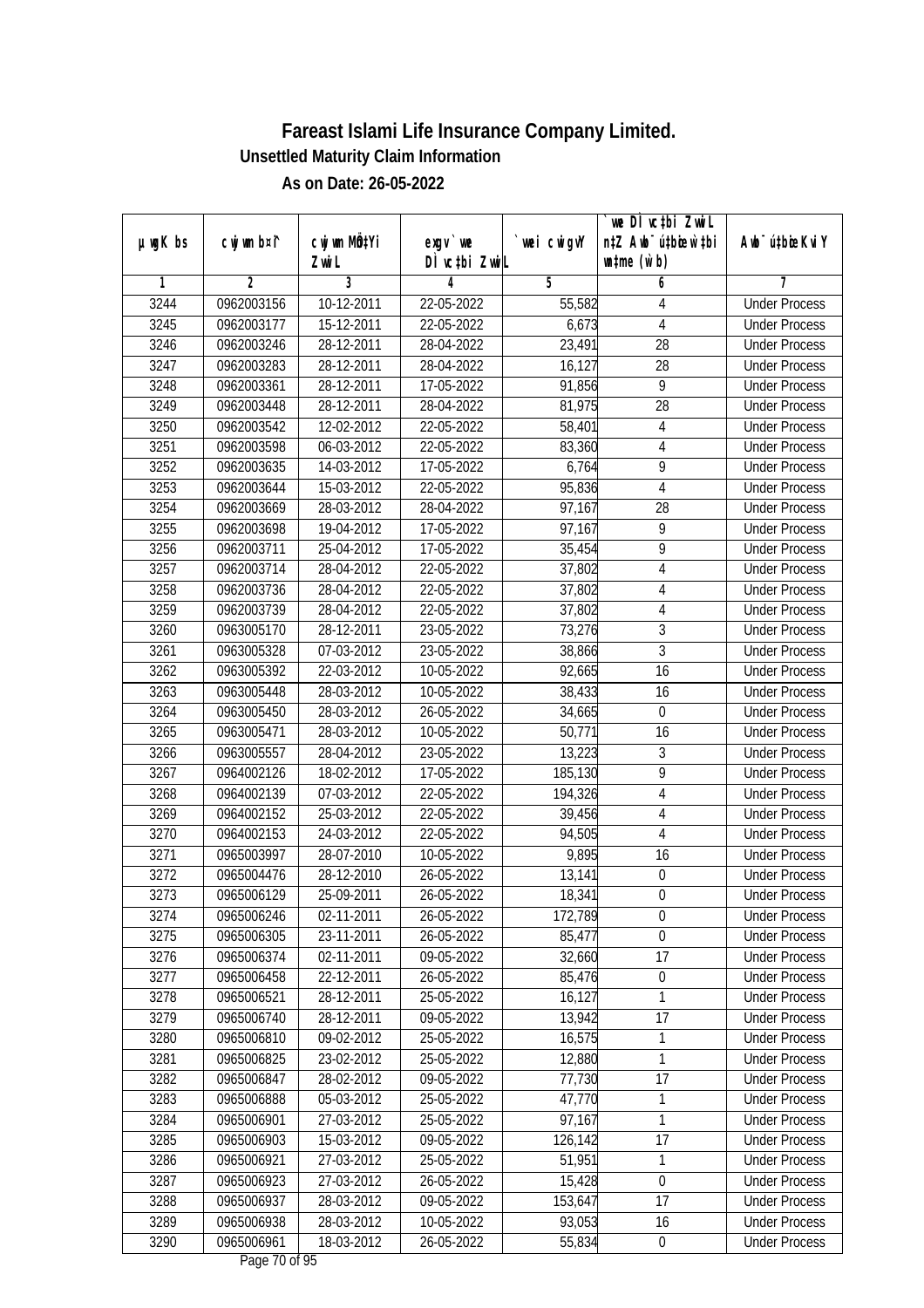# Fareast Islami Life Insurance Company Limited.

## Unsettled Maturity Claim Information

### As on Date: 26-05-2022

| µwgK bs | cwjwm b¤^i | cwjwm MÖn‡Yi ZvwiL | exgv `vwe DÌvc‡bi ZvwiL | `vwei cwigvY | `vwe DÌvc‡bi ZvwiL n‡Z Awb¯úbœ `vwei wbmwË‡Z Awb¯ú‡bœi mgqKvj (w`b) | Awb¯ú‡bœi KviY |
|---|---|---|---|---|---|---|
| 1 | 2 | 3 | 4 | 5 | 6 | 7 |
| 3244 | 0962003156 | 10-12-2011 | 22-05-2022 | 55,582 | 4 | Under Process |
| 3245 | 0962003177 | 15-12-2011 | 22-05-2022 | 6,673 | 4 | Under Process |
| 3246 | 0962003246 | 28-12-2011 | 28-04-2022 | 23,491 | 28 | Under Process |
| 3247 | 0962003283 | 28-12-2011 | 28-04-2022 | 16,127 | 28 | Under Process |
| 3248 | 0962003361 | 28-12-2011 | 17-05-2022 | 91,856 | 9 | Under Process |
| 3249 | 0962003448 | 28-12-2011 | 28-04-2022 | 81,975 | 28 | Under Process |
| 3250 | 0962003542 | 12-02-2012 | 22-05-2022 | 58,401 | 4 | Under Process |
| 3251 | 0962003598 | 06-03-2012 | 22-05-2022 | 83,360 | 4 | Under Process |
| 3252 | 0962003635 | 14-03-2012 | 17-05-2022 | 6,764 | 9 | Under Process |
| 3253 | 0962003644 | 15-03-2012 | 22-05-2022 | 95,836 | 4 | Under Process |
| 3254 | 0962003669 | 28-03-2012 | 28-04-2022 | 97,167 | 28 | Under Process |
| 3255 | 0962003698 | 19-04-2012 | 17-05-2022 | 97,167 | 9 | Under Process |
| 3256 | 0962003711 | 25-04-2012 | 17-05-2022 | 35,454 | 9 | Under Process |
| 3257 | 0962003714 | 28-04-2012 | 22-05-2022 | 37,802 | 4 | Under Process |
| 3258 | 0962003736 | 28-04-2012 | 22-05-2022 | 37,802 | 4 | Under Process |
| 3259 | 0962003739 | 28-04-2012 | 22-05-2022 | 37,802 | 4 | Under Process |
| 3260 | 0963005170 | 28-12-2011 | 23-05-2022 | 73,276 | 3 | Under Process |
| 3261 | 0963005328 | 07-03-2012 | 23-05-2022 | 38,866 | 3 | Under Process |
| 3262 | 0963005392 | 22-03-2012 | 10-05-2022 | 92,665 | 16 | Under Process |
| 3263 | 0963005448 | 28-03-2012 | 10-05-2022 | 38,433 | 16 | Under Process |
| 3264 | 0963005450 | 28-03-2012 | 26-05-2022 | 34,665 | 0 | Under Process |
| 3265 | 0963005471 | 28-03-2012 | 10-05-2022 | 50,771 | 16 | Under Process |
| 3266 | 0963005557 | 28-04-2012 | 23-05-2022 | 13,223 | 3 | Under Process |
| 3267 | 0964002126 | 18-02-2012 | 17-05-2022 | 185,130 | 9 | Under Process |
| 3268 | 0964002139 | 07-03-2012 | 22-05-2022 | 194,326 | 4 | Under Process |
| 3269 | 0964002152 | 25-03-2012 | 22-05-2022 | 39,456 | 4 | Under Process |
| 3270 | 0964002153 | 24-03-2012 | 22-05-2022 | 94,505 | 4 | Under Process |
| 3271 | 0965003997 | 28-07-2010 | 10-05-2022 | 9,895 | 16 | Under Process |
| 3272 | 0965004476 | 28-12-2010 | 26-05-2022 | 13,141 | 0 | Under Process |
| 3273 | 0965006129 | 25-09-2011 | 26-05-2022 | 18,341 | 0 | Under Process |
| 3274 | 0965006246 | 02-11-2011 | 26-05-2022 | 172,789 | 0 | Under Process |
| 3275 | 0965006305 | 23-11-2011 | 26-05-2022 | 85,477 | 0 | Under Process |
| 3276 | 0965006374 | 02-11-2011 | 09-05-2022 | 32,660 | 17 | Under Process |
| 3277 | 0965006458 | 22-12-2011 | 26-05-2022 | 85,476 | 0 | Under Process |
| 3278 | 0965006521 | 28-12-2011 | 25-05-2022 | 16,127 | 1 | Under Process |
| 3279 | 0965006740 | 28-12-2011 | 09-05-2022 | 13,942 | 17 | Under Process |
| 3280 | 0965006810 | 09-02-2012 | 25-05-2022 | 16,575 | 1 | Under Process |
| 3281 | 0965006825 | 23-02-2012 | 25-05-2022 | 12,880 | 1 | Under Process |
| 3282 | 0965006847 | 28-02-2012 | 09-05-2022 | 77,730 | 17 | Under Process |
| 3283 | 0965006888 | 05-03-2012 | 25-05-2022 | 47,770 | 1 | Under Process |
| 3284 | 0965006901 | 27-03-2012 | 25-05-2022 | 97,167 | 1 | Under Process |
| 3285 | 0965006903 | 15-03-2012 | 09-05-2022 | 126,142 | 17 | Under Process |
| 3286 | 0965006921 | 27-03-2012 | 25-05-2022 | 51,951 | 1 | Under Process |
| 3287 | 0965006923 | 27-03-2012 | 26-05-2022 | 15,428 | 0 | Under Process |
| 3288 | 0965006937 | 28-03-2012 | 09-05-2022 | 153,647 | 17 | Under Process |
| 3289 | 0965006938 | 28-03-2012 | 10-05-2022 | 93,053 | 16 | Under Process |
| 3290 | 0965006961 | 18-03-2012 | 26-05-2022 | 55,834 | 0 | Under Process |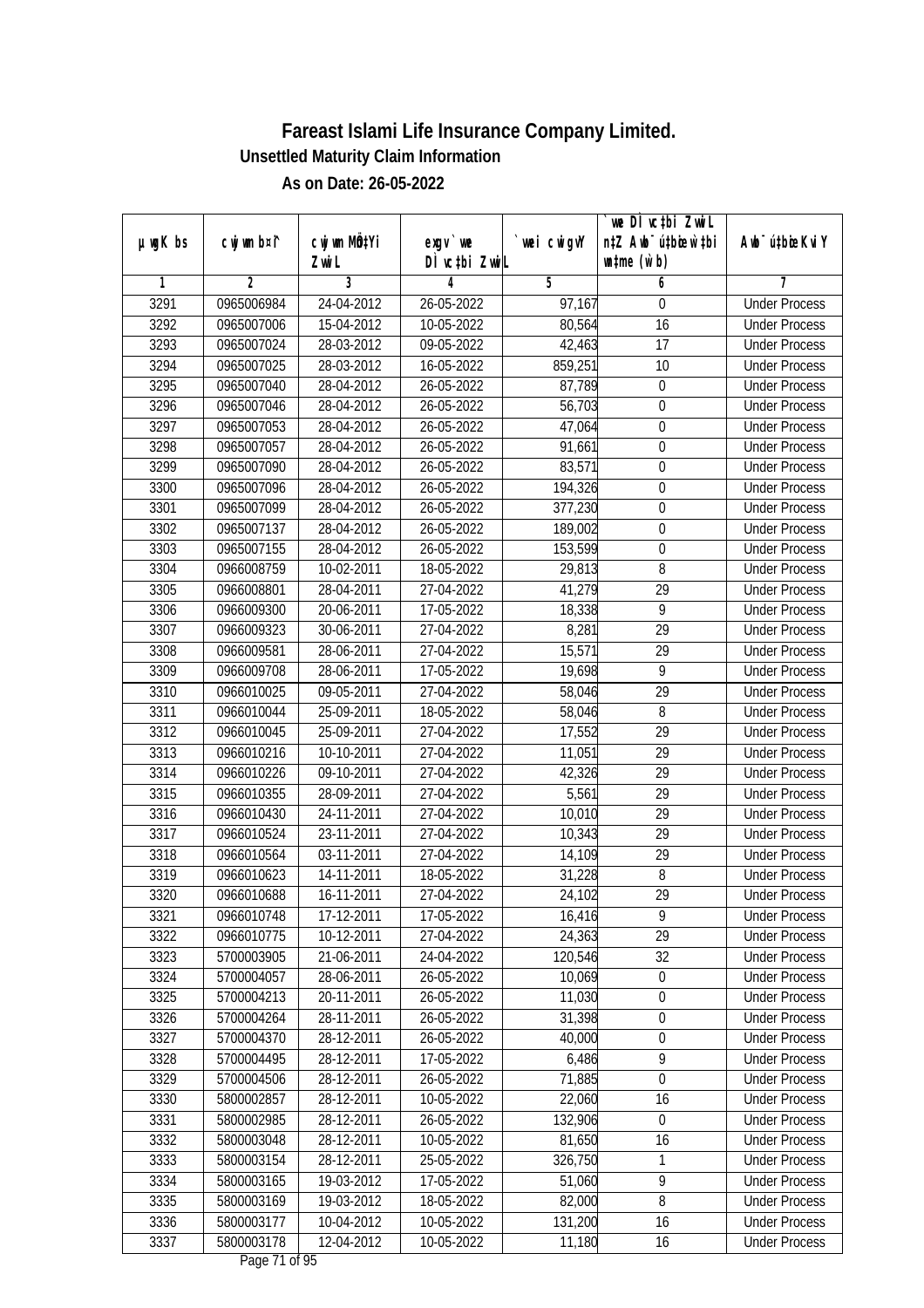# Fareast Islami Life Insurance Company Limited.

**Unsettled Maturity Claim Information**

**As on Date: 26-05-2022**

| µwgK bs | cwjwm bs¤^i | cwjwm MÖn‡Yi ZvwiL | exgv` we DÌvc‡bi ZvwiL | `vwei cwigvY | `vwe DÌvc‡bi ZvwiL n‡Z Awb¯úbœ w`‡bi wnmve (w`b) | Awb¯ú‡bœi KviY |
|---|---|---|---|---|---|---|
| 1 | 2 | 3 | 4 | 5 | 6 | 7 |
| 3291 | 0965006984 | 24-04-2012 | 26-05-2022 | 97,167 | 0 | Under Process |
| 3292 | 0965007006 | 15-04-2012 | 10-05-2022 | 80,564 | 16 | Under Process |
| 3293 | 0965007024 | 28-03-2012 | 09-05-2022 | 42,463 | 17 | Under Process |
| 3294 | 0965007025 | 28-03-2012 | 16-05-2022 | 859,251 | 10 | Under Process |
| 3295 | 0965007040 | 28-04-2012 | 26-05-2022 | 87,789 | 0 | Under Process |
| 3296 | 0965007046 | 28-04-2012 | 26-05-2022 | 56,703 | 0 | Under Process |
| 3297 | 0965007053 | 28-04-2012 | 26-05-2022 | 47,064 | 0 | Under Process |
| 3298 | 0965007057 | 28-04-2012 | 26-05-2022 | 91,661 | 0 | Under Process |
| 3299 | 0965007090 | 28-04-2012 | 26-05-2022 | 83,571 | 0 | Under Process |
| 3300 | 0965007096 | 28-04-2012 | 26-05-2022 | 194,326 | 0 | Under Process |
| 3301 | 0965007099 | 28-04-2012 | 26-05-2022 | 377,230 | 0 | Under Process |
| 3302 | 0965007137 | 28-04-2012 | 26-05-2022 | 189,002 | 0 | Under Process |
| 3303 | 0965007155 | 28-04-2012 | 26-05-2022 | 153,599 | 0 | Under Process |
| 3304 | 0966008759 | 10-02-2011 | 18-05-2022 | 29,813 | 8 | Under Process |
| 3305 | 0966008801 | 28-04-2011 | 27-04-2022 | 41,279 | 29 | Under Process |
| 3306 | 0966009300 | 20-06-2011 | 17-05-2022 | 18,338 | 9 | Under Process |
| 3307 | 0966009323 | 30-06-2011 | 27-04-2022 | 8,281 | 29 | Under Process |
| 3308 | 0966009581 | 28-06-2011 | 27-04-2022 | 15,571 | 29 | Under Process |
| 3309 | 0966009708 | 28-06-2011 | 17-05-2022 | 19,698 | 9 | Under Process |
| 3310 | 0966010025 | 09-05-2011 | 27-04-2022 | 58,046 | 29 | Under Process |
| 3311 | 0966010044 | 25-09-2011 | 18-05-2022 | 58,046 | 8 | Under Process |
| 3312 | 0966010045 | 25-09-2011 | 27-04-2022 | 17,552 | 29 | Under Process |
| 3313 | 0966010216 | 10-10-2011 | 27-04-2022 | 11,051 | 29 | Under Process |
| 3314 | 0966010226 | 09-10-2011 | 27-04-2022 | 42,326 | 29 | Under Process |
| 3315 | 0966010355 | 28-09-2011 | 27-04-2022 | 5,561 | 29 | Under Process |
| 3316 | 0966010430 | 24-11-2011 | 27-04-2022 | 10,010 | 29 | Under Process |
| 3317 | 0966010524 | 23-11-2011 | 27-04-2022 | 10,343 | 29 | Under Process |
| 3318 | 0966010564 | 03-11-2011 | 27-04-2022 | 14,109 | 29 | Under Process |
| 3319 | 0966010623 | 14-11-2011 | 18-05-2022 | 31,228 | 8 | Under Process |
| 3320 | 0966010688 | 16-11-2011 | 27-04-2022 | 24,102 | 29 | Under Process |
| 3321 | 0966010748 | 17-12-2011 | 17-05-2022 | 16,416 | 9 | Under Process |
| 3322 | 0966010775 | 10-12-2011 | 27-04-2022 | 24,363 | 29 | Under Process |
| 3323 | 5700003905 | 21-06-2011 | 24-04-2022 | 120,546 | 32 | Under Process |
| 3324 | 5700004057 | 28-06-2011 | 26-05-2022 | 10,069 | 0 | Under Process |
| 3325 | 5700004213 | 20-11-2011 | 26-05-2022 | 11,030 | 0 | Under Process |
| 3326 | 5700004264 | 28-11-2011 | 26-05-2022 | 31,398 | 0 | Under Process |
| 3327 | 5700004370 | 28-12-2011 | 26-05-2022 | 40,000 | 0 | Under Process |
| 3328 | 5700004495 | 28-12-2011 | 17-05-2022 | 6,486 | 9 | Under Process |
| 3329 | 5700004506 | 28-12-2011 | 26-05-2022 | 71,885 | 0 | Under Process |
| 3330 | 5800002857 | 28-12-2011 | 10-05-2022 | 22,060 | 16 | Under Process |
| 3331 | 5800002985 | 28-12-2011 | 26-05-2022 | 132,906 | 0 | Under Process |
| 3332 | 5800003048 | 28-12-2011 | 10-05-2022 | 81,650 | 16 | Under Process |
| 3333 | 5800003154 | 28-12-2011 | 25-05-2022 | 326,750 | 1 | Under Process |
| 3334 | 5800003165 | 19-03-2012 | 17-05-2022 | 51,060 | 9 | Under Process |
| 3335 | 5800003169 | 19-03-2012 | 18-05-2022 | 82,000 | 8 | Under Process |
| 3336 | 5800003177 | 10-04-2012 | 10-05-2022 | 131,200 | 16 | Under Process |
| 3337 | 5800003178 | 12-04-2012 | 10-05-2022 | 11,180 | 16 | Under Process |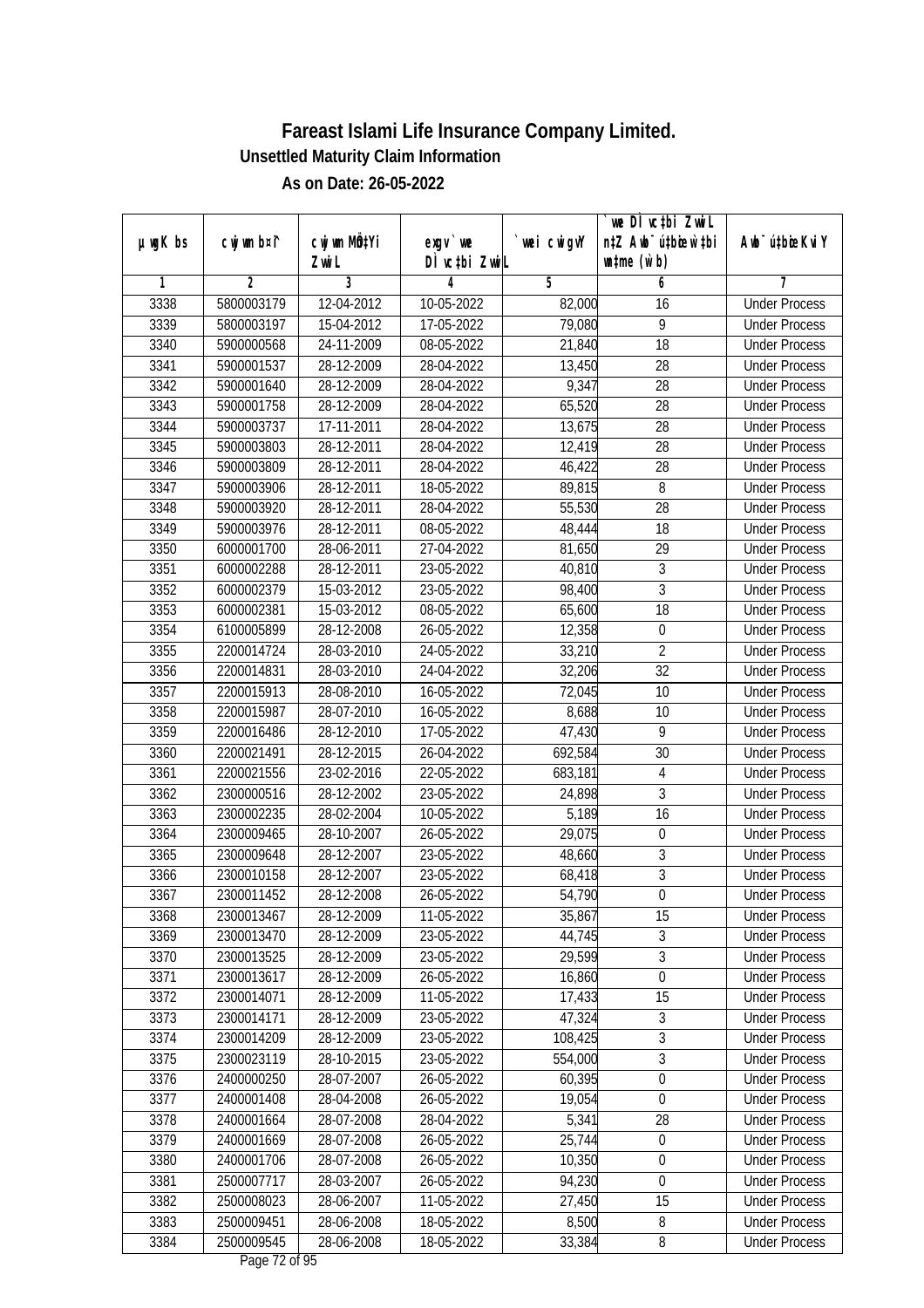# Fareast Islami Life Insurance Company Limited.

### Unsettled Maturity Claim Information

### As on Date: 26-05-2022

| µwgK bs | cwjwm b¤^i | cwjwm MÖn‡Yi ZvwiL | exgv`vwe DÌvc‡bi ZvwiL | `vwei cwigvY | `vwe DÌvc‡bi ZvwiL n‡Z Awb¯úbœ `vwei wbmve (w`b) | Awb¯ú‡bœi KviY |
|---|---|---|---|---|---|---|
| 1 | 2 | 3 | 4 | 5 | 6 | 7 |
| 3338 | 5800003179 | 12-04-2012 | 10-05-2022 | 82,000 | 16 | Under Process |
| 3339 | 5800003197 | 15-04-2012 | 17-05-2022 | 79,080 | 9 | Under Process |
| 3340 | 5900000568 | 24-11-2009 | 08-05-2022 | 21,840 | 18 | Under Process |
| 3341 | 5900001537 | 28-12-2009 | 28-04-2022 | 13,450 | 28 | Under Process |
| 3342 | 5900001640 | 28-12-2009 | 28-04-2022 | 9,347 | 28 | Under Process |
| 3343 | 5900001758 | 28-12-2009 | 28-04-2022 | 65,520 | 28 | Under Process |
| 3344 | 5900003737 | 17-11-2011 | 28-04-2022 | 13,675 | 28 | Under Process |
| 3345 | 5900003803 | 28-12-2011 | 28-04-2022 | 12,419 | 28 | Under Process |
| 3346 | 5900003809 | 28-12-2011 | 28-04-2022 | 46,422 | 28 | Under Process |
| 3347 | 5900003906 | 28-12-2011 | 18-05-2022 | 89,815 | 8 | Under Process |
| 3348 | 5900003920 | 28-12-2011 | 28-04-2022 | 55,530 | 28 | Under Process |
| 3349 | 5900003976 | 28-12-2011 | 08-05-2022 | 48,444 | 18 | Under Process |
| 3350 | 6000001700 | 28-06-2011 | 27-04-2022 | 81,650 | 29 | Under Process |
| 3351 | 6000002288 | 28-12-2011 | 23-05-2022 | 40,810 | 3 | Under Process |
| 3352 | 6000002379 | 15-03-2012 | 23-05-2022 | 98,400 | 3 | Under Process |
| 3353 | 6000002381 | 15-03-2012 | 08-05-2022 | 65,600 | 18 | Under Process |
| 3354 | 6100005899 | 28-12-2008 | 26-05-2022 | 12,358 | 0 | Under Process |
| 3355 | 2200014724 | 28-03-2010 | 24-05-2022 | 33,210 | 2 | Under Process |
| 3356 | 2200014831 | 28-03-2010 | 24-04-2022 | 32,206 | 32 | Under Process |
| 3357 | 2200015913 | 28-08-2010 | 16-05-2022 | 72,045 | 10 | Under Process |
| 3358 | 2200015987 | 28-07-2010 | 16-05-2022 | 8,688 | 10 | Under Process |
| 3359 | 2200016486 | 28-12-2010 | 17-05-2022 | 47,430 | 9 | Under Process |
| 3360 | 2200021491 | 28-12-2015 | 26-04-2022 | 692,584 | 30 | Under Process |
| 3361 | 2200021556 | 23-02-2016 | 22-05-2022 | 683,181 | 4 | Under Process |
| 3362 | 2300000516 | 28-12-2002 | 23-05-2022 | 24,898 | 3 | Under Process |
| 3363 | 2300002235 | 28-02-2004 | 10-05-2022 | 5,189 | 16 | Under Process |
| 3364 | 2300009465 | 28-10-2007 | 26-05-2022 | 29,075 | 0 | Under Process |
| 3365 | 2300009648 | 28-12-2007 | 23-05-2022 | 48,660 | 3 | Under Process |
| 3366 | 2300010158 | 28-12-2007 | 23-05-2022 | 68,418 | 3 | Under Process |
| 3367 | 2300011452 | 28-12-2008 | 26-05-2022 | 54,790 | 0 | Under Process |
| 3368 | 2300013467 | 28-12-2009 | 11-05-2022 | 35,867 | 15 | Under Process |
| 3369 | 2300013470 | 28-12-2009 | 23-05-2022 | 44,745 | 3 | Under Process |
| 3370 | 2300013525 | 28-12-2009 | 23-05-2022 | 29,599 | 3 | Under Process |
| 3371 | 2300013617 | 28-12-2009 | 26-05-2022 | 16,860 | 0 | Under Process |
| 3372 | 2300014071 | 28-12-2009 | 11-05-2022 | 17,433 | 15 | Under Process |
| 3373 | 2300014171 | 28-12-2009 | 23-05-2022 | 47,324 | 3 | Under Process |
| 3374 | 2300014209 | 28-12-2009 | 23-05-2022 | 108,425 | 3 | Under Process |
| 3375 | 2300023119 | 28-10-2015 | 23-05-2022 | 554,000 | 3 | Under Process |
| 3376 | 2400000250 | 28-07-2007 | 26-05-2022 | 60,395 | 0 | Under Process |
| 3377 | 2400001408 | 28-04-2008 | 26-05-2022 | 19,054 | 0 | Under Process |
| 3378 | 2400001664 | 28-07-2008 | 28-04-2022 | 5,341 | 28 | Under Process |
| 3379 | 2400001669 | 28-07-2008 | 26-05-2022 | 25,744 | 0 | Under Process |
| 3380 | 2400001706 | 28-07-2008 | 26-05-2022 | 10,350 | 0 | Under Process |
| 3381 | 2500007717 | 28-03-2007 | 26-05-2022 | 94,230 | 0 | Under Process |
| 3382 | 2500008023 | 28-06-2007 | 11-05-2022 | 27,450 | 15 | Under Process |
| 3383 | 2500009451 | 28-06-2008 | 18-05-2022 | 8,500 | 8 | Under Process |
| 3384 | 2500009545 | 28-06-2008 | 18-05-2022 | 33,384 | 8 | Under Process |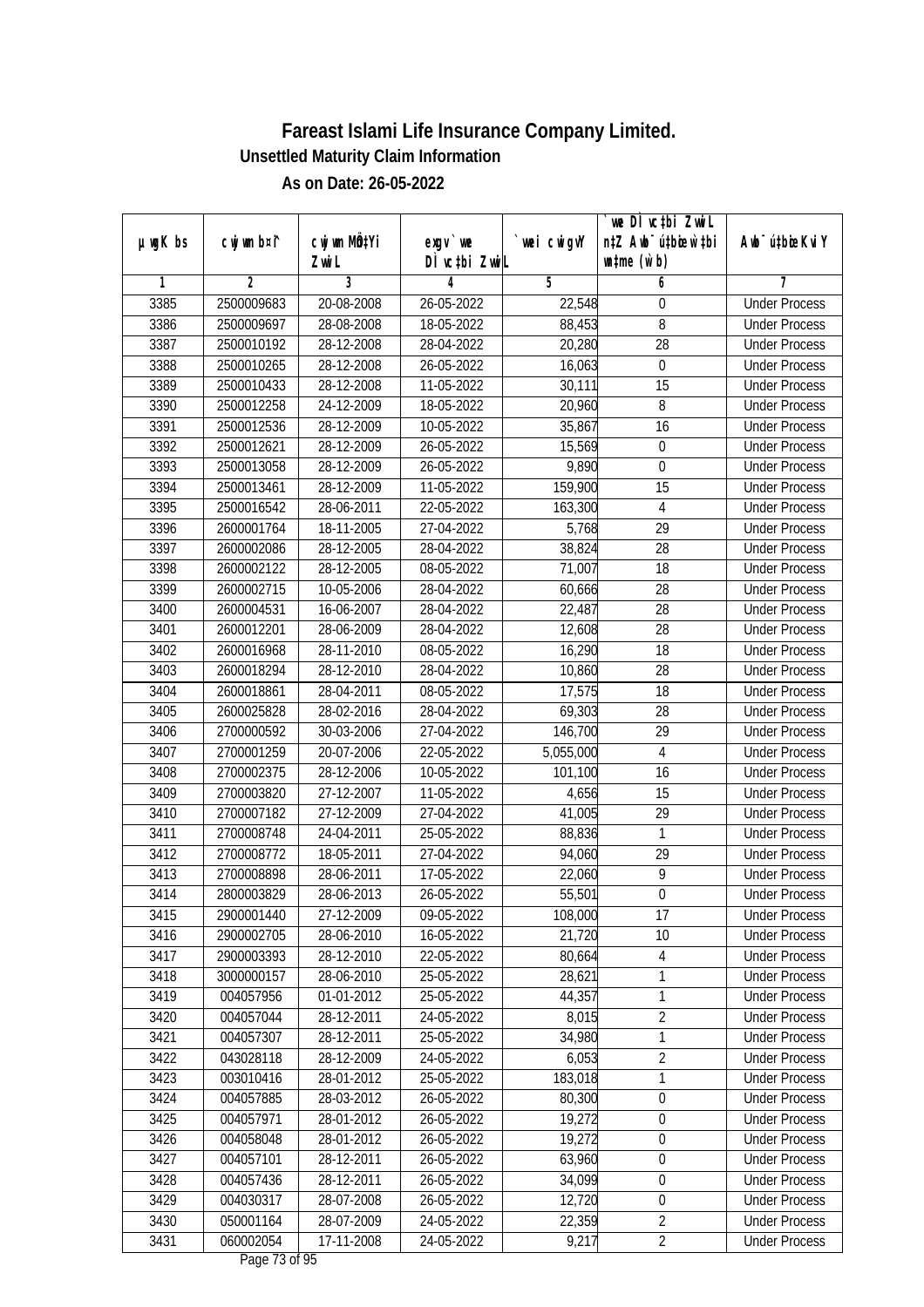# Fareast Islami Life Insurance Company Limited.

**Unsettled Maturity Claim Information**

**As on Date: 26-05-2022**

| µ¤gK bs | cwjwm b¤^i | cwjwm MÖn‡Yi ZvwiL | ejgv`we DÌvc‡bi ZvwiL | `vwei cwigvY | `vwe DÌvc‡bi ZvwiL n‡Z Awb¯úbœi w`‡bi msL¨v (w`b) | Awb¯ú‡bœi KviY |
|---|---|---|---|---|---|---|
| 1 | 2 | 3 | 4 | 5 | 6 | 7 |
| 3385 | 2500009683 | 20-08-2008 | 26-05-2022 | 22,548 | 0 | Under Process |
| 3386 | 2500009697 | 28-08-2008 | 18-05-2022 | 88,453 | 8 | Under Process |
| 3387 | 2500010192 | 28-12-2008 | 28-04-2022 | 20,280 | 28 | Under Process |
| 3388 | 2500010265 | 28-12-2008 | 26-05-2022 | 16,063 | 0 | Under Process |
| 3389 | 2500010433 | 28-12-2008 | 11-05-2022 | 30,111 | 15 | Under Process |
| 3390 | 2500012258 | 24-12-2009 | 18-05-2022 | 20,960 | 8 | Under Process |
| 3391 | 2500012536 | 28-12-2009 | 10-05-2022 | 35,867 | 16 | Under Process |
| 3392 | 2500012621 | 28-12-2009 | 26-05-2022 | 15,569 | 0 | Under Process |
| 3393 | 2500013058 | 28-12-2009 | 26-05-2022 | 9,890 | 0 | Under Process |
| 3394 | 2500013461 | 28-12-2009 | 11-05-2022 | 159,900 | 15 | Under Process |
| 3395 | 2500016542 | 28-06-2011 | 22-05-2022 | 163,300 | 4 | Under Process |
| 3396 | 2600001764 | 18-11-2005 | 27-04-2022 | 5,768 | 29 | Under Process |
| 3397 | 2600002086 | 28-12-2005 | 28-04-2022 | 38,824 | 28 | Under Process |
| 3398 | 2600002122 | 28-12-2005 | 08-05-2022 | 71,007 | 18 | Under Process |
| 3399 | 2600002715 | 10-05-2006 | 28-04-2022 | 60,666 | 28 | Under Process |
| 3400 | 2600004531 | 16-06-2007 | 28-04-2022 | 22,487 | 28 | Under Process |
| 3401 | 2600012201 | 28-06-2009 | 28-04-2022 | 12,608 | 28 | Under Process |
| 3402 | 2600016968 | 28-11-2010 | 08-05-2022 | 16,290 | 18 | Under Process |
| 3403 | 2600018294 | 28-12-2010 | 28-04-2022 | 10,860 | 28 | Under Process |
| 3404 | 2600018861 | 28-04-2011 | 08-05-2022 | 17,575 | 18 | Under Process |
| 3405 | 2600025828 | 28-02-2016 | 28-04-2022 | 69,303 | 28 | Under Process |
| 3406 | 2700000592 | 30-03-2006 | 27-04-2022 | 146,700 | 29 | Under Process |
| 3407 | 2700001259 | 20-07-2006 | 22-05-2022 | 5,055,000 | 4 | Under Process |
| 3408 | 2700002375 | 28-12-2006 | 10-05-2022 | 101,100 | 16 | Under Process |
| 3409 | 2700003820 | 27-12-2007 | 11-05-2022 | 4,656 | 15 | Under Process |
| 3410 | 2700007182 | 27-12-2009 | 27-04-2022 | 41,005 | 29 | Under Process |
| 3411 | 2700008748 | 24-04-2011 | 25-05-2022 | 88,836 | 1 | Under Process |
| 3412 | 2700008772 | 18-05-2011 | 27-04-2022 | 94,060 | 29 | Under Process |
| 3413 | 2700008898 | 28-06-2011 | 17-05-2022 | 22,060 | 9 | Under Process |
| 3414 | 2800003829 | 28-06-2013 | 26-05-2022 | 55,501 | 0 | Under Process |
| 3415 | 2900001440 | 27-12-2009 | 09-05-2022 | 108,000 | 17 | Under Process |
| 3416 | 2900002705 | 28-06-2010 | 16-05-2022 | 21,720 | 10 | Under Process |
| 3417 | 2900003393 | 28-12-2010 | 22-05-2022 | 80,664 | 4 | Under Process |
| 3418 | 3000000157 | 28-06-2010 | 25-05-2022 | 28,621 | 1 | Under Process |
| 3419 | 004057956 | 01-01-2012 | 25-05-2022 | 44,357 | 1 | Under Process |
| 3420 | 004057044 | 28-12-2011 | 24-05-2022 | 8,015 | 2 | Under Process |
| 3421 | 004057307 | 28-12-2011 | 25-05-2022 | 34,980 | 1 | Under Process |
| 3422 | 043028118 | 28-12-2009 | 24-05-2022 | 6,053 | 2 | Under Process |
| 3423 | 003010416 | 28-01-2012 | 25-05-2022 | 183,018 | 1 | Under Process |
| 3424 | 004057885 | 28-03-2012 | 26-05-2022 | 80,300 | 0 | Under Process |
| 3425 | 004057971 | 28-01-2012 | 26-05-2022 | 19,272 | 0 | Under Process |
| 3426 | 004058048 | 28-01-2012 | 26-05-2022 | 19,272 | 0 | Under Process |
| 3427 | 004057101 | 28-12-2011 | 26-05-2022 | 63,960 | 0 | Under Process |
| 3428 | 004057436 | 28-12-2011 | 26-05-2022 | 34,099 | 0 | Under Process |
| 3429 | 004030317 | 28-07-2008 | 26-05-2022 | 12,720 | 0 | Under Process |
| 3430 | 050001164 | 28-07-2009 | 24-05-2022 | 22,359 | 2 | Under Process |
| 3431 | 060002054 | 17-11-2008 | 24-05-2022 | 9,217 | 2 | Under Process |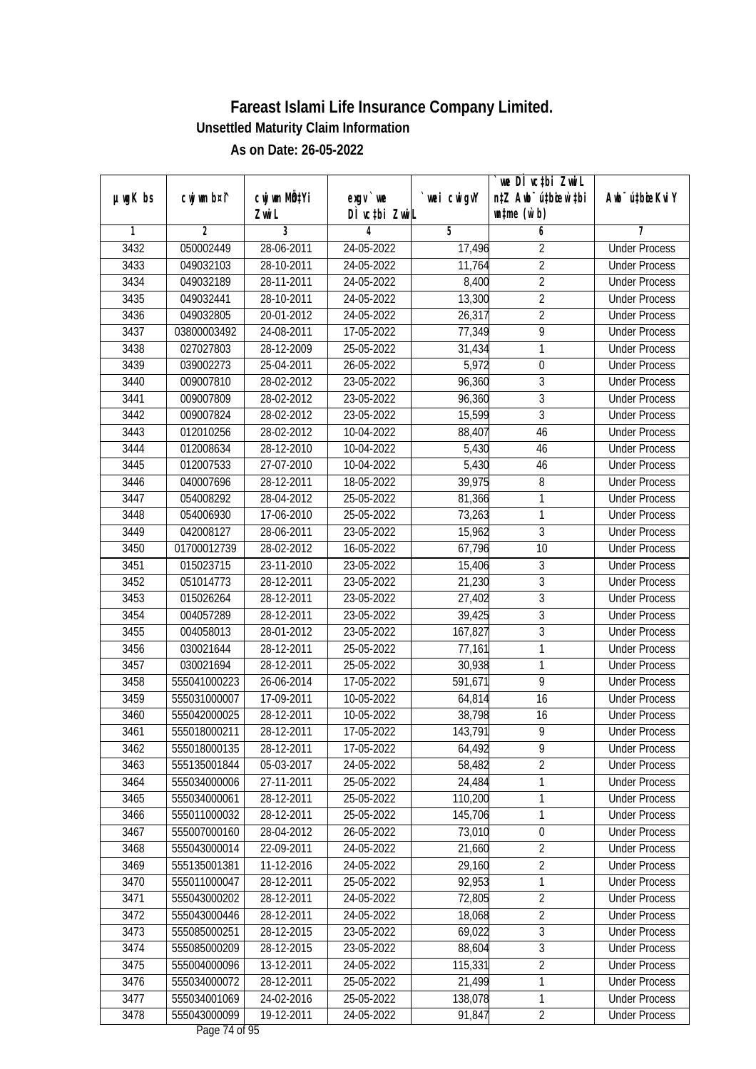# Fareast Islami Life Insurance Company Limited.

**Unsettled Maturity Claim Information**

**As on Date: 26-05-2022**

| µwgK bs | cwjwm b¤^i | cwjwm MÖn‡Yi ZvwiL | exgv` we DÌvc‡bi ZvwiL | `vwei cwigvY | `vwe DÌvc‡bi ZvwiL n‡Z Awb¯úbœ w`‡bi msL¨v (w`b) | Awb¯ú‡bœi KviY |
|---|---|---|---|---|---|---|
| 1 | 2 | 3 | 4 | 5 | 6 | 7 |
| 3432 | 050002449 | 28-06-2011 | 24-05-2022 | 17,496 | 2 | Under Process |
| 3433 | 049032103 | 28-10-2011 | 24-05-2022 | 11,764 | 2 | Under Process |
| 3434 | 049032189 | 28-11-2011 | 24-05-2022 | 8,400 | 2 | Under Process |
| 3435 | 049032441 | 28-10-2011 | 24-05-2022 | 13,300 | 2 | Under Process |
| 3436 | 049032805 | 20-01-2012 | 24-05-2022 | 26,317 | 2 | Under Process |
| 3437 | 03800003492 | 24-08-2011 | 17-05-2022 | 77,349 | 9 | Under Process |
| 3438 | 027027803 | 28-12-2009 | 25-05-2022 | 31,434 | 1 | Under Process |
| 3439 | 039002273 | 25-04-2011 | 26-05-2022 | 5,972 | 0 | Under Process |
| 3440 | 009007810 | 28-02-2012 | 23-05-2022 | 96,360 | 3 | Under Process |
| 3441 | 009007809 | 28-02-2012 | 23-05-2022 | 96,360 | 3 | Under Process |
| 3442 | 009007824 | 28-02-2012 | 23-05-2022 | 15,599 | 3 | Under Process |
| 3443 | 012010256 | 28-02-2012 | 10-04-2022 | 88,407 | 46 | Under Process |
| 3444 | 012008634 | 28-12-2010 | 10-04-2022 | 5,430 | 46 | Under Process |
| 3445 | 012007533 | 27-07-2010 | 10-04-2022 | 5,430 | 46 | Under Process |
| 3446 | 040007696 | 28-12-2011 | 18-05-2022 | 39,975 | 8 | Under Process |
| 3447 | 054008292 | 28-04-2012 | 25-05-2022 | 81,366 | 1 | Under Process |
| 3448 | 054006930 | 17-06-2010 | 25-05-2022 | 73,263 | 1 | Under Process |
| 3449 | 042008127 | 28-06-2011 | 23-05-2022 | 15,962 | 3 | Under Process |
| 3450 | 01700012739 | 28-02-2012 | 16-05-2022 | 67,796 | 10 | Under Process |
| 3451 | 015023715 | 23-11-2010 | 23-05-2022 | 15,406 | 3 | Under Process |
| 3452 | 051014773 | 28-12-2011 | 23-05-2022 | 21,230 | 3 | Under Process |
| 3453 | 015026264 | 28-12-2011 | 23-05-2022 | 27,402 | 3 | Under Process |
| 3454 | 004057289 | 28-12-2011 | 23-05-2022 | 39,425 | 3 | Under Process |
| 3455 | 004058013 | 28-01-2012 | 23-05-2022 | 167,827 | 3 | Under Process |
| 3456 | 030021644 | 28-12-2011 | 25-05-2022 | 77,161 | 1 | Under Process |
| 3457 | 030021694 | 28-12-2011 | 25-05-2022 | 30,938 | 1 | Under Process |
| 3458 | 555041000223 | 26-06-2014 | 17-05-2022 | 591,671 | 9 | Under Process |
| 3459 | 555031000007 | 17-09-2011 | 10-05-2022 | 64,814 | 16 | Under Process |
| 3460 | 555042000025 | 28-12-2011 | 10-05-2022 | 38,798 | 16 | Under Process |
| 3461 | 555018000211 | 28-12-2011 | 17-05-2022 | 143,791 | 9 | Under Process |
| 3462 | 555018000135 | 28-12-2011 | 17-05-2022 | 64,492 | 9 | Under Process |
| 3463 | 555135001844 | 05-03-2017 | 24-05-2022 | 58,482 | 2 | Under Process |
| 3464 | 555034000006 | 27-11-2011 | 25-05-2022 | 24,484 | 1 | Under Process |
| 3465 | 555034000061 | 28-12-2011 | 25-05-2022 | 110,200 | 1 | Under Process |
| 3466 | 555011000032 | 28-12-2011 | 25-05-2022 | 145,706 | 1 | Under Process |
| 3467 | 555007000160 | 28-04-2012 | 26-05-2022 | 73,010 | 0 | Under Process |
| 3468 | 555043000014 | 22-09-2011 | 24-05-2022 | 21,660 | 2 | Under Process |
| 3469 | 555135001381 | 11-12-2016 | 24-05-2022 | 29,160 | 2 | Under Process |
| 3470 | 555011000047 | 28-12-2011 | 25-05-2022 | 92,953 | 1 | Under Process |
| 3471 | 555043000202 | 28-12-2011 | 24-05-2022 | 72,805 | 2 | Under Process |
| 3472 | 555043000446 | 28-12-2011 | 24-05-2022 | 18,068 | 2 | Under Process |
| 3473 | 555085000251 | 28-12-2015 | 23-05-2022 | 69,022 | 3 | Under Process |
| 3474 | 555085000209 | 28-12-2015 | 23-05-2022 | 88,604 | 3 | Under Process |
| 3475 | 555004000096 | 13-12-2011 | 24-05-2022 | 115,331 | 2 | Under Process |
| 3476 | 555034000072 | 28-12-2011 | 25-05-2022 | 21,499 | 1 | Under Process |
| 3477 | 555034001069 | 24-02-2016 | 25-05-2022 | 138,078 | 1 | Under Process |
| 3478 | 555043000099 | 19-12-2011 | 24-05-2022 | 91,847 | 2 | Under Process |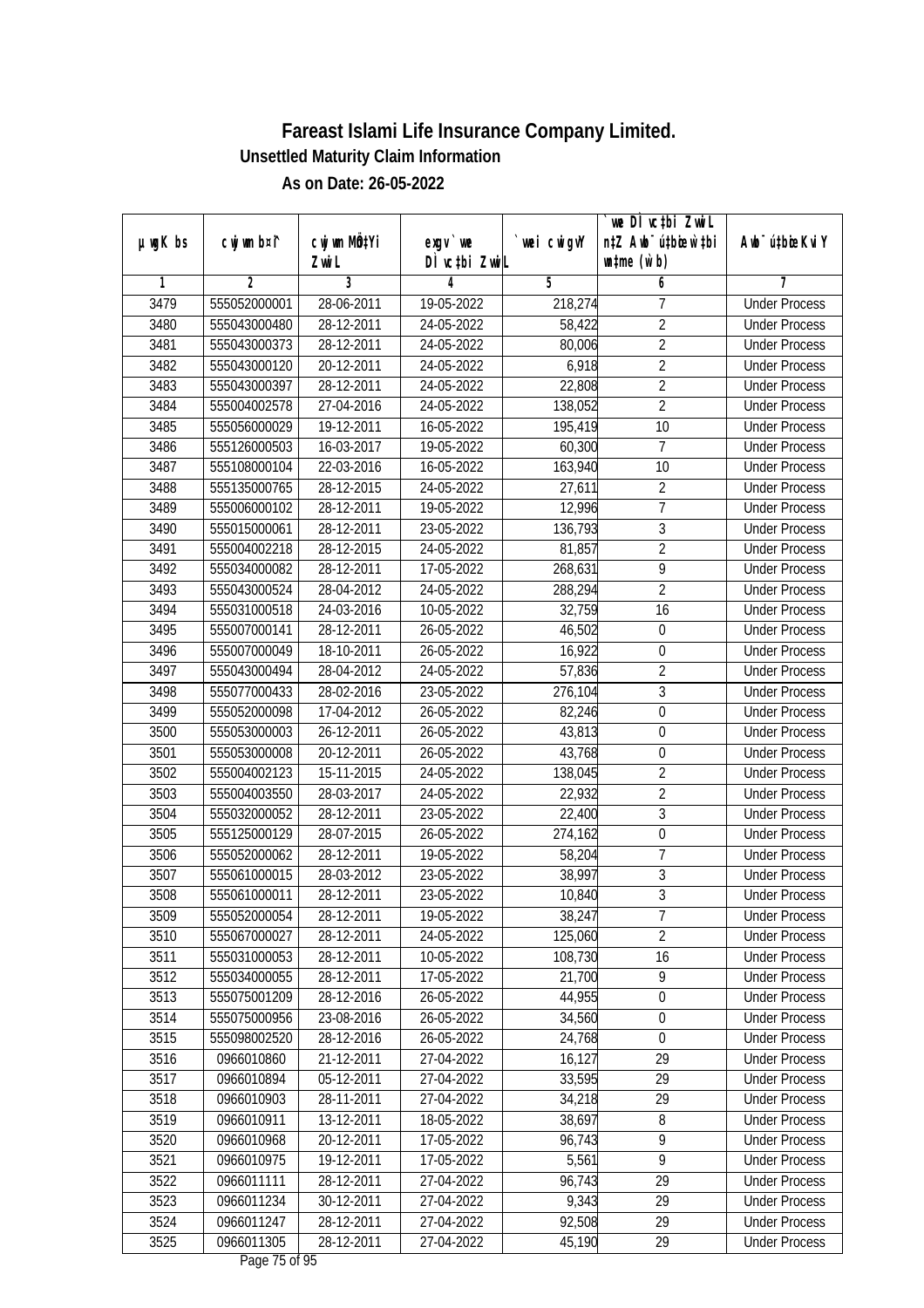# Fareast Islami Life Insurance Company Limited.

**Unsettled Maturity Claim Information**

**As on Date: 26-05-2022**

| µwgK bs | cwjwm b¤^i | cwjwm MÖn‡Yi ZvwiL | exgv`ve DÌvc‡bi ZvwiL | `vwei cwigvY | `vwe DÌvc‡bi ZvwiL n‡Z Awb¯úbœ _vKvi wm‡gi (w`b) | Awb¯ú‡bœi KviY |
|---|---|---|---|---|---|---|
| 1 | 2 | 3 | 4 | 5 | 6 | 7 |
| 3479 | 555052000001 | 28-06-2011 | 19-05-2022 | 218,274 | 7 | Under Process |
| 3480 | 555043000480 | 28-12-2011 | 24-05-2022 | 58,422 | 2 | Under Process |
| 3481 | 555043000373 | 28-12-2011 | 24-05-2022 | 80,006 | 2 | Under Process |
| 3482 | 555043000120 | 20-12-2011 | 24-05-2022 | 6,918 | 2 | Under Process |
| 3483 | 555043000397 | 28-12-2011 | 24-05-2022 | 22,808 | 2 | Under Process |
| 3484 | 555004002578 | 27-04-2016 | 24-05-2022 | 138,052 | 2 | Under Process |
| 3485 | 555056000029 | 19-12-2011 | 16-05-2022 | 195,419 | 10 | Under Process |
| 3486 | 555126000503 | 16-03-2017 | 19-05-2022 | 60,300 | 7 | Under Process |
| 3487 | 555108000104 | 22-03-2016 | 16-05-2022 | 163,940 | 10 | Under Process |
| 3488 | 555135000765 | 28-12-2015 | 24-05-2022 | 27,611 | 2 | Under Process |
| 3489 | 555006000102 | 28-12-2011 | 19-05-2022 | 12,996 | 7 | Under Process |
| 3490 | 555015000061 | 28-12-2011 | 23-05-2022 | 136,793 | 3 | Under Process |
| 3491 | 555004002218 | 28-12-2015 | 24-05-2022 | 81,857 | 2 | Under Process |
| 3492 | 555034000082 | 28-12-2011 | 17-05-2022 | 268,631 | 9 | Under Process |
| 3493 | 555043000524 | 28-04-2012 | 24-05-2022 | 288,294 | 2 | Under Process |
| 3494 | 555031000518 | 24-03-2016 | 10-05-2022 | 32,759 | 16 | Under Process |
| 3495 | 555007000141 | 28-12-2011 | 26-05-2022 | 46,502 | 0 | Under Process |
| 3496 | 555007000049 | 18-10-2011 | 26-05-2022 | 16,922 | 0 | Under Process |
| 3497 | 555043000494 | 28-04-2012 | 24-05-2022 | 57,836 | 2 | Under Process |
| 3498 | 555077000433 | 28-02-2016 | 23-05-2022 | 276,104 | 3 | Under Process |
| 3499 | 555052000098 | 17-04-2012 | 26-05-2022 | 82,246 | 0 | Under Process |
| 3500 | 555053000003 | 26-12-2011 | 26-05-2022 | 43,813 | 0 | Under Process |
| 3501 | 555053000008 | 20-12-2011 | 26-05-2022 | 43,768 | 0 | Under Process |
| 3502 | 555004002123 | 15-11-2015 | 24-05-2022 | 138,045 | 2 | Under Process |
| 3503 | 555004003550 | 28-03-2017 | 24-05-2022 | 22,932 | 2 | Under Process |
| 3504 | 555032000052 | 28-12-2011 | 23-05-2022 | 22,400 | 3 | Under Process |
| 3505 | 555125000129 | 28-07-2015 | 26-05-2022 | 274,162 | 0 | Under Process |
| 3506 | 555052000062 | 28-12-2011 | 19-05-2022 | 58,204 | 7 | Under Process |
| 3507 | 555061000015 | 28-03-2012 | 23-05-2022 | 38,997 | 3 | Under Process |
| 3508 | 555061000011 | 28-12-2011 | 23-05-2022 | 10,840 | 3 | Under Process |
| 3509 | 555052000054 | 28-12-2011 | 19-05-2022 | 38,247 | 7 | Under Process |
| 3510 | 555067000027 | 28-12-2011 | 24-05-2022 | 125,060 | 2 | Under Process |
| 3511 | 555031000053 | 28-12-2011 | 10-05-2022 | 108,730 | 16 | Under Process |
| 3512 | 555034000055 | 28-12-2011 | 17-05-2022 | 21,700 | 9 | Under Process |
| 3513 | 555075001209 | 28-12-2016 | 26-05-2022 | 44,955 | 0 | Under Process |
| 3514 | 555075000956 | 23-08-2016 | 26-05-2022 | 34,560 | 0 | Under Process |
| 3515 | 555098002520 | 28-12-2016 | 26-05-2022 | 24,768 | 0 | Under Process |
| 3516 | 0966010860 | 21-12-2011 | 27-04-2022 | 16,127 | 29 | Under Process |
| 3517 | 0966010894 | 05-12-2011 | 27-04-2022 | 33,595 | 29 | Under Process |
| 3518 | 0966010903 | 28-11-2011 | 27-04-2022 | 34,218 | 29 | Under Process |
| 3519 | 0966010911 | 13-12-2011 | 18-05-2022 | 38,697 | 8 | Under Process |
| 3520 | 0966010968 | 20-12-2011 | 17-05-2022 | 96,743 | 9 | Under Process |
| 3521 | 0966010975 | 19-12-2011 | 17-05-2022 | 5,561 | 9 | Under Process |
| 3522 | 0966011111 | 28-12-2011 | 27-04-2022 | 96,743 | 29 | Under Process |
| 3523 | 0966011234 | 30-12-2011 | 27-04-2022 | 9,343 | 29 | Under Process |
| 3524 | 0966011247 | 28-12-2011 | 27-04-2022 | 92,508 | 29 | Under Process |
| 3525 | 0966011305 | 28-12-2011 | 27-04-2022 | 45,190 | 29 | Under Process |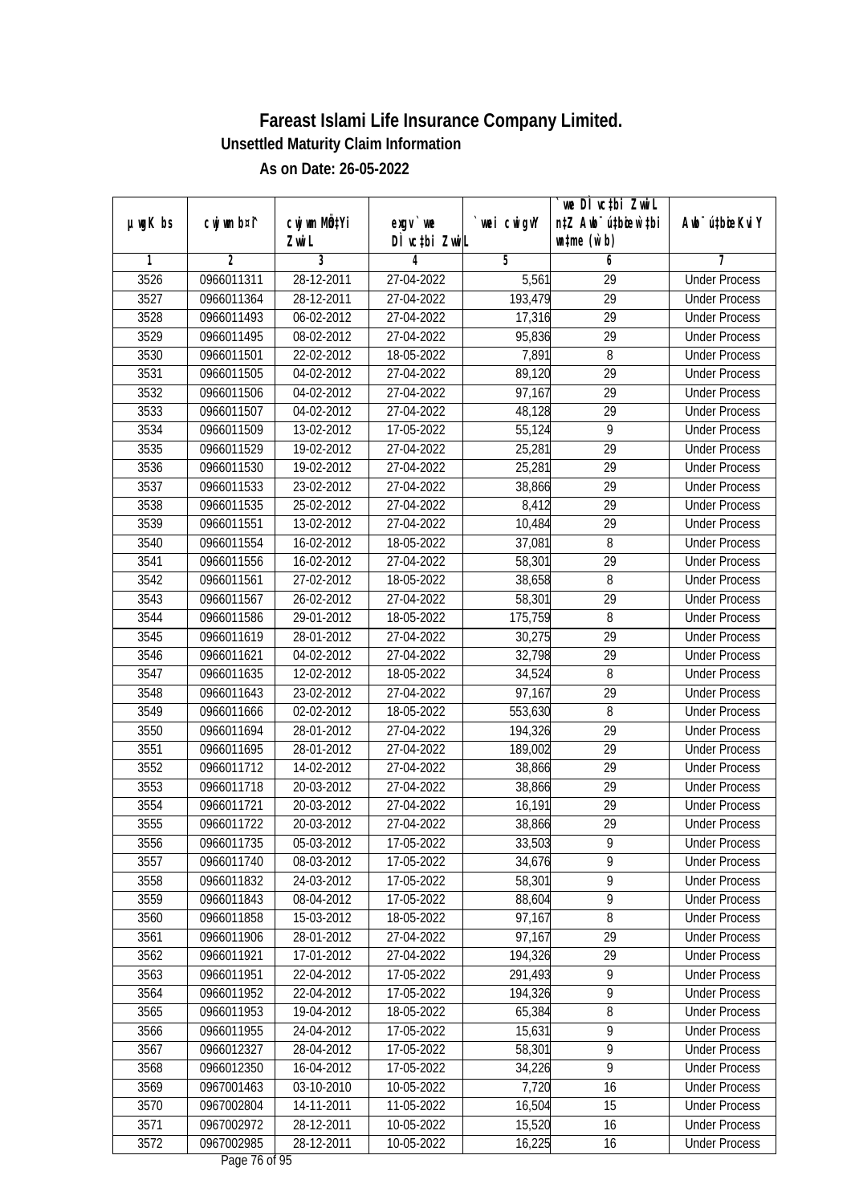# Fareast Islami Life Insurance Company Limited.

**Unsettled Maturity Claim Information**

**As on Date: 26-05-2022**

| µwgK bs | cwjwm b¤^i | cwjwm MÖn‡Yi ZwiL | exgv`we DÌvc‡bi ZwiL | `vwei cwigvY | `vwe DÌvc‡bi ZwiL n‡Z Awb¯úbœ `vwei mgq (w`b) | Awb¯úbœ Kvi Y |
|---|---|---|---|---|---|---|
| 1 | 2 | 3 | 4 | 5 | 6 | 7 |
| 3526 | 0966011311 | 28-12-2011 | 27-04-2022 | 5,561 | 29 | Under Process |
| 3527 | 0966011364 | 28-12-2011 | 27-04-2022 | 193,479 | 29 | Under Process |
| 3528 | 0966011493 | 06-02-2012 | 27-04-2022 | 17,316 | 29 | Under Process |
| 3529 | 0966011495 | 08-02-2012 | 27-04-2022 | 95,836 | 29 | Under Process |
| 3530 | 0966011501 | 22-02-2012 | 18-05-2022 | 7,891 | 8 | Under Process |
| 3531 | 0966011505 | 04-02-2012 | 27-04-2022 | 89,120 | 29 | Under Process |
| 3532 | 0966011506 | 04-02-2012 | 27-04-2022 | 97,167 | 29 | Under Process |
| 3533 | 0966011507 | 04-02-2012 | 27-04-2022 | 48,128 | 29 | Under Process |
| 3534 | 0966011509 | 13-02-2012 | 17-05-2022 | 55,124 | 9 | Under Process |
| 3535 | 0966011529 | 19-02-2012 | 27-04-2022 | 25,281 | 29 | Under Process |
| 3536 | 0966011530 | 19-02-2012 | 27-04-2022 | 25,281 | 29 | Under Process |
| 3537 | 0966011533 | 23-02-2012 | 27-04-2022 | 38,866 | 29 | Under Process |
| 3538 | 0966011535 | 25-02-2012 | 27-04-2022 | 8,412 | 29 | Under Process |
| 3539 | 0966011551 | 13-02-2012 | 27-04-2022 | 10,484 | 29 | Under Process |
| 3540 | 0966011554 | 16-02-2012 | 18-05-2022 | 37,081 | 8 | Under Process |
| 3541 | 0966011556 | 16-02-2012 | 27-04-2022 | 58,301 | 29 | Under Process |
| 3542 | 0966011561 | 27-02-2012 | 18-05-2022 | 38,658 | 8 | Under Process |
| 3543 | 0966011567 | 26-02-2012 | 27-04-2022 | 58,301 | 29 | Under Process |
| 3544 | 0966011586 | 29-01-2012 | 18-05-2022 | 175,759 | 8 | Under Process |
| 3545 | 0966011619 | 28-01-2012 | 27-04-2022 | 30,275 | 29 | Under Process |
| 3546 | 0966011621 | 04-02-2012 | 27-04-2022 | 32,798 | 29 | Under Process |
| 3547 | 0966011635 | 12-02-2012 | 18-05-2022 | 34,524 | 8 | Under Process |
| 3548 | 0966011643 | 23-02-2012 | 27-04-2022 | 97,167 | 29 | Under Process |
| 3549 | 0966011666 | 02-02-2012 | 18-05-2022 | 553,630 | 8 | Under Process |
| 3550 | 0966011694 | 28-01-2012 | 27-04-2022 | 194,326 | 29 | Under Process |
| 3551 | 0966011695 | 28-01-2012 | 27-04-2022 | 189,002 | 29 | Under Process |
| 3552 | 0966011712 | 14-02-2012 | 27-04-2022 | 38,866 | 29 | Under Process |
| 3553 | 0966011718 | 20-03-2012 | 27-04-2022 | 38,866 | 29 | Under Process |
| 3554 | 0966011721 | 20-03-2012 | 27-04-2022 | 16,191 | 29 | Under Process |
| 3555 | 0966011722 | 20-03-2012 | 27-04-2022 | 38,866 | 29 | Under Process |
| 3556 | 0966011735 | 05-03-2012 | 17-05-2022 | 33,503 | 9 | Under Process |
| 3557 | 0966011740 | 08-03-2012 | 17-05-2022 | 34,676 | 9 | Under Process |
| 3558 | 0966011832 | 24-03-2012 | 17-05-2022 | 58,301 | 9 | Under Process |
| 3559 | 0966011843 | 08-04-2012 | 17-05-2022 | 88,604 | 9 | Under Process |
| 3560 | 0966011858 | 15-03-2012 | 18-05-2022 | 97,167 | 8 | Under Process |
| 3561 | 0966011906 | 28-01-2012 | 27-04-2022 | 97,167 | 29 | Under Process |
| 3562 | 0966011921 | 17-01-2012 | 27-04-2022 | 194,326 | 29 | Under Process |
| 3563 | 0966011951 | 22-04-2012 | 17-05-2022 | 291,493 | 9 | Under Process |
| 3564 | 0966011952 | 22-04-2012 | 17-05-2022 | 194,326 | 9 | Under Process |
| 3565 | 0966011953 | 19-04-2012 | 18-05-2022 | 65,384 | 8 | Under Process |
| 3566 | 0966011955 | 24-04-2012 | 17-05-2022 | 15,631 | 9 | Under Process |
| 3567 | 0966012327 | 28-04-2012 | 17-05-2022 | 58,301 | 9 | Under Process |
| 3568 | 0966012350 | 16-04-2012 | 17-05-2022 | 34,226 | 9 | Under Process |
| 3569 | 0967001463 | 03-10-2010 | 10-05-2022 | 7,720 | 16 | Under Process |
| 3570 | 0967002804 | 14-11-2011 | 11-05-2022 | 16,504 | 15 | Under Process |
| 3571 | 0967002972 | 28-12-2011 | 10-05-2022 | 15,520 | 16 | Under Process |
| 3572 | 0967002985 | 28-12-2011 | 10-05-2022 | 16,225 | 16 | Under Process |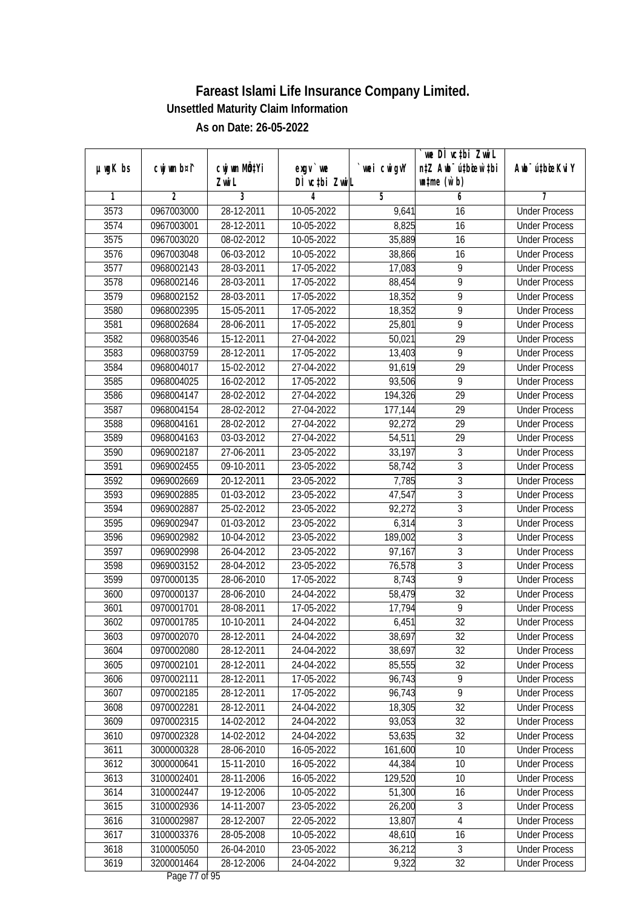# Fareast Islami Life Insurance Company Limited.

**Unsettled Maturity Claim Information**

**As on Date: 26-05-2022**

| µwgK bs | cwjwm bs¦ | cwjwm MÖn‡Yi ZvwiL | exgv` we DÌ vc‡bi ZvwiL | `vwei cwigvY | `we DÌ vc‡bi ZvwiL n‡Z Awb¯úwËi w`‡bi msL¨v (w`b) | Awb¯úwËi KviY |
|---|---|---|---|---|---|---|
| 1 | 2 | 3 | 4 | 5 | 6 | 7 |
| 3573 | 0967003000 | 28-12-2011 | 10-05-2022 | 9,641 | 16 | Under Process |
| 3574 | 0967003001 | 28-12-2011 | 10-05-2022 | 8,825 | 16 | Under Process |
| 3575 | 0967003020 | 08-02-2012 | 10-05-2022 | 35,889 | 16 | Under Process |
| 3576 | 0967003048 | 06-03-2012 | 10-05-2022 | 38,866 | 16 | Under Process |
| 3577 | 0968002143 | 28-03-2011 | 17-05-2022 | 17,083 | 9 | Under Process |
| 3578 | 0968002146 | 28-03-2011 | 17-05-2022 | 88,454 | 9 | Under Process |
| 3579 | 0968002152 | 28-03-2011 | 17-05-2022 | 18,352 | 9 | Under Process |
| 3580 | 0968002395 | 15-05-2011 | 17-05-2022 | 18,352 | 9 | Under Process |
| 3581 | 0968002684 | 28-06-2011 | 17-05-2022 | 25,801 | 9 | Under Process |
| 3582 | 0968003546 | 15-12-2011 | 27-04-2022 | 50,021 | 29 | Under Process |
| 3583 | 0968003759 | 28-12-2011 | 17-05-2022 | 13,403 | 9 | Under Process |
| 3584 | 0968004017 | 15-02-2012 | 27-04-2022 | 91,619 | 29 | Under Process |
| 3585 | 0968004025 | 16-02-2012 | 17-05-2022 | 93,506 | 9 | Under Process |
| 3586 | 0968004147 | 28-02-2012 | 27-04-2022 | 194,326 | 29 | Under Process |
| 3587 | 0968004154 | 28-02-2012 | 27-04-2022 | 177,144 | 29 | Under Process |
| 3588 | 0968004161 | 28-02-2012 | 27-04-2022 | 92,272 | 29 | Under Process |
| 3589 | 0968004163 | 03-03-2012 | 27-04-2022 | 54,511 | 29 | Under Process |
| 3590 | 0969002187 | 27-06-2011 | 23-05-2022 | 33,197 | 3 | Under Process |
| 3591 | 0969002455 | 09-10-2011 | 23-05-2022 | 58,742 | 3 | Under Process |
| 3592 | 0969002669 | 20-12-2011 | 23-05-2022 | 7,785 | 3 | Under Process |
| 3593 | 0969002885 | 01-03-2012 | 23-05-2022 | 47,547 | 3 | Under Process |
| 3594 | 0969002887 | 25-02-2012 | 23-05-2022 | 92,272 | 3 | Under Process |
| 3595 | 0969002947 | 01-03-2012 | 23-05-2022 | 6,314 | 3 | Under Process |
| 3596 | 0969002982 | 10-04-2012 | 23-05-2022 | 189,002 | 3 | Under Process |
| 3597 | 0969002998 | 26-04-2012 | 23-05-2022 | 97,167 | 3 | Under Process |
| 3598 | 0969003152 | 28-04-2012 | 23-05-2022 | 76,578 | 3 | Under Process |
| 3599 | 0970000135 | 28-06-2010 | 17-05-2022 | 8,743 | 9 | Under Process |
| 3600 | 0970000137 | 28-06-2010 | 24-04-2022 | 58,479 | 32 | Under Process |
| 3601 | 0970001701 | 28-08-2011 | 17-05-2022 | 17,794 | 9 | Under Process |
| 3602 | 0970001785 | 10-10-2011 | 24-04-2022 | 6,451 | 32 | Under Process |
| 3603 | 0970002070 | 28-12-2011 | 24-04-2022 | 38,697 | 32 | Under Process |
| 3604 | 0970002080 | 28-12-2011 | 24-04-2022 | 38,697 | 32 | Under Process |
| 3605 | 0970002101 | 28-12-2011 | 24-04-2022 | 85,555 | 32 | Under Process |
| 3606 | 0970002111 | 28-12-2011 | 17-05-2022 | 96,743 | 9 | Under Process |
| 3607 | 0970002185 | 28-12-2011 | 17-05-2022 | 96,743 | 9 | Under Process |
| 3608 | 0970002281 | 28-12-2011 | 24-04-2022 | 18,305 | 32 | Under Process |
| 3609 | 0970002315 | 14-02-2012 | 24-04-2022 | 93,053 | 32 | Under Process |
| 3610 | 0970002328 | 14-02-2012 | 24-04-2022 | 53,635 | 32 | Under Process |
| 3611 | 3000000328 | 28-06-2010 | 16-05-2022 | 161,600 | 10 | Under Process |
| 3612 | 3000000641 | 15-11-2010 | 16-05-2022 | 44,384 | 10 | Under Process |
| 3613 | 3100002401 | 28-11-2006 | 16-05-2022 | 129,520 | 10 | Under Process |
| 3614 | 3100002447 | 19-12-2006 | 10-05-2022 | 51,300 | 16 | Under Process |
| 3615 | 3100002936 | 14-11-2007 | 23-05-2022 | 26,200 | 3 | Under Process |
| 3616 | 3100002987 | 28-12-2007 | 22-05-2022 | 13,807 | 4 | Under Process |
| 3617 | 3100003376 | 28-05-2008 | 10-05-2022 | 48,610 | 16 | Under Process |
| 3618 | 3100005050 | 26-04-2010 | 23-05-2022 | 36,212 | 3 | Under Process |
| 3619 | 3200001464 | 28-12-2006 | 24-04-2022 | 9,322 | 32 | Under Process |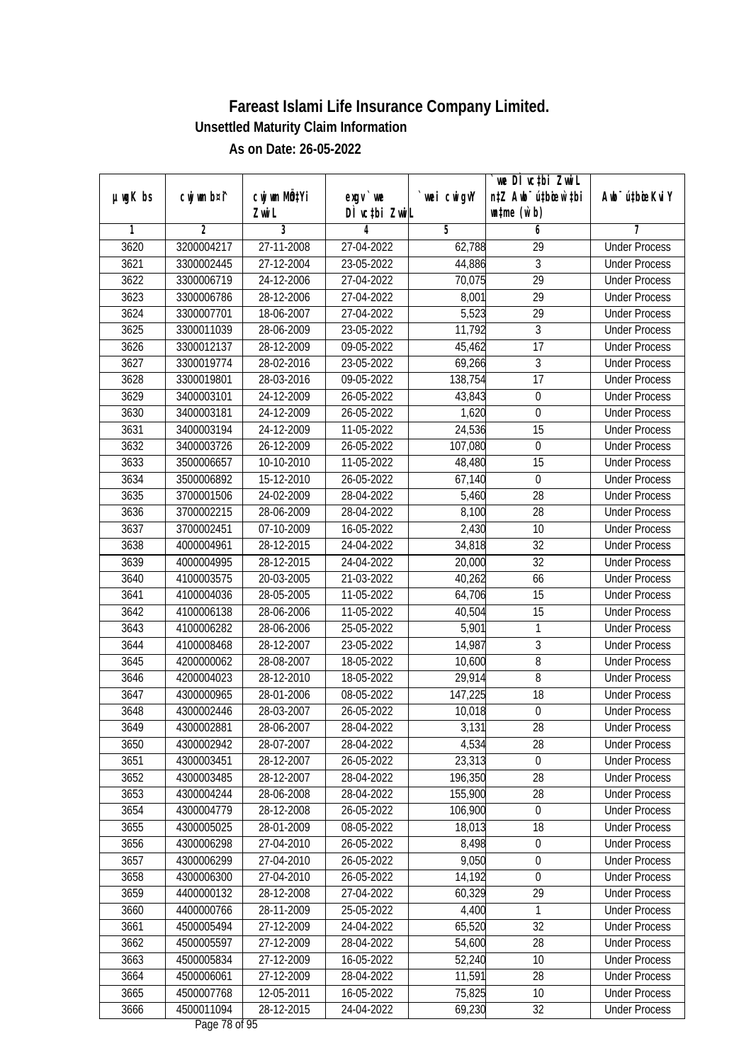# Fareast Islami Life Insurance Company Limited.

**Unsettled Maturity Claim Information**

**As on Date: 26-05-2022**

| µwgK bs | cwjwm b¤^i | cwjwm MÖn‡Yi ZwiL | exgv`we DÌvc‡bi ZwiL | `vwei cwigvY | `vwe DÌvc‡bi ZwiL n‡Z Awb¯úbœ `vwei w`‡bi msL¨v (w`b) | Awb¯úbœ `vwei KviY |
|---|---|---|---|---|---|---|
| 1 | 2 | 3 | 4 | 5 | 6 | 7 |
| 3620 | 3200004217 | 27-11-2008 | 27-04-2022 | 62,788 | 29 | Under Process |
| 3621 | 3300002445 | 27-12-2004 | 23-05-2022 | 44,886 | 3 | Under Process |
| 3622 | 3300006719 | 24-12-2006 | 27-04-2022 | 70,075 | 29 | Under Process |
| 3623 | 3300006786 | 28-12-2006 | 27-04-2022 | 8,001 | 29 | Under Process |
| 3624 | 3300007701 | 18-06-2007 | 27-04-2022 | 5,523 | 29 | Under Process |
| 3625 | 3300011039 | 28-06-2009 | 23-05-2022 | 11,792 | 3 | Under Process |
| 3626 | 3300012137 | 28-12-2009 | 09-05-2022 | 45,462 | 17 | Under Process |
| 3627 | 3300019774 | 28-02-2016 | 23-05-2022 | 69,266 | 3 | Under Process |
| 3628 | 3300019801 | 28-03-2016 | 09-05-2022 | 138,754 | 17 | Under Process |
| 3629 | 3400003101 | 24-12-2009 | 26-05-2022 | 43,843 | 0 | Under Process |
| 3630 | 3400003181 | 24-12-2009 | 26-05-2022 | 1,620 | 0 | Under Process |
| 3631 | 3400003194 | 24-12-2009 | 11-05-2022 | 24,536 | 15 | Under Process |
| 3632 | 3400003726 | 26-12-2009 | 26-05-2022 | 107,080 | 0 | Under Process |
| 3633 | 3500006657 | 10-10-2010 | 11-05-2022 | 48,480 | 15 | Under Process |
| 3634 | 3500006892 | 15-12-2010 | 26-05-2022 | 67,140 | 0 | Under Process |
| 3635 | 3700001506 | 24-02-2009 | 28-04-2022 | 5,460 | 28 | Under Process |
| 3636 | 3700002215 | 28-06-2009 | 28-04-2022 | 8,100 | 28 | Under Process |
| 3637 | 3700002451 | 07-10-2009 | 16-05-2022 | 2,430 | 10 | Under Process |
| 3638 | 4000004961 | 28-12-2015 | 24-04-2022 | 34,818 | 32 | Under Process |
| 3639 | 4000004995 | 28-12-2015 | 24-04-2022 | 20,000 | 32 | Under Process |
| 3640 | 4100003575 | 20-03-2005 | 21-03-2022 | 40,262 | 66 | Under Process |
| 3641 | 4100004036 | 28-05-2005 | 11-05-2022 | 64,706 | 15 | Under Process |
| 3642 | 4100006138 | 28-06-2006 | 11-05-2022 | 40,504 | 15 | Under Process |
| 3643 | 4100006282 | 28-06-2006 | 25-05-2022 | 5,901 | 1 | Under Process |
| 3644 | 4100008468 | 28-12-2007 | 23-05-2022 | 14,987 | 3 | Under Process |
| 3645 | 4200000062 | 28-08-2007 | 18-05-2022 | 10,600 | 8 | Under Process |
| 3646 | 4200004023 | 28-12-2010 | 18-05-2022 | 29,914 | 8 | Under Process |
| 3647 | 4300000965 | 28-01-2006 | 08-05-2022 | 147,225 | 18 | Under Process |
| 3648 | 4300002446 | 28-03-2007 | 26-05-2022 | 10,018 | 0 | Under Process |
| 3649 | 4300002881 | 28-06-2007 | 28-04-2022 | 3,131 | 28 | Under Process |
| 3650 | 4300002942 | 28-07-2007 | 28-04-2022 | 4,534 | 28 | Under Process |
| 3651 | 4300003451 | 28-12-2007 | 26-05-2022 | 23,313 | 0 | Under Process |
| 3652 | 4300003485 | 28-12-2007 | 28-04-2022 | 196,350 | 28 | Under Process |
| 3653 | 4300004244 | 28-06-2008 | 28-04-2022 | 155,900 | 28 | Under Process |
| 3654 | 4300004779 | 28-12-2008 | 26-05-2022 | 106,900 | 0 | Under Process |
| 3655 | 4300005025 | 28-01-2009 | 08-05-2022 | 18,013 | 18 | Under Process |
| 3656 | 4300006298 | 27-04-2010 | 26-05-2022 | 8,498 | 0 | Under Process |
| 3657 | 4300006299 | 27-04-2010 | 26-05-2022 | 9,050 | 0 | Under Process |
| 3658 | 4300006300 | 27-04-2010 | 26-05-2022 | 14,192 | 0 | Under Process |
| 3659 | 4400000132 | 28-12-2008 | 27-04-2022 | 60,329 | 29 | Under Process |
| 3660 | 4400000766 | 28-11-2009 | 25-05-2022 | 4,400 | 1 | Under Process |
| 3661 | 4500005494 | 27-12-2009 | 24-04-2022 | 65,520 | 32 | Under Process |
| 3662 | 4500005597 | 27-12-2009 | 28-04-2022 | 54,600 | 28 | Under Process |
| 3663 | 4500005834 | 27-12-2009 | 16-05-2022 | 52,240 | 10 | Under Process |
| 3664 | 4500006061 | 27-12-2009 | 28-04-2022 | 11,591 | 28 | Under Process |
| 3665 | 4500007768 | 12-05-2011 | 16-05-2022 | 75,825 | 10 | Under Process |
| 3666 | 4500011094 | 28-12-2015 | 24-04-2022 | 69,230 | 32 | Under Process |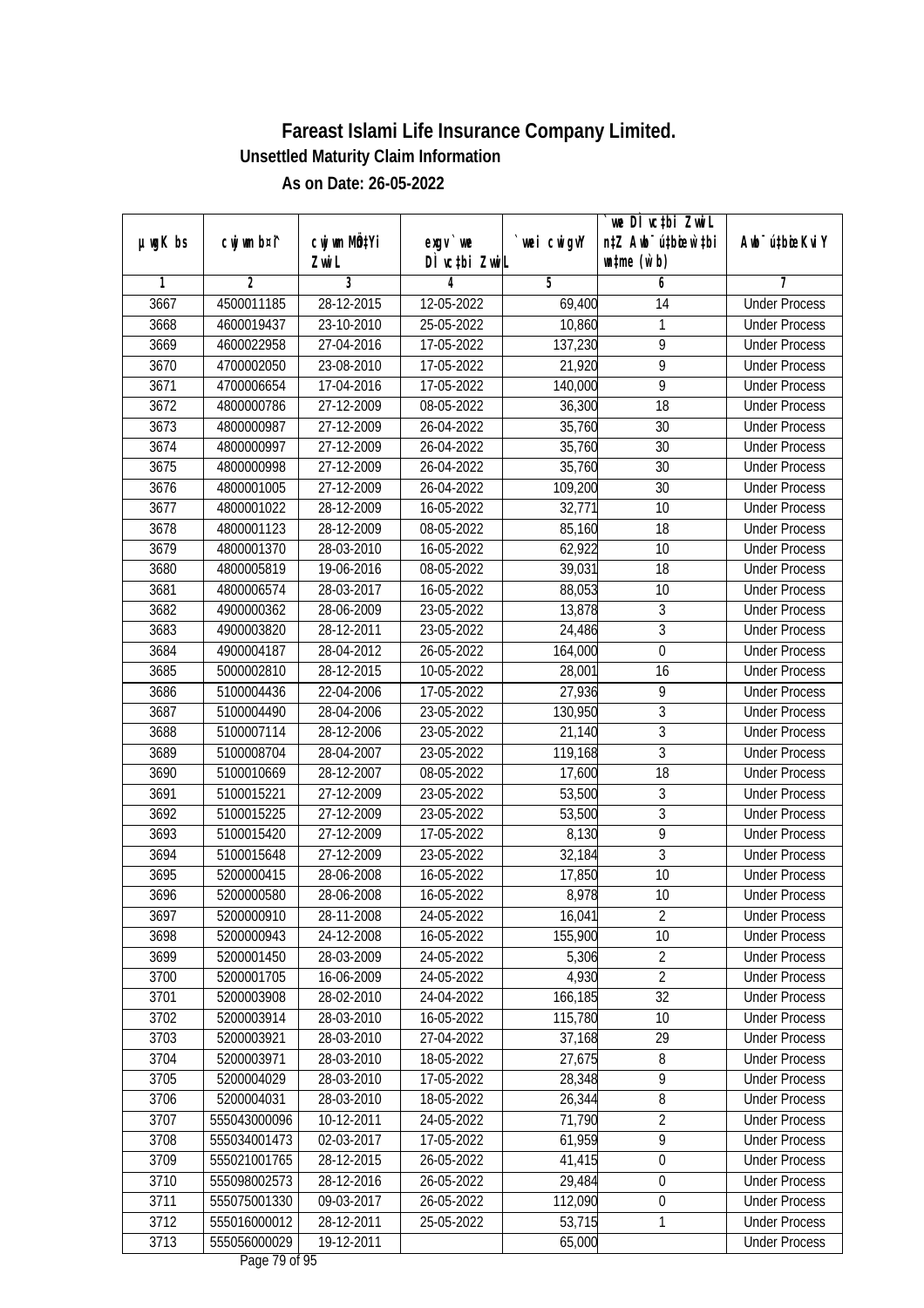# Fareast Islami Life Insurance Company Limited.

**Unsettled Maturity Claim Information**

**As on Date: 26-05-2022**

| µwgK bs | cwjwm b¤^i | cwjwm MÖn‡Yi ZvwiL | exgv`vwe DÌvc‡bi ZvwiL | `vwei cwigvY | `vwe DÌvc‡bi ZvwiL n‡Z Awb®úbœ `vwei wbæme (w`b) | Awb®ú‡bœi KviY |
|---|---|---|---|---|---|---|
| 1 | 2 | 3 | 4 | 5 | 6 | 7 |
| 3667 | 4500011185 | 28-12-2015 | 12-05-2022 | 69,400 | 14 | Under Process |
| 3668 | 4600019437 | 23-10-2010 | 25-05-2022 | 10,860 | 1 | Under Process |
| 3669 | 4600022958 | 27-04-2016 | 17-05-2022 | 137,230 | 9 | Under Process |
| 3670 | 4700002050 | 23-08-2010 | 17-05-2022 | 21,920 | 9 | Under Process |
| 3671 | 4700006654 | 17-04-2016 | 17-05-2022 | 140,000 | 9 | Under Process |
| 3672 | 4800000786 | 27-12-2009 | 08-05-2022 | 36,300 | 18 | Under Process |
| 3673 | 4800000987 | 27-12-2009 | 26-04-2022 | 35,760 | 30 | Under Process |
| 3674 | 4800000997 | 27-12-2009 | 26-04-2022 | 35,760 | 30 | Under Process |
| 3675 | 4800000998 | 27-12-2009 | 26-04-2022 | 35,760 | 30 | Under Process |
| 3676 | 4800001005 | 27-12-2009 | 26-04-2022 | 109,200 | 30 | Under Process |
| 3677 | 4800001022 | 28-12-2009 | 16-05-2022 | 32,771 | 10 | Under Process |
| 3678 | 4800001123 | 28-12-2009 | 08-05-2022 | 85,160 | 18 | Under Process |
| 3679 | 4800001370 | 28-03-2010 | 16-05-2022 | 62,922 | 10 | Under Process |
| 3680 | 4800005819 | 19-06-2016 | 08-05-2022 | 39,031 | 18 | Under Process |
| 3681 | 4800006574 | 28-03-2017 | 16-05-2022 | 88,053 | 10 | Under Process |
| 3682 | 4900000362 | 28-06-2009 | 23-05-2022 | 13,878 | 3 | Under Process |
| 3683 | 4900003820 | 28-12-2011 | 23-05-2022 | 24,486 | 3 | Under Process |
| 3684 | 4900004187 | 28-04-2012 | 26-05-2022 | 164,000 | 0 | Under Process |
| 3685 | 5000002810 | 28-12-2015 | 10-05-2022 | 28,001 | 16 | Under Process |
| 3686 | 5100004436 | 22-04-2006 | 17-05-2022 | 27,936 | 9 | Under Process |
| 3687 | 5100004490 | 28-04-2006 | 23-05-2022 | 130,950 | 3 | Under Process |
| 3688 | 5100007114 | 28-12-2006 | 23-05-2022 | 21,140 | 3 | Under Process |
| 3689 | 5100008704 | 28-04-2007 | 23-05-2022 | 119,168 | 3 | Under Process |
| 3690 | 5100010669 | 28-12-2007 | 08-05-2022 | 17,600 | 18 | Under Process |
| 3691 | 5100015221 | 27-12-2009 | 23-05-2022 | 53,500 | 3 | Under Process |
| 3692 | 5100015225 | 27-12-2009 | 23-05-2022 | 53,500 | 3 | Under Process |
| 3693 | 5100015420 | 27-12-2009 | 17-05-2022 | 8,130 | 9 | Under Process |
| 3694 | 5100015648 | 27-12-2009 | 23-05-2022 | 32,184 | 3 | Under Process |
| 3695 | 5200000415 | 28-06-2008 | 16-05-2022 | 17,850 | 10 | Under Process |
| 3696 | 5200000580 | 28-06-2008 | 16-05-2022 | 8,978 | 10 | Under Process |
| 3697 | 5200000910 | 28-11-2008 | 24-05-2022 | 16,041 | 2 | Under Process |
| 3698 | 5200000943 | 24-12-2008 | 16-05-2022 | 155,900 | 10 | Under Process |
| 3699 | 5200001450 | 28-03-2009 | 24-05-2022 | 5,306 | 2 | Under Process |
| 3700 | 5200001705 | 16-06-2009 | 24-05-2022 | 4,930 | 2 | Under Process |
| 3701 | 5200003908 | 28-02-2010 | 24-04-2022 | 166,185 | 32 | Under Process |
| 3702 | 5200003914 | 28-03-2010 | 16-05-2022 | 115,780 | 10 | Under Process |
| 3703 | 5200003921 | 28-03-2010 | 27-04-2022 | 37,168 | 29 | Under Process |
| 3704 | 5200003971 | 28-03-2010 | 18-05-2022 | 27,675 | 8 | Under Process |
| 3705 | 5200004029 | 28-03-2010 | 17-05-2022 | 28,348 | 9 | Under Process |
| 3706 | 5200004031 | 28-03-2010 | 18-05-2022 | 26,344 | 8 | Under Process |
| 3707 | 555043000096 | 10-12-2011 | 24-05-2022 | 71,790 | 2 | Under Process |
| 3708 | 555034001473 | 02-03-2017 | 17-05-2022 | 61,959 | 9 | Under Process |
| 3709 | 555021001765 | 28-12-2015 | 26-05-2022 | 41,415 | 0 | Under Process |
| 3710 | 555098002573 | 28-12-2016 | 26-05-2022 | 29,484 | 0 | Under Process |
| 3711 | 555075001330 | 09-03-2017 | 26-05-2022 | 112,090 | 0 | Under Process |
| 3712 | 555016000012 | 28-12-2011 | 25-05-2022 | 53,715 | 1 | Under Process |
| 3713 | 555056000029 | 19-12-2011 | | 65,000 | | Under Process |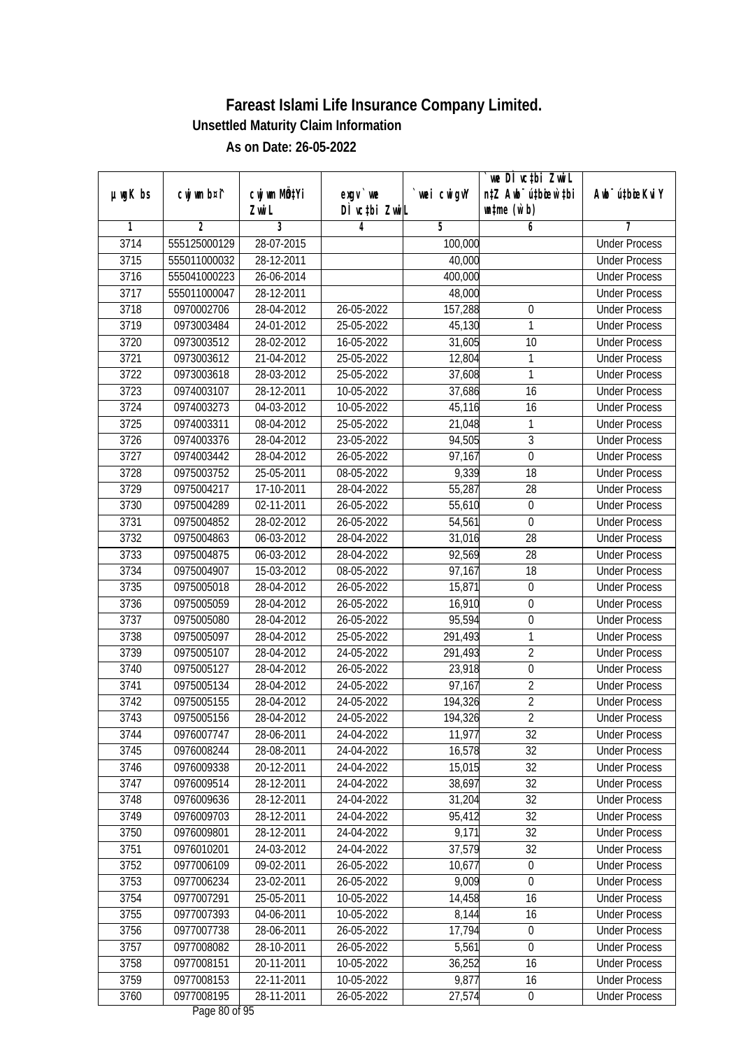# Fareast Islami Life Insurance Company Limited.

## Unsettled Maturity Claim Information

### As on Date: 26-05-2022

| µwgK bs | cwjwm b¤i | cwjwm MÖn‡Yi ZvwiL | exgv` we DÌvc‡bi ZvwiL | `vwei cwigvY | `we DÌvc‡bi ZvwiL n‡Z Awb¯úbœ ‡_‡K mgq (w`b) | Awb¯ú‡bœi KviY |
|---|---|---|---|---|---|---|
| 1 | 2 | 3 | 4 | 5 | 6 | 7 |
| 3714 | 555125000129 | 28-07-2015 | | 100,000 | | Under Process |
| 3715 | 555011000032 | 28-12-2011 | | 40,000 | | Under Process |
| 3716 | 555041000223 | 26-06-2014 | | 400,000 | | Under Process |
| 3717 | 555011000047 | 28-12-2011 | | 48,000 | | Under Process |
| 3718 | 0970002706 | 28-04-2012 | 26-05-2022 | 157,288 | 0 | Under Process |
| 3719 | 0973003484 | 24-01-2012 | 25-05-2022 | 45,130 | 1 | Under Process |
| 3720 | 0973003512 | 28-02-2012 | 16-05-2022 | 31,605 | 10 | Under Process |
| 3721 | 0973003612 | 21-04-2012 | 25-05-2022 | 12,804 | 1 | Under Process |
| 3722 | 0973003618 | 28-03-2012 | 25-05-2022 | 37,608 | 1 | Under Process |
| 3723 | 0974003107 | 28-12-2011 | 10-05-2022 | 37,686 | 16 | Under Process |
| 3724 | 0974003273 | 04-03-2012 | 10-05-2022 | 45,116 | 16 | Under Process |
| 3725 | 0974003311 | 08-04-2012 | 25-05-2022 | 21,048 | 1 | Under Process |
| 3726 | 0974003376 | 28-04-2012 | 23-05-2022 | 94,505 | 3 | Under Process |
| 3727 | 0974003442 | 28-04-2012 | 26-05-2022 | 97,167 | 0 | Under Process |
| 3728 | 0975003752 | 25-05-2011 | 08-05-2022 | 9,339 | 18 | Under Process |
| 3729 | 0975004217 | 17-10-2011 | 28-04-2022 | 55,287 | 28 | Under Process |
| 3730 | 0975004289 | 02-11-2011 | 26-05-2022 | 55,610 | 0 | Under Process |
| 3731 | 0975004852 | 28-02-2012 | 26-05-2022 | 54,561 | 0 | Under Process |
| 3732 | 0975004863 | 06-03-2012 | 28-04-2022 | 31,016 | 28 | Under Process |
| 3733 | 0975004875 | 06-03-2012 | 28-04-2022 | 92,569 | 28 | Under Process |
| 3734 | 0975004907 | 15-03-2012 | 08-05-2022 | 97,167 | 18 | Under Process |
| 3735 | 0975005018 | 28-04-2012 | 26-05-2022 | 15,871 | 0 | Under Process |
| 3736 | 0975005059 | 28-04-2012 | 26-05-2022 | 16,910 | 0 | Under Process |
| 3737 | 0975005080 | 28-04-2012 | 26-05-2022 | 95,594 | 0 | Under Process |
| 3738 | 0975005097 | 28-04-2012 | 25-05-2022 | 291,493 | 1 | Under Process |
| 3739 | 0975005107 | 28-04-2012 | 24-05-2022 | 291,493 | 2 | Under Process |
| 3740 | 0975005127 | 28-04-2012 | 26-05-2022 | 23,918 | 0 | Under Process |
| 3741 | 0975005134 | 28-04-2012 | 24-05-2022 | 97,167 | 2 | Under Process |
| 3742 | 0975005155 | 28-04-2012 | 24-05-2022 | 194,326 | 2 | Under Process |
| 3743 | 0975005156 | 28-04-2012 | 24-05-2022 | 194,326 | 2 | Under Process |
| 3744 | 0976007747 | 28-06-2011 | 24-04-2022 | 11,977 | 32 | Under Process |
| 3745 | 0976008244 | 28-08-2011 | 24-04-2022 | 16,578 | 32 | Under Process |
| 3746 | 0976009338 | 20-12-2011 | 24-04-2022 | 15,015 | 32 | Under Process |
| 3747 | 0976009514 | 28-12-2011 | 24-04-2022 | 38,697 | 32 | Under Process |
| 3748 | 0976009636 | 28-12-2011 | 24-04-2022 | 31,204 | 32 | Under Process |
| 3749 | 0976009703 | 28-12-2011 | 24-04-2022 | 95,412 | 32 | Under Process |
| 3750 | 0976009801 | 28-12-2011 | 24-04-2022 | 9,171 | 32 | Under Process |
| 3751 | 0976010201 | 24-03-2012 | 24-04-2022 | 37,579 | 32 | Under Process |
| 3752 | 0977006109 | 09-02-2011 | 26-05-2022 | 10,677 | 0 | Under Process |
| 3753 | 0977006234 | 23-02-2011 | 26-05-2022 | 9,009 | 0 | Under Process |
| 3754 | 0977007291 | 25-05-2011 | 10-05-2022 | 14,458 | 16 | Under Process |
| 3755 | 0977007393 | 04-06-2011 | 10-05-2022 | 8,144 | 16 | Under Process |
| 3756 | 0977007738 | 28-06-2011 | 26-05-2022 | 17,794 | 0 | Under Process |
| 3757 | 0977008082 | 28-10-2011 | 26-05-2022 | 5,561 | 0 | Under Process |
| 3758 | 0977008151 | 20-11-2011 | 10-05-2022 | 36,252 | 16 | Under Process |
| 3759 | 0977008153 | 22-11-2011 | 10-05-2022 | 9,877 | 16 | Under Process |
| 3760 | 0977008195 | 28-11-2011 | 26-05-2022 | 27,574 | 0 | Under Process |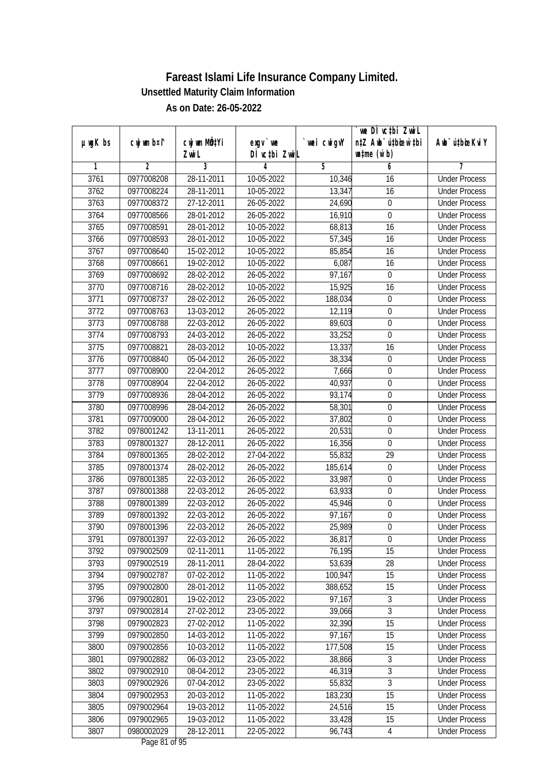# Fareast Islami Life Insurance Company Limited.

## Unsettled Maturity Claim Information

### As on Date: 26-05-2022

| µwgK bs | cwjwm bs¤^i | cwjwm MÖnY Zvwi L | exgv` we DÌ vc‡bi ZvwiL | `vwei cwigvY | `we DÌ vc‡bi ZvwiL n‡Z Awb¯úwËi w`‡bi msL¨v (w`b) | Awb¯úwËi KviY |
|---|---|---|---|---|---|---|
| 1 | 2 | 3 | 4 | 5 | 6 | 7 |
| 3761 | 0977008208 | 28-11-2011 | 10-05-2022 | 10,346 | 16 | Under Process |
| 3762 | 0977008224 | 28-11-2011 | 10-05-2022 | 13,347 | 16 | Under Process |
| 3763 | 0977008372 | 27-12-2011 | 26-05-2022 | 24,690 | 0 | Under Process |
| 3764 | 0977008566 | 28-01-2012 | 26-05-2022 | 16,910 | 0 | Under Process |
| 3765 | 0977008591 | 28-01-2012 | 10-05-2022 | 68,813 | 16 | Under Process |
| 3766 | 0977008593 | 28-01-2012 | 10-05-2022 | 57,345 | 16 | Under Process |
| 3767 | 0977008640 | 15-02-2012 | 10-05-2022 | 85,854 | 16 | Under Process |
| 3768 | 0977008661 | 19-02-2012 | 10-05-2022 | 6,087 | 16 | Under Process |
| 3769 | 0977008692 | 28-02-2012 | 26-05-2022 | 97,167 | 0 | Under Process |
| 3770 | 0977008716 | 28-02-2012 | 10-05-2022 | 15,925 | 16 | Under Process |
| 3771 | 0977008737 | 28-02-2012 | 26-05-2022 | 188,034 | 0 | Under Process |
| 3772 | 0977008763 | 13-03-2012 | 26-05-2022 | 12,119 | 0 | Under Process |
| 3773 | 0977008788 | 22-03-2012 | 26-05-2022 | 89,603 | 0 | Under Process |
| 3774 | 0977008793 | 24-03-2012 | 26-05-2022 | 33,252 | 0 | Under Process |
| 3775 | 0977008821 | 28-03-2012 | 10-05-2022 | 13,337 | 16 | Under Process |
| 3776 | 0977008840 | 05-04-2012 | 26-05-2022 | 38,334 | 0 | Under Process |
| 3777 | 0977008900 | 22-04-2012 | 26-05-2022 | 7,666 | 0 | Under Process |
| 3778 | 0977008904 | 22-04-2012 | 26-05-2022 | 40,937 | 0 | Under Process |
| 3779 | 0977008936 | 28-04-2012 | 26-05-2022 | 93,174 | 0 | Under Process |
| 3780 | 0977008996 | 28-04-2012 | 26-05-2022 | 58,301 | 0 | Under Process |
| 3781 | 0977009000 | 28-04-2012 | 26-05-2022 | 37,802 | 0 | Under Process |
| 3782 | 0978001242 | 13-11-2011 | 26-05-2022 | 20,531 | 0 | Under Process |
| 3783 | 0978001327 | 28-12-2011 | 26-05-2022 | 16,356 | 0 | Under Process |
| 3784 | 0978001365 | 28-02-2012 | 27-04-2022 | 55,832 | 29 | Under Process |
| 3785 | 0978001374 | 28-02-2012 | 26-05-2022 | 185,614 | 0 | Under Process |
| 3786 | 0978001385 | 22-03-2012 | 26-05-2022 | 33,987 | 0 | Under Process |
| 3787 | 0978001388 | 22-03-2012 | 26-05-2022 | 63,933 | 0 | Under Process |
| 3788 | 0978001389 | 22-03-2012 | 26-05-2022 | 45,946 | 0 | Under Process |
| 3789 | 0978001392 | 22-03-2012 | 26-05-2022 | 97,167 | 0 | Under Process |
| 3790 | 0978001396 | 22-03-2012 | 26-05-2022 | 25,989 | 0 | Under Process |
| 3791 | 0978001397 | 22-03-2012 | 26-05-2022 | 36,817 | 0 | Under Process |
| 3792 | 0979002509 | 02-11-2011 | 11-05-2022 | 76,195 | 15 | Under Process |
| 3793 | 0979002519 | 28-11-2011 | 28-04-2022 | 53,639 | 28 | Under Process |
| 3794 | 0979002787 | 07-02-2012 | 11-05-2022 | 100,947 | 15 | Under Process |
| 3795 | 0979002800 | 28-01-2012 | 11-05-2022 | 388,652 | 15 | Under Process |
| 3796 | 0979002801 | 19-02-2012 | 23-05-2022 | 97,167 | 3 | Under Process |
| 3797 | 0979002814 | 27-02-2012 | 23-05-2022 | 39,066 | 3 | Under Process |
| 3798 | 0979002823 | 27-02-2012 | 11-05-2022 | 32,390 | 15 | Under Process |
| 3799 | 0979002850 | 14-03-2012 | 11-05-2022 | 97,167 | 15 | Under Process |
| 3800 | 0979002856 | 10-03-2012 | 11-05-2022 | 177,508 | 15 | Under Process |
| 3801 | 0979002882 | 06-03-2012 | 23-05-2022 | 38,866 | 3 | Under Process |
| 3802 | 0979002910 | 08-04-2012 | 23-05-2022 | 46,319 | 3 | Under Process |
| 3803 | 0979002926 | 07-04-2012 | 23-05-2022 | 55,832 | 3 | Under Process |
| 3804 | 0979002953 | 20-03-2012 | 11-05-2022 | 183,230 | 15 | Under Process |
| 3805 | 0979002964 | 19-03-2012 | 11-05-2022 | 24,516 | 15 | Under Process |
| 3806 | 0979002965 | 19-03-2012 | 11-05-2022 | 33,428 | 15 | Under Process |
| 3807 | 0980002029 | 28-12-2011 | 22-05-2022 | 96,743 | 4 | Under Process |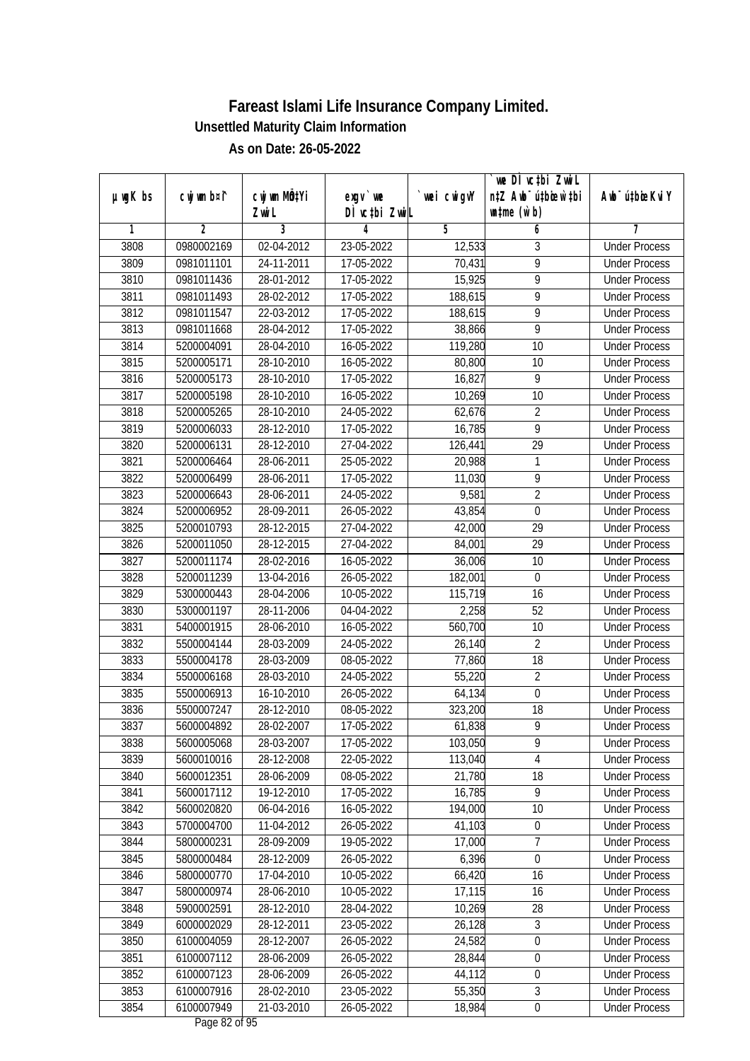# Fareast Islami Life Insurance Company Limited.

**Unsettled Maturity Claim Information**

**As on Date: 26-05-2022**

| µwgK bs | cwjwm b¤^i | cwjwm MÖn‡Yi ZvwiL | exgv`vwe DÌvc‡bi ZvwiL | `vwei cwigvY | `vwe DÌvc‡bi ZvwiL n‡Z Awb¯úbœ‡Ki w`‡bi msL¨v (w`b) | Awb¯ú‡bœi KviY |
|---|---|---|---|---|---|---|
| 1 | 2 | 3 | 4 | 5 | 6 | 7 |
| 3808 | 0980002169 | 02-04-2012 | 23-05-2022 | 12,533 | 3 | Under Process |
| 3809 | 0981011101 | 24-11-2011 | 17-05-2022 | 70,431 | 9 | Under Process |
| 3810 | 0981011436 | 28-01-2012 | 17-05-2022 | 15,925 | 9 | Under Process |
| 3811 | 0981011493 | 28-02-2012 | 17-05-2022 | 188,615 | 9 | Under Process |
| 3812 | 0981011547 | 22-03-2012 | 17-05-2022 | 188,615 | 9 | Under Process |
| 3813 | 0981011668 | 28-04-2012 | 17-05-2022 | 38,866 | 9 | Under Process |
| 3814 | 5200004091 | 28-04-2010 | 16-05-2022 | 119,280 | 10 | Under Process |
| 3815 | 5200005171 | 28-10-2010 | 16-05-2022 | 80,800 | 10 | Under Process |
| 3816 | 5200005173 | 28-10-2010 | 17-05-2022 | 16,827 | 9 | Under Process |
| 3817 | 5200005198 | 28-10-2010 | 16-05-2022 | 10,269 | 10 | Under Process |
| 3818 | 5200005265 | 28-10-2010 | 24-05-2022 | 62,676 | 2 | Under Process |
| 3819 | 5200006033 | 28-12-2010 | 17-05-2022 | 16,785 | 9 | Under Process |
| 3820 | 5200006131 | 28-12-2010 | 27-04-2022 | 126,441 | 29 | Under Process |
| 3821 | 5200006464 | 28-06-2011 | 25-05-2022 | 20,988 | 1 | Under Process |
| 3822 | 5200006499 | 28-06-2011 | 17-05-2022 | 11,030 | 9 | Under Process |
| 3823 | 5200006643 | 28-06-2011 | 24-05-2022 | 9,581 | 2 | Under Process |
| 3824 | 5200006952 | 28-09-2011 | 26-05-2022 | 43,854 | 0 | Under Process |
| 3825 | 5200010793 | 28-12-2015 | 27-04-2022 | 42,000 | 29 | Under Process |
| 3826 | 5200011050 | 28-12-2015 | 27-04-2022 | 84,001 | 29 | Under Process |
| 3827 | 5200011174 | 28-02-2016 | 16-05-2022 | 36,006 | 10 | Under Process |
| 3828 | 5200011239 | 13-04-2016 | 26-05-2022 | 182,001 | 0 | Under Process |
| 3829 | 5300000443 | 28-04-2006 | 10-05-2022 | 115,719 | 16 | Under Process |
| 3830 | 5300001197 | 28-11-2006 | 04-04-2022 | 2,258 | 52 | Under Process |
| 3831 | 5400001915 | 28-06-2010 | 16-05-2022 | 560,700 | 10 | Under Process |
| 3832 | 5500004144 | 28-03-2009 | 24-05-2022 | 26,140 | 2 | Under Process |
| 3833 | 5500004178 | 28-03-2009 | 08-05-2022 | 77,860 | 18 | Under Process |
| 3834 | 5500006168 | 28-03-2010 | 24-05-2022 | 55,220 | 2 | Under Process |
| 3835 | 5500006913 | 16-10-2010 | 26-05-2022 | 64,134 | 0 | Under Process |
| 3836 | 5500007247 | 28-12-2010 | 08-05-2022 | 323,200 | 18 | Under Process |
| 3837 | 5600004892 | 28-02-2007 | 17-05-2022 | 61,838 | 9 | Under Process |
| 3838 | 5600005068 | 28-03-2007 | 17-05-2022 | 103,050 | 9 | Under Process |
| 3839 | 5600010016 | 28-12-2008 | 22-05-2022 | 113,040 | 4 | Under Process |
| 3840 | 5600012351 | 28-06-2009 | 08-05-2022 | 21,780 | 18 | Under Process |
| 3841 | 5600017112 | 19-12-2010 | 17-05-2022 | 16,785 | 9 | Under Process |
| 3842 | 5600020820 | 06-04-2016 | 16-05-2022 | 194,000 | 10 | Under Process |
| 3843 | 5700004700 | 11-04-2012 | 26-05-2022 | 41,103 | 0 | Under Process |
| 3844 | 5800000231 | 28-09-2009 | 19-05-2022 | 17,000 | 7 | Under Process |
| 3845 | 5800000484 | 28-12-2009 | 26-05-2022 | 6,396 | 0 | Under Process |
| 3846 | 5800000770 | 17-04-2010 | 10-05-2022 | 66,420 | 16 | Under Process |
| 3847 | 5800000974 | 28-06-2010 | 10-05-2022 | 17,115 | 16 | Under Process |
| 3848 | 5900002591 | 28-12-2010 | 28-04-2022 | 10,269 | 28 | Under Process |
| 3849 | 6000002029 | 28-12-2011 | 23-05-2022 | 26,128 | 3 | Under Process |
| 3850 | 6100004059 | 28-12-2007 | 26-05-2022 | 24,582 | 0 | Under Process |
| 3851 | 6100007112 | 28-06-2009 | 26-05-2022 | 28,844 | 0 | Under Process |
| 3852 | 6100007123 | 28-06-2009 | 26-05-2022 | 44,112 | 0 | Under Process |
| 3853 | 6100007916 | 28-02-2010 | 23-05-2022 | 55,350 | 3 | Under Process |
| 3854 | 6100007949 | 21-03-2010 | 26-05-2022 | 18,984 | 0 | Under Process |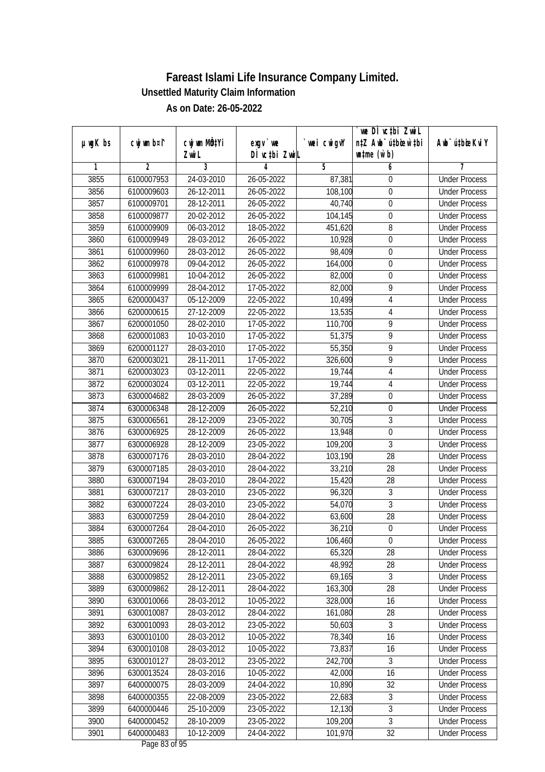# Fareast Islami Life Insurance Company Limited.

**Unsettled Maturity Claim Information**

**As on Date: 26-05-2022**

| µwgK bs | cwjwm b¤^i | cwjwm MÖnYi ZvwiL | exgv `vwe DÌvc‡bi ZvwiL | `vwei cwigvY | `vwe DÌvc‡bi ZvwiL n‡Z Awb¯úbœ `vwei wÏb (w`b) | Awb¯ú‡bœi KviY |
|---|---|---|---|---|---|---|
| 1 | 2 | 3 | 4 | 5 | 6 | 7 |
| 3855 | 6100007953 | 24-03-2010 | 26-05-2022 | 87,381 | 0 | Under Process |
| 3856 | 6100009603 | 26-12-2011 | 26-05-2022 | 108,100 | 0 | Under Process |
| 3857 | 6100009701 | 28-12-2011 | 26-05-2022 | 40,740 | 0 | Under Process |
| 3858 | 6100009877 | 20-02-2012 | 26-05-2022 | 104,145 | 0 | Under Process |
| 3859 | 6100009909 | 06-03-2012 | 18-05-2022 | 451,620 | 8 | Under Process |
| 3860 | 6100009949 | 28-03-2012 | 26-05-2022 | 10,928 | 0 | Under Process |
| 3861 | 6100009960 | 28-03-2012 | 26-05-2022 | 98,409 | 0 | Under Process |
| 3862 | 6100009978 | 09-04-2012 | 26-05-2022 | 164,000 | 0 | Under Process |
| 3863 | 6100009981 | 10-04-2012 | 26-05-2022 | 82,000 | 0 | Under Process |
| 3864 | 6100009999 | 28-04-2012 | 17-05-2022 | 82,000 | 9 | Under Process |
| 3865 | 6200000437 | 05-12-2009 | 22-05-2022 | 10,499 | 4 | Under Process |
| 3866 | 6200000615 | 27-12-2009 | 22-05-2022 | 13,535 | 4 | Under Process |
| 3867 | 6200001050 | 28-02-2010 | 17-05-2022 | 110,700 | 9 | Under Process |
| 3868 | 6200001083 | 10-03-2010 | 17-05-2022 | 51,375 | 9 | Under Process |
| 3869 | 6200001127 | 28-03-2010 | 17-05-2022 | 55,350 | 9 | Under Process |
| 3870 | 6200003021 | 28-11-2011 | 17-05-2022 | 326,600 | 9 | Under Process |
| 3871 | 6200003023 | 03-12-2011 | 22-05-2022 | 19,744 | 4 | Under Process |
| 3872 | 6200003024 | 03-12-2011 | 22-05-2022 | 19,744 | 4 | Under Process |
| 3873 | 6300004682 | 28-03-2009 | 26-05-2022 | 37,289 | 0 | Under Process |
| 3874 | 6300006348 | 28-12-2009 | 26-05-2022 | 52,210 | 0 | Under Process |
| 3875 | 6300006561 | 28-12-2009 | 23-05-2022 | 30,705 | 3 | Under Process |
| 3876 | 6300006925 | 28-12-2009 | 26-05-2022 | 13,948 | 0 | Under Process |
| 3877 | 6300006928 | 28-12-2009 | 23-05-2022 | 109,200 | 3 | Under Process |
| 3878 | 6300007176 | 28-03-2010 | 28-04-2022 | 103,190 | 28 | Under Process |
| 3879 | 6300007185 | 28-03-2010 | 28-04-2022 | 33,210 | 28 | Under Process |
| 3880 | 6300007194 | 28-03-2010 | 28-04-2022 | 15,420 | 28 | Under Process |
| 3881 | 6300007217 | 28-03-2010 | 23-05-2022 | 96,320 | 3 | Under Process |
| 3882 | 6300007224 | 28-03-2010 | 23-05-2022 | 54,070 | 3 | Under Process |
| 3883 | 6300007259 | 28-04-2010 | 28-04-2022 | 63,600 | 28 | Under Process |
| 3884 | 6300007264 | 28-04-2010 | 26-05-2022 | 36,210 | 0 | Under Process |
| 3885 | 6300007265 | 28-04-2010 | 26-05-2022 | 106,460 | 0 | Under Process |
| 3886 | 6300009696 | 28-12-2011 | 28-04-2022 | 65,320 | 28 | Under Process |
| 3887 | 6300009824 | 28-12-2011 | 28-04-2022 | 48,992 | 28 | Under Process |
| 3888 | 6300009852 | 28-12-2011 | 23-05-2022 | 69,165 | 3 | Under Process |
| 3889 | 6300009862 | 28-12-2011 | 28-04-2022 | 163,300 | 28 | Under Process |
| 3890 | 6300010066 | 28-03-2012 | 10-05-2022 | 328,000 | 16 | Under Process |
| 3891 | 6300010087 | 28-03-2012 | 28-04-2022 | 161,080 | 28 | Under Process |
| 3892 | 6300010093 | 28-03-2012 | 23-05-2022 | 50,603 | 3 | Under Process |
| 3893 | 6300010100 | 28-03-2012 | 10-05-2022 | 78,340 | 16 | Under Process |
| 3894 | 6300010108 | 28-03-2012 | 10-05-2022 | 73,837 | 16 | Under Process |
| 3895 | 6300010127 | 28-03-2012 | 23-05-2022 | 242,700 | 3 | Under Process |
| 3896 | 6300013524 | 28-03-2016 | 10-05-2022 | 42,000 | 16 | Under Process |
| 3897 | 6400000075 | 28-03-2009 | 24-04-2022 | 10,890 | 32 | Under Process |
| 3898 | 6400000355 | 22-08-2009 | 23-05-2022 | 22,683 | 3 | Under Process |
| 3899 | 6400000446 | 25-10-2009 | 23-05-2022 | 12,130 | 3 | Under Process |
| 3900 | 6400000452 | 28-10-2009 | 23-05-2022 | 109,200 | 3 | Under Process |
| 3901 | 6400000483 | 10-12-2009 | 24-04-2022 | 101,970 | 32 | Under Process |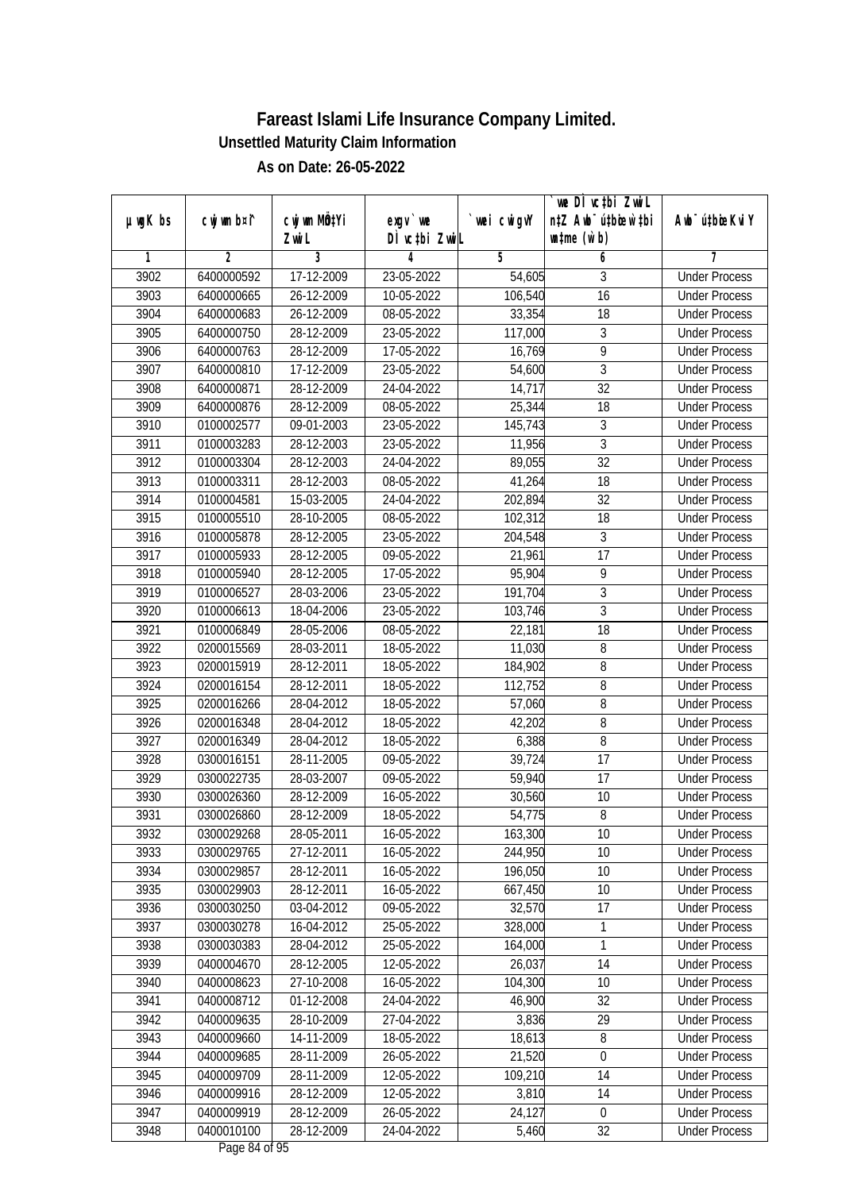# Fareast Islami Life Insurance Company Limited.

**Unsettled Maturity Claim Information**

**As on Date: 26-05-2022**

| µwgK bs | cwjwm bs¯î | cwjwm MÖ‡Yi ZwiL | exgv `we DÌvc‡bi ZwiL | `wei cwigvY | `we DÌvc‡bi ZwiL n‡Z Abv¯'vc‡bi w`‡bi msL¨v (w`b) | Abv¯'vc‡bi KviY |
|---|---|---|---|---|---|---|
| 1 | 2 | 3 | 4 | 5 | 6 | 7 |
| 3902 | 6400000592 | 17-12-2009 | 23-05-2022 | 54,605 | 3 | Under Process |
| 3903 | 6400000665 | 26-12-2009 | 10-05-2022 | 106,540 | 16 | Under Process |
| 3904 | 6400000683 | 26-12-2009 | 08-05-2022 | 33,354 | 18 | Under Process |
| 3905 | 6400000750 | 28-12-2009 | 23-05-2022 | 117,000 | 3 | Under Process |
| 3906 | 6400000763 | 28-12-2009 | 17-05-2022 | 16,769 | 9 | Under Process |
| 3907 | 6400000810 | 17-12-2009 | 23-05-2022 | 54,600 | 3 | Under Process |
| 3908 | 6400000871 | 28-12-2009 | 24-04-2022 | 14,717 | 32 | Under Process |
| 3909 | 6400000876 | 28-12-2009 | 08-05-2022 | 25,344 | 18 | Under Process |
| 3910 | 0100002577 | 09-01-2003 | 23-05-2022 | 145,743 | 3 | Under Process |
| 3911 | 0100003283 | 28-12-2003 | 23-05-2022 | 11,956 | 3 | Under Process |
| 3912 | 0100003304 | 28-12-2003 | 24-04-2022 | 89,055 | 32 | Under Process |
| 3913 | 0100003311 | 28-12-2003 | 08-05-2022 | 41,264 | 18 | Under Process |
| 3914 | 0100004581 | 15-03-2005 | 24-04-2022 | 202,894 | 32 | Under Process |
| 3915 | 0100005510 | 28-10-2005 | 08-05-2022 | 102,312 | 18 | Under Process |
| 3916 | 0100005878 | 28-12-2005 | 23-05-2022 | 204,548 | 3 | Under Process |
| 3917 | 0100005933 | 28-12-2005 | 09-05-2022 | 21,961 | 17 | Under Process |
| 3918 | 0100005940 | 28-12-2005 | 17-05-2022 | 95,904 | 9 | Under Process |
| 3919 | 0100006527 | 28-03-2006 | 23-05-2022 | 191,704 | 3 | Under Process |
| 3920 | 0100006613 | 18-04-2006 | 23-05-2022 | 103,746 | 3 | Under Process |
| 3921 | 0100006849 | 28-05-2006 | 08-05-2022 | 22,181 | 18 | Under Process |
| 3922 | 0200015569 | 28-03-2011 | 18-05-2022 | 11,030 | 8 | Under Process |
| 3923 | 0200015919 | 28-12-2011 | 18-05-2022 | 184,902 | 8 | Under Process |
| 3924 | 0200016154 | 28-12-2011 | 18-05-2022 | 112,752 | 8 | Under Process |
| 3925 | 0200016266 | 28-04-2012 | 18-05-2022 | 57,060 | 8 | Under Process |
| 3926 | 0200016348 | 28-04-2012 | 18-05-2022 | 42,202 | 8 | Under Process |
| 3927 | 0200016349 | 28-04-2012 | 18-05-2022 | 6,388 | 8 | Under Process |
| 3928 | 0300016151 | 28-11-2005 | 09-05-2022 | 39,724 | 17 | Under Process |
| 3929 | 0300022735 | 28-03-2007 | 09-05-2022 | 59,940 | 17 | Under Process |
| 3930 | 0300026360 | 28-12-2009 | 16-05-2022 | 30,560 | 10 | Under Process |
| 3931 | 0300026860 | 28-12-2009 | 18-05-2022 | 54,775 | 8 | Under Process |
| 3932 | 0300029268 | 28-05-2011 | 16-05-2022 | 163,300 | 10 | Under Process |
| 3933 | 0300029765 | 27-12-2011 | 16-05-2022 | 244,950 | 10 | Under Process |
| 3934 | 0300029857 | 28-12-2011 | 16-05-2022 | 196,050 | 10 | Under Process |
| 3935 | 0300029903 | 28-12-2011 | 16-05-2022 | 667,450 | 10 | Under Process |
| 3936 | 0300030250 | 03-04-2012 | 09-05-2022 | 32,570 | 17 | Under Process |
| 3937 | 0300030278 | 16-04-2012 | 25-05-2022 | 328,000 | 1 | Under Process |
| 3938 | 0300030383 | 28-04-2012 | 25-05-2022 | 164,000 | 1 | Under Process |
| 3939 | 0400004670 | 28-12-2005 | 12-05-2022 | 26,037 | 14 | Under Process |
| 3940 | 0400008623 | 27-10-2008 | 16-05-2022 | 104,300 | 10 | Under Process |
| 3941 | 0400008712 | 01-12-2008 | 24-04-2022 | 46,900 | 32 | Under Process |
| 3942 | 0400009635 | 28-10-2009 | 27-04-2022 | 3,836 | 29 | Under Process |
| 3943 | 0400009660 | 14-11-2009 | 18-05-2022 | 18,613 | 8 | Under Process |
| 3944 | 0400009685 | 28-11-2009 | 26-05-2022 | 21,520 | 0 | Under Process |
| 3945 | 0400009709 | 28-11-2009 | 12-05-2022 | 109,210 | 14 | Under Process |
| 3946 | 0400009916 | 28-12-2009 | 12-05-2022 | 3,810 | 14 | Under Process |
| 3947 | 0400009919 | 28-12-2009 | 26-05-2022 | 24,127 | 0 | Under Process |
| 3948 | 0400010100 | 28-12-2009 | 24-04-2022 | 5,460 | 32 | Under Process |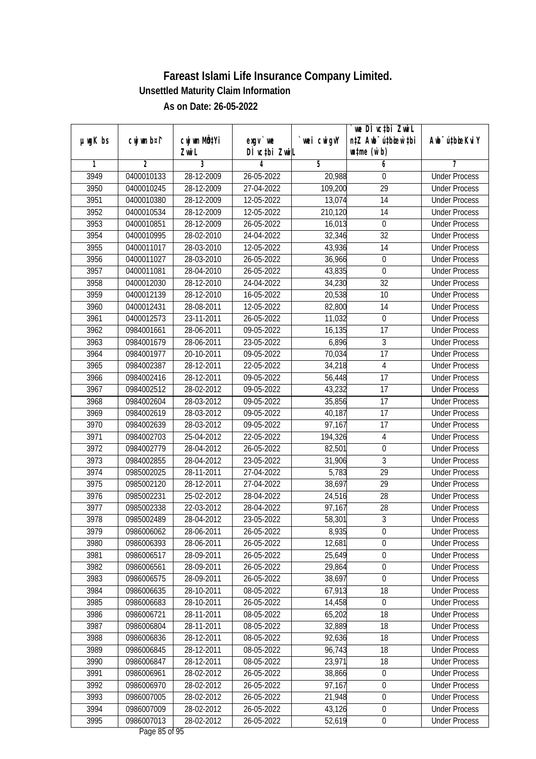# Fareast Islami Life Insurance Company Limited.

**Unsettled Maturity Claim Information**

**As on Date: 26-05-2022**

| µwgK bs | cwjwm b¤^i | cwjwm MÖn‡Yi ZvwiL | exgv`vwe DÌvc‡bi ZvwiL | `vwei cwigvY | `vwe DÌvc‡bi ZvwiL n‡Z Awb¯ú‡bœi w`‡bi msL¨v (w`b) | Awb¯ú‡bœi KviY |
|---|---|---|---|---|---|---|
| 1 | 2 | 3 | 4 | 5 | 6 | 7 |
| 3949 | 0400010133 | 28-12-2009 | 26-05-2022 | 20,988 | 0 | Under Process |
| 3950 | 0400010245 | 28-12-2009 | 27-04-2022 | 109,200 | 29 | Under Process |
| 3951 | 0400010380 | 28-12-2009 | 12-05-2022 | 13,074 | 14 | Under Process |
| 3952 | 0400010534 | 28-12-2009 | 12-05-2022 | 210,120 | 14 | Under Process |
| 3953 | 0400010851 | 28-12-2009 | 26-05-2022 | 16,013 | 0 | Under Process |
| 3954 | 0400010995 | 28-02-2010 | 24-04-2022 | 32,346 | 32 | Under Process |
| 3955 | 0400011017 | 28-03-2010 | 12-05-2022 | 43,936 | 14 | Under Process |
| 3956 | 0400011027 | 28-03-2010 | 26-05-2022 | 36,966 | 0 | Under Process |
| 3957 | 0400011081 | 28-04-2010 | 26-05-2022 | 43,835 | 0 | Under Process |
| 3958 | 0400012030 | 28-12-2010 | 24-04-2022 | 34,230 | 32 | Under Process |
| 3959 | 0400012139 | 28-12-2010 | 16-05-2022 | 20,538 | 10 | Under Process |
| 3960 | 0400012431 | 28-08-2011 | 12-05-2022 | 82,800 | 14 | Under Process |
| 3961 | 0400012573 | 23-11-2011 | 26-05-2022 | 11,032 | 0 | Under Process |
| 3962 | 0984001661 | 28-06-2011 | 09-05-2022 | 16,135 | 17 | Under Process |
| 3963 | 0984001679 | 28-06-2011 | 23-05-2022 | 6,896 | 3 | Under Process |
| 3964 | 0984001977 | 20-10-2011 | 09-05-2022 | 70,034 | 17 | Under Process |
| 3965 | 0984002387 | 28-12-2011 | 22-05-2022 | 34,218 | 4 | Under Process |
| 3966 | 0984002416 | 28-12-2011 | 09-05-2022 | 56,448 | 17 | Under Process |
| 3967 | 0984002512 | 28-02-2012 | 09-05-2022 | 43,232 | 17 | Under Process |
| 3968 | 0984002604 | 28-03-2012 | 09-05-2022 | 35,856 | 17 | Under Process |
| 3969 | 0984002619 | 28-03-2012 | 09-05-2022 | 40,187 | 17 | Under Process |
| 3970 | 0984002639 | 28-03-2012 | 09-05-2022 | 97,167 | 17 | Under Process |
| 3971 | 0984002703 | 25-04-2012 | 22-05-2022 | 194,326 | 4 | Under Process |
| 3972 | 0984002779 | 28-04-2012 | 26-05-2022 | 82,501 | 0 | Under Process |
| 3973 | 0984002855 | 28-04-2012 | 23-05-2022 | 31,906 | 3 | Under Process |
| 3974 | 0985002025 | 28-11-2011 | 27-04-2022 | 5,783 | 29 | Under Process |
| 3975 | 0985002120 | 28-12-2011 | 27-04-2022 | 38,697 | 29 | Under Process |
| 3976 | 0985002231 | 25-02-2012 | 28-04-2022 | 24,516 | 28 | Under Process |
| 3977 | 0985002338 | 22-03-2012 | 28-04-2022 | 97,167 | 28 | Under Process |
| 3978 | 0985002489 | 28-04-2012 | 23-05-2022 | 58,301 | 3 | Under Process |
| 3979 | 0986006062 | 28-06-2011 | 26-05-2022 | 8,935 | 0 | Under Process |
| 3980 | 0986006393 | 28-06-2011 | 26-05-2022 | 12,681 | 0 | Under Process |
| 3981 | 0986006517 | 28-09-2011 | 26-05-2022 | 25,649 | 0 | Under Process |
| 3982 | 0986006561 | 28-09-2011 | 26-05-2022 | 29,864 | 0 | Under Process |
| 3983 | 0986006575 | 28-09-2011 | 26-05-2022 | 38,697 | 0 | Under Process |
| 3984 | 0986006635 | 28-10-2011 | 08-05-2022 | 67,913 | 18 | Under Process |
| 3985 | 0986006683 | 28-10-2011 | 26-05-2022 | 14,458 | 0 | Under Process |
| 3986 | 0986006721 | 28-11-2011 | 08-05-2022 | 65,202 | 18 | Under Process |
| 3987 | 0986006804 | 28-11-2011 | 08-05-2022 | 32,889 | 18 | Under Process |
| 3988 | 0986006836 | 28-12-2011 | 08-05-2022 | 92,636 | 18 | Under Process |
| 3989 | 0986006845 | 28-12-2011 | 08-05-2022 | 96,743 | 18 | Under Process |
| 3990 | 0986006847 | 28-12-2011 | 08-05-2022 | 23,971 | 18 | Under Process |
| 3991 | 0986006961 | 28-02-2012 | 26-05-2022 | 38,866 | 0 | Under Process |
| 3992 | 0986006970 | 28-02-2012 | 26-05-2022 | 97,167 | 0 | Under Process |
| 3993 | 0986007005 | 28-02-2012 | 26-05-2022 | 21,948 | 0 | Under Process |
| 3994 | 0986007009 | 28-02-2012 | 26-05-2022 | 43,126 | 0 | Under Process |
| 3995 | 0986007013 | 28-02-2012 | 26-05-2022 | 52,619 | 0 | Under Process |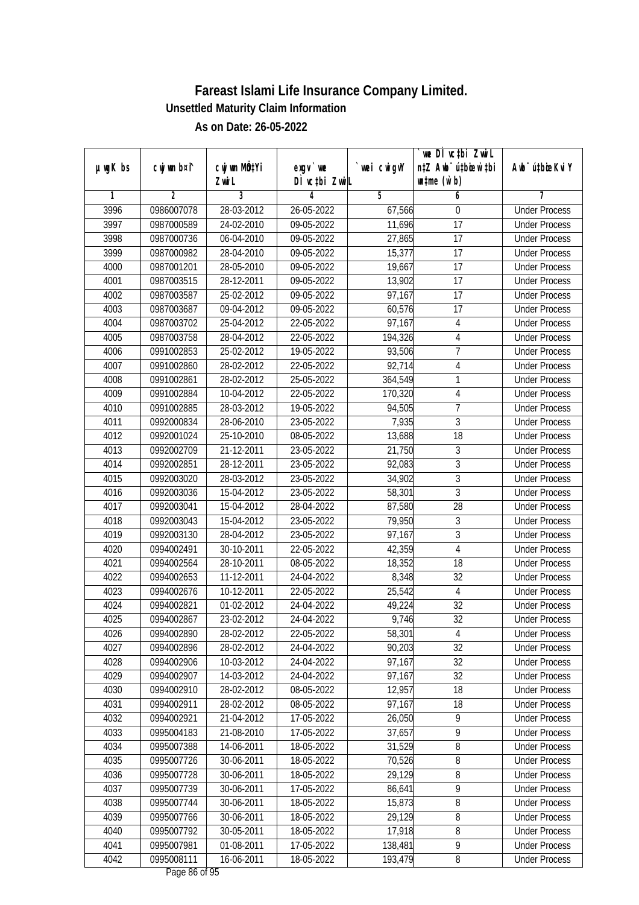# Fareast Islami Life Insurance Company Limited.

**Unsettled Maturity Claim Information**

**As on Date: 26-05-2022**

| µwgK bs | cwjwm b¤^i | cwjwm MÖn‡Yi ZvwiL | exgv `we DÌvc‡bi ZvwiL | `vwei cwigvY | `we DÌvc‡bi ZvwiL n‡Z Awb¯úbœ `v‡qi w`b) | Awb¯ú‡bœi KviY |
|---|---|---|---|---|---|---|
| 1 | 2 | 3 | 4 | 5 | 6 | 7 |
| 3996 | 0986007078 | 28-03-2012 | 26-05-2022 | 67,566 | 0 | Under Process |
| 3997 | 0987000589 | 24-02-2010 | 09-05-2022 | 11,696 | 17 | Under Process |
| 3998 | 0987000736 | 06-04-2010 | 09-05-2022 | 27,865 | 17 | Under Process |
| 3999 | 0987000982 | 28-04-2010 | 09-05-2022 | 15,377 | 17 | Under Process |
| 4000 | 0987001201 | 28-05-2010 | 09-05-2022 | 19,667 | 17 | Under Process |
| 4001 | 0987003515 | 28-12-2011 | 09-05-2022 | 13,902 | 17 | Under Process |
| 4002 | 0987003587 | 25-02-2012 | 09-05-2022 | 97,167 | 17 | Under Process |
| 4003 | 0987003687 | 09-04-2012 | 09-05-2022 | 60,576 | 17 | Under Process |
| 4004 | 0987003702 | 25-04-2012 | 22-05-2022 | 97,167 | 4 | Under Process |
| 4005 | 0987003758 | 28-04-2012 | 22-05-2022 | 194,326 | 4 | Under Process |
| 4006 | 0991002853 | 25-02-2012 | 19-05-2022 | 93,506 | 7 | Under Process |
| 4007 | 0991002860 | 28-02-2012 | 22-05-2022 | 92,714 | 4 | Under Process |
| 4008 | 0991002861 | 28-02-2012 | 25-05-2022 | 364,549 | 1 | Under Process |
| 4009 | 0991002884 | 10-04-2012 | 22-05-2022 | 170,320 | 4 | Under Process |
| 4010 | 0991002885 | 28-03-2012 | 19-05-2022 | 94,505 | 7 | Under Process |
| 4011 | 0992000834 | 28-06-2010 | 23-05-2022 | 7,935 | 3 | Under Process |
| 4012 | 0992001024 | 25-10-2010 | 08-05-2022 | 13,688 | 18 | Under Process |
| 4013 | 0992002709 | 21-12-2011 | 23-05-2022 | 21,750 | 3 | Under Process |
| 4014 | 0992002851 | 28-12-2011 | 23-05-2022 | 92,083 | 3 | Under Process |
| 4015 | 0992003020 | 28-03-2012 | 23-05-2022 | 34,902 | 3 | Under Process |
| 4016 | 0992003036 | 15-04-2012 | 23-05-2022 | 58,301 | 3 | Under Process |
| 4017 | 0992003041 | 15-04-2012 | 28-04-2022 | 87,580 | 28 | Under Process |
| 4018 | 0992003043 | 15-04-2012 | 23-05-2022 | 79,950 | 3 | Under Process |
| 4019 | 0992003130 | 28-04-2012 | 23-05-2022 | 97,167 | 3 | Under Process |
| 4020 | 0994002491 | 30-10-2011 | 22-05-2022 | 42,359 | 4 | Under Process |
| 4021 | 0994002564 | 28-10-2011 | 08-05-2022 | 18,352 | 18 | Under Process |
| 4022 | 0994002653 | 11-12-2011 | 24-04-2022 | 8,348 | 32 | Under Process |
| 4023 | 0994002676 | 10-12-2011 | 22-05-2022 | 25,542 | 4 | Under Process |
| 4024 | 0994002821 | 01-02-2012 | 24-04-2022 | 49,224 | 32 | Under Process |
| 4025 | 0994002867 | 23-02-2012 | 24-04-2022 | 9,746 | 32 | Under Process |
| 4026 | 0994002890 | 28-02-2012 | 22-05-2022 | 58,301 | 4 | Under Process |
| 4027 | 0994002896 | 28-02-2012 | 24-04-2022 | 90,203 | 32 | Under Process |
| 4028 | 0994002906 | 10-03-2012 | 24-04-2022 | 97,167 | 32 | Under Process |
| 4029 | 0994002907 | 14-03-2012 | 24-04-2022 | 97,167 | 32 | Under Process |
| 4030 | 0994002910 | 28-02-2012 | 08-05-2022 | 12,957 | 18 | Under Process |
| 4031 | 0994002911 | 28-02-2012 | 08-05-2022 | 97,167 | 18 | Under Process |
| 4032 | 0994002921 | 21-04-2012 | 17-05-2022 | 26,050 | 9 | Under Process |
| 4033 | 0995004183 | 21-08-2010 | 17-05-2022 | 37,657 | 9 | Under Process |
| 4034 | 0995007388 | 14-06-2011 | 18-05-2022 | 31,529 | 8 | Under Process |
| 4035 | 0995007726 | 30-06-2011 | 18-05-2022 | 70,526 | 8 | Under Process |
| 4036 | 0995007728 | 30-06-2011 | 18-05-2022 | 29,129 | 8 | Under Process |
| 4037 | 0995007739 | 30-06-2011 | 17-05-2022 | 86,641 | 9 | Under Process |
| 4038 | 0995007744 | 30-06-2011 | 18-05-2022 | 15,873 | 8 | Under Process |
| 4039 | 0995007766 | 30-06-2011 | 18-05-2022 | 29,129 | 8 | Under Process |
| 4040 | 0995007792 | 30-05-2011 | 18-05-2022 | 17,918 | 8 | Under Process |
| 4041 | 0995007981 | 01-08-2011 | 17-05-2022 | 138,481 | 9 | Under Process |
| 4042 | 0995008111 | 16-06-2011 | 18-05-2022 | 193,479 | 8 | Under Process |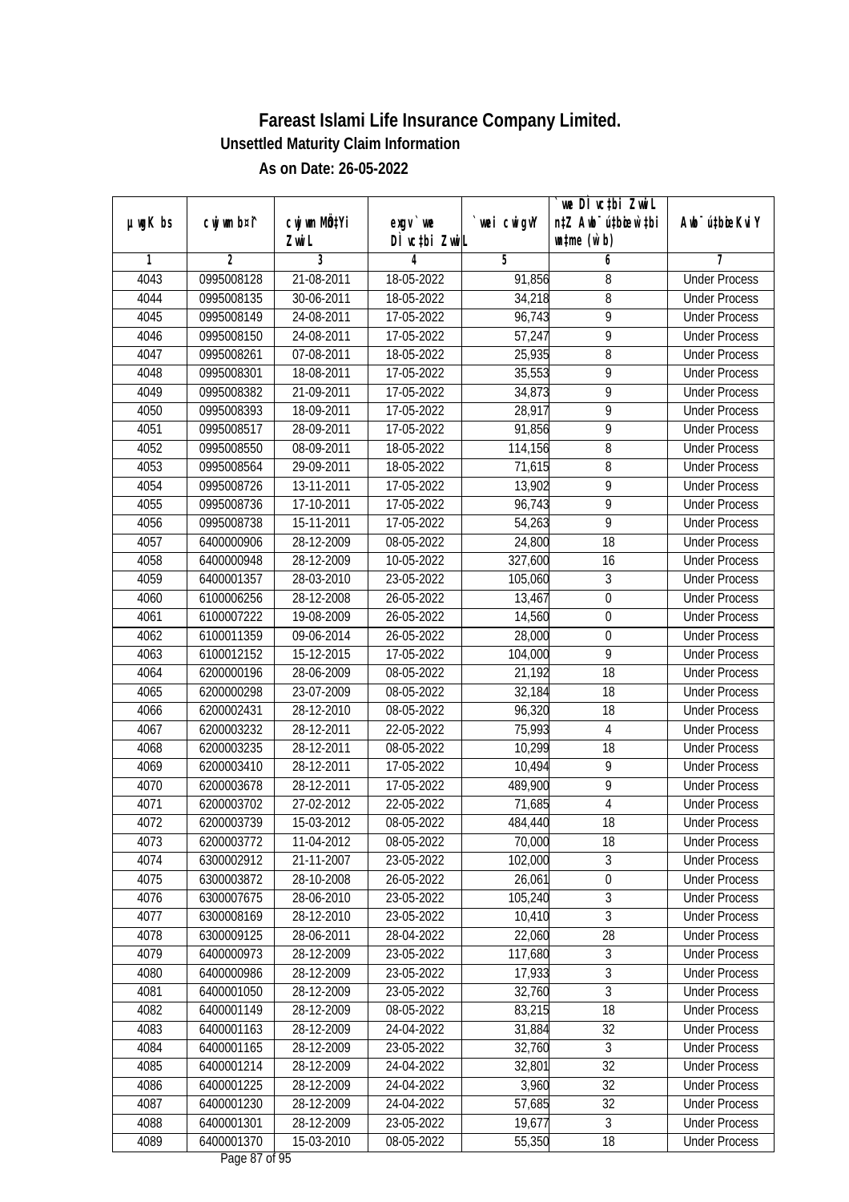# Fareast Islami Life Insurance Company Limited.

### Unsettled Maturity Claim Information

### As on Date: 26-05-2022

| µwgK bs | cwjwm bs¦ | cwjwm MÖ‡Yi ZvwiL | exgv` we DÌvc‡bi ZvwiL | `vwei cwigvY | `we DÌvc‡bi ZvwiL n‡Z Awb¯úwËi w`‡bi msL¨v (w`b) | Awb¯úwËi KviY |
|---|---|---|---|---|---|---|
| 1 | 2 | 3 | 4 | 5 | 6 | 7 |
| 4043 | 0995008128 | 21-08-2011 | 18-05-2022 | 91,856 | 8 | Under Process |
| 4044 | 0995008135 | 30-06-2011 | 18-05-2022 | 34,218 | 8 | Under Process |
| 4045 | 0995008149 | 24-08-2011 | 17-05-2022 | 96,743 | 9 | Under Process |
| 4046 | 0995008150 | 24-08-2011 | 17-05-2022 | 57,247 | 9 | Under Process |
| 4047 | 0995008261 | 07-08-2011 | 18-05-2022 | 25,935 | 8 | Under Process |
| 4048 | 0995008301 | 18-08-2011 | 17-05-2022 | 35,553 | 9 | Under Process |
| 4049 | 0995008382 | 21-09-2011 | 17-05-2022 | 34,873 | 9 | Under Process |
| 4050 | 0995008393 | 18-09-2011 | 17-05-2022 | 28,917 | 9 | Under Process |
| 4051 | 0995008517 | 28-09-2011 | 17-05-2022 | 91,856 | 9 | Under Process |
| 4052 | 0995008550 | 08-09-2011 | 18-05-2022 | 114,156 | 8 | Under Process |
| 4053 | 0995008564 | 29-09-2011 | 18-05-2022 | 71,615 | 8 | Under Process |
| 4054 | 0995008726 | 13-11-2011 | 17-05-2022 | 13,902 | 9 | Under Process |
| 4055 | 0995008736 | 17-10-2011 | 17-05-2022 | 96,743 | 9 | Under Process |
| 4056 | 0995008738 | 15-11-2011 | 17-05-2022 | 54,263 | 9 | Under Process |
| 4057 | 6400000906 | 28-12-2009 | 08-05-2022 | 24,800 | 18 | Under Process |
| 4058 | 6400000948 | 28-12-2009 | 10-05-2022 | 327,600 | 16 | Under Process |
| 4059 | 6400001357 | 28-03-2010 | 23-05-2022 | 105,060 | 3 | Under Process |
| 4060 | 6100006256 | 28-12-2008 | 26-05-2022 | 13,467 | 0 | Under Process |
| 4061 | 6100007222 | 19-08-2009 | 26-05-2022 | 14,560 | 0 | Under Process |
| 4062 | 6100011359 | 09-06-2014 | 26-05-2022 | 28,000 | 0 | Under Process |
| 4063 | 6100012152 | 15-12-2015 | 17-05-2022 | 104,000 | 9 | Under Process |
| 4064 | 6200000196 | 28-06-2009 | 08-05-2022 | 21,192 | 18 | Under Process |
| 4065 | 6200000298 | 23-07-2009 | 08-05-2022 | 32,184 | 18 | Under Process |
| 4066 | 6200002431 | 28-12-2010 | 08-05-2022 | 96,320 | 18 | Under Process |
| 4067 | 6200003232 | 28-12-2011 | 22-05-2022 | 75,993 | 4 | Under Process |
| 4068 | 6200003235 | 28-12-2011 | 08-05-2022 | 10,299 | 18 | Under Process |
| 4069 | 6200003410 | 28-12-2011 | 17-05-2022 | 10,494 | 9 | Under Process |
| 4070 | 6200003678 | 28-12-2011 | 17-05-2022 | 489,900 | 9 | Under Process |
| 4071 | 6200003702 | 27-02-2012 | 22-05-2022 | 71,685 | 4 | Under Process |
| 4072 | 6200003739 | 15-03-2012 | 08-05-2022 | 484,440 | 18 | Under Process |
| 4073 | 6200003772 | 11-04-2012 | 08-05-2022 | 70,000 | 18 | Under Process |
| 4074 | 6300002912 | 21-11-2007 | 23-05-2022 | 102,000 | 3 | Under Process |
| 4075 | 6300003872 | 28-10-2008 | 26-05-2022 | 26,061 | 0 | Under Process |
| 4076 | 6300007675 | 28-06-2010 | 23-05-2022 | 105,240 | 3 | Under Process |
| 4077 | 6300008169 | 28-12-2010 | 23-05-2022 | 10,410 | 3 | Under Process |
| 4078 | 6300009125 | 28-06-2011 | 28-04-2022 | 22,060 | 28 | Under Process |
| 4079 | 6400000973 | 28-12-2009 | 23-05-2022 | 117,680 | 3 | Under Process |
| 4080 | 6400000986 | 28-12-2009 | 23-05-2022 | 17,933 | 3 | Under Process |
| 4081 | 6400001050 | 28-12-2009 | 23-05-2022 | 32,760 | 3 | Under Process |
| 4082 | 6400001149 | 28-12-2009 | 08-05-2022 | 83,215 | 18 | Under Process |
| 4083 | 6400001163 | 28-12-2009 | 24-04-2022 | 31,884 | 32 | Under Process |
| 4084 | 6400001165 | 28-12-2009 | 23-05-2022 | 32,760 | 3 | Under Process |
| 4085 | 6400001214 | 28-12-2009 | 24-04-2022 | 32,801 | 32 | Under Process |
| 4086 | 6400001225 | 28-12-2009 | 24-04-2022 | 3,960 | 32 | Under Process |
| 4087 | 6400001230 | 28-12-2009 | 24-04-2022 | 57,685 | 32 | Under Process |
| 4088 | 6400001301 | 28-12-2009 | 23-05-2022 | 19,677 | 3 | Under Process |
| 4089 | 6400001370 | 15-03-2010 | 08-05-2022 | 55,350 | 18 | Under Process |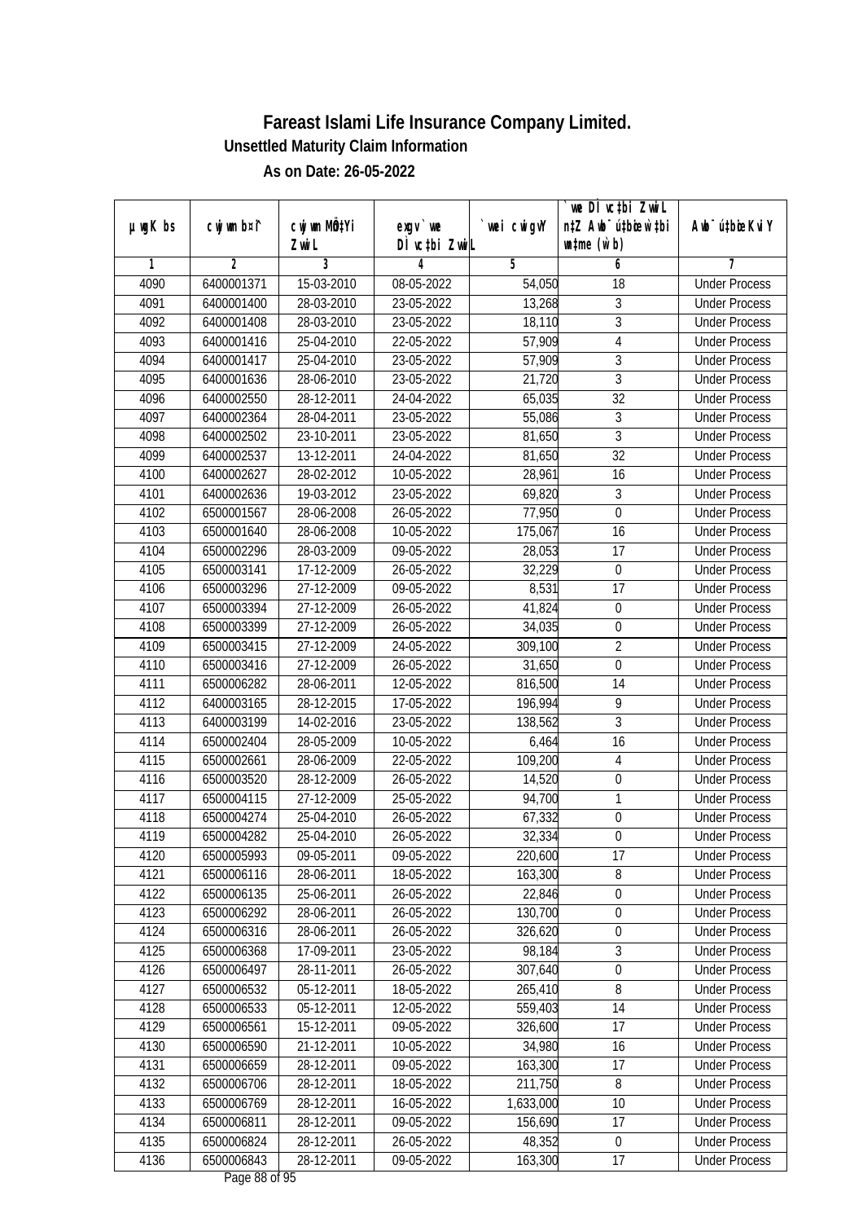# Fareast Islami Life Insurance Company Limited.

## Unsettled Maturity Claim Information

### As on Date: 26-05-2022

| µwgK bs | cwjwm b¤^i | cwjwm MÖ‡Yi ZvwiL | exgv`we DÌvc‡bi ZvwiL | `vwei cwigvY | `vwe DÌvc‡bi ZvwiL n‡Z Awb¯úbœ `v‡qi w`b (w`b) | Awb¯ú‡bœi KviY |
|---|---|---|---|---|---|---|
| 1 | 2 | 3 | 4 | 5 | 6 | 7 |
| 4090 | 6400001371 | 15-03-2010 | 08-05-2022 | 54,050 | 18 | Under Process |
| 4091 | 6400001400 | 28-03-2010 | 23-05-2022 | 13,268 | 3 | Under Process |
| 4092 | 6400001408 | 28-03-2010 | 23-05-2022 | 18,110 | 3 | Under Process |
| 4093 | 6400001416 | 25-04-2010 | 22-05-2022 | 57,909 | 4 | Under Process |
| 4094 | 6400001417 | 25-04-2010 | 23-05-2022 | 57,909 | 3 | Under Process |
| 4095 | 6400001636 | 28-06-2010 | 23-05-2022 | 21,720 | 3 | Under Process |
| 4096 | 6400002550 | 28-12-2011 | 24-04-2022 | 65,035 | 32 | Under Process |
| 4097 | 6400002364 | 28-04-2011 | 23-05-2022 | 55,086 | 3 | Under Process |
| 4098 | 6400002502 | 23-10-2011 | 23-05-2022 | 81,650 | 3 | Under Process |
| 4099 | 6400002537 | 13-12-2011 | 24-04-2022 | 81,650 | 32 | Under Process |
| 4100 | 6400002627 | 28-02-2012 | 10-05-2022 | 28,961 | 16 | Under Process |
| 4101 | 6400002636 | 19-03-2012 | 23-05-2022 | 69,820 | 3 | Under Process |
| 4102 | 6500001567 | 28-06-2008 | 26-05-2022 | 77,950 | 0 | Under Process |
| 4103 | 6500001640 | 28-06-2008 | 10-05-2022 | 175,067 | 16 | Under Process |
| 4104 | 6500002296 | 28-03-2009 | 09-05-2022 | 28,053 | 17 | Under Process |
| 4105 | 6500003141 | 17-12-2009 | 26-05-2022 | 32,229 | 0 | Under Process |
| 4106 | 6500003296 | 27-12-2009 | 09-05-2022 | 8,531 | 17 | Under Process |
| 4107 | 6500003394 | 27-12-2009 | 26-05-2022 | 41,824 | 0 | Under Process |
| 4108 | 6500003399 | 27-12-2009 | 26-05-2022 | 34,035 | 0 | Under Process |
| 4109 | 6500003415 | 27-12-2009 | 24-05-2022 | 309,100 | 2 | Under Process |
| 4110 | 6500003416 | 27-12-2009 | 26-05-2022 | 31,650 | 0 | Under Process |
| 4111 | 6500006282 | 28-06-2011 | 12-05-2022 | 816,500 | 14 | Under Process |
| 4112 | 6400003165 | 28-12-2015 | 17-05-2022 | 196,994 | 9 | Under Process |
| 4113 | 6400003199 | 14-02-2016 | 23-05-2022 | 138,562 | 3 | Under Process |
| 4114 | 6500002404 | 28-05-2009 | 10-05-2022 | 6,464 | 16 | Under Process |
| 4115 | 6500002661 | 28-06-2009 | 22-05-2022 | 109,200 | 4 | Under Process |
| 4116 | 6500003520 | 28-12-2009 | 26-05-2022 | 14,520 | 0 | Under Process |
| 4117 | 6500004115 | 27-12-2009 | 25-05-2022 | 94,700 | 1 | Under Process |
| 4118 | 6500004274 | 25-04-2010 | 26-05-2022 | 67,332 | 0 | Under Process |
| 4119 | 6500004282 | 25-04-2010 | 26-05-2022 | 32,334 | 0 | Under Process |
| 4120 | 6500005993 | 09-05-2011 | 09-05-2022 | 220,600 | 17 | Under Process |
| 4121 | 6500006116 | 28-06-2011 | 18-05-2022 | 163,300 | 8 | Under Process |
| 4122 | 6500006135 | 25-06-2011 | 26-05-2022 | 22,846 | 0 | Under Process |
| 4123 | 6500006292 | 28-06-2011 | 26-05-2022 | 130,700 | 0 | Under Process |
| 4124 | 6500006316 | 28-06-2011 | 26-05-2022 | 326,620 | 0 | Under Process |
| 4125 | 6500006368 | 17-09-2011 | 23-05-2022 | 98,184 | 3 | Under Process |
| 4126 | 6500006497 | 28-11-2011 | 26-05-2022 | 307,640 | 0 | Under Process |
| 4127 | 6500006532 | 05-12-2011 | 18-05-2022 | 265,410 | 8 | Under Process |
| 4128 | 6500006533 | 05-12-2011 | 12-05-2022 | 559,403 | 14 | Under Process |
| 4129 | 6500006561 | 15-12-2011 | 09-05-2022 | 326,600 | 17 | Under Process |
| 4130 | 6500006590 | 21-12-2011 | 10-05-2022 | 34,980 | 16 | Under Process |
| 4131 | 6500006659 | 28-12-2011 | 09-05-2022 | 163,300 | 17 | Under Process |
| 4132 | 6500006706 | 28-12-2011 | 18-05-2022 | 211,750 | 8 | Under Process |
| 4133 | 6500006769 | 28-12-2011 | 16-05-2022 | 1,633,000 | 10 | Under Process |
| 4134 | 6500006811 | 28-12-2011 | 09-05-2022 | 156,690 | 17 | Under Process |
| 4135 | 6500006824 | 28-12-2011 | 26-05-2022 | 48,352 | 0 | Under Process |
| 4136 | 6500006843 | 28-12-2011 | 09-05-2022 | 163,300 | 17 | Under Process |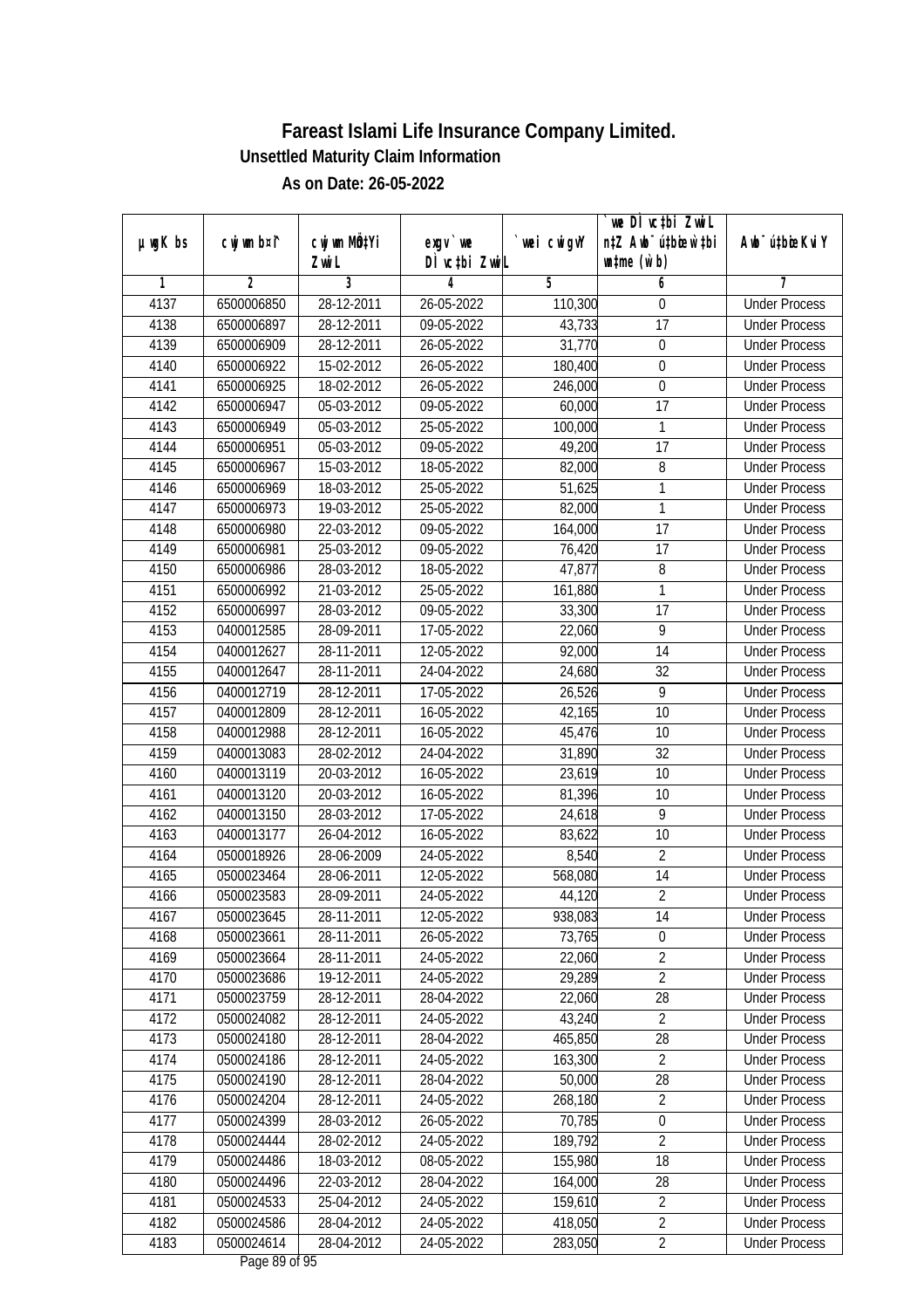# Fareast Islami Life Insurance Company Limited.

## Unsettled Maturity Claim Information

### As on Date: 26-05-2022

| µwgK bs | cwjwm b¤^i | cwjwm MÖn‡Yi ZvwiL | exgv`vwe DÌvc‡bi ZvwiL | `vwei cwigvY | `vwe DÌvc‡bi ZvwiL n‡Z Awb¯úbœ `vwei w`‡bi msL¨v (w`b) | Awb¯ú‡bœi KviY |
|---|---|---|---|---|---|---|
| 1 | 2 | 3 | 4 | 5 | 6 | 7 |
| 4137 | 6500006850 | 28-12-2011 | 26-05-2022 | 110,300 | 0 | Under Process |
| 4138 | 6500006897 | 28-12-2011 | 09-05-2022 | 43,733 | 17 | Under Process |
| 4139 | 6500006909 | 28-12-2011 | 26-05-2022 | 31,770 | 0 | Under Process |
| 4140 | 6500006922 | 15-02-2012 | 26-05-2022 | 180,400 | 0 | Under Process |
| 4141 | 6500006925 | 18-02-2012 | 26-05-2022 | 246,000 | 0 | Under Process |
| 4142 | 6500006947 | 05-03-2012 | 09-05-2022 | 60,000 | 17 | Under Process |
| 4143 | 6500006949 | 05-03-2012 | 25-05-2022 | 100,000 | 1 | Under Process |
| 4144 | 6500006951 | 05-03-2012 | 09-05-2022 | 49,200 | 17 | Under Process |
| 4145 | 6500006967 | 15-03-2012 | 18-05-2022 | 82,000 | 8 | Under Process |
| 4146 | 6500006969 | 18-03-2012 | 25-05-2022 | 51,625 | 1 | Under Process |
| 4147 | 6500006973 | 19-03-2012 | 25-05-2022 | 82,000 | 1 | Under Process |
| 4148 | 6500006980 | 22-03-2012 | 09-05-2022 | 164,000 | 17 | Under Process |
| 4149 | 6500006981 | 25-03-2012 | 09-05-2022 | 76,420 | 17 | Under Process |
| 4150 | 6500006986 | 28-03-2012 | 18-05-2022 | 47,877 | 8 | Under Process |
| 4151 | 6500006992 | 21-03-2012 | 25-05-2022 | 161,880 | 1 | Under Process |
| 4152 | 6500006997 | 28-03-2012 | 09-05-2022 | 33,300 | 17 | Under Process |
| 4153 | 0400012585 | 28-09-2011 | 17-05-2022 | 22,060 | 9 | Under Process |
| 4154 | 0400012627 | 28-11-2011 | 12-05-2022 | 92,000 | 14 | Under Process |
| 4155 | 0400012647 | 28-11-2011 | 24-04-2022 | 24,680 | 32 | Under Process |
| 4156 | 0400012719 | 28-12-2011 | 17-05-2022 | 26,526 | 9 | Under Process |
| 4157 | 0400012809 | 28-12-2011 | 16-05-2022 | 42,165 | 10 | Under Process |
| 4158 | 0400012988 | 28-12-2011 | 16-05-2022 | 45,476 | 10 | Under Process |
| 4159 | 0400013083 | 28-02-2012 | 24-04-2022 | 31,890 | 32 | Under Process |
| 4160 | 0400013119 | 20-03-2012 | 16-05-2022 | 23,619 | 10 | Under Process |
| 4161 | 0400013120 | 20-03-2012 | 16-05-2022 | 81,396 | 10 | Under Process |
| 4162 | 0400013150 | 28-03-2012 | 17-05-2022 | 24,618 | 9 | Under Process |
| 4163 | 0400013177 | 26-04-2012 | 16-05-2022 | 83,622 | 10 | Under Process |
| 4164 | 0500018926 | 28-06-2009 | 24-05-2022 | 8,540 | 2 | Under Process |
| 4165 | 0500023464 | 28-06-2011 | 12-05-2022 | 568,080 | 14 | Under Process |
| 4166 | 0500023583 | 28-09-2011 | 24-05-2022 | 44,120 | 2 | Under Process |
| 4167 | 0500023645 | 28-11-2011 | 12-05-2022 | 938,083 | 14 | Under Process |
| 4168 | 0500023661 | 28-11-2011 | 26-05-2022 | 73,765 | 0 | Under Process |
| 4169 | 0500023664 | 28-11-2011 | 24-05-2022 | 22,060 | 2 | Under Process |
| 4170 | 0500023686 | 19-12-2011 | 24-05-2022 | 29,289 | 2 | Under Process |
| 4171 | 0500023759 | 28-12-2011 | 28-04-2022 | 22,060 | 28 | Under Process |
| 4172 | 0500024082 | 28-12-2011 | 24-05-2022 | 43,240 | 2 | Under Process |
| 4173 | 0500024180 | 28-12-2011 | 28-04-2022 | 465,850 | 28 | Under Process |
| 4174 | 0500024186 | 28-12-2011 | 24-05-2022 | 163,300 | 2 | Under Process |
| 4175 | 0500024190 | 28-12-2011 | 28-04-2022 | 50,000 | 28 | Under Process |
| 4176 | 0500024204 | 28-12-2011 | 24-05-2022 | 268,180 | 2 | Under Process |
| 4177 | 0500024399 | 28-03-2012 | 26-05-2022 | 70,785 | 0 | Under Process |
| 4178 | 0500024444 | 28-02-2012 | 24-05-2022 | 189,792 | 2 | Under Process |
| 4179 | 0500024486 | 18-03-2012 | 08-05-2022 | 155,980 | 18 | Under Process |
| 4180 | 0500024496 | 22-03-2012 | 28-04-2022 | 164,000 | 28 | Under Process |
| 4181 | 0500024533 | 25-04-2012 | 24-05-2022 | 159,610 | 2 | Under Process |
| 4182 | 0500024586 | 28-04-2012 | 24-05-2022 | 418,050 | 2 | Under Process |
| 4183 | 0500024614 | 28-04-2012 | 24-05-2022 | 283,050 | 2 | Under Process |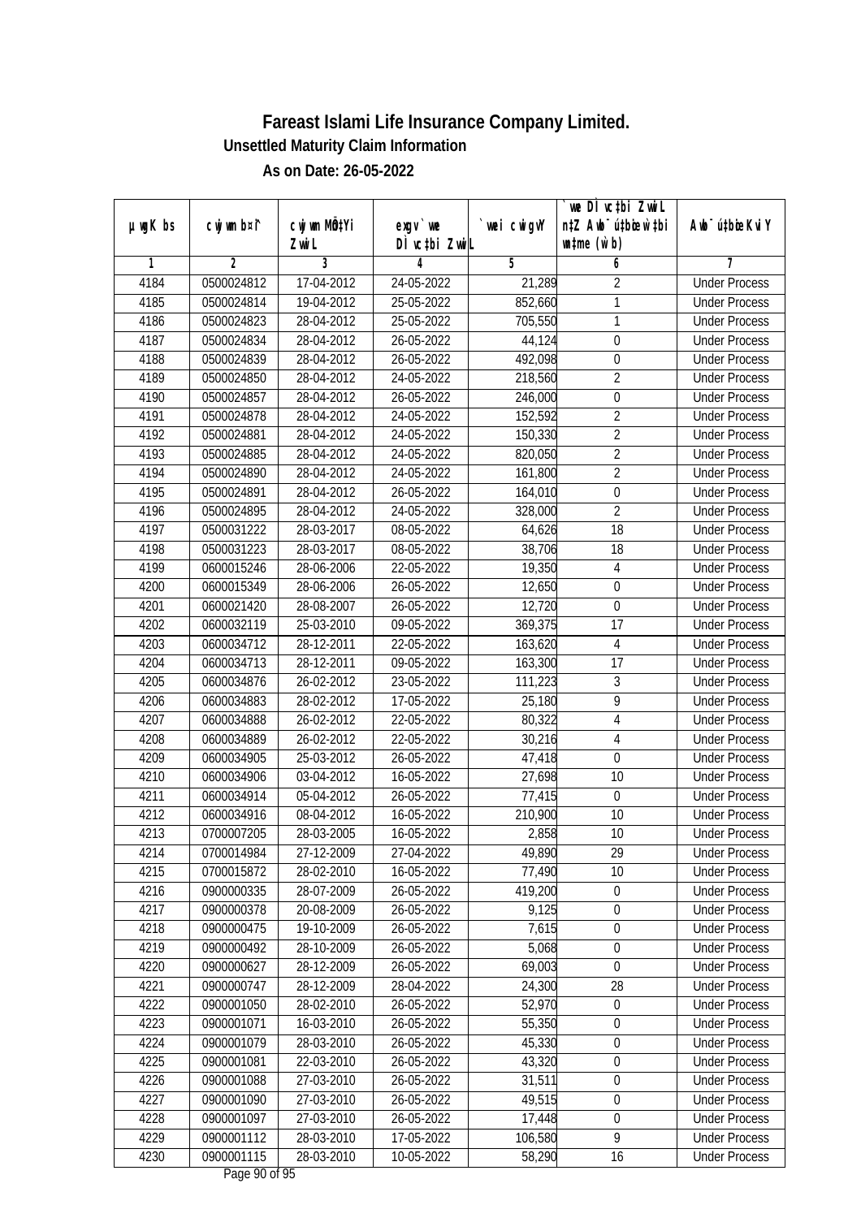# Fareast Islami Life Insurance Company Limited.

## Unsettled Maturity Claim Information

### As on Date: 26-05-2022

| µwgK bs | cwjwm b¤^i | cwjwm MÖn‡Yi ZvwiL | exgv`vwe DÌvc‡bi ZvwiL | `vwei cwigvY | `vwe DÌvc‡bi ZvwiL n‡Z Awb¯úbœ `vwei w`‡bi msL¨v (w`b) | Awb¯ú‡bœi KviY |
|---|---|---|---|---|---|---|
| 1 | 2 | 3 | 4 | 5 | 6 | 7 |
| 4184 | 0500024812 | 17-04-2012 | 24-05-2022 | 21,289 | 2 | Under Process |
| 4185 | 0500024814 | 19-04-2012 | 25-05-2022 | 852,660 | 1 | Under Process |
| 4186 | 0500024823 | 28-04-2012 | 25-05-2022 | 705,550 | 1 | Under Process |
| 4187 | 0500024834 | 28-04-2012 | 26-05-2022 | 44,124 | 0 | Under Process |
| 4188 | 0500024839 | 28-04-2012 | 26-05-2022 | 492,098 | 0 | Under Process |
| 4189 | 0500024850 | 28-04-2012 | 24-05-2022 | 218,560 | 2 | Under Process |
| 4190 | 0500024857 | 28-04-2012 | 26-05-2022 | 246,000 | 0 | Under Process |
| 4191 | 0500024878 | 28-04-2012 | 24-05-2022 | 152,592 | 2 | Under Process |
| 4192 | 0500024881 | 28-04-2012 | 24-05-2022 | 150,330 | 2 | Under Process |
| 4193 | 0500024885 | 28-04-2012 | 24-05-2022 | 820,050 | 2 | Under Process |
| 4194 | 0500024890 | 28-04-2012 | 24-05-2022 | 161,800 | 2 | Under Process |
| 4195 | 0500024891 | 28-04-2012 | 26-05-2022 | 164,010 | 0 | Under Process |
| 4196 | 0500024895 | 28-04-2012 | 24-05-2022 | 328,000 | 2 | Under Process |
| 4197 | 0500031222 | 28-03-2017 | 08-05-2022 | 64,626 | 18 | Under Process |
| 4198 | 0500031223 | 28-03-2017 | 08-05-2022 | 38,706 | 18 | Under Process |
| 4199 | 0600015246 | 28-06-2006 | 22-05-2022 | 19,350 | 4 | Under Process |
| 4200 | 0600015349 | 28-06-2006 | 26-05-2022 | 12,650 | 0 | Under Process |
| 4201 | 0600021420 | 28-08-2007 | 26-05-2022 | 12,720 | 0 | Under Process |
| 4202 | 0600032119 | 25-03-2010 | 09-05-2022 | 369,375 | 17 | Under Process |
| 4203 | 0600034712 | 28-12-2011 | 22-05-2022 | 163,620 | 4 | Under Process |
| 4204 | 0600034713 | 28-12-2011 | 09-05-2022 | 163,300 | 17 | Under Process |
| 4205 | 0600034876 | 26-02-2012 | 23-05-2022 | 111,223 | 3 | Under Process |
| 4206 | 0600034883 | 28-02-2012 | 17-05-2022 | 25,180 | 9 | Under Process |
| 4207 | 0600034888 | 26-02-2012 | 22-05-2022 | 80,322 | 4 | Under Process |
| 4208 | 0600034889 | 26-02-2012 | 22-05-2022 | 30,216 | 4 | Under Process |
| 4209 | 0600034905 | 25-03-2012 | 26-05-2022 | 47,418 | 0 | Under Process |
| 4210 | 0600034906 | 03-04-2012 | 16-05-2022 | 27,698 | 10 | Under Process |
| 4211 | 0600034914 | 05-04-2012 | 26-05-2022 | 77,415 | 0 | Under Process |
| 4212 | 0600034916 | 08-04-2012 | 16-05-2022 | 210,900 | 10 | Under Process |
| 4213 | 0700007205 | 28-03-2005 | 16-05-2022 | 2,858 | 10 | Under Process |
| 4214 | 0700014984 | 27-12-2009 | 27-04-2022 | 49,890 | 29 | Under Process |
| 4215 | 0700015872 | 28-02-2010 | 16-05-2022 | 77,490 | 10 | Under Process |
| 4216 | 0900000335 | 28-07-2009 | 26-05-2022 | 419,200 | 0 | Under Process |
| 4217 | 0900000378 | 20-08-2009 | 26-05-2022 | 9,125 | 0 | Under Process |
| 4218 | 0900000475 | 19-10-2009 | 26-05-2022 | 7,615 | 0 | Under Process |
| 4219 | 0900000492 | 28-10-2009 | 26-05-2022 | 5,068 | 0 | Under Process |
| 4220 | 0900000627 | 28-12-2009 | 26-05-2022 | 69,003 | 0 | Under Process |
| 4221 | 0900000747 | 28-12-2009 | 28-04-2022 | 24,300 | 28 | Under Process |
| 4222 | 0900001050 | 28-02-2010 | 26-05-2022 | 52,970 | 0 | Under Process |
| 4223 | 0900001071 | 16-03-2010 | 26-05-2022 | 55,350 | 0 | Under Process |
| 4224 | 0900001079 | 28-03-2010 | 26-05-2022 | 45,330 | 0 | Under Process |
| 4225 | 0900001081 | 22-03-2010 | 26-05-2022 | 43,320 | 0 | Under Process |
| 4226 | 0900001088 | 27-03-2010 | 26-05-2022 | 31,511 | 0 | Under Process |
| 4227 | 0900001090 | 27-03-2010 | 26-05-2022 | 49,515 | 0 | Under Process |
| 4228 | 0900001097 | 27-03-2010 | 26-05-2022 | 17,448 | 0 | Under Process |
| 4229 | 0900001112 | 28-03-2010 | 17-05-2022 | 106,580 | 9 | Under Process |
| 4230 | 0900001115 | 28-03-2010 | 10-05-2022 | 58,290 | 16 | Under Process |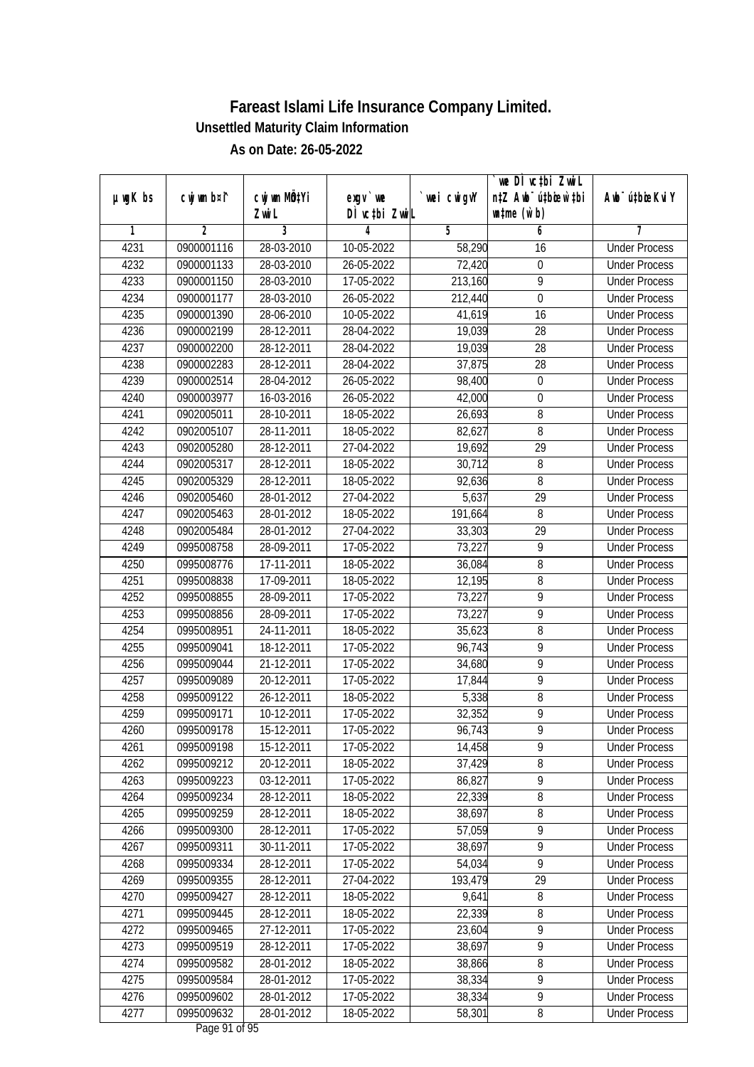# Fareast Islami Life Insurance Company Limited.

## Unsettled Maturity Claim Information

### As on Date: 26-05-2022

| µwgK bs | cwjwm b¤^i | cwjwm MÖn‡Yi ZvwiL | exgv`vwe DÌvc‡bi ZvwiL | `vwei cwigvY | `vwe DÌvc‡bi ZvwiL n‡Z Awb¯úbœ w`‡bi wnmve (w`b) | Awb¯úbœi KviY |
|---|---|---|---|---|---|---|
| 1 | 2 | 3 | 4 | 5 | 6 | 7 |
| 4231 | 0900001116 | 28-03-2010 | 10-05-2022 | 58,290 | 16 | Under Process |
| 4232 | 0900001133 | 28-03-2010 | 26-05-2022 | 72,420 | 0 | Under Process |
| 4233 | 0900001150 | 28-03-2010 | 17-05-2022 | 213,160 | 9 | Under Process |
| 4234 | 0900001177 | 28-03-2010 | 26-05-2022 | 212,440 | 0 | Under Process |
| 4235 | 0900001390 | 28-06-2010 | 10-05-2022 | 41,619 | 16 | Under Process |
| 4236 | 0900002199 | 28-12-2011 | 28-04-2022 | 19,039 | 28 | Under Process |
| 4237 | 0900002200 | 28-12-2011 | 28-04-2022 | 19,039 | 28 | Under Process |
| 4238 | 0900002283 | 28-12-2011 | 28-04-2022 | 37,875 | 28 | Under Process |
| 4239 | 0900002514 | 28-04-2012 | 26-05-2022 | 98,400 | 0 | Under Process |
| 4240 | 0900003977 | 16-03-2016 | 26-05-2022 | 42,000 | 0 | Under Process |
| 4241 | 0902005011 | 28-10-2011 | 18-05-2022 | 26,693 | 8 | Under Process |
| 4242 | 0902005107 | 28-11-2011 | 18-05-2022 | 82,627 | 8 | Under Process |
| 4243 | 0902005280 | 28-12-2011 | 27-04-2022 | 19,692 | 29 | Under Process |
| 4244 | 0902005317 | 28-12-2011 | 18-05-2022 | 30,712 | 8 | Under Process |
| 4245 | 0902005329 | 28-12-2011 | 18-05-2022 | 92,636 | 8 | Under Process |
| 4246 | 0902005460 | 28-01-2012 | 27-04-2022 | 5,637 | 29 | Under Process |
| 4247 | 0902005463 | 28-01-2012 | 18-05-2022 | 191,664 | 8 | Under Process |
| 4248 | 0902005484 | 28-01-2012 | 27-04-2022 | 33,303 | 29 | Under Process |
| 4249 | 0995008758 | 28-09-2011 | 17-05-2022 | 73,227 | 9 | Under Process |
| 4250 | 0995008776 | 17-11-2011 | 18-05-2022 | 36,084 | 8 | Under Process |
| 4251 | 0995008838 | 17-09-2011 | 18-05-2022 | 12,195 | 8 | Under Process |
| 4252 | 0995008855 | 28-09-2011 | 17-05-2022 | 73,227 | 9 | Under Process |
| 4253 | 0995008856 | 28-09-2011 | 17-05-2022 | 73,227 | 9 | Under Process |
| 4254 | 0995008951 | 24-11-2011 | 18-05-2022 | 35,623 | 8 | Under Process |
| 4255 | 0995009041 | 18-12-2011 | 17-05-2022 | 96,743 | 9 | Under Process |
| 4256 | 0995009044 | 21-12-2011 | 17-05-2022 | 34,680 | 9 | Under Process |
| 4257 | 0995009089 | 20-12-2011 | 17-05-2022 | 17,844 | 9 | Under Process |
| 4258 | 0995009122 | 26-12-2011 | 18-05-2022 | 5,338 | 8 | Under Process |
| 4259 | 0995009171 | 10-12-2011 | 17-05-2022 | 32,352 | 9 | Under Process |
| 4260 | 0995009178 | 15-12-2011 | 17-05-2022 | 96,743 | 9 | Under Process |
| 4261 | 0995009198 | 15-12-2011 | 17-05-2022 | 14,458 | 9 | Under Process |
| 4262 | 0995009212 | 20-12-2011 | 18-05-2022 | 37,429 | 8 | Under Process |
| 4263 | 0995009223 | 03-12-2011 | 17-05-2022 | 86,827 | 9 | Under Process |
| 4264 | 0995009234 | 28-12-2011 | 18-05-2022 | 22,339 | 8 | Under Process |
| 4265 | 0995009259 | 28-12-2011 | 18-05-2022 | 38,697 | 8 | Under Process |
| 4266 | 0995009300 | 28-12-2011 | 17-05-2022 | 57,059 | 9 | Under Process |
| 4267 | 0995009311 | 30-11-2011 | 17-05-2022 | 38,697 | 9 | Under Process |
| 4268 | 0995009334 | 28-12-2011 | 17-05-2022 | 54,034 | 9 | Under Process |
| 4269 | 0995009355 | 28-12-2011 | 27-04-2022 | 193,479 | 29 | Under Process |
| 4270 | 0995009427 | 28-12-2011 | 18-05-2022 | 9,641 | 8 | Under Process |
| 4271 | 0995009445 | 28-12-2011 | 18-05-2022 | 22,339 | 8 | Under Process |
| 4272 | 0995009465 | 27-12-2011 | 17-05-2022 | 23,604 | 9 | Under Process |
| 4273 | 0995009519 | 28-12-2011 | 17-05-2022 | 38,697 | 9 | Under Process |
| 4274 | 0995009582 | 28-01-2012 | 18-05-2022 | 38,866 | 8 | Under Process |
| 4275 | 0995009584 | 28-01-2012 | 17-05-2022 | 38,334 | 9 | Under Process |
| 4276 | 0995009602 | 28-01-2012 | 17-05-2022 | 38,334 | 9 | Under Process |
| 4277 | 0995009632 | 28-01-2012 | 18-05-2022 | 58,301 | 8 | Under Process |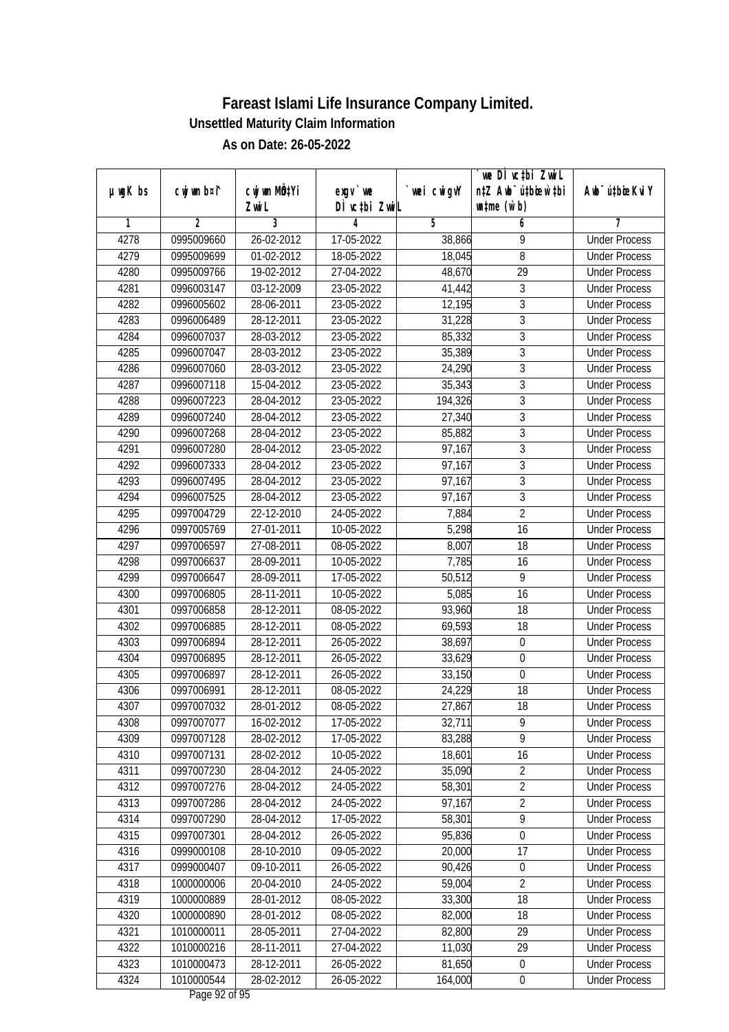# Fareast Islami Life Insurance Company Limited.

## Unsettled Maturity Claim Information

### As on Date: 26-05-2022

| µwgK bs | cwjwm b¤^i | cwjwm MÖn‡Yi ZvwiL | exgv` we DÌ vc‡bi ZvwiL | `vwei cwigvY | `vwe DÌ vc‡bi ZvwiL n‡Z Avbyôv‡bi ‡kl w`b ch©š— (w`b) | Avbyôv‡bi KviY |
|---|---|---|---|---|---|---|
| 1 | 2 | 3 | 4 | 5 | 6 | 7 |
| 4278 | 0995009660 | 26-02-2012 | 17-05-2022 | 38,866 | 9 | Under Process |
| 4279 | 0995009699 | 01-02-2012 | 18-05-2022 | 18,045 | 8 | Under Process |
| 4280 | 0995009766 | 19-02-2012 | 27-04-2022 | 48,670 | 29 | Under Process |
| 4281 | 0996003147 | 03-12-2009 | 23-05-2022 | 41,442 | 3 | Under Process |
| 4282 | 0996005602 | 28-06-2011 | 23-05-2022 | 12,195 | 3 | Under Process |
| 4283 | 0996006489 | 28-12-2011 | 23-05-2022 | 31,228 | 3 | Under Process |
| 4284 | 0996007037 | 28-03-2012 | 23-05-2022 | 85,332 | 3 | Under Process |
| 4285 | 0996007047 | 28-03-2012 | 23-05-2022 | 35,389 | 3 | Under Process |
| 4286 | 0996007060 | 28-03-2012 | 23-05-2022 | 24,290 | 3 | Under Process |
| 4287 | 0996007118 | 15-04-2012 | 23-05-2022 | 35,343 | 3 | Under Process |
| 4288 | 0996007223 | 28-04-2012 | 23-05-2022 | 194,326 | 3 | Under Process |
| 4289 | 0996007240 | 28-04-2012 | 23-05-2022 | 27,340 | 3 | Under Process |
| 4290 | 0996007268 | 28-04-2012 | 23-05-2022 | 85,882 | 3 | Under Process |
| 4291 | 0996007280 | 28-04-2012 | 23-05-2022 | 97,167 | 3 | Under Process |
| 4292 | 0996007333 | 28-04-2012 | 23-05-2022 | 97,167 | 3 | Under Process |
| 4293 | 0996007495 | 28-04-2012 | 23-05-2022 | 97,167 | 3 | Under Process |
| 4294 | 0996007525 | 28-04-2012 | 23-05-2022 | 97,167 | 3 | Under Process |
| 4295 | 0997004729 | 22-12-2010 | 24-05-2022 | 7,884 | 2 | Under Process |
| 4296 | 0997005769 | 27-01-2011 | 10-05-2022 | 5,298 | 16 | Under Process |
| 4297 | 0997006597 | 27-08-2011 | 08-05-2022 | 8,007 | 18 | Under Process |
| 4298 | 0997006637 | 28-09-2011 | 10-05-2022 | 7,785 | 16 | Under Process |
| 4299 | 0997006647 | 28-09-2011 | 17-05-2022 | 50,512 | 9 | Under Process |
| 4300 | 0997006805 | 28-11-2011 | 10-05-2022 | 5,085 | 16 | Under Process |
| 4301 | 0997006858 | 28-12-2011 | 08-05-2022 | 93,960 | 18 | Under Process |
| 4302 | 0997006885 | 28-12-2011 | 08-05-2022 | 69,593 | 18 | Under Process |
| 4303 | 0997006894 | 28-12-2011 | 26-05-2022 | 38,697 | 0 | Under Process |
| 4304 | 0997006895 | 28-12-2011 | 26-05-2022 | 33,629 | 0 | Under Process |
| 4305 | 0997006897 | 28-12-2011 | 26-05-2022 | 33,150 | 0 | Under Process |
| 4306 | 0997006991 | 28-12-2011 | 08-05-2022 | 24,229 | 18 | Under Process |
| 4307 | 0997007032 | 28-01-2012 | 08-05-2022 | 27,867 | 18 | Under Process |
| 4308 | 0997007077 | 16-02-2012 | 17-05-2022 | 32,711 | 9 | Under Process |
| 4309 | 0997007128 | 28-02-2012 | 17-05-2022 | 83,288 | 9 | Under Process |
| 4310 | 0997007131 | 28-02-2012 | 10-05-2022 | 18,601 | 16 | Under Process |
| 4311 | 0997007230 | 28-04-2012 | 24-05-2022 | 35,090 | 2 | Under Process |
| 4312 | 0997007276 | 28-04-2012 | 24-05-2022 | 58,301 | 2 | Under Process |
| 4313 | 0997007286 | 28-04-2012 | 24-05-2022 | 97,167 | 2 | Under Process |
| 4314 | 0997007290 | 28-04-2012 | 17-05-2022 | 58,301 | 9 | Under Process |
| 4315 | 0997007301 | 28-04-2012 | 26-05-2022 | 95,836 | 0 | Under Process |
| 4316 | 0999000108 | 28-10-2010 | 09-05-2022 | 20,000 | 17 | Under Process |
| 4317 | 0999000407 | 09-10-2011 | 26-05-2022 | 90,426 | 0 | Under Process |
| 4318 | 1000000006 | 20-04-2010 | 24-05-2022 | 59,004 | 2 | Under Process |
| 4319 | 1000000889 | 28-01-2012 | 08-05-2022 | 33,300 | 18 | Under Process |
| 4320 | 1000000890 | 28-01-2012 | 08-05-2022 | 82,000 | 18 | Under Process |
| 4321 | 1010000011 | 28-05-2011 | 27-04-2022 | 82,800 | 29 | Under Process |
| 4322 | 1010000216 | 28-11-2011 | 27-04-2022 | 11,030 | 29 | Under Process |
| 4323 | 1010000473 | 28-12-2011 | 26-05-2022 | 81,650 | 0 | Under Process |
| 4324 | 1010000544 | 28-02-2012 | 26-05-2022 | 164,000 | 0 | Under Process |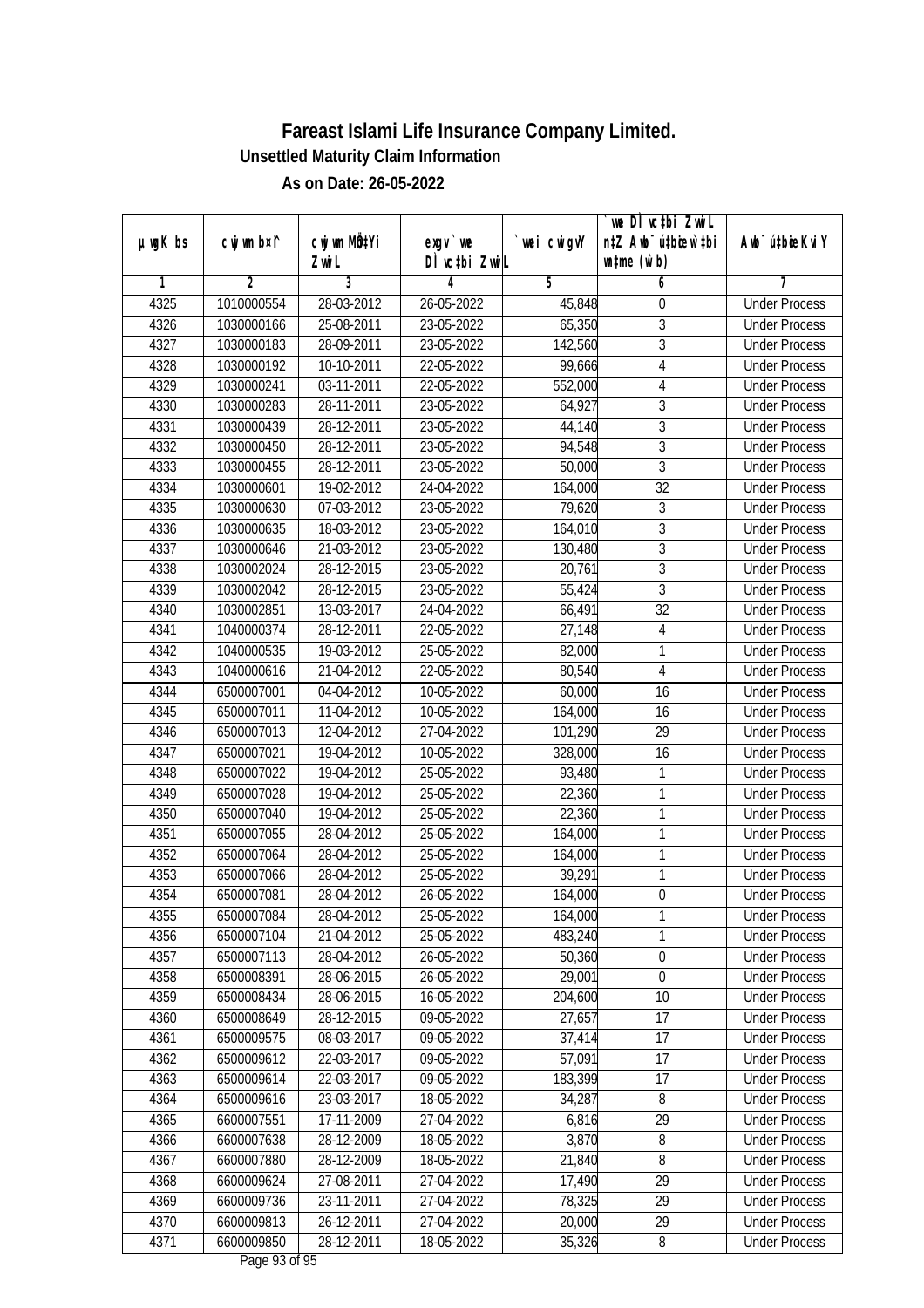# Fareast Islami Life Insurance Company Limited.

### Unsettled Maturity Claim Information

### As on Date: 26-05-2022

| µwgK bs | cwjwm b¤^i | cwjwm MÖ‡Yi ZvwiL | exgv` we DÌvc‡bi ZvwiL | `vwei cwigvY | `we DÌvc‡bi ZvwiL n‡Z Awb¯úwËi w`‡bi msL¨v (w`b) | Awb¯ú‡bœi KviY |
|---|---|---|---|---|---|---|
| 1 | 2 | 3 | 4 | 5 | 6 | 7 |
| 4325 | 1010000554 | 28-03-2012 | 26-05-2022 | 45,848 | 0 | Under Process |
| 4326 | 1030000166 | 25-08-2011 | 23-05-2022 | 65,350 | 3 | Under Process |
| 4327 | 1030000183 | 28-09-2011 | 23-05-2022 | 142,560 | 3 | Under Process |
| 4328 | 1030000192 | 10-10-2011 | 22-05-2022 | 99,666 | 4 | Under Process |
| 4329 | 1030000241 | 03-11-2011 | 22-05-2022 | 552,000 | 4 | Under Process |
| 4330 | 1030000283 | 28-11-2011 | 23-05-2022 | 64,927 | 3 | Under Process |
| 4331 | 1030000439 | 28-12-2011 | 23-05-2022 | 44,140 | 3 | Under Process |
| 4332 | 1030000450 | 28-12-2011 | 23-05-2022 | 94,548 | 3 | Under Process |
| 4333 | 1030000455 | 28-12-2011 | 23-05-2022 | 50,000 | 3 | Under Process |
| 4334 | 1030000601 | 19-02-2012 | 24-04-2022 | 164,000 | 32 | Under Process |
| 4335 | 1030000630 | 07-03-2012 | 23-05-2022 | 79,620 | 3 | Under Process |
| 4336 | 1030000635 | 18-03-2012 | 23-05-2022 | 164,010 | 3 | Under Process |
| 4337 | 1030000646 | 21-03-2012 | 23-05-2022 | 130,480 | 3 | Under Process |
| 4338 | 1030002024 | 28-12-2015 | 23-05-2022 | 20,761 | 3 | Under Process |
| 4339 | 1030002042 | 28-12-2015 | 23-05-2022 | 55,424 | 3 | Under Process |
| 4340 | 1030002851 | 13-03-2017 | 24-04-2022 | 66,491 | 32 | Under Process |
| 4341 | 1040000374 | 28-12-2011 | 22-05-2022 | 27,148 | 4 | Under Process |
| 4342 | 1040000535 | 19-03-2012 | 25-05-2022 | 82,000 | 1 | Under Process |
| 4343 | 1040000616 | 21-04-2012 | 22-05-2022 | 80,540 | 4 | Under Process |
| 4344 | 6500007001 | 04-04-2012 | 10-05-2022 | 60,000 | 16 | Under Process |
| 4345 | 6500007011 | 11-04-2012 | 10-05-2022 | 164,000 | 16 | Under Process |
| 4346 | 6500007013 | 12-04-2012 | 27-04-2022 | 101,290 | 29 | Under Process |
| 4347 | 6500007021 | 19-04-2012 | 10-05-2022 | 328,000 | 16 | Under Process |
| 4348 | 6500007022 | 19-04-2012 | 25-05-2022 | 93,480 | 1 | Under Process |
| 4349 | 6500007028 | 19-04-2012 | 25-05-2022 | 22,360 | 1 | Under Process |
| 4350 | 6500007040 | 19-04-2012 | 25-05-2022 | 22,360 | 1 | Under Process |
| 4351 | 6500007055 | 28-04-2012 | 25-05-2022 | 164,000 | 1 | Under Process |
| 4352 | 6500007064 | 28-04-2012 | 25-05-2022 | 164,000 | 1 | Under Process |
| 4353 | 6500007066 | 28-04-2012 | 25-05-2022 | 39,291 | 1 | Under Process |
| 4354 | 6500007081 | 28-04-2012 | 26-05-2022 | 164,000 | 0 | Under Process |
| 4355 | 6500007084 | 28-04-2012 | 25-05-2022 | 164,000 | 1 | Under Process |
| 4356 | 6500007104 | 21-04-2012 | 25-05-2022 | 483,240 | 1 | Under Process |
| 4357 | 6500007113 | 28-04-2012 | 26-05-2022 | 50,360 | 0 | Under Process |
| 4358 | 6500008391 | 28-06-2015 | 26-05-2022 | 29,001 | 0 | Under Process |
| 4359 | 6500008434 | 28-06-2015 | 16-05-2022 | 204,600 | 10 | Under Process |
| 4360 | 6500008649 | 28-12-2015 | 09-05-2022 | 27,657 | 17 | Under Process |
| 4361 | 6500009575 | 08-03-2017 | 09-05-2022 | 37,414 | 17 | Under Process |
| 4362 | 6500009612 | 22-03-2017 | 09-05-2022 | 57,091 | 17 | Under Process |
| 4363 | 6500009614 | 22-03-2017 | 09-05-2022 | 183,399 | 17 | Under Process |
| 4364 | 6500009616 | 23-03-2017 | 18-05-2022 | 34,287 | 8 | Under Process |
| 4365 | 6600007551 | 17-11-2009 | 27-04-2022 | 6,816 | 29 | Under Process |
| 4366 | 6600007638 | 28-12-2009 | 18-05-2022 | 3,870 | 8 | Under Process |
| 4367 | 6600007880 | 28-12-2009 | 18-05-2022 | 21,840 | 8 | Under Process |
| 4368 | 6600009624 | 27-08-2011 | 27-04-2022 | 17,490 | 29 | Under Process |
| 4369 | 6600009736 | 23-11-2011 | 27-04-2022 | 78,325 | 29 | Under Process |
| 4370 | 6600009813 | 26-12-2011 | 27-04-2022 | 20,000 | 29 | Under Process |
| 4371 | 6600009850 | 28-12-2011 | 18-05-2022 | 35,326 | 8 | Under Process |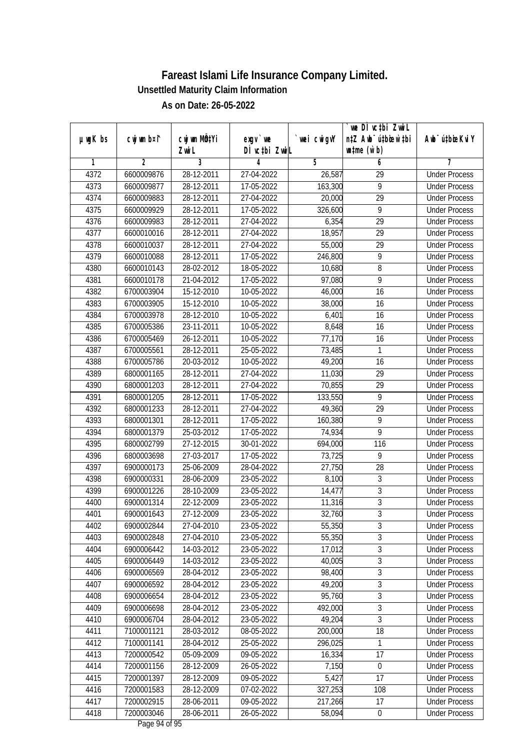# Fareast Islami Life Insurance Company Limited.

## Unsettled Maturity Claim Information

### As on Date: 26-05-2022

| µwgK bs | cwjwm b¤^i | cwjwm MÖn‡Yi ZvwiL | exgv`we DÌvc‡bi ZvwiL | `vwei cwigvY | `vwe DÌvc‡bi ZvwiL n‡Z Awb¯úwËK…Zi w`‡bi msL¨v (w`b) | Awb¯úwËi KviY |
|---|---|---|---|---|---|---|
| 1 | 2 | 3 | 4 | 5 | 6 | 7 |
| 4372 | 6600009876 | 28-12-2011 | 27-04-2022 | 26,587 | 29 | Under Process |
| 4373 | 6600009877 | 28-12-2011 | 17-05-2022 | 163,300 | 9 | Under Process |
| 4374 | 6600009883 | 28-12-2011 | 27-04-2022 | 20,000 | 29 | Under Process |
| 4375 | 6600009929 | 28-12-2011 | 17-05-2022 | 326,600 | 9 | Under Process |
| 4376 | 6600009983 | 28-12-2011 | 27-04-2022 | 6,354 | 29 | Under Process |
| 4377 | 6600010016 | 28-12-2011 | 27-04-2022 | 18,957 | 29 | Under Process |
| 4378 | 6600010037 | 28-12-2011 | 27-04-2022 | 55,000 | 29 | Under Process |
| 4379 | 6600010088 | 28-12-2011 | 17-05-2022 | 246,800 | 9 | Under Process |
| 4380 | 6600010143 | 28-02-2012 | 18-05-2022 | 10,680 | 8 | Under Process |
| 4381 | 6600010178 | 21-04-2012 | 17-05-2022 | 97,080 | 9 | Under Process |
| 4382 | 6700003904 | 15-12-2010 | 10-05-2022 | 46,000 | 16 | Under Process |
| 4383 | 6700003905 | 15-12-2010 | 10-05-2022 | 38,000 | 16 | Under Process |
| 4384 | 6700003978 | 28-12-2010 | 10-05-2022 | 6,401 | 16 | Under Process |
| 4385 | 6700005386 | 23-11-2011 | 10-05-2022 | 8,648 | 16 | Under Process |
| 4386 | 6700005469 | 26-12-2011 | 10-05-2022 | 77,170 | 16 | Under Process |
| 4387 | 6700005561 | 28-12-2011 | 25-05-2022 | 73,485 | 1 | Under Process |
| 4388 | 6700005786 | 20-03-2012 | 10-05-2022 | 49,200 | 16 | Under Process |
| 4389 | 6800001165 | 28-12-2011 | 27-04-2022 | 11,030 | 29 | Under Process |
| 4390 | 6800001203 | 28-12-2011 | 27-04-2022 | 70,855 | 29 | Under Process |
| 4391 | 6800001205 | 28-12-2011 | 17-05-2022 | 133,550 | 9 | Under Process |
| 4392 | 6800001233 | 28-12-2011 | 27-04-2022 | 49,360 | 29 | Under Process |
| 4393 | 6800001301 | 28-12-2011 | 17-05-2022 | 160,380 | 9 | Under Process |
| 4394 | 6800001379 | 25-03-2012 | 17-05-2022 | 74,934 | 9 | Under Process |
| 4395 | 6800002799 | 27-12-2015 | 30-01-2022 | 694,000 | 116 | Under Process |
| 4396 | 6800003698 | 27-03-2017 | 17-05-2022 | 73,725 | 9 | Under Process |
| 4397 | 6900000173 | 25-06-2009 | 28-04-2022 | 27,750 | 28 | Under Process |
| 4398 | 6900000331 | 28-06-2009 | 23-05-2022 | 8,100 | 3 | Under Process |
| 4399 | 6900001226 | 28-10-2009 | 23-05-2022 | 14,477 | 3 | Under Process |
| 4400 | 6900001314 | 22-12-2009 | 23-05-2022 | 11,316 | 3 | Under Process |
| 4401 | 6900001643 | 27-12-2009 | 23-05-2022 | 32,760 | 3 | Under Process |
| 4402 | 6900002844 | 27-04-2010 | 23-05-2022 | 55,350 | 3 | Under Process |
| 4403 | 6900002848 | 27-04-2010 | 23-05-2022 | 55,350 | 3 | Under Process |
| 4404 | 6900006442 | 14-03-2012 | 23-05-2022 | 17,012 | 3 | Under Process |
| 4405 | 6900006449 | 14-03-2012 | 23-05-2022 | 40,005 | 3 | Under Process |
| 4406 | 6900006569 | 28-04-2012 | 23-05-2022 | 98,400 | 3 | Under Process |
| 4407 | 6900006592 | 28-04-2012 | 23-05-2022 | 49,200 | 3 | Under Process |
| 4408 | 6900006654 | 28-04-2012 | 23-05-2022 | 95,760 | 3 | Under Process |
| 4409 | 6900006698 | 28-04-2012 | 23-05-2022 | 492,000 | 3 | Under Process |
| 4410 | 6900006704 | 28-04-2012 | 23-05-2022 | 49,204 | 3 | Under Process |
| 4411 | 7100001121 | 28-03-2012 | 08-05-2022 | 200,000 | 18 | Under Process |
| 4412 | 7100001141 | 28-04-2012 | 25-05-2022 | 296,025 | 1 | Under Process |
| 4413 | 7200000542 | 05-09-2009 | 09-05-2022 | 16,334 | 17 | Under Process |
| 4414 | 7200001156 | 28-12-2009 | 26-05-2022 | 7,150 | 0 | Under Process |
| 4415 | 7200001397 | 28-12-2009 | 09-05-2022 | 5,427 | 17 | Under Process |
| 4416 | 7200001583 | 28-12-2009 | 07-02-2022 | 327,253 | 108 | Under Process |
| 4417 | 7200002915 | 28-06-2011 | 09-05-2022 | 217,266 | 17 | Under Process |
| 4418 | 7200003046 | 28-06-2011 | 26-05-2022 | 58,094 | 0 | Under Process |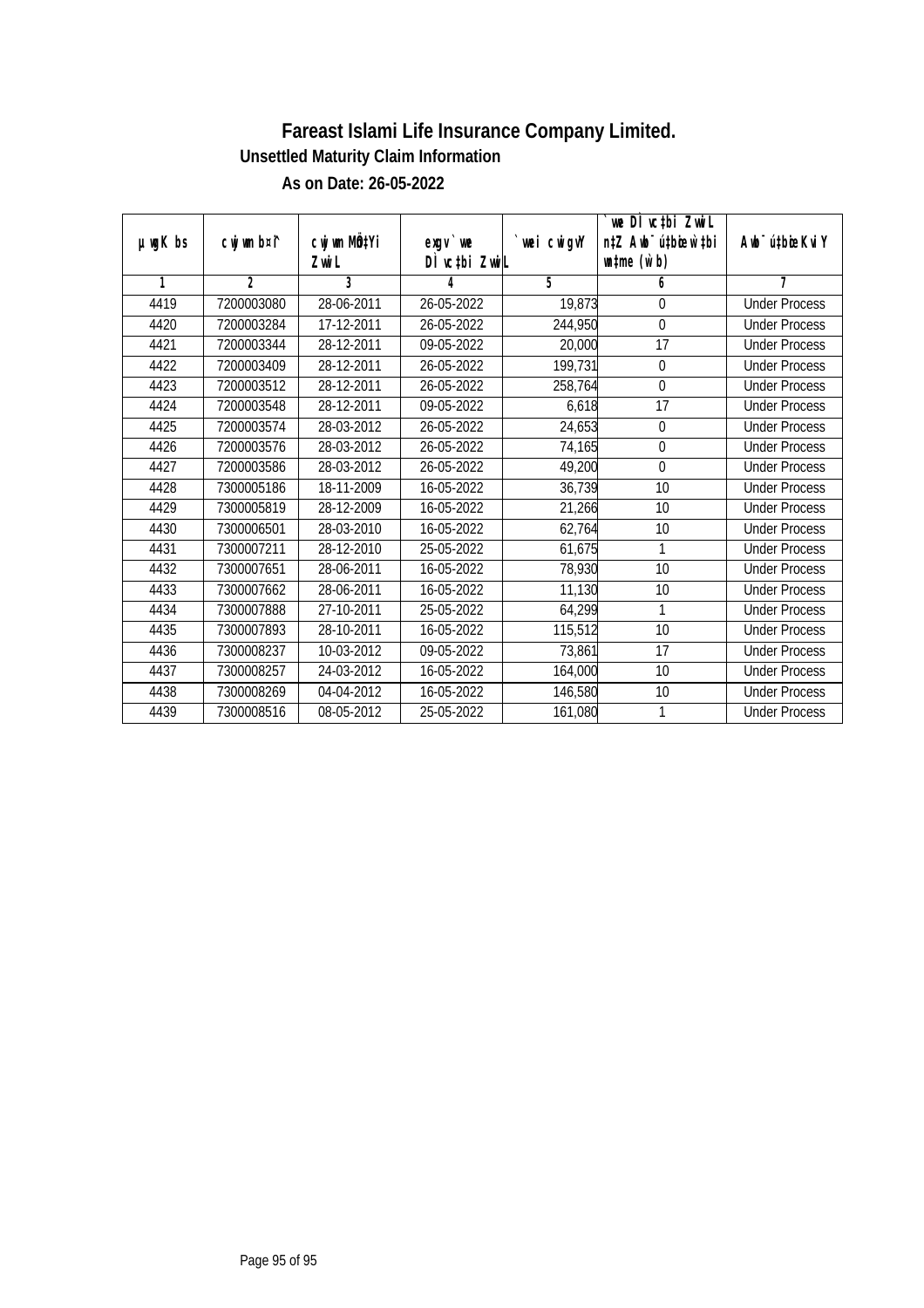# Fareast Islami Life Insurance Company Limited.

### Unsettled Maturity Claim Information

### As on Date: 26-05-2022

| µwgK bs | cwjwm b¤^i | cwjwm MÖn‡Yi ZvwiL | exgv`we DÌvc‡bi ZvwiL | `vwei cwigvY | `vwe DÌvc‡bi ZvwiL n‡Z Awb¯úbœ w`‡bi msL¨v (w`b) | Awb¯ú‡bœi KviY |
|---|---|---|---|---|---|---|
| 1 | 2 | 3 | 4 | 5 | 6 | 7 |
| 4419 | 7200003080 | 28-06-2011 | 26-05-2022 | 19,873 | 0 | Under Process |
| 4420 | 7200003284 | 17-12-2011 | 26-05-2022 | 244,950 | 0 | Under Process |
| 4421 | 7200003344 | 28-12-2011 | 09-05-2022 | 20,000 | 17 | Under Process |
| 4422 | 7200003409 | 28-12-2011 | 26-05-2022 | 199,731 | 0 | Under Process |
| 4423 | 7200003512 | 28-12-2011 | 26-05-2022 | 258,764 | 0 | Under Process |
| 4424 | 7200003548 | 28-12-2011 | 09-05-2022 | 6,618 | 17 | Under Process |
| 4425 | 7200003574 | 28-03-2012 | 26-05-2022 | 24,653 | 0 | Under Process |
| 4426 | 7200003576 | 28-03-2012 | 26-05-2022 | 74,165 | 0 | Under Process |
| 4427 | 7200003586 | 28-03-2012 | 26-05-2022 | 49,200 | 0 | Under Process |
| 4428 | 7300005186 | 18-11-2009 | 16-05-2022 | 36,739 | 10 | Under Process |
| 4429 | 7300005819 | 28-12-2009 | 16-05-2022 | 21,266 | 10 | Under Process |
| 4430 | 7300006501 | 28-03-2010 | 16-05-2022 | 62,764 | 10 | Under Process |
| 4431 | 7300007211 | 28-12-2010 | 25-05-2022 | 61,675 | 1 | Under Process |
| 4432 | 7300007651 | 28-06-2011 | 16-05-2022 | 78,930 | 10 | Under Process |
| 4433 | 7300007662 | 28-06-2011 | 16-05-2022 | 11,130 | 10 | Under Process |
| 4434 | 7300007888 | 27-10-2011 | 25-05-2022 | 64,299 | 1 | Under Process |
| 4435 | 7300007893 | 28-10-2011 | 16-05-2022 | 115,512 | 10 | Under Process |
| 4436 | 7300008237 | 10-03-2012 | 09-05-2022 | 73,861 | 17 | Under Process |
| 4437 | 7300008257 | 24-03-2012 | 16-05-2022 | 164,000 | 10 | Under Process |
| 4438 | 7300008269 | 04-04-2012 | 16-05-2022 | 146,580 | 10 | Under Process |
| 4439 | 7300008516 | 08-05-2012 | 25-05-2022 | 161,080 | 1 | Under Process |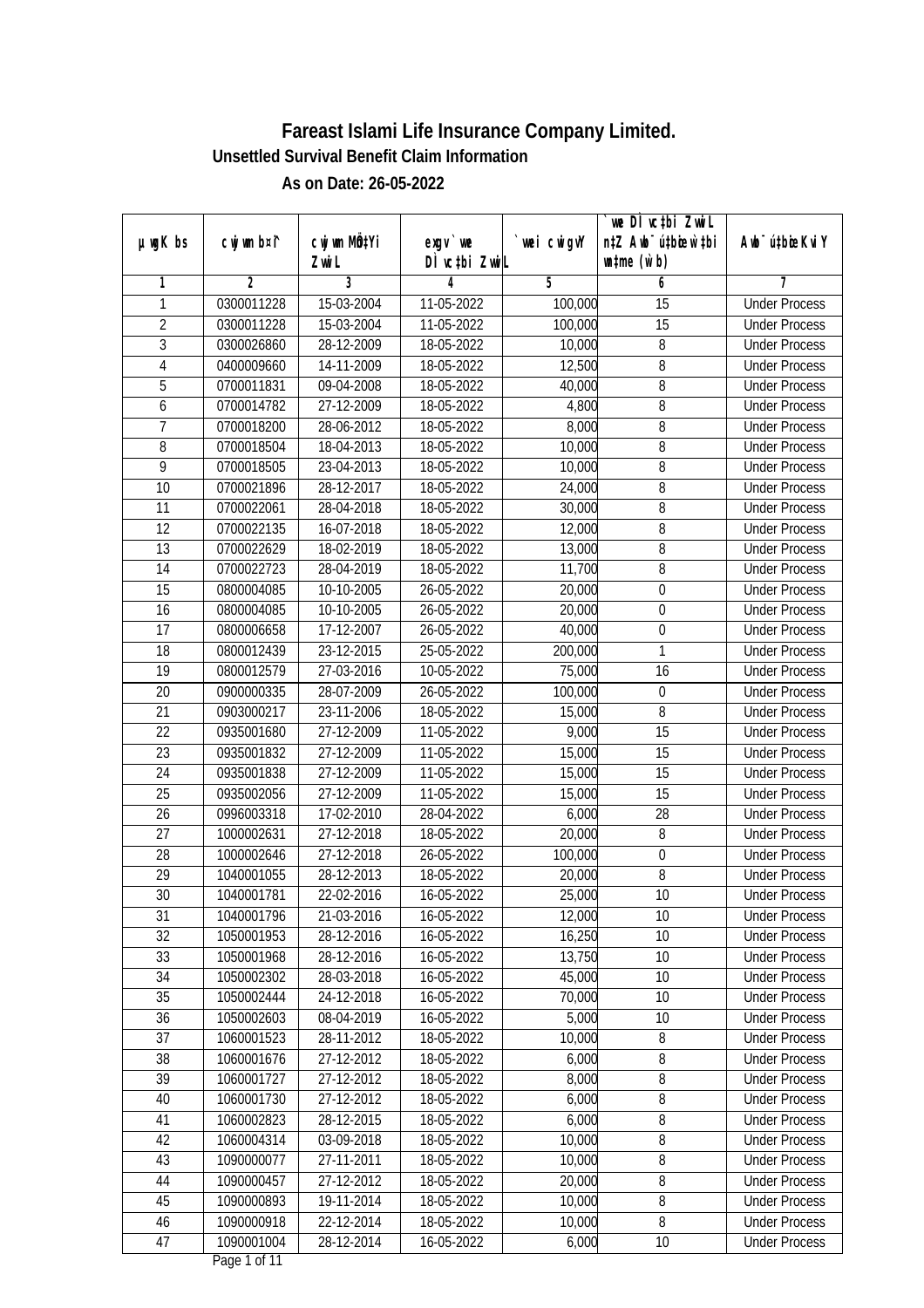# Fareast Islami Life Insurance Company Limited.

## Unsettled Survival Benefit Claim Information

### As on Date: 26-05-2022

| µwgK bs | cwjwm bs¤^ | cwjwm MÖn‡Yi ZvwiL | exgv`we DÌvc‡bi ZvwiL | `vwei cwigvY | `vwe DÌvc‡bi ZvwiL n‡Z Awb¯úwËi w`‡bi e¨eavb (w`b) | Awb¯úwËi KviY |
|---|---|---|---|---|---|---|
| 1 | 2 | 3 | 4 | 5 | 6 | 7 |
| 1 | 0300011228 | 15-03-2004 | 11-05-2022 | 100,000 | 15 | Under Process |
| 2 | 0300011228 | 15-03-2004 | 11-05-2022 | 100,000 | 15 | Under Process |
| 3 | 0300026860 | 28-12-2009 | 18-05-2022 | 10,000 | 8 | Under Process |
| 4 | 0400009660 | 14-11-2009 | 18-05-2022 | 12,500 | 8 | Under Process |
| 5 | 0700011831 | 09-04-2008 | 18-05-2022 | 40,000 | 8 | Under Process |
| 6 | 0700014782 | 27-12-2009 | 18-05-2022 | 4,800 | 8 | Under Process |
| 7 | 0700018200 | 28-06-2012 | 18-05-2022 | 8,000 | 8 | Under Process |
| 8 | 0700018504 | 18-04-2013 | 18-05-2022 | 10,000 | 8 | Under Process |
| 9 | 0700018505 | 23-04-2013 | 18-05-2022 | 10,000 | 8 | Under Process |
| 10 | 0700021896 | 28-12-2017 | 18-05-2022 | 24,000 | 8 | Under Process |
| 11 | 0700022061 | 28-04-2018 | 18-05-2022 | 30,000 | 8 | Under Process |
| 12 | 0700022135 | 16-07-2018 | 18-05-2022 | 12,000 | 8 | Under Process |
| 13 | 0700022629 | 18-02-2019 | 18-05-2022 | 13,000 | 8 | Under Process |
| 14 | 0700022723 | 28-04-2019 | 18-05-2022 | 11,700 | 8 | Under Process |
| 15 | 0800004085 | 10-10-2005 | 26-05-2022 | 20,000 | 0 | Under Process |
| 16 | 0800004085 | 10-10-2005 | 26-05-2022 | 20,000 | 0 | Under Process |
| 17 | 0800006658 | 17-12-2007 | 26-05-2022 | 40,000 | 0 | Under Process |
| 18 | 0800012439 | 23-12-2015 | 25-05-2022 | 200,000 | 1 | Under Process |
| 19 | 0800012579 | 27-03-2016 | 10-05-2022 | 75,000 | 16 | Under Process |
| 20 | 0900000335 | 28-07-2009 | 26-05-2022 | 100,000 | 0 | Under Process |
| 21 | 0903000217 | 23-11-2006 | 18-05-2022 | 15,000 | 8 | Under Process |
| 22 | 0935001680 | 27-12-2009 | 11-05-2022 | 9,000 | 15 | Under Process |
| 23 | 0935001832 | 27-12-2009 | 11-05-2022 | 15,000 | 15 | Under Process |
| 24 | 0935001838 | 27-12-2009 | 11-05-2022 | 15,000 | 15 | Under Process |
| 25 | 0935002056 | 27-12-2009 | 11-05-2022 | 15,000 | 15 | Under Process |
| 26 | 0996003318 | 17-02-2010 | 28-04-2022 | 6,000 | 28 | Under Process |
| 27 | 1000002631 | 27-12-2018 | 18-05-2022 | 20,000 | 8 | Under Process |
| 28 | 1000002646 | 27-12-2018 | 26-05-2022 | 100,000 | 0 | Under Process |
| 29 | 1040001055 | 28-12-2013 | 18-05-2022 | 20,000 | 8 | Under Process |
| 30 | 1040001781 | 22-02-2016 | 16-05-2022 | 25,000 | 10 | Under Process |
| 31 | 1040001796 | 21-03-2016 | 16-05-2022 | 12,000 | 10 | Under Process |
| 32 | 1050001953 | 28-12-2016 | 16-05-2022 | 16,250 | 10 | Under Process |
| 33 | 1050001968 | 28-12-2016 | 16-05-2022 | 13,750 | 10 | Under Process |
| 34 | 1050002302 | 28-03-2018 | 16-05-2022 | 45,000 | 10 | Under Process |
| 35 | 1050002444 | 24-12-2018 | 16-05-2022 | 70,000 | 10 | Under Process |
| 36 | 1050002603 | 08-04-2019 | 16-05-2022 | 5,000 | 10 | Under Process |
| 37 | 1060001523 | 28-11-2012 | 18-05-2022 | 10,000 | 8 | Under Process |
| 38 | 1060001676 | 27-12-2012 | 18-05-2022 | 6,000 | 8 | Under Process |
| 39 | 1060001727 | 27-12-2012 | 18-05-2022 | 8,000 | 8 | Under Process |
| 40 | 1060001730 | 27-12-2012 | 18-05-2022 | 6,000 | 8 | Under Process |
| 41 | 1060002823 | 28-12-2015 | 18-05-2022 | 6,000 | 8 | Under Process |
| 42 | 1060004314 | 03-09-2018 | 18-05-2022 | 10,000 | 8 | Under Process |
| 43 | 1090000077 | 27-11-2011 | 18-05-2022 | 10,000 | 8 | Under Process |
| 44 | 1090000457 | 27-12-2012 | 18-05-2022 | 20,000 | 8 | Under Process |
| 45 | 1090000893 | 19-11-2014 | 18-05-2022 | 10,000 | 8 | Under Process |
| 46 | 1090000918 | 22-12-2014 | 18-05-2022 | 10,000 | 8 | Under Process |
| 47 | 1090001004 | 28-12-2014 | 16-05-2022 | 6,000 | 10 | Under Process |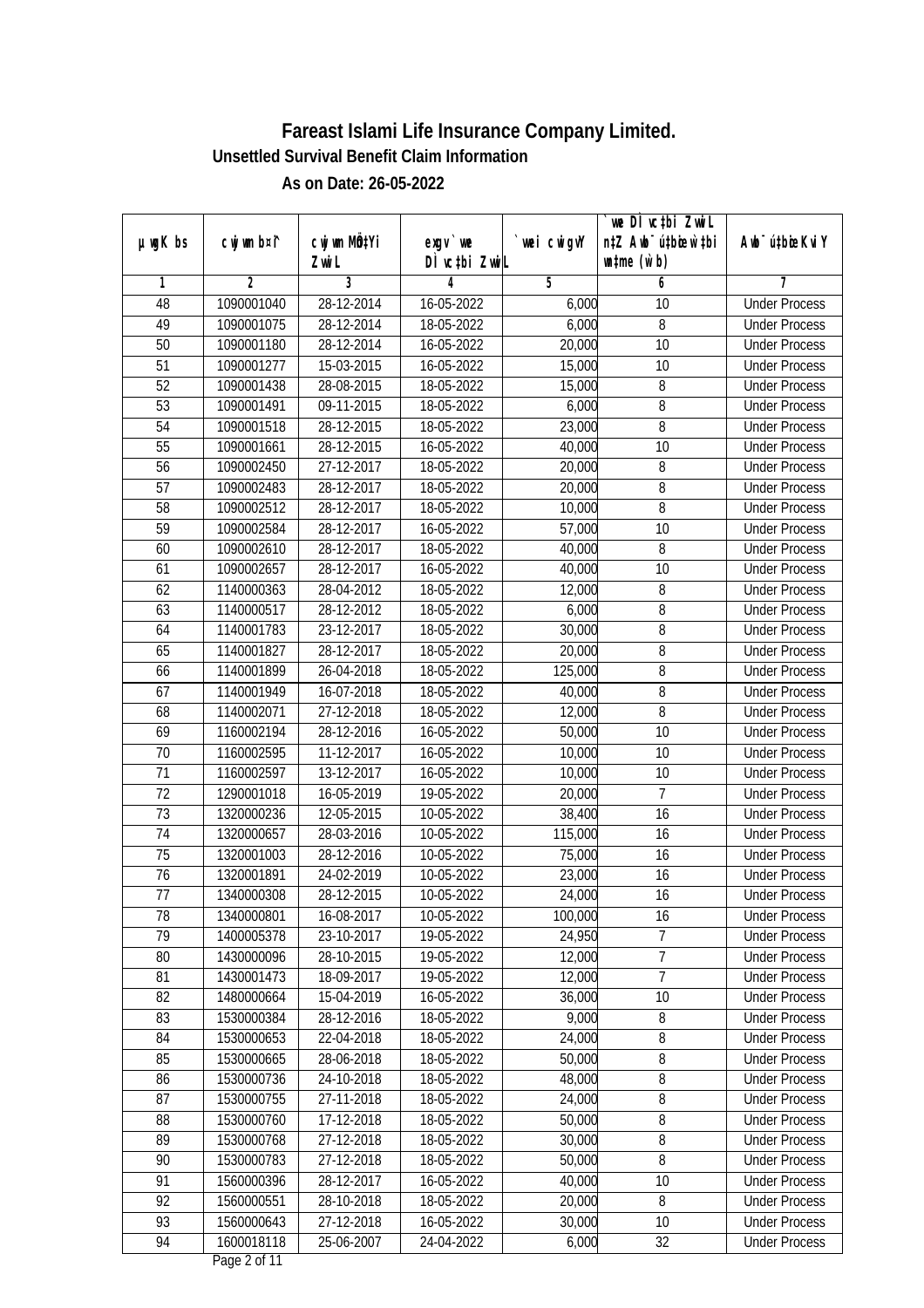# Fareast Islami Life Insurance Company Limited.

## Unsettled Survival Benefit Claim Information

### As on Date: 26-05-2022

| µwgK bs | cwjwm bs¤^ | cwjwm MÖn‡Yi ZvwiL | exgv`ve DÌvc‡bi ZvwiL | `vexi cwigvY | `vwe DÌvc‡bi ZvwiL n‡Z Awb¯úbœ `v‡ei mgq (w`b) | Awb¯ú‡bœi KviY |
|---|---|---|---|---|---|---|
| 1 | 2 | 3 | 4 | 5 | 6 | 7 |
| 48 | 1090001040 | 28-12-2014 | 16-05-2022 | 6,000 | 10 | Under Process |
| 49 | 1090001075 | 28-12-2014 | 18-05-2022 | 6,000 | 8 | Under Process |
| 50 | 1090001180 | 28-12-2014 | 16-05-2022 | 20,000 | 10 | Under Process |
| 51 | 1090001277 | 15-03-2015 | 16-05-2022 | 15,000 | 10 | Under Process |
| 52 | 1090001438 | 28-08-2015 | 18-05-2022 | 15,000 | 8 | Under Process |
| 53 | 1090001491 | 09-11-2015 | 18-05-2022 | 6,000 | 8 | Under Process |
| 54 | 1090001518 | 28-12-2015 | 18-05-2022 | 23,000 | 8 | Under Process |
| 55 | 1090001661 | 28-12-2015 | 16-05-2022 | 40,000 | 10 | Under Process |
| 56 | 1090002450 | 27-12-2017 | 18-05-2022 | 20,000 | 8 | Under Process |
| 57 | 1090002483 | 28-12-2017 | 18-05-2022 | 20,000 | 8 | Under Process |
| 58 | 1090002512 | 28-12-2017 | 18-05-2022 | 10,000 | 8 | Under Process |
| 59 | 1090002584 | 28-12-2017 | 16-05-2022 | 57,000 | 10 | Under Process |
| 60 | 1090002610 | 28-12-2017 | 18-05-2022 | 40,000 | 8 | Under Process |
| 61 | 1090002657 | 28-12-2017 | 16-05-2022 | 40,000 | 10 | Under Process |
| 62 | 1140000363 | 28-04-2012 | 18-05-2022 | 12,000 | 8 | Under Process |
| 63 | 1140000517 | 28-12-2012 | 18-05-2022 | 6,000 | 8 | Under Process |
| 64 | 1140001783 | 23-12-2017 | 18-05-2022 | 30,000 | 8 | Under Process |
| 65 | 1140001827 | 28-12-2017 | 18-05-2022 | 20,000 | 8 | Under Process |
| 66 | 1140001899 | 26-04-2018 | 18-05-2022 | 125,000 | 8 | Under Process |
| 67 | 1140001949 | 16-07-2018 | 18-05-2022 | 40,000 | 8 | Under Process |
| 68 | 1140002071 | 27-12-2018 | 18-05-2022 | 12,000 | 8 | Under Process |
| 69 | 1160002194 | 28-12-2016 | 16-05-2022 | 50,000 | 10 | Under Process |
| 70 | 1160002595 | 11-12-2017 | 16-05-2022 | 10,000 | 10 | Under Process |
| 71 | 1160002597 | 13-12-2017 | 16-05-2022 | 10,000 | 10 | Under Process |
| 72 | 1290001018 | 16-05-2019 | 19-05-2022 | 20,000 | 7 | Under Process |
| 73 | 1320000236 | 12-05-2015 | 10-05-2022 | 38,400 | 16 | Under Process |
| 74 | 1320000657 | 28-03-2016 | 10-05-2022 | 115,000 | 16 | Under Process |
| 75 | 1320001003 | 28-12-2016 | 10-05-2022 | 75,000 | 16 | Under Process |
| 76 | 1320001891 | 24-02-2019 | 10-05-2022 | 23,000 | 16 | Under Process |
| 77 | 1340000308 | 28-12-2015 | 10-05-2022 | 24,000 | 16 | Under Process |
| 78 | 1340000801 | 16-08-2017 | 10-05-2022 | 100,000 | 16 | Under Process |
| 79 | 1400005378 | 23-10-2017 | 19-05-2022 | 24,950 | 7 | Under Process |
| 80 | 1430000096 | 28-10-2015 | 19-05-2022 | 12,000 | 7 | Under Process |
| 81 | 1430001473 | 18-09-2017 | 19-05-2022 | 12,000 | 7 | Under Process |
| 82 | 1480000664 | 15-04-2019 | 16-05-2022 | 36,000 | 10 | Under Process |
| 83 | 1530000384 | 28-12-2016 | 18-05-2022 | 9,000 | 8 | Under Process |
| 84 | 1530000653 | 22-04-2018 | 18-05-2022 | 24,000 | 8 | Under Process |
| 85 | 1530000665 | 28-06-2018 | 18-05-2022 | 50,000 | 8 | Under Process |
| 86 | 1530000736 | 24-10-2018 | 18-05-2022 | 48,000 | 8 | Under Process |
| 87 | 1530000755 | 27-11-2018 | 18-05-2022 | 24,000 | 8 | Under Process |
| 88 | 1530000760 | 17-12-2018 | 18-05-2022 | 50,000 | 8 | Under Process |
| 89 | 1530000768 | 27-12-2018 | 18-05-2022 | 30,000 | 8 | Under Process |
| 90 | 1530000783 | 27-12-2018 | 18-05-2022 | 50,000 | 8 | Under Process |
| 91 | 1560000396 | 28-12-2017 | 16-05-2022 | 40,000 | 10 | Under Process |
| 92 | 1560000551 | 28-10-2018 | 18-05-2022 | 20,000 | 8 | Under Process |
| 93 | 1560000643 | 27-12-2018 | 16-05-2022 | 30,000 | 10 | Under Process |
| 94 | 1600018118 | 25-06-2007 | 24-04-2022 | 6,000 | 32 | Under Process |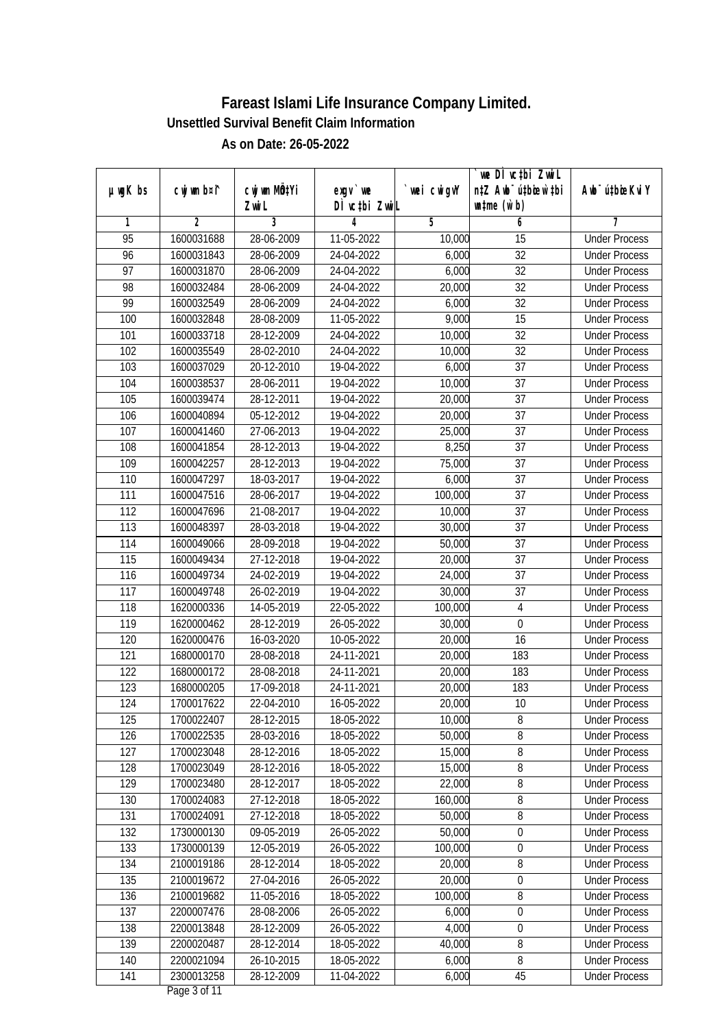# Fareast Islami Life Insurance Company Limited.

## Unsettled Survival Benefit Claim Information

### As on Date: 26-05-2022

| µwgK bs | cwjwm bs¦ | cwjwm MÖn‡Yi ZvwiL | exgv`we DÌvc‡bi ZvwiL | `vwei cwigvY | `vwe DÌvc‡bi ZvwiL n‡Z Awb®ú‡bœi w`‡bi e¨eavb (w`b) | Awb®ú‡bœi KviY |
|---|---|---|---|---|---|---|
| 1 | 2 | 3 | 4 | 5 | 6 | 7 |
| 95 | 1600031688 | 28-06-2009 | 11-05-2022 | 10,000 | 15 | Under Process |
| 96 | 1600031843 | 28-06-2009 | 24-04-2022 | 6,000 | 32 | Under Process |
| 97 | 1600031870 | 28-06-2009 | 24-04-2022 | 6,000 | 32 | Under Process |
| 98 | 1600032484 | 28-06-2009 | 24-04-2022 | 20,000 | 32 | Under Process |
| 99 | 1600032549 | 28-06-2009 | 24-04-2022 | 6,000 | 32 | Under Process |
| 100 | 1600032848 | 28-08-2009 | 11-05-2022 | 9,000 | 15 | Under Process |
| 101 | 1600033718 | 28-12-2009 | 24-04-2022 | 10,000 | 32 | Under Process |
| 102 | 1600035549 | 28-02-2010 | 24-04-2022 | 10,000 | 32 | Under Process |
| 103 | 1600037029 | 20-12-2010 | 19-04-2022 | 6,000 | 37 | Under Process |
| 104 | 1600038537 | 28-06-2011 | 19-04-2022 | 10,000 | 37 | Under Process |
| 105 | 1600039474 | 28-12-2011 | 19-04-2022 | 20,000 | 37 | Under Process |
| 106 | 1600040894 | 05-12-2012 | 19-04-2022 | 20,000 | 37 | Under Process |
| 107 | 1600041460 | 27-06-2013 | 19-04-2022 | 25,000 | 37 | Under Process |
| 108 | 1600041854 | 28-12-2013 | 19-04-2022 | 8,250 | 37 | Under Process |
| 109 | 1600042257 | 28-12-2013 | 19-04-2022 | 75,000 | 37 | Under Process |
| 110 | 1600047297 | 18-03-2017 | 19-04-2022 | 6,000 | 37 | Under Process |
| 111 | 1600047516 | 28-06-2017 | 19-04-2022 | 100,000 | 37 | Under Process |
| 112 | 1600047696 | 21-08-2017 | 19-04-2022 | 10,000 | 37 | Under Process |
| 113 | 1600048397 | 28-03-2018 | 19-04-2022 | 30,000 | 37 | Under Process |
| 114 | 1600049066 | 28-09-2018 | 19-04-2022 | 50,000 | 37 | Under Process |
| 115 | 1600049434 | 27-12-2018 | 19-04-2022 | 20,000 | 37 | Under Process |
| 116 | 1600049734 | 24-02-2019 | 19-04-2022 | 24,000 | 37 | Under Process |
| 117 | 1600049748 | 26-02-2019 | 19-04-2022 | 30,000 | 37 | Under Process |
| 118 | 1620000336 | 14-05-2019 | 22-05-2022 | 100,000 | 4 | Under Process |
| 119 | 1620000462 | 28-12-2019 | 26-05-2022 | 30,000 | 0 | Under Process |
| 120 | 1620000476 | 16-03-2020 | 10-05-2022 | 20,000 | 16 | Under Process |
| 121 | 1680000170 | 28-08-2018 | 24-11-2021 | 20,000 | 183 | Under Process |
| 122 | 1680000172 | 28-08-2018 | 24-11-2021 | 20,000 | 183 | Under Process |
| 123 | 1680000205 | 17-09-2018 | 24-11-2021 | 20,000 | 183 | Under Process |
| 124 | 1700017622 | 22-04-2010 | 16-05-2022 | 20,000 | 10 | Under Process |
| 125 | 1700022407 | 28-12-2015 | 18-05-2022 | 10,000 | 8 | Under Process |
| 126 | 1700022535 | 28-03-2016 | 18-05-2022 | 50,000 | 8 | Under Process |
| 127 | 1700023048 | 28-12-2016 | 18-05-2022 | 15,000 | 8 | Under Process |
| 128 | 1700023049 | 28-12-2016 | 18-05-2022 | 15,000 | 8 | Under Process |
| 129 | 1700023480 | 28-12-2017 | 18-05-2022 | 22,000 | 8 | Under Process |
| 130 | 1700024083 | 27-12-2018 | 18-05-2022 | 160,000 | 8 | Under Process |
| 131 | 1700024091 | 27-12-2018 | 18-05-2022 | 50,000 | 8 | Under Process |
| 132 | 1730000130 | 09-05-2019 | 26-05-2022 | 50,000 | 0 | Under Process |
| 133 | 1730000139 | 12-05-2019 | 26-05-2022 | 100,000 | 0 | Under Process |
| 134 | 2100019186 | 28-12-2014 | 18-05-2022 | 20,000 | 8 | Under Process |
| 135 | 2100019672 | 27-04-2016 | 26-05-2022 | 20,000 | 0 | Under Process |
| 136 | 2100019682 | 11-05-2016 | 18-05-2022 | 100,000 | 8 | Under Process |
| 137 | 2200007476 | 28-08-2006 | 26-05-2022 | 6,000 | 0 | Under Process |
| 138 | 2200013848 | 28-12-2009 | 26-05-2022 | 4,000 | 0 | Under Process |
| 139 | 2200020487 | 28-12-2014 | 18-05-2022 | 40,000 | 8 | Under Process |
| 140 | 2200021094 | 26-10-2015 | 18-05-2022 | 6,000 | 8 | Under Process |
| 141 | 2300013258 | 28-12-2009 | 11-04-2022 | 6,000 | 45 | Under Process |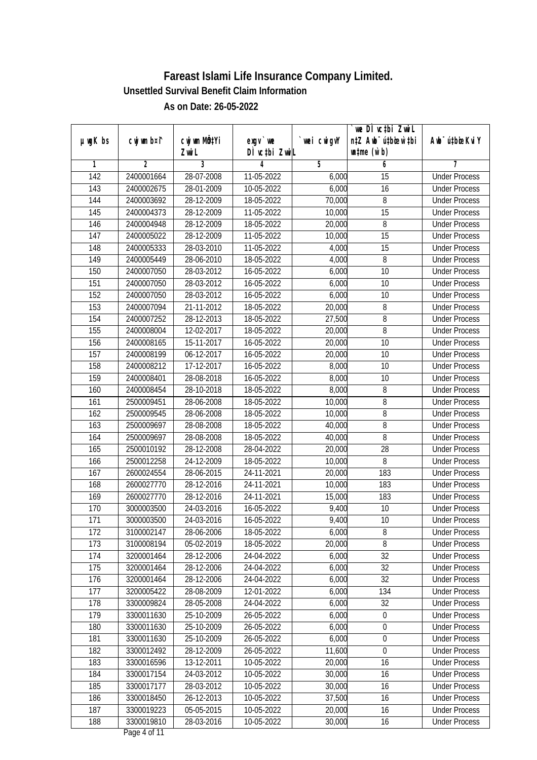# Fareast Islami Life Insurance Company Limited.

**Unsettled Survival Benefit Claim Information**

**As on Date: 26-05-2022**

| µwgK bs | cwjwm b¤^i | cwjwm MÖn‡Yi ZvwiL | exgv`vwe DÌvc‡bi ZvwiL | `vwei cwigvY | `vwe DÌvc‡bi ZvwiL n‡Z Awb¯úwËi w`‡bi wn‡me (w`b) | Awb¯úwËi KviY |
|---|---|---|---|---|---|---|
| 1 | 2 | 3 | 4 | 5 | 6 | 7 |
| 142 | 2400001664 | 28-07-2008 | 11-05-2022 | 6,000 | 15 | Under Process |
| 143 | 2400002675 | 28-01-2009 | 10-05-2022 | 6,000 | 16 | Under Process |
| 144 | 2400003692 | 28-12-2009 | 18-05-2022 | 70,000 | 8 | Under Process |
| 145 | 2400004373 | 28-12-2009 | 11-05-2022 | 10,000 | 15 | Under Process |
| 146 | 2400004948 | 28-12-2009 | 18-05-2022 | 20,000 | 8 | Under Process |
| 147 | 2400005022 | 28-12-2009 | 11-05-2022 | 10,000 | 15 | Under Process |
| 148 | 2400005333 | 28-03-2010 | 11-05-2022 | 4,000 | 15 | Under Process |
| 149 | 2400005449 | 28-06-2010 | 18-05-2022 | 4,000 | 8 | Under Process |
| 150 | 2400007050 | 28-03-2012 | 16-05-2022 | 6,000 | 10 | Under Process |
| 151 | 2400007050 | 28-03-2012 | 16-05-2022 | 6,000 | 10 | Under Process |
| 152 | 2400007050 | 28-03-2012 | 16-05-2022 | 6,000 | 10 | Under Process |
| 153 | 2400007094 | 21-11-2012 | 18-05-2022 | 20,000 | 8 | Under Process |
| 154 | 2400007252 | 28-12-2013 | 18-05-2022 | 27,500 | 8 | Under Process |
| 155 | 2400008004 | 12-02-2017 | 18-05-2022 | 20,000 | 8 | Under Process |
| 156 | 2400008165 | 15-11-2017 | 16-05-2022 | 20,000 | 10 | Under Process |
| 157 | 2400008199 | 06-12-2017 | 16-05-2022 | 20,000 | 10 | Under Process |
| 158 | 2400008212 | 17-12-2017 | 16-05-2022 | 8,000 | 10 | Under Process |
| 159 | 2400008401 | 28-08-2018 | 16-05-2022 | 8,000 | 10 | Under Process |
| 160 | 2400008454 | 28-10-2018 | 18-05-2022 | 8,000 | 8 | Under Process |
| 161 | 2500009451 | 28-06-2008 | 18-05-2022 | 10,000 | 8 | Under Process |
| 162 | 2500009545 | 28-06-2008 | 18-05-2022 | 10,000 | 8 | Under Process |
| 163 | 2500009697 | 28-08-2008 | 18-05-2022 | 40,000 | 8 | Under Process |
| 164 | 2500009697 | 28-08-2008 | 18-05-2022 | 40,000 | 8 | Under Process |
| 165 | 2500010192 | 28-12-2008 | 28-04-2022 | 20,000 | 28 | Under Process |
| 166 | 2500012258 | 24-12-2009 | 18-05-2022 | 10,000 | 8 | Under Process |
| 167 | 2600024554 | 28-06-2015 | 24-11-2021 | 20,000 | 183 | Under Process |
| 168 | 2600027770 | 28-12-2016 | 24-11-2021 | 10,000 | 183 | Under Process |
| 169 | 2600027770 | 28-12-2016 | 24-11-2021 | 15,000 | 183 | Under Process |
| 170 | 3000003500 | 24-03-2016 | 16-05-2022 | 9,400 | 10 | Under Process |
| 171 | 3000003500 | 24-03-2016 | 16-05-2022 | 9,400 | 10 | Under Process |
| 172 | 3100002147 | 28-06-2006 | 18-05-2022 | 6,000 | 8 | Under Process |
| 173 | 3100008194 | 05-02-2019 | 18-05-2022 | 20,000 | 8 | Under Process |
| 174 | 3200001464 | 28-12-2006 | 24-04-2022 | 6,000 | 32 | Under Process |
| 175 | 3200001464 | 28-12-2006 | 24-04-2022 | 6,000 | 32 | Under Process |
| 176 | 3200001464 | 28-12-2006 | 24-04-2022 | 6,000 | 32 | Under Process |
| 177 | 3200005422 | 28-08-2009 | 12-01-2022 | 6,000 | 134 | Under Process |
| 178 | 3300009824 | 28-05-2008 | 24-04-2022 | 6,000 | 32 | Under Process |
| 179 | 3300011630 | 25-10-2009 | 26-05-2022 | 6,000 | 0 | Under Process |
| 180 | 3300011630 | 25-10-2009 | 26-05-2022 | 6,000 | 0 | Under Process |
| 181 | 3300011630 | 25-10-2009 | 26-05-2022 | 6,000 | 0 | Under Process |
| 182 | 3300012492 | 28-12-2009 | 26-05-2022 | 11,600 | 0 | Under Process |
| 183 | 3300016596 | 13-12-2011 | 10-05-2022 | 20,000 | 16 | Under Process |
| 184 | 3300017154 | 24-03-2012 | 10-05-2022 | 30,000 | 16 | Under Process |
| 185 | 3300017177 | 28-03-2012 | 10-05-2022 | 30,000 | 16 | Under Process |
| 186 | 3300018450 | 26-12-2013 | 10-05-2022 | 37,500 | 16 | Under Process |
| 187 | 3300019223 | 05-05-2015 | 10-05-2022 | 20,000 | 16 | Under Process |
| 188 | 3300019810 | 28-03-2016 | 10-05-2022 | 30,000 | 16 | Under Process |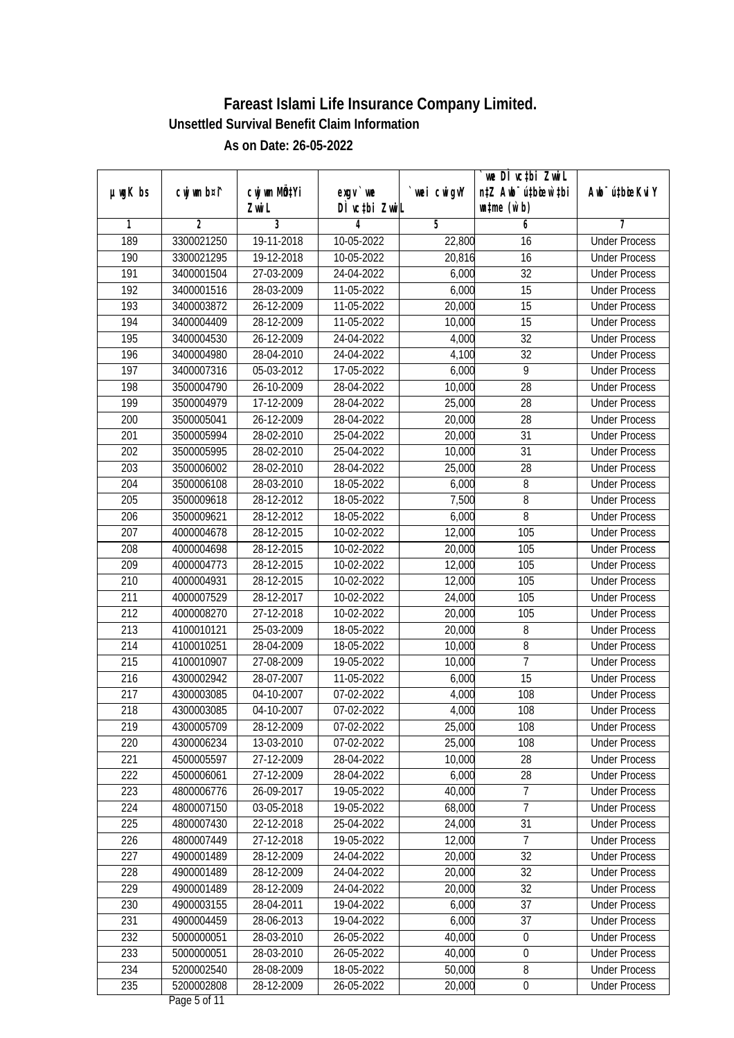# Fareast Islami Life Insurance Company Limited.

**Unsettled Survival Benefit Claim Information**

**As on Date: 26-05-2022**

| µwgK bs | cwjwm bs¯ | cwjwm MÖn‡Yi ZvwiL | exgv`vwe DÌvc‡bi ZvwiL | `vwei cwigvY | `vwe DÌvc‡bi ZvwiL n‡Z Awb¯úwËi w`‡bi msL¨v (w`b) | Awb¯ú‡bœi KviY |
|---|---|---|---|---|---|---|
| 1 | 2 | 3 | 4 | 5 | 6 | 7 |
| 189 | 3300021250 | 19-11-2018 | 10-05-2022 | 22,800 | 16 | Under Process |
| 190 | 3300021295 | 19-12-2018 | 10-05-2022 | 20,816 | 16 | Under Process |
| 191 | 3400001504 | 27-03-2009 | 24-04-2022 | 6,000 | 32 | Under Process |
| 192 | 3400001516 | 28-03-2009 | 11-05-2022 | 6,000 | 15 | Under Process |
| 193 | 3400003872 | 26-12-2009 | 11-05-2022 | 20,000 | 15 | Under Process |
| 194 | 3400004409 | 28-12-2009 | 11-05-2022 | 10,000 | 15 | Under Process |
| 195 | 3400004530 | 26-12-2009 | 24-04-2022 | 4,000 | 32 | Under Process |
| 196 | 3400004980 | 28-04-2010 | 24-04-2022 | 4,100 | 32 | Under Process |
| 197 | 3400007316 | 05-03-2012 | 17-05-2022 | 6,000 | 9 | Under Process |
| 198 | 3500004790 | 26-10-2009 | 28-04-2022 | 10,000 | 28 | Under Process |
| 199 | 3500004979 | 17-12-2009 | 28-04-2022 | 25,000 | 28 | Under Process |
| 200 | 3500005041 | 26-12-2009 | 28-04-2022 | 20,000 | 28 | Under Process |
| 201 | 3500005994 | 28-02-2010 | 25-04-2022 | 20,000 | 31 | Under Process |
| 202 | 3500005995 | 28-02-2010 | 25-04-2022 | 10,000 | 31 | Under Process |
| 203 | 3500006002 | 28-02-2010 | 28-04-2022 | 25,000 | 28 | Under Process |
| 204 | 3500006108 | 28-03-2010 | 18-05-2022 | 6,000 | 8 | Under Process |
| 205 | 3500009618 | 28-12-2012 | 18-05-2022 | 7,500 | 8 | Under Process |
| 206 | 3500009621 | 28-12-2012 | 18-05-2022 | 6,000 | 8 | Under Process |
| 207 | 4000004678 | 28-12-2015 | 10-02-2022 | 12,000 | 105 | Under Process |
| 208 | 4000004698 | 28-12-2015 | 10-02-2022 | 20,000 | 105 | Under Process |
| 209 | 4000004773 | 28-12-2015 | 10-02-2022 | 12,000 | 105 | Under Process |
| 210 | 4000004931 | 28-12-2015 | 10-02-2022 | 12,000 | 105 | Under Process |
| 211 | 4000007529 | 28-12-2017 | 10-02-2022 | 24,000 | 105 | Under Process |
| 212 | 4000008270 | 27-12-2018 | 10-02-2022 | 20,000 | 105 | Under Process |
| 213 | 4100010121 | 25-03-2009 | 18-05-2022 | 20,000 | 8 | Under Process |
| 214 | 4100010251 | 28-04-2009 | 18-05-2022 | 10,000 | 8 | Under Process |
| 215 | 4100010907 | 27-08-2009 | 19-05-2022 | 10,000 | 7 | Under Process |
| 216 | 4300002942 | 28-07-2007 | 11-05-2022 | 6,000 | 15 | Under Process |
| 217 | 4300003085 | 04-10-2007 | 07-02-2022 | 4,000 | 108 | Under Process |
| 218 | 4300003085 | 04-10-2007 | 07-02-2022 | 4,000 | 108 | Under Process |
| 219 | 4300005709 | 28-12-2009 | 07-02-2022 | 25,000 | 108 | Under Process |
| 220 | 4300006234 | 13-03-2010 | 07-02-2022 | 25,000 | 108 | Under Process |
| 221 | 4500005597 | 27-12-2009 | 28-04-2022 | 10,000 | 28 | Under Process |
| 222 | 4500006061 | 27-12-2009 | 28-04-2022 | 6,000 | 28 | Under Process |
| 223 | 4800006776 | 26-09-2017 | 19-05-2022 | 40,000 | 7 | Under Process |
| 224 | 4800007150 | 03-05-2018 | 19-05-2022 | 68,000 | 7 | Under Process |
| 225 | 4800007430 | 22-12-2018 | 25-04-2022 | 24,000 | 31 | Under Process |
| 226 | 4800007449 | 27-12-2018 | 19-05-2022 | 12,000 | 7 | Under Process |
| 227 | 4900001489 | 28-12-2009 | 24-04-2022 | 20,000 | 32 | Under Process |
| 228 | 4900001489 | 28-12-2009 | 24-04-2022 | 20,000 | 32 | Under Process |
| 229 | 4900001489 | 28-12-2009 | 24-04-2022 | 20,000 | 32 | Under Process |
| 230 | 4900003155 | 28-04-2011 | 19-04-2022 | 6,000 | 37 | Under Process |
| 231 | 4900004459 | 28-06-2013 | 19-04-2022 | 6,000 | 37 | Under Process |
| 232 | 5000000051 | 28-03-2010 | 26-05-2022 | 40,000 | 0 | Under Process |
| 233 | 5000000051 | 28-03-2010 | 26-05-2022 | 40,000 | 0 | Under Process |
| 234 | 5200002540 | 28-08-2009 | 18-05-2022 | 50,000 | 8 | Under Process |
| 235 | 5200002808 | 28-12-2009 | 26-05-2022 | 20,000 | 0 | Under Process |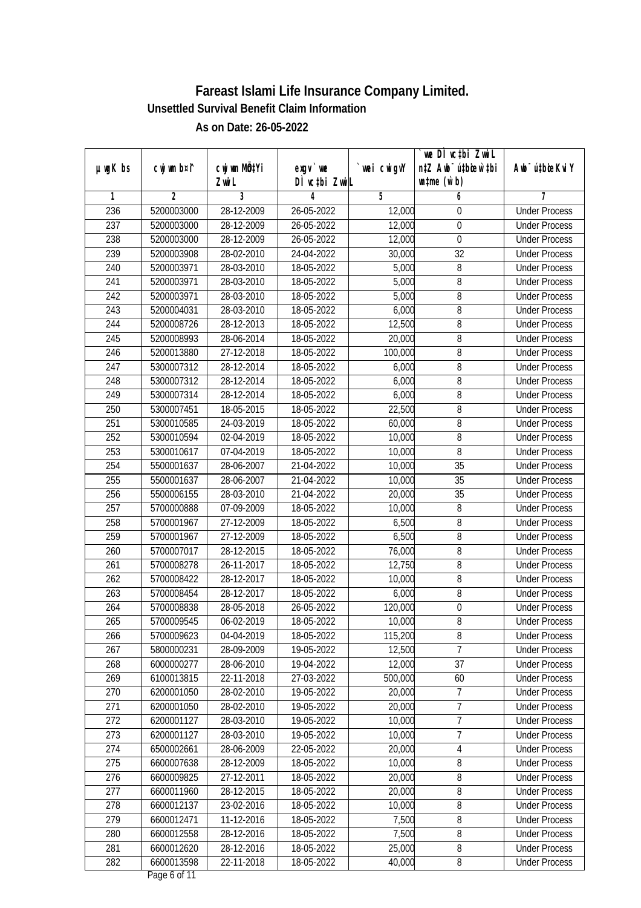# Fareast Islami Life Insurance Company Limited.

**Unsettled Survival Benefit Claim Information**

**As on Date: 26-05-2022**

| µwgK bs | cwjwm b¤^i | cwjwm MÖn‡Yi ZvwiL | exgv` we DÌ vc‡bi ZvwiL | `vwei cwigvY | `we DÌ vc‡bi ZvwiL n‡Z Awb¨ú‡bœi w`‡bi wnmve (w`b) | Awb¨ú‡bœi KviY |
|---|---|---|---|---|---|---|
| 1 | 2 | 3 | 4 | 5 | 6 | 7 |
| 236 | 5200003000 | 28-12-2009 | 26-05-2022 | 12,000 | 0 | Under Process |
| 237 | 5200003000 | 28-12-2009 | 26-05-2022 | 12,000 | 0 | Under Process |
| 238 | 5200003000 | 28-12-2009 | 26-05-2022 | 12,000 | 0 | Under Process |
| 239 | 5200003908 | 28-02-2010 | 24-04-2022 | 30,000 | 32 | Under Process |
| 240 | 5200003971 | 28-03-2010 | 18-05-2022 | 5,000 | 8 | Under Process |
| 241 | 5200003971 | 28-03-2010 | 18-05-2022 | 5,000 | 8 | Under Process |
| 242 | 5200003971 | 28-03-2010 | 18-05-2022 | 5,000 | 8 | Under Process |
| 243 | 5200004031 | 28-03-2010 | 18-05-2022 | 6,000 | 8 | Under Process |
| 244 | 5200008726 | 28-12-2013 | 18-05-2022 | 12,500 | 8 | Under Process |
| 245 | 5200008993 | 28-06-2014 | 18-05-2022 | 20,000 | 8 | Under Process |
| 246 | 5200013880 | 27-12-2018 | 18-05-2022 | 100,000 | 8 | Under Process |
| 247 | 5300007312 | 28-12-2014 | 18-05-2022 | 6,000 | 8 | Under Process |
| 248 | 5300007312 | 28-12-2014 | 18-05-2022 | 6,000 | 8 | Under Process |
| 249 | 5300007314 | 28-12-2014 | 18-05-2022 | 6,000 | 8 | Under Process |
| 250 | 5300007451 | 18-05-2015 | 18-05-2022 | 22,500 | 8 | Under Process |
| 251 | 5300010585 | 24-03-2019 | 18-05-2022 | 60,000 | 8 | Under Process |
| 252 | 5300010594 | 02-04-2019 | 18-05-2022 | 10,000 | 8 | Under Process |
| 253 | 5300010617 | 07-04-2019 | 18-05-2022 | 10,000 | 8 | Under Process |
| 254 | 5500001637 | 28-06-2007 | 21-04-2022 | 10,000 | 35 | Under Process |
| 255 | 5500001637 | 28-06-2007 | 21-04-2022 | 10,000 | 35 | Under Process |
| 256 | 5500006155 | 28-03-2010 | 21-04-2022 | 20,000 | 35 | Under Process |
| 257 | 5700000888 | 07-09-2009 | 18-05-2022 | 10,000 | 8 | Under Process |
| 258 | 5700001967 | 27-12-2009 | 18-05-2022 | 6,500 | 8 | Under Process |
| 259 | 5700001967 | 27-12-2009 | 18-05-2022 | 6,500 | 8 | Under Process |
| 260 | 5700007017 | 28-12-2015 | 18-05-2022 | 76,000 | 8 | Under Process |
| 261 | 5700008278 | 26-11-2017 | 18-05-2022 | 12,750 | 8 | Under Process |
| 262 | 5700008422 | 28-12-2017 | 18-05-2022 | 10,000 | 8 | Under Process |
| 263 | 5700008454 | 28-12-2017 | 18-05-2022 | 6,000 | 8 | Under Process |
| 264 | 5700008838 | 28-05-2018 | 26-05-2022 | 120,000 | 0 | Under Process |
| 265 | 5700009545 | 06-02-2019 | 18-05-2022 | 10,000 | 8 | Under Process |
| 266 | 5700009623 | 04-04-2019 | 18-05-2022 | 115,200 | 8 | Under Process |
| 267 | 5800000231 | 28-09-2009 | 19-05-2022 | 12,500 | 7 | Under Process |
| 268 | 6000000277 | 28-06-2010 | 19-04-2022 | 12,000 | 37 | Under Process |
| 269 | 6100013815 | 22-11-2018 | 27-03-2022 | 500,000 | 60 | Under Process |
| 270 | 6200001050 | 28-02-2010 | 19-05-2022 | 20,000 | 7 | Under Process |
| 271 | 6200001050 | 28-02-2010 | 19-05-2022 | 20,000 | 7 | Under Process |
| 272 | 6200001127 | 28-03-2010 | 19-05-2022 | 10,000 | 7 | Under Process |
| 273 | 6200001127 | 28-03-2010 | 19-05-2022 | 10,000 | 7 | Under Process |
| 274 | 6500002661 | 28-06-2009 | 22-05-2022 | 20,000 | 4 | Under Process |
| 275 | 6600007638 | 28-12-2009 | 18-05-2022 | 10,000 | 8 | Under Process |
| 276 | 6600009825 | 27-12-2011 | 18-05-2022 | 20,000 | 8 | Under Process |
| 277 | 6600011960 | 28-12-2015 | 18-05-2022 | 20,000 | 8 | Under Process |
| 278 | 6600012137 | 23-02-2016 | 18-05-2022 | 10,000 | 8 | Under Process |
| 279 | 6600012471 | 11-12-2016 | 18-05-2022 | 7,500 | 8 | Under Process |
| 280 | 6600012558 | 28-12-2016 | 18-05-2022 | 7,500 | 8 | Under Process |
| 281 | 6600012620 | 28-12-2016 | 18-05-2022 | 25,000 | 8 | Under Process |
| 282 | 6600013598 | 22-11-2018 | 18-05-2022 | 40,000 | 8 | Under Process |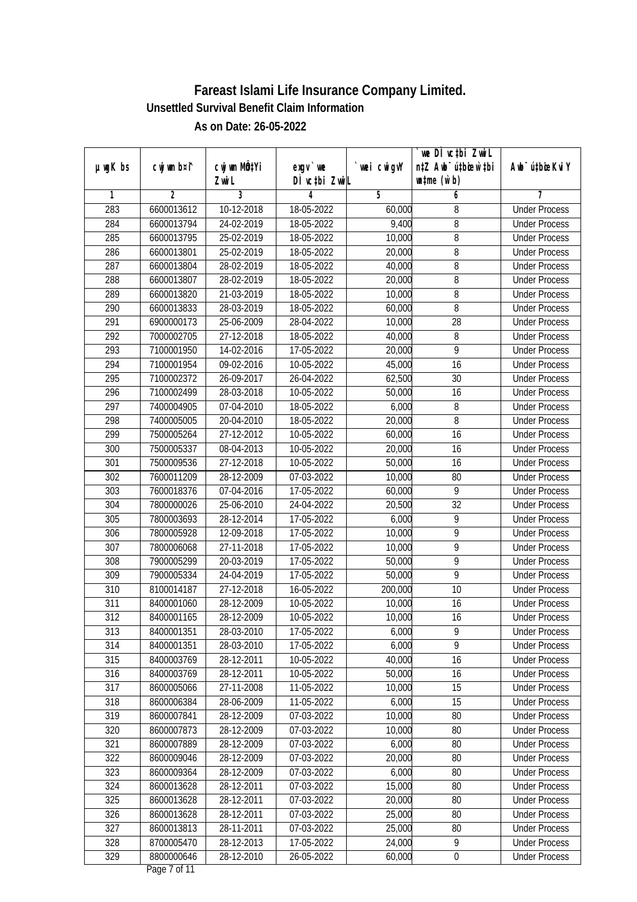# Fareast Islami Life Insurance Company Limited.

### Unsettled Survival Benefit Claim Information

### As on Date: 26-05-2022

| µwgK bs | cwjwm b¤^i | cwjwm MÖn‡Yi ZvwiL | exgv`vwe DÌvc‡bi ZvwiL | `vwei cwigvY | `vwe DÌvc‡bi ZvwiL n‡Z Awb¯úbœ‡bi w`‡bi mgq (w`b) | Awb¯úbœ KviY |
|---|---|---|---|---|---|---|
| 1 | 2 | 3 | 4 | 5 | 6 | 7 |
| 283 | 6600013612 | 10-12-2018 | 18-05-2022 | 60,000 | 8 | Under Process |
| 284 | 6600013794 | 24-02-2019 | 18-05-2022 | 9,400 | 8 | Under Process |
| 285 | 6600013795 | 25-02-2019 | 18-05-2022 | 10,000 | 8 | Under Process |
| 286 | 6600013801 | 25-02-2019 | 18-05-2022 | 20,000 | 8 | Under Process |
| 287 | 6600013804 | 28-02-2019 | 18-05-2022 | 40,000 | 8 | Under Process |
| 288 | 6600013807 | 28-02-2019 | 18-05-2022 | 20,000 | 8 | Under Process |
| 289 | 6600013820 | 21-03-2019 | 18-05-2022 | 10,000 | 8 | Under Process |
| 290 | 6600013833 | 28-03-2019 | 18-05-2022 | 60,000 | 8 | Under Process |
| 291 | 6900000173 | 25-06-2009 | 28-04-2022 | 10,000 | 28 | Under Process |
| 292 | 7000002705 | 27-12-2018 | 18-05-2022 | 40,000 | 8 | Under Process |
| 293 | 7100001950 | 14-02-2016 | 17-05-2022 | 20,000 | 9 | Under Process |
| 294 | 7100001954 | 09-02-2016 | 10-05-2022 | 45,000 | 16 | Under Process |
| 295 | 7100002372 | 26-09-2017 | 26-04-2022 | 62,500 | 30 | Under Process |
| 296 | 7100002499 | 28-03-2018 | 10-05-2022 | 50,000 | 16 | Under Process |
| 297 | 7400004905 | 07-04-2010 | 18-05-2022 | 6,000 | 8 | Under Process |
| 298 | 7400005005 | 20-04-2010 | 18-05-2022 | 20,000 | 8 | Under Process |
| 299 | 7500005264 | 27-12-2012 | 10-05-2022 | 60,000 | 16 | Under Process |
| 300 | 7500005337 | 08-04-2013 | 10-05-2022 | 20,000 | 16 | Under Process |
| 301 | 7500009536 | 27-12-2018 | 10-05-2022 | 50,000 | 16 | Under Process |
| 302 | 7600011209 | 28-12-2009 | 07-03-2022 | 10,000 | 80 | Under Process |
| 303 | 7600018376 | 07-04-2016 | 17-05-2022 | 60,000 | 9 | Under Process |
| 304 | 7800000026 | 25-06-2010 | 24-04-2022 | 20,500 | 32 | Under Process |
| 305 | 7800003693 | 28-12-2014 | 17-05-2022 | 6,000 | 9 | Under Process |
| 306 | 7800005928 | 12-09-2018 | 17-05-2022 | 10,000 | 9 | Under Process |
| 307 | 7800006068 | 27-11-2018 | 17-05-2022 | 10,000 | 9 | Under Process |
| 308 | 7900005299 | 20-03-2019 | 17-05-2022 | 50,000 | 9 | Under Process |
| 309 | 7900005334 | 24-04-2019 | 17-05-2022 | 50,000 | 9 | Under Process |
| 310 | 8100014187 | 27-12-2018 | 16-05-2022 | 200,000 | 10 | Under Process |
| 311 | 8400001060 | 28-12-2009 | 10-05-2022 | 10,000 | 16 | Under Process |
| 312 | 8400001165 | 28-12-2009 | 10-05-2022 | 10,000 | 16 | Under Process |
| 313 | 8400001351 | 28-03-2010 | 17-05-2022 | 6,000 | 9 | Under Process |
| 314 | 8400001351 | 28-03-2010 | 17-05-2022 | 6,000 | 9 | Under Process |
| 315 | 8400003769 | 28-12-2011 | 10-05-2022 | 40,000 | 16 | Under Process |
| 316 | 8400003769 | 28-12-2011 | 10-05-2022 | 50,000 | 16 | Under Process |
| 317 | 8600005066 | 27-11-2008 | 11-05-2022 | 10,000 | 15 | Under Process |
| 318 | 8600006384 | 28-06-2009 | 11-05-2022 | 6,000 | 15 | Under Process |
| 319 | 8600007841 | 28-12-2009 | 07-03-2022 | 10,000 | 80 | Under Process |
| 320 | 8600007873 | 28-12-2009 | 07-03-2022 | 10,000 | 80 | Under Process |
| 321 | 8600007889 | 28-12-2009 | 07-03-2022 | 6,000 | 80 | Under Process |
| 322 | 8600009046 | 28-12-2009 | 07-03-2022 | 20,000 | 80 | Under Process |
| 323 | 8600009364 | 28-12-2009 | 07-03-2022 | 6,000 | 80 | Under Process |
| 324 | 8600013628 | 28-12-2011 | 07-03-2022 | 15,000 | 80 | Under Process |
| 325 | 8600013628 | 28-12-2011 | 07-03-2022 | 20,000 | 80 | Under Process |
| 326 | 8600013628 | 28-12-2011 | 07-03-2022 | 25,000 | 80 | Under Process |
| 327 | 8600013813 | 28-11-2011 | 07-03-2022 | 25,000 | 80 | Under Process |
| 328 | 8700005470 | 28-12-2013 | 17-05-2022 | 24,000 | 9 | Under Process |
| 329 | 8800000646 | 28-12-2010 | 26-05-2022 | 60,000 | 0 | Under Process |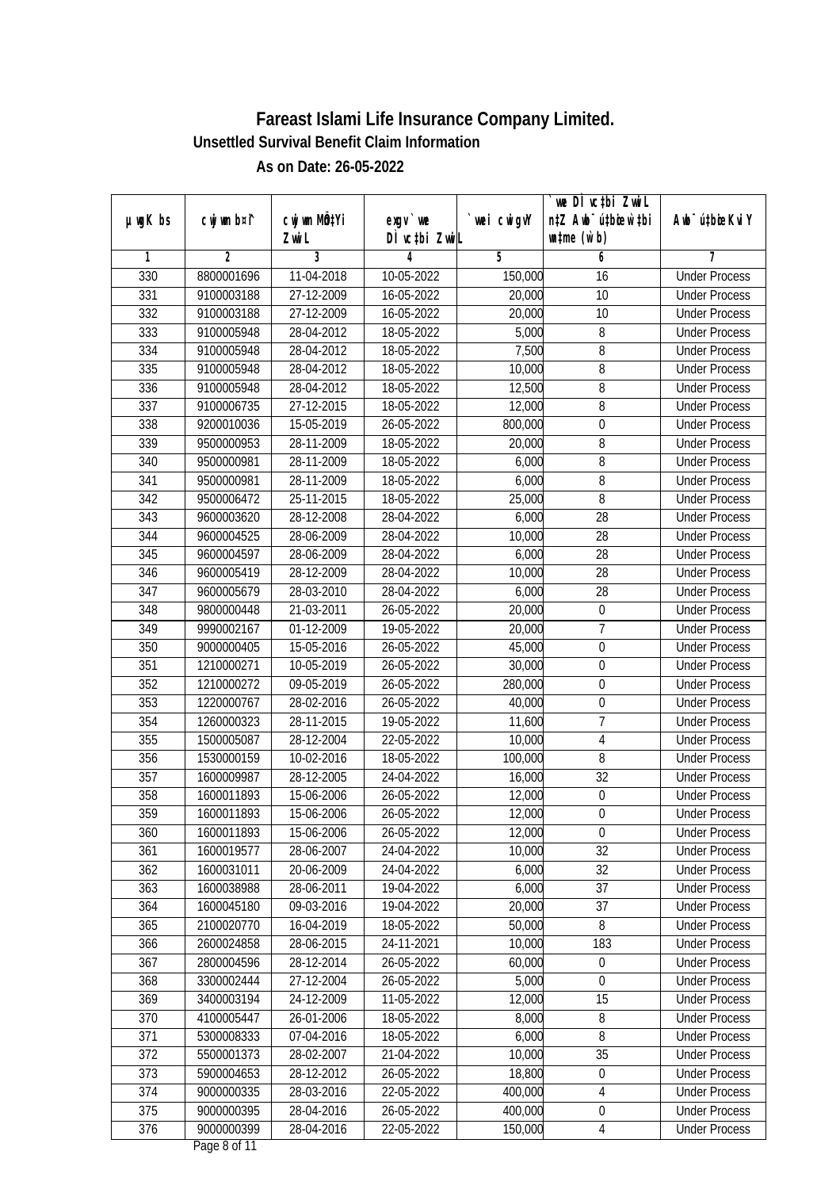# Fareast Islami Life Insurance Company Limited.

## Unsettled Survival Benefit Claim Information

### As on Date: 26-05-2022

| µwgK bs | cwjwm b¤^i | cwjwm MÖn‡Yi ZvwiL | exgv`ve DÌvc‡bi ZvwiL | `vwei cwigvY | `vwe DÌvc‡bi ZvwiL n‡Z Awb¯úwËi w`‡bi msL¨v (w`b) | Awb¯úwËi KviY |
|---|---|---|---|---|---|---|
| 1 | 2 | 3 | 4 | 5 | 6 | 7 |
| 330 | 8800001696 | 11-04-2018 | 10-05-2022 | 150,000 | 16 | Under Process |
| 331 | 9100003188 | 27-12-2009 | 16-05-2022 | 20,000 | 10 | Under Process |
| 332 | 9100003188 | 27-12-2009 | 16-05-2022 | 20,000 | 10 | Under Process |
| 333 | 9100005948 | 28-04-2012 | 18-05-2022 | 5,000 | 8 | Under Process |
| 334 | 9100005948 | 28-04-2012 | 18-05-2022 | 7,500 | 8 | Under Process |
| 335 | 9100005948 | 28-04-2012 | 18-05-2022 | 10,000 | 8 | Under Process |
| 336 | 9100005948 | 28-04-2012 | 18-05-2022 | 12,500 | 8 | Under Process |
| 337 | 9100006735 | 27-12-2015 | 18-05-2022 | 12,000 | 8 | Under Process |
| 338 | 9200010036 | 15-05-2019 | 26-05-2022 | 800,000 | 0 | Under Process |
| 339 | 9500000953 | 28-11-2009 | 18-05-2022 | 20,000 | 8 | Under Process |
| 340 | 9500000981 | 28-11-2009 | 18-05-2022 | 6,000 | 8 | Under Process |
| 341 | 9500000981 | 28-11-2009 | 18-05-2022 | 6,000 | 8 | Under Process |
| 342 | 9500006472 | 25-11-2015 | 18-05-2022 | 25,000 | 8 | Under Process |
| 343 | 9600003620 | 28-12-2008 | 28-04-2022 | 6,000 | 28 | Under Process |
| 344 | 9600004525 | 28-06-2009 | 28-04-2022 | 10,000 | 28 | Under Process |
| 345 | 9600004597 | 28-06-2009 | 28-04-2022 | 6,000 | 28 | Under Process |
| 346 | 9600005419 | 28-12-2009 | 28-04-2022 | 10,000 | 28 | Under Process |
| 347 | 9600005679 | 28-03-2010 | 28-04-2022 | 6,000 | 28 | Under Process |
| 348 | 9800000448 | 21-03-2011 | 26-05-2022 | 20,000 | 0 | Under Process |
| 349 | 9990002167 | 01-12-2009 | 19-05-2022 | 20,000 | 7 | Under Process |
| 350 | 9000000405 | 15-05-2016 | 26-05-2022 | 45,000 | 0 | Under Process |
| 351 | 1210000271 | 10-05-2019 | 26-05-2022 | 30,000 | 0 | Under Process |
| 352 | 1210000272 | 09-05-2019 | 26-05-2022 | 280,000 | 0 | Under Process |
| 353 | 1220000767 | 28-02-2016 | 26-05-2022 | 40,000 | 0 | Under Process |
| 354 | 1260000323 | 28-11-2015 | 19-05-2022 | 11,600 | 7 | Under Process |
| 355 | 1500005087 | 28-12-2004 | 22-05-2022 | 10,000 | 4 | Under Process |
| 356 | 1530000159 | 10-02-2016 | 18-05-2022 | 100,000 | 8 | Under Process |
| 357 | 1600009987 | 28-12-2005 | 24-04-2022 | 16,000 | 32 | Under Process |
| 358 | 1600011893 | 15-06-2006 | 26-05-2022 | 12,000 | 0 | Under Process |
| 359 | 1600011893 | 15-06-2006 | 26-05-2022 | 12,000 | 0 | Under Process |
| 360 | 1600011893 | 15-06-2006 | 26-05-2022 | 12,000 | 0 | Under Process |
| 361 | 1600019577 | 28-06-2007 | 24-04-2022 | 10,000 | 32 | Under Process |
| 362 | 1600031011 | 20-06-2009 | 24-04-2022 | 6,000 | 32 | Under Process |
| 363 | 1600038988 | 28-06-2011 | 19-04-2022 | 6,000 | 37 | Under Process |
| 364 | 1600045180 | 09-03-2016 | 19-04-2022 | 20,000 | 37 | Under Process |
| 365 | 2100020770 | 16-04-2019 | 18-05-2022 | 50,000 | 8 | Under Process |
| 366 | 2600024858 | 28-06-2015 | 24-11-2021 | 10,000 | 183 | Under Process |
| 367 | 2800004596 | 28-12-2014 | 26-05-2022 | 60,000 | 0 | Under Process |
| 368 | 3300002444 | 27-12-2004 | 26-05-2022 | 5,000 | 0 | Under Process |
| 369 | 3400003194 | 24-12-2009 | 11-05-2022 | 12,000 | 15 | Under Process |
| 370 | 4100005447 | 26-01-2006 | 18-05-2022 | 8,000 | 8 | Under Process |
| 371 | 5300008333 | 07-04-2016 | 18-05-2022 | 6,000 | 8 | Under Process |
| 372 | 5500001373 | 28-02-2007 | 21-04-2022 | 10,000 | 35 | Under Process |
| 373 | 5900004653 | 28-12-2012 | 26-05-2022 | 18,800 | 0 | Under Process |
| 374 | 9000000335 | 28-03-2016 | 22-05-2022 | 400,000 | 4 | Under Process |
| 375 | 9000000395 | 28-04-2016 | 26-05-2022 | 400,000 | 0 | Under Process |
| 376 | 9000000399 | 28-04-2016 | 22-05-2022 | 150,000 | 4 | Under Process |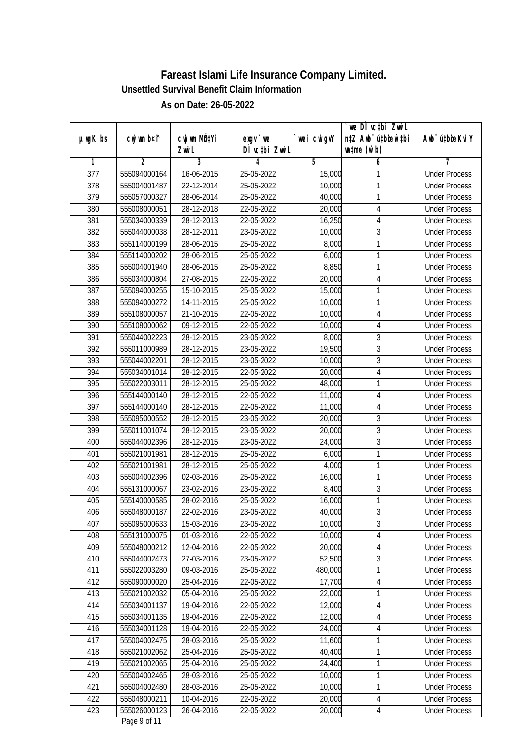# Fareast Islami Life Insurance Company Limited.

## Unsettled Survival Benefit Claim Information

### As on Date: 26-05-2022

| µwgK bs | cwjwm b¤^i | cwjwm MÖn‡Yi ZvwiL | exgv` we DÌ vc‡bi ZvwiL | `vwei cwigvY | `we DÌ vc‡bi ZvwiL n‡Z Awb¯ú‡bœi w`‡bi wnmve (w`b) | Awb¯úbœi KviY |
|---|---|---|---|---|---|---|
| 1 | 2 | 3 | 4 | 5 | 6 | 7 |
| 377 | 555094000164 | 16-06-2015 | 25-05-2022 | 15,000 | 1 | Under Process |
| 378 | 555004001487 | 22-12-2014 | 25-05-2022 | 10,000 | 1 | Under Process |
| 379 | 555057000327 | 28-06-2014 | 25-05-2022 | 40,000 | 1 | Under Process |
| 380 | 555008000051 | 28-12-2018 | 22-05-2022 | 20,000 | 4 | Under Process |
| 381 | 555034000339 | 28-12-2013 | 22-05-2022 | 16,250 | 4 | Under Process |
| 382 | 555044000038 | 28-12-2011 | 23-05-2022 | 10,000 | 3 | Under Process |
| 383 | 555114000199 | 28-06-2015 | 25-05-2022 | 8,000 | 1 | Under Process |
| 384 | 555114000202 | 28-06-2015 | 25-05-2022 | 6,000 | 1 | Under Process |
| 385 | 555004001940 | 28-06-2015 | 25-05-2022 | 8,850 | 1 | Under Process |
| 386 | 555034000804 | 27-08-2015 | 22-05-2022 | 20,000 | 4 | Under Process |
| 387 | 555094000255 | 15-10-2015 | 25-05-2022 | 15,000 | 1 | Under Process |
| 388 | 555094000272 | 14-11-2015 | 25-05-2022 | 10,000 | 1 | Under Process |
| 389 | 555108000057 | 21-10-2015 | 22-05-2022 | 10,000 | 4 | Under Process |
| 390 | 555108000062 | 09-12-2015 | 22-05-2022 | 10,000 | 4 | Under Process |
| 391 | 555044002223 | 28-12-2015 | 23-05-2022 | 8,000 | 3 | Under Process |
| 392 | 555011000989 | 28-12-2015 | 23-05-2022 | 19,500 | 3 | Under Process |
| 393 | 555044002201 | 28-12-2015 | 23-05-2022 | 10,000 | 3 | Under Process |
| 394 | 555034001014 | 28-12-2015 | 22-05-2022 | 20,000 | 4 | Under Process |
| 395 | 555022003011 | 28-12-2015 | 25-05-2022 | 48,000 | 1 | Under Process |
| 396 | 555144000140 | 28-12-2015 | 22-05-2022 | 11,000 | 4 | Under Process |
| 397 | 555144000140 | 28-12-2015 | 22-05-2022 | 11,000 | 4 | Under Process |
| 398 | 555095000552 | 28-12-2015 | 23-05-2022 | 20,000 | 3 | Under Process |
| 399 | 555011001074 | 28-12-2015 | 23-05-2022 | 20,000 | 3 | Under Process |
| 400 | 555044002396 | 28-12-2015 | 23-05-2022 | 24,000 | 3 | Under Process |
| 401 | 555021001981 | 28-12-2015 | 25-05-2022 | 6,000 | 1 | Under Process |
| 402 | 555021001981 | 28-12-2015 | 25-05-2022 | 4,000 | 1 | Under Process |
| 403 | 555004002396 | 02-03-2016 | 25-05-2022 | 16,000 | 1 | Under Process |
| 404 | 555131000067 | 23-02-2016 | 23-05-2022 | 8,400 | 3 | Under Process |
| 405 | 555140000585 | 28-02-2016 | 25-05-2022 | 16,000 | 1 | Under Process |
| 406 | 555048000187 | 22-02-2016 | 23-05-2022 | 40,000 | 3 | Under Process |
| 407 | 555095000633 | 15-03-2016 | 23-05-2022 | 10,000 | 3 | Under Process |
| 408 | 555131000075 | 01-03-2016 | 22-05-2022 | 10,000 | 4 | Under Process |
| 409 | 555048000212 | 12-04-2016 | 22-05-2022 | 20,000 | 4 | Under Process |
| 410 | 555044002473 | 27-03-2016 | 23-05-2022 | 52,500 | 3 | Under Process |
| 411 | 555022003280 | 09-03-2016 | 25-05-2022 | 480,000 | 1 | Under Process |
| 412 | 555090000020 | 25-04-2016 | 22-05-2022 | 17,700 | 4 | Under Process |
| 413 | 555021002032 | 05-04-2016 | 25-05-2022 | 22,000 | 1 | Under Process |
| 414 | 555034001137 | 19-04-2016 | 22-05-2022 | 12,000 | 4 | Under Process |
| 415 | 555034001135 | 19-04-2016 | 22-05-2022 | 12,000 | 4 | Under Process |
| 416 | 555034001128 | 19-04-2016 | 22-05-2022 | 24,000 | 4 | Under Process |
| 417 | 555004002475 | 28-03-2016 | 25-05-2022 | 11,600 | 1 | Under Process |
| 418 | 555021002062 | 25-04-2016 | 25-05-2022 | 40,400 | 1 | Under Process |
| 419 | 555021002065 | 25-04-2016 | 25-05-2022 | 24,400 | 1 | Under Process |
| 420 | 555004002465 | 28-03-2016 | 25-05-2022 | 10,000 | 1 | Under Process |
| 421 | 555004002480 | 28-03-2016 | 25-05-2022 | 10,000 | 1 | Under Process |
| 422 | 555048000211 | 10-04-2016 | 22-05-2022 | 20,000 | 4 | Under Process |
| 423 | 555026000123 | 26-04-2016 | 22-05-2022 | 20,000 | 4 | Under Process |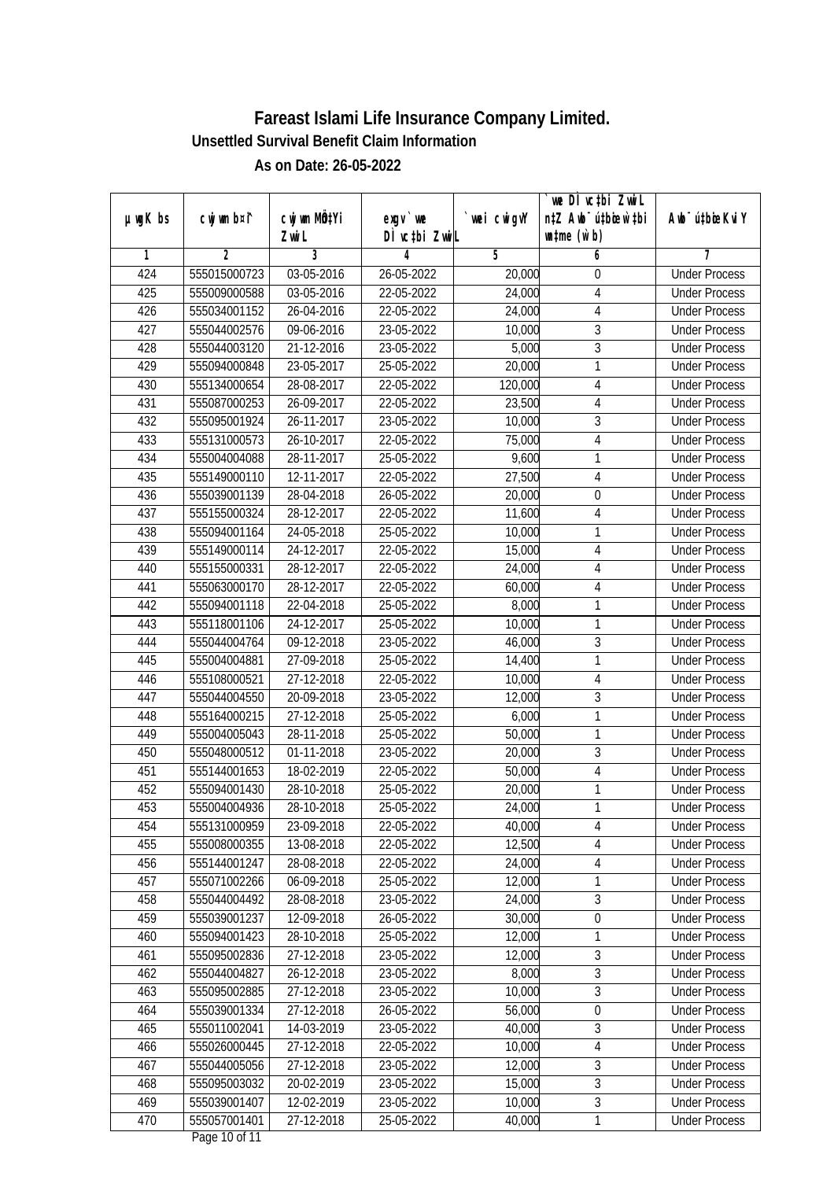# Fareast Islami Life Insurance Company Limited.

**Unsettled Survival Benefit Claim Information**

**As on Date: 26-05-2022**

| µwgK bs | cwjwm b¤^i | cwjwm MÖn‡Yi ZvwiL | exgv` we DÌvc‡bi ZvwiL | `vwei cwigvY | `vwe DÌvc‡bi ZvwiL n‡Z Awb¯úwËi w`‡bi e¨eavb (w`b) | Awb¯úwËi KviY |
|---|---|---|---|---|---|---|
| 1 | 2 | 3 | 4 | 5 | 6 | 7 |
| 424 | 555015000723 | 03-05-2016 | 26-05-2022 | 20,000 | 0 | Under Process |
| 425 | 555009000588 | 03-05-2016 | 22-05-2022 | 24,000 | 4 | Under Process |
| 426 | 555034001152 | 26-04-2016 | 22-05-2022 | 24,000 | 4 | Under Process |
| 427 | 555044002576 | 09-06-2016 | 23-05-2022 | 10,000 | 3 | Under Process |
| 428 | 555044003120 | 21-12-2016 | 23-05-2022 | 5,000 | 3 | Under Process |
| 429 | 555094000848 | 23-05-2017 | 25-05-2022 | 20,000 | 1 | Under Process |
| 430 | 555134000654 | 28-08-2017 | 22-05-2022 | 120,000 | 4 | Under Process |
| 431 | 555087000253 | 26-09-2017 | 22-05-2022 | 23,500 | 4 | Under Process |
| 432 | 555095001924 | 26-11-2017 | 23-05-2022 | 10,000 | 3 | Under Process |
| 433 | 555131000573 | 26-10-2017 | 22-05-2022 | 75,000 | 4 | Under Process |
| 434 | 555004004088 | 28-11-2017 | 25-05-2022 | 9,600 | 1 | Under Process |
| 435 | 555149000110 | 12-11-2017 | 22-05-2022 | 27,500 | 4 | Under Process |
| 436 | 555039001139 | 28-04-2018 | 26-05-2022 | 20,000 | 0 | Under Process |
| 437 | 555155000324 | 28-12-2017 | 22-05-2022 | 11,600 | 4 | Under Process |
| 438 | 555094001164 | 24-05-2018 | 25-05-2022 | 10,000 | 1 | Under Process |
| 439 | 555149000114 | 24-12-2017 | 22-05-2022 | 15,000 | 4 | Under Process |
| 440 | 555155000331 | 28-12-2017 | 22-05-2022 | 24,000 | 4 | Under Process |
| 441 | 555063000170 | 28-12-2017 | 22-05-2022 | 60,000 | 4 | Under Process |
| 442 | 555094001118 | 22-04-2018 | 25-05-2022 | 8,000 | 1 | Under Process |
| 443 | 555118001106 | 24-12-2017 | 25-05-2022 | 10,000 | 1 | Under Process |
| 444 | 555044004764 | 09-12-2018 | 23-05-2022 | 46,000 | 3 | Under Process |
| 445 | 555004004881 | 27-09-2018 | 25-05-2022 | 14,400 | 1 | Under Process |
| 446 | 555108000521 | 27-12-2018 | 22-05-2022 | 10,000 | 4 | Under Process |
| 447 | 555044004550 | 20-09-2018 | 23-05-2022 | 12,000 | 3 | Under Process |
| 448 | 555164000215 | 27-12-2018 | 25-05-2022 | 6,000 | 1 | Under Process |
| 449 | 555004005043 | 28-11-2018 | 25-05-2022 | 50,000 | 1 | Under Process |
| 450 | 555048000512 | 01-11-2018 | 23-05-2022 | 20,000 | 3 | Under Process |
| 451 | 555144001653 | 18-02-2019 | 22-05-2022 | 50,000 | 4 | Under Process |
| 452 | 555094001430 | 28-10-2018 | 25-05-2022 | 20,000 | 1 | Under Process |
| 453 | 555004004936 | 28-10-2018 | 25-05-2022 | 24,000 | 1 | Under Process |
| 454 | 555131000959 | 23-09-2018 | 22-05-2022 | 40,000 | 4 | Under Process |
| 455 | 555008000355 | 13-08-2018 | 22-05-2022 | 12,500 | 4 | Under Process |
| 456 | 555144001247 | 28-08-2018 | 22-05-2022 | 24,000 | 4 | Under Process |
| 457 | 555071002266 | 06-09-2018 | 25-05-2022 | 12,000 | 1 | Under Process |
| 458 | 555044004492 | 28-08-2018 | 23-05-2022 | 24,000 | 3 | Under Process |
| 459 | 555039001237 | 12-09-2018 | 26-05-2022 | 30,000 | 0 | Under Process |
| 460 | 555094001423 | 28-10-2018 | 25-05-2022 | 12,000 | 1 | Under Process |
| 461 | 555095002836 | 27-12-2018 | 23-05-2022 | 12,000 | 3 | Under Process |
| 462 | 555044004827 | 26-12-2018 | 23-05-2022 | 8,000 | 3 | Under Process |
| 463 | 555095002885 | 27-12-2018 | 23-05-2022 | 10,000 | 3 | Under Process |
| 464 | 555039001334 | 27-12-2018 | 26-05-2022 | 56,000 | 0 | Under Process |
| 465 | 555011002041 | 14-03-2019 | 23-05-2022 | 40,000 | 3 | Under Process |
| 466 | 555026000445 | 27-12-2018 | 22-05-2022 | 10,000 | 4 | Under Process |
| 467 | 555044005056 | 27-12-2018 | 23-05-2022 | 12,000 | 3 | Under Process |
| 468 | 555095003032 | 20-02-2019 | 23-05-2022 | 15,000 | 3 | Under Process |
| 469 | 555039001407 | 12-02-2019 | 23-05-2022 | 10,000 | 3 | Under Process |
| 470 | 555057001401 | 27-12-2018 | 25-05-2022 | 40,000 | 1 | Under Process |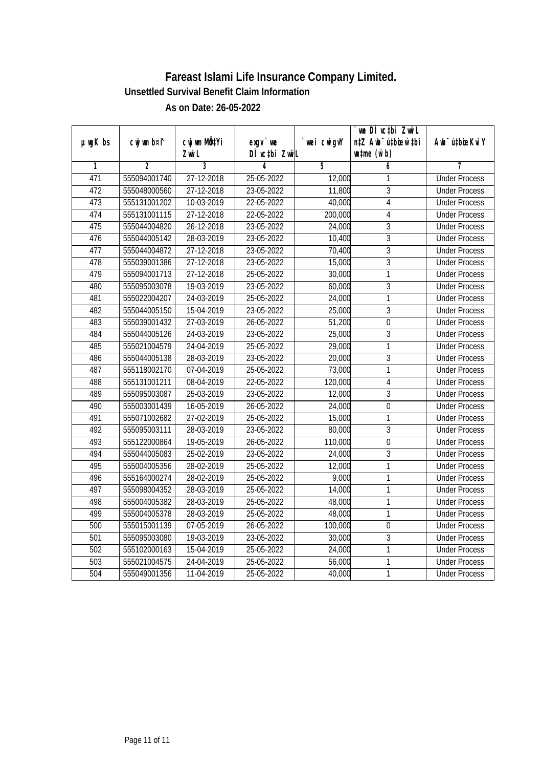# Fareast Islami Life Insurance Company Limited.

## Unsettled Survival Benefit Claim Information

### As on Date: 26-05-2022

| µwgK bs | cwjwm b¤^i | cwjwm MÖn‡Yi ZvwiL | exgv`vwe DÌvc‡bi ZvwiL | `vwei cwigvY | `vwe DÌvc‡bi ZvwiL n‡Z Awb¯úbœ w`‡bi wnmve (w`b) | Awb¯ú‡bœi KviY |
|---|---|---|---|---|---|---|
| 1 | 2 | 3 | 4 | 5 | 6 | 7 |
| 471 | 555094001740 | 27-12-2018 | 25-05-2022 | 12,000 | 1 | Under Process |
| 472 | 555048000560 | 27-12-2018 | 23-05-2022 | 11,800 | 3 | Under Process |
| 473 | 555131001202 | 10-03-2019 | 22-05-2022 | 40,000 | 4 | Under Process |
| 474 | 555131001115 | 27-12-2018 | 22-05-2022 | 200,000 | 4 | Under Process |
| 475 | 555044004820 | 26-12-2018 | 23-05-2022 | 24,000 | 3 | Under Process |
| 476 | 555044005142 | 28-03-2019 | 23-05-2022 | 10,400 | 3 | Under Process |
| 477 | 555044004872 | 27-12-2018 | 23-05-2022 | 70,400 | 3 | Under Process |
| 478 | 555039001386 | 27-12-2018 | 23-05-2022 | 15,000 | 3 | Under Process |
| 479 | 555094001713 | 27-12-2018 | 25-05-2022 | 30,000 | 1 | Under Process |
| 480 | 555095003078 | 19-03-2019 | 23-05-2022 | 60,000 | 3 | Under Process |
| 481 | 555022004207 | 24-03-2019 | 25-05-2022 | 24,000 | 1 | Under Process |
| 482 | 555044005150 | 15-04-2019 | 23-05-2022 | 25,000 | 3 | Under Process |
| 483 | 555039001432 | 27-03-2019 | 26-05-2022 | 51,200 | 0 | Under Process |
| 484 | 555044005126 | 24-03-2019 | 23-05-2022 | 25,000 | 3 | Under Process |
| 485 | 555021004579 | 24-04-2019 | 25-05-2022 | 29,000 | 1 | Under Process |
| 486 | 555044005138 | 28-03-2019 | 23-05-2022 | 20,000 | 3 | Under Process |
| 487 | 555118002170 | 07-04-2019 | 25-05-2022 | 73,000 | 1 | Under Process |
| 488 | 555131001211 | 08-04-2019 | 22-05-2022 | 120,000 | 4 | Under Process |
| 489 | 555095003087 | 25-03-2019 | 23-05-2022 | 12,000 | 3 | Under Process |
| 490 | 555003001439 | 16-05-2019 | 26-05-2022 | 24,000 | 0 | Under Process |
| 491 | 555071002682 | 27-02-2019 | 25-05-2022 | 15,000 | 1 | Under Process |
| 492 | 555095003111 | 28-03-2019 | 23-05-2022 | 80,000 | 3 | Under Process |
| 493 | 555122000864 | 19-05-2019 | 26-05-2022 | 110,000 | 0 | Under Process |
| 494 | 555044005083 | 25-02-2019 | 23-05-2022 | 24,000 | 3 | Under Process |
| 495 | 555004005356 | 28-02-2019 | 25-05-2022 | 12,000 | 1 | Under Process |
| 496 | 555164000274 | 28-02-2019 | 25-05-2022 | 9,000 | 1 | Under Process |
| 497 | 555098004352 | 28-03-2019 | 25-05-2022 | 14,000 | 1 | Under Process |
| 498 | 555004005382 | 28-03-2019 | 25-05-2022 | 48,000 | 1 | Under Process |
| 499 | 555004005378 | 28-03-2019 | 25-05-2022 | 48,000 | 1 | Under Process |
| 500 | 555015001139 | 07-05-2019 | 26-05-2022 | 100,000 | 0 | Under Process |
| 501 | 555095003080 | 19-03-2019 | 23-05-2022 | 30,000 | 3 | Under Process |
| 502 | 555102000163 | 15-04-2019 | 25-05-2022 | 24,000 | 1 | Under Process |
| 503 | 555021004575 | 24-04-2019 | 25-05-2022 | 56,000 | 1 | Under Process |
| 504 | 555049001356 | 11-04-2019 | 25-05-2022 | 40,000 | 1 | Under Process |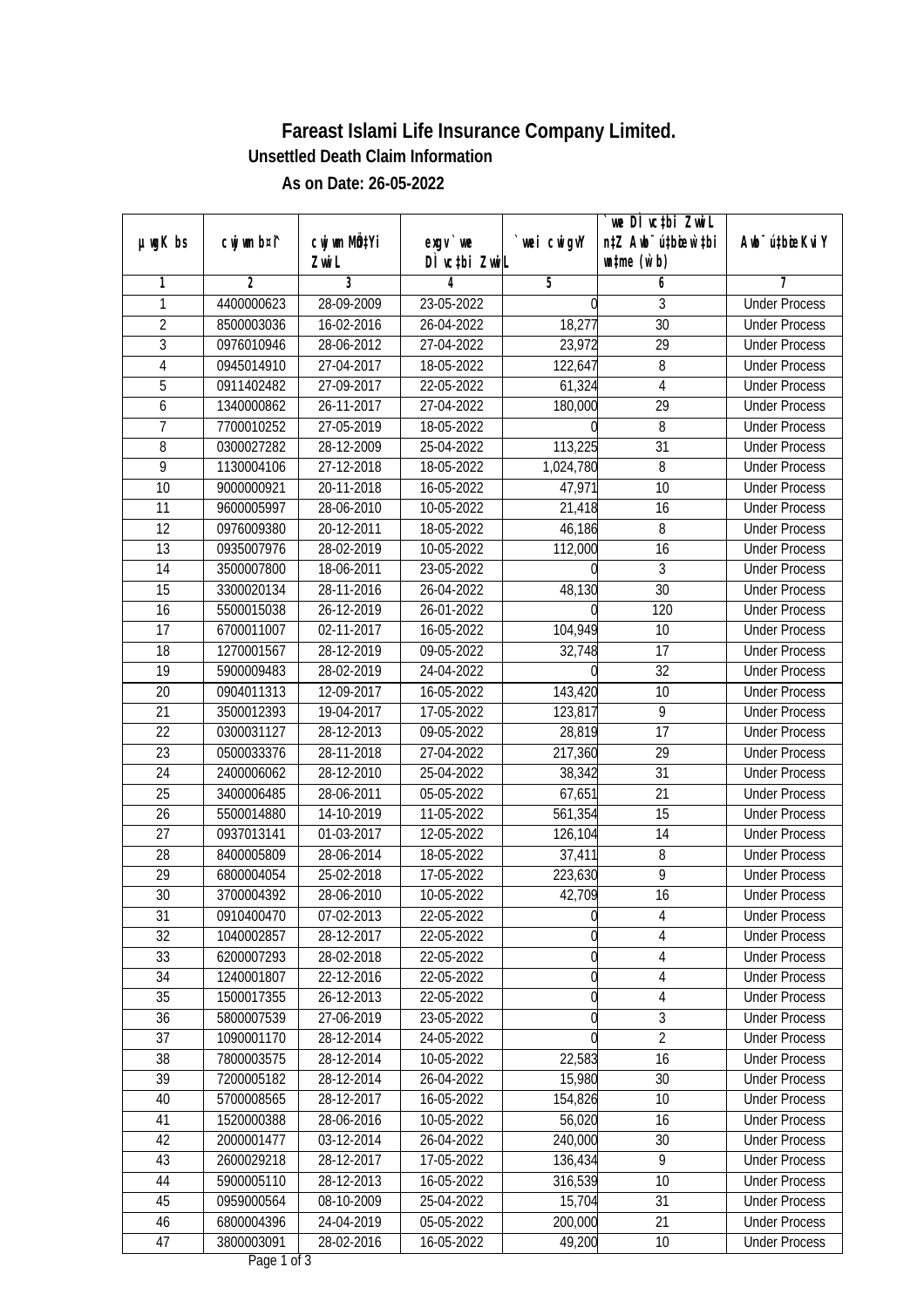# Fareast Islami Life Insurance Company Limited.

### Unsettled Death Claim Information

### As on Date: 26-05-2022

| µwgK bs | cwjwm b¤^i | cwjwm MÖn‡Yi ZvwiL | ewgv `we DÌvc‡bi ZvwiL | `vwei cwigvY | `we DÌvc‡bi ZvwiL n‡Z Awb¯ú‡bœi w‡bi msL¨v (w`b) | Awb¯ú‡bœi KviY |
|---|---|---|---|---|---|---|
| 1 | 2 | 3 | 4 | 5 | 6 | 7 |
| 1 | 4400000623 | 28-09-2009 | 23-05-2022 | 0 | 3 | Under Process |
| 2 | 8500003036 | 16-02-2016 | 26-04-2022 | 18,277 | 30 | Under Process |
| 3 | 0976010946 | 28-06-2012 | 27-04-2022 | 23,972 | 29 | Under Process |
| 4 | 0945014910 | 27-04-2017 | 18-05-2022 | 122,647 | 8 | Under Process |
| 5 | 0911402482 | 27-09-2017 | 22-05-2022 | 61,324 | 4 | Under Process |
| 6 | 1340000862 | 26-11-2017 | 27-04-2022 | 180,000 | 29 | Under Process |
| 7 | 7700010252 | 27-05-2019 | 18-05-2022 | 0 | 8 | Under Process |
| 8 | 0300027282 | 28-12-2009 | 25-04-2022 | 113,225 | 31 | Under Process |
| 9 | 1130004106 | 27-12-2018 | 18-05-2022 | 1,024,780 | 8 | Under Process |
| 10 | 9000000921 | 20-11-2018 | 16-05-2022 | 47,971 | 10 | Under Process |
| 11 | 9600005997 | 28-06-2010 | 10-05-2022 | 21,418 | 16 | Under Process |
| 12 | 0976009380 | 20-12-2011 | 18-05-2022 | 46,186 | 8 | Under Process |
| 13 | 0935007976 | 28-02-2019 | 10-05-2022 | 112,000 | 16 | Under Process |
| 14 | 3500007800 | 18-06-2011 | 23-05-2022 | 0 | 3 | Under Process |
| 15 | 3300020134 | 28-11-2016 | 26-04-2022 | 48,130 | 30 | Under Process |
| 16 | 5500015038 | 26-12-2019 | 26-01-2022 | 0 | 120 | Under Process |
| 17 | 6700011007 | 02-11-2017 | 16-05-2022 | 104,949 | 10 | Under Process |
| 18 | 1270001567 | 28-12-2019 | 09-05-2022 | 32,748 | 17 | Under Process |
| 19 | 5900009483 | 28-02-2019 | 24-04-2022 | 0 | 32 | Under Process |
| 20 | 0904011313 | 12-09-2017 | 16-05-2022 | 143,420 | 10 | Under Process |
| 21 | 3500012393 | 19-04-2017 | 17-05-2022 | 123,817 | 9 | Under Process |
| 22 | 0300031127 | 28-12-2013 | 09-05-2022 | 28,819 | 17 | Under Process |
| 23 | 0500033376 | 28-11-2018 | 27-04-2022 | 217,360 | 29 | Under Process |
| 24 | 2400006062 | 28-12-2010 | 25-04-2022 | 38,342 | 31 | Under Process |
| 25 | 3400006485 | 28-06-2011 | 05-05-2022 | 67,651 | 21 | Under Process |
| 26 | 5500014880 | 14-10-2019 | 11-05-2022 | 561,354 | 15 | Under Process |
| 27 | 0937013141 | 01-03-2017 | 12-05-2022 | 126,104 | 14 | Under Process |
| 28 | 8400005809 | 28-06-2014 | 18-05-2022 | 37,411 | 8 | Under Process |
| 29 | 6800004054 | 25-02-2018 | 17-05-2022 | 223,630 | 9 | Under Process |
| 30 | 3700004392 | 28-06-2010 | 10-05-2022 | 42,709 | 16 | Under Process |
| 31 | 0910400470 | 07-02-2013 | 22-05-2022 | 0 | 4 | Under Process |
| 32 | 1040002857 | 28-12-2017 | 22-05-2022 | 0 | 4 | Under Process |
| 33 | 6200007293 | 28-02-2018 | 22-05-2022 | 0 | 4 | Under Process |
| 34 | 1240001807 | 22-12-2016 | 22-05-2022 | 0 | 4 | Under Process |
| 35 | 1500017355 | 26-12-2013 | 22-05-2022 | 0 | 4 | Under Process |
| 36 | 5800007539 | 27-06-2019 | 23-05-2022 | 0 | 3 | Under Process |
| 37 | 1090001170 | 28-12-2014 | 24-05-2022 | 0 | 2 | Under Process |
| 38 | 7800003575 | 28-12-2014 | 10-05-2022 | 22,583 | 16 | Under Process |
| 39 | 7200005182 | 28-12-2014 | 26-04-2022 | 15,980 | 30 | Under Process |
| 40 | 5700008565 | 28-12-2017 | 16-05-2022 | 154,826 | 10 | Under Process |
| 41 | 1520000388 | 28-06-2016 | 10-05-2022 | 56,020 | 16 | Under Process |
| 42 | 2000001477 | 03-12-2014 | 26-04-2022 | 240,000 | 30 | Under Process |
| 43 | 2600029218 | 28-12-2017 | 17-05-2022 | 136,434 | 9 | Under Process |
| 44 | 5900005110 | 28-12-2013 | 16-05-2022 | 316,539 | 10 | Under Process |
| 45 | 0959000564 | 08-10-2009 | 25-04-2022 | 15,704 | 31 | Under Process |
| 46 | 6800004396 | 24-04-2019 | 05-05-2022 | 200,000 | 21 | Under Process |
| 47 | 3800003091 | 28-02-2016 | 16-05-2022 | 49,200 | 10 | Under Process |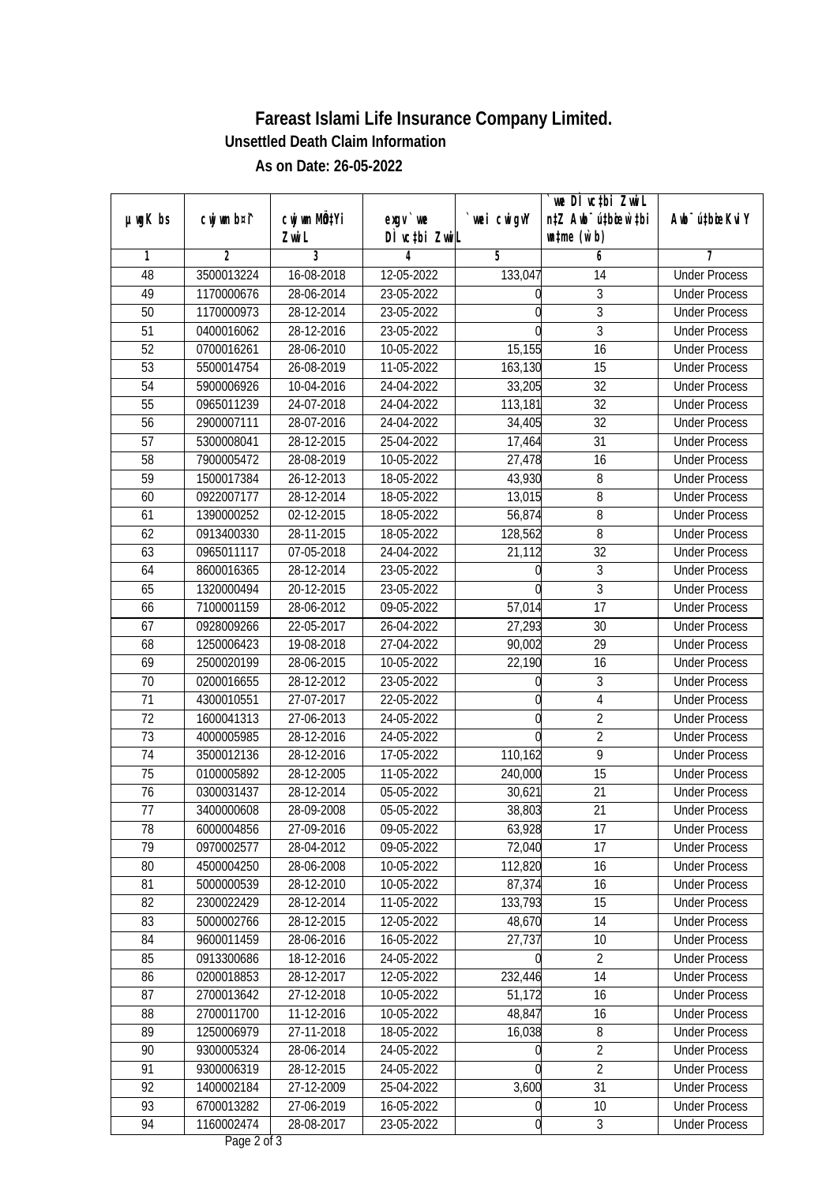# Fareast Islami Life Insurance Company Limited.

## Unsettled Death Claim Information

### As on Date: 26-05-2022

| µwgK bs | cwjwm b¤^i | cwjwm MÖn‡Yi ZvwiL | exgv `vwe D‡ctbi ZvwiL | `vwei cwigvY | `vwe D‡ctbi ZvwiL n‡Z Awb®úbœ ‡_‡K w`‡bi msL¨v (w`b) | Awb®ú‡bœi KviY |
|---|---|---|---|---|---|---|
| 1 | 2 | 3 | 4 | 5 | 6 | 7 |
| 48 | 3500013224 | 16-08-2018 | 12-05-2022 | 133,047 | 14 | Under Process |
| 49 | 1170000676 | 28-06-2014 | 23-05-2022 | 0 | 3 | Under Process |
| 50 | 1170000973 | 28-12-2014 | 23-05-2022 | 0 | 3 | Under Process |
| 51 | 0400016062 | 28-12-2016 | 23-05-2022 | 0 | 3 | Under Process |
| 52 | 0700016261 | 28-06-2010 | 10-05-2022 | 15,155 | 16 | Under Process |
| 53 | 5500014754 | 26-08-2019 | 11-05-2022 | 163,130 | 15 | Under Process |
| 54 | 5900006926 | 10-04-2016 | 24-04-2022 | 33,205 | 32 | Under Process |
| 55 | 0965011239 | 24-07-2018 | 24-04-2022 | 113,181 | 32 | Under Process |
| 56 | 2900007111 | 28-07-2016 | 24-04-2022 | 34,405 | 32 | Under Process |
| 57 | 5300008041 | 28-12-2015 | 25-04-2022 | 17,464 | 31 | Under Process |
| 58 | 7900005472 | 28-08-2019 | 10-05-2022 | 27,478 | 16 | Under Process |
| 59 | 1500017384 | 26-12-2013 | 18-05-2022 | 43,930 | 8 | Under Process |
| 60 | 0922007177 | 28-12-2014 | 18-05-2022 | 13,015 | 8 | Under Process |
| 61 | 1390000252 | 02-12-2015 | 18-05-2022 | 56,874 | 8 | Under Process |
| 62 | 0913400330 | 28-11-2015 | 18-05-2022 | 128,562 | 8 | Under Process |
| 63 | 0965011117 | 07-05-2018 | 24-04-2022 | 21,112 | 32 | Under Process |
| 64 | 8600016365 | 28-12-2014 | 23-05-2022 | 0 | 3 | Under Process |
| 65 | 1320000494 | 20-12-2015 | 23-05-2022 | 0 | 3 | Under Process |
| 66 | 7100001159 | 28-06-2012 | 09-05-2022 | 57,014 | 17 | Under Process |
| 67 | 0928009266 | 22-05-2017 | 26-04-2022 | 27,293 | 30 | Under Process |
| 68 | 1250006423 | 19-08-2018 | 27-04-2022 | 90,002 | 29 | Under Process |
| 69 | 2500020199 | 28-06-2015 | 10-05-2022 | 22,190 | 16 | Under Process |
| 70 | 0200016655 | 28-12-2012 | 23-05-2022 | 0 | 3 | Under Process |
| 71 | 4300010551 | 27-07-2017 | 22-05-2022 | 0 | 4 | Under Process |
| 72 | 1600041313 | 27-06-2013 | 24-05-2022 | 0 | 2 | Under Process |
| 73 | 4000005985 | 28-12-2016 | 24-05-2022 | 0 | 2 | Under Process |
| 74 | 3500012136 | 28-12-2016 | 17-05-2022 | 110,162 | 9 | Under Process |
| 75 | 0100005892 | 28-12-2005 | 11-05-2022 | 240,000 | 15 | Under Process |
| 76 | 0300031437 | 28-12-2014 | 05-05-2022 | 30,621 | 21 | Under Process |
| 77 | 3400000608 | 28-09-2008 | 05-05-2022 | 38,803 | 21 | Under Process |
| 78 | 6000004856 | 27-09-2016 | 09-05-2022 | 63,928 | 17 | Under Process |
| 79 | 0970002577 | 28-04-2012 | 09-05-2022 | 72,040 | 17 | Under Process |
| 80 | 4500004250 | 28-06-2008 | 10-05-2022 | 112,820 | 16 | Under Process |
| 81 | 5000000539 | 28-12-2010 | 10-05-2022 | 87,374 | 16 | Under Process |
| 82 | 2300022429 | 28-12-2014 | 11-05-2022 | 133,793 | 15 | Under Process |
| 83 | 5000002766 | 28-12-2015 | 12-05-2022 | 48,670 | 14 | Under Process |
| 84 | 9600011459 | 28-06-2016 | 16-05-2022 | 27,737 | 10 | Under Process |
| 85 | 0913300686 | 18-12-2016 | 24-05-2022 | 0 | 2 | Under Process |
| 86 | 0200018853 | 28-12-2017 | 12-05-2022 | 232,446 | 14 | Under Process |
| 87 | 2700013642 | 27-12-2018 | 10-05-2022 | 51,172 | 16 | Under Process |
| 88 | 2700011700 | 11-12-2016 | 10-05-2022 | 48,847 | 16 | Under Process |
| 89 | 1250006979 | 27-11-2018 | 18-05-2022 | 16,038 | 8 | Under Process |
| 90 | 9300005324 | 28-06-2014 | 24-05-2022 | 0 | 2 | Under Process |
| 91 | 9300006319 | 28-12-2015 | 24-05-2022 | 0 | 2 | Under Process |
| 92 | 1400002184 | 27-12-2009 | 25-04-2022 | 3,600 | 31 | Under Process |
| 93 | 6700013282 | 27-06-2019 | 16-05-2022 | 0 | 10 | Under Process |
| 94 | 1160002474 | 28-08-2017 | 23-05-2022 | 0 | 3 | Under Process |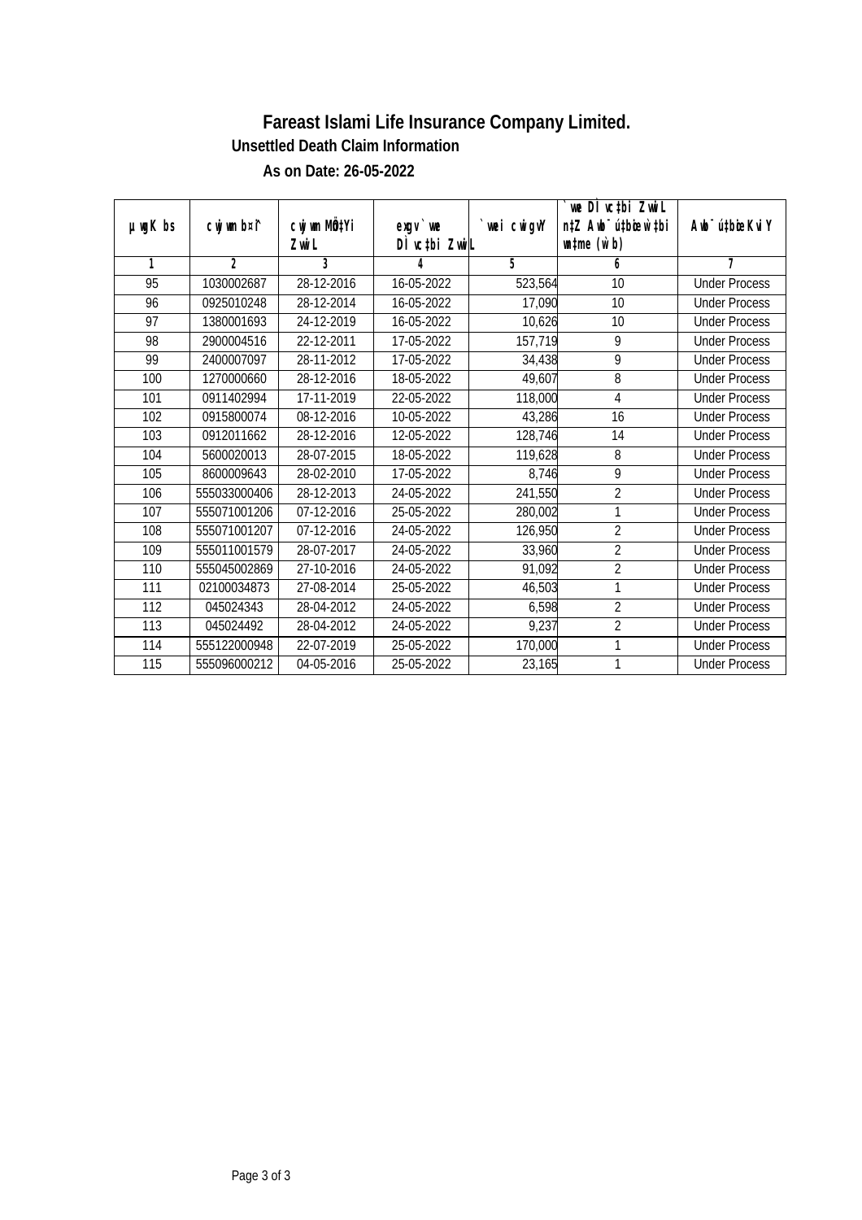# Fareast Islami Life Insurance Company Limited.

## Unsettled Death Claim Information

### As on Date: 26-05-2022

| µwgK bs | cwjwm bs¤^i | cwjwm MÖn‡Yi ZvwiL | exgv `vwe DÌvc‡bi ZvwiL | `vwei cwigvY | `vwe DÌvc‡bi ZvwiL n‡Z Awb¯úbœ _vKvi mgq (w`b) | Awb¯ú‡bœi KviY |
|---|---|---|---|---|---|---|
| 1 | 2 | 3 | 4 | 5 | 6 | 7 |
| 95 | 1030002687 | 28-12-2016 | 16-05-2022 | 523,564 | 10 | Under Process |
| 96 | 0925010248 | 28-12-2014 | 16-05-2022 | 17,090 | 10 | Under Process |
| 97 | 1380001693 | 24-12-2019 | 16-05-2022 | 10,626 | 10 | Under Process |
| 98 | 2900004516 | 22-12-2011 | 17-05-2022 | 157,719 | 9 | Under Process |
| 99 | 2400007097 | 28-11-2012 | 17-05-2022 | 34,438 | 9 | Under Process |
| 100 | 1270000660 | 28-12-2016 | 18-05-2022 | 49,607 | 8 | Under Process |
| 101 | 0911402994 | 17-11-2019 | 22-05-2022 | 118,000 | 4 | Under Process |
| 102 | 0915800074 | 08-12-2016 | 10-05-2022 | 43,286 | 16 | Under Process |
| 103 | 0912011662 | 28-12-2016 | 12-05-2022 | 128,746 | 14 | Under Process |
| 104 | 5600020013 | 28-07-2015 | 18-05-2022 | 119,628 | 8 | Under Process |
| 105 | 8600009643 | 28-02-2010 | 17-05-2022 | 8,746 | 9 | Under Process |
| 106 | 555033000406 | 28-12-2013 | 24-05-2022 | 241,550 | 2 | Under Process |
| 107 | 555071001206 | 07-12-2016 | 25-05-2022 | 280,002 | 1 | Under Process |
| 108 | 555071001207 | 07-12-2016 | 24-05-2022 | 126,950 | 2 | Under Process |
| 109 | 555011001579 | 28-07-2017 | 24-05-2022 | 33,960 | 2 | Under Process |
| 110 | 555045002869 | 27-10-2016 | 24-05-2022 | 91,092 | 2 | Under Process |
| 111 | 02100034873 | 27-08-2014 | 25-05-2022 | 46,503 | 1 | Under Process |
| 112 | 045024343 | 28-04-2012 | 24-05-2022 | 6,598 | 2 | Under Process |
| 113 | 045024492 | 28-04-2012 | 24-05-2022 | 9,237 | 2 | Under Process |
| 114 | 555122000948 | 22-07-2019 | 25-05-2022 | 170,000 | 1 | Under Process |
| 115 | 555096000212 | 04-05-2016 | 25-05-2022 | 23,165 | 1 | Under Process |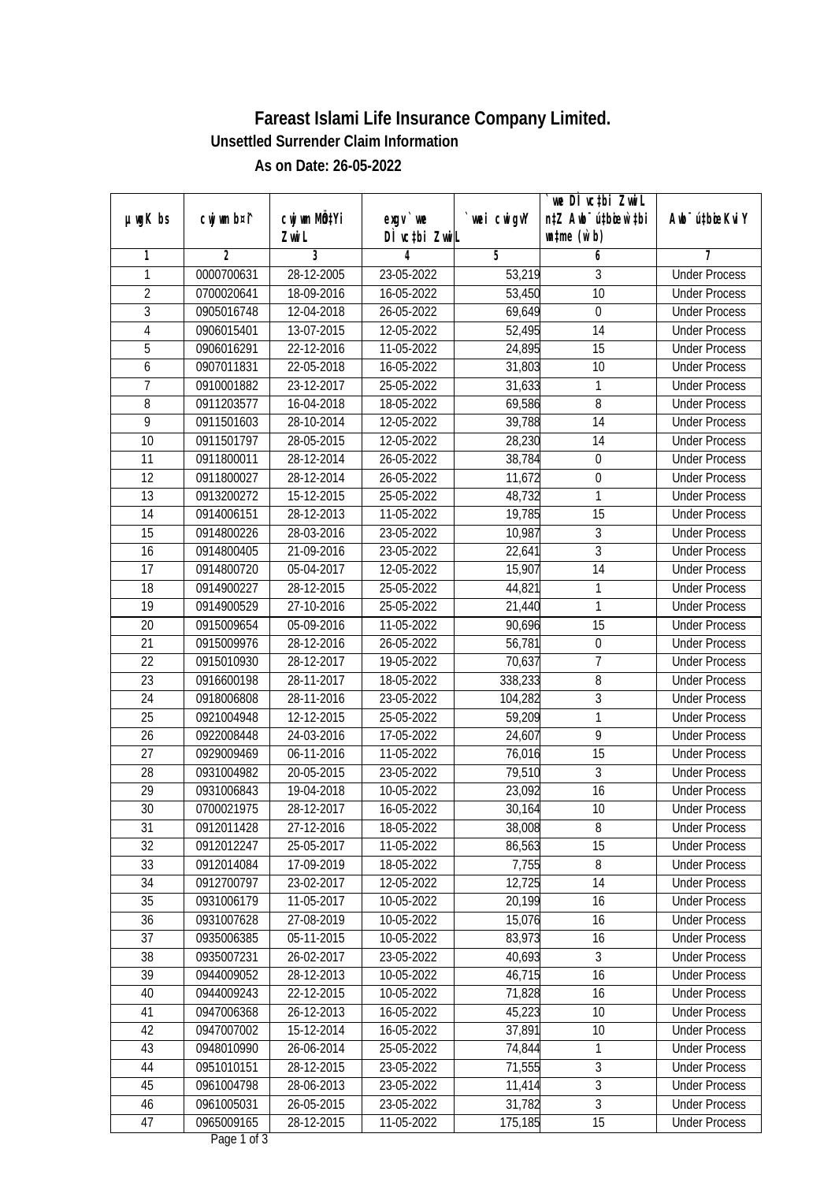# Fareast Islami Life Insurance Company Limited.

## Unsettled Surrender Claim Information

### As on Date: 26-05-2022

| µwgK bs | cwjwm b¤^i | cwjwm MÖn‡Yi ZvwiL | exgv`vwe DÌvc‡bi ZvwiL | `vwei cwigvY | `vwe DÌvc‡bi ZvwiL n‡Z Awb¯ú‡bœi w`‡bi e¨eavb (w`b) | Awb¯ú‡bœi KviY |
|---|---|---|---|---|---|---|
| 1 | 2 | 3 | 4 | 5 | 6 | 7 |
| 1 | 0000700631 | 28-12-2005 | 23-05-2022 | 53,219 | 3 | Under Process |
| 2 | 0700020641 | 18-09-2016 | 16-05-2022 | 53,450 | 10 | Under Process |
| 3 | 0905016748 | 12-04-2018 | 26-05-2022 | 69,649 | 0 | Under Process |
| 4 | 0906015401 | 13-07-2015 | 12-05-2022 | 52,495 | 14 | Under Process |
| 5 | 0906016291 | 22-12-2016 | 11-05-2022 | 24,895 | 15 | Under Process |
| 6 | 0907011831 | 22-05-2018 | 16-05-2022 | 31,803 | 10 | Under Process |
| 7 | 0910001882 | 23-12-2017 | 25-05-2022 | 31,633 | 1 | Under Process |
| 8 | 0911203577 | 16-04-2018 | 18-05-2022 | 69,586 | 8 | Under Process |
| 9 | 0911501603 | 28-10-2014 | 12-05-2022 | 39,788 | 14 | Under Process |
| 10 | 0911501797 | 28-05-2015 | 12-05-2022 | 28,230 | 14 | Under Process |
| 11 | 0911800011 | 28-12-2014 | 26-05-2022 | 38,784 | 0 | Under Process |
| 12 | 0911800027 | 28-12-2014 | 26-05-2022 | 11,672 | 0 | Under Process |
| 13 | 0913200272 | 15-12-2015 | 25-05-2022 | 48,732 | 1 | Under Process |
| 14 | 0914006151 | 28-12-2013 | 11-05-2022 | 19,785 | 15 | Under Process |
| 15 | 0914800226 | 28-03-2016 | 23-05-2022 | 10,987 | 3 | Under Process |
| 16 | 0914800405 | 21-09-2016 | 23-05-2022 | 22,641 | 3 | Under Process |
| 17 | 0914800720 | 05-04-2017 | 12-05-2022 | 15,907 | 14 | Under Process |
| 18 | 0914900227 | 28-12-2015 | 25-05-2022 | 44,821 | 1 | Under Process |
| 19 | 0914900529 | 27-10-2016 | 25-05-2022 | 21,440 | 1 | Under Process |
| 20 | 0915009654 | 05-09-2016 | 11-05-2022 | 90,696 | 15 | Under Process |
| 21 | 0915009976 | 28-12-2016 | 26-05-2022 | 56,781 | 0 | Under Process |
| 22 | 0915010930 | 28-12-2017 | 19-05-2022 | 70,637 | 7 | Under Process |
| 23 | 0916600198 | 28-11-2017 | 18-05-2022 | 338,233 | 8 | Under Process |
| 24 | 0918006808 | 28-11-2016 | 23-05-2022 | 104,282 | 3 | Under Process |
| 25 | 0921004948 | 12-12-2015 | 25-05-2022 | 59,209 | 1 | Under Process |
| 26 | 0922008448 | 24-03-2016 | 17-05-2022 | 24,607 | 9 | Under Process |
| 27 | 0929009469 | 06-11-2016 | 11-05-2022 | 76,016 | 15 | Under Process |
| 28 | 0931004982 | 20-05-2015 | 23-05-2022 | 79,510 | 3 | Under Process |
| 29 | 0931006843 | 19-04-2018 | 10-05-2022 | 23,092 | 16 | Under Process |
| 30 | 0700021975 | 28-12-2017 | 16-05-2022 | 30,164 | 10 | Under Process |
| 31 | 0912011428 | 27-12-2016 | 18-05-2022 | 38,008 | 8 | Under Process |
| 32 | 0912012247 | 25-05-2017 | 11-05-2022 | 86,563 | 15 | Under Process |
| 33 | 0912014084 | 17-09-2019 | 18-05-2022 | 7,755 | 8 | Under Process |
| 34 | 0912700797 | 23-02-2017 | 12-05-2022 | 12,725 | 14 | Under Process |
| 35 | 0931006179 | 11-05-2017 | 10-05-2022 | 20,199 | 16 | Under Process |
| 36 | 0931007628 | 27-08-2019 | 10-05-2022 | 15,076 | 16 | Under Process |
| 37 | 0935006385 | 05-11-2015 | 10-05-2022 | 83,973 | 16 | Under Process |
| 38 | 0935007231 | 26-02-2017 | 23-05-2022 | 40,693 | 3 | Under Process |
| 39 | 0944009052 | 28-12-2013 | 10-05-2022 | 46,715 | 16 | Under Process |
| 40 | 0944009243 | 22-12-2015 | 10-05-2022 | 71,828 | 16 | Under Process |
| 41 | 0947006368 | 26-12-2013 | 16-05-2022 | 45,223 | 10 | Under Process |
| 42 | 0947007002 | 15-12-2014 | 16-05-2022 | 37,891 | 10 | Under Process |
| 43 | 0948010990 | 26-06-2014 | 25-05-2022 | 74,844 | 1 | Under Process |
| 44 | 0951010151 | 28-12-2015 | 23-05-2022 | 71,555 | 3 | Under Process |
| 45 | 0961004798 | 28-06-2013 | 23-05-2022 | 11,414 | 3 | Under Process |
| 46 | 0961005031 | 26-05-2015 | 23-05-2022 | 31,782 | 3 | Under Process |
| 47 | 0965009165 | 28-12-2015 | 11-05-2022 | 175,185 | 15 | Under Process |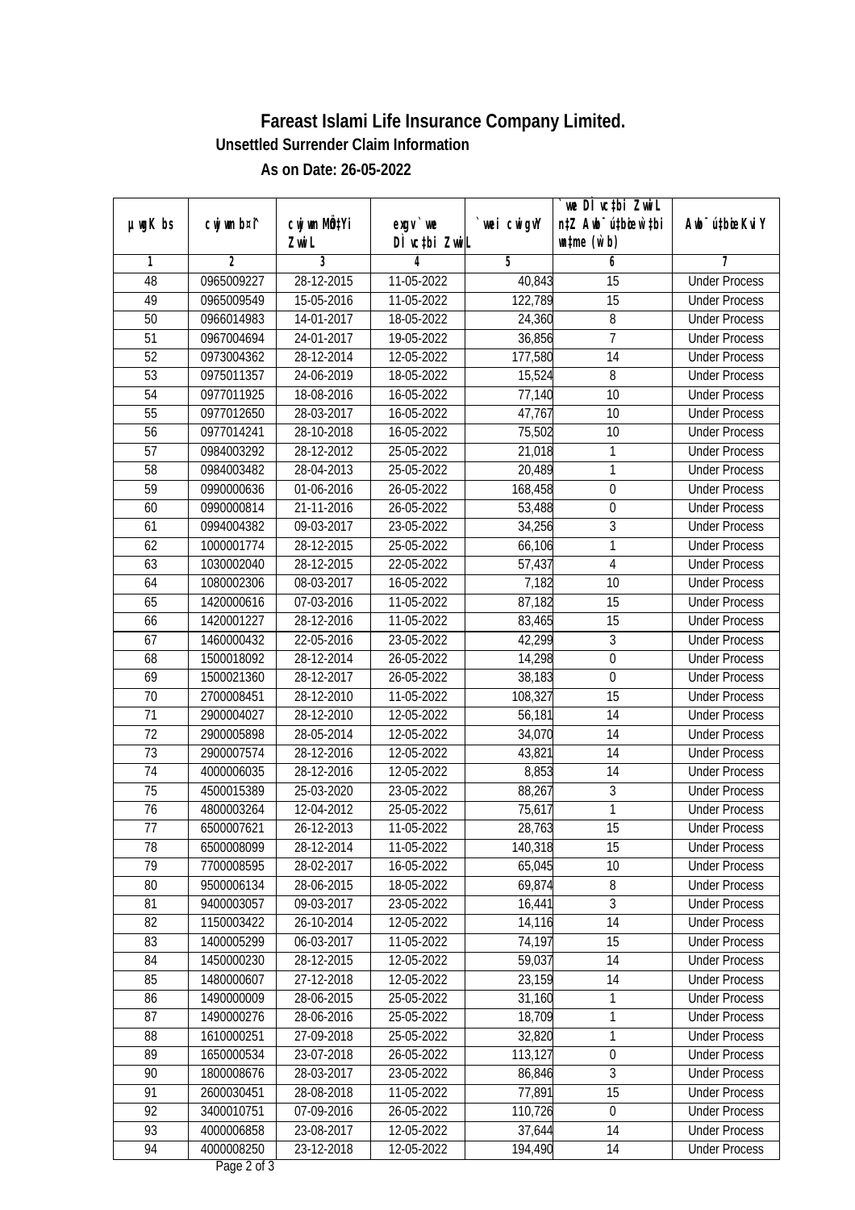# Fareast Islami Life Insurance Company Limited.

## Unsettled Surrender Claim Information

### As on Date: 26-05-2022

| µwgK bs | cwjwm b¤^i | cwjwm MÖ‡Yi ZvwiL | exgv` we DÌ vc‡bi ZvwiL | `vwei cwigvY | `we DÌ vc‡bi ZvwiL n‡Z Awb¯ú‡bœi w`‡bi wnmve (w`b) | Awb¯ú‡bœi KviY |
|---|---|---|---|---|---|---|
| 1 | 2 | 3 | 4 | 5 | 6 | 7 |
| 48 | 0965009227 | 28-12-2015 | 11-05-2022 | 40,843 | 15 | Under Process |
| 49 | 0965009549 | 15-05-2016 | 11-05-2022 | 122,789 | 15 | Under Process |
| 50 | 0966014983 | 14-01-2017 | 18-05-2022 | 24,360 | 8 | Under Process |
| 51 | 0967004694 | 24-01-2017 | 19-05-2022 | 36,856 | 7 | Under Process |
| 52 | 0973004362 | 28-12-2014 | 12-05-2022 | 177,580 | 14 | Under Process |
| 53 | 0975011357 | 24-06-2019 | 18-05-2022 | 15,524 | 8 | Under Process |
| 54 | 0977011925 | 18-08-2016 | 16-05-2022 | 77,140 | 10 | Under Process |
| 55 | 0977012650 | 28-03-2017 | 16-05-2022 | 47,767 | 10 | Under Process |
| 56 | 0977014241 | 28-10-2018 | 16-05-2022 | 75,502 | 10 | Under Process |
| 57 | 0984003292 | 28-12-2012 | 25-05-2022 | 21,018 | 1 | Under Process |
| 58 | 0984003482 | 28-04-2013 | 25-05-2022 | 20,489 | 1 | Under Process |
| 59 | 0990000636 | 01-06-2016 | 26-05-2022 | 168,458 | 0 | Under Process |
| 60 | 0990000814 | 21-11-2016 | 26-05-2022 | 53,488 | 0 | Under Process |
| 61 | 0994004382 | 09-03-2017 | 23-05-2022 | 34,256 | 3 | Under Process |
| 62 | 1000001774 | 28-12-2015 | 25-05-2022 | 66,106 | 1 | Under Process |
| 63 | 1030002040 | 28-12-2015 | 22-05-2022 | 57,437 | 4 | Under Process |
| 64 | 1080002306 | 08-03-2017 | 16-05-2022 | 7,182 | 10 | Under Process |
| 65 | 1420000616 | 07-03-2016 | 11-05-2022 | 87,182 | 15 | Under Process |
| 66 | 1420001227 | 28-12-2016 | 11-05-2022 | 83,465 | 15 | Under Process |
| 67 | 1460000432 | 22-05-2016 | 23-05-2022 | 42,299 | 3 | Under Process |
| 68 | 1500018092 | 28-12-2014 | 26-05-2022 | 14,298 | 0 | Under Process |
| 69 | 1500021360 | 28-12-2017 | 26-05-2022 | 38,183 | 0 | Under Process |
| 70 | 2700008451 | 28-12-2010 | 11-05-2022 | 108,327 | 15 | Under Process |
| 71 | 2900004027 | 28-12-2010 | 12-05-2022 | 56,181 | 14 | Under Process |
| 72 | 2900005898 | 28-05-2014 | 12-05-2022 | 34,070 | 14 | Under Process |
| 73 | 2900007574 | 28-12-2016 | 12-05-2022 | 43,821 | 14 | Under Process |
| 74 | 4000006035 | 28-12-2016 | 12-05-2022 | 8,853 | 14 | Under Process |
| 75 | 4500015389 | 25-03-2020 | 23-05-2022 | 88,267 | 3 | Under Process |
| 76 | 4800003264 | 12-04-2012 | 25-05-2022 | 75,617 | 1 | Under Process |
| 77 | 6500007621 | 26-12-2013 | 11-05-2022 | 28,763 | 15 | Under Process |
| 78 | 6500008099 | 28-12-2014 | 11-05-2022 | 140,318 | 15 | Under Process |
| 79 | 7700008595 | 28-02-2017 | 16-05-2022 | 65,045 | 10 | Under Process |
| 80 | 9500006134 | 28-06-2015 | 18-05-2022 | 69,874 | 8 | Under Process |
| 81 | 9400003057 | 09-03-2017 | 23-05-2022 | 16,441 | 3 | Under Process |
| 82 | 1150003422 | 26-10-2014 | 12-05-2022 | 14,116 | 14 | Under Process |
| 83 | 1400005299 | 06-03-2017 | 11-05-2022 | 74,197 | 15 | Under Process |
| 84 | 1450000230 | 28-12-2015 | 12-05-2022 | 59,037 | 14 | Under Process |
| 85 | 1480000607 | 27-12-2018 | 12-05-2022 | 23,159 | 14 | Under Process |
| 86 | 1490000009 | 28-06-2015 | 25-05-2022 | 31,160 | 1 | Under Process |
| 87 | 1490000276 | 28-06-2016 | 25-05-2022 | 18,709 | 1 | Under Process |
| 88 | 1610000251 | 27-09-2018 | 25-05-2022 | 32,820 | 1 | Under Process |
| 89 | 1650000534 | 23-07-2018 | 26-05-2022 | 113,127 | 0 | Under Process |
| 90 | 1800008676 | 28-03-2017 | 23-05-2022 | 86,846 | 3 | Under Process |
| 91 | 2600030451 | 28-08-2018 | 11-05-2022 | 77,891 | 15 | Under Process |
| 92 | 3400010751 | 07-09-2016 | 26-05-2022 | 110,726 | 0 | Under Process |
| 93 | 4000006858 | 23-08-2017 | 12-05-2022 | 37,644 | 14 | Under Process |
| 94 | 4000008250 | 23-12-2018 | 12-05-2022 | 194,490 | 14 | Under Process |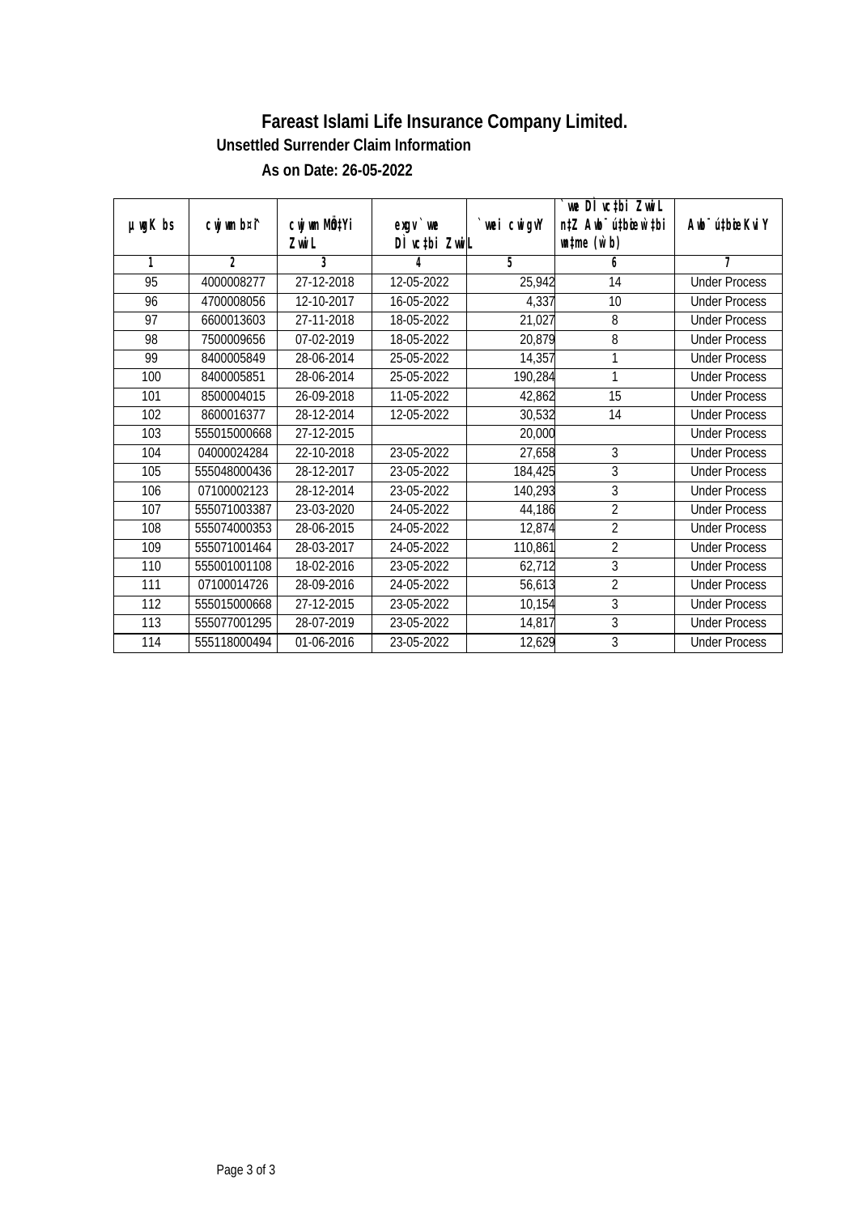# Fareast Islami Life Insurance Company Limited.

## Unsettled Surrender Claim Information

### As on Date: 26-05-2022

| µwgK bs | cwjwm b¤^i | cwjwm MÖn‡Yi ZvwiL | exgv`wei DÌvc‡bi ZvwiL | `vwei cwigvY | `vwe DÌvc‡bi ZvwiL n‡Z Awb¯úwËi w`‡bi wn‡me (w`b) | Awb¯úwËi KviY |
|---|---|---|---|---|---|---|
| 1 | 2 | 3 | 4 | 5 | 6 | 7 |
| 95 | 4000008277 | 27-12-2018 | 12-05-2022 | 25,942 | 14 | Under Process |
| 96 | 4700008056 | 12-10-2017 | 16-05-2022 | 4,337 | 10 | Under Process |
| 97 | 6600013603 | 27-11-2018 | 18-05-2022 | 21,027 | 8 | Under Process |
| 98 | 7500009656 | 07-02-2019 | 18-05-2022 | 20,879 | 8 | Under Process |
| 99 | 8400005849 | 28-06-2014 | 25-05-2022 | 14,357 | 1 | Under Process |
| 100 | 8400005851 | 28-06-2014 | 25-05-2022 | 190,284 | 1 | Under Process |
| 101 | 8500004015 | 26-09-2018 | 11-05-2022 | 42,862 | 15 | Under Process |
| 102 | 8600016377 | 28-12-2014 | 12-05-2022 | 30,532 | 14 | Under Process |
| 103 | 555015000668 | 27-12-2015 | | 20,000 | | Under Process |
| 104 | 04000024284 | 22-10-2018 | 23-05-2022 | 27,658 | 3 | Under Process |
| 105 | 555048000436 | 28-12-2017 | 23-05-2022 | 184,425 | 3 | Under Process |
| 106 | 07100002123 | 28-12-2014 | 23-05-2022 | 140,293 | 3 | Under Process |
| 107 | 555071003387 | 23-03-2020 | 24-05-2022 | 44,186 | 2 | Under Process |
| 108 | 555074000353 | 28-06-2015 | 24-05-2022 | 12,874 | 2 | Under Process |
| 109 | 555071001464 | 28-03-2017 | 24-05-2022 | 110,861 | 2 | Under Process |
| 110 | 555001001108 | 18-02-2016 | 23-05-2022 | 62,712 | 3 | Under Process |
| 111 | 07100014726 | 28-09-2016 | 24-05-2022 | 56,613 | 2 | Under Process |
| 112 | 555015000668 | 27-12-2015 | 23-05-2022 | 10,154 | 3 | Under Process |
| 113 | 555077001295 | 28-07-2019 | 23-05-2022 | 14,817 | 3 | Under Process |
| 114 | 555118000494 | 01-06-2016 | 23-05-2022 | 12,629 | 3 | Under Process |